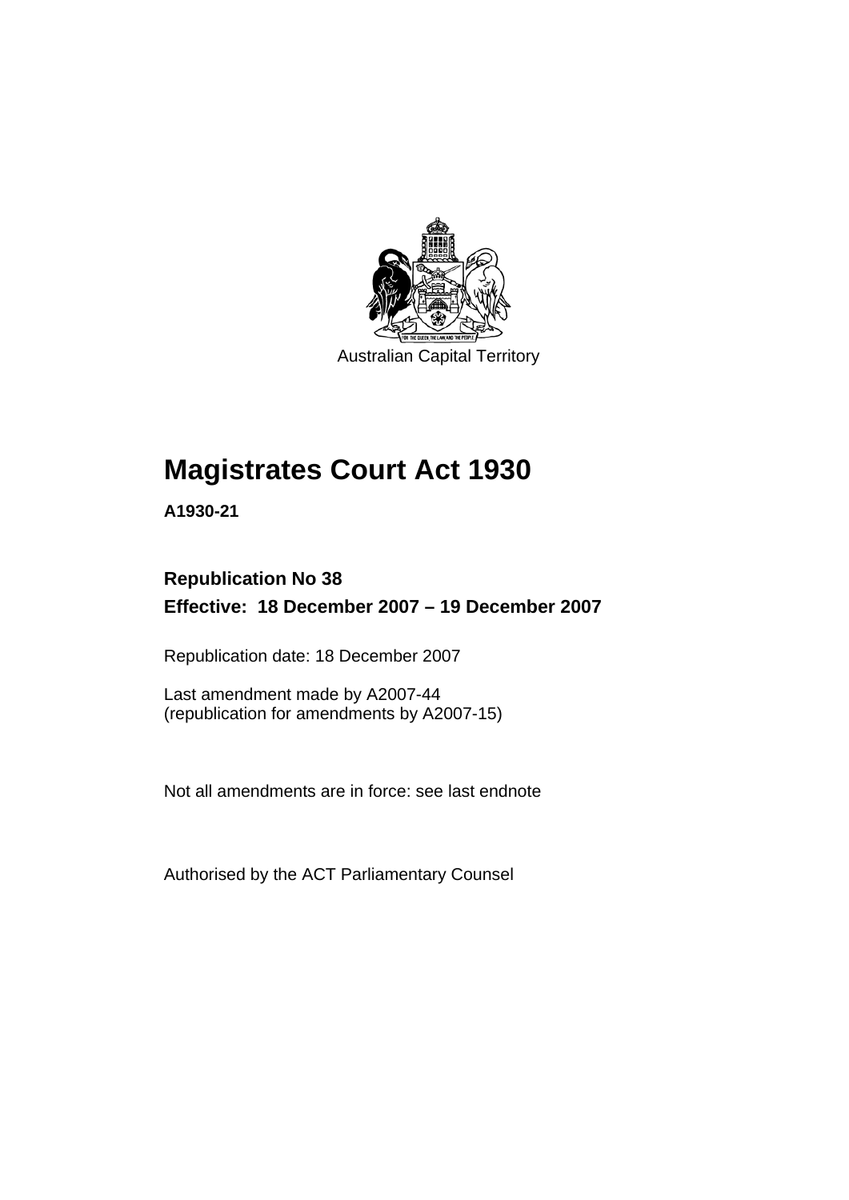Australian Capital Territory

# Magistrates Court Act 1930

**A1930-21**

**Republication No 38**

**Effective: 18 December 2007 – 19 December 2007**

Republication date: 18 December 2007

Last amendment made by A2007-44
(republication for amendments by A2007-15)

Not all amendments are in force: see last endnote

Authorised by the ACT Parliamentary Counsel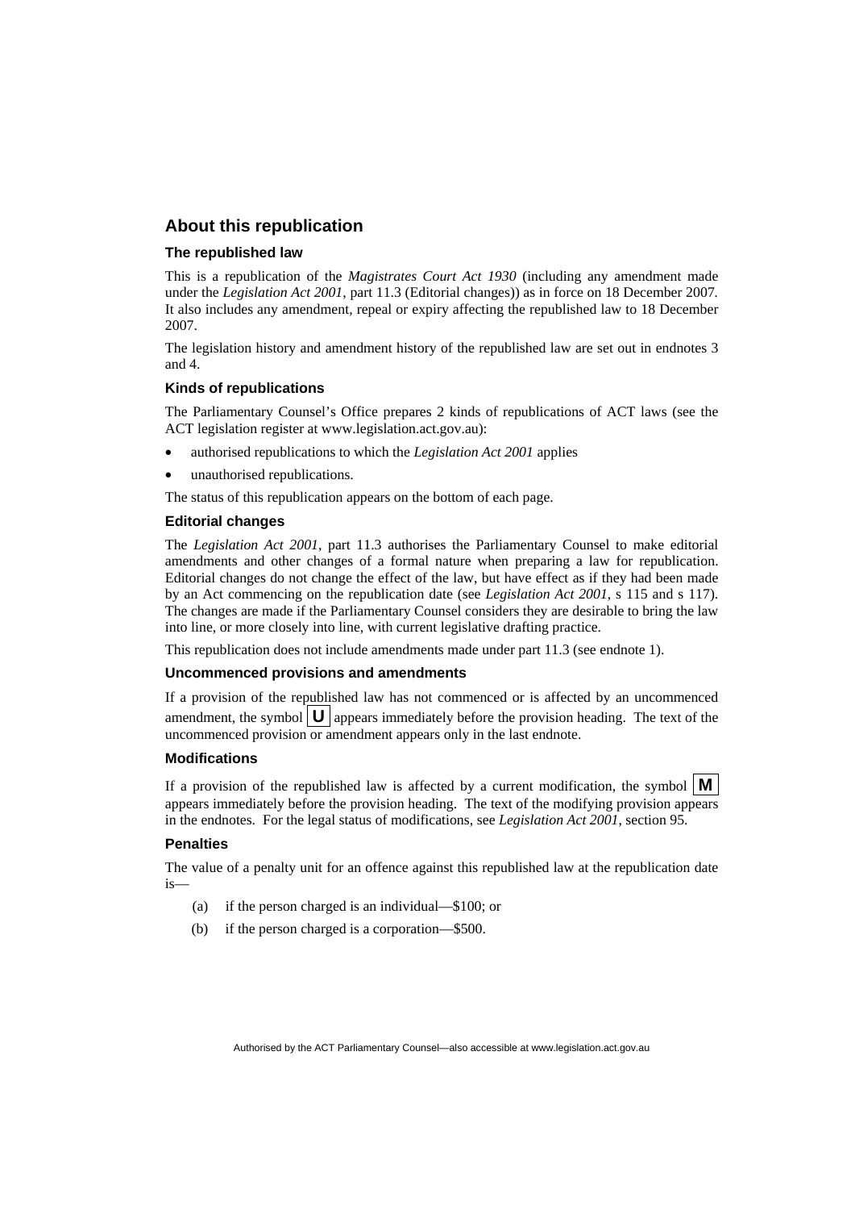## About this republication

### The republished law

This is a republication of the *Magistrates Court Act 1930* (including any amendment made under the *Legislation Act 2001*, part 11.3 (Editorial changes)) as in force on 18 December 2007*.* It also includes any amendment, repeal or expiry affecting the republished law to 18 December 2007.

The legislation history and amendment history of the republished law are set out in endnotes 3 and 4.

### Kinds of republications

The Parliamentary Counsel's Office prepares 2 kinds of republications of ACT laws (see the ACT legislation register at www.legislation.act.gov.au):

- authorised republications to which the *Legislation Act 2001* applies
- unauthorised republications.

The status of this republication appears on the bottom of each page.

### Editorial changes

The *Legislation Act 2001*, part 11.3 authorises the Parliamentary Counsel to make editorial amendments and other changes of a formal nature when preparing a law for republication. Editorial changes do not change the effect of the law, but have effect as if they had been made by an Act commencing on the republication date (see *Legislation Act 2001*, s 115 and s 117). The changes are made if the Parliamentary Counsel considers they are desirable to bring the law into line, or more closely into line, with current legislative drafting practice.

This republication does not include amendments made under part 11.3 (see endnote 1).

### Uncommenced provisions and amendments

If a provision of the republished law has not commenced or is affected by an uncommenced amendment, the symbol **U** appears immediately before the provision heading. The text of the uncommenced provision or amendment appears only in the last endnote.

### Modifications

If a provision of the republished law is affected by a current modification, the symbol **M** appears immediately before the provision heading. The text of the modifying provision appears in the endnotes. For the legal status of modifications, see *Legislation Act 2001*, section 95.

### Penalties

The value of a penalty unit for an offence against this republished law at the republication date is—

(a) if the person charged is an individual—$100; or

(b) if the person charged is a corporation—$500.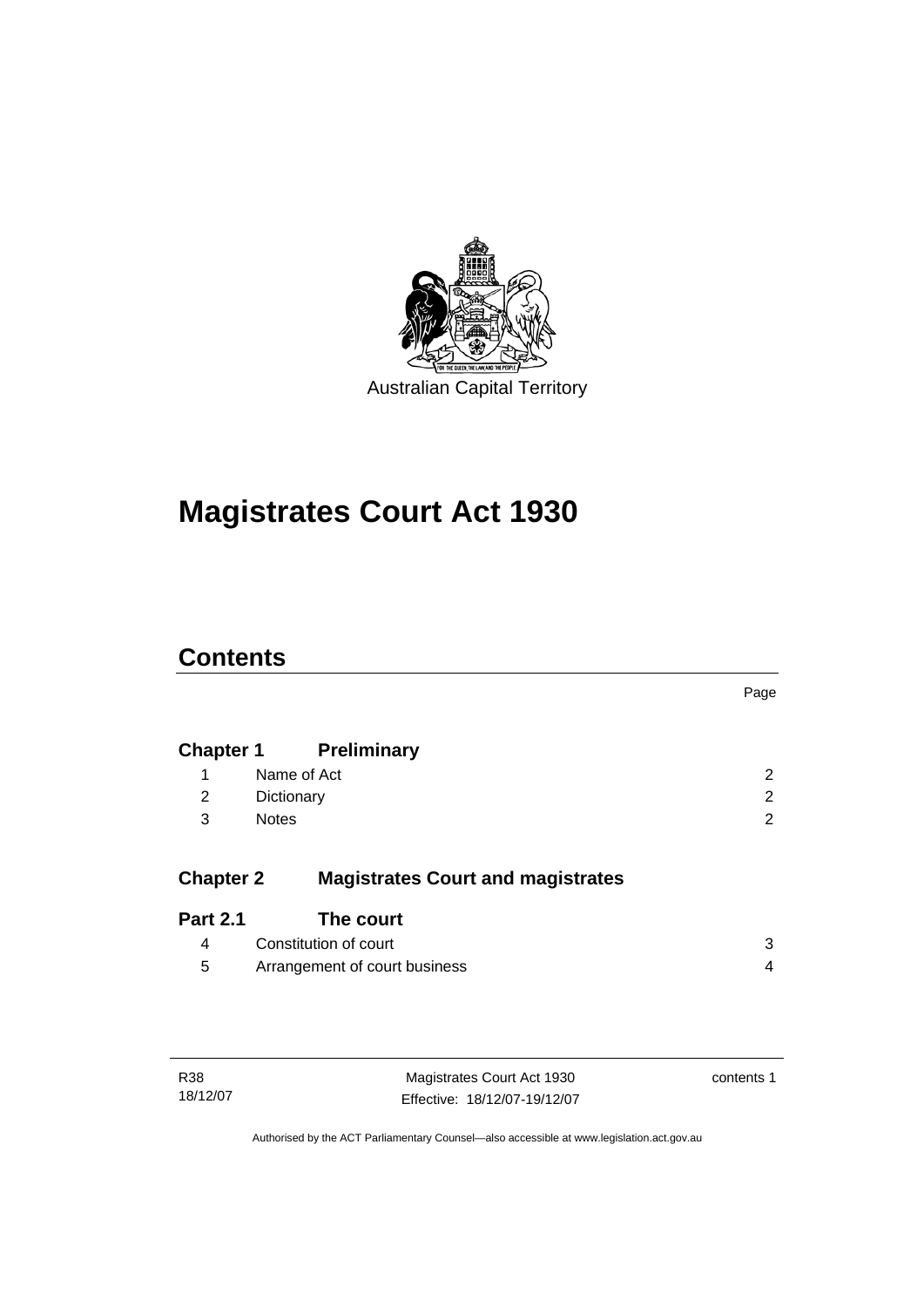Australian Capital Territory

# Magistrates Court Act 1930

## Contents

| | | Page |
|---|---|---|
| **Chapter 1** | **Preliminary** | |
| 1 | Name of Act | 2 |
| 2 | Dictionary | 2 |
| 3 | Notes | 2 |
| **Chapter 2** | **Magistrates Court and magistrates** | |
| **Part 2.1** | **The court** | |
| 4 | Constitution of court | 3 |
| 5 | Arrangement of court business | 4 |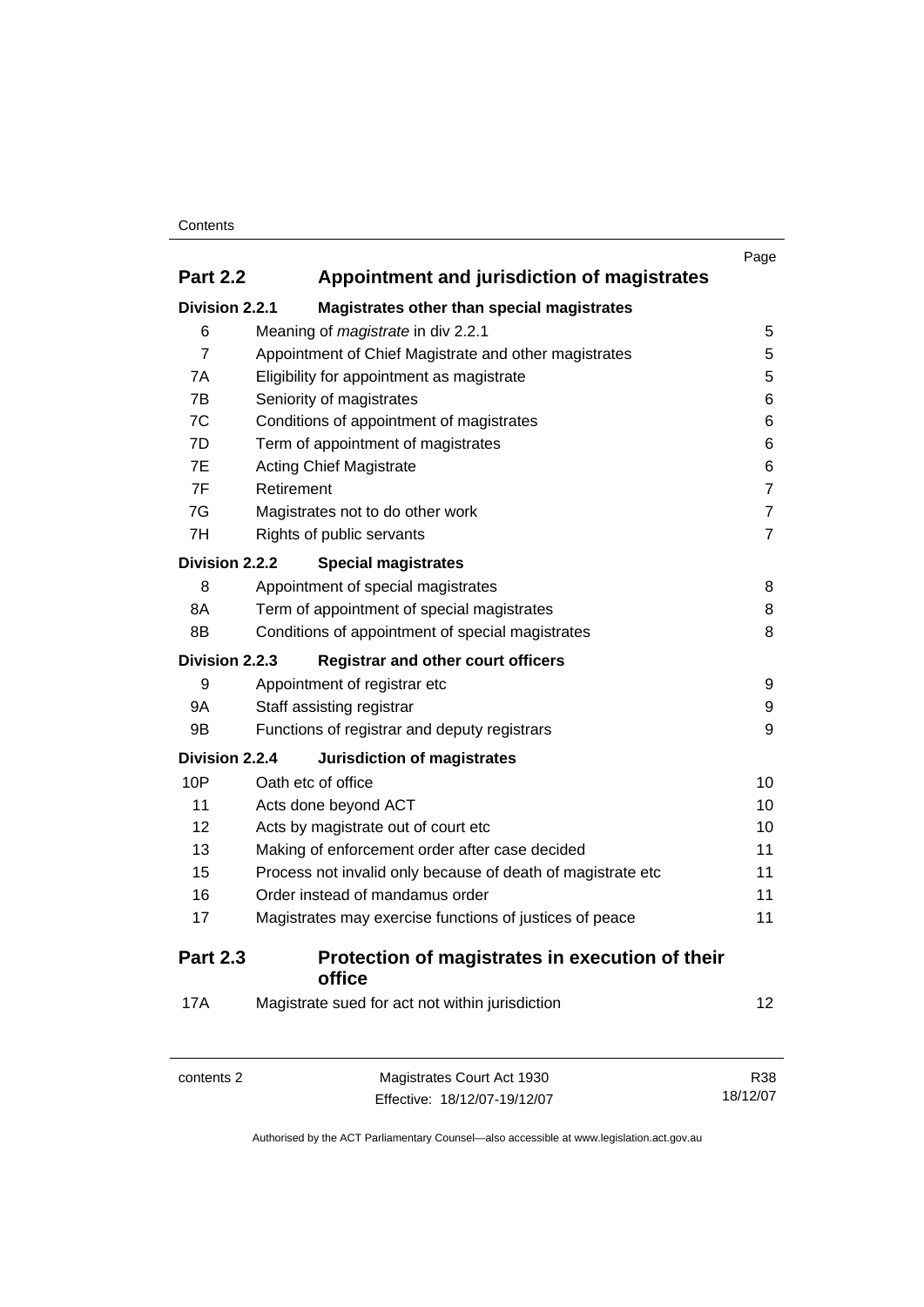| | | Page |
|---|---|---|
| **Part 2.2** | **Appointment and jurisdiction of magistrates** | |
| **Division 2.2.1** | **Magistrates other than special magistrates** | |
| 6 | Meaning of *magistrate* in div 2.2.1 | 5 |
| 7 | Appointment of Chief Magistrate and other magistrates | 5 |
| 7A | Eligibility for appointment as magistrate | 5 |
| 7B | Seniority of magistrates | 6 |
| 7C | Conditions of appointment of magistrates | 6 |
| 7D | Term of appointment of magistrates | 6 |
| 7E | Acting Chief Magistrate | 6 |
| 7F | Retirement | 7 |
| 7G | Magistrates not to do other work | 7 |
| 7H | Rights of public servants | 7 |
| **Division 2.2.2** | **Special magistrates** | |
| 8 | Appointment of special magistrates | 8 |
| 8A | Term of appointment of special magistrates | 8 |
| 8B | Conditions of appointment of special magistrates | 8 |
| **Division 2.2.3** | **Registrar and other court officers** | |
| 9 | Appointment of registrar etc | 9 |
| 9A | Staff assisting registrar | 9 |
| 9B | Functions of registrar and deputy registrars | 9 |
| **Division 2.2.4** | **Jurisdiction of magistrates** | |
| 10P | Oath etc of office | 10 |
| 11 | Acts done beyond ACT | 10 |
| 12 | Acts by magistrate out of court etc | 10 |
| 13 | Making of enforcement order after case decided | 11 |
| 15 | Process not invalid only because of death of magistrate etc | 11 |
| 16 | Order instead of mandamus order | 11 |
| 17 | Magistrates may exercise functions of justices of peace | 11 |
| **Part 2.3** | **Protection of magistrates in execution of their office** | |
| 17A | Magistrate sued for act not within jurisdiction | 12 |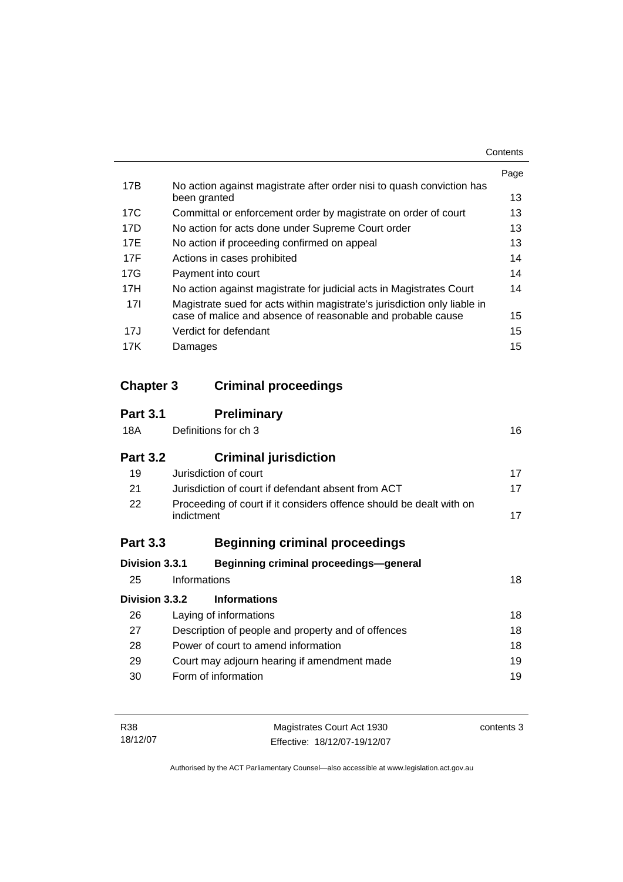| | | Page |
|---|---|---|
| 17B | No action against magistrate after order nisi to quash conviction has been granted | 13 |
| 17C | Committal or enforcement order by magistrate on order of court | 13 |
| 17D | No action for acts done under Supreme Court order | 13 |
| 17E | No action if proceeding confirmed on appeal | 13 |
| 17F | Actions in cases prohibited | 14 |
| 17G | Payment into court | 14 |
| 17H | No action against magistrate for judicial acts in Magistrates Court | 14 |
| 17I | Magistrate sued for acts within magistrate's jurisdiction only liable in case of malice and absence of reasonable and probable cause | 15 |
| 17J | Verdict for defendant | 15 |
| 17K | Damages | 15 |

## Chapter 3 Criminal proceedings

### Part 3.1 Preliminary

| | | |
|---|---|---|
| 18A | Definitions for ch 3 | 16 |

### Part 3.2 Criminal jurisdiction

| | | |
|---|---|---|
| 19 | Jurisdiction of court | 17 |
| 21 | Jurisdiction of court if defendant absent from ACT | 17 |
| 22 | Proceeding of court if it considers offence should be dealt with on indictment | 17 |

### Part 3.3 Beginning criminal proceedings

#### Division 3.3.1 Beginning criminal proceedings—general

| | | |
|---|---|---|
| 25 | Informations | 18 |

#### Division 3.3.2 Informations

| | | |
|---|---|---|
| 26 | Laying of informations | 18 |
| 27 | Description of people and property and of offences | 18 |
| 28 | Power of court to amend information | 18 |
| 29 | Court may adjourn hearing if amendment made | 19 |
| 30 | Form of information | 19 |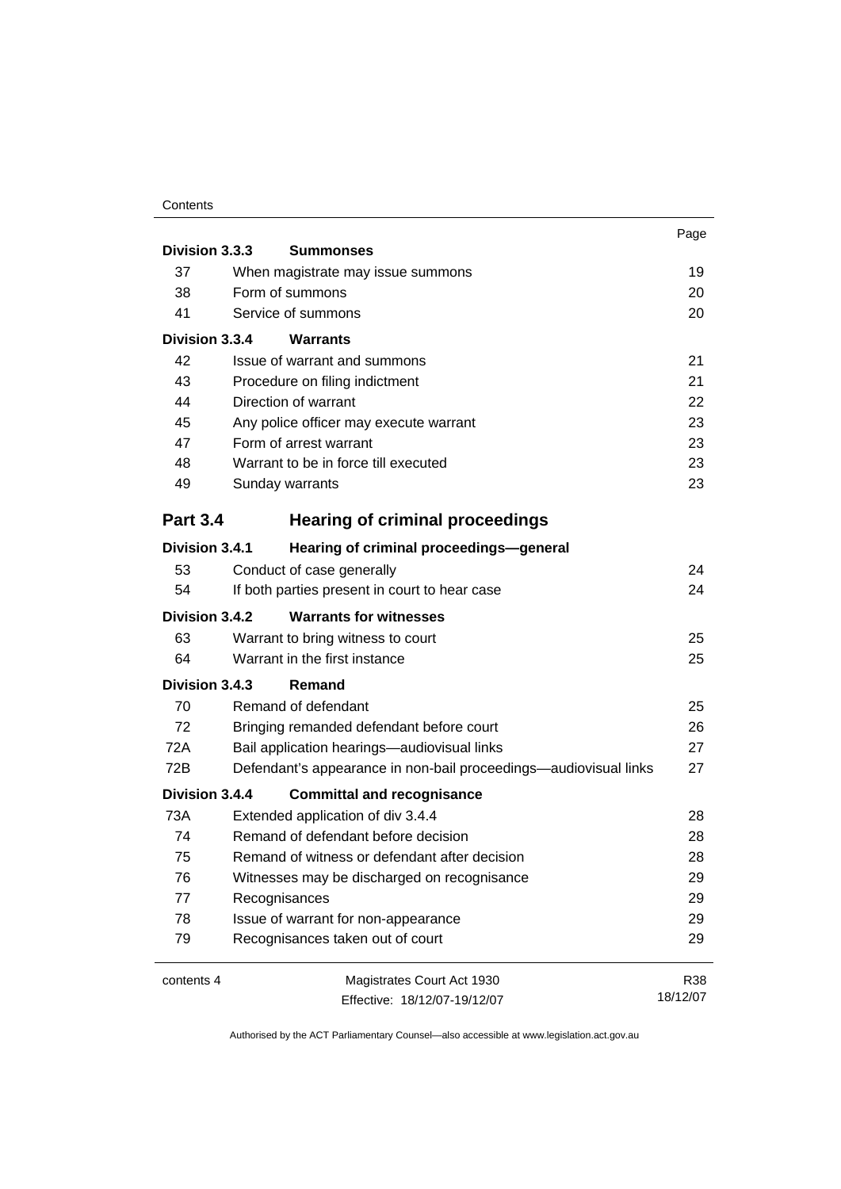| | | Page |
|---|---|---|
| **Division 3.3.3** | **Summonses** | |
| 37 | When magistrate may issue summons | 19 |
| 38 | Form of summons | 20 |
| 41 | Service of summons | 20 |
| **Division 3.3.4** | **Warrants** | |
| 42 | Issue of warrant and summons | 21 |
| 43 | Procedure on filing indictment | 21 |
| 44 | Direction of warrant | 22 |
| 45 | Any police officer may execute warrant | 23 |
| 47 | Form of arrest warrant | 23 |
| 48 | Warrant to be in force till executed | 23 |
| 49 | Sunday warrants | 23 |
| **Part 3.4** | **Hearing of criminal proceedings** | |
| **Division 3.4.1** | **Hearing of criminal proceedings—general** | |
| 53 | Conduct of case generally | 24 |
| 54 | If both parties present in court to hear case | 24 |
| **Division 3.4.2** | **Warrants for witnesses** | |
| 63 | Warrant to bring witness to court | 25 |
| 64 | Warrant in the first instance | 25 |
| **Division 3.4.3** | **Remand** | |
| 70 | Remand of defendant | 25 |
| 72 | Bringing remanded defendant before court | 26 |
| 72A | Bail application hearings—audiovisual links | 27 |
| 72B | Defendant's appearance in non-bail proceedings—audiovisual links | 27 |
| **Division 3.4.4** | **Committal and recognisance** | |
| 73A | Extended application of div 3.4.4 | 28 |
| 74 | Remand of defendant before decision | 28 |
| 75 | Remand of witness or defendant after decision | 28 |
| 76 | Witnesses may be discharged on recognisance | 29 |
| 77 | Recognisances | 29 |
| 78 | Issue of warrant for non-appearance | 29 |
| 79 | Recognisances taken out of court | 29 |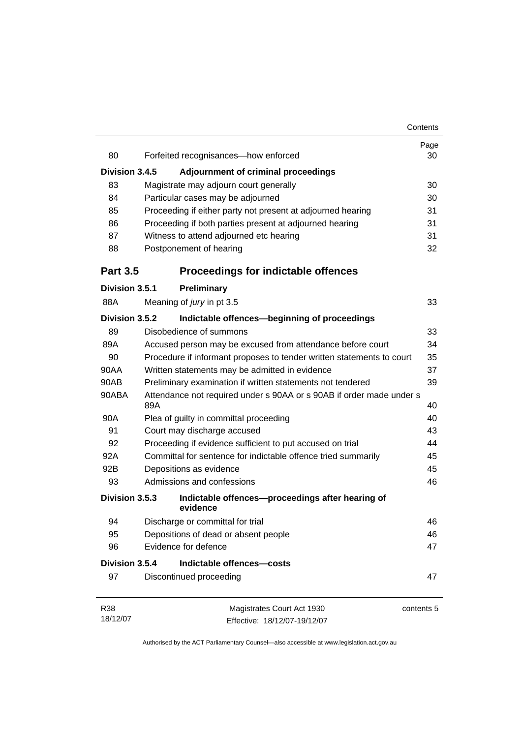| | | Page |
|---|---|---|
| 80 | Forfeited recognisances—how enforced | 30 |
| **Division 3.4.5** | **Adjournment of criminal proceedings** | |
| 83 | Magistrate may adjourn court generally | 30 |
| 84 | Particular cases may be adjourned | 30 |
| 85 | Proceeding if either party not present at adjourned hearing | 31 |
| 86 | Proceeding if both parties present at adjourned hearing | 31 |
| 87 | Witness to attend adjourned etc hearing | 31 |
| 88 | Postponement of hearing | 32 |
| **Part 3.5** | **Proceedings for indictable offences** | |
| **Division 3.5.1** | **Preliminary** | |
| 88A | Meaning of *jury* in pt 3.5 | 33 |
| **Division 3.5.2** | **Indictable offences—beginning of proceedings** | |
| 89 | Disobedience of summons | 33 |
| 89A | Accused person may be excused from attendance before court | 34 |
| 90 | Procedure if informant proposes to tender written statements to court | 35 |
| 90AA | Written statements may be admitted in evidence | 37 |
| 90AB | Preliminary examination if written statements not tendered | 39 |
| 90ABA | Attendance not required under s 90AA or s 90AB if order made under s 89A | 40 |
| 90A | Plea of guilty in committal proceeding | 40 |
| 91 | Court may discharge accused | 43 |
| 92 | Proceeding if evidence sufficient to put accused on trial | 44 |
| 92A | Committal for sentence for indictable offence tried summarily | 45 |
| 92B | Depositions as evidence | 45 |
| 93 | Admissions and confessions | 46 |
| **Division 3.5.3** | **Indictable offences—proceedings after hearing of evidence** | |
| 94 | Discharge or committal for trial | 46 |
| 95 | Depositions of dead or absent people | 46 |
| 96 | Evidence for defence | 47 |
| **Division 3.5.4** | **Indictable offences—costs** | |
| 97 | Discontinued proceeding | 47 |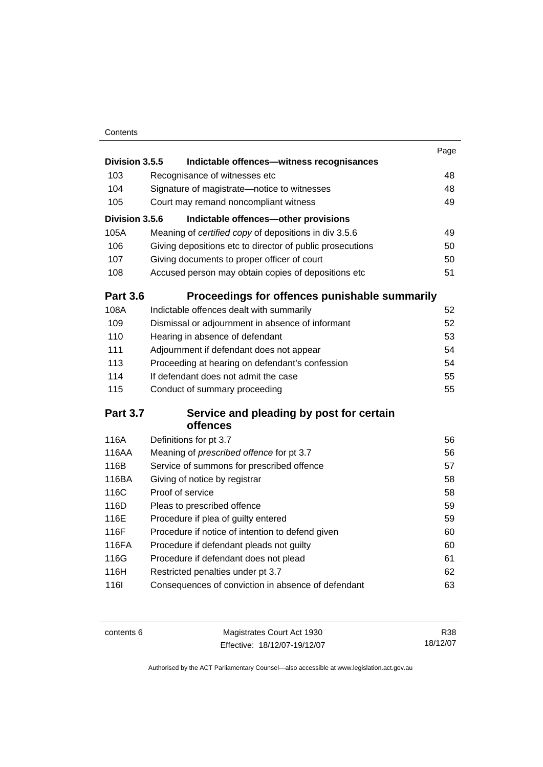| | | Page |
|---|---|---|
| **Division 3.5.5** | **Indictable offences—witness recognisances** | |
| 103 | Recognisance of witnesses etc | 48 |
| 104 | Signature of magistrate—notice to witnesses | 48 |
| 105 | Court may remand noncompliant witness | 49 |
| **Division 3.5.6** | **Indictable offences—other provisions** | |
| 105A | Meaning of *certified copy* of depositions in div 3.5.6 | 49 |
| 106 | Giving depositions etc to director of public prosecutions | 50 |
| 107 | Giving documents to proper officer of court | 50 |
| 108 | Accused person may obtain copies of depositions etc | 51 |
| **Part 3.6** | **Proceedings for offences punishable summarily** | |
| 108A | Indictable offences dealt with summarily | 52 |
| 109 | Dismissal or adjournment in absence of informant | 52 |
| 110 | Hearing in absence of defendant | 53 |
| 111 | Adjournment if defendant does not appear | 54 |
| 113 | Proceeding at hearing on defendant's confession | 54 |
| 114 | If defendant does not admit the case | 55 |
| 115 | Conduct of summary proceeding | 55 |
| **Part 3.7** | **Service and pleading by post for certain offences** | |
| 116A | Definitions for pt 3.7 | 56 |
| 116AA | Meaning of *prescribed offence* for pt 3.7 | 56 |
| 116B | Service of summons for prescribed offence | 57 |
| 116BA | Giving of notice by registrar | 58 |
| 116C | Proof of service | 58 |
| 116D | Pleas to prescribed offence | 59 |
| 116E | Procedure if plea of guilty entered | 59 |
| 116F | Procedure if notice of intention to defend given | 60 |
| 116FA | Procedure if defendant pleads not guilty | 60 |
| 116G | Procedure if defendant does not plead | 61 |
| 116H | Restricted penalties under pt 3.7 | 62 |
| 116I | Consequences of conviction in absence of defendant | 63 |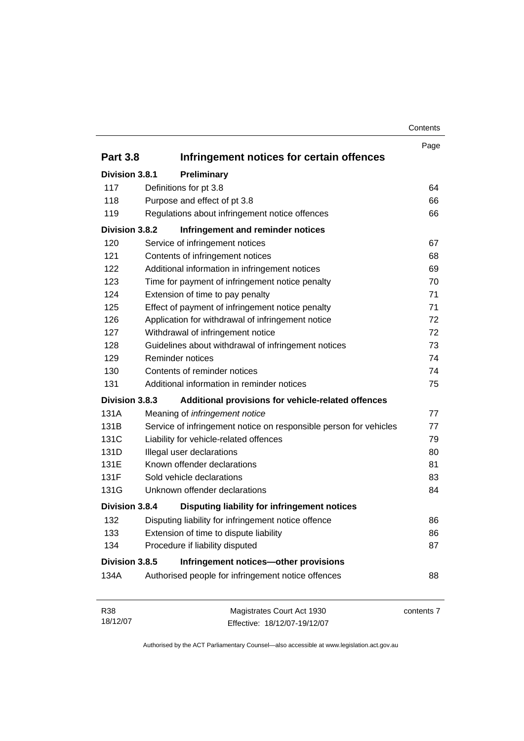| | | Page |
|---|---|---|
| **Part 3.8** | **Infringement notices for certain offences** | |
| **Division 3.8.1** | **Preliminary** | |
| 117 | Definitions for pt 3.8 | 64 |
| 118 | Purpose and effect of pt 3.8 | 66 |
| 119 | Regulations about infringement notice offences | 66 |
| **Division 3.8.2** | **Infringement and reminder notices** | |
| 120 | Service of infringement notices | 67 |
| 121 | Contents of infringement notices | 68 |
| 122 | Additional information in infringement notices | 69 |
| 123 | Time for payment of infringement notice penalty | 70 |
| 124 | Extension of time to pay penalty | 71 |
| 125 | Effect of payment of infringement notice penalty | 71 |
| 126 | Application for withdrawal of infringement notice | 72 |
| 127 | Withdrawal of infringement notice | 72 |
| 128 | Guidelines about withdrawal of infringement notices | 73 |
| 129 | Reminder notices | 74 |
| 130 | Contents of reminder notices | 74 |
| 131 | Additional information in reminder notices | 75 |
| **Division 3.8.3** | **Additional provisions for vehicle-related offences** | |
| 131A | Meaning of *infringement notice* | 77 |
| 131B | Service of infringement notice on responsible person for vehicles | 77 |
| 131C | Liability for vehicle-related offences | 79 |
| 131D | Illegal user declarations | 80 |
| 131E | Known offender declarations | 81 |
| 131F | Sold vehicle declarations | 83 |
| 131G | Unknown offender declarations | 84 |
| **Division 3.8.4** | **Disputing liability for infringement notices** | |
| 132 | Disputing liability for infringement notice offence | 86 |
| 133 | Extension of time to dispute liability | 86 |
| 134 | Procedure if liability disputed | 87 |
| **Division 3.8.5** | **Infringement notices—other provisions** | |
| 134A | Authorised people for infringement notice offences | 88 |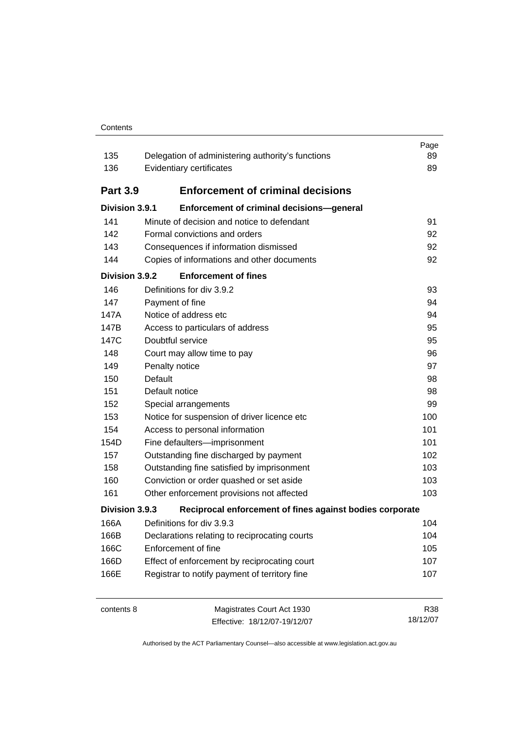| | | Page |
|---|---|---|
| 135 | Delegation of administering authority's functions | 89 |
| 136 | Evidentiary certificates | 89 |

## Part 3.9 Enforcement of criminal decisions

### Division 3.9.1 Enforcement of criminal decisions—general

| | | |
|---|---|---|
| 141 | Minute of decision and notice to defendant | 91 |
| 142 | Formal convictions and orders | 92 |
| 143 | Consequences if information dismissed | 92 |
| 144 | Copies of informations and other documents | 92 |

### Division 3.9.2 Enforcement of fines

| | | |
|---|---|---|
| 146 | Definitions for div 3.9.2 | 93 |
| 147 | Payment of fine | 94 |
| 147A | Notice of address etc | 94 |
| 147B | Access to particulars of address | 95 |
| 147C | Doubtful service | 95 |
| 148 | Court may allow time to pay | 96 |
| 149 | Penalty notice | 97 |
| 150 | Default | 98 |
| 151 | Default notice | 98 |
| 152 | Special arrangements | 99 |
| 153 | Notice for suspension of driver licence etc | 100 |
| 154 | Access to personal information | 101 |
| 154D | Fine defaulters—imprisonment | 101 |
| 157 | Outstanding fine discharged by payment | 102 |
| 158 | Outstanding fine satisfied by imprisonment | 103 |
| 160 | Conviction or order quashed or set aside | 103 |
| 161 | Other enforcement provisions not affected | 103 |

### Division 3.9.3 Reciprocal enforcement of fines against bodies corporate

| | | |
|---|---|---|
| 166A | Definitions for div 3.9.3 | 104 |
| 166B | Declarations relating to reciprocating courts | 104 |
| 166C | Enforcement of fine | 105 |
| 166D | Effect of enforcement by reciprocating court | 107 |
| 166E | Registrar to notify payment of territory fine | 107 |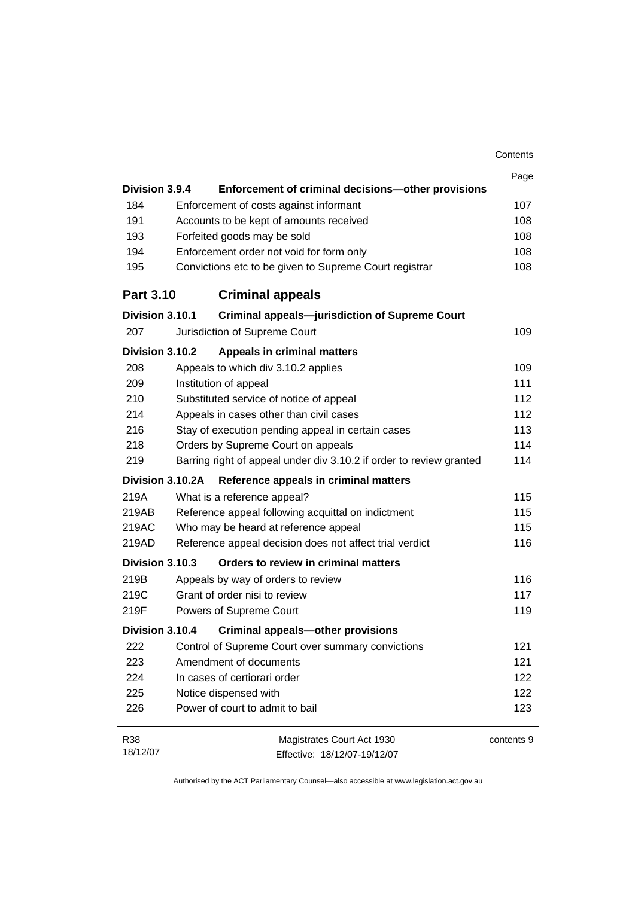| | | Page |
|---|---|---|
| **Division 3.9.4** | **Enforcement of criminal decisions—other provisions** | |
| 184 | Enforcement of costs against informant | 107 |
| 191 | Accounts to be kept of amounts received | 108 |
| 193 | Forfeited goods may be sold | 108 |
| 194 | Enforcement order not void for form only | 108 |
| 195 | Convictions etc to be given to Supreme Court registrar | 108 |
| **Part 3.10** | **Criminal appeals** | |
| **Division 3.10.1** | **Criminal appeals—jurisdiction of Supreme Court** | |
| 207 | Jurisdiction of Supreme Court | 109 |
| **Division 3.10.2** | **Appeals in criminal matters** | |
| 208 | Appeals to which div 3.10.2 applies | 109 |
| 209 | Institution of appeal | 111 |
| 210 | Substituted service of notice of appeal | 112 |
| 214 | Appeals in cases other than civil cases | 112 |
| 216 | Stay of execution pending appeal in certain cases | 113 |
| 218 | Orders by Supreme Court on appeals | 114 |
| 219 | Barring right of appeal under div 3.10.2 if order to review granted | 114 |
| **Division 3.10.2A** | **Reference appeals in criminal matters** | |
| 219A | What is a reference appeal? | 115 |
| 219AB | Reference appeal following acquittal on indictment | 115 |
| 219AC | Who may be heard at reference appeal | 115 |
| 219AD | Reference appeal decision does not affect trial verdict | 116 |
| **Division 3.10.3** | **Orders to review in criminal matters** | |
| 219B | Appeals by way of orders to review | 116 |
| 219C | Grant of order nisi to review | 117 |
| 219F | Powers of Supreme Court | 119 |
| **Division 3.10.4** | **Criminal appeals—other provisions** | |
| 222 | Control of Supreme Court over summary convictions | 121 |
| 223 | Amendment of documents | 121 |
| 224 | In cases of certiorari order | 122 |
| 225 | Notice dispensed with | 122 |
| 226 | Power of court to admit to bail | 123 |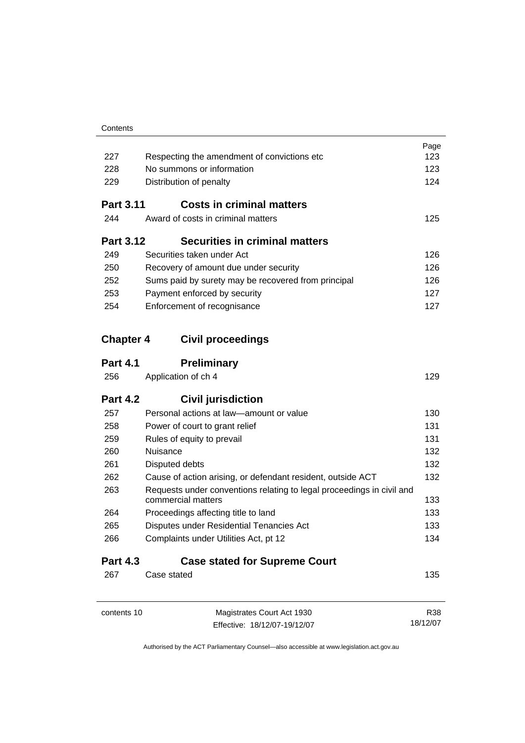| | | Page |
|---|---|---|
| 227 | Respecting the amendment of convictions etc | 123 |
| 228 | No summons or information | 123 |
| 229 | Distribution of penalty | 124 |

**Part 3.11 Costs in criminal matters**

| | | |
|---|---|---|
| 244 | Award of costs in criminal matters | 125 |

**Part 3.12 Securities in criminal matters**

| | | |
|---|---|---|
| 249 | Securities taken under Act | 126 |
| 250 | Recovery of amount due under security | 126 |
| 252 | Sums paid by surety may be recovered from principal | 126 |
| 253 | Payment enforced by security | 127 |
| 254 | Enforcement of recognisance | 127 |

**Chapter 4 Civil proceedings**

**Part 4.1 Preliminary**

| | | |
|---|---|---|
| 256 | Application of ch 4 | 129 |

**Part 4.2 Civil jurisdiction**

| | | |
|---|---|---|
| 257 | Personal actions at law—amount or value | 130 |
| 258 | Power of court to grant relief | 131 |
| 259 | Rules of equity to prevail | 131 |
| 260 | Nuisance | 132 |
| 261 | Disputed debts | 132 |
| 262 | Cause of action arising, or defendant resident, outside ACT | 132 |
| 263 | Requests under conventions relating to legal proceedings in civil and commercial matters | 133 |
| 264 | Proceedings affecting title to land | 133 |
| 265 | Disputes under Residential Tenancies Act | 133 |
| 266 | Complaints under Utilities Act, pt 12 | 134 |

**Part 4.3 Case stated for Supreme Court**

| | | |
|---|---|---|
| 267 | Case stated | 135 |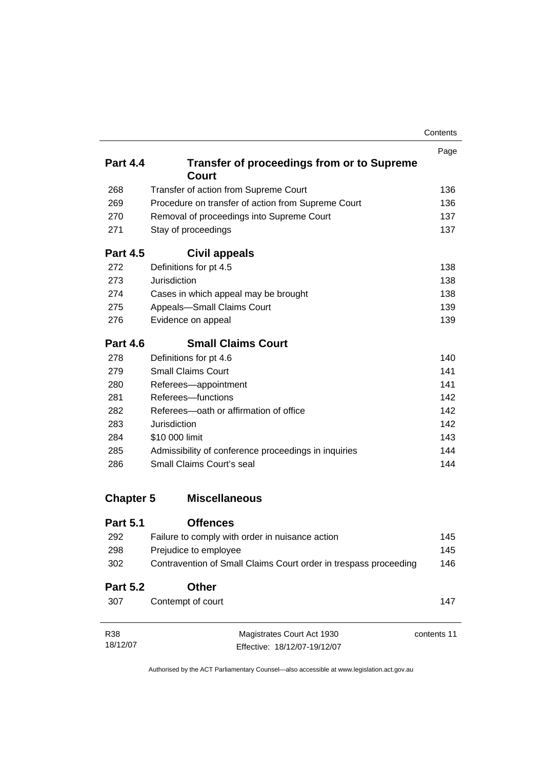| | | Page |
|---|---|---|
| **Part 4.4** | **Transfer of proceedings from or to Supreme Court** | |
| 268 | Transfer of action from Supreme Court | 136 |
| 269 | Procedure on transfer of action from Supreme Court | 136 |
| 270 | Removal of proceedings into Supreme Court | 137 |
| 271 | Stay of proceedings | 137 |
| **Part 4.5** | **Civil appeals** | |
| 272 | Definitions for pt 4.5 | 138 |
| 273 | Jurisdiction | 138 |
| 274 | Cases in which appeal may be brought | 138 |
| 275 | Appeals—Small Claims Court | 139 |
| 276 | Evidence on appeal | 139 |
| **Part 4.6** | **Small Claims Court** | |
| 278 | Definitions for pt 4.6 | 140 |
| 279 | Small Claims Court | 141 |
| 280 | Referees—appointment | 141 |
| 281 | Referees—functions | 142 |
| 282 | Referees—oath or affirmation of office | 142 |
| 283 | Jurisdiction | 142 |
| 284 | \$10 000 limit | 143 |
| 285 | Admissibility of conference proceedings in inquiries | 144 |
| 286 | Small Claims Court's seal | 144 |
| **Chapter 5** | **Miscellaneous** | |
| **Part 5.1** | **Offences** | |
| 292 | Failure to comply with order in nuisance action | 145 |
| 298 | Prejudice to employee | 145 |
| 302 | Contravention of Small Claims Court order in trespass proceeding | 146 |
| **Part 5.2** | **Other** | |
| 307 | Contempt of court | 147 |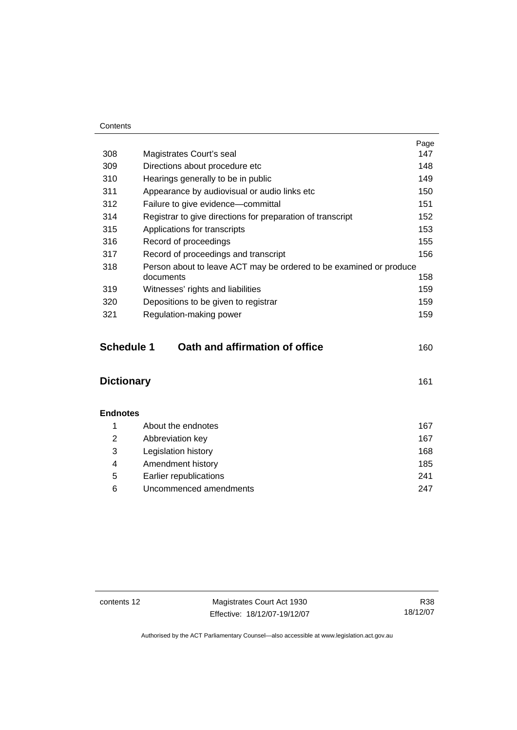| | | Page |
|---|---|---|
| 308 | Magistrates Court's seal | 147 |
| 309 | Directions about procedure etc | 148 |
| 310 | Hearings generally to be in public | 149 |
| 311 | Appearance by audiovisual or audio links etc | 150 |
| 312 | Failure to give evidence—committal | 151 |
| 314 | Registrar to give directions for preparation of transcript | 152 |
| 315 | Applications for transcripts | 153 |
| 316 | Record of proceedings | 155 |
| 317 | Record of proceedings and transcript | 156 |
| 318 | Person about to leave ACT may be ordered to be examined or produce documents | 158 |
| 319 | Witnesses' rights and liabilities | 159 |
| 320 | Depositions to be given to registrar | 159 |
| 321 | Regulation-making power | 159 |

## Schedule 1 Oath and affirmation of office 160

## Dictionary 161

**Endnotes**

| | | |
|---|---|---|
| 1 | About the endnotes | 167 |
| 2 | Abbreviation key | 167 |
| 3 | Legislation history | 168 |
| 4 | Amendment history | 185 |
| 5 | Earlier republications | 241 |
| 6 | Uncommenced amendments | 247 |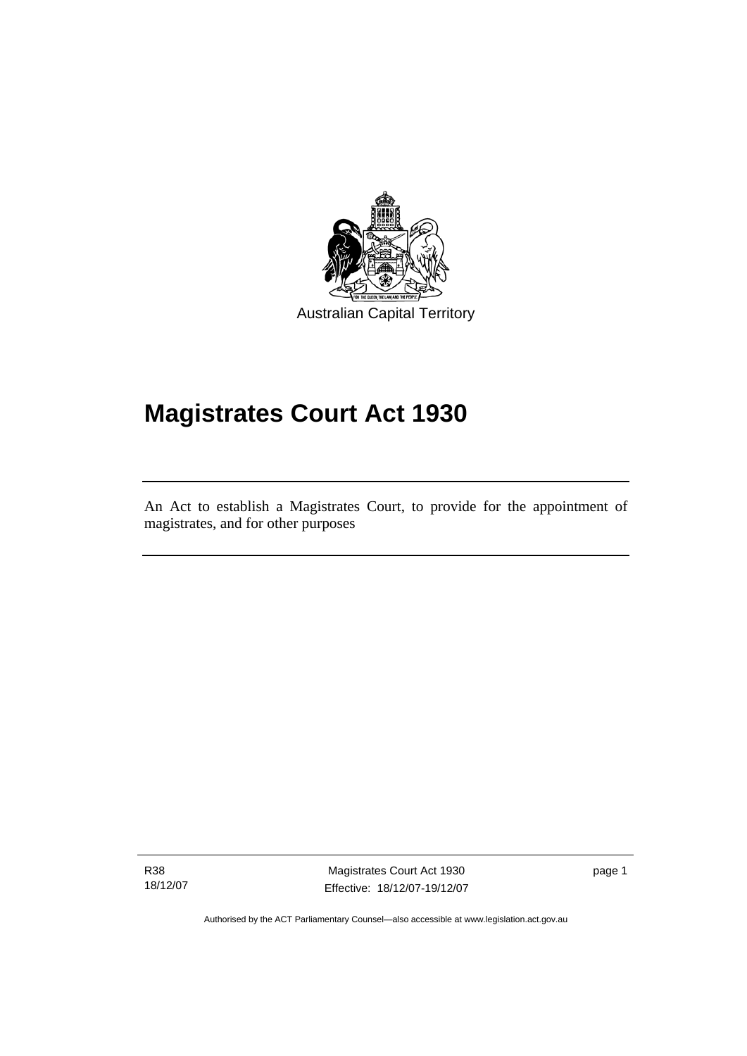Australian Capital Territory

# Magistrates Court Act 1930

An Act to establish a Magistrates Court, to provide for the appointment of magistrates, and for other purposes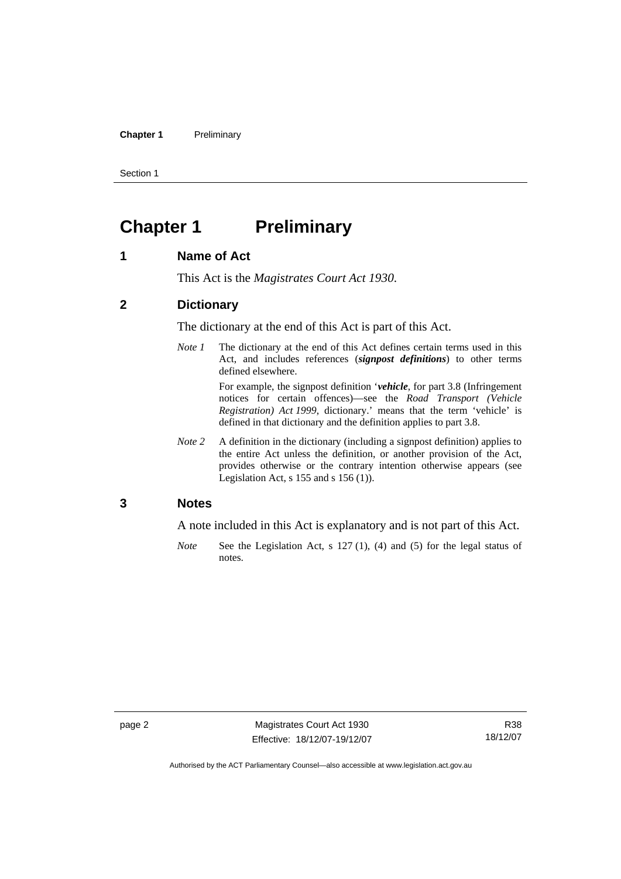# Chapter 1 Preliminary

## 1 Name of Act

This Act is the *Magistrates Court Act 1930*.

## 2 Dictionary

The dictionary at the end of this Act is part of this Act.

*Note 1* The dictionary at the end of this Act defines certain terms used in this Act, and includes references (***signpost definitions***) to other terms defined elsewhere.

For example, the signpost definition '***vehicle***, for part 3.8 (Infringement notices for certain offences)—see the *Road Transport (Vehicle Registration) Act 1999*, dictionary.' means that the term 'vehicle' is defined in that dictionary and the definition applies to part 3.8.

*Note 2* A definition in the dictionary (including a signpost definition) applies to the entire Act unless the definition, or another provision of the Act, provides otherwise or the contrary intention otherwise appears (see Legislation Act, s 155 and s 156 (1)).

## 3 Notes

A note included in this Act is explanatory and is not part of this Act.

*Note* See the Legislation Act, s 127 (1), (4) and (5) for the legal status of notes.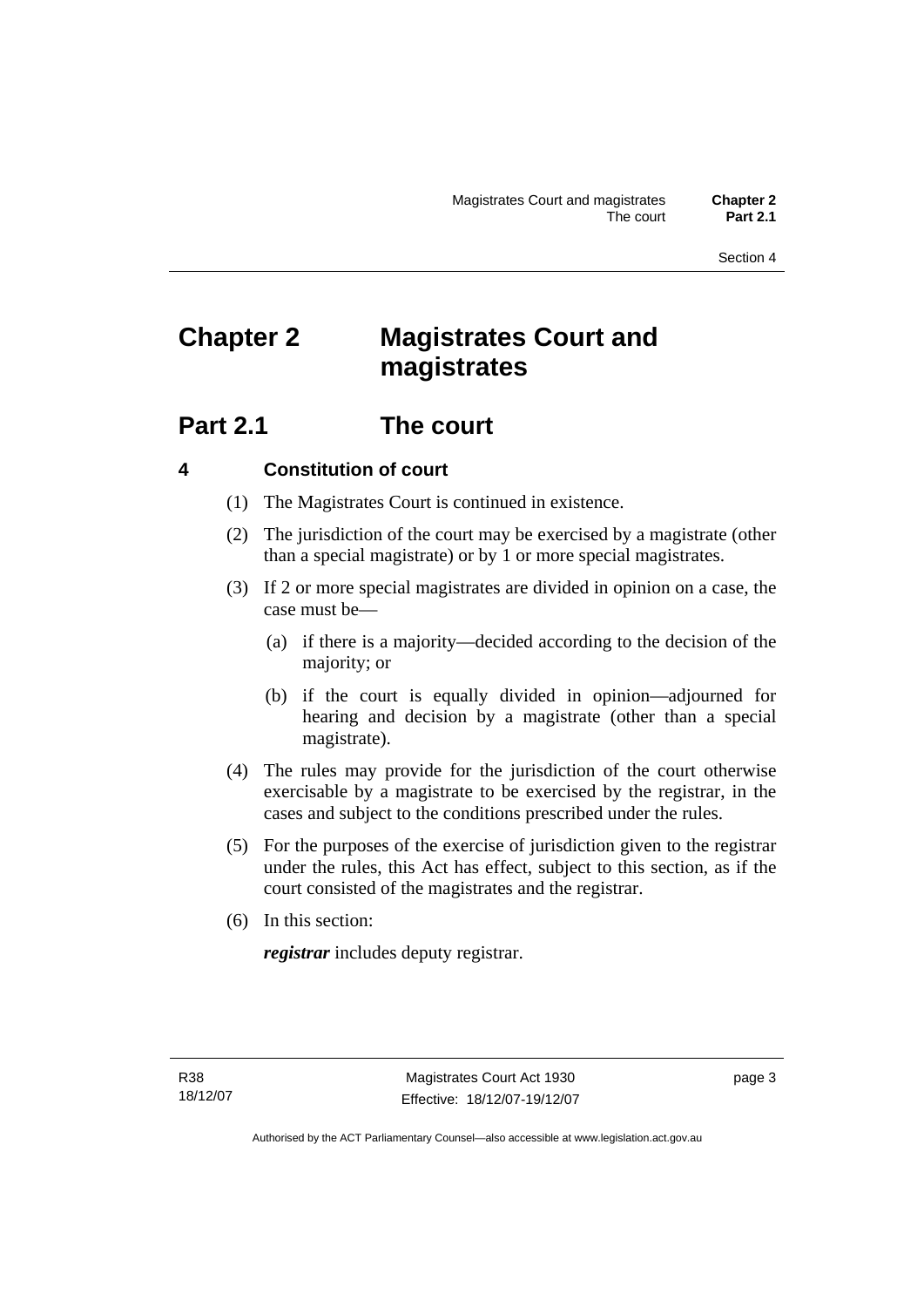# Chapter 2 Magistrates Court and magistrates

## Part 2.1 The court

### 4 Constitution of court

(1) The Magistrates Court is continued in existence.

(2) The jurisdiction of the court may be exercised by a magistrate (other than a special magistrate) or by 1 or more special magistrates.

(3) If 2 or more special magistrates are divided in opinion on a case, the case must be—

(a) if there is a majority—decided according to the decision of the majority; or

(b) if the court is equally divided in opinion—adjourned for hearing and decision by a magistrate (other than a special magistrate).

(4) The rules may provide for the jurisdiction of the court otherwise exercisable by a magistrate to be exercised by the registrar, in the cases and subject to the conditions prescribed under the rules.

(5) For the purposes of the exercise of jurisdiction given to the registrar under the rules, this Act has effect, subject to this section, as if the court consisted of the magistrates and the registrar.

(6) In this section:

***registrar*** includes deputy registrar.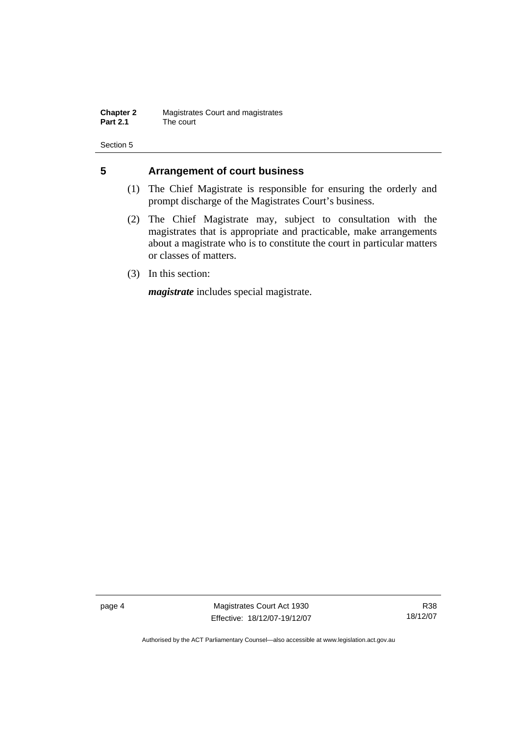## 5 Arrangement of court business

(1) The Chief Magistrate is responsible for ensuring the orderly and prompt discharge of the Magistrates Court's business.

(2) The Chief Magistrate may, subject to consultation with the magistrates that is appropriate and practicable, make arrangements about a magistrate who is to constitute the court in particular matters or classes of matters.

(3) In this section:

***magistrate*** includes special magistrate.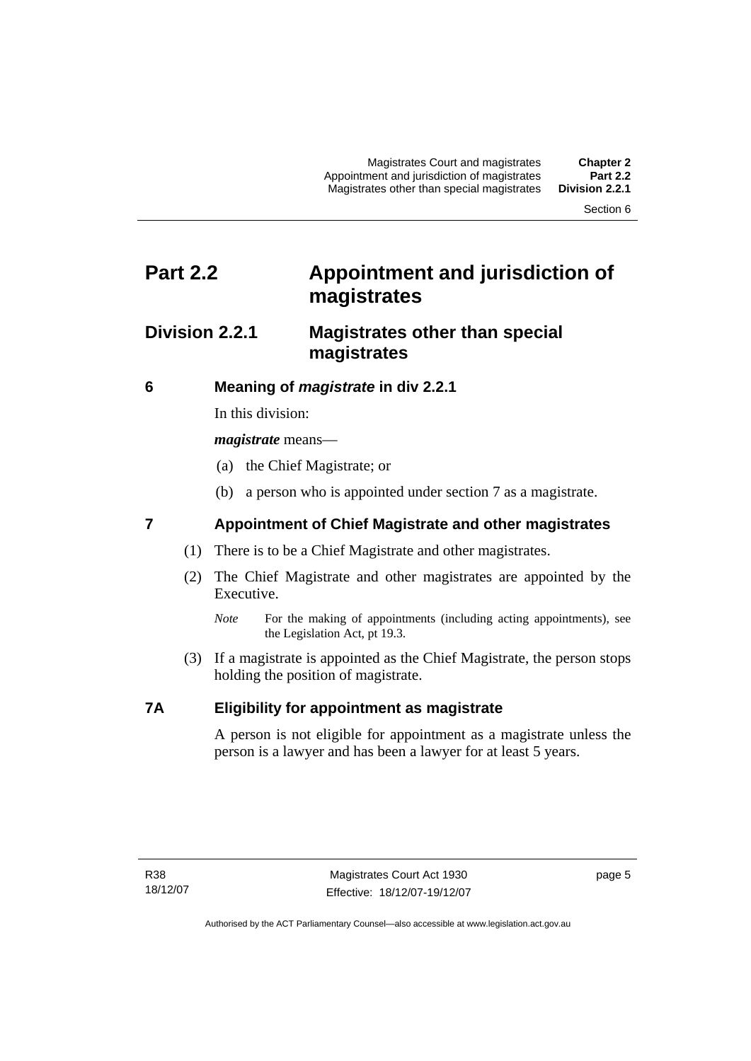# Part 2.2 Appointment and jurisdiction of magistrates

## Division 2.2.1 Magistrates other than special magistrates

### 6 Meaning of *magistrate* in div 2.2.1

In this division:

***magistrate*** means—

(a) the Chief Magistrate; or

(b) a person who is appointed under section 7 as a magistrate.

### 7 Appointment of Chief Magistrate and other magistrates

(1) There is to be a Chief Magistrate and other magistrates.

(2) The Chief Magistrate and other magistrates are appointed by the Executive.

*Note* For the making of appointments (including acting appointments), see the Legislation Act, pt 19.3.

(3) If a magistrate is appointed as the Chief Magistrate, the person stops holding the position of magistrate.

### 7A Eligibility for appointment as magistrate

A person is not eligible for appointment as a magistrate unless the person is a lawyer and has been a lawyer for at least 5 years.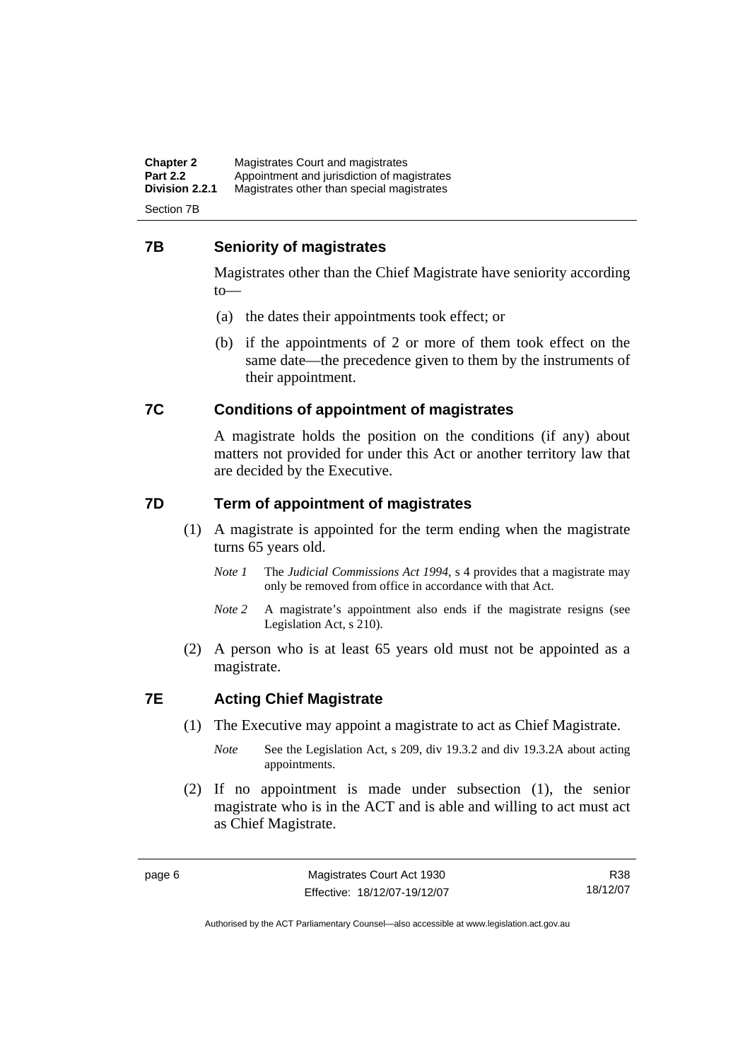## 7B Seniority of magistrates

Magistrates other than the Chief Magistrate have seniority according to—

(a) the dates their appointments took effect; or

(b) if the appointments of 2 or more of them took effect on the same date—the precedence given to them by the instruments of their appointment.

## 7C Conditions of appointment of magistrates

A magistrate holds the position on the conditions (if any) about matters not provided for under this Act or another territory law that are decided by the Executive.

## 7D Term of appointment of magistrates

(1) A magistrate is appointed for the term ending when the magistrate turns 65 years old.

*Note 1* The *Judicial Commissions Act 1994*, s 4 provides that a magistrate may only be removed from office in accordance with that Act.

*Note 2* A magistrate's appointment also ends if the magistrate resigns (see Legislation Act, s 210).

(2) A person who is at least 65 years old must not be appointed as a magistrate.

## 7E Acting Chief Magistrate

(1) The Executive may appoint a magistrate to act as Chief Magistrate.

*Note* See the Legislation Act, s 209, div 19.3.2 and div 19.3.2A about acting appointments.

(2) If no appointment is made under subsection (1), the senior magistrate who is in the ACT and is able and willing to act must act as Chief Magistrate.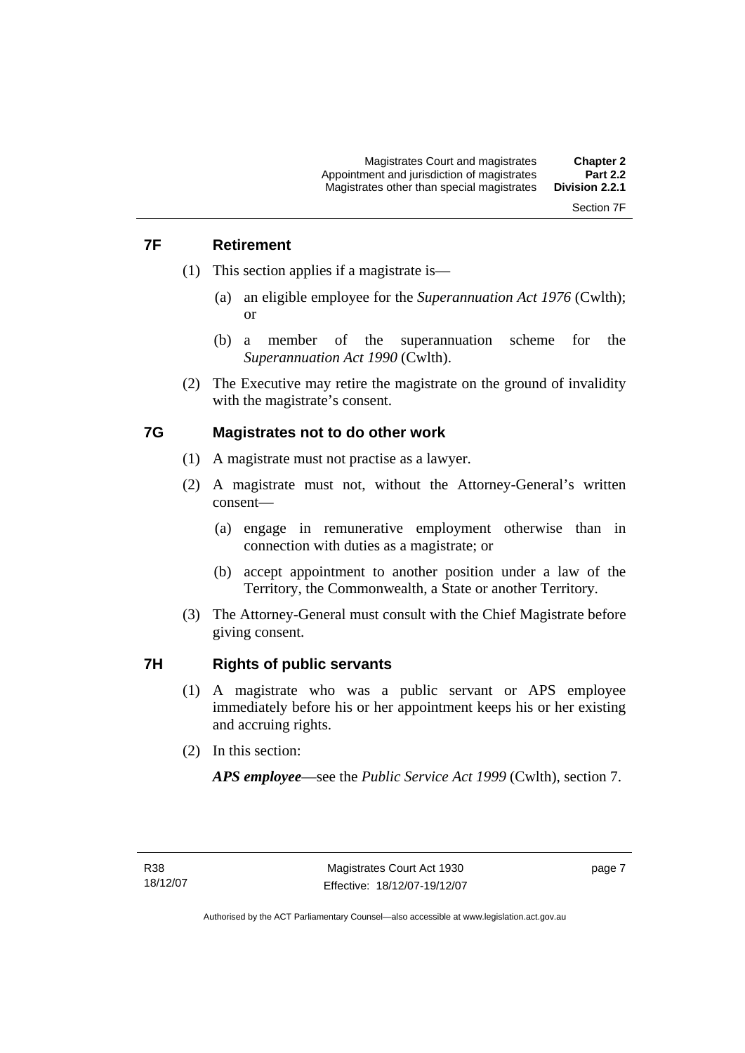## 7F Retirement

(1) This section applies if a magistrate is—

(a) an eligible employee for the *Superannuation Act 1976* (Cwlth); or

(b) a member of the superannuation scheme for the *Superannuation Act 1990* (Cwlth).

(2) The Executive may retire the magistrate on the ground of invalidity with the magistrate's consent.

## 7G Magistrates not to do other work

(1) A magistrate must not practise as a lawyer.

(2) A magistrate must not, without the Attorney-General's written consent—

(a) engage in remunerative employment otherwise than in connection with duties as a magistrate; or

(b) accept appointment to another position under a law of the Territory, the Commonwealth, a State or another Territory.

(3) The Attorney-General must consult with the Chief Magistrate before giving consent.

## 7H Rights of public servants

(1) A magistrate who was a public servant or APS employee immediately before his or her appointment keeps his or her existing and accruing rights.

(2) In this section:

***APS employee***—see the *Public Service Act 1999* (Cwlth), section 7.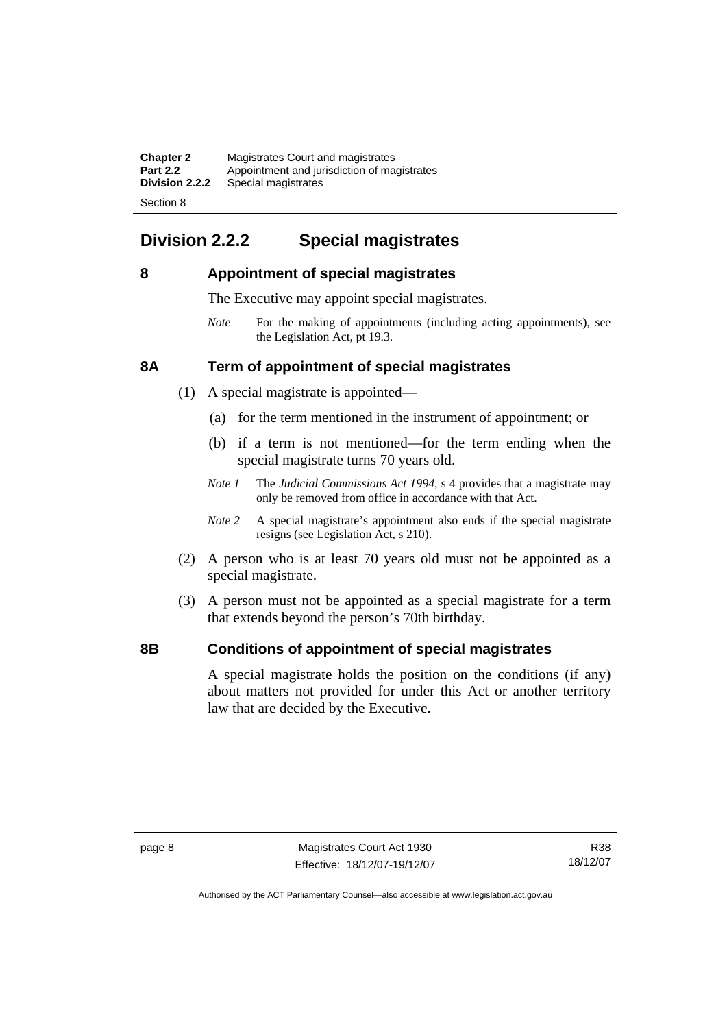## Division 2.2.2 Special magistrates

### 8 Appointment of special magistrates

The Executive may appoint special magistrates.

*Note* For the making of appointments (including acting appointments), see the Legislation Act, pt 19.3.

### 8A Term of appointment of special magistrates

(1) A special magistrate is appointed—

(a) for the term mentioned in the instrument of appointment; or

(b) if a term is not mentioned—for the term ending when the special magistrate turns 70 years old.

*Note 1* The *Judicial Commissions Act 1994*, s 4 provides that a magistrate may only be removed from office in accordance with that Act.

*Note 2* A special magistrate's appointment also ends if the special magistrate resigns (see Legislation Act, s 210).

(2) A person who is at least 70 years old must not be appointed as a special magistrate.

(3) A person must not be appointed as a special magistrate for a term that extends beyond the person's 70th birthday.

### 8B Conditions of appointment of special magistrates

A special magistrate holds the position on the conditions (if any) about matters not provided for under this Act or another territory law that are decided by the Executive.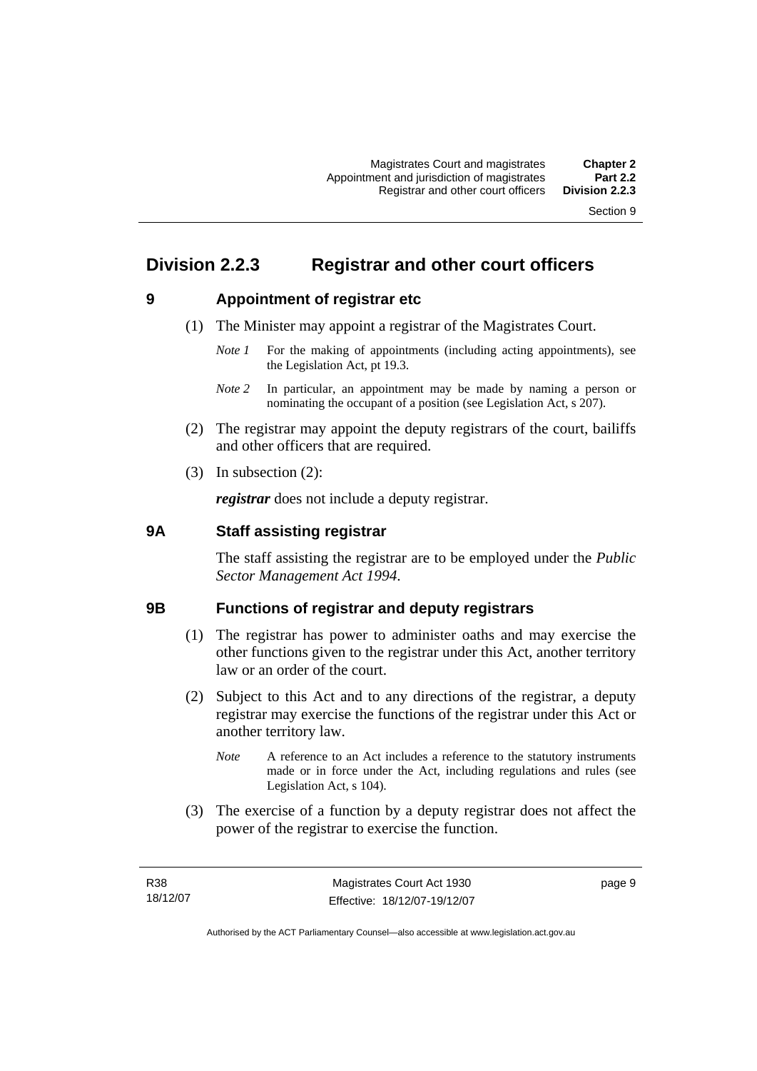## Division 2.2.3 Registrar and other court officers

### 9 Appointment of registrar etc

(1) The Minister may appoint a registrar of the Magistrates Court.

*Note 1* For the making of appointments (including acting appointments), see the Legislation Act, pt 19.3.

*Note 2* In particular, an appointment may be made by naming a person or nominating the occupant of a position (see Legislation Act, s 207).

(2) The registrar may appoint the deputy registrars of the court, bailiffs and other officers that are required.

(3) In subsection (2):

***registrar*** does not include a deputy registrar.

### 9A Staff assisting registrar

The staff assisting the registrar are to be employed under the *Public Sector Management Act 1994*.

### 9B Functions of registrar and deputy registrars

(1) The registrar has power to administer oaths and may exercise the other functions given to the registrar under this Act, another territory law or an order of the court.

(2) Subject to this Act and to any directions of the registrar, a deputy registrar may exercise the functions of the registrar under this Act or another territory law.

*Note* A reference to an Act includes a reference to the statutory instruments made or in force under the Act, including regulations and rules (see Legislation Act, s 104).

(3) The exercise of a function by a deputy registrar does not affect the power of the registrar to exercise the function.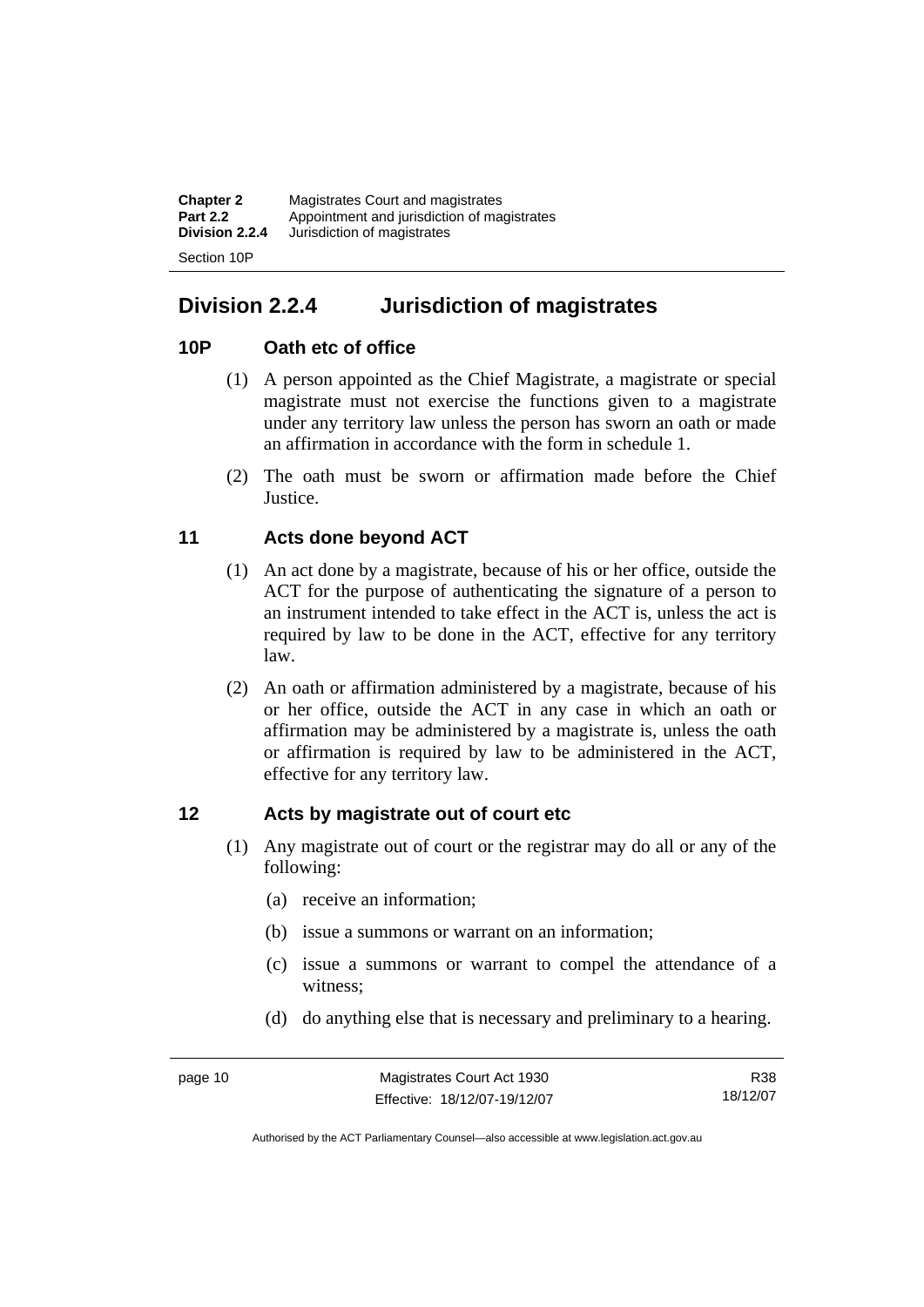## Division 2.2.4 Jurisdiction of magistrates

### 10P Oath etc of office

(1) A person appointed as the Chief Magistrate, a magistrate or special magistrate must not exercise the functions given to a magistrate under any territory law unless the person has sworn an oath or made an affirmation in accordance with the form in schedule 1.

(2) The oath must be sworn or affirmation made before the Chief Justice.

### 11 Acts done beyond ACT

(1) An act done by a magistrate, because of his or her office, outside the ACT for the purpose of authenticating the signature of a person to an instrument intended to take effect in the ACT is, unless the act is required by law to be done in the ACT, effective for any territory law.

(2) An oath or affirmation administered by a magistrate, because of his or her office, outside the ACT in any case in which an oath or affirmation may be administered by a magistrate is, unless the oath or affirmation is required by law to be administered in the ACT, effective for any territory law.

### 12 Acts by magistrate out of court etc

(1) Any magistrate out of court or the registrar may do all or any of the following:

- (a) receive an information;
- (b) issue a summons or warrant on an information;
- (c) issue a summons or warrant to compel the attendance of a witness;
- (d) do anything else that is necessary and preliminary to a hearing.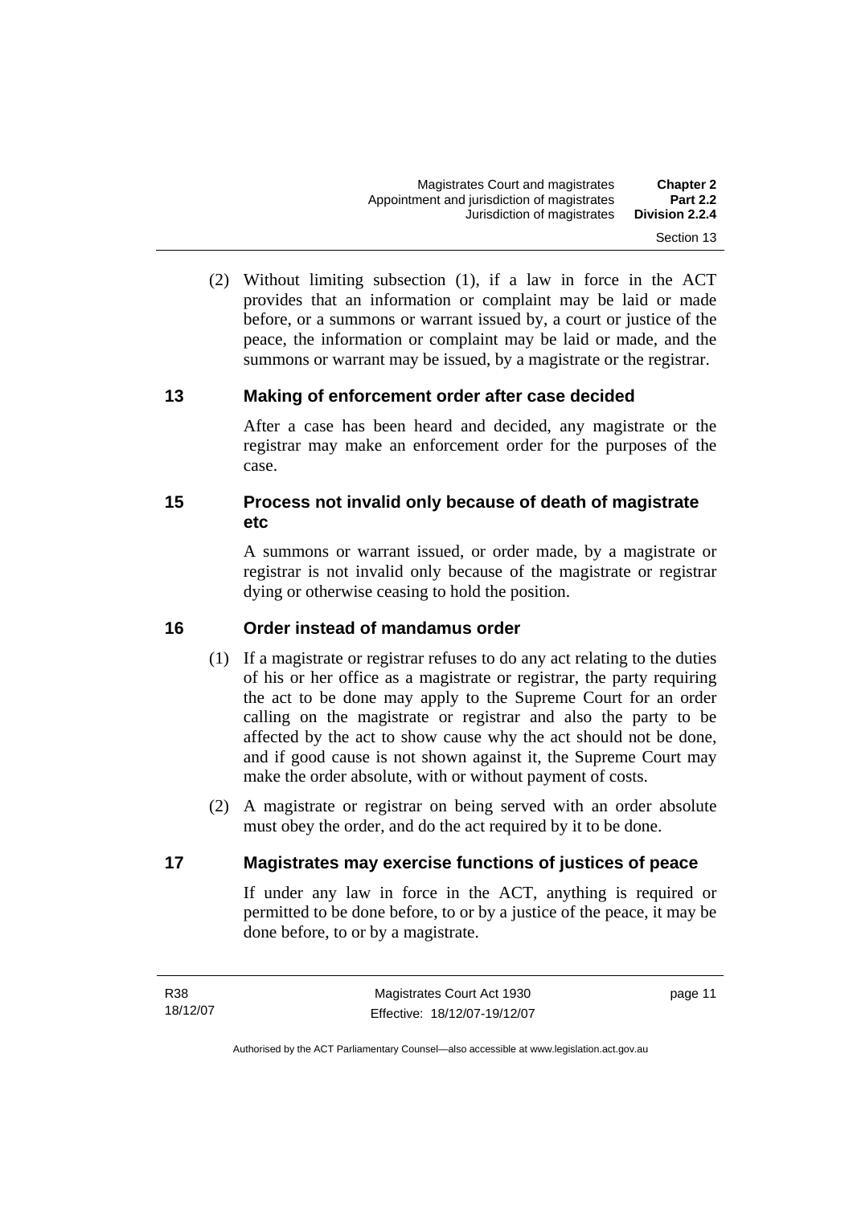(2) Without limiting subsection (1), if a law in force in the ACT provides that an information or complaint may be laid or made before, or a summons or warrant issued by, a court or justice of the peace, the information or complaint may be laid or made, and the summons or warrant may be issued, by a magistrate or the registrar.

## 13 Making of enforcement order after case decided

After a case has been heard and decided, any magistrate or the registrar may make an enforcement order for the purposes of the case.

## 15 Process not invalid only because of death of magistrate etc

A summons or warrant issued, or order made, by a magistrate or registrar is not invalid only because of the magistrate or registrar dying or otherwise ceasing to hold the position.

## 16 Order instead of mandamus order

(1) If a magistrate or registrar refuses to do any act relating to the duties of his or her office as a magistrate or registrar, the party requiring the act to be done may apply to the Supreme Court for an order calling on the magistrate or registrar and also the party to be affected by the act to show cause why the act should not be done, and if good cause is not shown against it, the Supreme Court may make the order absolute, with or without payment of costs.

(2) A magistrate or registrar on being served with an order absolute must obey the order, and do the act required by it to be done.

## 17 Magistrates may exercise functions of justices of peace

If under any law in force in the ACT, anything is required or permitted to be done before, to or by a justice of the peace, it may be done before, to or by a magistrate.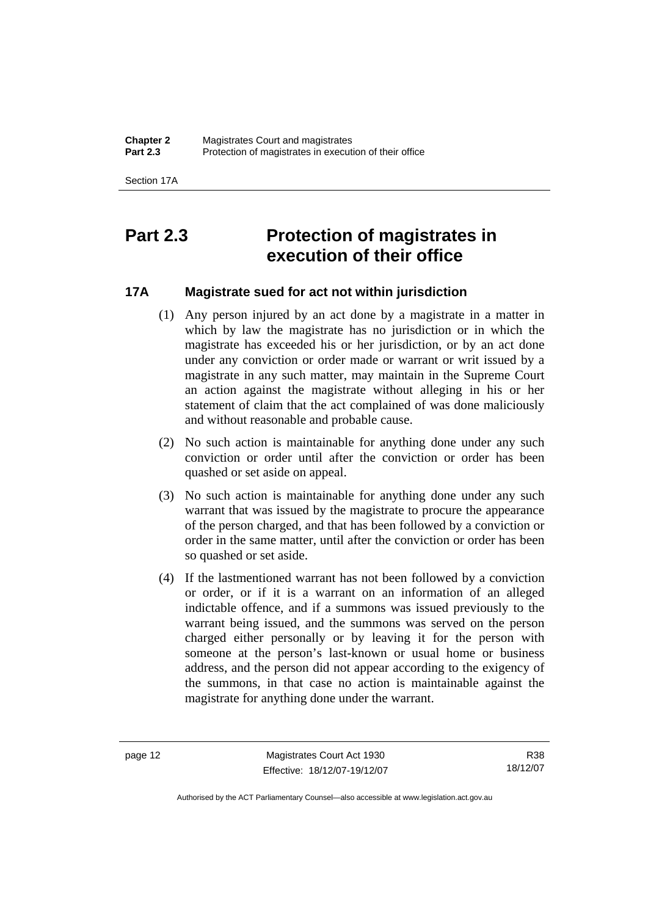# Part 2.3 Protection of magistrates in execution of their office

## 17A Magistrate sued for act not within jurisdiction

(1) Any person injured by an act done by a magistrate in a matter in which by law the magistrate has no jurisdiction or in which the magistrate has exceeded his or her jurisdiction, or by an act done under any conviction or order made or warrant or writ issued by a magistrate in any such matter, may maintain in the Supreme Court an action against the magistrate without alleging in his or her statement of claim that the act complained of was done maliciously and without reasonable and probable cause.

(2) No such action is maintainable for anything done under any such conviction or order until after the conviction or order has been quashed or set aside on appeal.

(3) No such action is maintainable for anything done under any such warrant that was issued by the magistrate to procure the appearance of the person charged, and that has been followed by a conviction or order in the same matter, until after the conviction or order has been so quashed or set aside.

(4) If the lastmentioned warrant has not been followed by a conviction or order, or if it is a warrant on an information of an alleged indictable offence, and if a summons was issued previously to the warrant being issued, and the summons was served on the person charged either personally or by leaving it for the person with someone at the person's last-known or usual home or business address, and the person did not appear according to the exigency of the summons, in that case no action is maintainable against the magistrate for anything done under the warrant.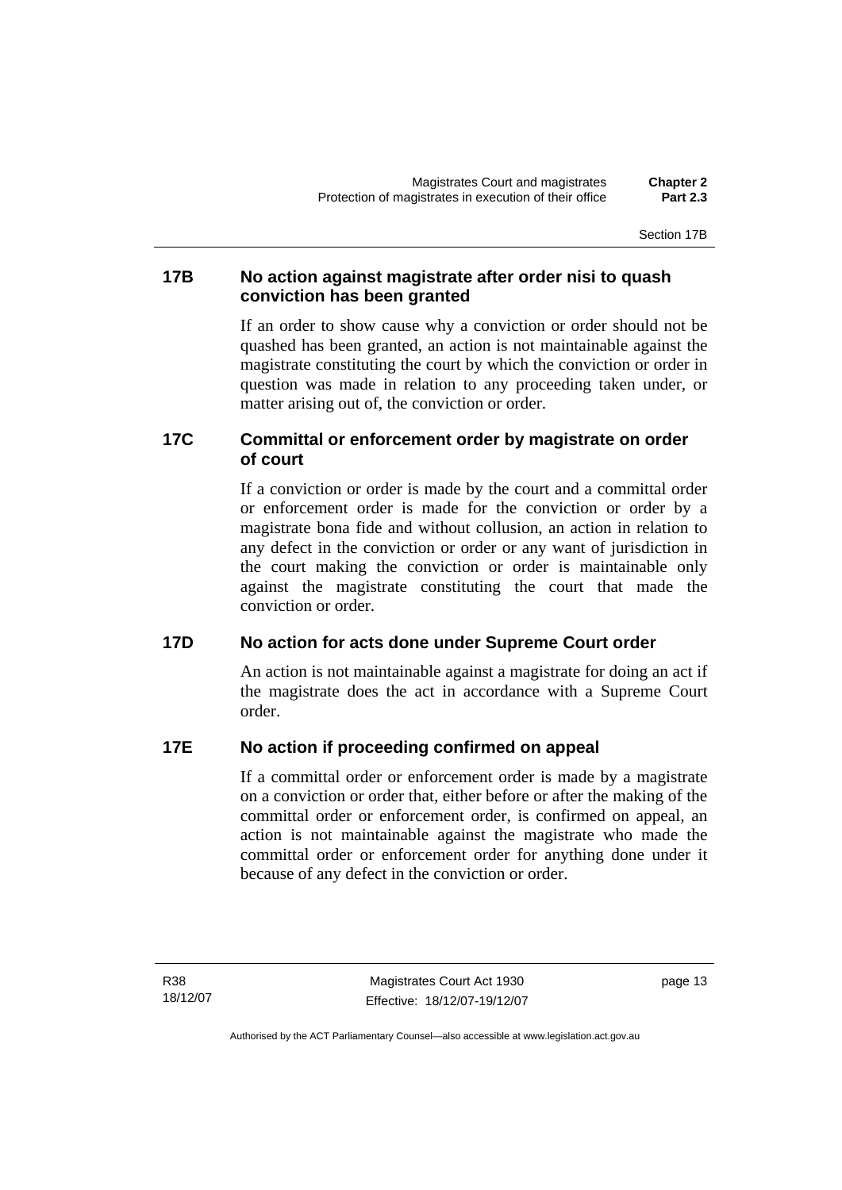### 17B No action against magistrate after order nisi to quash conviction has been granted

If an order to show cause why a conviction or order should not be quashed has been granted, an action is not maintainable against the magistrate constituting the court by which the conviction or order in question was made in relation to any proceeding taken under, or matter arising out of, the conviction or order.

### 17C Committal or enforcement order by magistrate on order of court

If a conviction or order is made by the court and a committal order or enforcement order is made for the conviction or order by a magistrate bona fide and without collusion, an action in relation to any defect in the conviction or order or any want of jurisdiction in the court making the conviction or order is maintainable only against the magistrate constituting the court that made the conviction or order.

### 17D No action for acts done under Supreme Court order

An action is not maintainable against a magistrate for doing an act if the magistrate does the act in accordance with a Supreme Court order.

### 17E No action if proceeding confirmed on appeal

If a committal order or enforcement order is made by a magistrate on a conviction or order that, either before or after the making of the committal order or enforcement order, is confirmed on appeal, an action is not maintainable against the magistrate who made the committal order or enforcement order for anything done under it because of any defect in the conviction or order.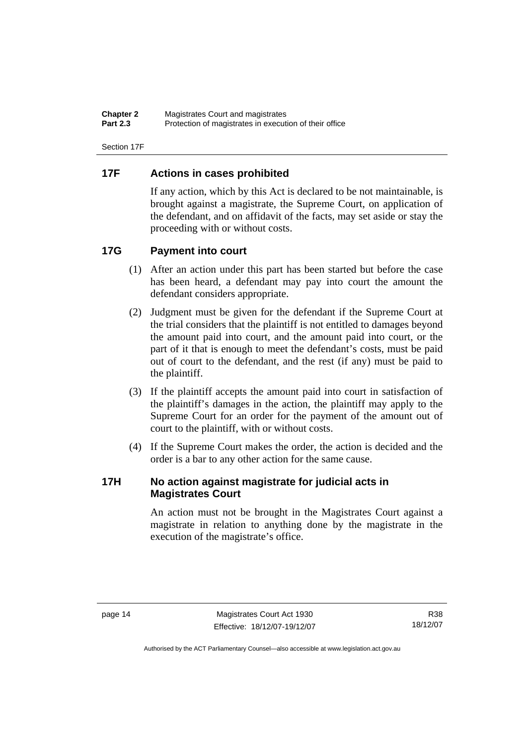## 17F Actions in cases prohibited

If any action, which by this Act is declared to be not maintainable, is brought against a magistrate, the Supreme Court, on application of the defendant, and on affidavit of the facts, may set aside or stay the proceeding with or without costs.

## 17G Payment into court

(1) After an action under this part has been started but before the case has been heard, a defendant may pay into court the amount the defendant considers appropriate.

(2) Judgment must be given for the defendant if the Supreme Court at the trial considers that the plaintiff is not entitled to damages beyond the amount paid into court, and the amount paid into court, or the part of it that is enough to meet the defendant's costs, must be paid out of court to the defendant, and the rest (if any) must be paid to the plaintiff.

(3) If the plaintiff accepts the amount paid into court in satisfaction of the plaintiff's damages in the action, the plaintiff may apply to the Supreme Court for an order for the payment of the amount out of court to the plaintiff, with or without costs.

(4) If the Supreme Court makes the order, the action is decided and the order is a bar to any other action for the same cause.

## 17H No action against magistrate for judicial acts in Magistrates Court

An action must not be brought in the Magistrates Court against a magistrate in relation to anything done by the magistrate in the execution of the magistrate's office.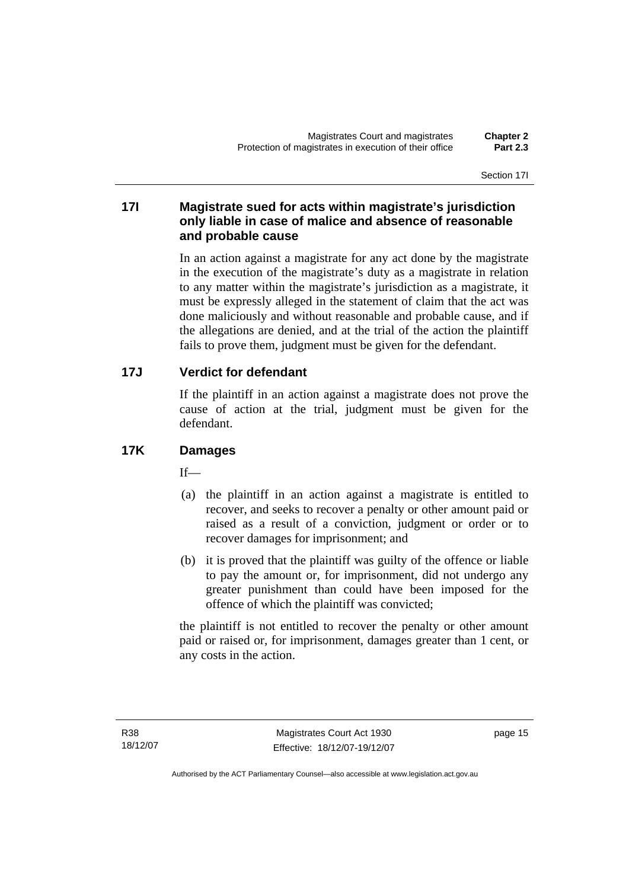### 17I Magistrate sued for acts within magistrate's jurisdiction only liable in case of malice and absence of reasonable and probable cause

In an action against a magistrate for any act done by the magistrate in the execution of the magistrate's duty as a magistrate in relation to any matter within the magistrate's jurisdiction as a magistrate, it must be expressly alleged in the statement of claim that the act was done maliciously and without reasonable and probable cause, and if the allegations are denied, and at the trial of the action the plaintiff fails to prove them, judgment must be given for the defendant.

### 17J Verdict for defendant

If the plaintiff in an action against a magistrate does not prove the cause of action at the trial, judgment must be given for the defendant.

### 17K Damages

If—

(a) the plaintiff in an action against a magistrate is entitled to recover, and seeks to recover a penalty or other amount paid or raised as a result of a conviction, judgment or order or to recover damages for imprisonment; and

(b) it is proved that the plaintiff was guilty of the offence or liable to pay the amount or, for imprisonment, did not undergo any greater punishment than could have been imposed for the offence of which the plaintiff was convicted;

the plaintiff is not entitled to recover the penalty or other amount paid or raised or, for imprisonment, damages greater than 1 cent, or any costs in the action.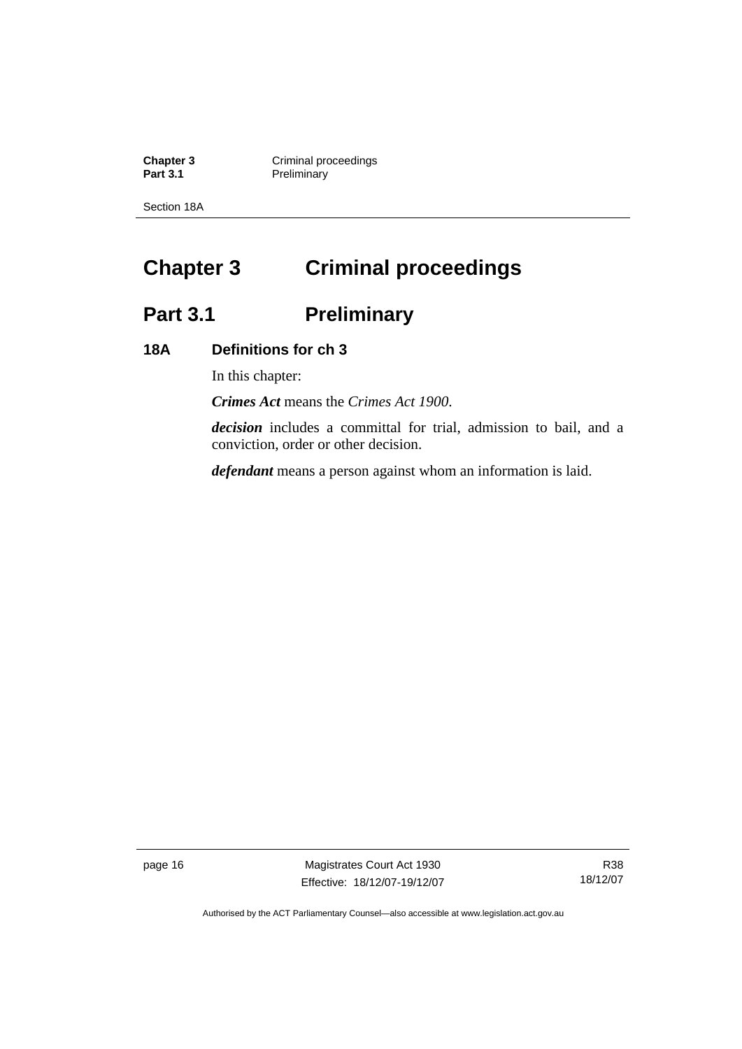# Chapter 3 Criminal proceedings

## Part 3.1 Preliminary

### 18A Definitions for ch 3

In this chapter:

***Crimes Act*** means the *Crimes Act 1900*.

***decision*** includes a committal for trial, admission to bail, and a conviction, order or other decision.

***defendant*** means a person against whom an information is laid.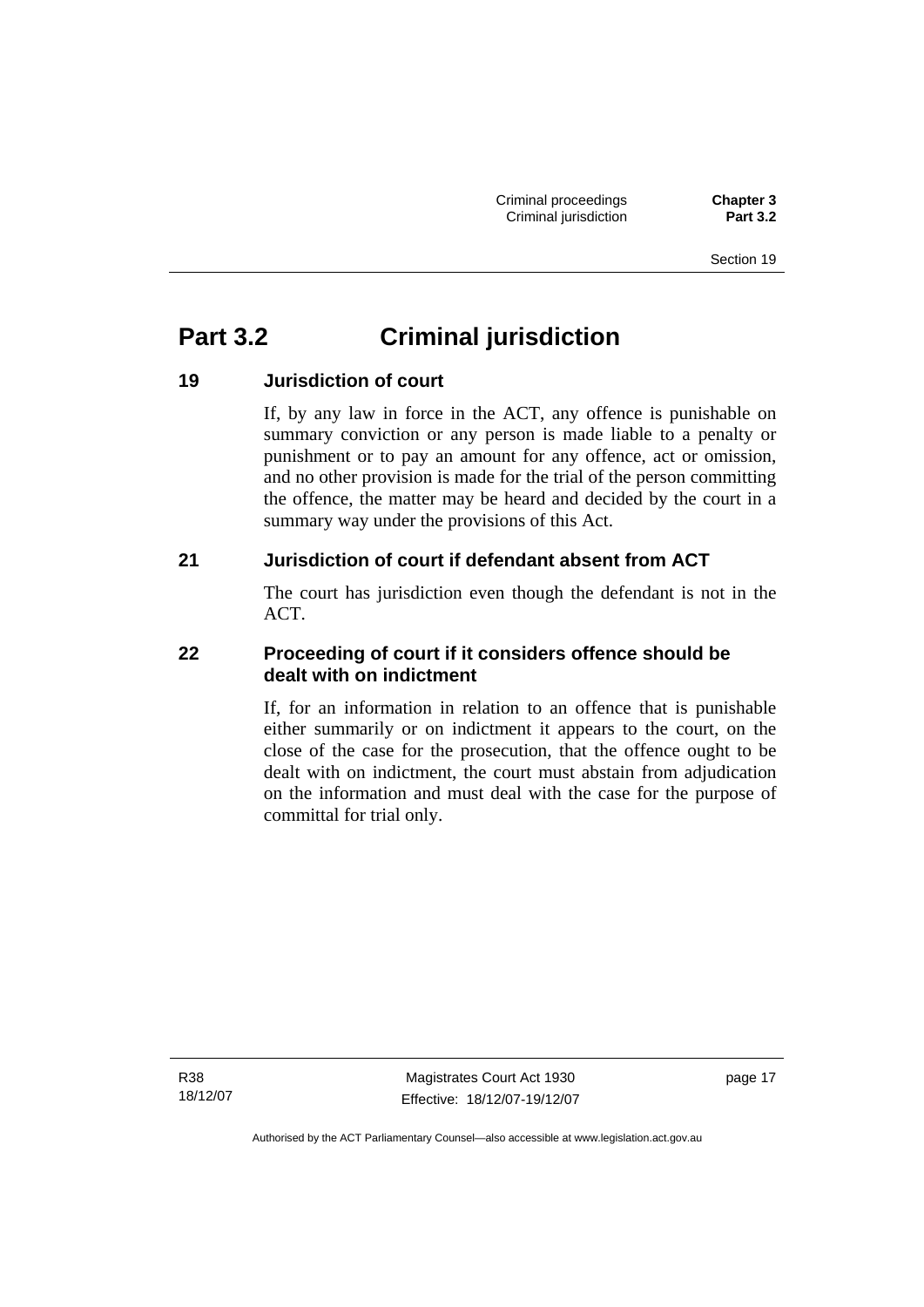# Part 3.2 Criminal jurisdiction

### 19 Jurisdiction of court

If, by any law in force in the ACT, any offence is punishable on summary conviction or any person is made liable to a penalty or punishment or to pay an amount for any offence, act or omission, and no other provision is made for the trial of the person committing the offence, the matter may be heard and decided by the court in a summary way under the provisions of this Act.

### 21 Jurisdiction of court if defendant absent from ACT

The court has jurisdiction even though the defendant is not in the ACT.

### 22 Proceeding of court if it considers offence should be dealt with on indictment

If, for an information in relation to an offence that is punishable either summarily or on indictment it appears to the court, on the close of the case for the prosecution, that the offence ought to be dealt with on indictment, the court must abstain from adjudication on the information and must deal with the case for the purpose of committal for trial only.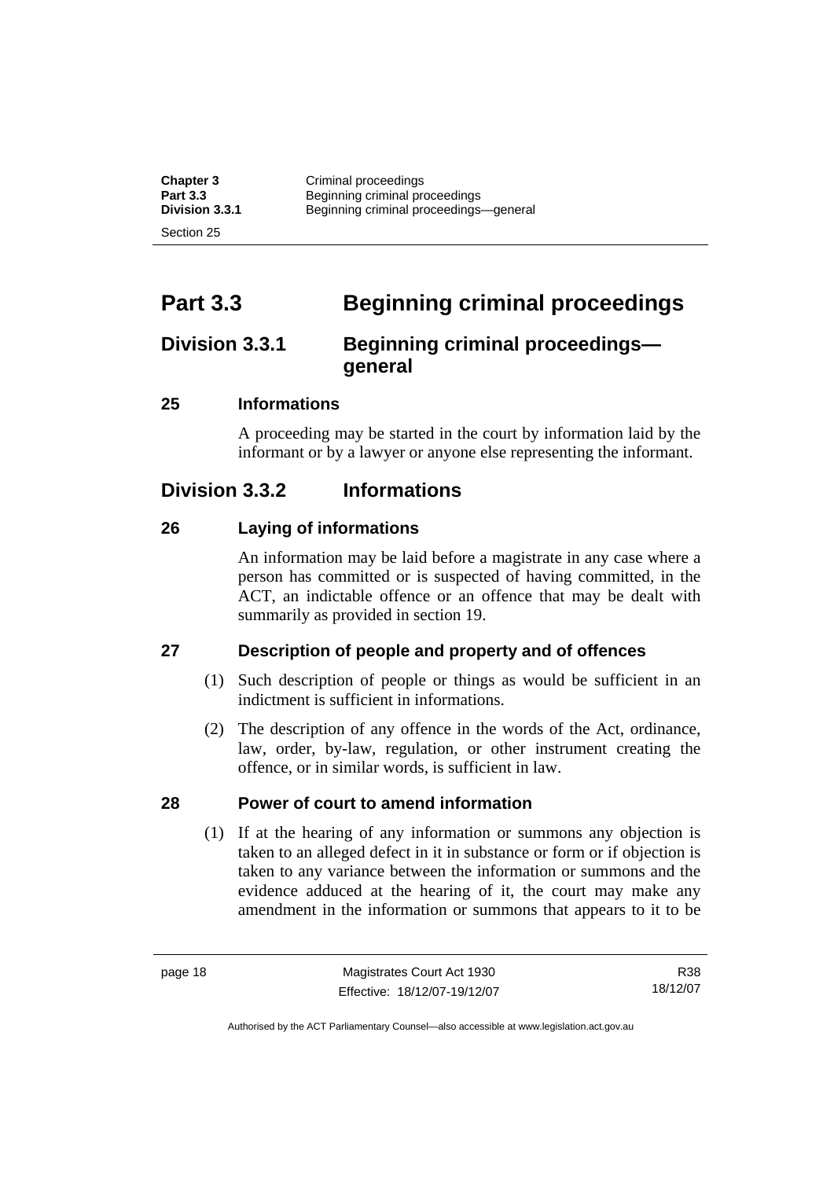# Part 3.3 Beginning criminal proceedings

## Division 3.3.1 Beginning criminal proceedings—general

### 25 Informations

A proceeding may be started in the court by information laid by the informant or by a lawyer or anyone else representing the informant.

## Division 3.3.2 Informations

### 26 Laying of informations

An information may be laid before a magistrate in any case where a person has committed or is suspected of having committed, in the ACT, an indictable offence or an offence that may be dealt with summarily as provided in section 19.

### 27 Description of people and property and of offences

(1) Such description of people or things as would be sufficient in an indictment is sufficient in informations.

(2) The description of any offence in the words of the Act, ordinance, law, order, by-law, regulation, or other instrument creating the offence, or in similar words, is sufficient in law.

### 28 Power of court to amend information

(1) If at the hearing of any information or summons any objection is taken to an alleged defect in it in substance or form or if objection is taken to any variance between the information or summons and the evidence adduced at the hearing of it, the court may make any amendment in the information or summons that appears to it to be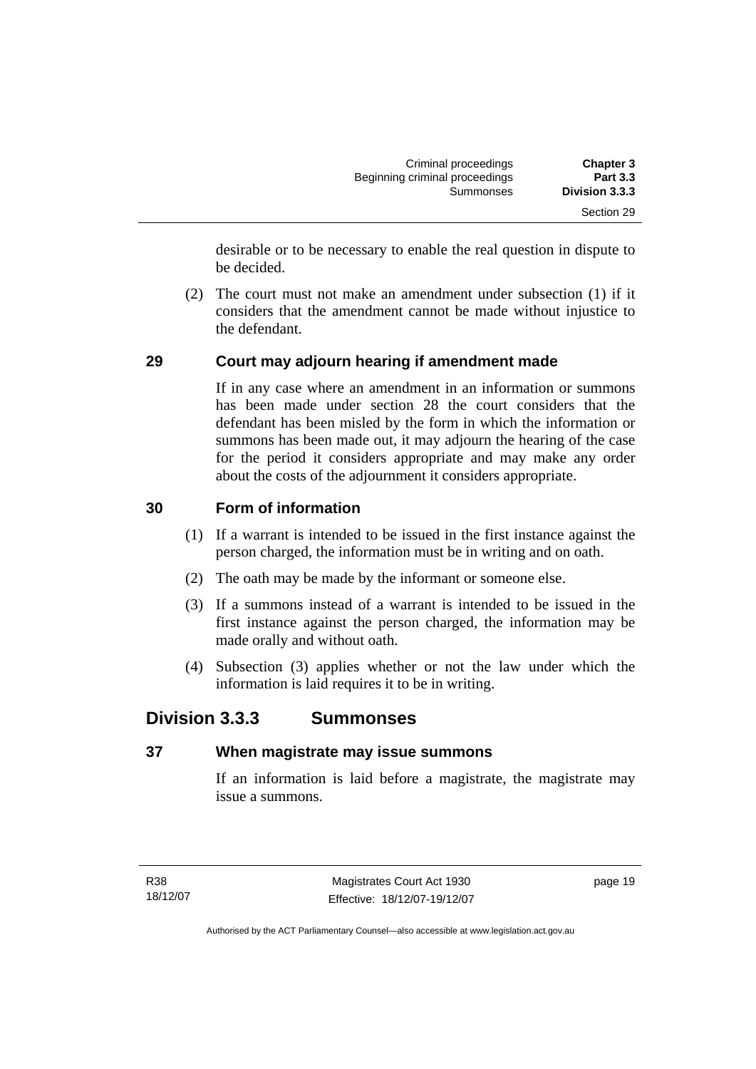desirable or to be necessary to enable the real question in dispute to be decided.

(2) The court must not make an amendment under subsection (1) if it considers that the amendment cannot be made without injustice to the defendant.

### 29 Court may adjourn hearing if amendment made

If in any case where an amendment in an information or summons has been made under section 28 the court considers that the defendant has been misled by the form in which the information or summons has been made out, it may adjourn the hearing of the case for the period it considers appropriate and may make any order about the costs of the adjournment it considers appropriate.

### 30 Form of information

(1) If a warrant is intended to be issued in the first instance against the person charged, the information must be in writing and on oath.

(2) The oath may be made by the informant or someone else.

(3) If a summons instead of a warrant is intended to be issued in the first instance against the person charged, the information may be made orally and without oath.

(4) Subsection (3) applies whether or not the law under which the information is laid requires it to be in writing.

## Division 3.3.3 Summonses

### 37 When magistrate may issue summons

If an information is laid before a magistrate, the magistrate may issue a summons.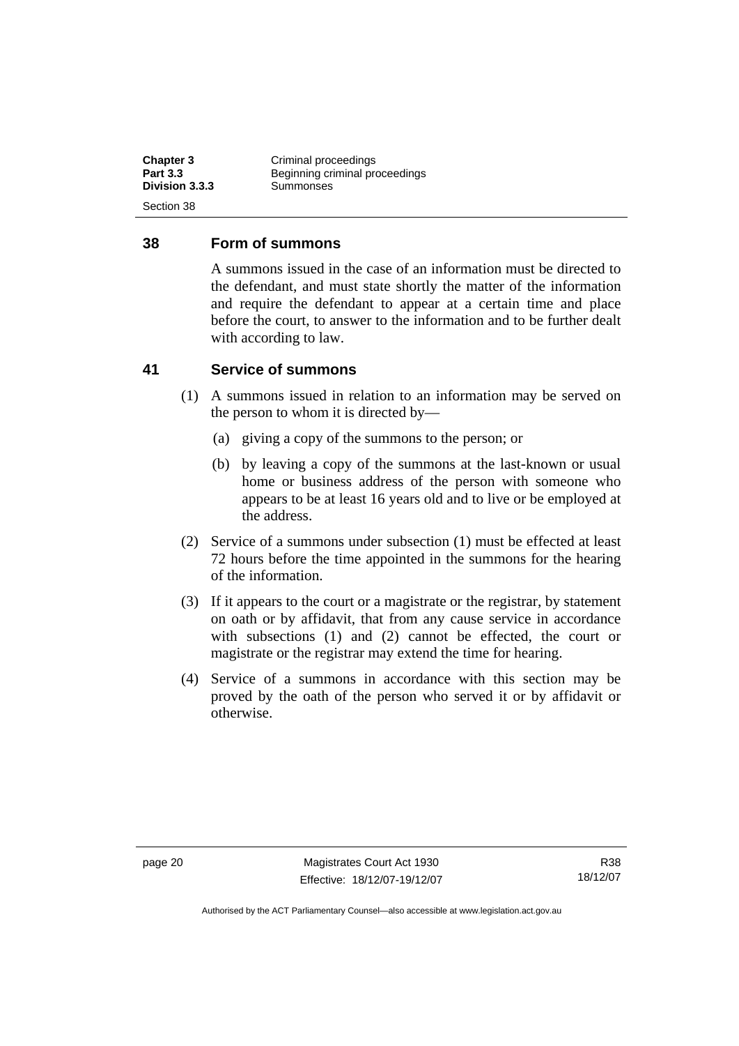## 38 Form of summons

A summons issued in the case of an information must be directed to the defendant, and must state shortly the matter of the information and require the defendant to appear at a certain time and place before the court, to answer to the information and to be further dealt with according to law.

## 41 Service of summons

(1) A summons issued in relation to an information may be served on the person to whom it is directed by—

(a) giving a copy of the summons to the person; or

(b) by leaving a copy of the summons at the last-known or usual home or business address of the person with someone who appears to be at least 16 years old and to live or be employed at the address.

(2) Service of a summons under subsection (1) must be effected at least 72 hours before the time appointed in the summons for the hearing of the information.

(3) If it appears to the court or a magistrate or the registrar, by statement on oath or by affidavit, that from any cause service in accordance with subsections (1) and (2) cannot be effected, the court or magistrate or the registrar may extend the time for hearing.

(4) Service of a summons in accordance with this section may be proved by the oath of the person who served it or by affidavit or otherwise.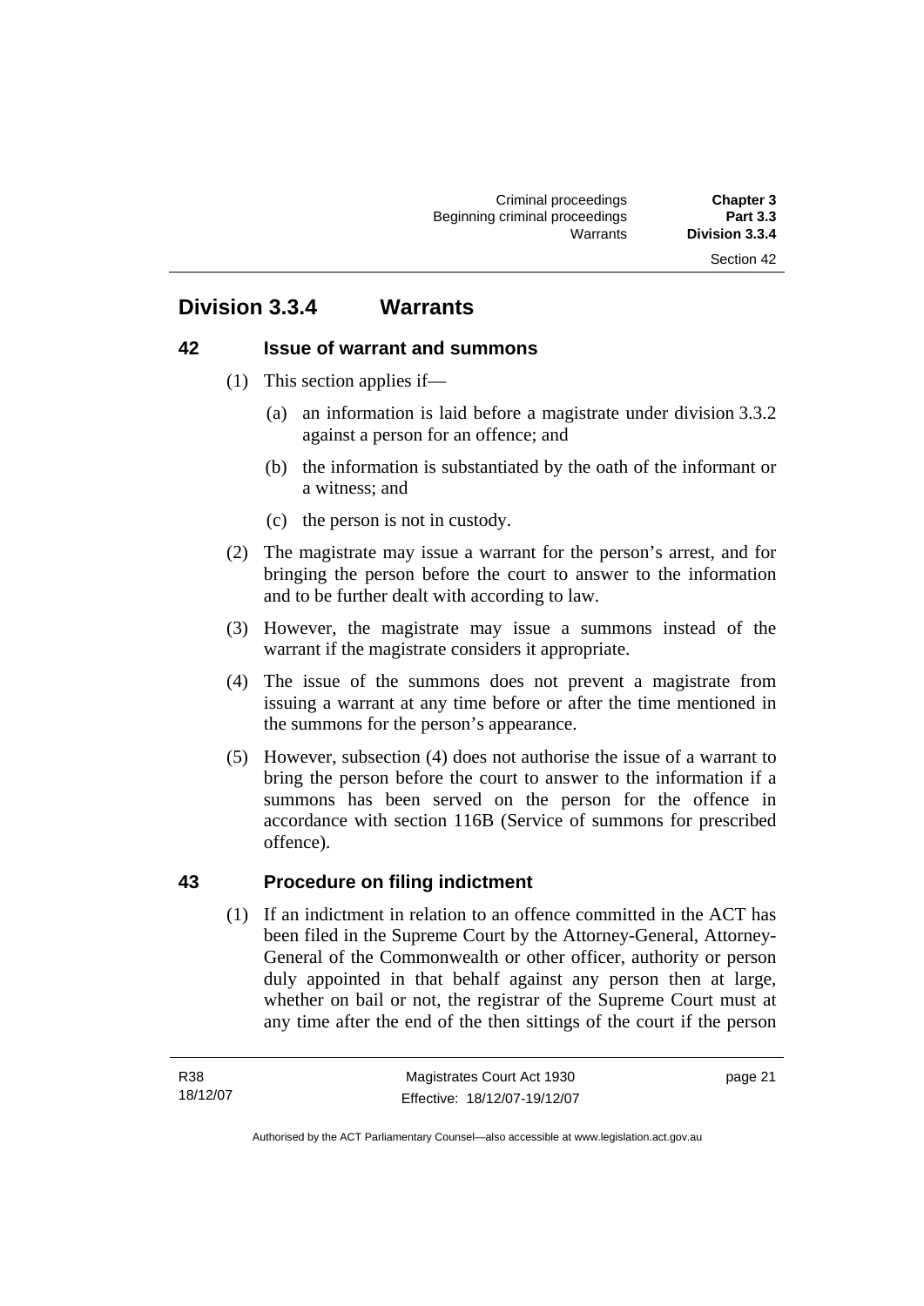## Division 3.3.4 Warrants

### 42 Issue of warrant and summons

(1) This section applies if—

  (a) an information is laid before a magistrate under division 3.3.2 against a person for an offence; and

  (b) the information is substantiated by the oath of the informant or a witness; and

  (c) the person is not in custody.

(2) The magistrate may issue a warrant for the person's arrest, and for bringing the person before the court to answer to the information and to be further dealt with according to law.

(3) However, the magistrate may issue a summons instead of the warrant if the magistrate considers it appropriate.

(4) The issue of the summons does not prevent a magistrate from issuing a warrant at any time before or after the time mentioned in the summons for the person's appearance.

(5) However, subsection (4) does not authorise the issue of a warrant to bring the person before the court to answer to the information if a summons has been served on the person for the offence in accordance with section 116B (Service of summons for prescribed offence).

### 43 Procedure on filing indictment

(1) If an indictment in relation to an offence committed in the ACT has been filed in the Supreme Court by the Attorney-General, Attorney-General of the Commonwealth or other officer, authority or person duly appointed in that behalf against any person then at large, whether on bail or not, the registrar of the Supreme Court must at any time after the end of the then sittings of the court if the person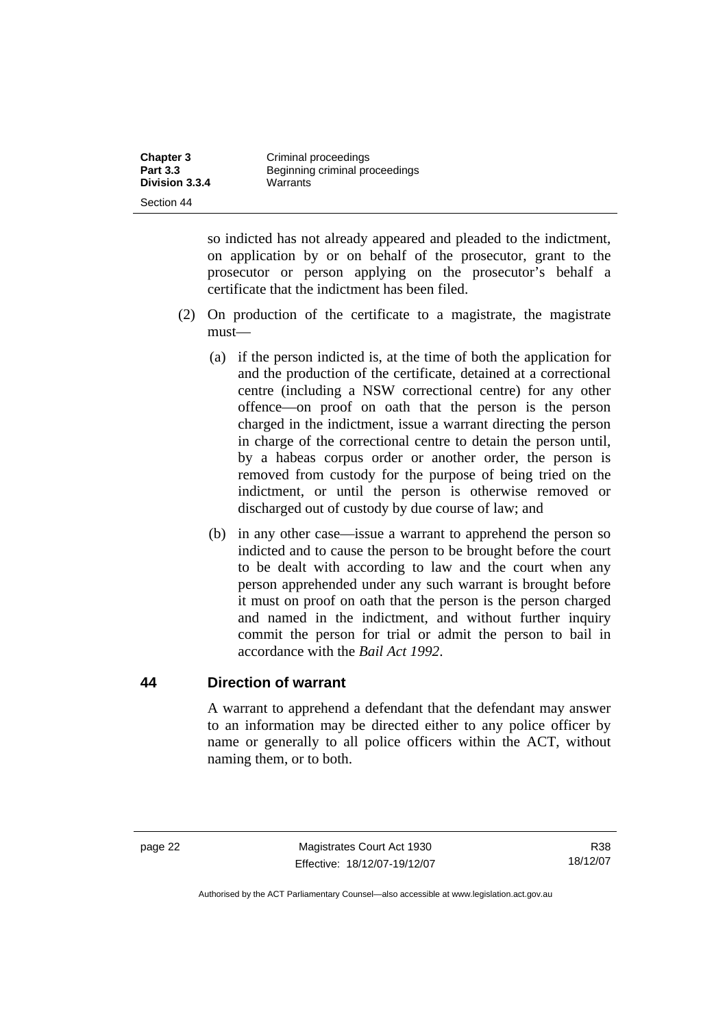so indicted has not already appeared and pleaded to the indictment, on application by or on behalf of the prosecutor, grant to the prosecutor or person applying on the prosecutor's behalf a certificate that the indictment has been filed.

(2) On production of the certificate to a magistrate, the magistrate must—

(a) if the person indicted is, at the time of both the application for and the production of the certificate, detained at a correctional centre (including a NSW correctional centre) for any other offence—on proof on oath that the person is the person charged in the indictment, issue a warrant directing the person in charge of the correctional centre to detain the person until, by a habeas corpus order or another order, the person is removed from custody for the purpose of being tried on the indictment, or until the person is otherwise removed or discharged out of custody by due course of law; and

(b) in any other case—issue a warrant to apprehend the person so indicted and to cause the person to be brought before the court to be dealt with according to law and the court when any person apprehended under any such warrant is brought before it must on proof on oath that the person is the person charged and named in the indictment, and without further inquiry commit the person for trial or admit the person to bail in accordance with the *Bail Act 1992*.

## 44 Direction of warrant

A warrant to apprehend a defendant that the defendant may answer to an information may be directed either to any police officer by name or generally to all police officers within the ACT, without naming them, or to both.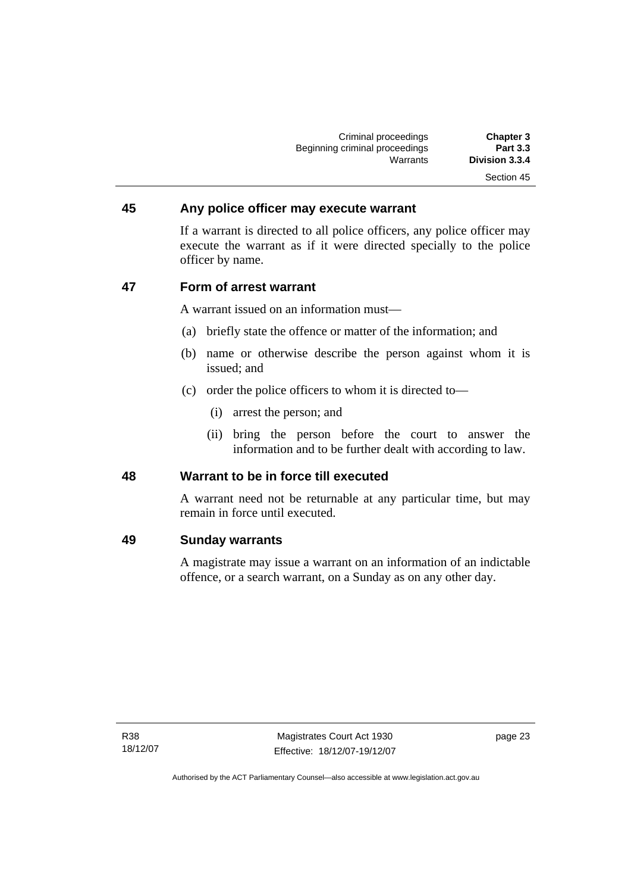## 45 Any police officer may execute warrant

If a warrant is directed to all police officers, any police officer may execute the warrant as if it were directed specially to the police officer by name.

## 47 Form of arrest warrant

A warrant issued on an information must—

(a) briefly state the offence or matter of the information; and

(b) name or otherwise describe the person against whom it is issued; and

(c) order the police officers to whom it is directed to—

  (i) arrest the person; and

  (ii) bring the person before the court to answer the information and to be further dealt with according to law.

## 48 Warrant to be in force till executed

A warrant need not be returnable at any particular time, but may remain in force until executed.

## 49 Sunday warrants

A magistrate may issue a warrant on an information of an indictable offence, or a search warrant, on a Sunday as on any other day.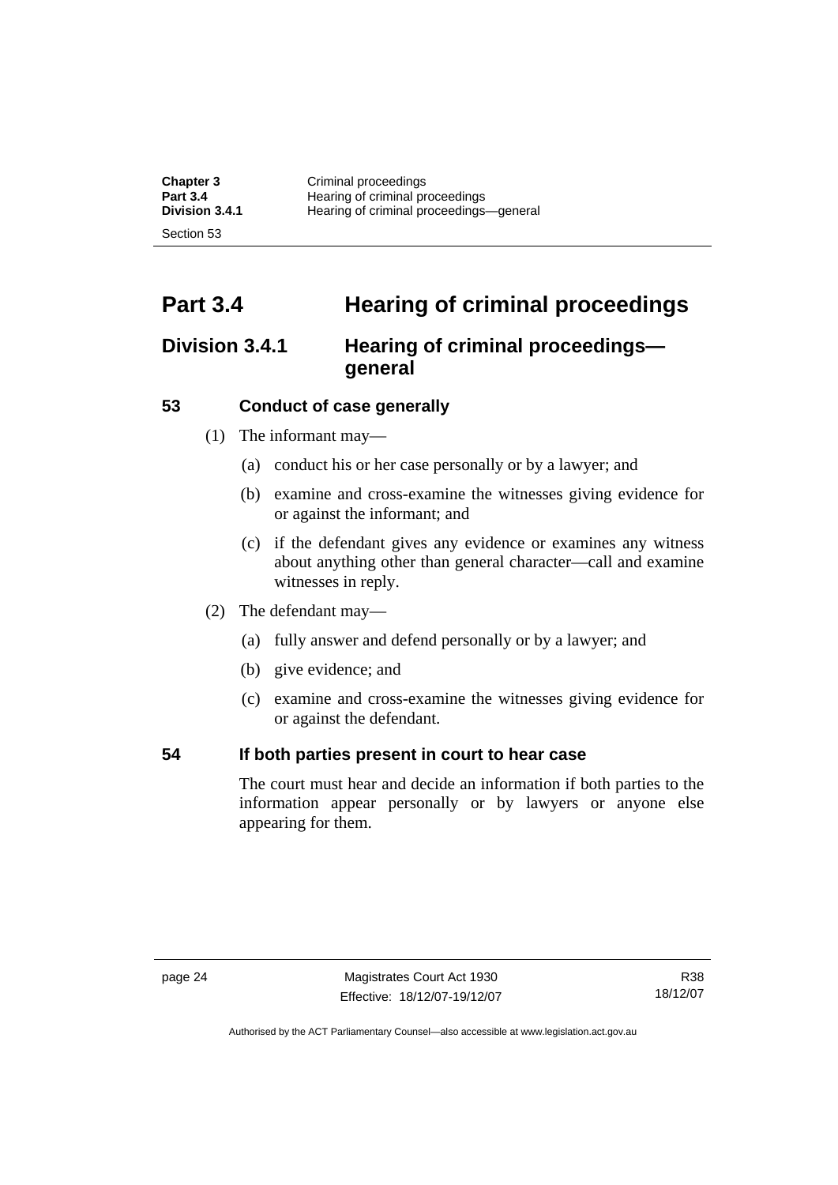# Part 3.4 Hearing of criminal proceedings

## Division 3.4.1 Hearing of criminal proceedings—general

### 53 Conduct of case generally

(1) The informant may—

(a) conduct his or her case personally or by a lawyer; and

(b) examine and cross-examine the witnesses giving evidence for or against the informant; and

(c) if the defendant gives any evidence or examines any witness about anything other than general character—call and examine witnesses in reply.

(2) The defendant may—

(a) fully answer and defend personally or by a lawyer; and

(b) give evidence; and

(c) examine and cross-examine the witnesses giving evidence for or against the defendant.

### 54 If both parties present in court to hear case

The court must hear and decide an information if both parties to the information appear personally or by lawyers or anyone else appearing for them.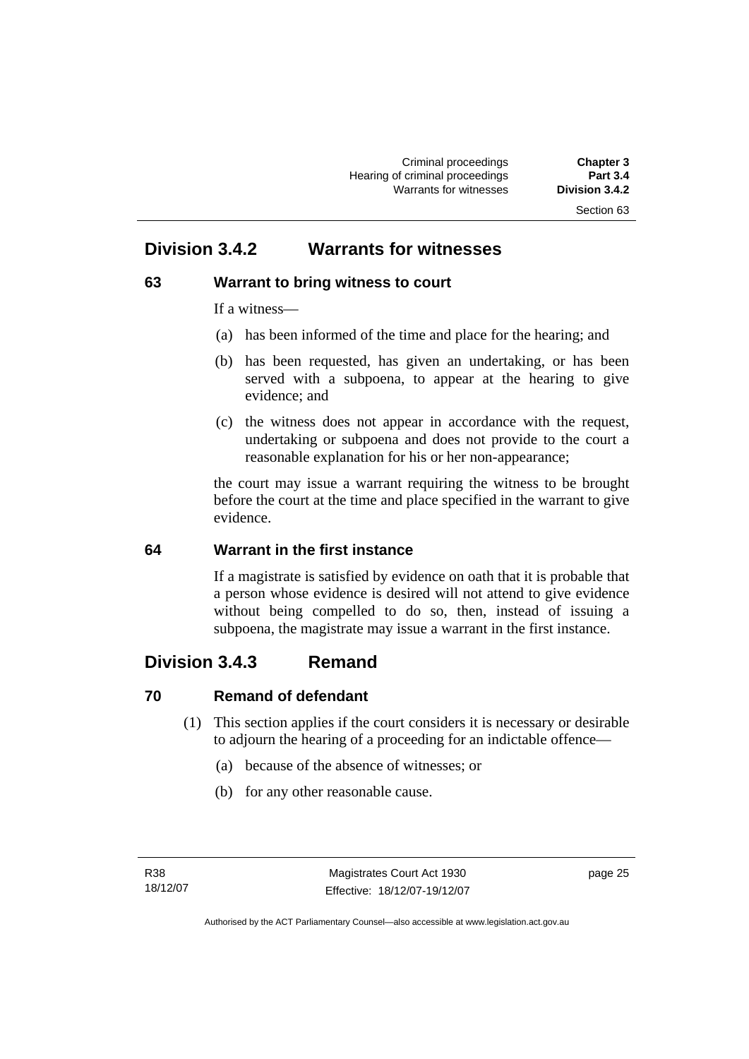## Division 3.4.2 Warrants for witnesses

### 63 Warrant to bring witness to court

If a witness—

(a) has been informed of the time and place for the hearing; and

(b) has been requested, has given an undertaking, or has been served with a subpoena, to appear at the hearing to give evidence; and

(c) the witness does not appear in accordance with the request, undertaking or subpoena and does not provide to the court a reasonable explanation for his or her non-appearance;

the court may issue a warrant requiring the witness to be brought before the court at the time and place specified in the warrant to give evidence.

### 64 Warrant in the first instance

If a magistrate is satisfied by evidence on oath that it is probable that a person whose evidence is desired will not attend to give evidence without being compelled to do so, then, instead of issuing a subpoena, the magistrate may issue a warrant in the first instance.

## Division 3.4.3 Remand

### 70 Remand of defendant

(1) This section applies if the court considers it is necessary or desirable to adjourn the hearing of a proceeding for an indictable offence—

(a) because of the absence of witnesses; or

(b) for any other reasonable cause.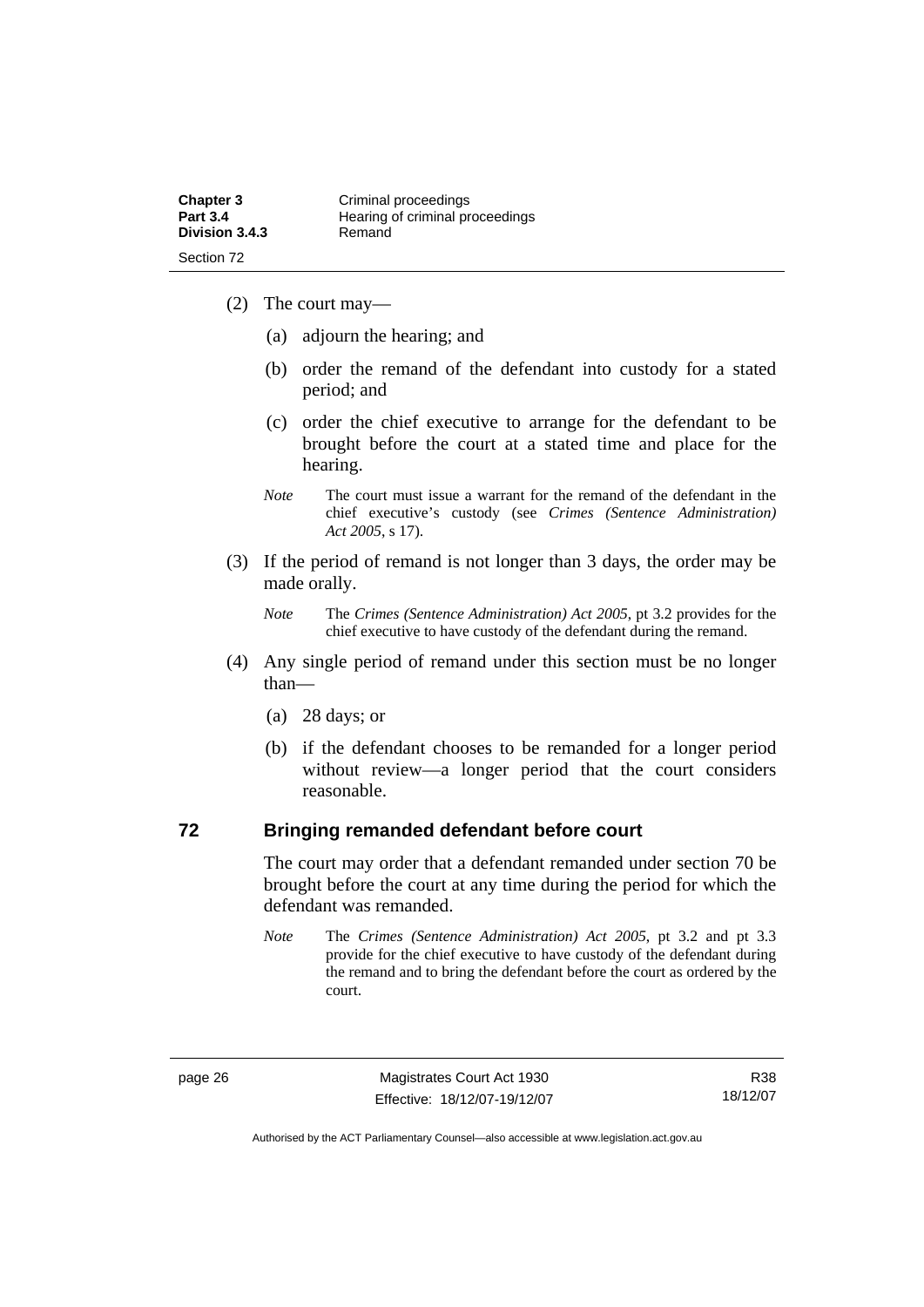(2) The court may—

(a) adjourn the hearing; and

(b) order the remand of the defendant into custody for a stated period; and

(c) order the chief executive to arrange for the defendant to be brought before the court at a stated time and place for the hearing.

*Note* The court must issue a warrant for the remand of the defendant in the chief executive's custody (see *Crimes (Sentence Administration) Act 2005*, s 17).

(3) If the period of remand is not longer than 3 days, the order may be made orally.

*Note* The *Crimes (Sentence Administration) Act 2005*, pt 3.2 provides for the chief executive to have custody of the defendant during the remand.

(4) Any single period of remand under this section must be no longer than—

(a) 28 days; or

(b) if the defendant chooses to be remanded for a longer period without review—a longer period that the court considers reasonable.

## 72 Bringing remanded defendant before court

The court may order that a defendant remanded under section 70 be brought before the court at any time during the period for which the defendant was remanded.

*Note* The *Crimes (Sentence Administration) Act 2005*, pt 3.2 and pt 3.3 provide for the chief executive to have custody of the defendant during the remand and to bring the defendant before the court as ordered by the court.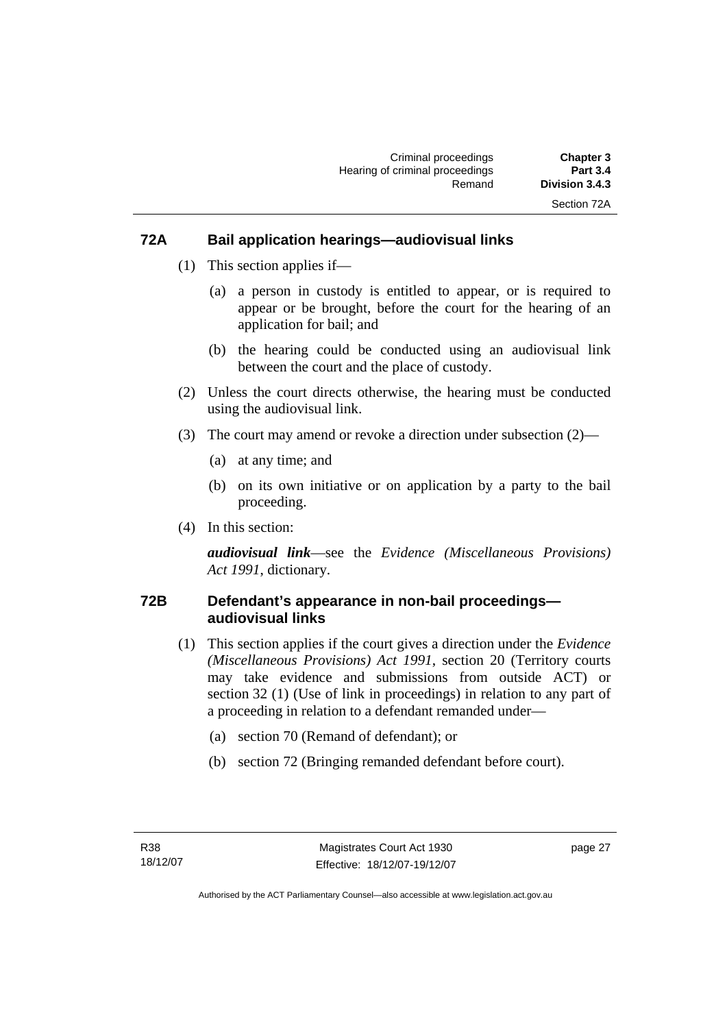## 72A Bail application hearings—audiovisual links

(1) This section applies if—

(a) a person in custody is entitled to appear, or is required to appear or be brought, before the court for the hearing of an application for bail; and

(b) the hearing could be conducted using an audiovisual link between the court and the place of custody.

(2) Unless the court directs otherwise, the hearing must be conducted using the audiovisual link.

(3) The court may amend or revoke a direction under subsection (2)—

(a) at any time; and

(b) on its own initiative or on application by a party to the bail proceeding.

(4) In this section:

***audiovisual link***—see the *Evidence (Miscellaneous Provisions) Act 1991*, dictionary.

## 72B Defendant's appearance in non-bail proceedings—audiovisual links

(1) This section applies if the court gives a direction under the *Evidence (Miscellaneous Provisions) Act 1991*, section 20 (Territory courts may take evidence and submissions from outside ACT) or section 32 (1) (Use of link in proceedings) in relation to any part of a proceeding in relation to a defendant remanded under—

(a) section 70 (Remand of defendant); or

(b) section 72 (Bringing remanded defendant before court).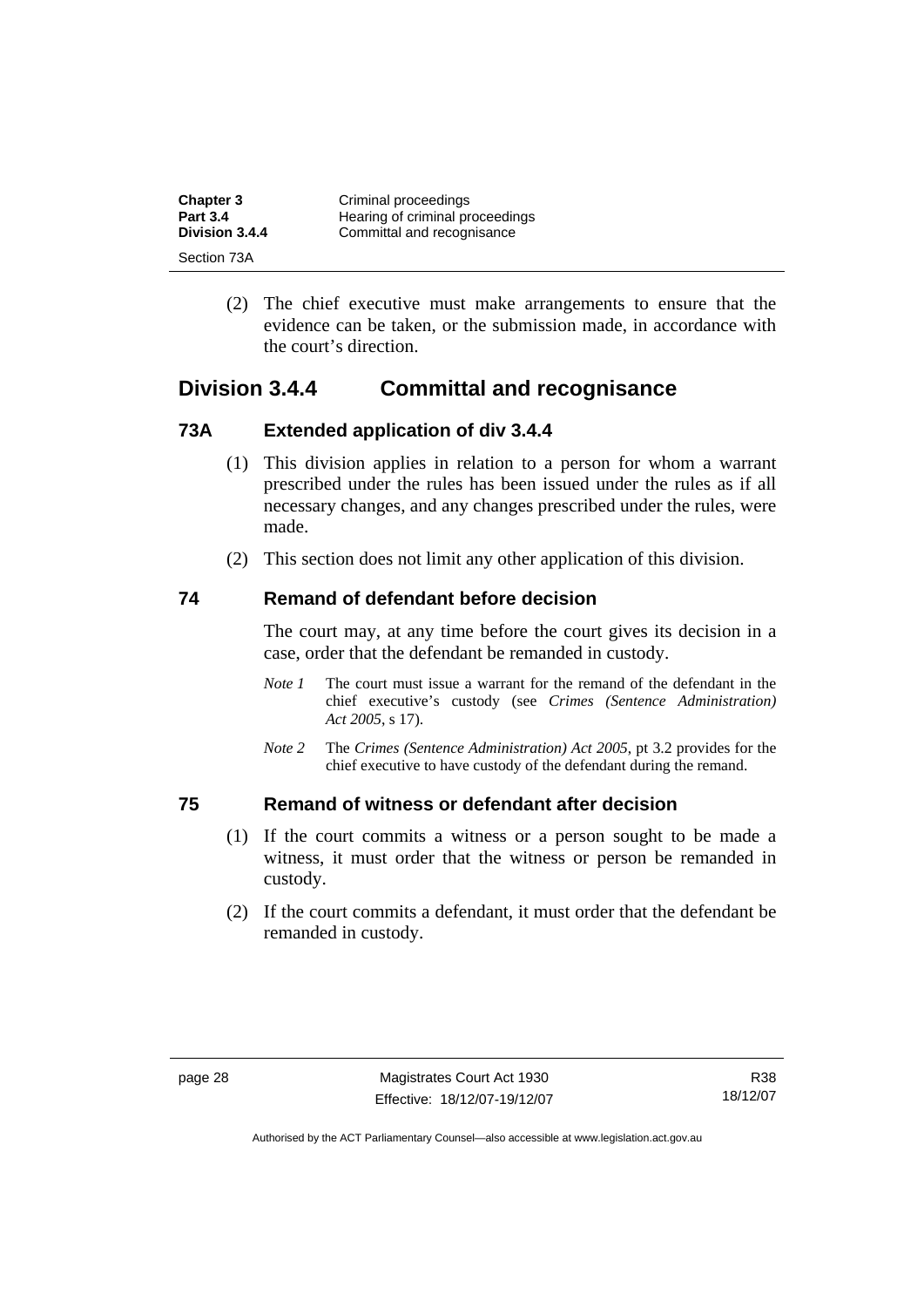(2) The chief executive must make arrangements to ensure that the evidence can be taken, or the submission made, in accordance with the court's direction.

## Division 3.4.4 Committal and recognisance

### 73A Extended application of div 3.4.4

(1) This division applies in relation to a person for whom a warrant prescribed under the rules has been issued under the rules as if all necessary changes, and any changes prescribed under the rules, were made.

(2) This section does not limit any other application of this division.

### 74 Remand of defendant before decision

The court may, at any time before the court gives its decision in a case, order that the defendant be remanded in custody.

*Note 1* The court must issue a warrant for the remand of the defendant in the chief executive's custody (see *Crimes (Sentence Administration) Act 2005*, s 17).

*Note 2* The *Crimes (Sentence Administration) Act 2005*, pt 3.2 provides for the chief executive to have custody of the defendant during the remand.

### 75 Remand of witness or defendant after decision

(1) If the court commits a witness or a person sought to be made a witness, it must order that the witness or person be remanded in custody.

(2) If the court commits a defendant, it must order that the defendant be remanded in custody.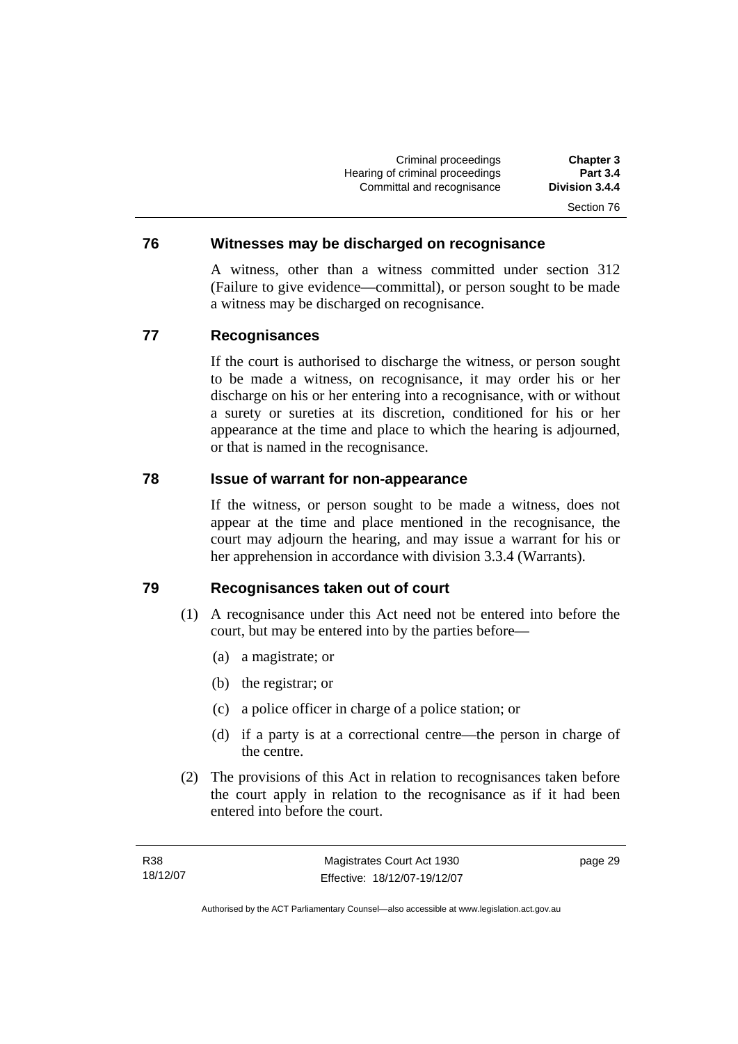## 76 Witnesses may be discharged on recognisance

A witness, other than a witness committed under section 312 (Failure to give evidence—committal), or person sought to be made a witness may be discharged on recognisance.

## 77 Recognisances

If the court is authorised to discharge the witness, or person sought to be made a witness, on recognisance, it may order his or her discharge on his or her entering into a recognisance, with or without a surety or sureties at its discretion, conditioned for his or her appearance at the time and place to which the hearing is adjourned, or that is named in the recognisance.

## 78 Issue of warrant for non-appearance

If the witness, or person sought to be made a witness, does not appear at the time and place mentioned in the recognisance, the court may adjourn the hearing, and may issue a warrant for his or her apprehension in accordance with division 3.3.4 (Warrants).

## 79 Recognisances taken out of court

(1) A recognisance under this Act need not be entered into before the court, but may be entered into by the parties before—

(a) a magistrate; or

(b) the registrar; or

(c) a police officer in charge of a police station; or

(d) if a party is at a correctional centre—the person in charge of the centre.

(2) The provisions of this Act in relation to recognisances taken before the court apply in relation to the recognisance as if it had been entered into before the court.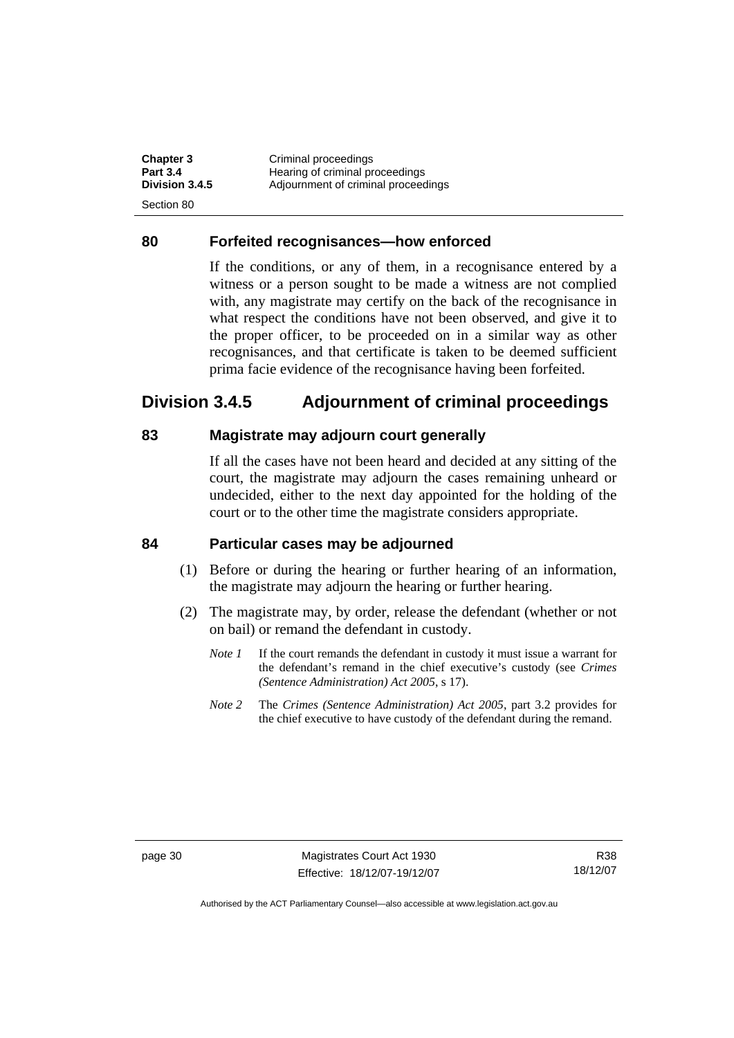## 80 Forfeited recognisances—how enforced

If the conditions, or any of them, in a recognisance entered by a witness or a person sought to be made a witness are not complied with, any magistrate may certify on the back of the recognisance in what respect the conditions have not been observed, and give it to the proper officer, to be proceeded on in a similar way as other recognisances, and that certificate is taken to be deemed sufficient prima facie evidence of the recognisance having been forfeited.

# Division 3.4.5 Adjournment of criminal proceedings

## 83 Magistrate may adjourn court generally

If all the cases have not been heard and decided at any sitting of the court, the magistrate may adjourn the cases remaining unheard or undecided, either to the next day appointed for the holding of the court or to the other time the magistrate considers appropriate.

## 84 Particular cases may be adjourned

(1) Before or during the hearing or further hearing of an information, the magistrate may adjourn the hearing or further hearing.

(2) The magistrate may, by order, release the defendant (whether or not on bail) or remand the defendant in custody.

*Note 1* If the court remands the defendant in custody it must issue a warrant for the defendant's remand in the chief executive's custody (see *Crimes (Sentence Administration) Act 2005*, s 17).

*Note 2* The *Crimes (Sentence Administration) Act 2005*, part 3.2 provides for the chief executive to have custody of the defendant during the remand.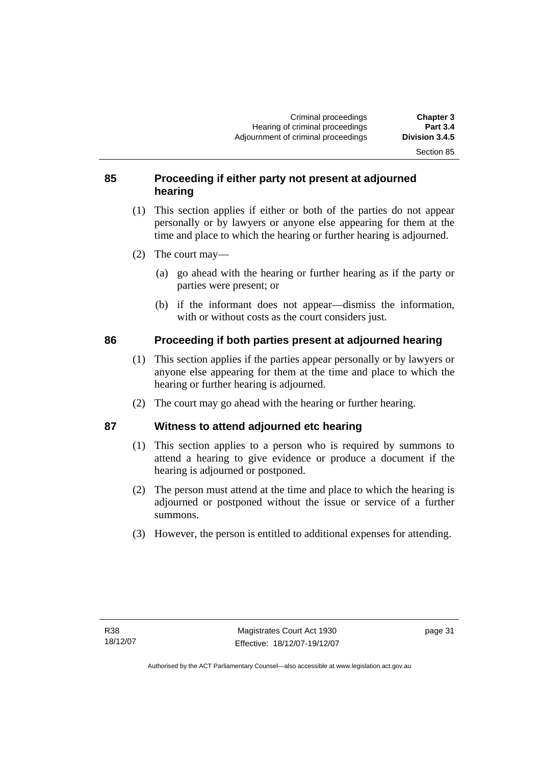## 85 Proceeding if either party not present at adjourned hearing

(1) This section applies if either or both of the parties do not appear personally or by lawyers or anyone else appearing for them at the time and place to which the hearing or further hearing is adjourned.

(2) The court may—

(a) go ahead with the hearing or further hearing as if the party or parties were present; or

(b) if the informant does not appear—dismiss the information, with or without costs as the court considers just.

## 86 Proceeding if both parties present at adjourned hearing

(1) This section applies if the parties appear personally or by lawyers or anyone else appearing for them at the time and place to which the hearing or further hearing is adjourned.

(2) The court may go ahead with the hearing or further hearing.

## 87 Witness to attend adjourned etc hearing

(1) This section applies to a person who is required by summons to attend a hearing to give evidence or produce a document if the hearing is adjourned or postponed.

(2) The person must attend at the time and place to which the hearing is adjourned or postponed without the issue or service of a further summons.

(3) However, the person is entitled to additional expenses for attending.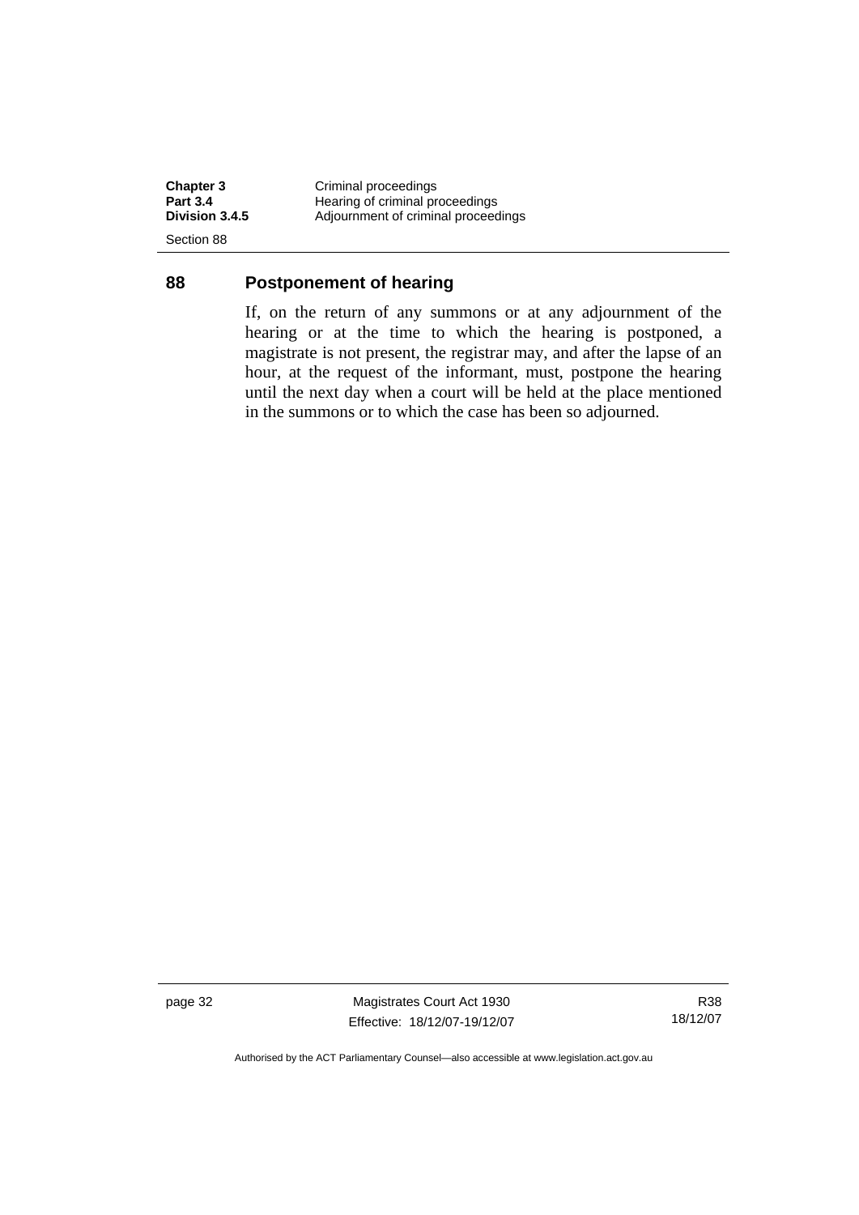## 88 Postponement of hearing

If, on the return of any summons or at any adjournment of the hearing or at the time to which the hearing is postponed, a magistrate is not present, the registrar may, and after the lapse of an hour, at the request of the informant, must, postpone the hearing until the next day when a court will be held at the place mentioned in the summons or to which the case has been so adjourned.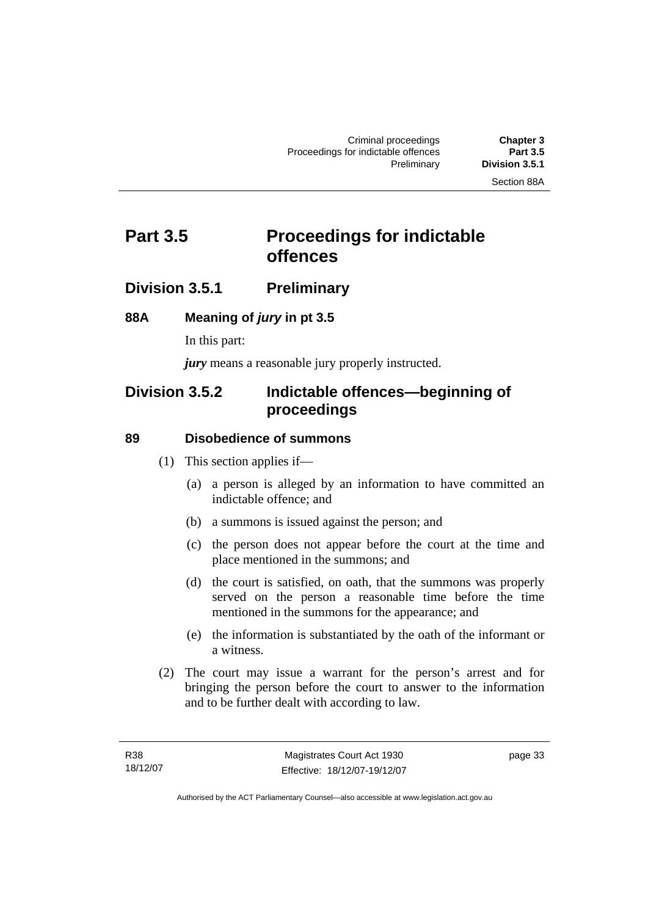# Part 3.5 Proceedings for indictable offences

## Division 3.5.1 Preliminary

### 88A Meaning of *jury* in pt 3.5

In this part:

***jury*** means a reasonable jury properly instructed.

## Division 3.5.2 Indictable offences—beginning of proceedings

### 89 Disobedience of summons

(1) This section applies if—

(a) a person is alleged by an information to have committed an indictable offence; and

(b) a summons is issued against the person; and

(c) the person does not appear before the court at the time and place mentioned in the summons; and

(d) the court is satisfied, on oath, that the summons was properly served on the person a reasonable time before the time mentioned in the summons for the appearance; and

(e) the information is substantiated by the oath of the informant or a witness.

(2) The court may issue a warrant for the person's arrest and for bringing the person before the court to answer to the information and to be further dealt with according to law.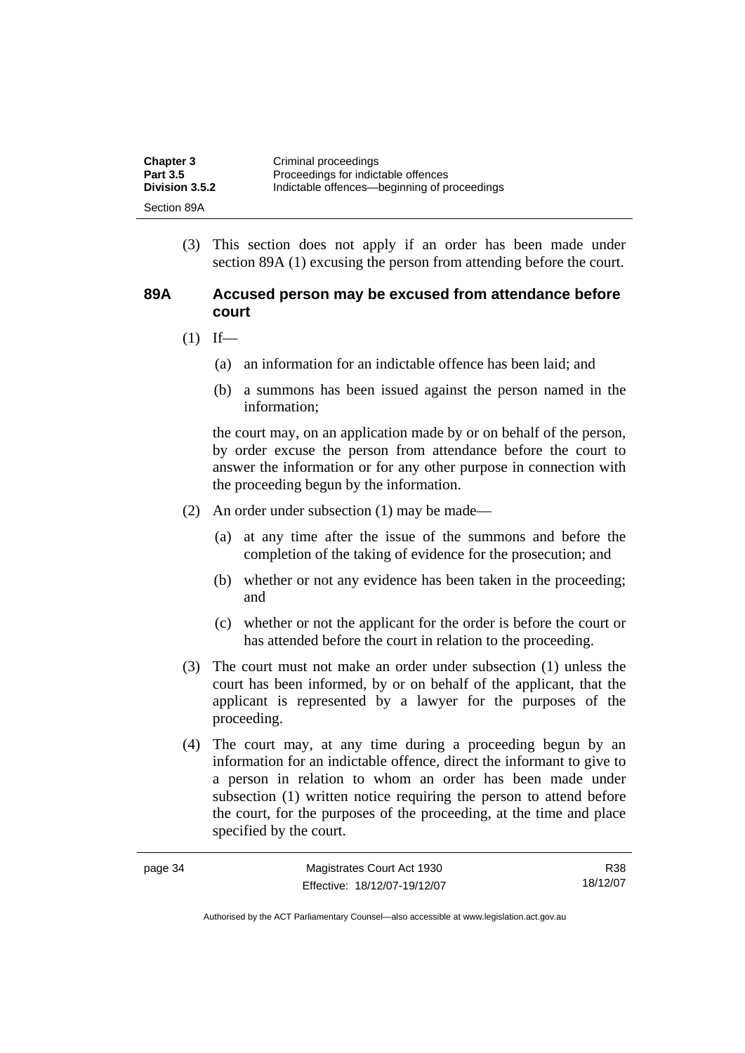(3) This section does not apply if an order has been made under section 89A (1) excusing the person from attending before the court.

### 89A Accused person may be excused from attendance before court

(1) If—

(a) an information for an indictable offence has been laid; and

(b) a summons has been issued against the person named in the information;

the court may, on an application made by or on behalf of the person, by order excuse the person from attendance before the court to answer the information or for any other purpose in connection with the proceeding begun by the information.

(2) An order under subsection (1) may be made—

(a) at any time after the issue of the summons and before the completion of the taking of evidence for the prosecution; and

(b) whether or not any evidence has been taken in the proceeding; and

(c) whether or not the applicant for the order is before the court or has attended before the court in relation to the proceeding.

(3) The court must not make an order under subsection (1) unless the court has been informed, by or on behalf of the applicant, that the applicant is represented by a lawyer for the purposes of the proceeding.

(4) The court may, at any time during a proceeding begun by an information for an indictable offence, direct the informant to give to a person in relation to whom an order has been made under subsection (1) written notice requiring the person to attend before the court, for the purposes of the proceeding, at the time and place specified by the court.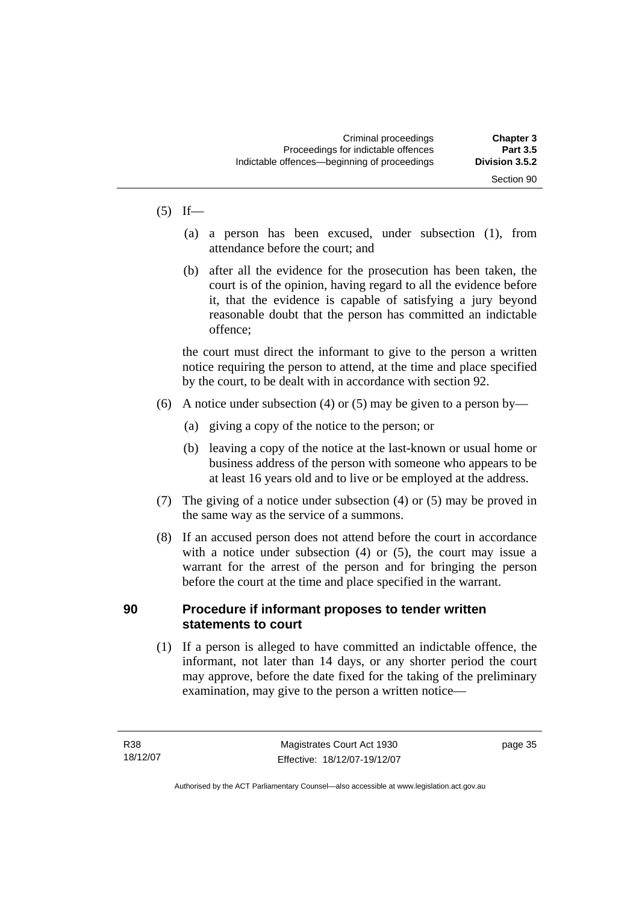(5) If—

 (a) a person has been excused, under subsection (1), from attendance before the court; and

 (b) after all the evidence for the prosecution has been taken, the court is of the opinion, having regard to all the evidence before it, that the evidence is capable of satisfying a jury beyond reasonable doubt that the person has committed an indictable offence;

the court must direct the informant to give to the person a written notice requiring the person to attend, at the time and place specified by the court, to be dealt with in accordance with section 92.

(6) A notice under subsection (4) or (5) may be given to a person by—

 (a) giving a copy of the notice to the person; or

 (b) leaving a copy of the notice at the last-known or usual home or business address of the person with someone who appears to be at least 16 years old and to live or be employed at the address.

(7) The giving of a notice under subsection (4) or (5) may be proved in the same way as the service of a summons.

(8) If an accused person does not attend before the court in accordance with a notice under subsection (4) or (5), the court may issue a warrant for the arrest of the person and for bringing the person before the court at the time and place specified in the warrant.

## 90 Procedure if informant proposes to tender written statements to court

(1) If a person is alleged to have committed an indictable offence, the informant, not later than 14 days, or any shorter period the court may approve, before the date fixed for the taking of the preliminary examination, may give to the person a written notice—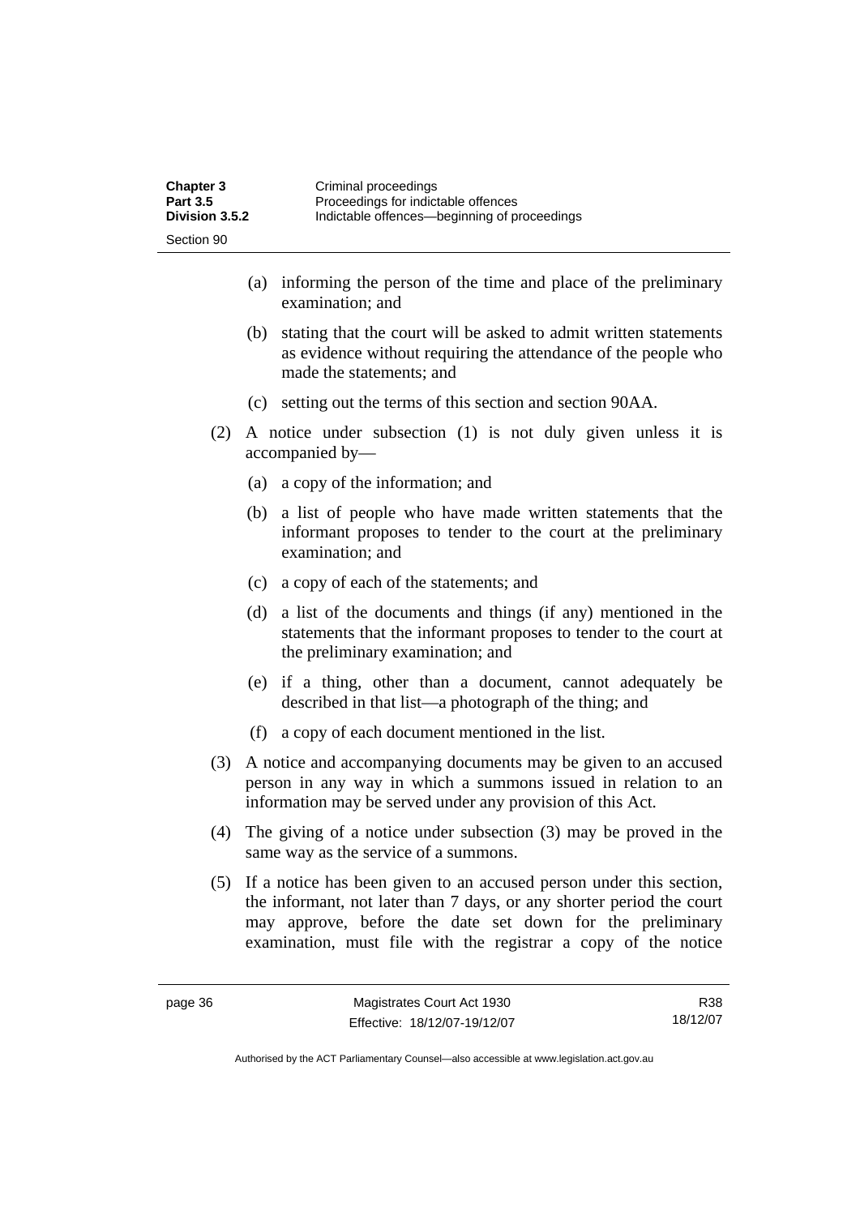- (a) informing the person of the time and place of the preliminary examination; and
- (b) stating that the court will be asked to admit written statements as evidence without requiring the attendance of the people who made the statements; and
- (c) setting out the terms of this section and section 90AA.

(2) A notice under subsection (1) is not duly given unless it is accompanied by—

- (a) a copy of the information; and
- (b) a list of people who have made written statements that the informant proposes to tender to the court at the preliminary examination; and
- (c) a copy of each of the statements; and
- (d) a list of the documents and things (if any) mentioned in the statements that the informant proposes to tender to the court at the preliminary examination; and
- (e) if a thing, other than a document, cannot adequately be described in that list—a photograph of the thing; and
- (f) a copy of each document mentioned in the list.

(3) A notice and accompanying documents may be given to an accused person in any way in which a summons issued in relation to an information may be served under any provision of this Act.

(4) The giving of a notice under subsection (3) may be proved in the same way as the service of a summons.

(5) If a notice has been given to an accused person under this section, the informant, not later than 7 days, or any shorter period the court may approve, before the date set down for the preliminary examination, must file with the registrar a copy of the notice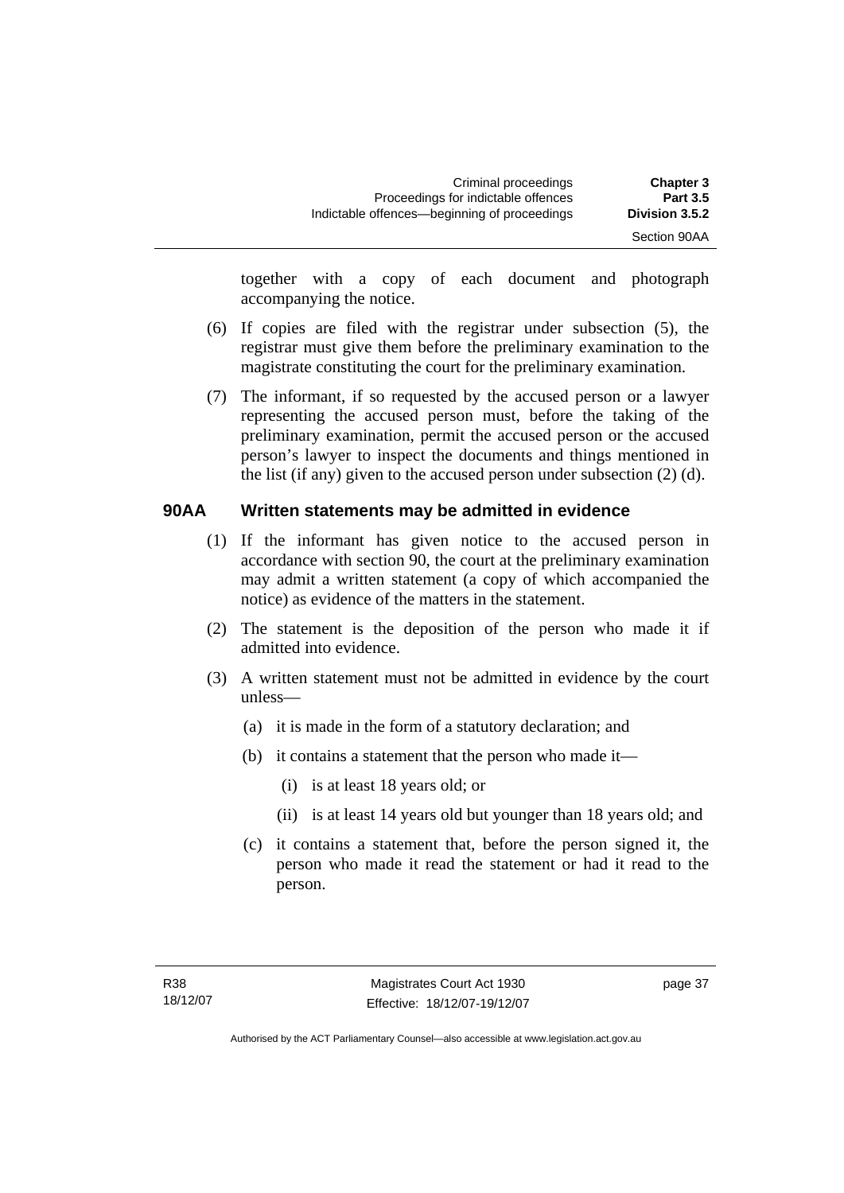together with a copy of each document and photograph accompanying the notice.

(6) If copies are filed with the registrar under subsection (5), the registrar must give them before the preliminary examination to the magistrate constituting the court for the preliminary examination.

(7) The informant, if so requested by the accused person or a lawyer representing the accused person must, before the taking of the preliminary examination, permit the accused person or the accused person's lawyer to inspect the documents and things mentioned in the list (if any) given to the accused person under subsection (2) (d).

### 90AA Written statements may be admitted in evidence

(1) If the informant has given notice to the accused person in accordance with section 90, the court at the preliminary examination may admit a written statement (a copy of which accompanied the notice) as evidence of the matters in the statement.

(2) The statement is the deposition of the person who made it if admitted into evidence.

(3) A written statement must not be admitted in evidence by the court unless—

(a) it is made in the form of a statutory declaration; and

(b) it contains a statement that the person who made it—

(i) is at least 18 years old; or

(ii) is at least 14 years old but younger than 18 years old; and

(c) it contains a statement that, before the person signed it, the person who made it read the statement or had it read to the person.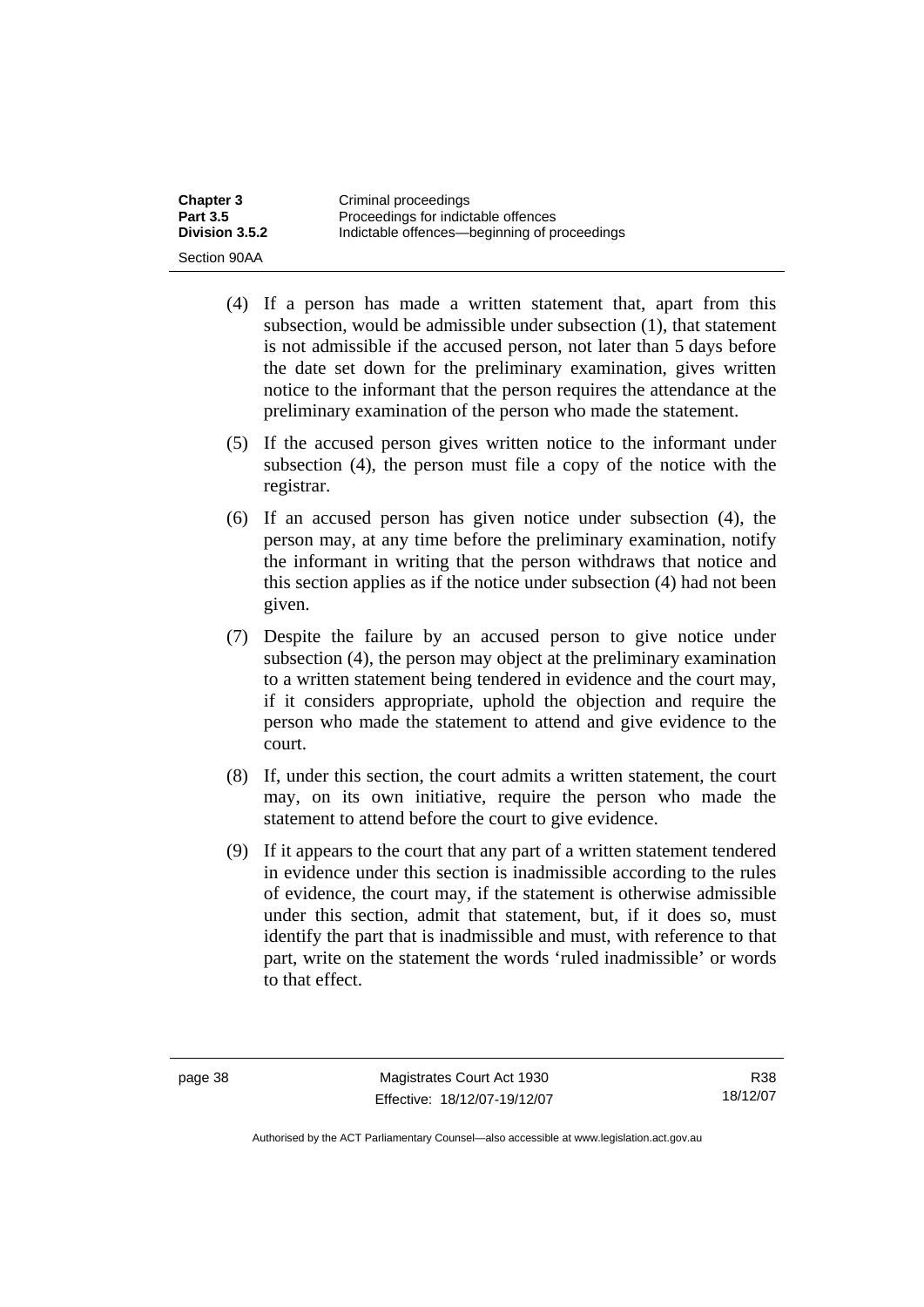(4) If a person has made a written statement that, apart from this subsection, would be admissible under subsection (1), that statement is not admissible if the accused person, not later than 5 days before the date set down for the preliminary examination, gives written notice to the informant that the person requires the attendance at the preliminary examination of the person who made the statement.

(5) If the accused person gives written notice to the informant under subsection (4), the person must file a copy of the notice with the registrar.

(6) If an accused person has given notice under subsection (4), the person may, at any time before the preliminary examination, notify the informant in writing that the person withdraws that notice and this section applies as if the notice under subsection (4) had not been given.

(7) Despite the failure by an accused person to give notice under subsection (4), the person may object at the preliminary examination to a written statement being tendered in evidence and the court may, if it considers appropriate, uphold the objection and require the person who made the statement to attend and give evidence to the court.

(8) If, under this section, the court admits a written statement, the court may, on its own initiative, require the person who made the statement to attend before the court to give evidence.

(9) If it appears to the court that any part of a written statement tendered in evidence under this section is inadmissible according to the rules of evidence, the court may, if the statement is otherwise admissible under this section, admit that statement, but, if it does so, must identify the part that is inadmissible and must, with reference to that part, write on the statement the words 'ruled inadmissible' or words to that effect.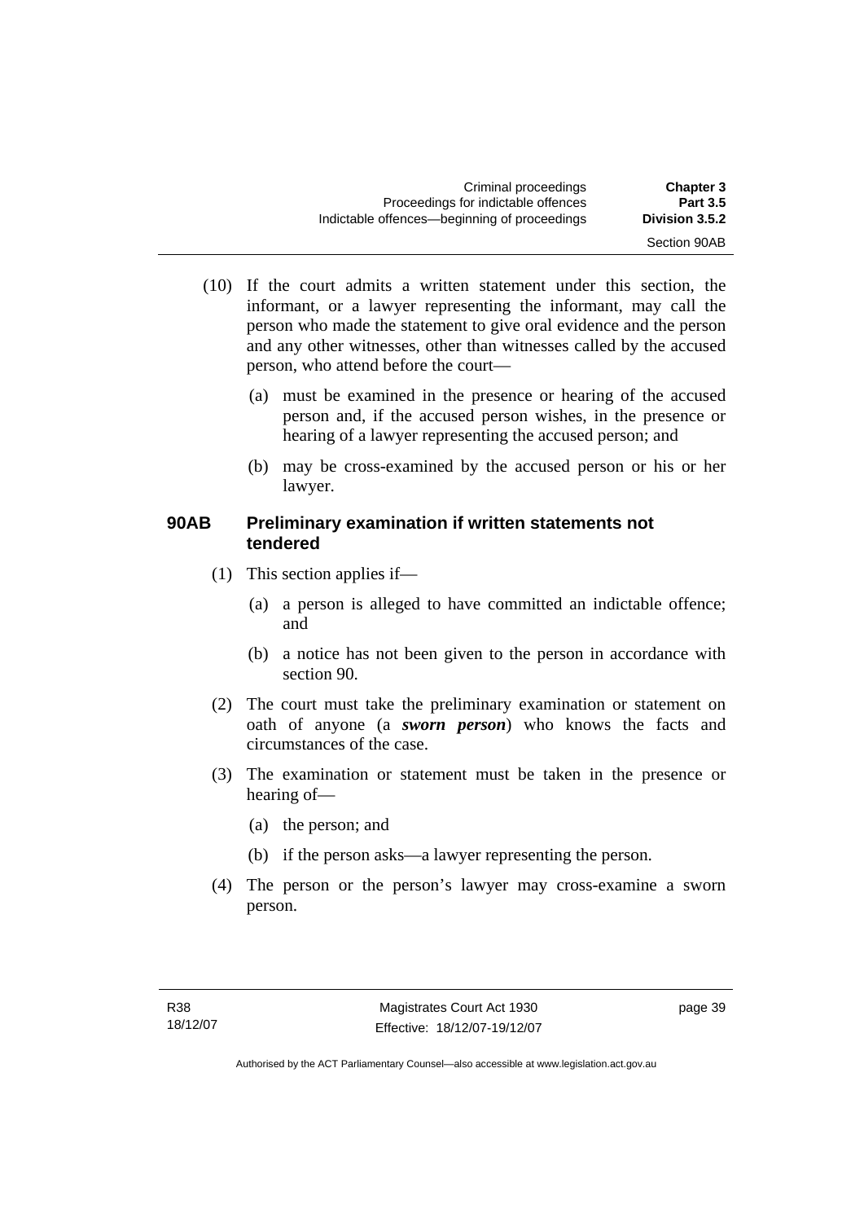(10) If the court admits a written statement under this section, the informant, or a lawyer representing the informant, may call the person who made the statement to give oral evidence and the person and any other witnesses, other than witnesses called by the accused person, who attend before the court—

(a) must be examined in the presence or hearing of the accused person and, if the accused person wishes, in the presence or hearing of a lawyer representing the accused person; and

(b) may be cross-examined by the accused person or his or her lawyer.

### 90AB Preliminary examination if written statements not tendered

(1) This section applies if—

(a) a person is alleged to have committed an indictable offence; and

(b) a notice has not been given to the person in accordance with section 90.

(2) The court must take the preliminary examination or statement on oath of anyone (a ***sworn person***) who knows the facts and circumstances of the case.

(3) The examination or statement must be taken in the presence or hearing of—

(a) the person; and

(b) if the person asks—a lawyer representing the person.

(4) The person or the person's lawyer may cross-examine a sworn person.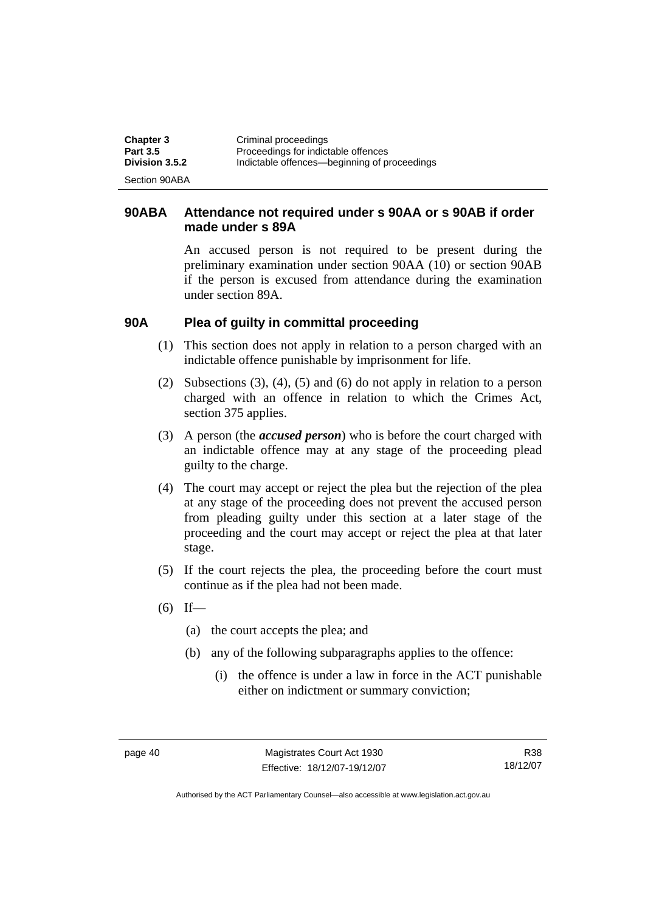### 90ABA Attendance not required under s 90AA or s 90AB if order made under s 89A

An accused person is not required to be present during the preliminary examination under section 90AA (10) or section 90AB if the person is excused from attendance during the examination under section 89A.

### 90A Plea of guilty in committal proceeding

(1) This section does not apply in relation to a person charged with an indictable offence punishable by imprisonment for life.

(2) Subsections (3), (4), (5) and (6) do not apply in relation to a person charged with an offence in relation to which the Crimes Act, section 375 applies.

(3) A person (the ***accused person***) who is before the court charged with an indictable offence may at any stage of the proceeding plead guilty to the charge.

(4) The court may accept or reject the plea but the rejection of the plea at any stage of the proceeding does not prevent the accused person from pleading guilty under this section at a later stage of the proceeding and the court may accept or reject the plea at that later stage.

(5) If the court rejects the plea, the proceeding before the court must continue as if the plea had not been made.

(6) If—

(a) the court accepts the plea; and

(b) any of the following subparagraphs applies to the offence:

(i) the offence is under a law in force in the ACT punishable either on indictment or summary conviction;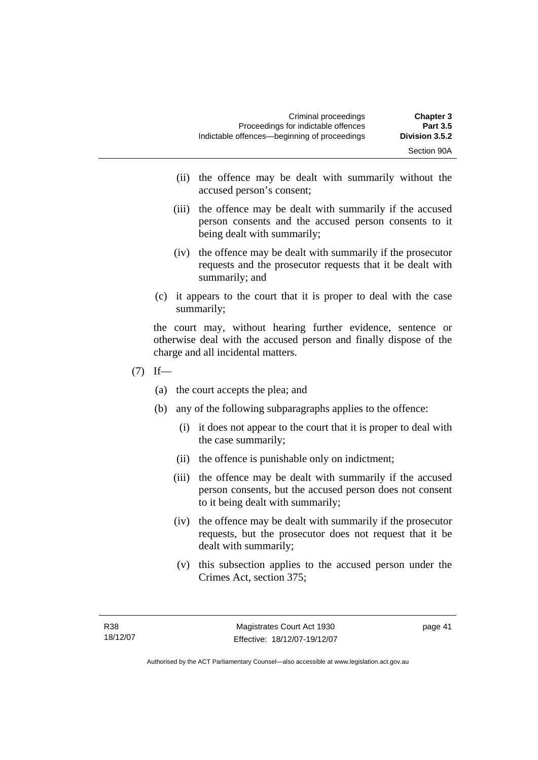(ii) the offence may be dealt with summarily without the accused person's consent;

(iii) the offence may be dealt with summarily if the accused person consents and the accused person consents to it being dealt with summarily;

(iv) the offence may be dealt with summarily if the prosecutor requests and the prosecutor requests that it be dealt with summarily; and

(c) it appears to the court that it is proper to deal with the case summarily;

the court may, without hearing further evidence, sentence or otherwise deal with the accused person and finally dispose of the charge and all incidental matters.

(7) If—

(a) the court accepts the plea; and

(b) any of the following subparagraphs applies to the offence:

(i) it does not appear to the court that it is proper to deal with the case summarily;

(ii) the offence is punishable only on indictment;

(iii) the offence may be dealt with summarily if the accused person consents, but the accused person does not consent to it being dealt with summarily;

(iv) the offence may be dealt with summarily if the prosecutor requests, but the prosecutor does not request that it be dealt with summarily;

(v) this subsection applies to the accused person under the Crimes Act, section 375;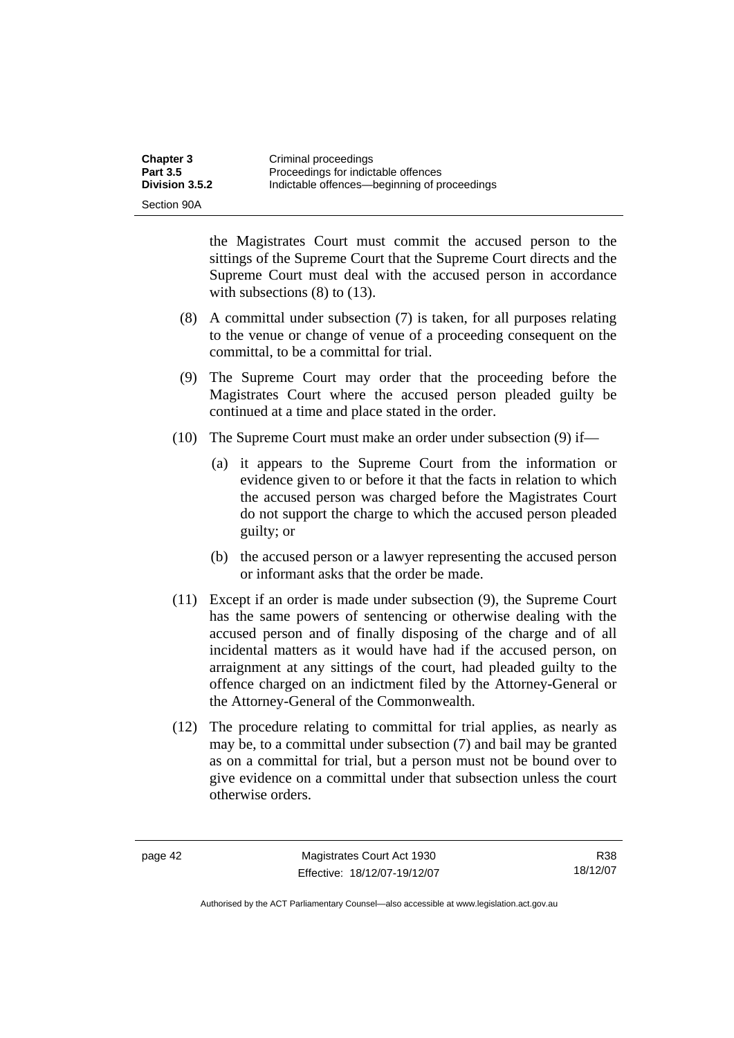the Magistrates Court must commit the accused person to the sittings of the Supreme Court that the Supreme Court directs and the Supreme Court must deal with the accused person in accordance with subsections (8) to (13).

(8) A committal under subsection (7) is taken, for all purposes relating to the venue or change of venue of a proceeding consequent on the committal, to be a committal for trial.

(9) The Supreme Court may order that the proceeding before the Magistrates Court where the accused person pleaded guilty be continued at a time and place stated in the order.

(10) The Supreme Court must make an order under subsection (9) if—

(a) it appears to the Supreme Court from the information or evidence given to or before it that the facts in relation to which the accused person was charged before the Magistrates Court do not support the charge to which the accused person pleaded guilty; or

(b) the accused person or a lawyer representing the accused person or informant asks that the order be made.

(11) Except if an order is made under subsection (9), the Supreme Court has the same powers of sentencing or otherwise dealing with the accused person and of finally disposing of the charge and of all incidental matters as it would have had if the accused person, on arraignment at any sittings of the court, had pleaded guilty to the offence charged on an indictment filed by the Attorney-General or the Attorney-General of the Commonwealth.

(12) The procedure relating to committal for trial applies, as nearly as may be, to a committal under subsection (7) and bail may be granted as on a committal for trial, but a person must not be bound over to give evidence on a committal under that subsection unless the court otherwise orders.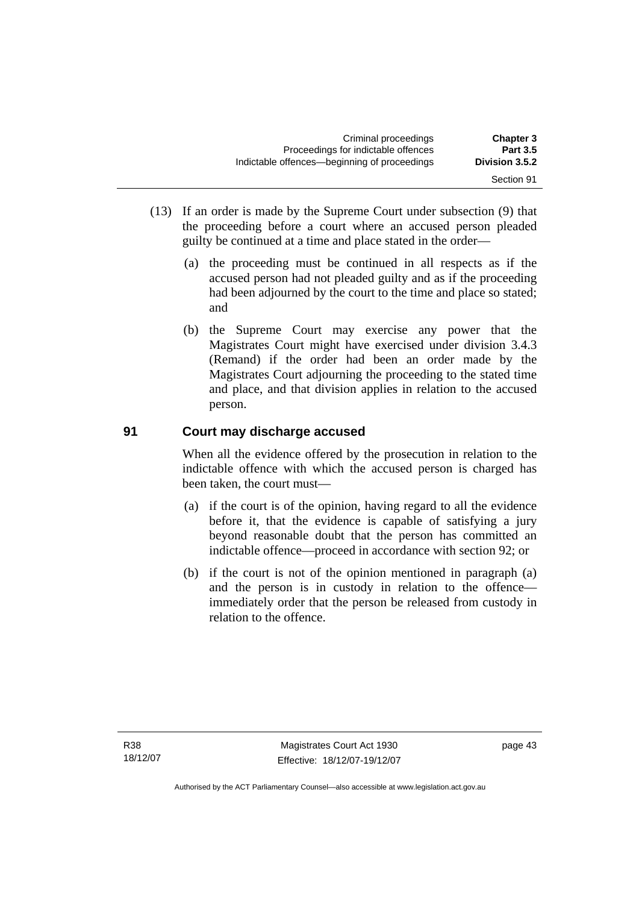(13) If an order is made by the Supreme Court under subsection (9) that the proceeding before a court where an accused person pleaded guilty be continued at a time and place stated in the order—

(a) the proceeding must be continued in all respects as if the accused person had not pleaded guilty and as if the proceeding had been adjourned by the court to the time and place so stated; and

(b) the Supreme Court may exercise any power that the Magistrates Court might have exercised under division 3.4.3 (Remand) if the order had been an order made by the Magistrates Court adjourning the proceeding to the stated time and place, and that division applies in relation to the accused person.

## 91 Court may discharge accused

When all the evidence offered by the prosecution in relation to the indictable offence with which the accused person is charged has been taken, the court must—

(a) if the court is of the opinion, having regard to all the evidence before it, that the evidence is capable of satisfying a jury beyond reasonable doubt that the person has committed an indictable offence—proceed in accordance with section 92; or

(b) if the court is not of the opinion mentioned in paragraph (a) and the person is in custody in relation to the offence—immediately order that the person be released from custody in relation to the offence.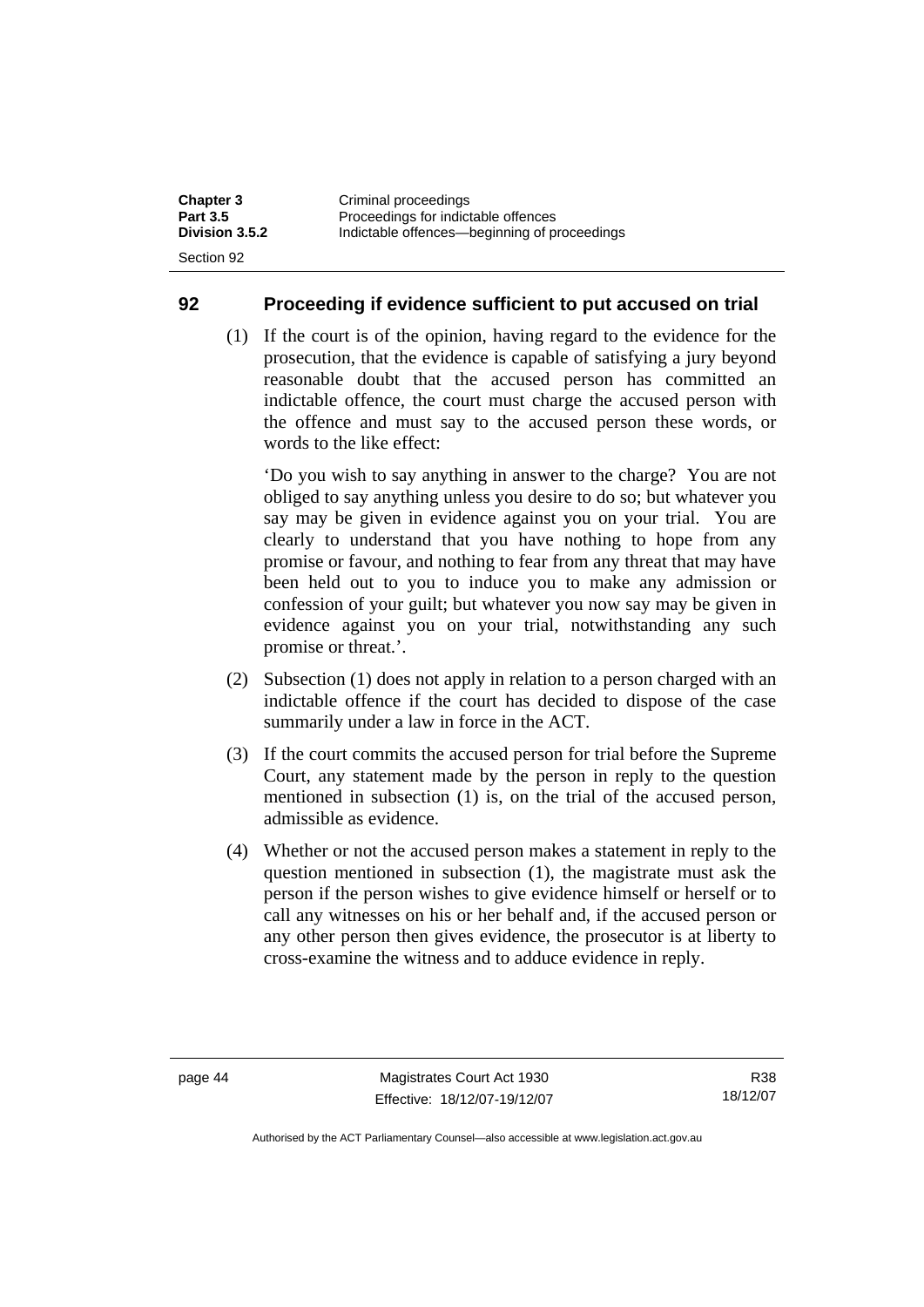## 92 Proceeding if evidence sufficient to put accused on trial

(1) If the court is of the opinion, having regard to the evidence for the prosecution, that the evidence is capable of satisfying a jury beyond reasonable doubt that the accused person has committed an indictable offence, the court must charge the accused person with the offence and must say to the accused person these words, or words to the like effect:

'Do you wish to say anything in answer to the charge? You are not obliged to say anything unless you desire to do so; but whatever you say may be given in evidence against you on your trial. You are clearly to understand that you have nothing to hope from any promise or favour, and nothing to fear from any threat that may have been held out to you to induce you to make any admission or confession of your guilt; but whatever you now say may be given in evidence against you on your trial, notwithstanding any such promise or threat.'.

(2) Subsection (1) does not apply in relation to a person charged with an indictable offence if the court has decided to dispose of the case summarily under a law in force in the ACT.

(3) If the court commits the accused person for trial before the Supreme Court, any statement made by the person in reply to the question mentioned in subsection (1) is, on the trial of the accused person, admissible as evidence.

(4) Whether or not the accused person makes a statement in reply to the question mentioned in subsection (1), the magistrate must ask the person if the person wishes to give evidence himself or herself or to call any witnesses on his or her behalf and, if the accused person or any other person then gives evidence, the prosecutor is at liberty to cross-examine the witness and to adduce evidence in reply.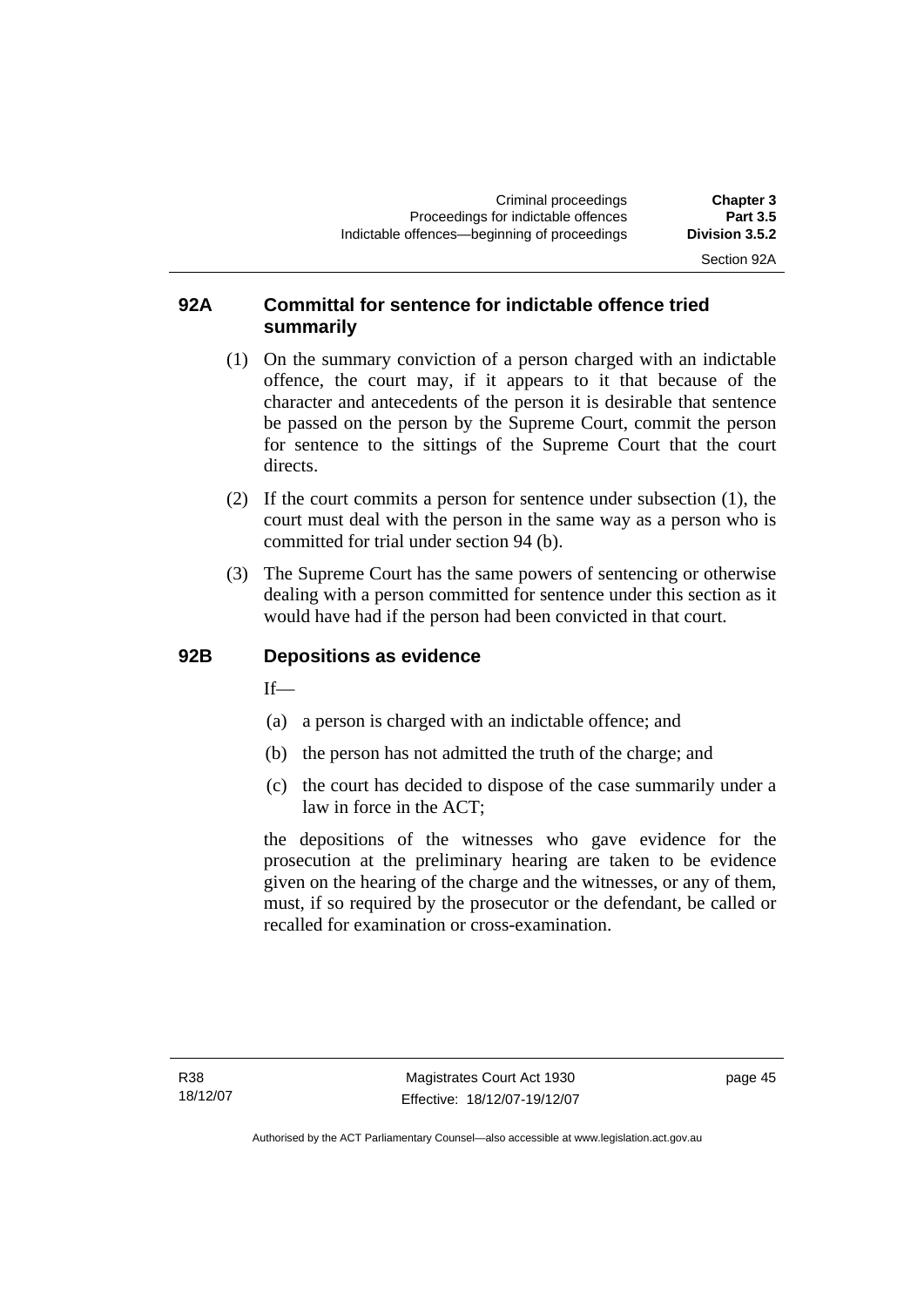## 92A Committal for sentence for indictable offence tried summarily

(1) On the summary conviction of a person charged with an indictable offence, the court may, if it appears to it that because of the character and antecedents of the person it is desirable that sentence be passed on the person by the Supreme Court, commit the person for sentence to the sittings of the Supreme Court that the court directs.

(2) If the court commits a person for sentence under subsection (1), the court must deal with the person in the same way as a person who is committed for trial under section 94 (b).

(3) The Supreme Court has the same powers of sentencing or otherwise dealing with a person committed for sentence under this section as it would have had if the person had been convicted in that court.

## 92B Depositions as evidence

If—

(a) a person is charged with an indictable offence; and

(b) the person has not admitted the truth of the charge; and

(c) the court has decided to dispose of the case summarily under a law in force in the ACT;

the depositions of the witnesses who gave evidence for the prosecution at the preliminary hearing are taken to be evidence given on the hearing of the charge and the witnesses, or any of them, must, if so required by the prosecutor or the defendant, be called or recalled for examination or cross-examination.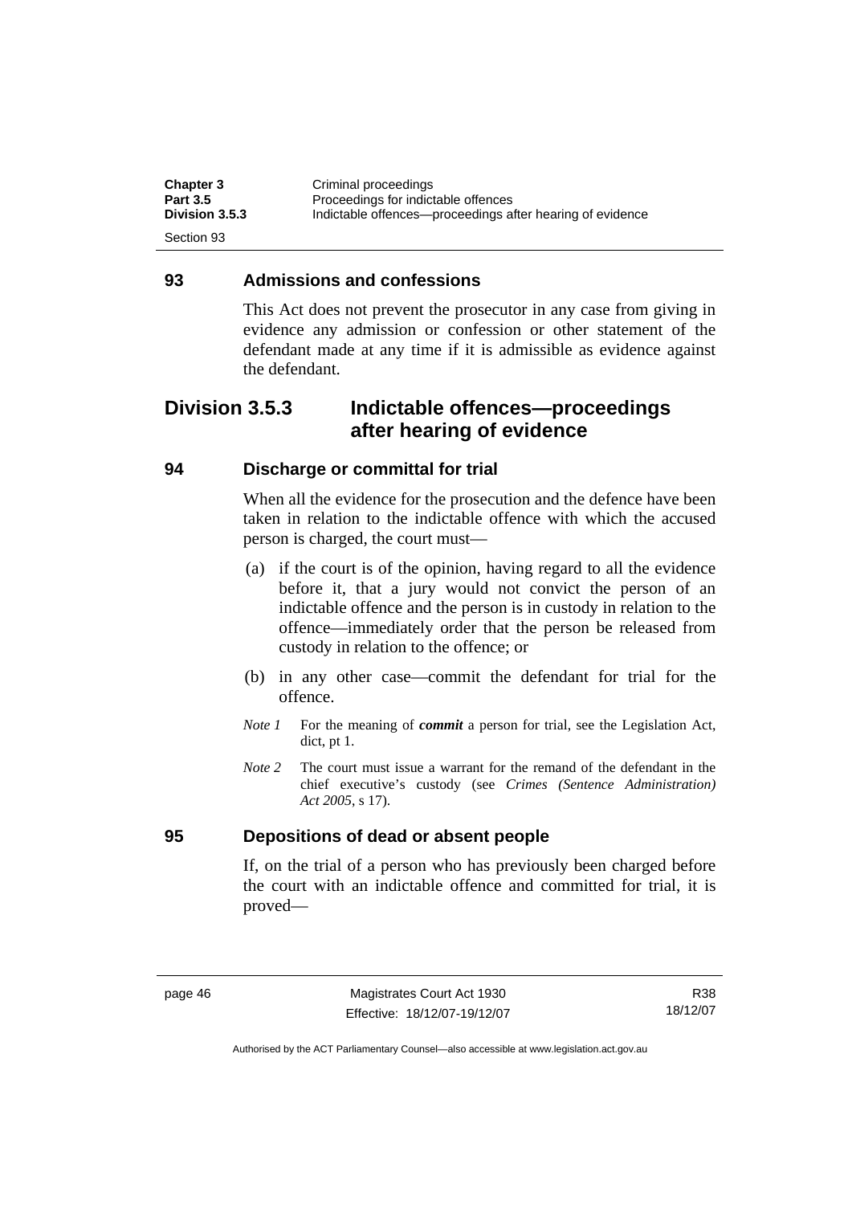## 93 Admissions and confessions

This Act does not prevent the prosecutor in any case from giving in evidence any admission or confession or other statement of the defendant made at any time if it is admissible as evidence against the defendant.

# Division 3.5.3 Indictable offences—proceedings after hearing of evidence

## 94 Discharge or committal for trial

When all the evidence for the prosecution and the defence have been taken in relation to the indictable offence with which the accused person is charged, the court must—

(a) if the court is of the opinion, having regard to all the evidence before it, that a jury would not convict the person of an indictable offence and the person is in custody in relation to the offence—immediately order that the person be released from custody in relation to the offence; or

(b) in any other case—commit the defendant for trial for the offence.

*Note 1* For the meaning of ***commit*** a person for trial, see the Legislation Act, dict, pt 1.

*Note 2* The court must issue a warrant for the remand of the defendant in the chief executive's custody (see *Crimes (Sentence Administration) Act 2005*, s 17).

## 95 Depositions of dead or absent people

If, on the trial of a person who has previously been charged before the court with an indictable offence and committed for trial, it is proved—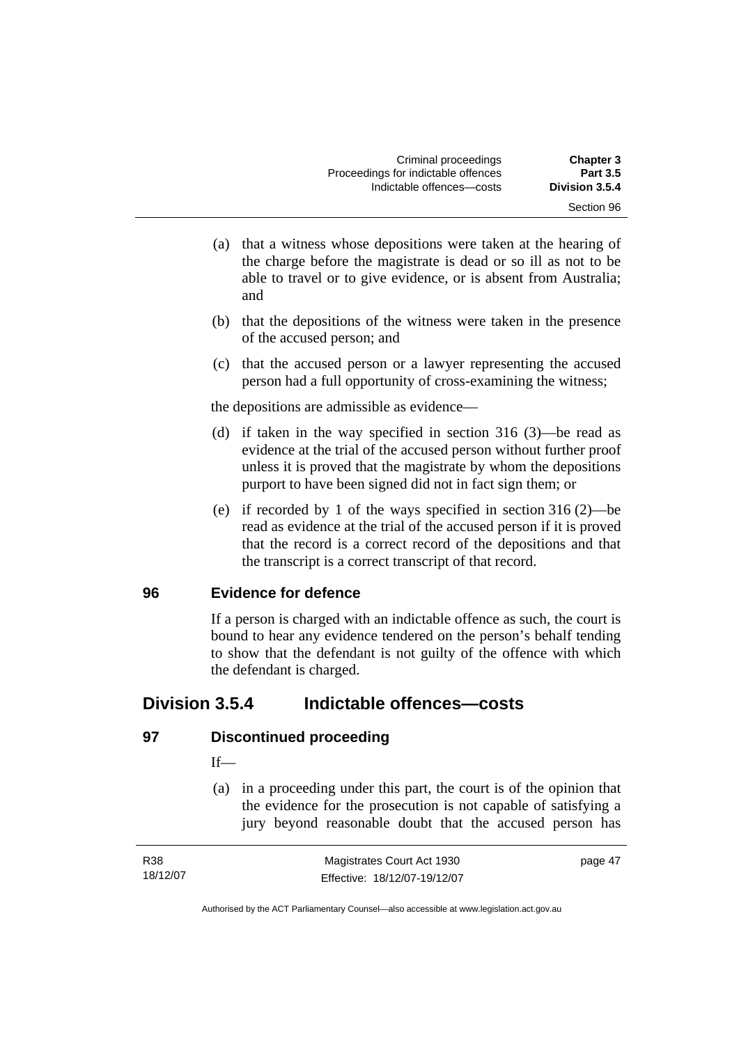(a) that a witness whose depositions were taken at the hearing of the charge before the magistrate is dead or so ill as not to be able to travel or to give evidence, or is absent from Australia; and

(b) that the depositions of the witness were taken in the presence of the accused person; and

(c) that the accused person or a lawyer representing the accused person had a full opportunity of cross-examining the witness;

the depositions are admissible as evidence—

(d) if taken in the way specified in section 316 (3)—be read as evidence at the trial of the accused person without further proof unless it is proved that the magistrate by whom the depositions purport to have been signed did not in fact sign them; or

(e) if recorded by 1 of the ways specified in section 316 (2)—be read as evidence at the trial of the accused person if it is proved that the record is a correct record of the depositions and that the transcript is a correct transcript of that record.

### 96 Evidence for defence

If a person is charged with an indictable offence as such, the court is bound to hear any evidence tendered on the person's behalf tending to show that the defendant is not guilty of the offence with which the defendant is charged.

## Division 3.5.4 Indictable offences—costs

### 97 Discontinued proceeding

If—

(a) in a proceeding under this part, the court is of the opinion that the evidence for the prosecution is not capable of satisfying a jury beyond reasonable doubt that the accused person has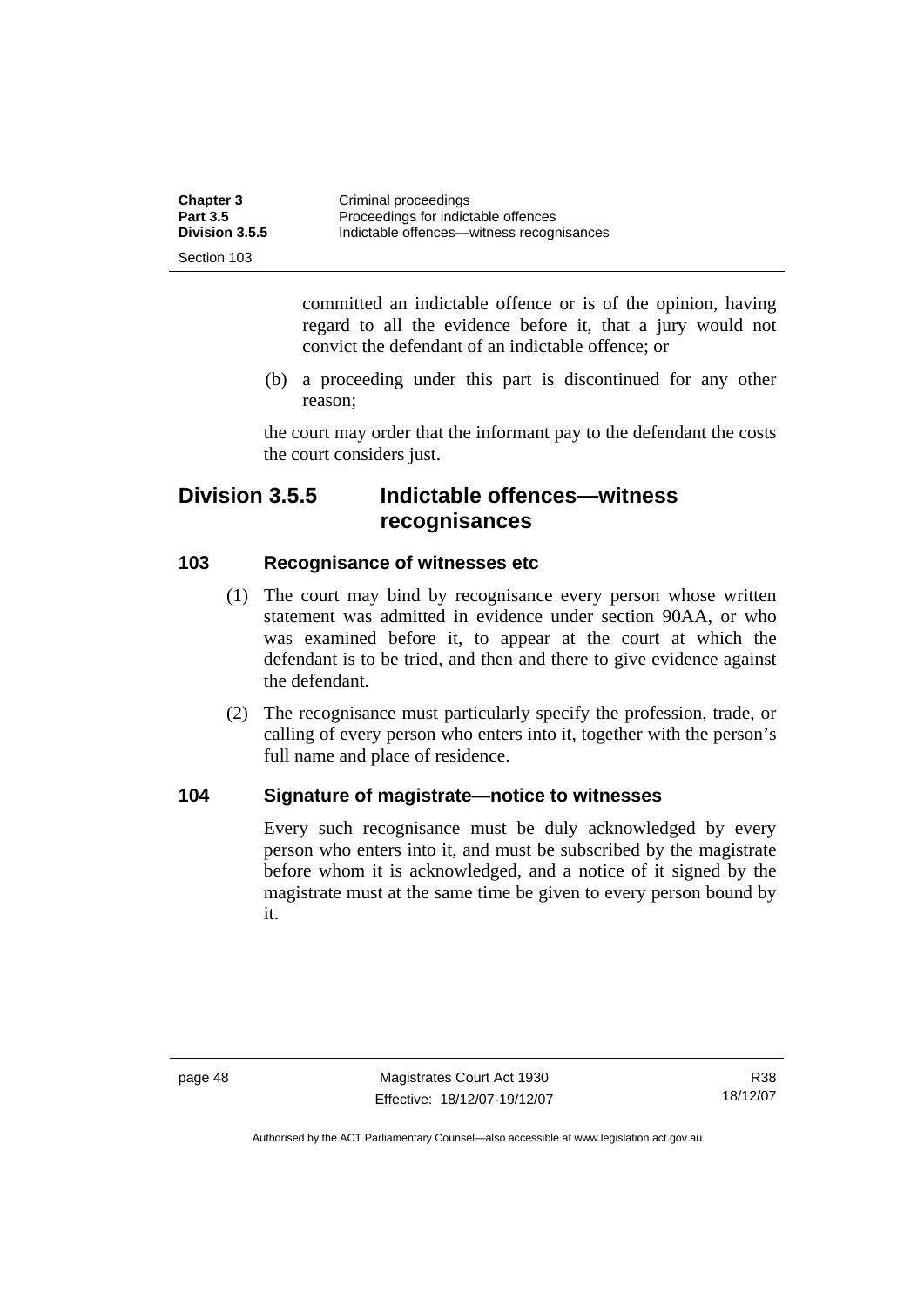committed an indictable offence or is of the opinion, having regard to all the evidence before it, that a jury would not convict the defendant of an indictable offence; or

(b) a proceeding under this part is discontinued for any other reason;

the court may order that the informant pay to the defendant the costs the court considers just.

## Division 3.5.5 Indictable offences—witness recognisances

### 103 Recognisance of witnesses etc

(1) The court may bind by recognisance every person whose written statement was admitted in evidence under section 90AA, or who was examined before it, to appear at the court at which the defendant is to be tried, and then and there to give evidence against the defendant.

(2) The recognisance must particularly specify the profession, trade, or calling of every person who enters into it, together with the person's full name and place of residence.

### 104 Signature of magistrate—notice to witnesses

Every such recognisance must be duly acknowledged by every person who enters into it, and must be subscribed by the magistrate before whom it is acknowledged, and a notice of it signed by the magistrate must at the same time be given to every person bound by it.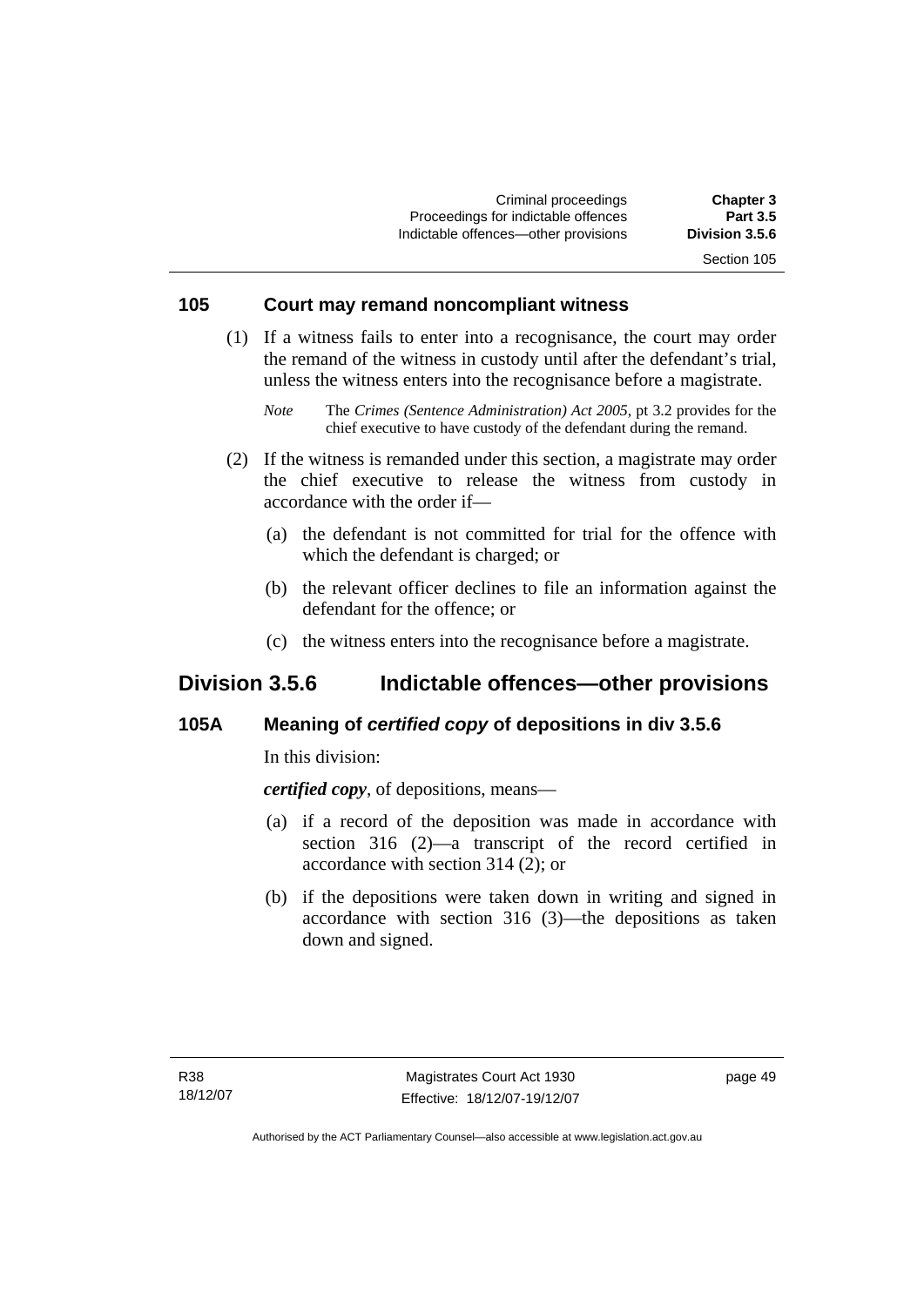### 105 Court may remand noncompliant witness

(1) If a witness fails to enter into a recognisance, the court may order the remand of the witness in custody until after the defendant's trial, unless the witness enters into the recognisance before a magistrate.

*Note* The *Crimes (Sentence Administration) Act 2005*, pt 3.2 provides for the chief executive to have custody of the defendant during the remand.

(2) If the witness is remanded under this section, a magistrate may order the chief executive to release the witness from custody in accordance with the order if—

(a) the defendant is not committed for trial for the offence with which the defendant is charged; or

(b) the relevant officer declines to file an information against the defendant for the offence; or

(c) the witness enters into the recognisance before a magistrate.

## Division 3.5.6 Indictable offences—other provisions

### 105A Meaning of *certified copy* of depositions in div 3.5.6

In this division:

***certified copy***, of depositions, means—

(a) if a record of the deposition was made in accordance with section 316 (2)—a transcript of the record certified in accordance with section 314 (2); or

(b) if the depositions were taken down in writing and signed in accordance with section 316 (3)—the depositions as taken down and signed.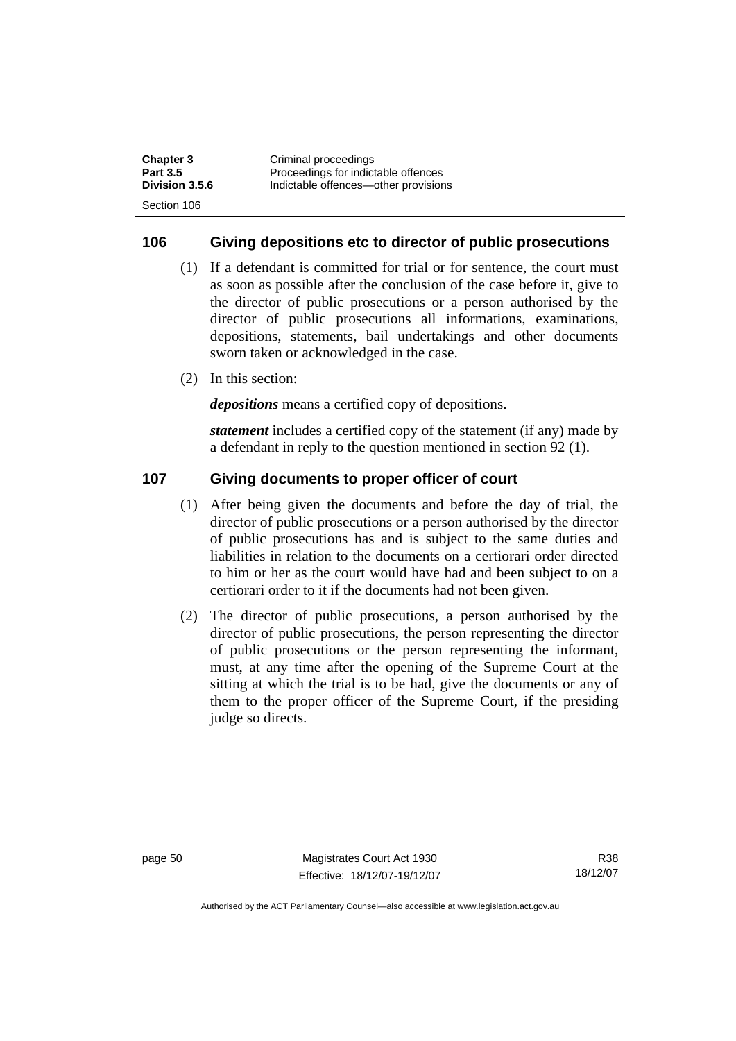## 106 Giving depositions etc to director of public prosecutions

(1) If a defendant is committed for trial or for sentence, the court must as soon as possible after the conclusion of the case before it, give to the director of public prosecutions or a person authorised by the director of public prosecutions all informations, examinations, depositions, statements, bail undertakings and other documents sworn taken or acknowledged in the case.

(2) In this section:

***depositions*** means a certified copy of depositions.

***statement*** includes a certified copy of the statement (if any) made by a defendant in reply to the question mentioned in section 92 (1).

## 107 Giving documents to proper officer of court

(1) After being given the documents and before the day of trial, the director of public prosecutions or a person authorised by the director of public prosecutions has and is subject to the same duties and liabilities in relation to the documents on a certiorari order directed to him or her as the court would have had and been subject to on a certiorari order to it if the documents had not been given.

(2) The director of public prosecutions, a person authorised by the director of public prosecutions, the person representing the director of public prosecutions or the person representing the informant, must, at any time after the opening of the Supreme Court at the sitting at which the trial is to be had, give the documents or any of them to the proper officer of the Supreme Court, if the presiding judge so directs.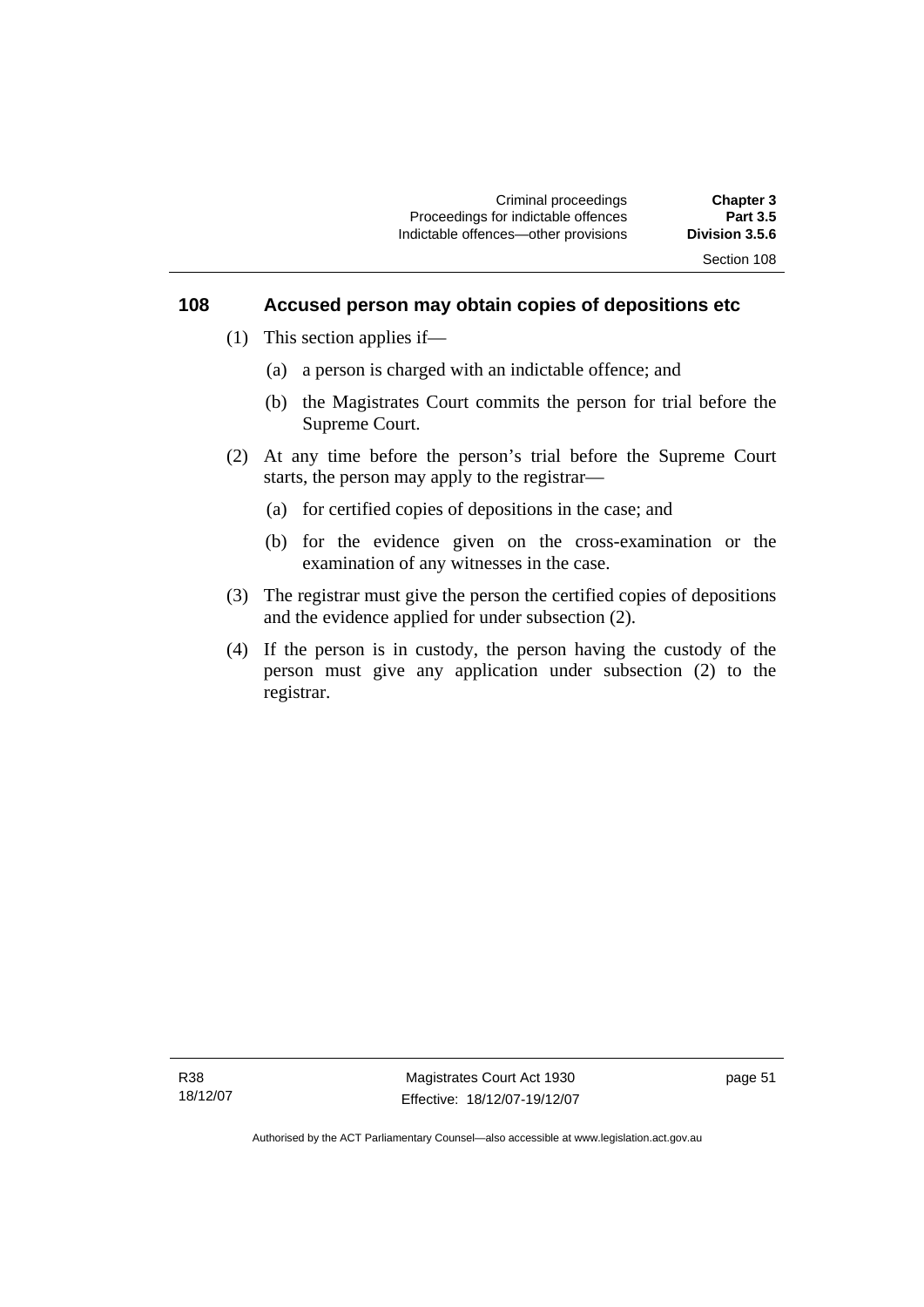## 108 Accused person may obtain copies of depositions etc

(1) This section applies if—

(a) a person is charged with an indictable offence; and

(b) the Magistrates Court commits the person for trial before the Supreme Court.

(2) At any time before the person's trial before the Supreme Court starts, the person may apply to the registrar—

(a) for certified copies of depositions in the case; and

(b) for the evidence given on the cross-examination or the examination of any witnesses in the case.

(3) The registrar must give the person the certified copies of depositions and the evidence applied for under subsection (2).

(4) If the person is in custody, the person having the custody of the person must give any application under subsection (2) to the registrar.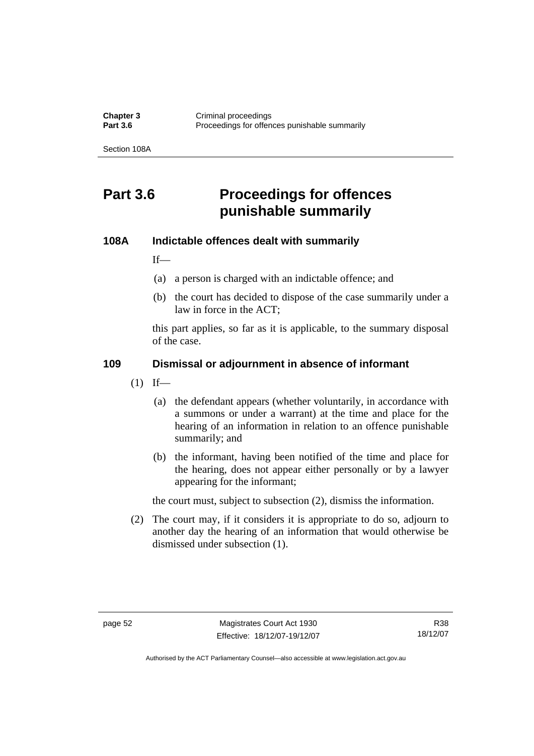# Part 3.6 Proceedings for offences punishable summarily

## 108A Indictable offences dealt with summarily

If—

(a) a person is charged with an indictable offence; and

(b) the court has decided to dispose of the case summarily under a law in force in the ACT;

this part applies, so far as it is applicable, to the summary disposal of the case.

## 109 Dismissal or adjournment in absence of informant

(1) If—

(a) the defendant appears (whether voluntarily, in accordance with a summons or under a warrant) at the time and place for the hearing of an information in relation to an offence punishable summarily; and

(b) the informant, having been notified of the time and place for the hearing, does not appear either personally or by a lawyer appearing for the informant;

the court must, subject to subsection (2), dismiss the information.

(2) The court may, if it considers it is appropriate to do so, adjourn to another day the hearing of an information that would otherwise be dismissed under subsection (1).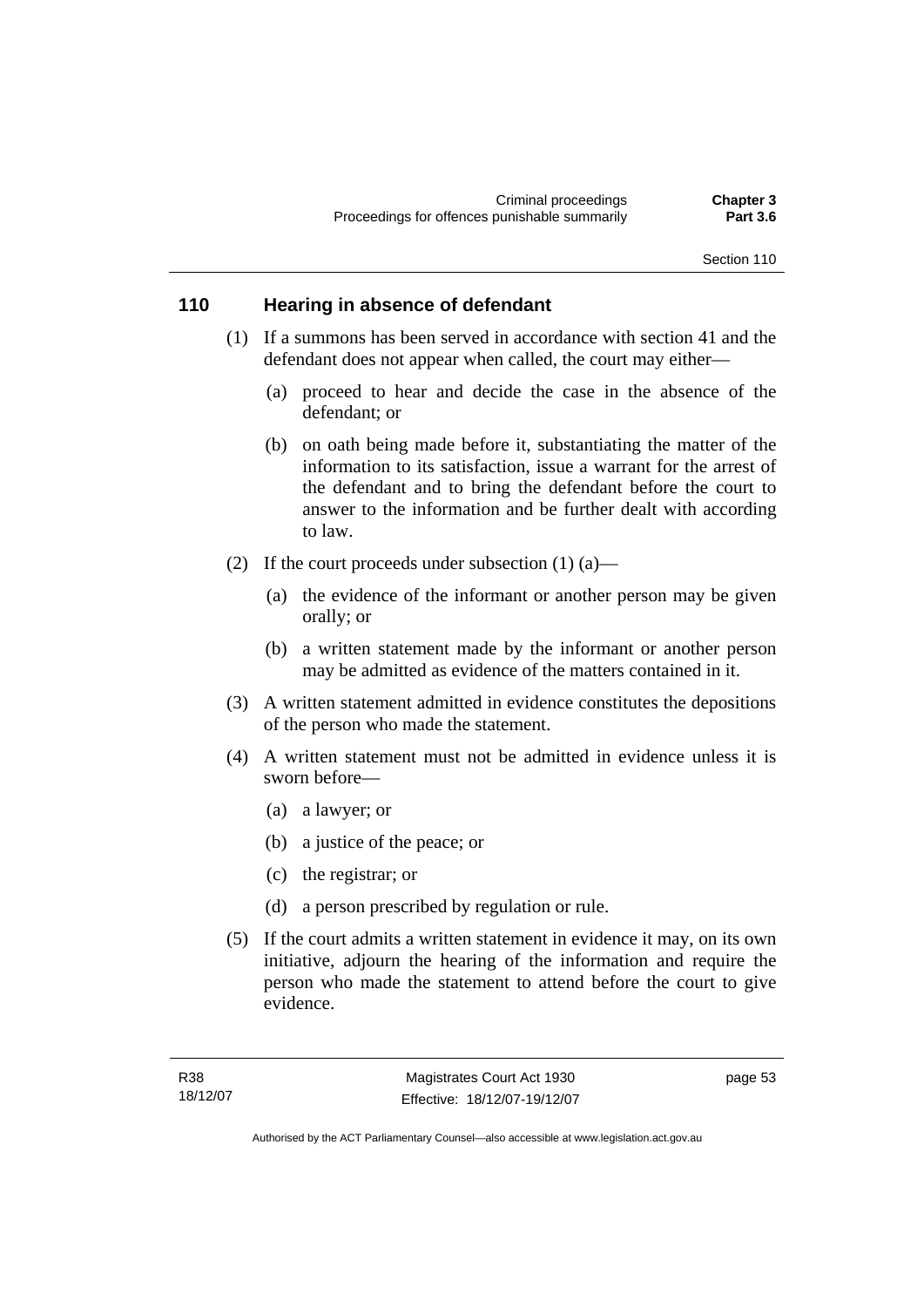## 110 Hearing in absence of defendant

(1) If a summons has been served in accordance with section 41 and the defendant does not appear when called, the court may either—

(a) proceed to hear and decide the case in the absence of the defendant; or

(b) on oath being made before it, substantiating the matter of the information to its satisfaction, issue a warrant for the arrest of the defendant and to bring the defendant before the court to answer to the information and be further dealt with according to law.

(2) If the court proceeds under subsection (1) (a)—

(a) the evidence of the informant or another person may be given orally; or

(b) a written statement made by the informant or another person may be admitted as evidence of the matters contained in it.

(3) A written statement admitted in evidence constitutes the depositions of the person who made the statement.

(4) A written statement must not be admitted in evidence unless it is sworn before—

(a) a lawyer; or

(b) a justice of the peace; or

(c) the registrar; or

(d) a person prescribed by regulation or rule.

(5) If the court admits a written statement in evidence it may, on its own initiative, adjourn the hearing of the information and require the person who made the statement to attend before the court to give evidence.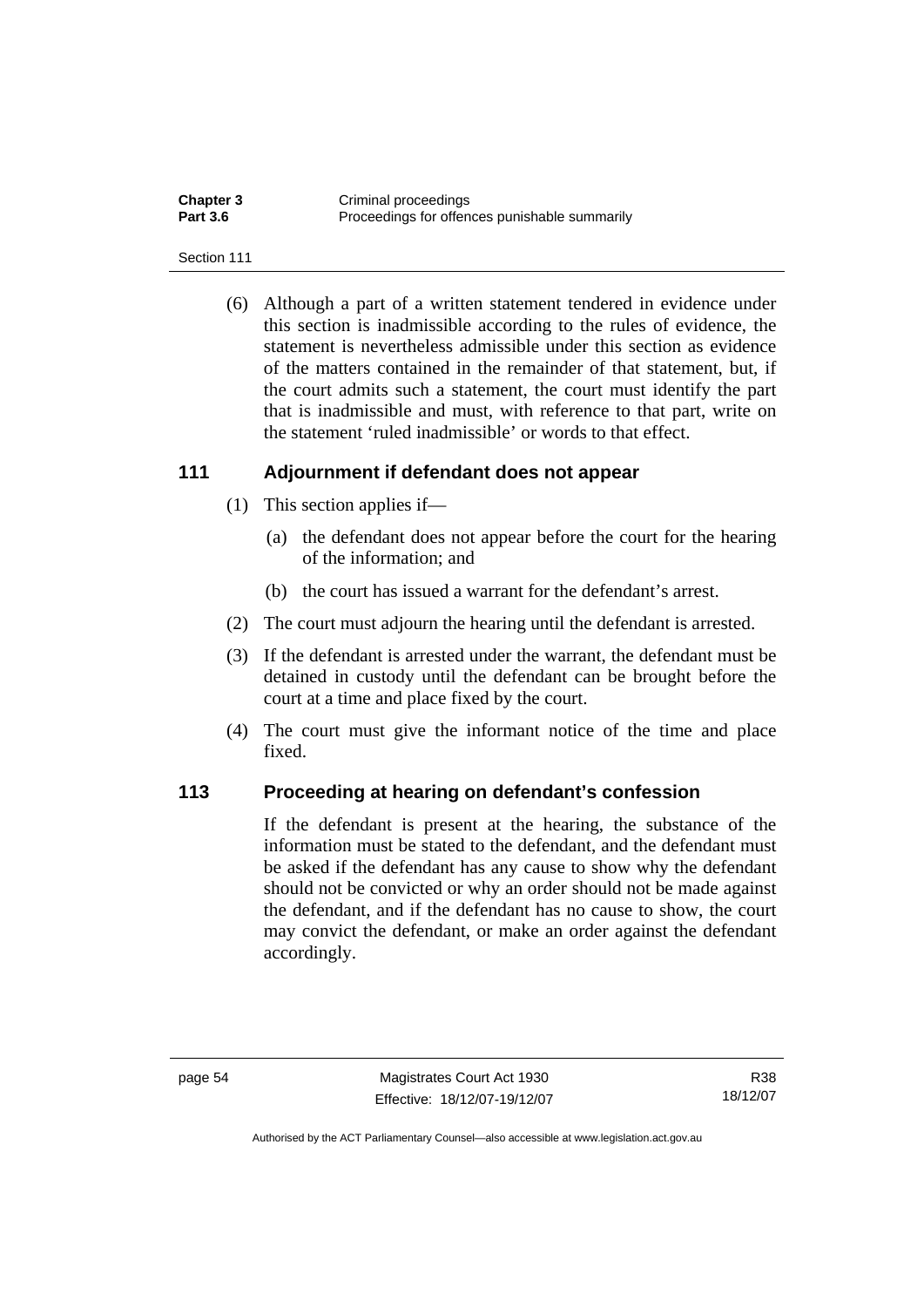(6) Although a part of a written statement tendered in evidence under this section is inadmissible according to the rules of evidence, the statement is nevertheless admissible under this section as evidence of the matters contained in the remainder of that statement, but, if the court admits such a statement, the court must identify the part that is inadmissible and must, with reference to that part, write on the statement 'ruled inadmissible' or words to that effect.

## 111 Adjournment if defendant does not appear

(1) This section applies if—

(a) the defendant does not appear before the court for the hearing of the information; and

(b) the court has issued a warrant for the defendant's arrest.

(2) The court must adjourn the hearing until the defendant is arrested.

(3) If the defendant is arrested under the warrant, the defendant must be detained in custody until the defendant can be brought before the court at a time and place fixed by the court.

(4) The court must give the informant notice of the time and place fixed.

## 113 Proceeding at hearing on defendant's confession

If the defendant is present at the hearing, the substance of the information must be stated to the defendant, and the defendant must be asked if the defendant has any cause to show why the defendant should not be convicted or why an order should not be made against the defendant, and if the defendant has no cause to show, the court may convict the defendant, or make an order against the defendant accordingly.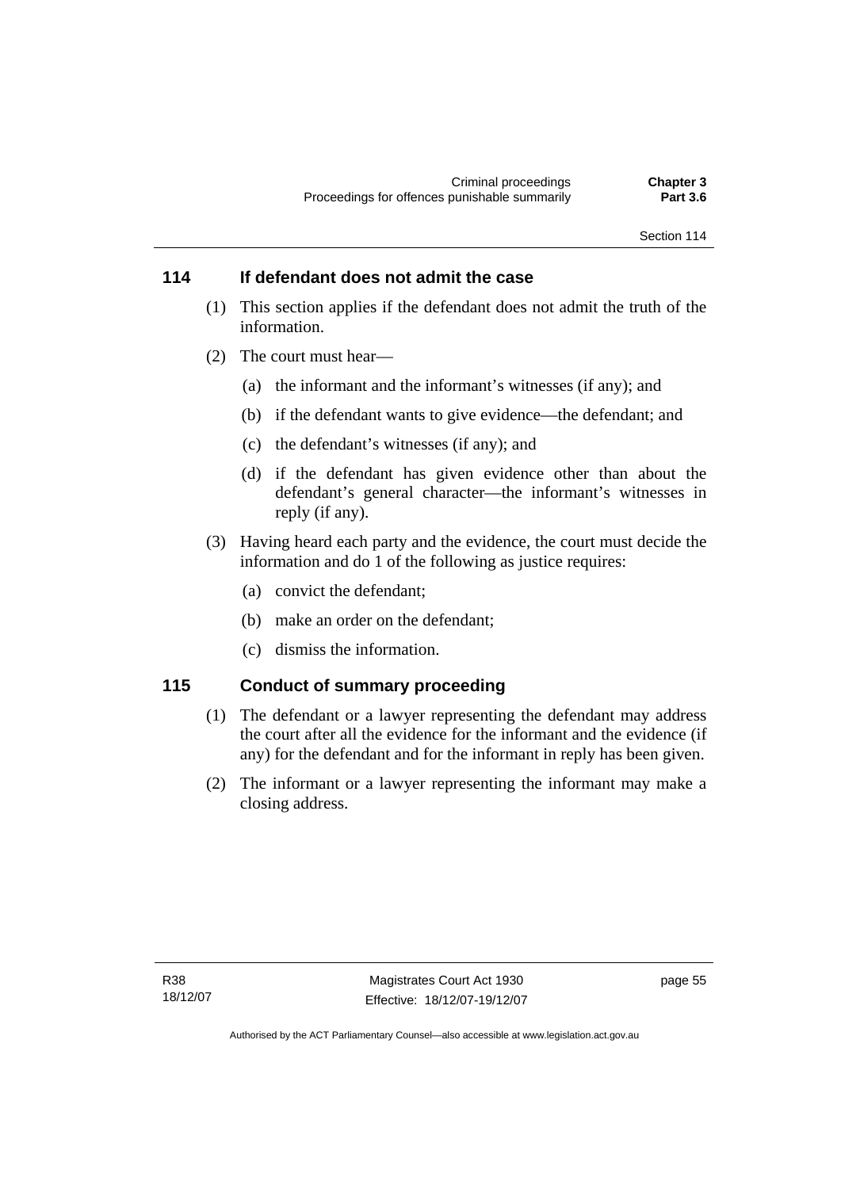## 114 If defendant does not admit the case

(1) This section applies if the defendant does not admit the truth of the information.

(2) The court must hear—

(a) the informant and the informant's witnesses (if any); and

(b) if the defendant wants to give evidence—the defendant; and

(c) the defendant's witnesses (if any); and

(d) if the defendant has given evidence other than about the defendant's general character—the informant's witnesses in reply (if any).

(3) Having heard each party and the evidence, the court must decide the information and do 1 of the following as justice requires:

(a) convict the defendant;

(b) make an order on the defendant;

(c) dismiss the information.

## 115 Conduct of summary proceeding

(1) The defendant or a lawyer representing the defendant may address the court after all the evidence for the informant and the evidence (if any) for the defendant and for the informant in reply has been given.

(2) The informant or a lawyer representing the informant may make a closing address.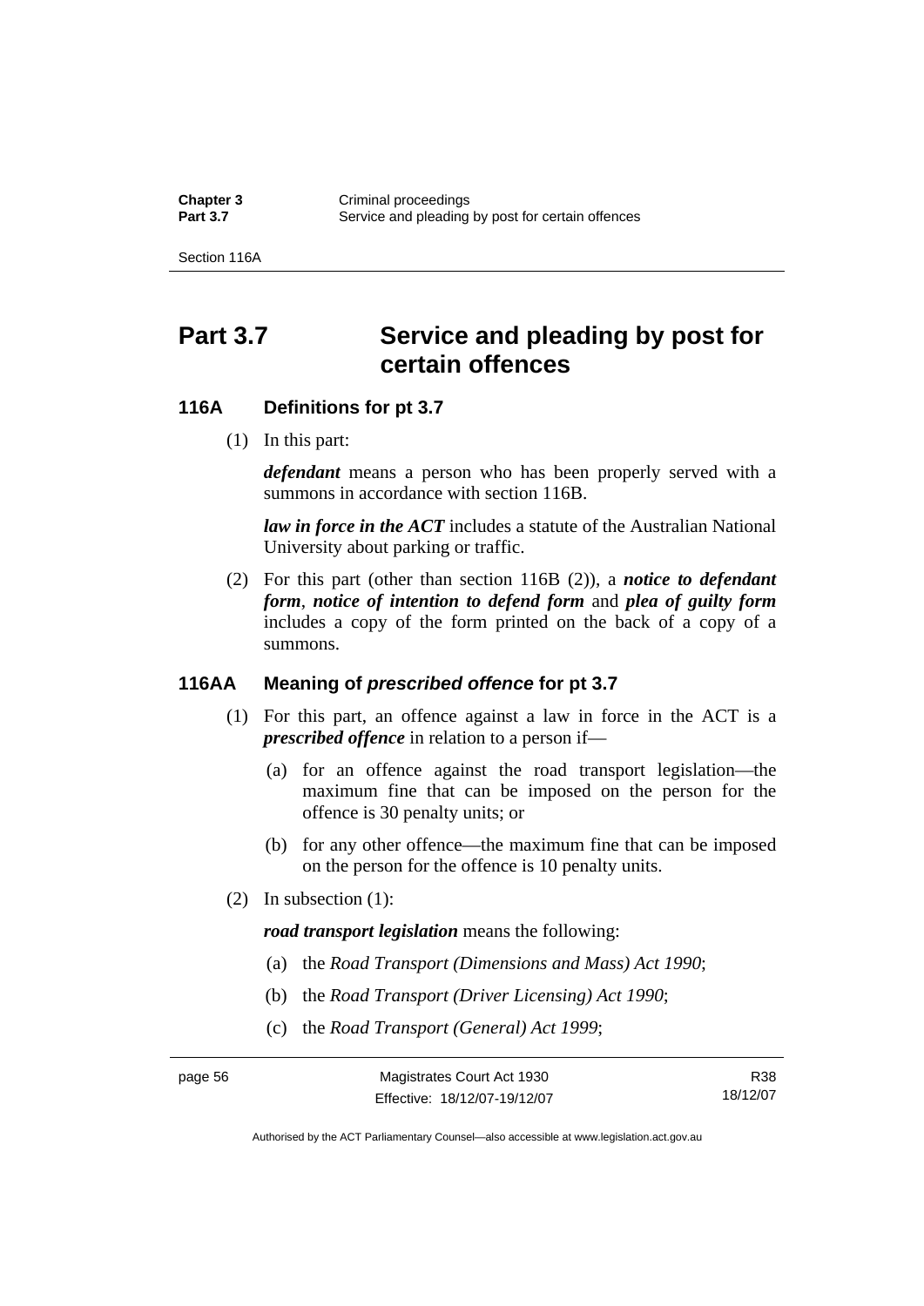# Part 3.7 Service and pleading by post for certain offences

## 116A Definitions for pt 3.7

(1) In this part:

***defendant*** means a person who has been properly served with a summons in accordance with section 116B.

***law in force in the ACT*** includes a statute of the Australian National University about parking or traffic.

(2) For this part (other than section 116B (2)), a ***notice to defendant form***, ***notice of intention to defend form*** and ***plea of guilty form*** includes a copy of the form printed on the back of a copy of a summons.

## 116AA Meaning of *prescribed offence* for pt 3.7

(1) For this part, an offence against a law in force in the ACT is a ***prescribed offence*** in relation to a person if—

(a) for an offence against the road transport legislation—the maximum fine that can be imposed on the person for the offence is 30 penalty units; or

(b) for any other offence—the maximum fine that can be imposed on the person for the offence is 10 penalty units.

(2) In subsection (1):

***road transport legislation*** means the following:

(a) the *Road Transport (Dimensions and Mass) Act 1990*;

(b) the *Road Transport (Driver Licensing) Act 1990*;

(c) the *Road Transport (General) Act 1999*;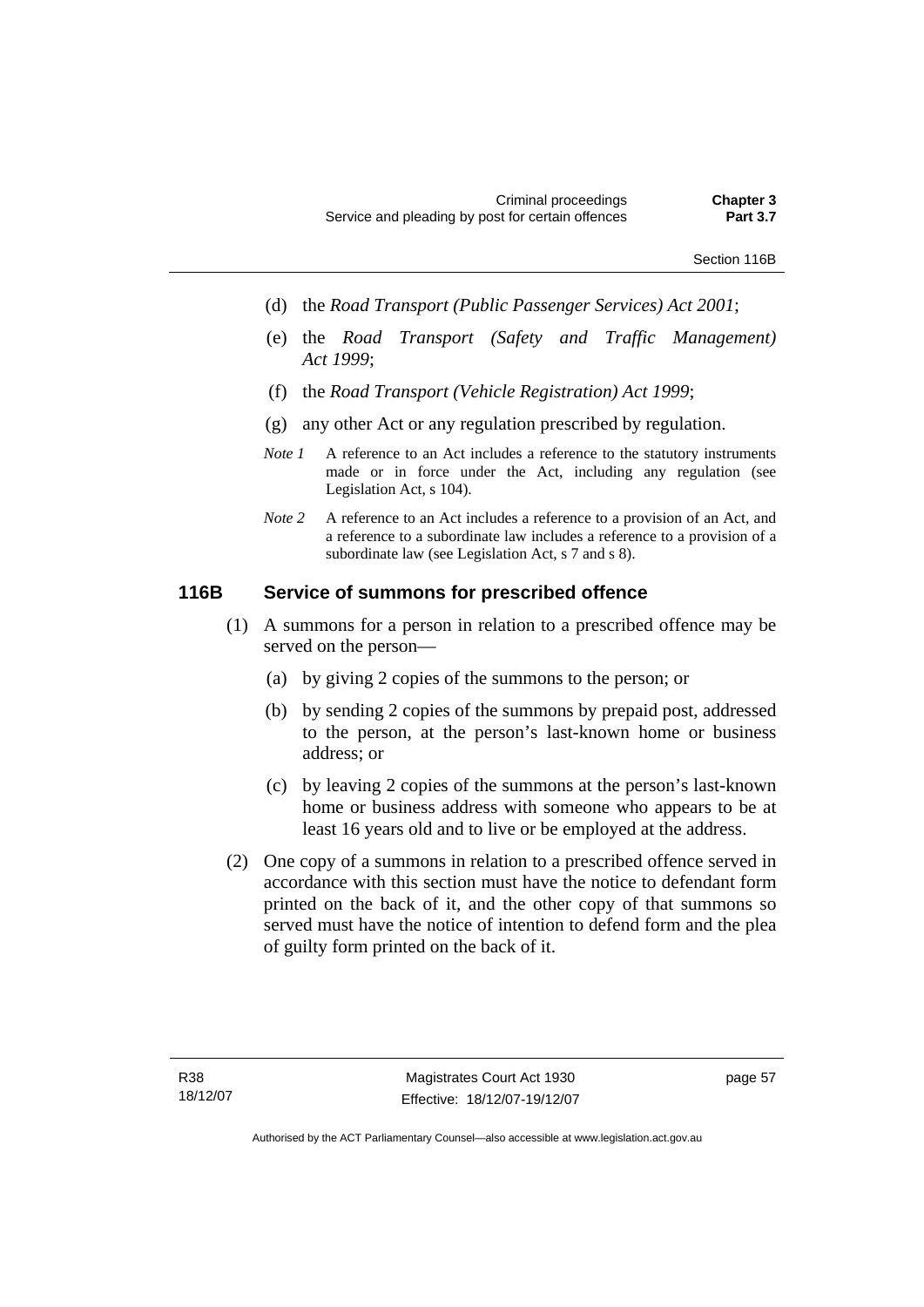(d) the *Road Transport (Public Passenger Services) Act 2001*;

(e) the *Road Transport (Safety and Traffic Management) Act 1999*;

(f) the *Road Transport (Vehicle Registration) Act 1999*;

(g) any other Act or any regulation prescribed by regulation.

*Note 1* A reference to an Act includes a reference to the statutory instruments made or in force under the Act, including any regulation (see Legislation Act, s 104).

*Note 2* A reference to an Act includes a reference to a provision of an Act, and a reference to a subordinate law includes a reference to a provision of a subordinate law (see Legislation Act, s 7 and s 8).

## 116B Service of summons for prescribed offence

(1) A summons for a person in relation to a prescribed offence may be served on the person—

(a) by giving 2 copies of the summons to the person; or

(b) by sending 2 copies of the summons by prepaid post, addressed to the person, at the person's last-known home or business address; or

(c) by leaving 2 copies of the summons at the person's last-known home or business address with someone who appears to be at least 16 years old and to live or be employed at the address.

(2) One copy of a summons in relation to a prescribed offence served in accordance with this section must have the notice to defendant form printed on the back of it, and the other copy of that summons so served must have the notice of intention to defend form and the plea of guilty form printed on the back of it.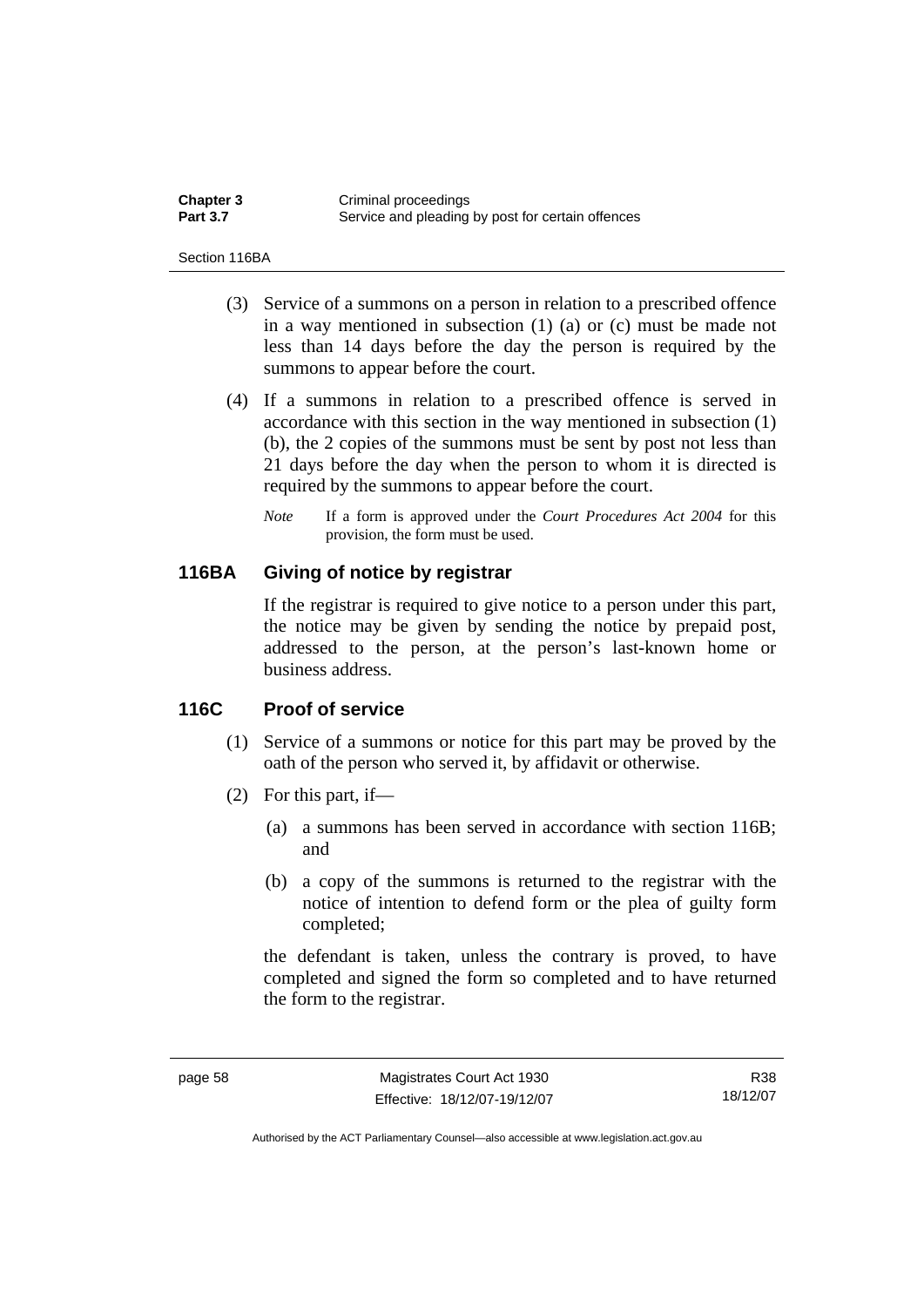(3) Service of a summons on a person in relation to a prescribed offence in a way mentioned in subsection (1) (a) or (c) must be made not less than 14 days before the day the person is required by the summons to appear before the court.

(4) If a summons in relation to a prescribed offence is served in accordance with this section in the way mentioned in subsection (1) (b), the 2 copies of the summons must be sent by post not less than 21 days before the day when the person to whom it is directed is required by the summons to appear before the court.

*Note* If a form is approved under the *Court Procedures Act 2004* for this provision, the form must be used.

## 116BA Giving of notice by registrar

If the registrar is required to give notice to a person under this part, the notice may be given by sending the notice by prepaid post, addressed to the person, at the person's last-known home or business address.

## 116C Proof of service

(1) Service of a summons or notice for this part may be proved by the oath of the person who served it, by affidavit or otherwise.

(2) For this part, if—

(a) a summons has been served in accordance with section 116B; and

(b) a copy of the summons is returned to the registrar with the notice of intention to defend form or the plea of guilty form completed;

the defendant is taken, unless the contrary is proved, to have completed and signed the form so completed and to have returned the form to the registrar.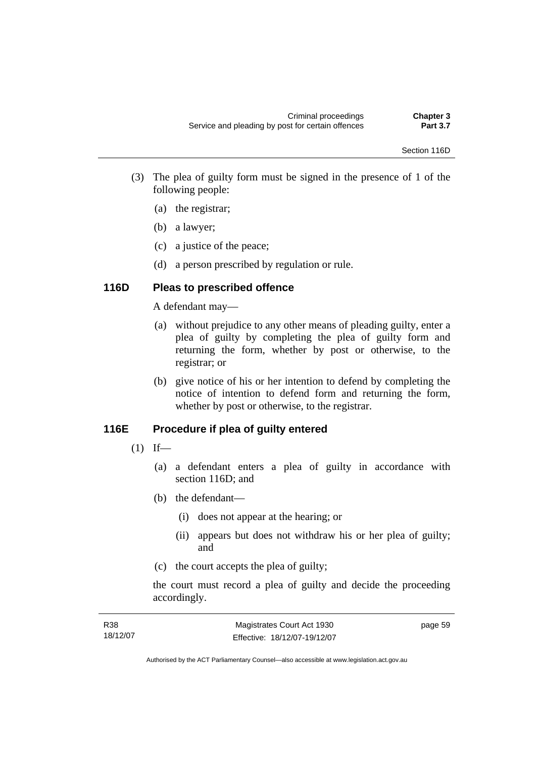(3) The plea of guilty form must be signed in the presence of 1 of the following people:

(a) the registrar;

(b) a lawyer;

(c) a justice of the peace;

(d) a person prescribed by regulation or rule.

### 116D Pleas to prescribed offence

A defendant may—

(a) without prejudice to any other means of pleading guilty, enter a plea of guilty by completing the plea of guilty form and returning the form, whether by post or otherwise, to the registrar; or

(b) give notice of his or her intention to defend by completing the notice of intention to defend form and returning the form, whether by post or otherwise, to the registrar.

### 116E Procedure if plea of guilty entered

(1) If—

(a) a defendant enters a plea of guilty in accordance with section 116D; and

(b) the defendant—

(i) does not appear at the hearing; or

(ii) appears but does not withdraw his or her plea of guilty; and

(c) the court accepts the plea of guilty;

the court must record a plea of guilty and decide the proceeding accordingly.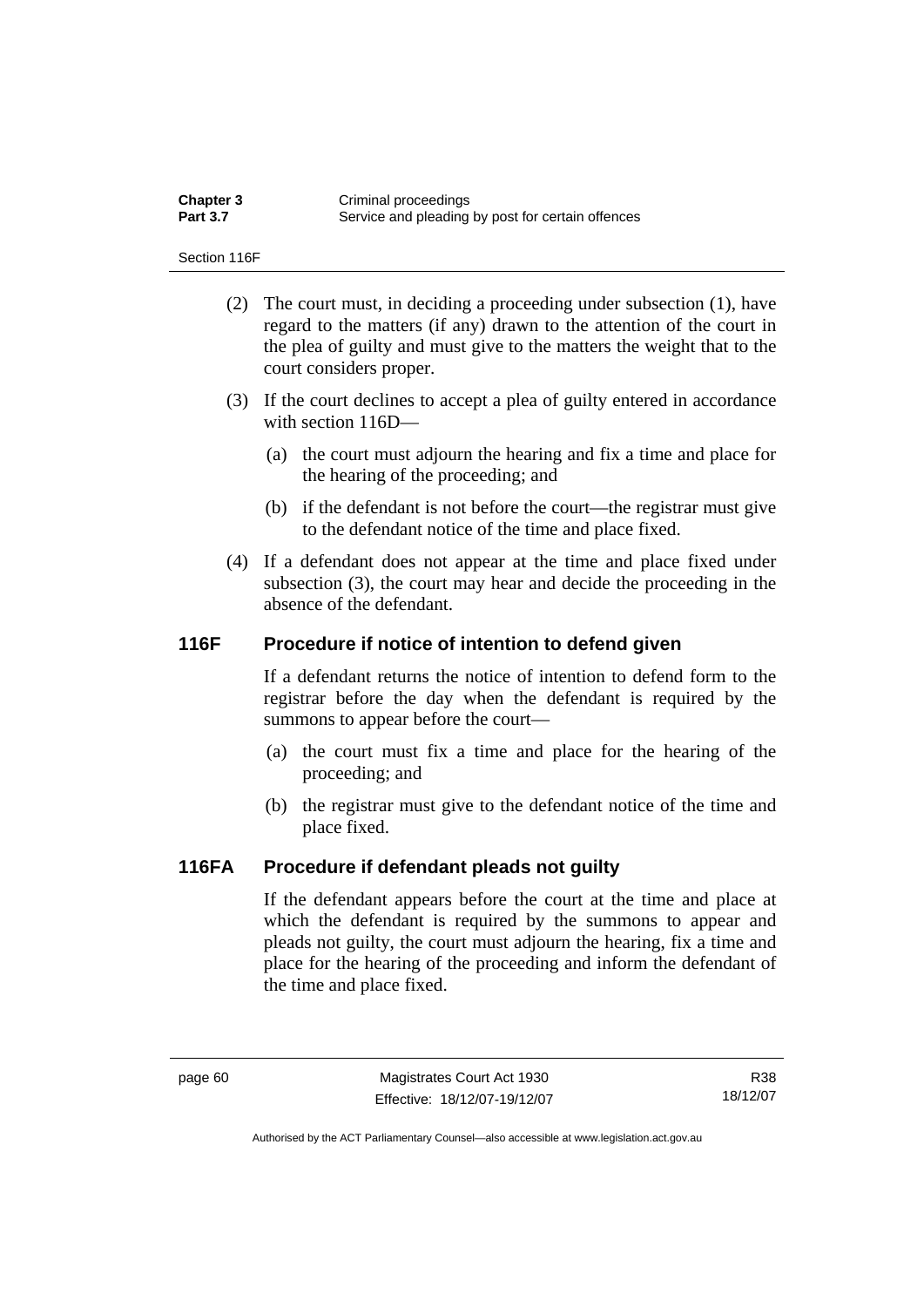(2) The court must, in deciding a proceeding under subsection (1), have regard to the matters (if any) drawn to the attention of the court in the plea of guilty and must give to the matters the weight that to the court considers proper.

(3) If the court declines to accept a plea of guilty entered in accordance with section 116D—

(a) the court must adjourn the hearing and fix a time and place for the hearing of the proceeding; and

(b) if the defendant is not before the court—the registrar must give to the defendant notice of the time and place fixed.

(4) If a defendant does not appear at the time and place fixed under subsection (3), the court may hear and decide the proceeding in the absence of the defendant.

### 116F Procedure if notice of intention to defend given

If a defendant returns the notice of intention to defend form to the registrar before the day when the defendant is required by the summons to appear before the court—

(a) the court must fix a time and place for the hearing of the proceeding; and

(b) the registrar must give to the defendant notice of the time and place fixed.

### 116FA Procedure if defendant pleads not guilty

If the defendant appears before the court at the time and place at which the defendant is required by the summons to appear and pleads not guilty, the court must adjourn the hearing, fix a time and place for the hearing of the proceeding and inform the defendant of the time and place fixed.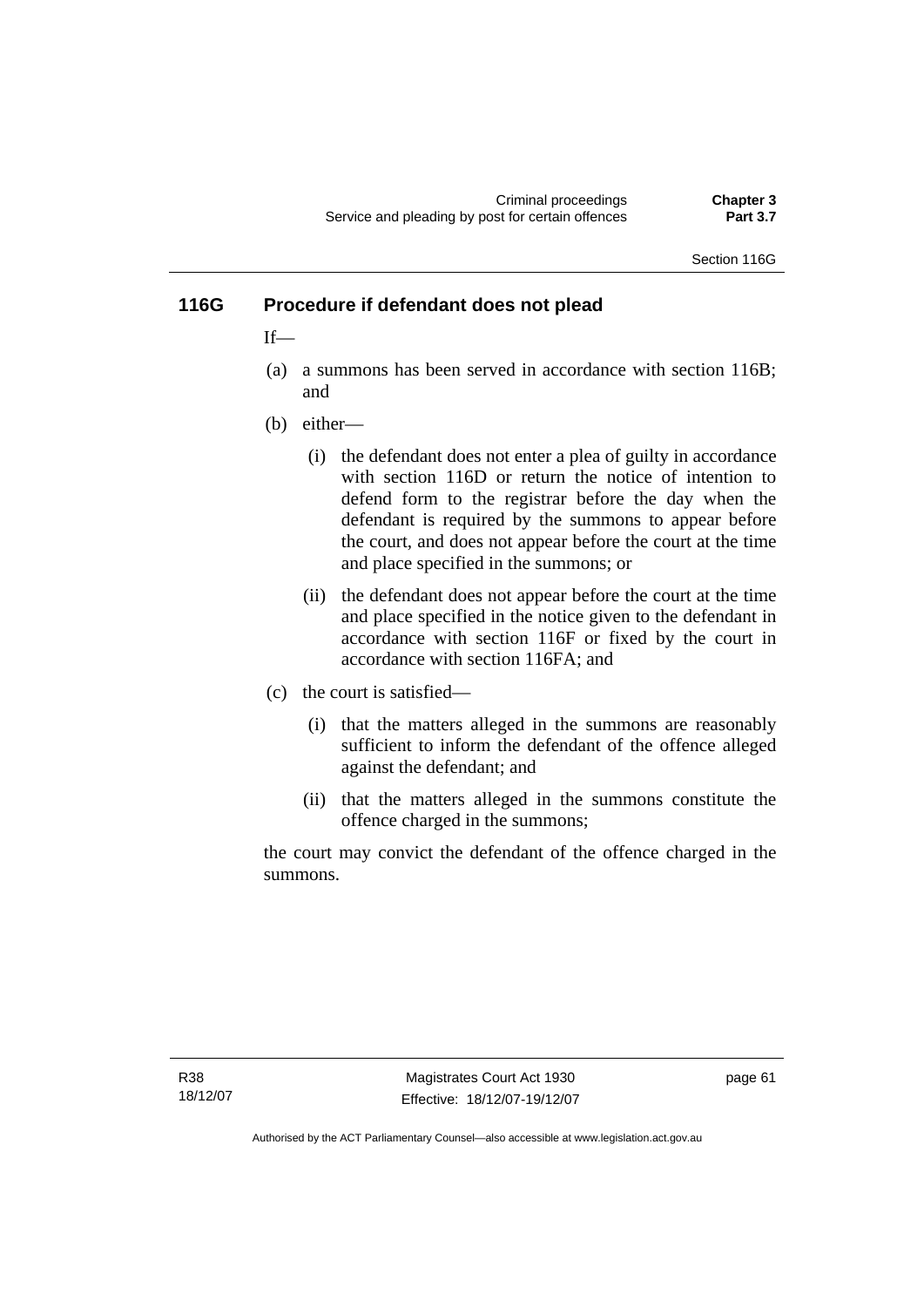### 116G Procedure if defendant does not plead

If—

(a) a summons has been served in accordance with section 116B; and

(b) either—

  (i) the defendant does not enter a plea of guilty in accordance with section 116D or return the notice of intention to defend form to the registrar before the day when the defendant is required by the summons to appear before the court, and does not appear before the court at the time and place specified in the summons; or

  (ii) the defendant does not appear before the court at the time and place specified in the notice given to the defendant in accordance with section 116F or fixed by the court in accordance with section 116FA; and

(c) the court is satisfied—

  (i) that the matters alleged in the summons are reasonably sufficient to inform the defendant of the offence alleged against the defendant; and

  (ii) that the matters alleged in the summons constitute the offence charged in the summons;

the court may convict the defendant of the offence charged in the summons.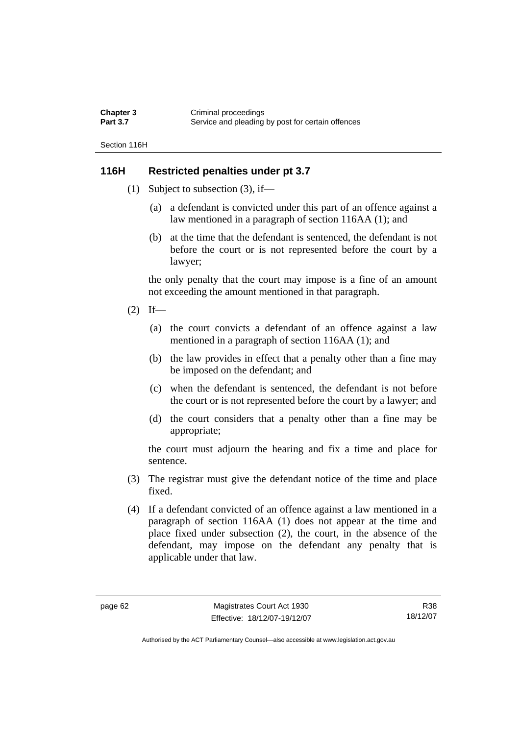## 116H Restricted penalties under pt 3.7

(1) Subject to subsection (3), if—

  (a) a defendant is convicted under this part of an offence against a law mentioned in a paragraph of section 116AA (1); and

  (b) at the time that the defendant is sentenced, the defendant is not before the court or is not represented before the court by a lawyer;

the only penalty that the court may impose is a fine of an amount not exceeding the amount mentioned in that paragraph.

(2) If—

  (a) the court convicts a defendant of an offence against a law mentioned in a paragraph of section 116AA (1); and

  (b) the law provides in effect that a penalty other than a fine may be imposed on the defendant; and

  (c) when the defendant is sentenced, the defendant is not before the court or is not represented before the court by a lawyer; and

  (d) the court considers that a penalty other than a fine may be appropriate;

the court must adjourn the hearing and fix a time and place for sentence.

(3) The registrar must give the defendant notice of the time and place fixed.

(4) If a defendant convicted of an offence against a law mentioned in a paragraph of section 116AA (1) does not appear at the time and place fixed under subsection (2), the court, in the absence of the defendant, may impose on the defendant any penalty that is applicable under that law.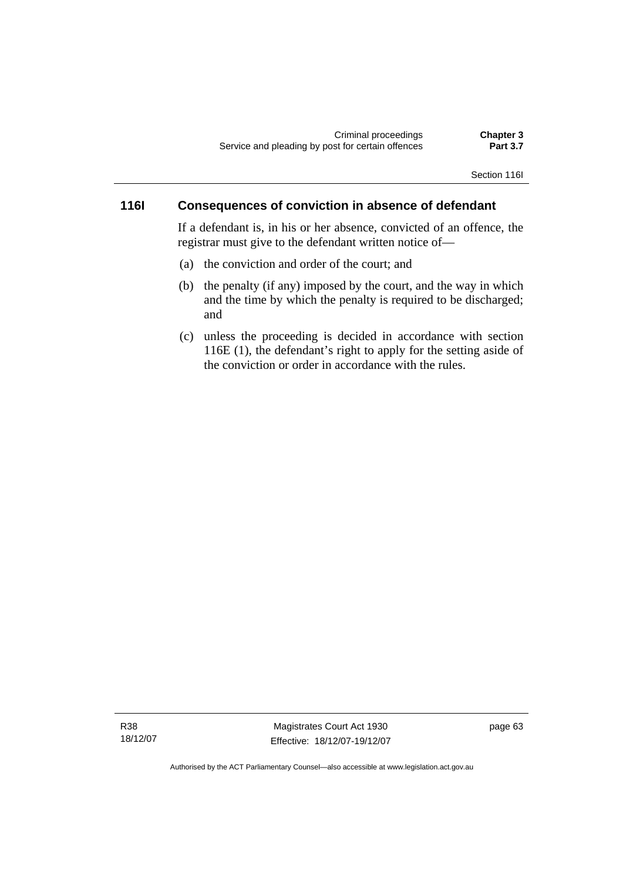## 116I Consequences of conviction in absence of defendant

If a defendant is, in his or her absence, convicted of an offence, the registrar must give to the defendant written notice of—

(a) the conviction and order of the court; and

(b) the penalty (if any) imposed by the court, and the way in which and the time by which the penalty is required to be discharged; and

(c) unless the proceeding is decided in accordance with section 116E (1), the defendant's right to apply for the setting aside of the conviction or order in accordance with the rules.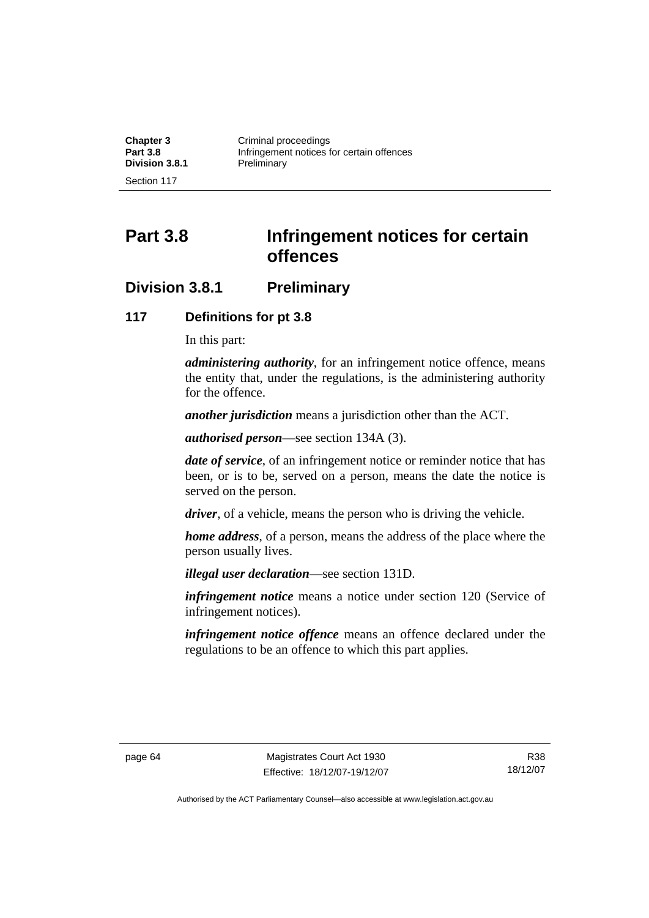# Part 3.8 Infringement notices for certain offences

## Division 3.8.1 Preliminary

### 117 Definitions for pt 3.8

In this part:

***administering authority***, for an infringement notice offence, means the entity that, under the regulations, is the administering authority for the offence.

***another jurisdiction*** means a jurisdiction other than the ACT.

***authorised person***—see section 134A (3).

***date of service***, of an infringement notice or reminder notice that has been, or is to be, served on a person, means the date the notice is served on the person.

***driver***, of a vehicle, means the person who is driving the vehicle.

***home address***, of a person, means the address of the place where the person usually lives.

***illegal user declaration***—see section 131D.

***infringement notice*** means a notice under section 120 (Service of infringement notices).

***infringement notice offence*** means an offence declared under the regulations to be an offence to which this part applies.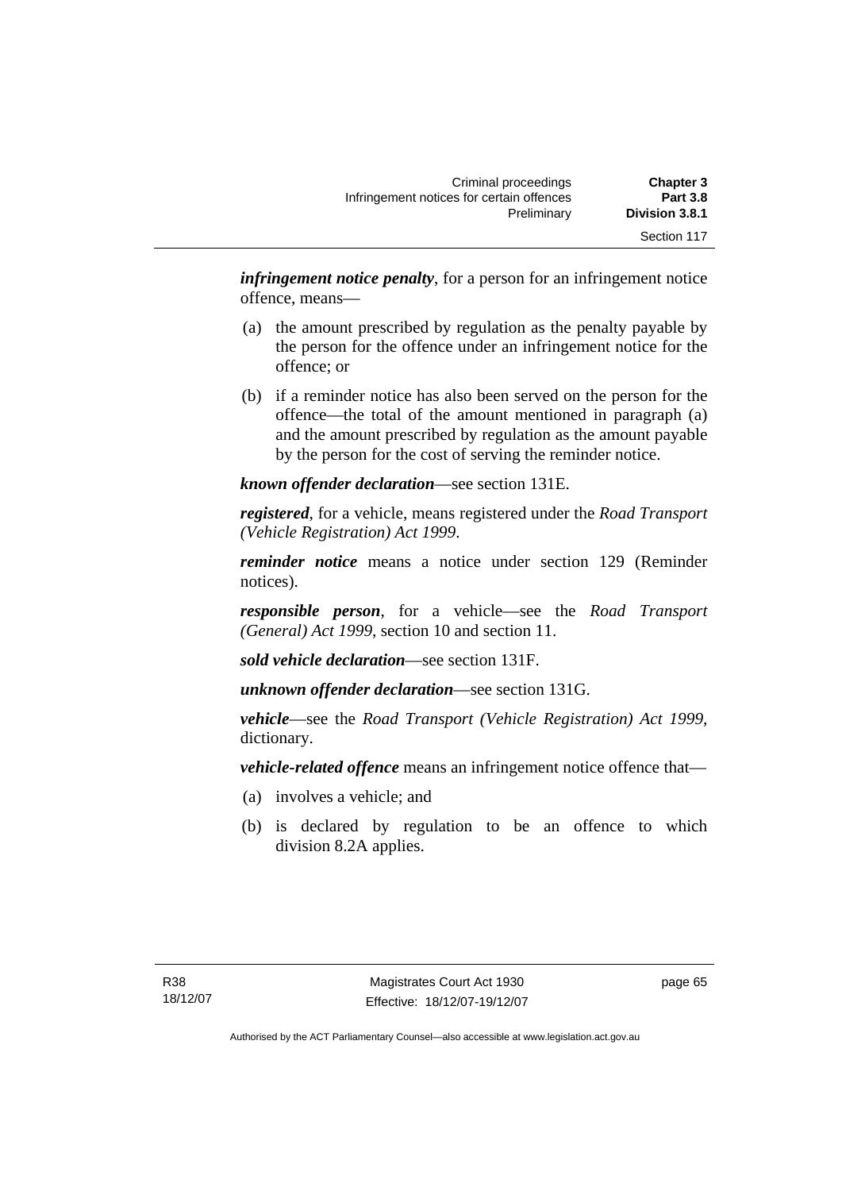***infringement notice penalty***, for a person for an infringement notice offence, means—

(a) the amount prescribed by regulation as the penalty payable by the person for the offence under an infringement notice for the offence; or

(b) if a reminder notice has also been served on the person for the offence—the total of the amount mentioned in paragraph (a) and the amount prescribed by regulation as the amount payable by the person for the cost of serving the reminder notice.

***known offender declaration***—see section 131E.

***registered***, for a vehicle, means registered under the *Road Transport (Vehicle Registration) Act 1999*.

***reminder notice*** means a notice under section 129 (Reminder notices).

***responsible person***, for a vehicle—see the *Road Transport (General) Act 1999*, section 10 and section 11.

***sold vehicle declaration***—see section 131F.

***unknown offender declaration***—see section 131G.

***vehicle***—see the *Road Transport (Vehicle Registration) Act 1999*, dictionary.

***vehicle-related offence*** means an infringement notice offence that—

(a) involves a vehicle; and

(b) is declared by regulation to be an offence to which division 8.2A applies.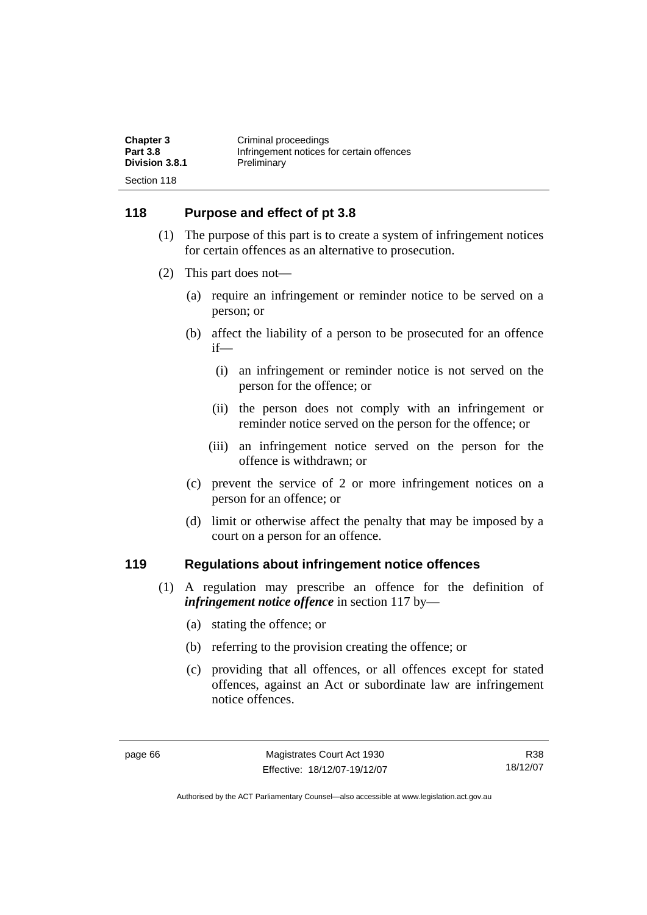## 118 Purpose and effect of pt 3.8

(1) The purpose of this part is to create a system of infringement notices for certain offences as an alternative to prosecution.

(2) This part does not—

(a) require an infringement or reminder notice to be served on a person; or

(b) affect the liability of a person to be prosecuted for an offence if—

(i) an infringement or reminder notice is not served on the person for the offence; or

(ii) the person does not comply with an infringement or reminder notice served on the person for the offence; or

(iii) an infringement notice served on the person for the offence is withdrawn; or

(c) prevent the service of 2 or more infringement notices on a person for an offence; or

(d) limit or otherwise affect the penalty that may be imposed by a court on a person for an offence.

## 119 Regulations about infringement notice offences

(1) A regulation may prescribe an offence for the definition of ***infringement notice offence*** in section 117 by—

(a) stating the offence; or

(b) referring to the provision creating the offence; or

(c) providing that all offences, or all offences except for stated offences, against an Act or subordinate law are infringement notice offences.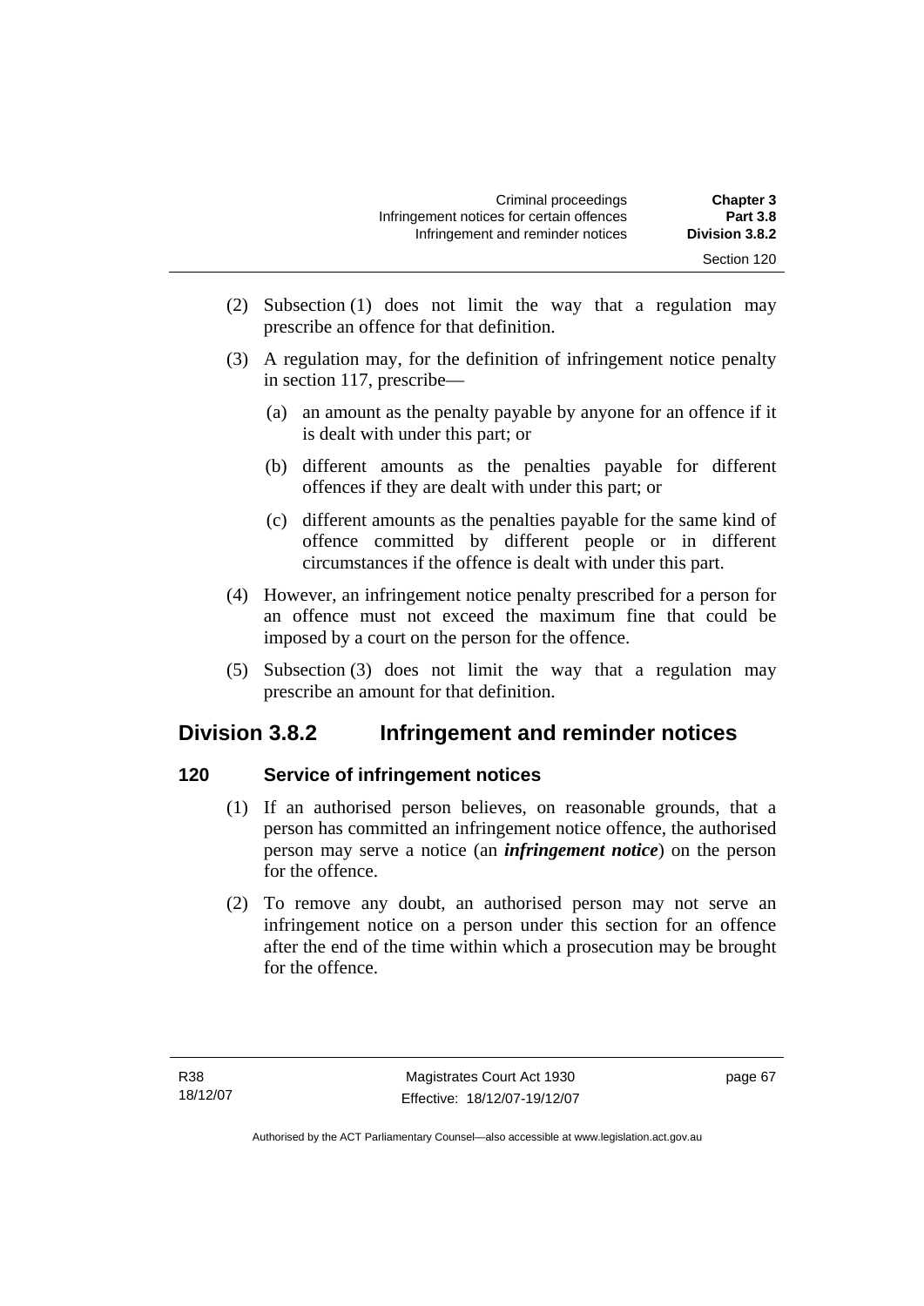(2) Subsection (1) does not limit the way that a regulation may prescribe an offence for that definition.

(3) A regulation may, for the definition of infringement notice penalty in section 117, prescribe—

(a) an amount as the penalty payable by anyone for an offence if it is dealt with under this part; or

(b) different amounts as the penalties payable for different offences if they are dealt with under this part; or

(c) different amounts as the penalties payable for the same kind of offence committed by different people or in different circumstances if the offence is dealt with under this part.

(4) However, an infringement notice penalty prescribed for a person for an offence must not exceed the maximum fine that could be imposed by a court on the person for the offence.

(5) Subsection (3) does not limit the way that a regulation may prescribe an amount for that definition.

## Division 3.8.2 Infringement and reminder notices

### 120 Service of infringement notices

(1) If an authorised person believes, on reasonable grounds, that a person has committed an infringement notice offence, the authorised person may serve a notice (an ***infringement notice***) on the person for the offence.

(2) To remove any doubt, an authorised person may not serve an infringement notice on a person under this section for an offence after the end of the time within which a prosecution may be brought for the offence.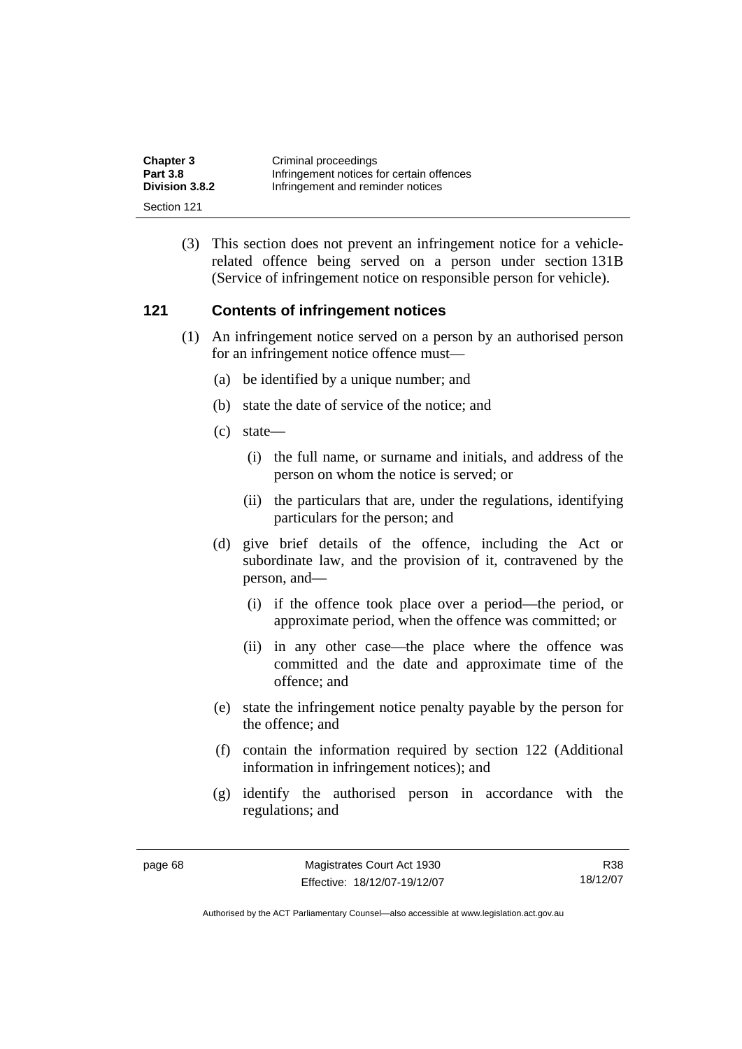(3) This section does not prevent an infringement notice for a vehicle-related offence being served on a person under section 131B (Service of infringement notice on responsible person for vehicle).

## 121 Contents of infringement notices

(1) An infringement notice served on a person by an authorised person for an infringement notice offence must—

(a) be identified by a unique number; and

(b) state the date of service of the notice; and

(c) state—

(i) the full name, or surname and initials, and address of the person on whom the notice is served; or

(ii) the particulars that are, under the regulations, identifying particulars for the person; and

(d) give brief details of the offence, including the Act or subordinate law, and the provision of it, contravened by the person, and—

(i) if the offence took place over a period—the period, or approximate period, when the offence was committed; or

(ii) in any other case—the place where the offence was committed and the date and approximate time of the offence; and

(e) state the infringement notice penalty payable by the person for the offence; and

(f) contain the information required by section 122 (Additional information in infringement notices); and

(g) identify the authorised person in accordance with the regulations; and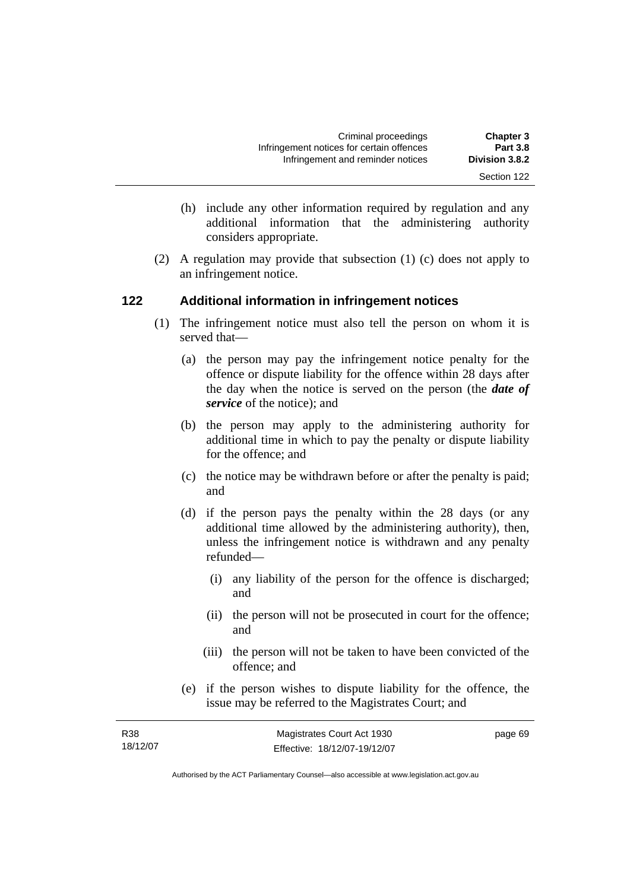(h) include any other information required by regulation and any additional information that the administering authority considers appropriate.

(2) A regulation may provide that subsection (1) (c) does not apply to an infringement notice.

## 122 Additional information in infringement notices

(1) The infringement notice must also tell the person on whom it is served that—

(a) the person may pay the infringement notice penalty for the offence or dispute liability for the offence within 28 days after the day when the notice is served on the person (the ***date of service*** of the notice); and

(b) the person may apply to the administering authority for additional time in which to pay the penalty or dispute liability for the offence; and

(c) the notice may be withdrawn before or after the penalty is paid; and

(d) if the person pays the penalty within the 28 days (or any additional time allowed by the administering authority), then, unless the infringement notice is withdrawn and any penalty refunded—

(i) any liability of the person for the offence is discharged; and

(ii) the person will not be prosecuted in court for the offence; and

(iii) the person will not be taken to have been convicted of the offence; and

(e) if the person wishes to dispute liability for the offence, the issue may be referred to the Magistrates Court; and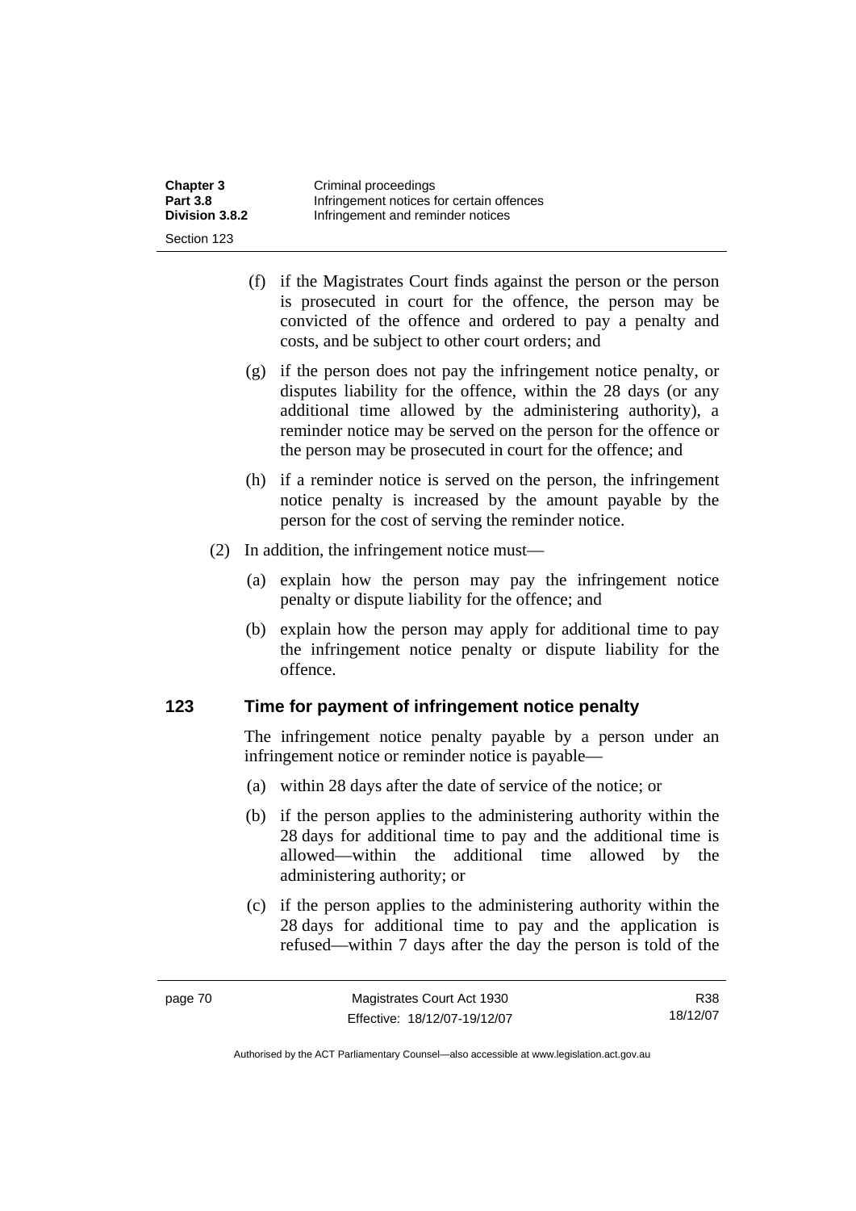(f) if the Magistrates Court finds against the person or the person is prosecuted in court for the offence, the person may be convicted of the offence and ordered to pay a penalty and costs, and be subject to other court orders; and

(g) if the person does not pay the infringement notice penalty, or disputes liability for the offence, within the 28 days (or any additional time allowed by the administering authority), a reminder notice may be served on the person for the offence or the person may be prosecuted in court for the offence; and

(h) if a reminder notice is served on the person, the infringement notice penalty is increased by the amount payable by the person for the cost of serving the reminder notice.

(2) In addition, the infringement notice must—

(a) explain how the person may pay the infringement notice penalty or dispute liability for the offence; and

(b) explain how the person may apply for additional time to pay the infringement notice penalty or dispute liability for the offence.

## 123 Time for payment of infringement notice penalty

The infringement notice penalty payable by a person under an infringement notice or reminder notice is payable—

(a) within 28 days after the date of service of the notice; or

(b) if the person applies to the administering authority within the 28 days for additional time to pay and the additional time is allowed—within the additional time allowed by the administering authority; or

(c) if the person applies to the administering authority within the 28 days for additional time to pay and the application is refused—within 7 days after the day the person is told of the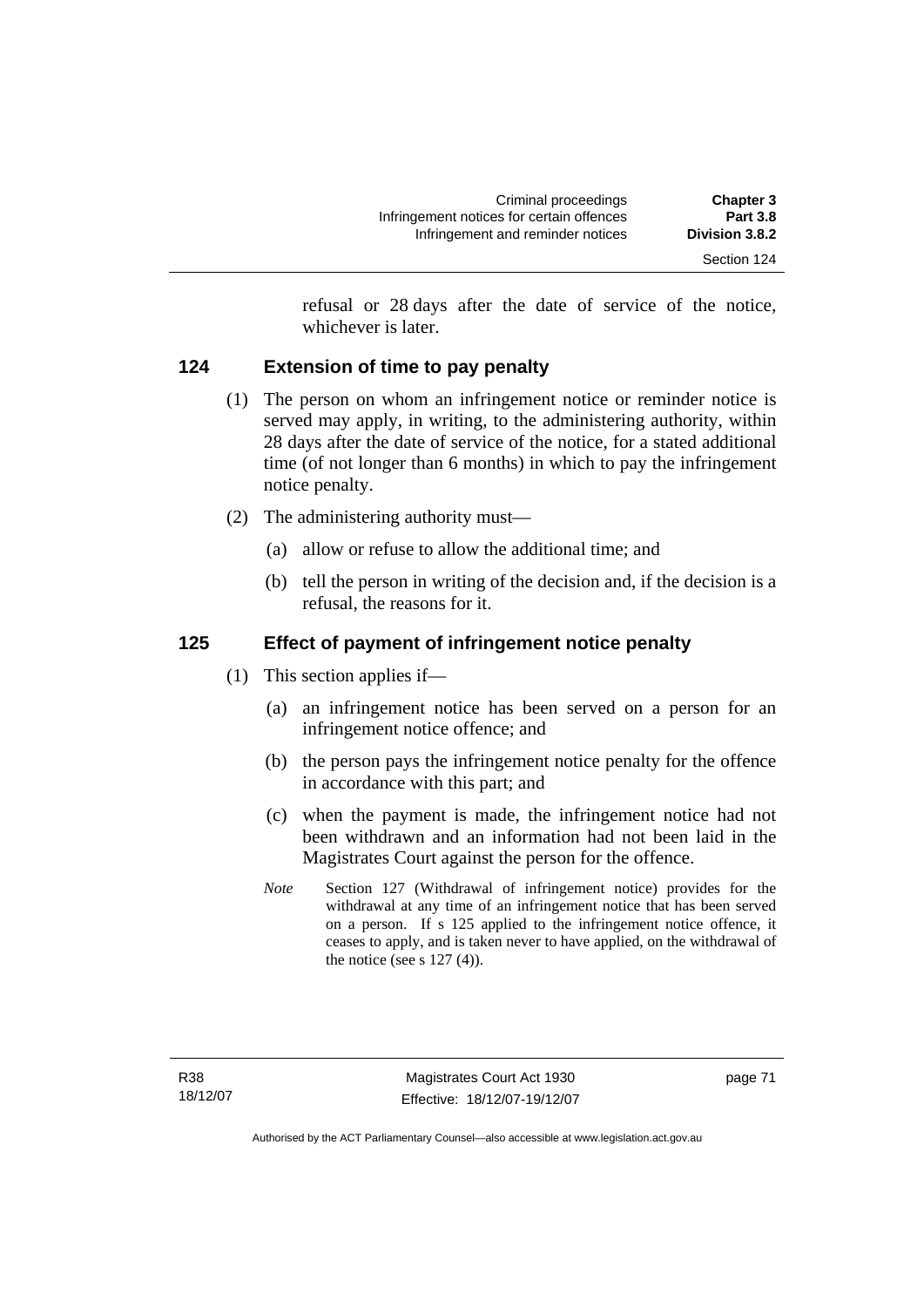refusal or 28 days after the date of service of the notice, whichever is later.

## 124 Extension of time to pay penalty

(1) The person on whom an infringement notice or reminder notice is served may apply, in writing, to the administering authority, within 28 days after the date of service of the notice, for a stated additional time (of not longer than 6 months) in which to pay the infringement notice penalty.

(2) The administering authority must—

(a) allow or refuse to allow the additional time; and

(b) tell the person in writing of the decision and, if the decision is a refusal, the reasons for it.

## 125 Effect of payment of infringement notice penalty

(1) This section applies if—

(a) an infringement notice has been served on a person for an infringement notice offence; and

(b) the person pays the infringement notice penalty for the offence in accordance with this part; and

(c) when the payment is made, the infringement notice had not been withdrawn and an information had not been laid in the Magistrates Court against the person for the offence.

*Note* Section 127 (Withdrawal of infringement notice) provides for the withdrawal at any time of an infringement notice that has been served on a person. If s 125 applied to the infringement notice offence, it ceases to apply, and is taken never to have applied, on the withdrawal of the notice (see s 127 (4)).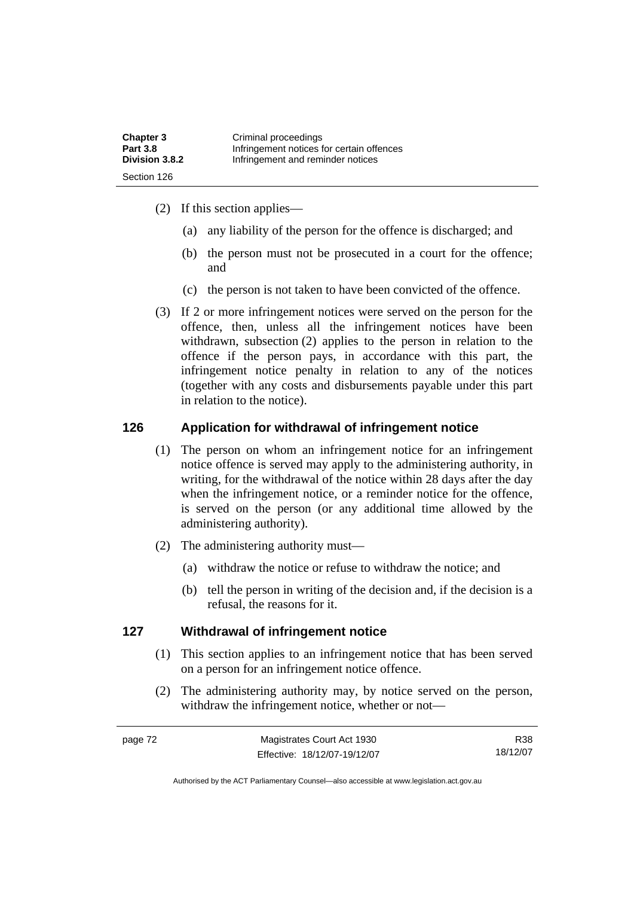(2) If this section applies—

(a) any liability of the person for the offence is discharged; and

(b) the person must not be prosecuted in a court for the offence; and

(c) the person is not taken to have been convicted of the offence.

(3) If 2 or more infringement notices were served on the person for the offence, then, unless all the infringement notices have been withdrawn, subsection (2) applies to the person in relation to the offence if the person pays, in accordance with this part, the infringement notice penalty in relation to any of the notices (together with any costs and disbursements payable under this part in relation to the notice).

## 126 Application for withdrawal of infringement notice

(1) The person on whom an infringement notice for an infringement notice offence is served may apply to the administering authority, in writing, for the withdrawal of the notice within 28 days after the day when the infringement notice, or a reminder notice for the offence, is served on the person (or any additional time allowed by the administering authority).

(2) The administering authority must—

(a) withdraw the notice or refuse to withdraw the notice; and

(b) tell the person in writing of the decision and, if the decision is a refusal, the reasons for it.

## 127 Withdrawal of infringement notice

(1) This section applies to an infringement notice that has been served on a person for an infringement notice offence.

(2) The administering authority may, by notice served on the person, withdraw the infringement notice, whether or not—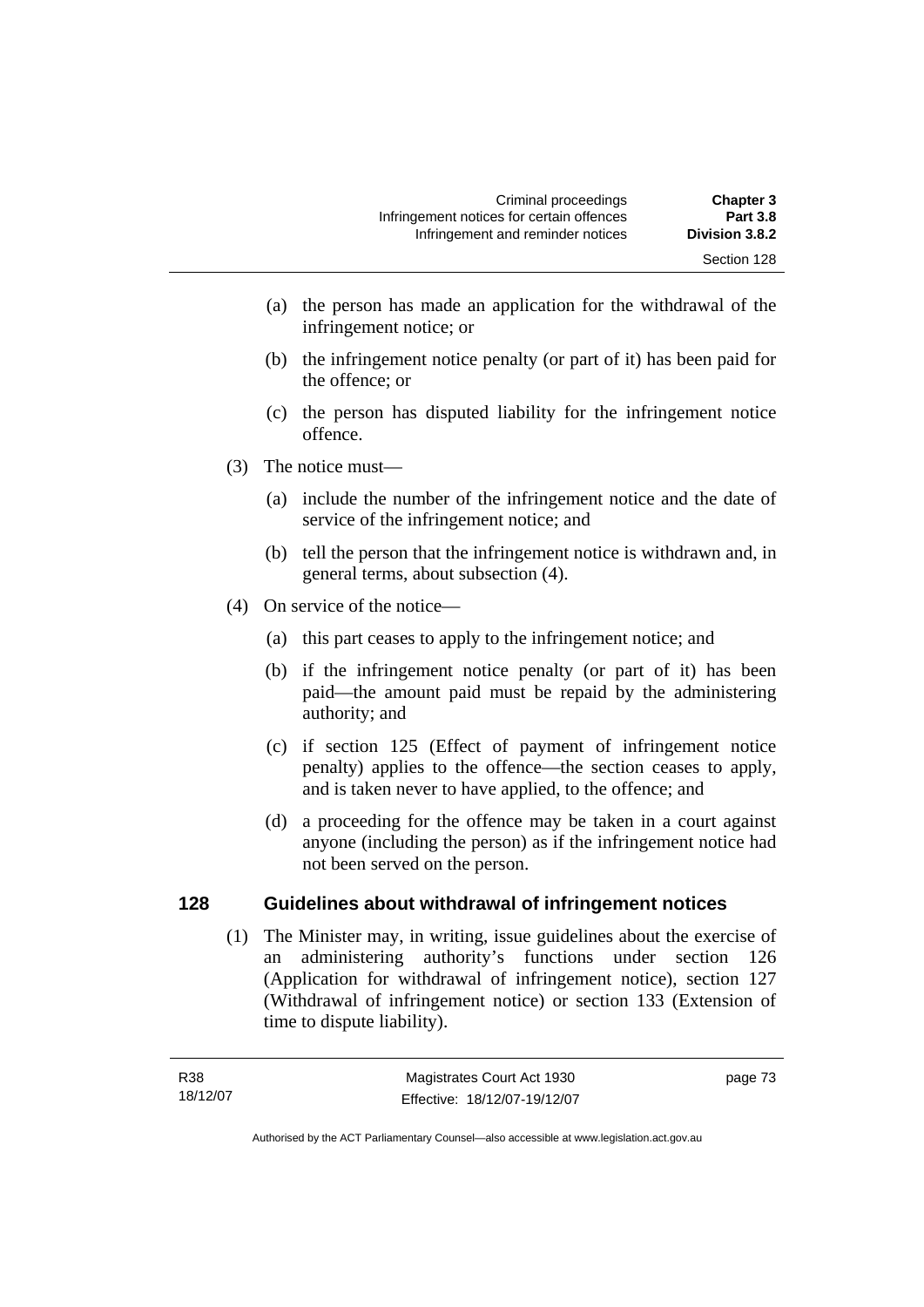(a) the person has made an application for the withdrawal of the infringement notice; or

(b) the infringement notice penalty (or part of it) has been paid for the offence; or

(c) the person has disputed liability for the infringement notice offence.

(3) The notice must—

(a) include the number of the infringement notice and the date of service of the infringement notice; and

(b) tell the person that the infringement notice is withdrawn and, in general terms, about subsection (4).

(4) On service of the notice—

(a) this part ceases to apply to the infringement notice; and

(b) if the infringement notice penalty (or part of it) has been paid—the amount paid must be repaid by the administering authority; and

(c) if section 125 (Effect of payment of infringement notice penalty) applies to the offence—the section ceases to apply, and is taken never to have applied, to the offence; and

(d) a proceeding for the offence may be taken in a court against anyone (including the person) as if the infringement notice had not been served on the person.

## 128 Guidelines about withdrawal of infringement notices

(1) The Minister may, in writing, issue guidelines about the exercise of an administering authority's functions under section 126 (Application for withdrawal of infringement notice), section 127 (Withdrawal of infringement notice) or section 133 (Extension of time to dispute liability).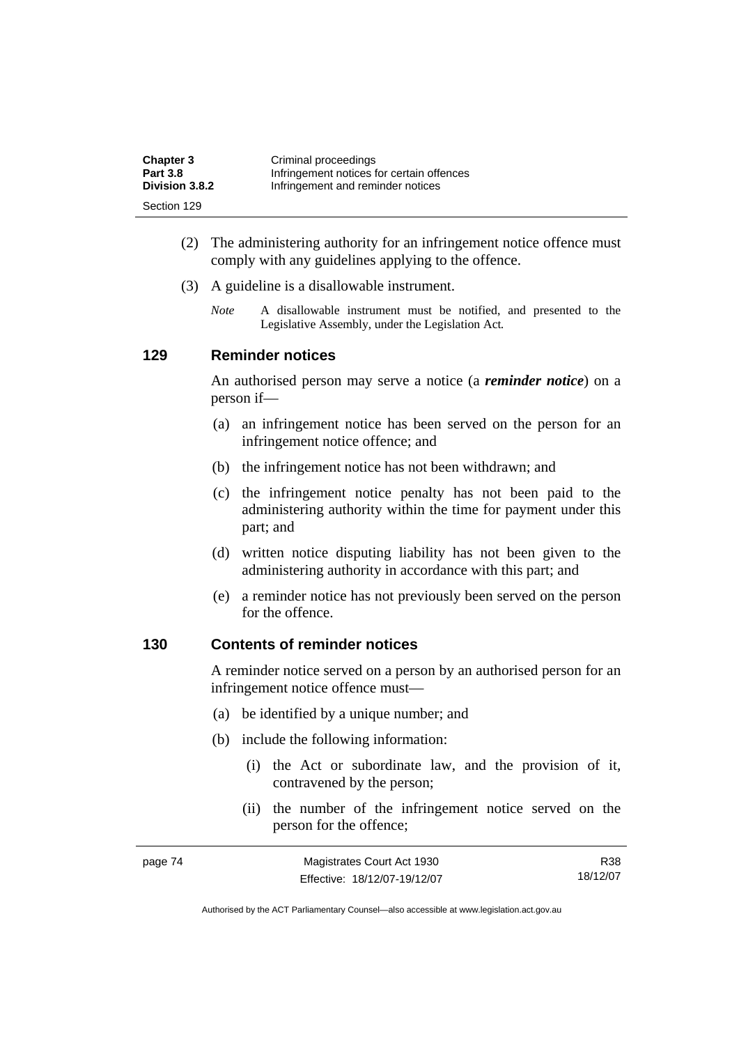(2) The administering authority for an infringement notice offence must comply with any guidelines applying to the offence.

(3) A guideline is a disallowable instrument.

*Note* A disallowable instrument must be notified, and presented to the Legislative Assembly, under the Legislation Act.

## 129 Reminder notices

An authorised person may serve a notice (a ***reminder notice***) on a person if—

(a) an infringement notice has been served on the person for an infringement notice offence; and

(b) the infringement notice has not been withdrawn; and

(c) the infringement notice penalty has not been paid to the administering authority within the time for payment under this part; and

(d) written notice disputing liability has not been given to the administering authority in accordance with this part; and

(e) a reminder notice has not previously been served on the person for the offence.

## 130 Contents of reminder notices

A reminder notice served on a person by an authorised person for an infringement notice offence must—

(a) be identified by a unique number; and

(b) include the following information:

(i) the Act or subordinate law, and the provision of it, contravened by the person;

(ii) the number of the infringement notice served on the person for the offence;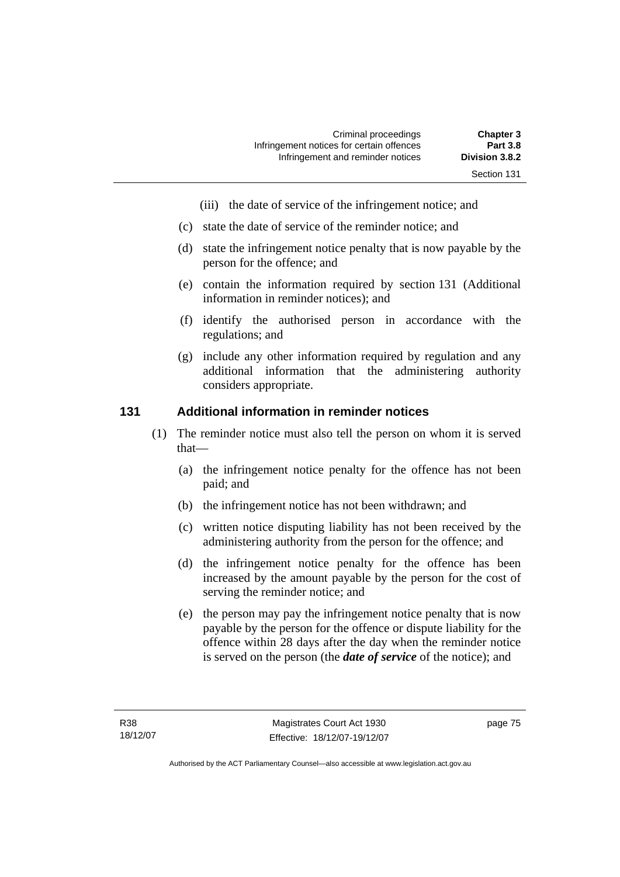(iii) the date of service of the infringement notice; and

(c) state the date of service of the reminder notice; and

(d) state the infringement notice penalty that is now payable by the person for the offence; and

(e) contain the information required by section 131 (Additional information in reminder notices); and

(f) identify the authorised person in accordance with the regulations; and

(g) include any other information required by regulation and any additional information that the administering authority considers appropriate.

### 131 Additional information in reminder notices

(1) The reminder notice must also tell the person on whom it is served that—

(a) the infringement notice penalty for the offence has not been paid; and

(b) the infringement notice has not been withdrawn; and

(c) written notice disputing liability has not been received by the administering authority from the person for the offence; and

(d) the infringement notice penalty for the offence has been increased by the amount payable by the person for the cost of serving the reminder notice; and

(e) the person may pay the infringement notice penalty that is now payable by the person for the offence or dispute liability for the offence within 28 days after the day when the reminder notice is served on the person (the ***date of service*** of the notice); and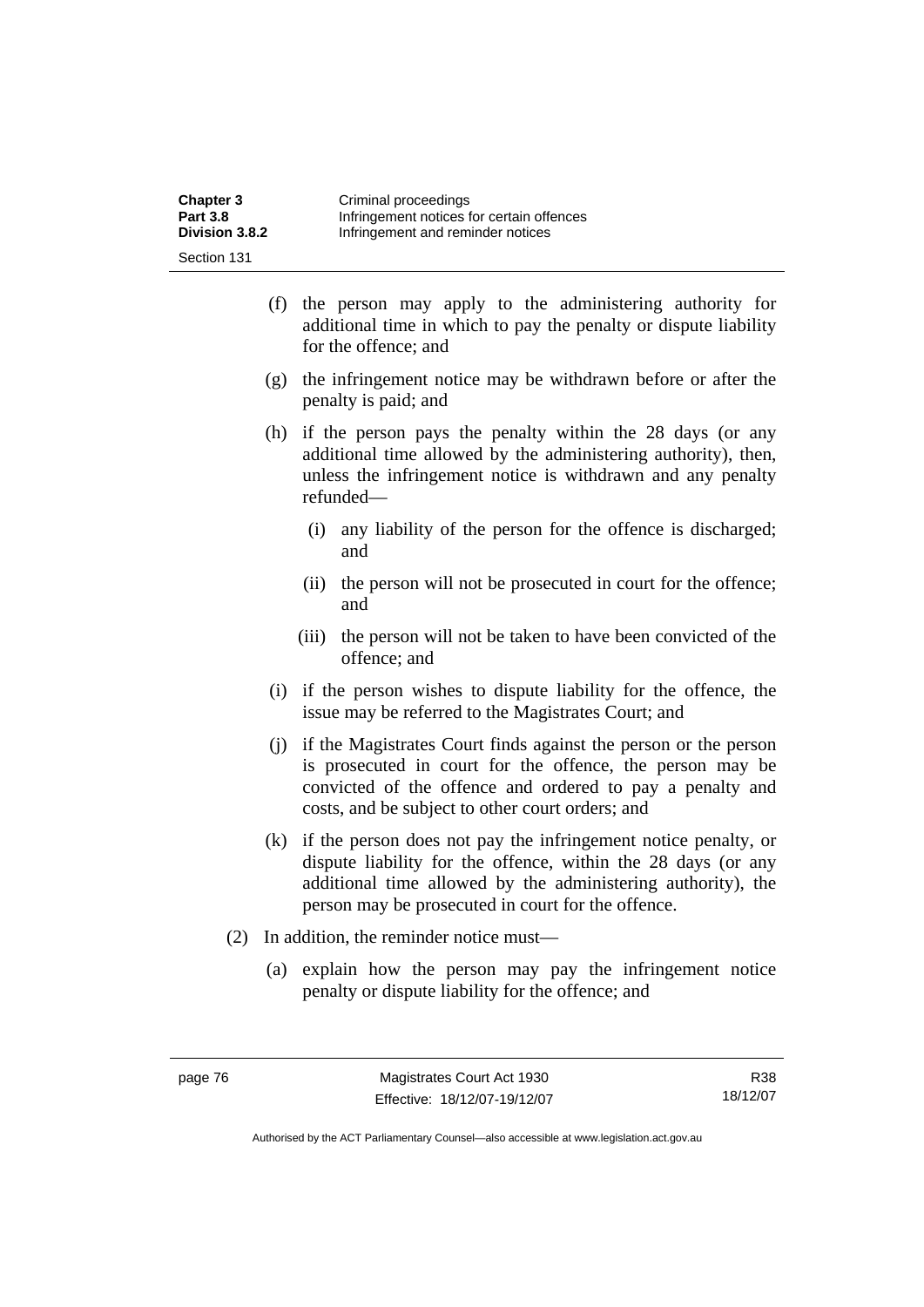(f) the person may apply to the administering authority for additional time in which to pay the penalty or dispute liability for the offence; and

(g) the infringement notice may be withdrawn before or after the penalty is paid; and

(h) if the person pays the penalty within the 28 days (or any additional time allowed by the administering authority), then, unless the infringement notice is withdrawn and any penalty refunded—

   (i) any liability of the person for the offence is discharged; and

   (ii) the person will not be prosecuted in court for the offence; and

   (iii) the person will not be taken to have been convicted of the offence; and

(i) if the person wishes to dispute liability for the offence, the issue may be referred to the Magistrates Court; and

(j) if the Magistrates Court finds against the person or the person is prosecuted in court for the offence, the person may be convicted of the offence and ordered to pay a penalty and costs, and be subject to other court orders; and

(k) if the person does not pay the infringement notice penalty, or dispute liability for the offence, within the 28 days (or any additional time allowed by the administering authority), the person may be prosecuted in court for the offence.

(2) In addition, the reminder notice must—

   (a) explain how the person may pay the infringement notice penalty or dispute liability for the offence; and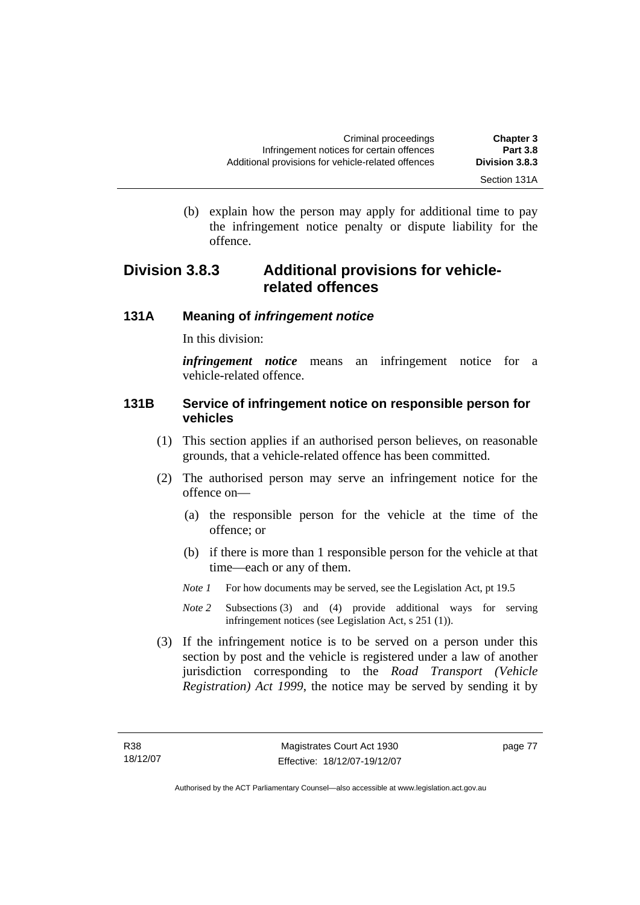(b) explain how the person may apply for additional time to pay the infringement notice penalty or dispute liability for the offence.

## Division 3.8.3 Additional provisions for vehicle-related offences

### 131A Meaning of *infringement notice*

In this division:

***infringement notice*** means an infringement notice for a vehicle-related offence.

### 131B Service of infringement notice on responsible person for vehicles

(1) This section applies if an authorised person believes, on reasonable grounds, that a vehicle-related offence has been committed.

(2) The authorised person may serve an infringement notice for the offence on—

(a) the responsible person for the vehicle at the time of the offence; or

(b) if there is more than 1 responsible person for the vehicle at that time—each or any of them.

*Note 1* For how documents may be served, see the Legislation Act, pt 19.5

*Note 2* Subsections (3) and (4) provide additional ways for serving infringement notices (see Legislation Act, s 251 (1)).

(3) If the infringement notice is to be served on a person under this section by post and the vehicle is registered under a law of another jurisdiction corresponding to the *Road Transport (Vehicle Registration) Act 1999*, the notice may be served by sending it by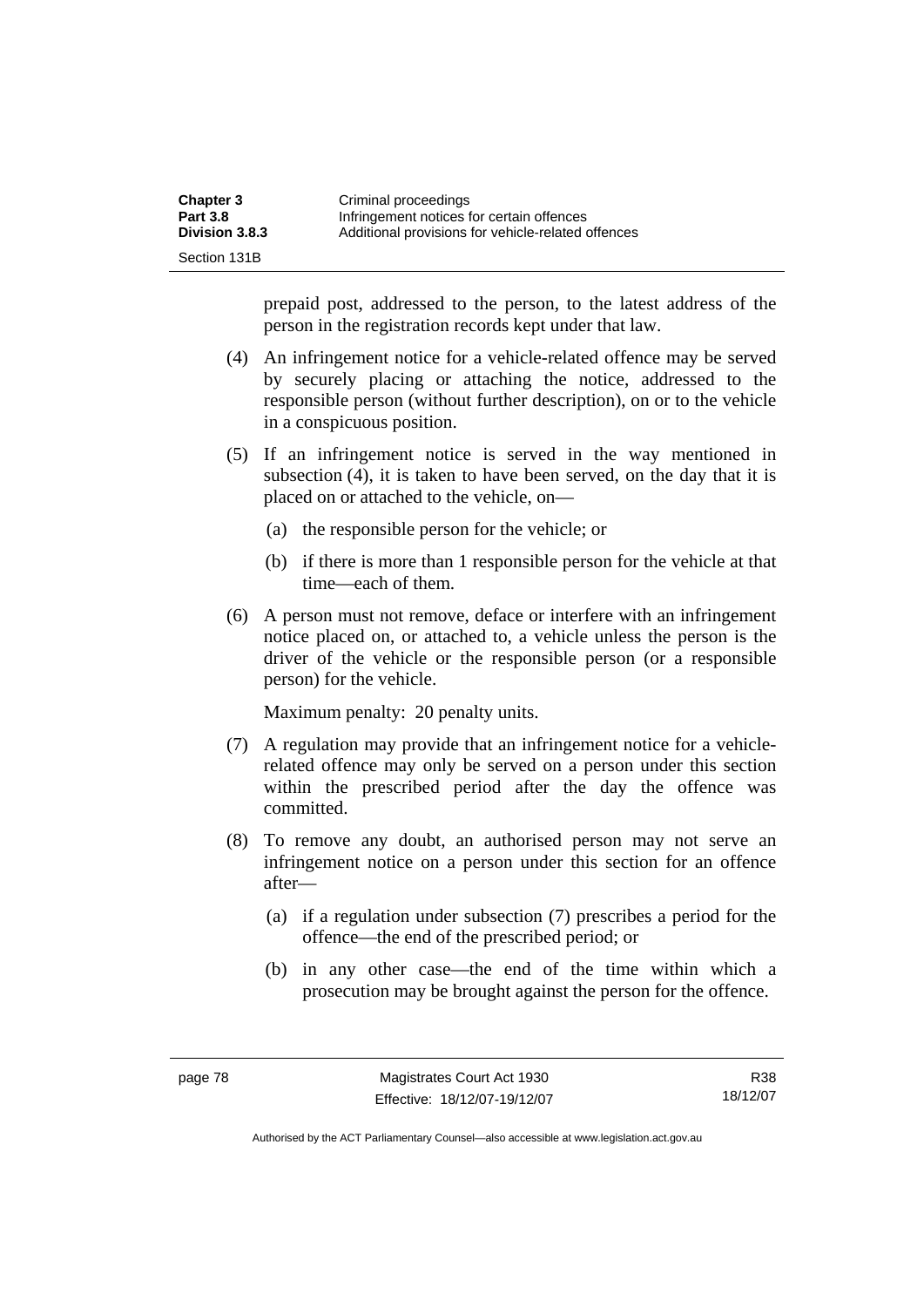prepaid post, addressed to the person, to the latest address of the person in the registration records kept under that law.

(4) An infringement notice for a vehicle-related offence may be served by securely placing or attaching the notice, addressed to the responsible person (without further description), on or to the vehicle in a conspicuous position.

(5) If an infringement notice is served in the way mentioned in subsection (4), it is taken to have been served, on the day that it is placed on or attached to the vehicle, on—

(a) the responsible person for the vehicle; or

(b) if there is more than 1 responsible person for the vehicle at that time—each of them.

(6) A person must not remove, deface or interfere with an infringement notice placed on, or attached to, a vehicle unless the person is the driver of the vehicle or the responsible person (or a responsible person) for the vehicle.

Maximum penalty: 20 penalty units.

(7) A regulation may provide that an infringement notice for a vehicle-related offence may only be served on a person under this section within the prescribed period after the day the offence was committed.

(8) To remove any doubt, an authorised person may not serve an infringement notice on a person under this section for an offence after—

(a) if a regulation under subsection (7) prescribes a period for the offence—the end of the prescribed period; or

(b) in any other case—the end of the time within which a prosecution may be brought against the person for the offence.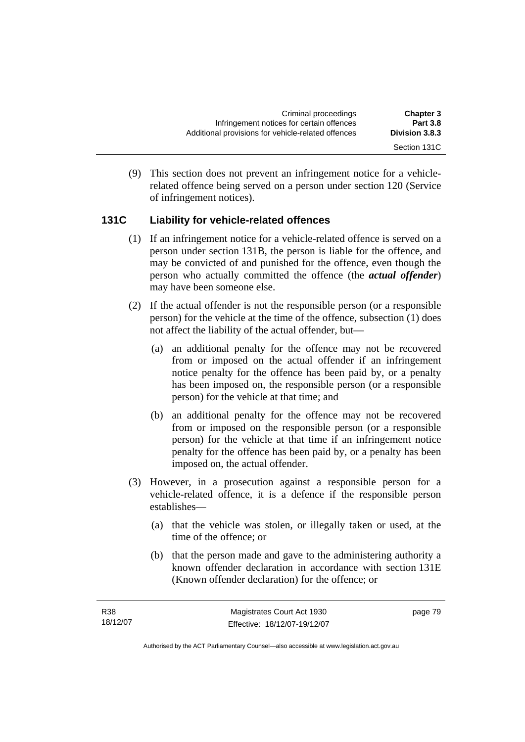(9) This section does not prevent an infringement notice for a vehicle-related offence being served on a person under section 120 (Service of infringement notices).

### 131C Liability for vehicle-related offences

(1) If an infringement notice for a vehicle-related offence is served on a person under section 131B, the person is liable for the offence, and may be convicted of and punished for the offence, even though the person who actually committed the offence (the ***actual offender***) may have been someone else.

(2) If the actual offender is not the responsible person (or a responsible person) for the vehicle at the time of the offence, subsection (1) does not affect the liability of the actual offender, but—

(a) an additional penalty for the offence may not be recovered from or imposed on the actual offender if an infringement notice penalty for the offence has been paid by, or a penalty has been imposed on, the responsible person (or a responsible person) for the vehicle at that time; and

(b) an additional penalty for the offence may not be recovered from or imposed on the responsible person (or a responsible person) for the vehicle at that time if an infringement notice penalty for the offence has been paid by, or a penalty has been imposed on, the actual offender.

(3) However, in a prosecution against a responsible person for a vehicle-related offence, it is a defence if the responsible person establishes—

(a) that the vehicle was stolen, or illegally taken or used, at the time of the offence; or

(b) that the person made and gave to the administering authority a known offender declaration in accordance with section 131E (Known offender declaration) for the offence; or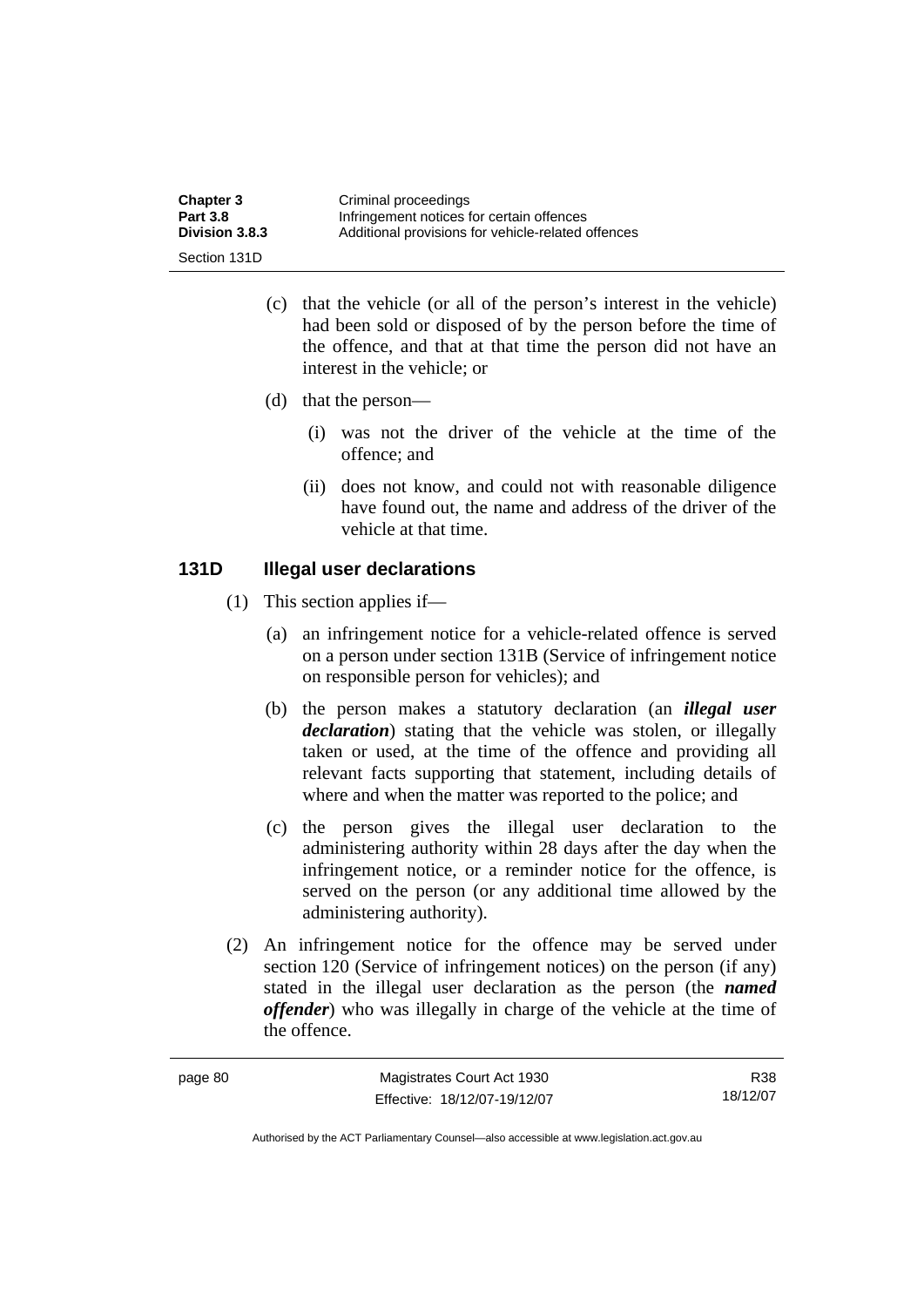(c) that the vehicle (or all of the person's interest in the vehicle) had been sold or disposed of by the person before the time of the offence, and that at that time the person did not have an interest in the vehicle; or

(d) that the person—

(i) was not the driver of the vehicle at the time of the offence; and

(ii) does not know, and could not with reasonable diligence have found out, the name and address of the driver of the vehicle at that time.

## 131D Illegal user declarations

(1) This section applies if—

(a) an infringement notice for a vehicle-related offence is served on a person under section 131B (Service of infringement notice on responsible person for vehicles); and

(b) the person makes a statutory declaration (an ***illegal user declaration***) stating that the vehicle was stolen, or illegally taken or used, at the time of the offence and providing all relevant facts supporting that statement, including details of where and when the matter was reported to the police; and

(c) the person gives the illegal user declaration to the administering authority within 28 days after the day when the infringement notice, or a reminder notice for the offence, is served on the person (or any additional time allowed by the administering authority).

(2) An infringement notice for the offence may be served under section 120 (Service of infringement notices) on the person (if any) stated in the illegal user declaration as the person (the ***named offender***) who was illegally in charge of the vehicle at the time of the offence.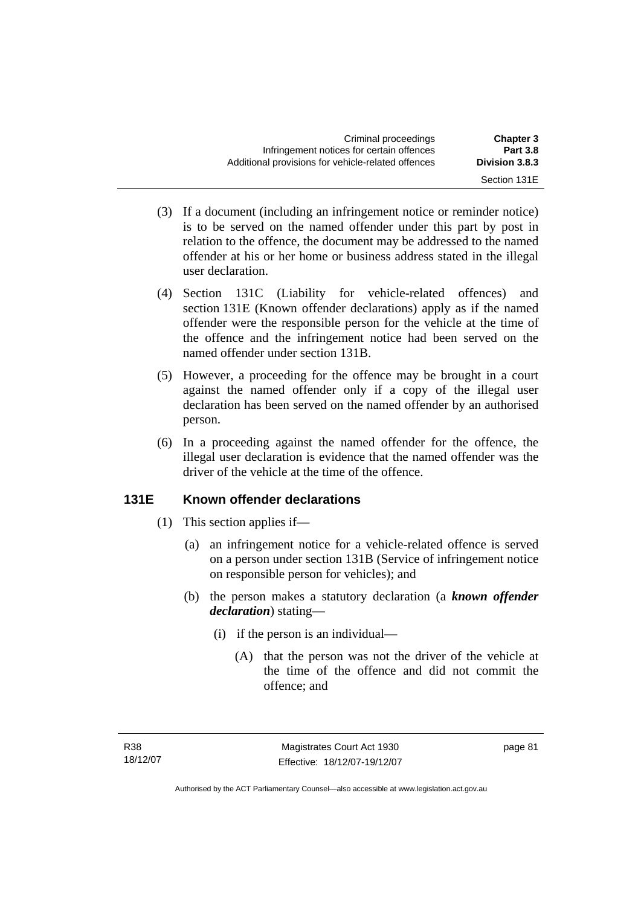(3) If a document (including an infringement notice or reminder notice) is to be served on the named offender under this part by post in relation to the offence, the document may be addressed to the named offender at his or her home or business address stated in the illegal user declaration.

(4) Section 131C (Liability for vehicle-related offences) and section 131E (Known offender declarations) apply as if the named offender were the responsible person for the vehicle at the time of the offence and the infringement notice had been served on the named offender under section 131B.

(5) However, a proceeding for the offence may be brought in a court against the named offender only if a copy of the illegal user declaration has been served on the named offender by an authorised person.

(6) In a proceeding against the named offender for the offence, the illegal user declaration is evidence that the named offender was the driver of the vehicle at the time of the offence.

## 131E Known offender declarations

(1) This section applies if—

(a) an infringement notice for a vehicle-related offence is served on a person under section 131B (Service of infringement notice on responsible person for vehicles); and

(b) the person makes a statutory declaration (a ***known offender declaration***) stating—

(i) if the person is an individual—

(A) that the person was not the driver of the vehicle at the time of the offence and did not commit the offence; and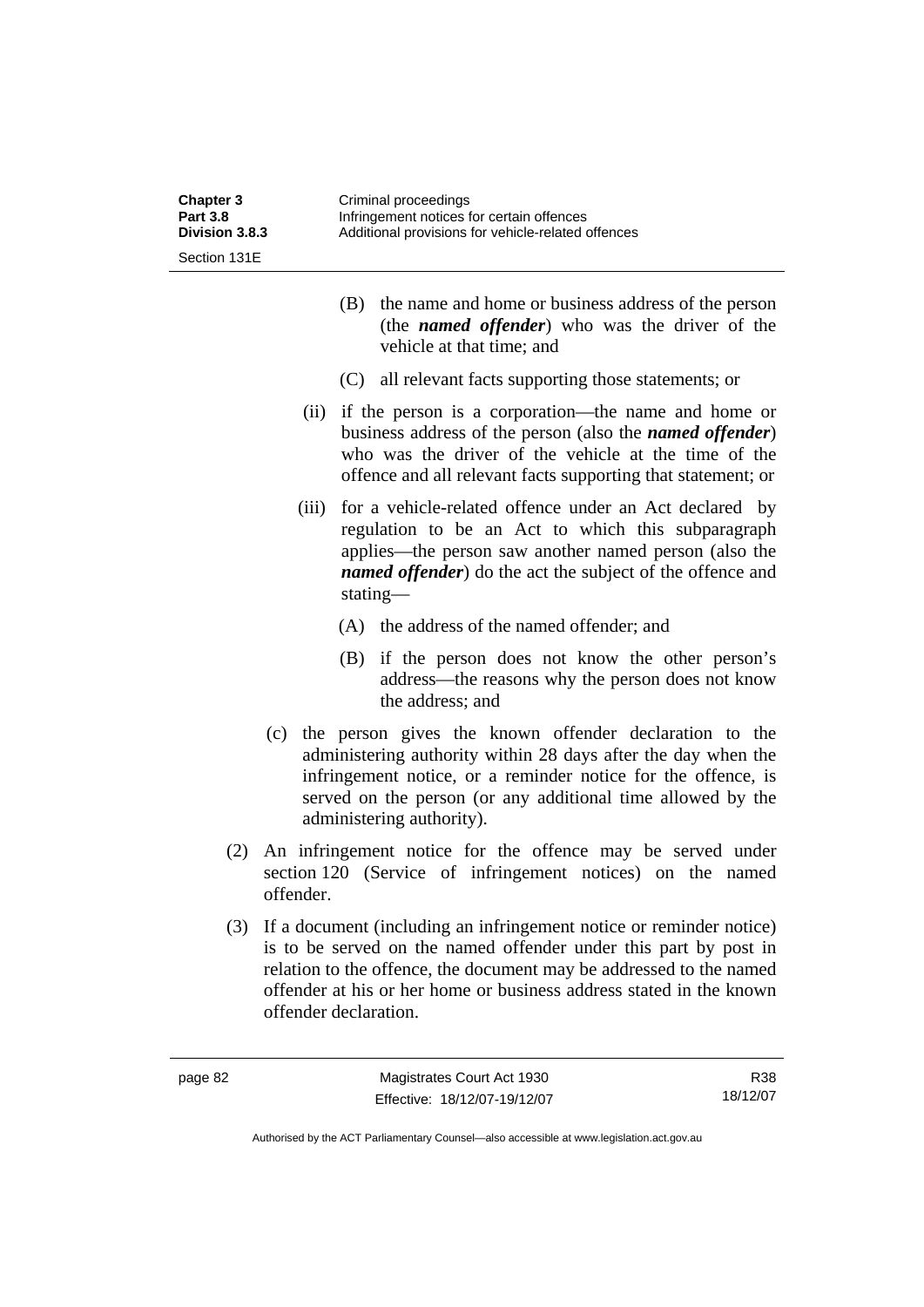(B) the name and home or business address of the person (the ***named offender***) who was the driver of the vehicle at that time; and

(C) all relevant facts supporting those statements; or

(ii) if the person is a corporation—the name and home or business address of the person (also the ***named offender***) who was the driver of the vehicle at the time of the offence and all relevant facts supporting that statement; or

(iii) for a vehicle-related offence under an Act declared by regulation to be an Act to which this subparagraph applies—the person saw another named person (also the ***named offender***) do the act the subject of the offence and stating—

(A) the address of the named offender; and

(B) if the person does not know the other person's address—the reasons why the person does not know the address; and

(c) the person gives the known offender declaration to the administering authority within 28 days after the day when the infringement notice, or a reminder notice for the offence, is served on the person (or any additional time allowed by the administering authority).

(2) An infringement notice for the offence may be served under section 120 (Service of infringement notices) on the named offender.

(3) If a document (including an infringement notice or reminder notice) is to be served on the named offender under this part by post in relation to the offence, the document may be addressed to the named offender at his or her home or business address stated in the known offender declaration.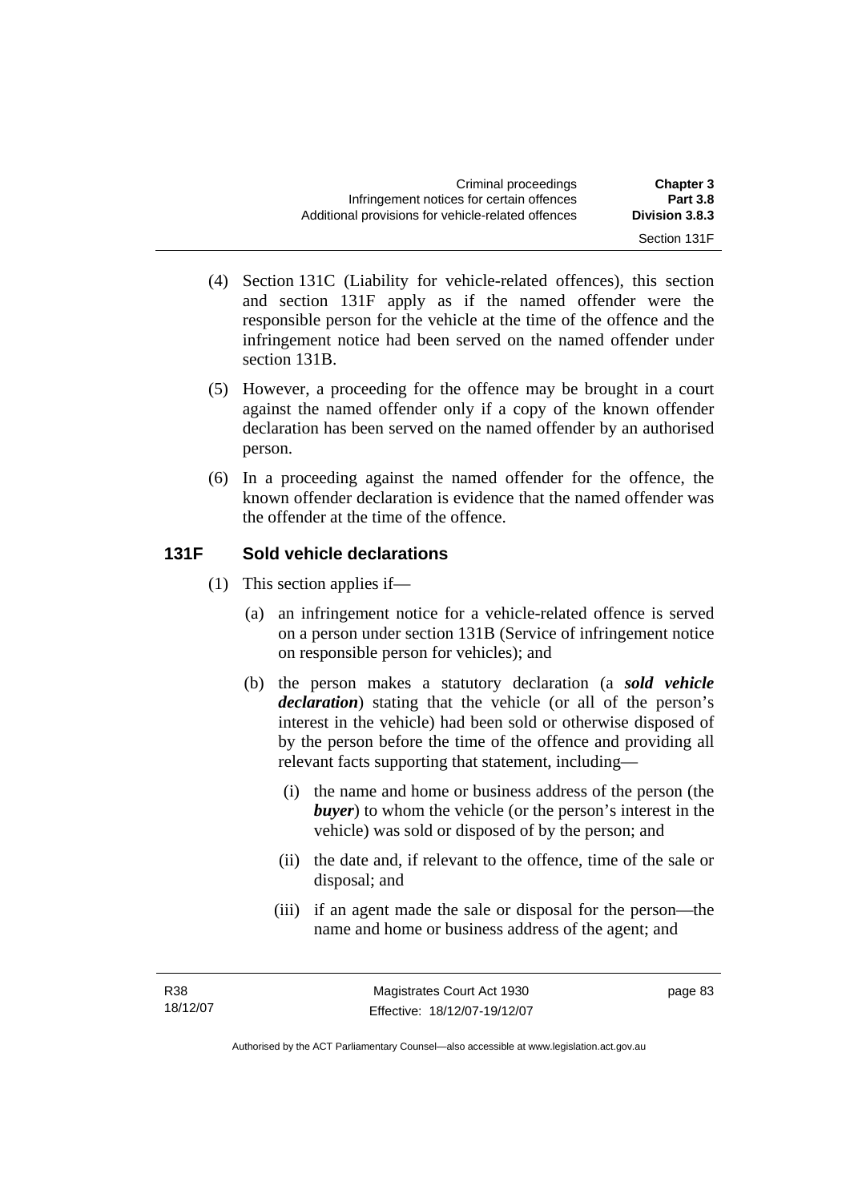(4) Section 131C (Liability for vehicle-related offences), this section and section 131F apply as if the named offender were the responsible person for the vehicle at the time of the offence and the infringement notice had been served on the named offender under section 131B.

(5) However, a proceeding for the offence may be brought in a court against the named offender only if a copy of the known offender declaration has been served on the named offender by an authorised person.

(6) In a proceeding against the named offender for the offence, the known offender declaration is evidence that the named offender was the offender at the time of the offence.

### 131F Sold vehicle declarations

(1) This section applies if—

(a) an infringement notice for a vehicle-related offence is served on a person under section 131B (Service of infringement notice on responsible person for vehicles); and

(b) the person makes a statutory declaration (a ***sold vehicle declaration***) stating that the vehicle (or all of the person's interest in the vehicle) had been sold or otherwise disposed of by the person before the time of the offence and providing all relevant facts supporting that statement, including—

(i) the name and home or business address of the person (the ***buyer***) to whom the vehicle (or the person's interest in the vehicle) was sold or disposed of by the person; and

(ii) the date and, if relevant to the offence, time of the sale or disposal; and

(iii) if an agent made the sale or disposal for the person—the name and home or business address of the agent; and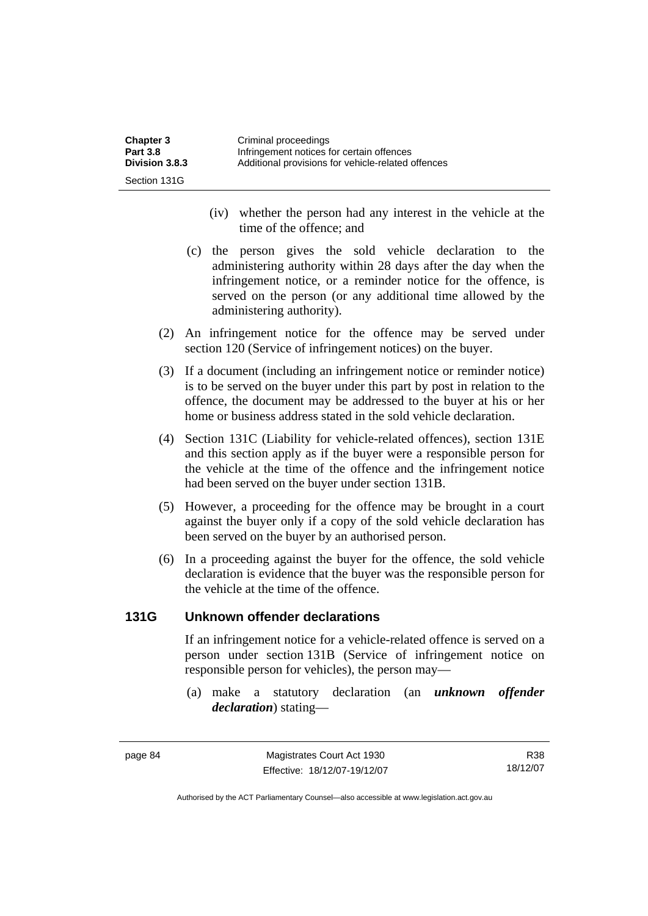(iv) whether the person had any interest in the vehicle at the time of the offence; and

(c) the person gives the sold vehicle declaration to the administering authority within 28 days after the day when the infringement notice, or a reminder notice for the offence, is served on the person (or any additional time allowed by the administering authority).

(2) An infringement notice for the offence may be served under section 120 (Service of infringement notices) on the buyer.

(3) If a document (including an infringement notice or reminder notice) is to be served on the buyer under this part by post in relation to the offence, the document may be addressed to the buyer at his or her home or business address stated in the sold vehicle declaration.

(4) Section 131C (Liability for vehicle-related offences), section 131E and this section apply as if the buyer were a responsible person for the vehicle at the time of the offence and the infringement notice had been served on the buyer under section 131B.

(5) However, a proceeding for the offence may be brought in a court against the buyer only if a copy of the sold vehicle declaration has been served on the buyer by an authorised person.

(6) In a proceeding against the buyer for the offence, the sold vehicle declaration is evidence that the buyer was the responsible person for the vehicle at the time of the offence.

### 131G Unknown offender declarations

If an infringement notice for a vehicle-related offence is served on a person under section 131B (Service of infringement notice on responsible person for vehicles), the person may—

(a) make a statutory declaration (an ***unknown offender declaration***) stating—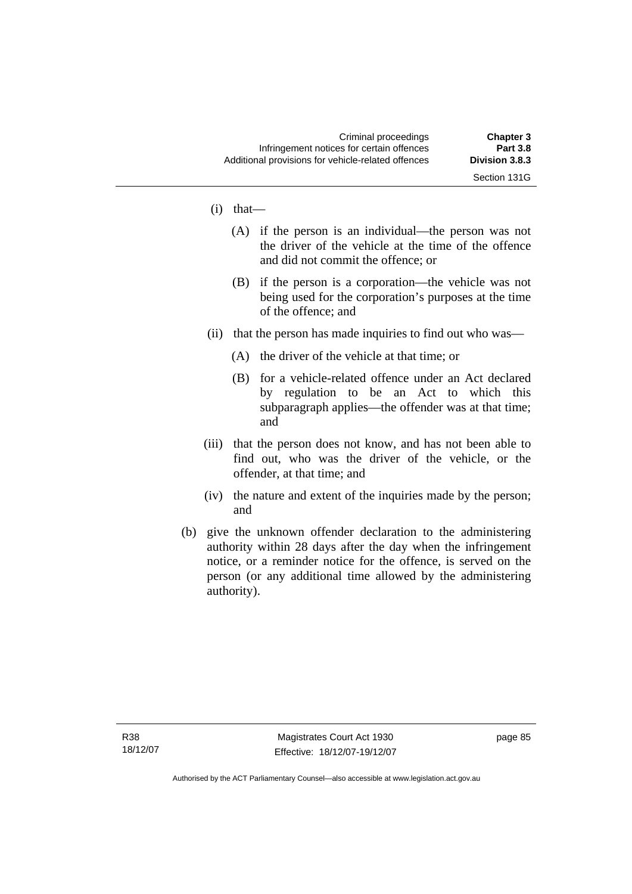(i) that—

(A) if the person is an individual—the person was not the driver of the vehicle at the time of the offence and did not commit the offence; or

(B) if the person is a corporation—the vehicle was not being used for the corporation's purposes at the time of the offence; and

(ii) that the person has made inquiries to find out who was—

(A) the driver of the vehicle at that time; or

(B) for a vehicle-related offence under an Act declared by regulation to be an Act to which this subparagraph applies—the offender was at that time; and

(iii) that the person does not know, and has not been able to find out, who was the driver of the vehicle, or the offender, at that time; and

(iv) the nature and extent of the inquiries made by the person; and

(b) give the unknown offender declaration to the administering authority within 28 days after the day when the infringement notice, or a reminder notice for the offence, is served on the person (or any additional time allowed by the administering authority).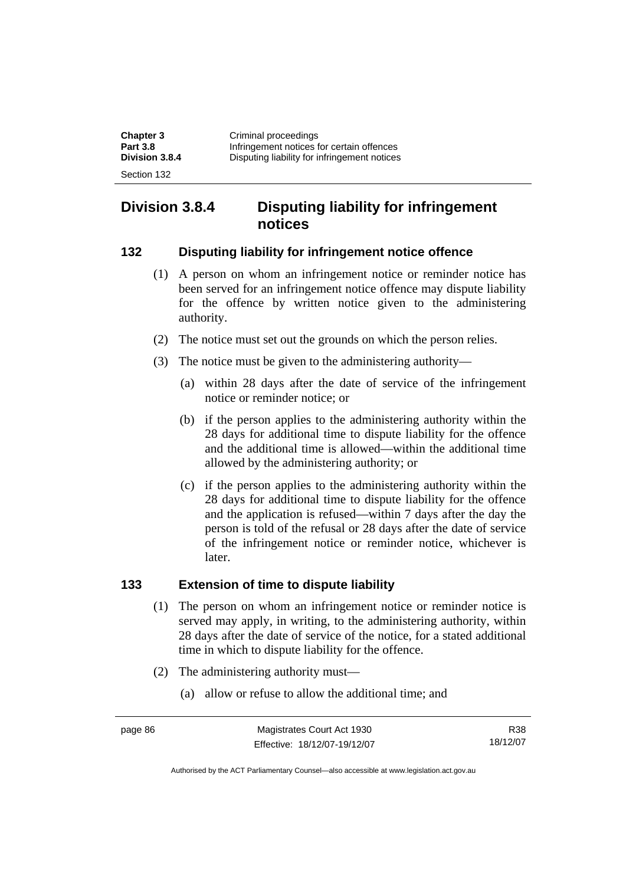## Division 3.8.4 Disputing liability for infringement notices

### 132 Disputing liability for infringement notice offence

(1) A person on whom an infringement notice or reminder notice has been served for an infringement notice offence may dispute liability for the offence by written notice given to the administering authority.

(2) The notice must set out the grounds on which the person relies.

(3) The notice must be given to the administering authority—

(a) within 28 days after the date of service of the infringement notice or reminder notice; or

(b) if the person applies to the administering authority within the 28 days for additional time to dispute liability for the offence and the additional time is allowed—within the additional time allowed by the administering authority; or

(c) if the person applies to the administering authority within the 28 days for additional time to dispute liability for the offence and the application is refused—within 7 days after the day the person is told of the refusal or 28 days after the date of service of the infringement notice or reminder notice, whichever is later.

### 133 Extension of time to dispute liability

(1) The person on whom an infringement notice or reminder notice is served may apply, in writing, to the administering authority, within 28 days after the date of service of the notice, for a stated additional time in which to dispute liability for the offence.

(2) The administering authority must—

(a) allow or refuse to allow the additional time; and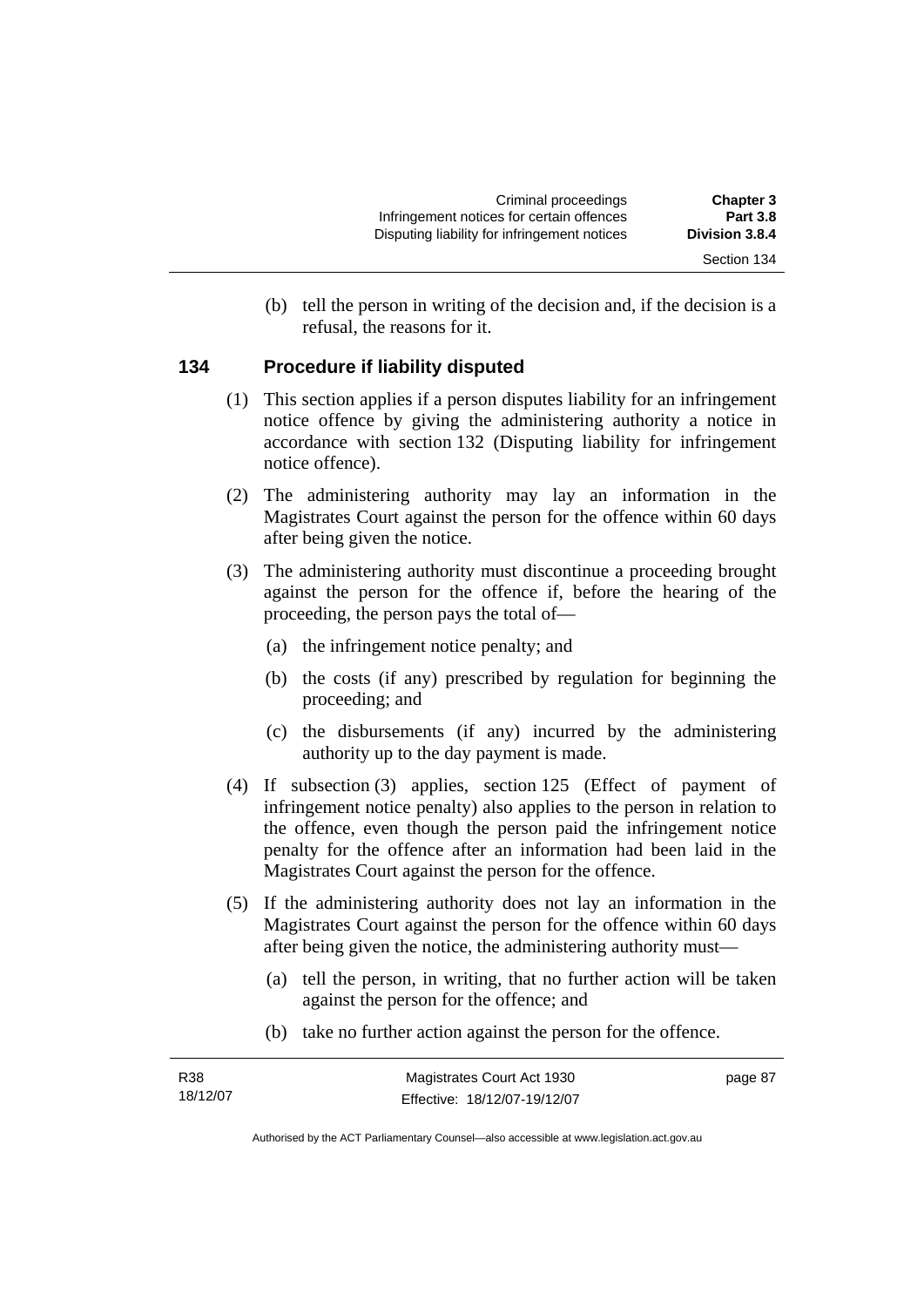(b) tell the person in writing of the decision and, if the decision is a refusal, the reasons for it.

### 134 Procedure if liability disputed

(1) This section applies if a person disputes liability for an infringement notice offence by giving the administering authority a notice in accordance with section 132 (Disputing liability for infringement notice offence).

(2) The administering authority may lay an information in the Magistrates Court against the person for the offence within 60 days after being given the notice.

(3) The administering authority must discontinue a proceeding brought against the person for the offence if, before the hearing of the proceeding, the person pays the total of—

(a) the infringement notice penalty; and

(b) the costs (if any) prescribed by regulation for beginning the proceeding; and

(c) the disbursements (if any) incurred by the administering authority up to the day payment is made.

(4) If subsection (3) applies, section 125 (Effect of payment of infringement notice penalty) also applies to the person in relation to the offence, even though the person paid the infringement notice penalty for the offence after an information had been laid in the Magistrates Court against the person for the offence.

(5) If the administering authority does not lay an information in the Magistrates Court against the person for the offence within 60 days after being given the notice, the administering authority must—

(a) tell the person, in writing, that no further action will be taken against the person for the offence; and

(b) take no further action against the person for the offence.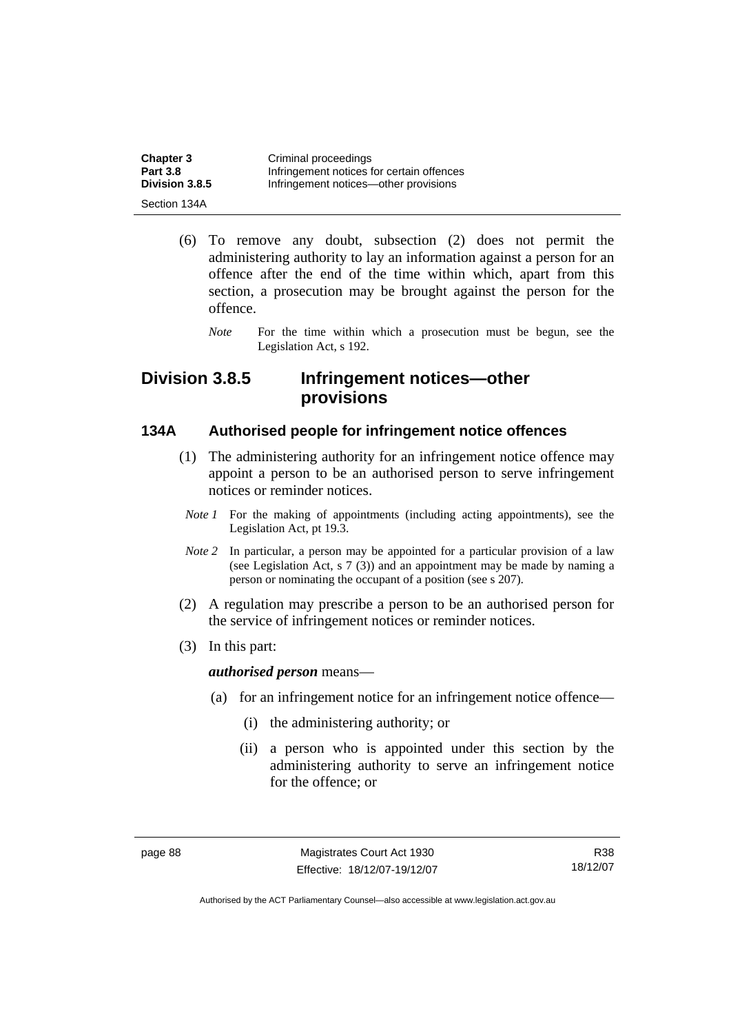(6) To remove any doubt, subsection (2) does not permit the administering authority to lay an information against a person for an offence after the end of the time within which, apart from this section, a prosecution may be brought against the person for the offence.

*Note* For the time within which a prosecution must be begun, see the Legislation Act, s 192.

## Division 3.8.5 Infringement notices—other provisions

### 134A Authorised people for infringement notice offences

(1) The administering authority for an infringement notice offence may appoint a person to be an authorised person to serve infringement notices or reminder notices.

*Note 1* For the making of appointments (including acting appointments), see the Legislation Act, pt 19.3.

*Note 2* In particular, a person may be appointed for a particular provision of a law (see Legislation Act, s 7 (3)) and an appointment may be made by naming a person or nominating the occupant of a position (see s 207).

(2) A regulation may prescribe a person to be an authorised person for the service of infringement notices or reminder notices.

(3) In this part:

***authorised person*** means—

(a) for an infringement notice for an infringement notice offence—

(i) the administering authority; or

(ii) a person who is appointed under this section by the administering authority to serve an infringement notice for the offence; or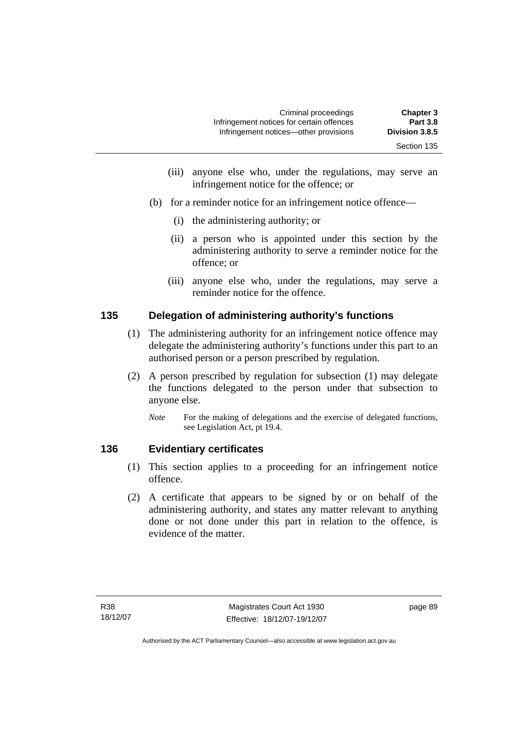(iii) anyone else who, under the regulations, may serve an infringement notice for the offence; or

(b) for a reminder notice for an infringement notice offence—

(i) the administering authority; or

(ii) a person who is appointed under this section by the administering authority to serve a reminder notice for the offence; or

(iii) anyone else who, under the regulations, may serve a reminder notice for the offence.

### 135 Delegation of administering authority's functions

(1) The administering authority for an infringement notice offence may delegate the administering authority's functions under this part to an authorised person or a person prescribed by regulation.

(2) A person prescribed by regulation for subsection (1) may delegate the functions delegated to the person under that subsection to anyone else.

*Note* For the making of delegations and the exercise of delegated functions, see Legislation Act, pt 19.4.

### 136 Evidentiary certificates

(1) This section applies to a proceeding for an infringement notice offence.

(2) A certificate that appears to be signed by or on behalf of the administering authority, and states any matter relevant to anything done or not done under this part in relation to the offence, is evidence of the matter.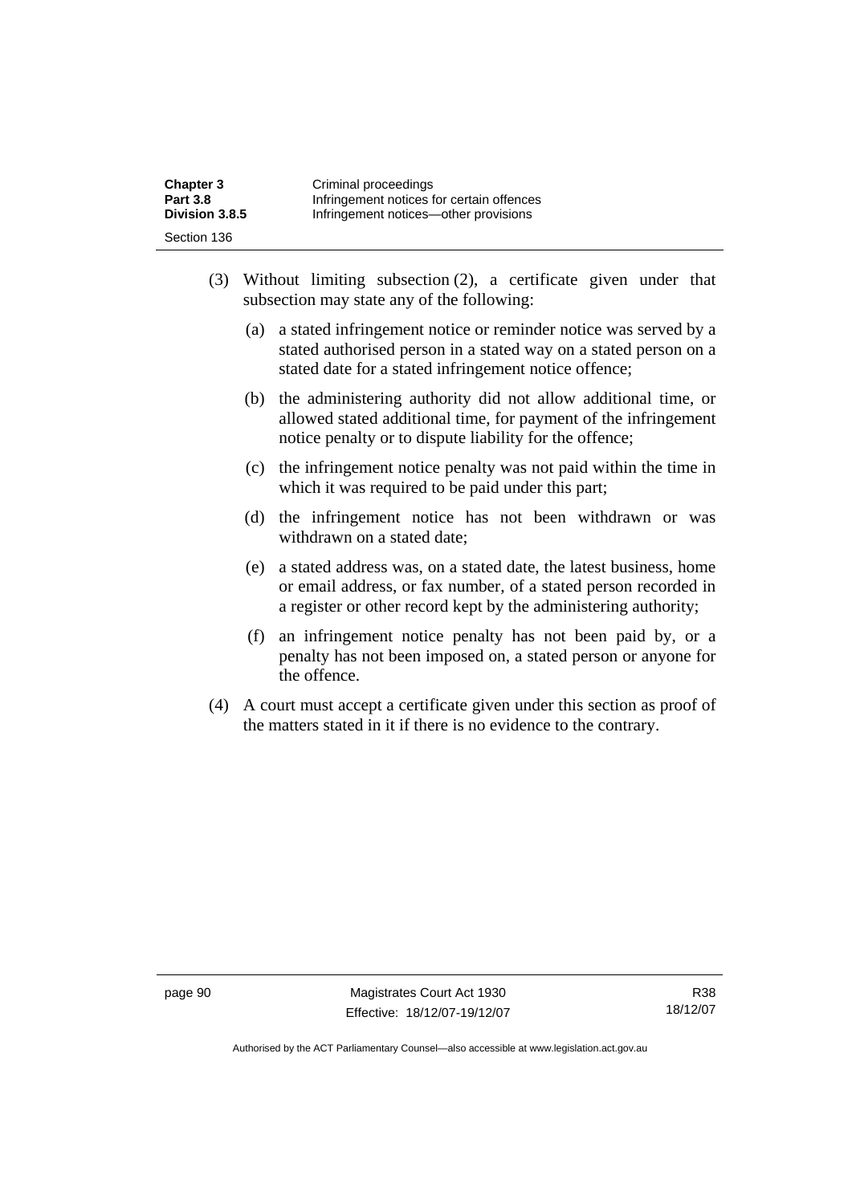(3) Without limiting subsection (2), a certificate given under that subsection may state any of the following:

(a) a stated infringement notice or reminder notice was served by a stated authorised person in a stated way on a stated person on a stated date for a stated infringement notice offence;

(b) the administering authority did not allow additional time, or allowed stated additional time, for payment of the infringement notice penalty or to dispute liability for the offence;

(c) the infringement notice penalty was not paid within the time in which it was required to be paid under this part;

(d) the infringement notice has not been withdrawn or was withdrawn on a stated date;

(e) a stated address was, on a stated date, the latest business, home or email address, or fax number, of a stated person recorded in a register or other record kept by the administering authority;

(f) an infringement notice penalty has not been paid by, or a penalty has not been imposed on, a stated person or anyone for the offence.

(4) A court must accept a certificate given under this section as proof of the matters stated in it if there is no evidence to the contrary.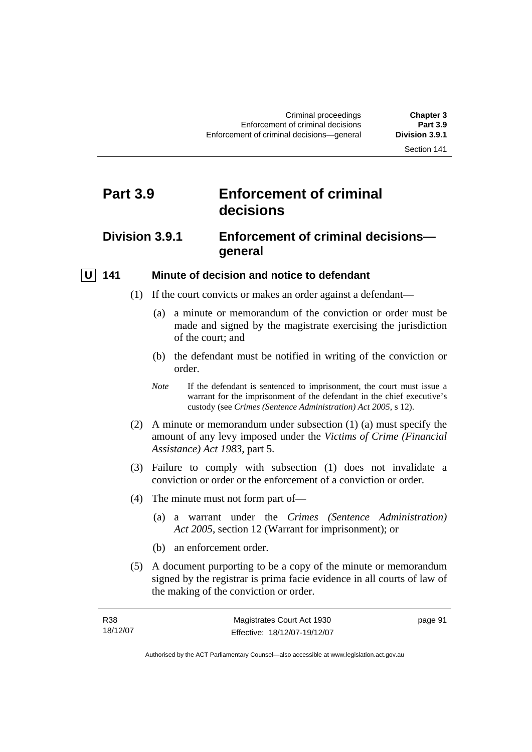# Part 3.9 Enforcement of criminal decisions

## Division 3.9.1 Enforcement of criminal decisions—general

### U 141 Minute of decision and notice to defendant

(1) If the court convicts or makes an order against a defendant—

(a) a minute or memorandum of the conviction or order must be made and signed by the magistrate exercising the jurisdiction of the court; and

(b) the defendant must be notified in writing of the conviction or order.

*Note* If the defendant is sentenced to imprisonment, the court must issue a warrant for the imprisonment of the defendant in the chief executive's custody (see *Crimes (Sentence Administration) Act 2005*, s 12).

(2) A minute or memorandum under subsection (1) (a) must specify the amount of any levy imposed under the *Victims of Crime (Financial Assistance) Act 1983*, part 5.

(3) Failure to comply with subsection (1) does not invalidate a conviction or order or the enforcement of a conviction or order.

(4) The minute must not form part of—

(a) a warrant under the *Crimes (Sentence Administration) Act 2005*, section 12 (Warrant for imprisonment); or

(b) an enforcement order.

(5) A document purporting to be a copy of the minute or memorandum signed by the registrar is prima facie evidence in all courts of law of the making of the conviction or order.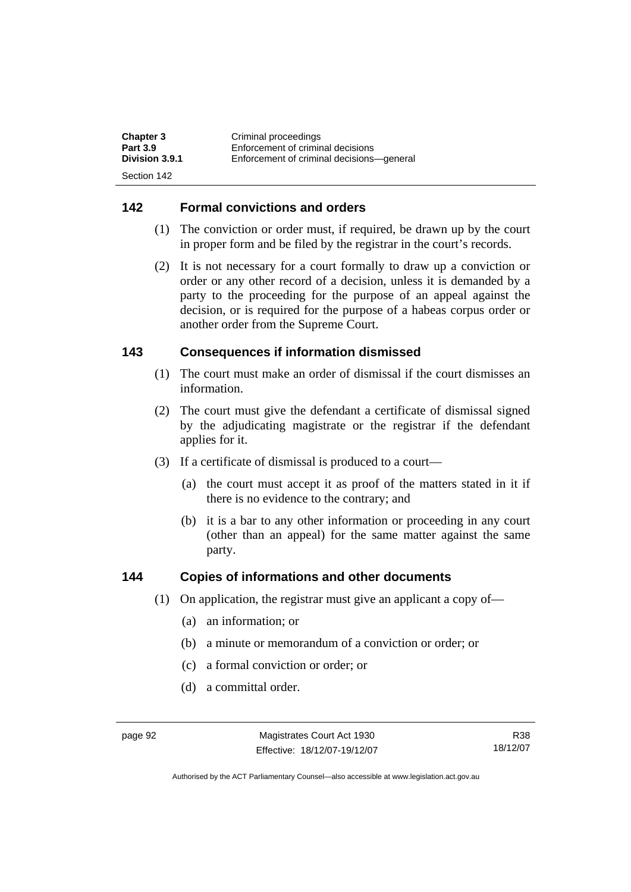## 142 Formal convictions and orders

(1) The conviction or order must, if required, be drawn up by the court in proper form and be filed by the registrar in the court's records.

(2) It is not necessary for a court formally to draw up a conviction or order or any other record of a decision, unless it is demanded by a party to the proceeding for the purpose of an appeal against the decision, or is required for the purpose of a habeas corpus order or another order from the Supreme Court.

## 143 Consequences if information dismissed

(1) The court must make an order of dismissal if the court dismisses an information.

(2) The court must give the defendant a certificate of dismissal signed by the adjudicating magistrate or the registrar if the defendant applies for it.

(3) If a certificate of dismissal is produced to a court—

(a) the court must accept it as proof of the matters stated in it if there is no evidence to the contrary; and

(b) it is a bar to any other information or proceeding in any court (other than an appeal) for the same matter against the same party.

## 144 Copies of informations and other documents

(1) On application, the registrar must give an applicant a copy of—

(a) an information; or

(b) a minute or memorandum of a conviction or order; or

(c) a formal conviction or order; or

(d) a committal order.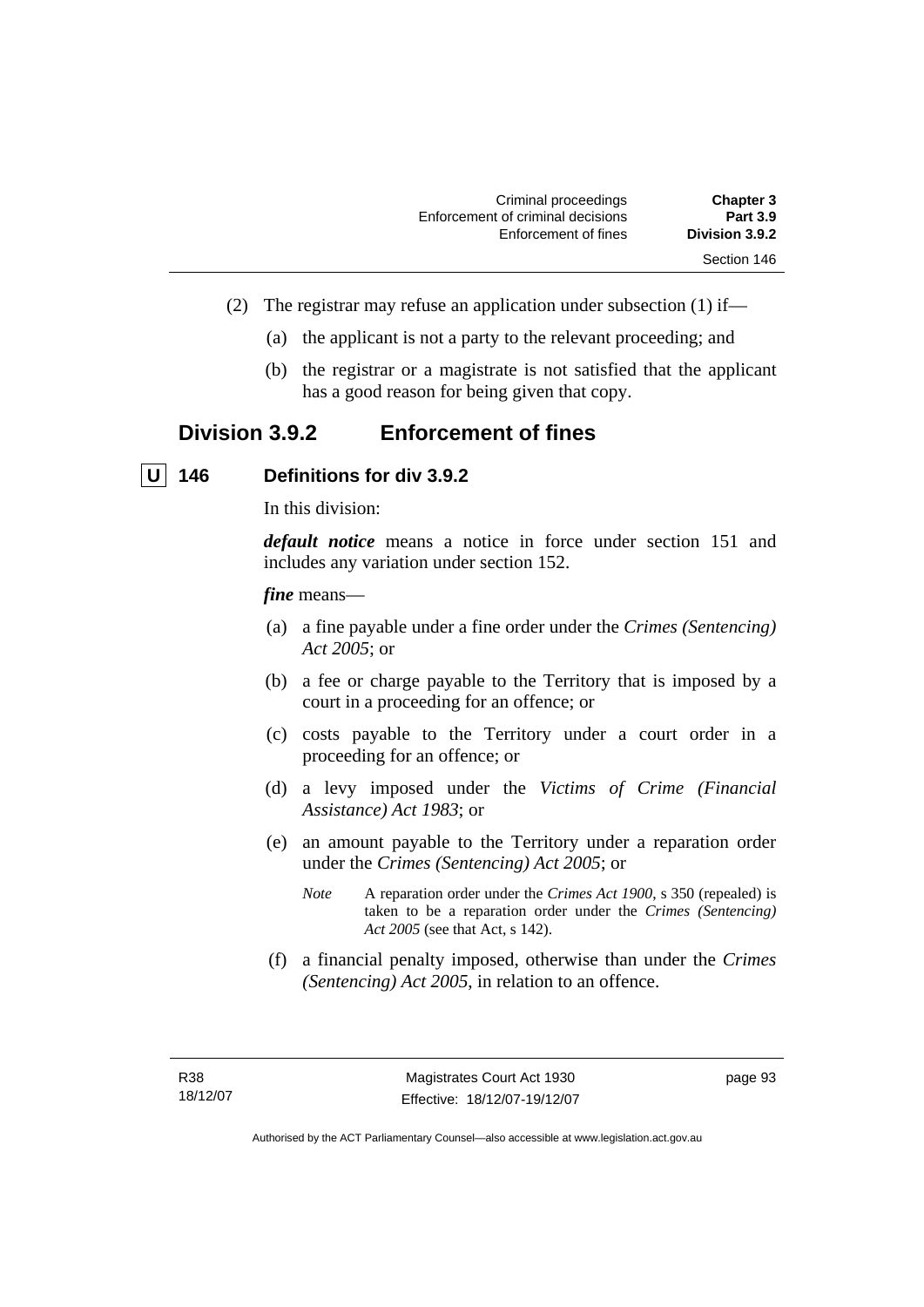(2) The registrar may refuse an application under subsection (1) if—

(a) the applicant is not a party to the relevant proceeding; and

(b) the registrar or a magistrate is not satisfied that the applicant has a good reason for being given that copy.

## Division 3.9.2 Enforcement of fines

### U 146 Definitions for div 3.9.2

In this division:

***default notice*** means a notice in force under section 151 and includes any variation under section 152.

***fine*** means—

(a) a fine payable under a fine order under the *Crimes (Sentencing) Act 2005*; or

(b) a fee or charge payable to the Territory that is imposed by a court in a proceeding for an offence; or

(c) costs payable to the Territory under a court order in a proceeding for an offence; or

(d) a levy imposed under the *Victims of Crime (Financial Assistance) Act 1983*; or

(e) an amount payable to the Territory under a reparation order under the *Crimes (Sentencing) Act 2005*; or

*Note* A reparation order under the *Crimes Act 1900*, s 350 (repealed) is taken to be a reparation order under the *Crimes (Sentencing) Act 2005* (see that Act, s 142).

(f) a financial penalty imposed, otherwise than under the *Crimes (Sentencing) Act 2005*, in relation to an offence.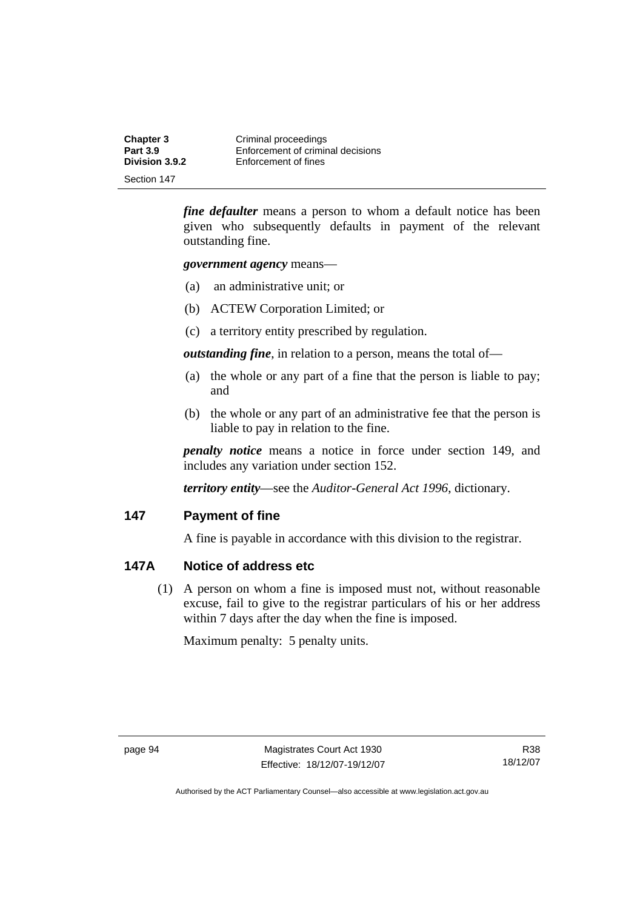***fine defaulter*** means a person to whom a default notice has been given who subsequently defaults in payment of the relevant outstanding fine.

***government agency*** means—

(a) an administrative unit; or

(b) ACTEW Corporation Limited; or

(c) a territory entity prescribed by regulation.

***outstanding fine***, in relation to a person, means the total of—

(a) the whole or any part of a fine that the person is liable to pay; and

(b) the whole or any part of an administrative fee that the person is liable to pay in relation to the fine.

***penalty notice*** means a notice in force under section 149, and includes any variation under section 152.

***territory entity***—see the *Auditor-General Act 1996*, dictionary.

## 147 Payment of fine

A fine is payable in accordance with this division to the registrar.

## 147A Notice of address etc

(1) A person on whom a fine is imposed must not, without reasonable excuse, fail to give to the registrar particulars of his or her address within 7 days after the day when the fine is imposed.

Maximum penalty: 5 penalty units.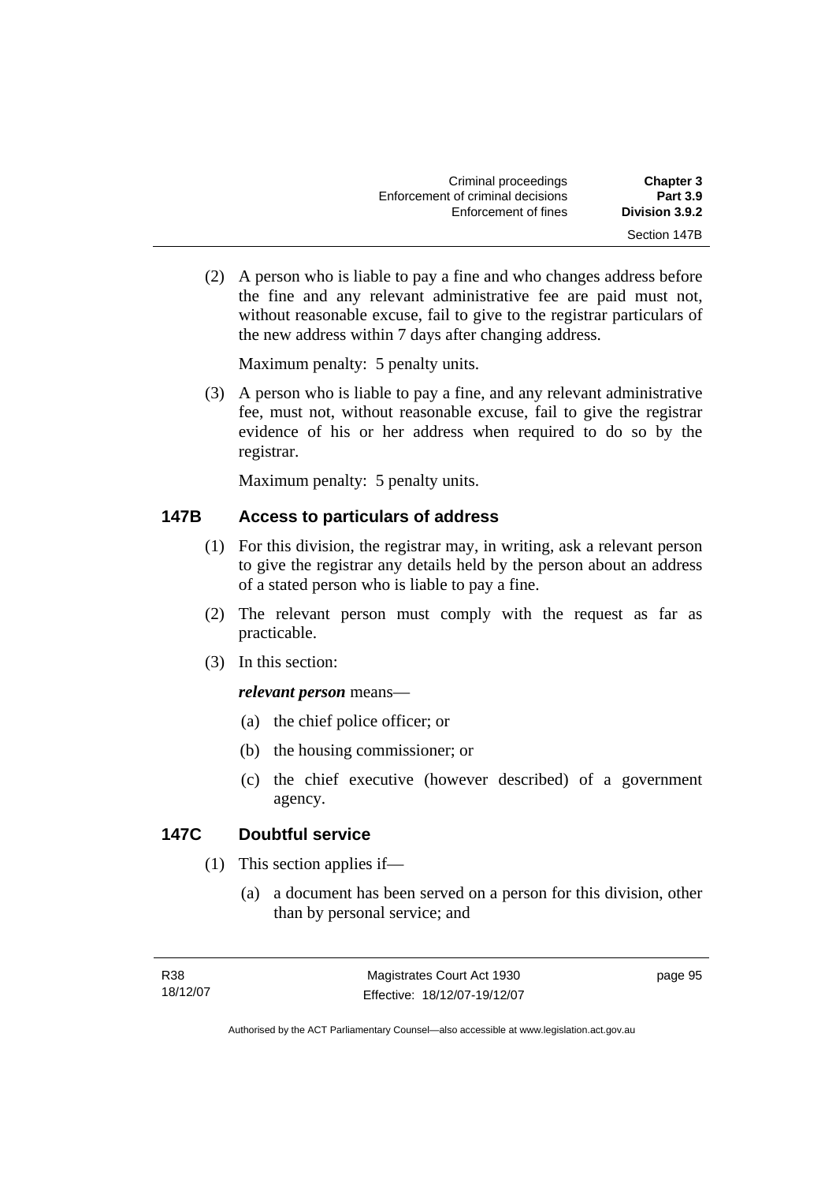(2) A person who is liable to pay a fine and who changes address before the fine and any relevant administrative fee are paid must not, without reasonable excuse, fail to give to the registrar particulars of the new address within 7 days after changing address.

Maximum penalty: 5 penalty units.

(3) A person who is liable to pay a fine, and any relevant administrative fee, must not, without reasonable excuse, fail to give the registrar evidence of his or her address when required to do so by the registrar.

Maximum penalty: 5 penalty units.

## 147B Access to particulars of address

(1) For this division, the registrar may, in writing, ask a relevant person to give the registrar any details held by the person about an address of a stated person who is liable to pay a fine.

(2) The relevant person must comply with the request as far as practicable.

(3) In this section:

***relevant person*** means—

(a) the chief police officer; or

(b) the housing commissioner; or

(c) the chief executive (however described) of a government agency.

## 147C Doubtful service

(1) This section applies if—

(a) a document has been served on a person for this division, other than by personal service; and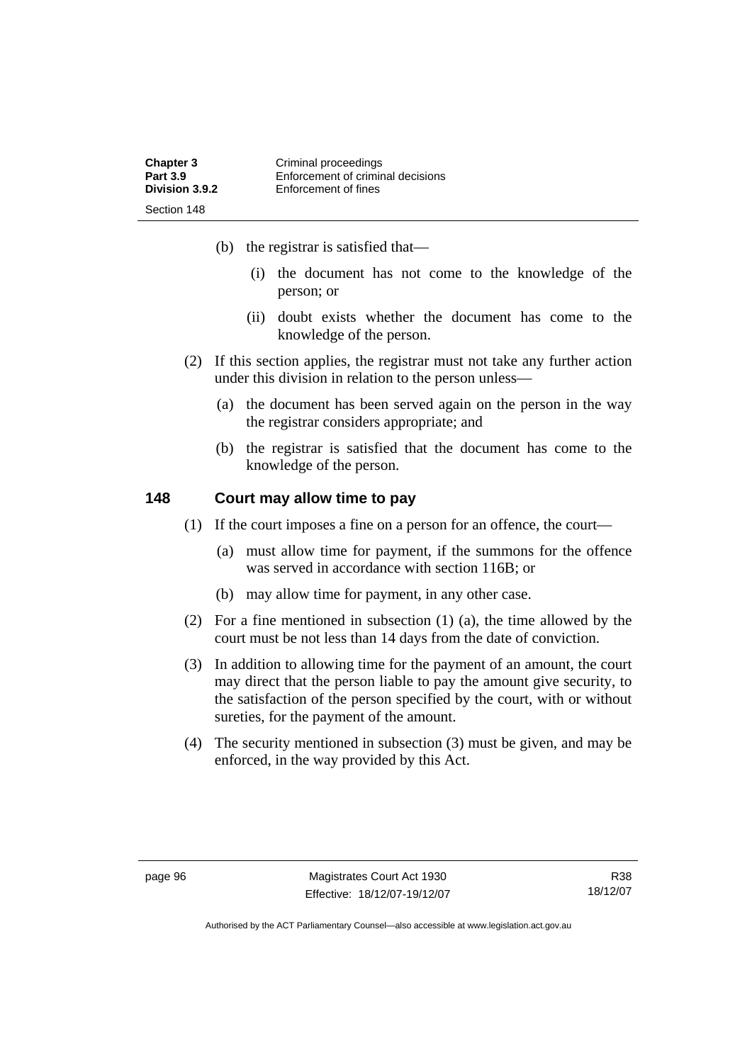(b) the registrar is satisfied that—

   (i) the document has not come to the knowledge of the person; or

   (ii) doubt exists whether the document has come to the knowledge of the person.

(2) If this section applies, the registrar must not take any further action under this division in relation to the person unless—

   (a) the document has been served again on the person in the way the registrar considers appropriate; and

   (b) the registrar is satisfied that the document has come to the knowledge of the person.

## 148 Court may allow time to pay

(1) If the court imposes a fine on a person for an offence, the court—

   (a) must allow time for payment, if the summons for the offence was served in accordance with section 116B; or

   (b) may allow time for payment, in any other case.

(2) For a fine mentioned in subsection (1) (a), the time allowed by the court must be not less than 14 days from the date of conviction.

(3) In addition to allowing time for the payment of an amount, the court may direct that the person liable to pay the amount give security, to the satisfaction of the person specified by the court, with or without sureties, for the payment of the amount.

(4) The security mentioned in subsection (3) must be given, and may be enforced, in the way provided by this Act.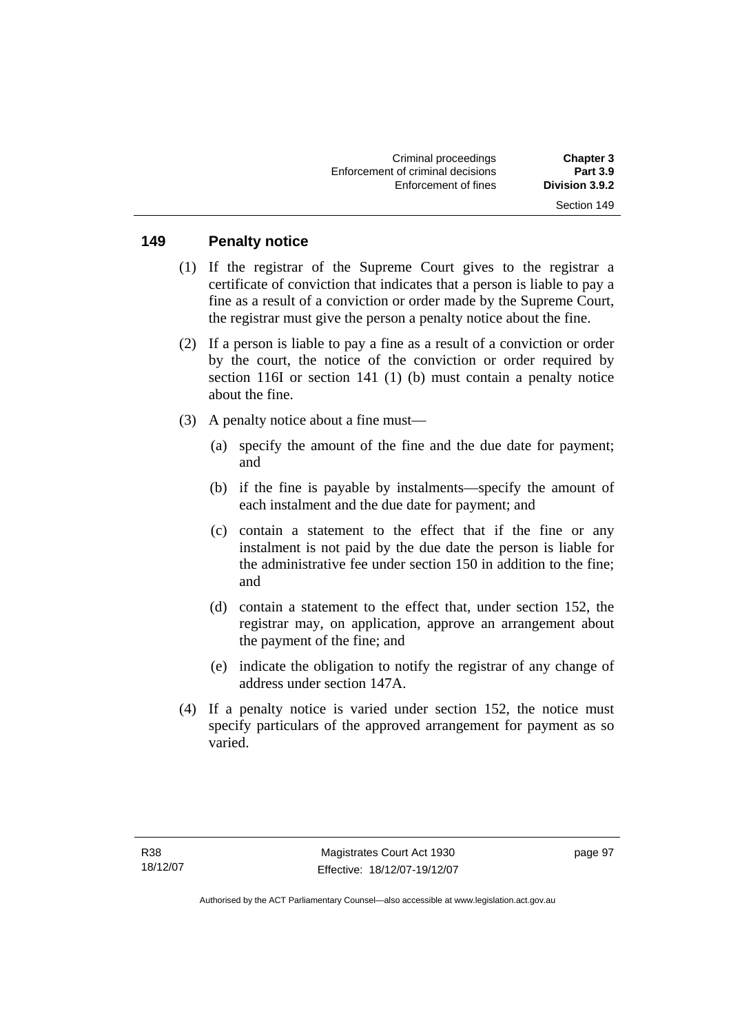## 149 Penalty notice

(1) If the registrar of the Supreme Court gives to the registrar a certificate of conviction that indicates that a person is liable to pay a fine as a result of a conviction or order made by the Supreme Court, the registrar must give the person a penalty notice about the fine.

(2) If a person is liable to pay a fine as a result of a conviction or order by the court, the notice of the conviction or order required by section 116I or section 141 (1) (b) must contain a penalty notice about the fine.

(3) A penalty notice about a fine must—

(a) specify the amount of the fine and the due date for payment; and

(b) if the fine is payable by instalments—specify the amount of each instalment and the due date for payment; and

(c) contain a statement to the effect that if the fine or any instalment is not paid by the due date the person is liable for the administrative fee under section 150 in addition to the fine; and

(d) contain a statement to the effect that, under section 152, the registrar may, on application, approve an arrangement about the payment of the fine; and

(e) indicate the obligation to notify the registrar of any change of address under section 147A.

(4) If a penalty notice is varied under section 152, the notice must specify particulars of the approved arrangement for payment as so varied.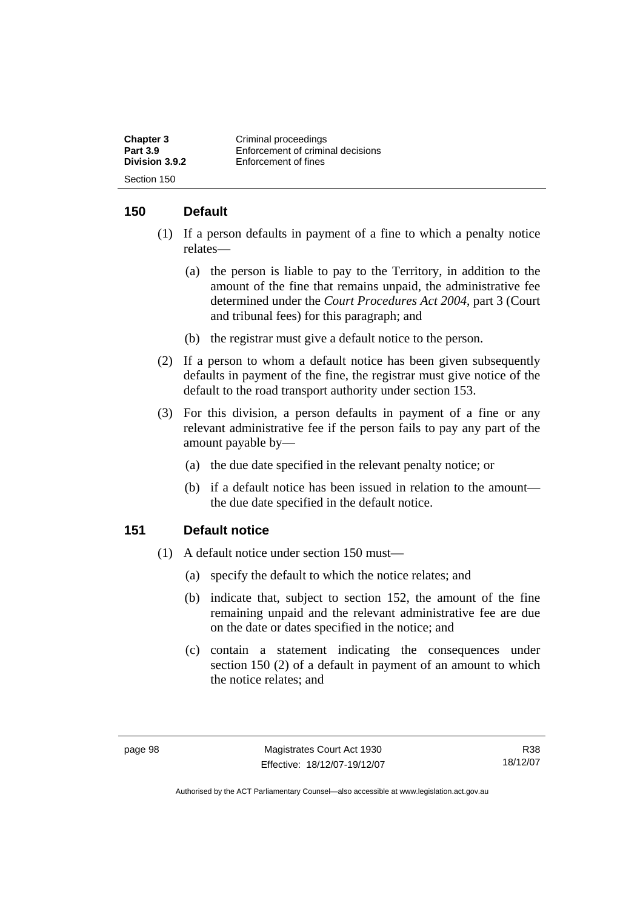## 150 Default

(1) If a person defaults in payment of a fine to which a penalty notice relates—

(a) the person is liable to pay to the Territory, in addition to the amount of the fine that remains unpaid, the administrative fee determined under the *Court Procedures Act 2004*, part 3 (Court and tribunal fees) for this paragraph; and

(b) the registrar must give a default notice to the person.

(2) If a person to whom a default notice has been given subsequently defaults in payment of the fine, the registrar must give notice of the default to the road transport authority under section 153.

(3) For this division, a person defaults in payment of a fine or any relevant administrative fee if the person fails to pay any part of the amount payable by—

(a) the due date specified in the relevant penalty notice; or

(b) if a default notice has been issued in relation to the amount—the due date specified in the default notice.

## 151 Default notice

(1) A default notice under section 150 must—

(a) specify the default to which the notice relates; and

(b) indicate that, subject to section 152, the amount of the fine remaining unpaid and the relevant administrative fee are due on the date or dates specified in the notice; and

(c) contain a statement indicating the consequences under section 150 (2) of a default in payment of an amount to which the notice relates; and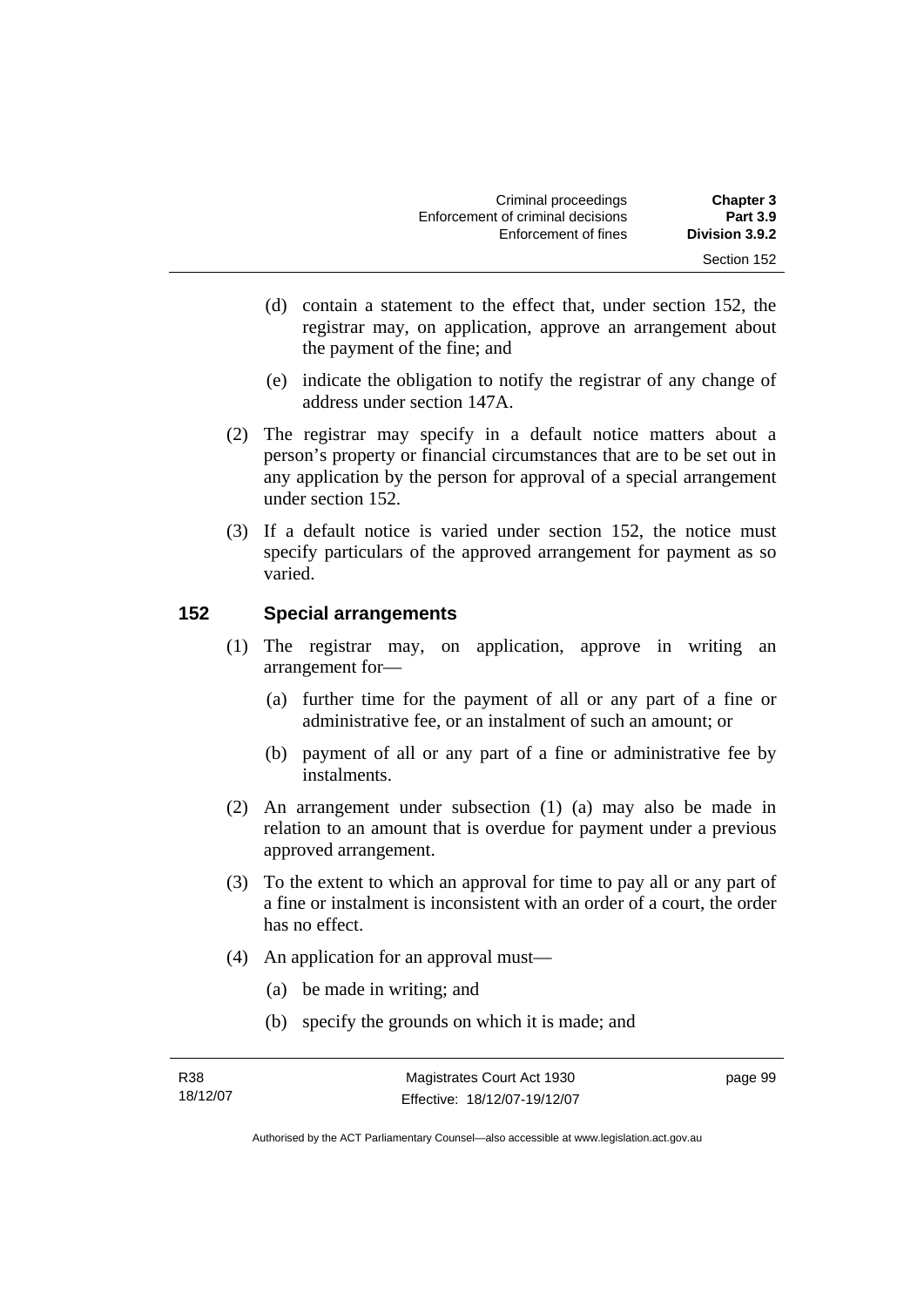(d) contain a statement to the effect that, under section 152, the registrar may, on application, approve an arrangement about the payment of the fine; and

(e) indicate the obligation to notify the registrar of any change of address under section 147A.

(2) The registrar may specify in a default notice matters about a person's property or financial circumstances that are to be set out in any application by the person for approval of a special arrangement under section 152.

(3) If a default notice is varied under section 152, the notice must specify particulars of the approved arrangement for payment as so varied.

## 152 Special arrangements

(1) The registrar may, on application, approve in writing an arrangement for—

(a) further time for the payment of all or any part of a fine or administrative fee, or an instalment of such an amount; or

(b) payment of all or any part of a fine or administrative fee by instalments.

(2) An arrangement under subsection (1) (a) may also be made in relation to an amount that is overdue for payment under a previous approved arrangement.

(3) To the extent to which an approval for time to pay all or any part of a fine or instalment is inconsistent with an order of a court, the order has no effect.

(4) An application for an approval must—

(a) be made in writing; and

(b) specify the grounds on which it is made; and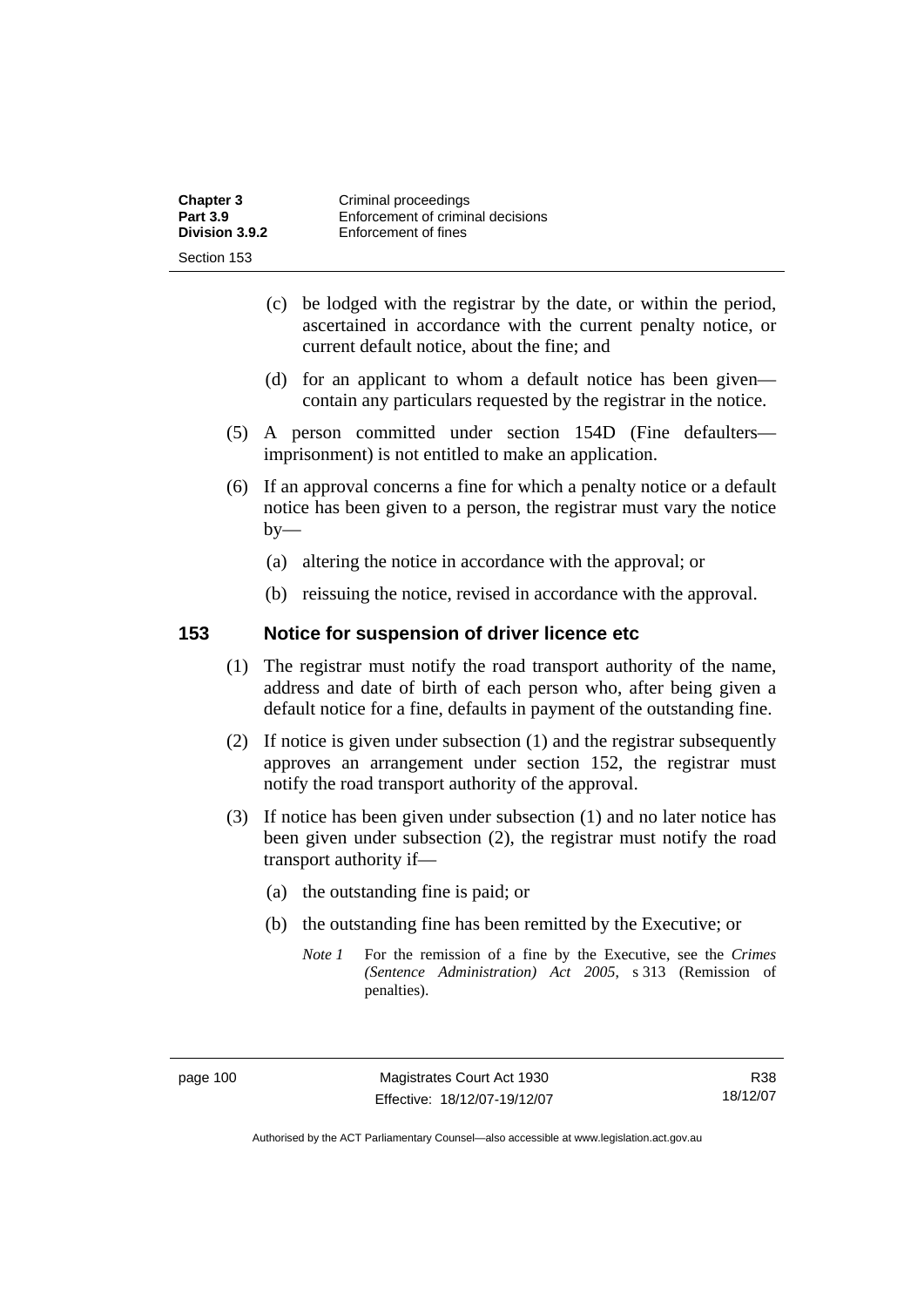(c) be lodged with the registrar by the date, or within the period, ascertained in accordance with the current penalty notice, or current default notice, about the fine; and

(d) for an applicant to whom a default notice has been given—contain any particulars requested by the registrar in the notice.

(5) A person committed under section 154D (Fine defaulters—imprisonment) is not entitled to make an application.

(6) If an approval concerns a fine for which a penalty notice or a default notice has been given to a person, the registrar must vary the notice by—

(a) altering the notice in accordance with the approval; or

(b) reissuing the notice, revised in accordance with the approval.

## 153 Notice for suspension of driver licence etc

(1) The registrar must notify the road transport authority of the name, address and date of birth of each person who, after being given a default notice for a fine, defaults in payment of the outstanding fine.

(2) If notice is given under subsection (1) and the registrar subsequently approves an arrangement under section 152, the registrar must notify the road transport authority of the approval.

(3) If notice has been given under subsection (1) and no later notice has been given under subsection (2), the registrar must notify the road transport authority if—

(a) the outstanding fine is paid; or

(b) the outstanding fine has been remitted by the Executive; or

*Note 1* For the remission of a fine by the Executive, see the *Crimes (Sentence Administration) Act 2005*, s 313 (Remission of penalties).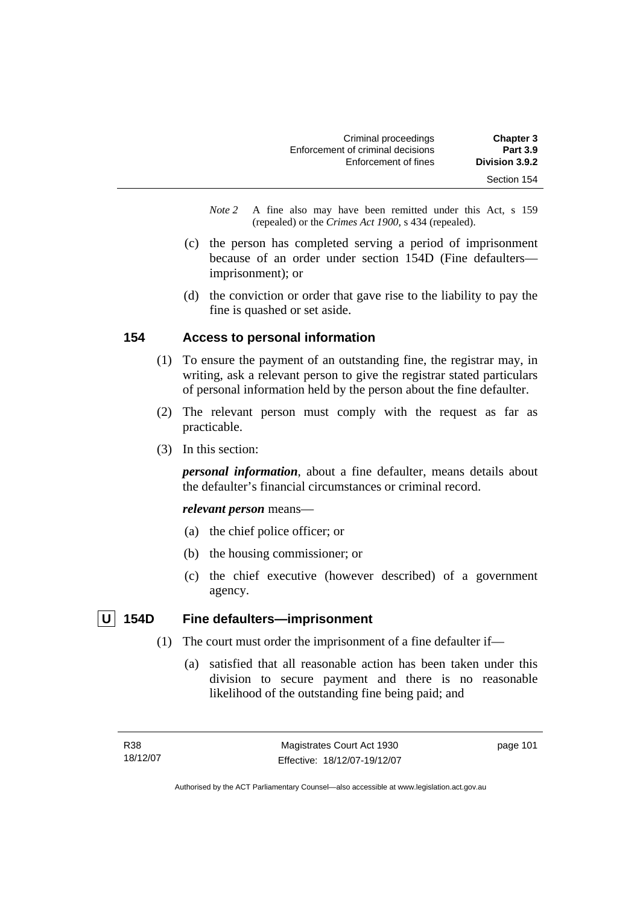*Note 2* A fine also may have been remitted under this Act, s 159 (repealed) or the *Crimes Act 1900*, s 434 (repealed).

(c) the person has completed serving a period of imprisonment because of an order under section 154D (Fine defaulters—imprisonment); or

(d) the conviction or order that gave rise to the liability to pay the fine is quashed or set aside.

### 154 Access to personal information

(1) To ensure the payment of an outstanding fine, the registrar may, in writing, ask a relevant person to give the registrar stated particulars of personal information held by the person about the fine defaulter.

(2) The relevant person must comply with the request as far as practicable.

(3) In this section:

***personal information***, about a fine defaulter, means details about the defaulter's financial circumstances or criminal record.

***relevant person*** means—

(a) the chief police officer; or

(b) the housing commissioner; or

(c) the chief executive (however described) of a government agency.

### U 154D Fine defaulters—imprisonment

(1) The court must order the imprisonment of a fine defaulter if—

(a) satisfied that all reasonable action has been taken under this division to secure payment and there is no reasonable likelihood of the outstanding fine being paid; and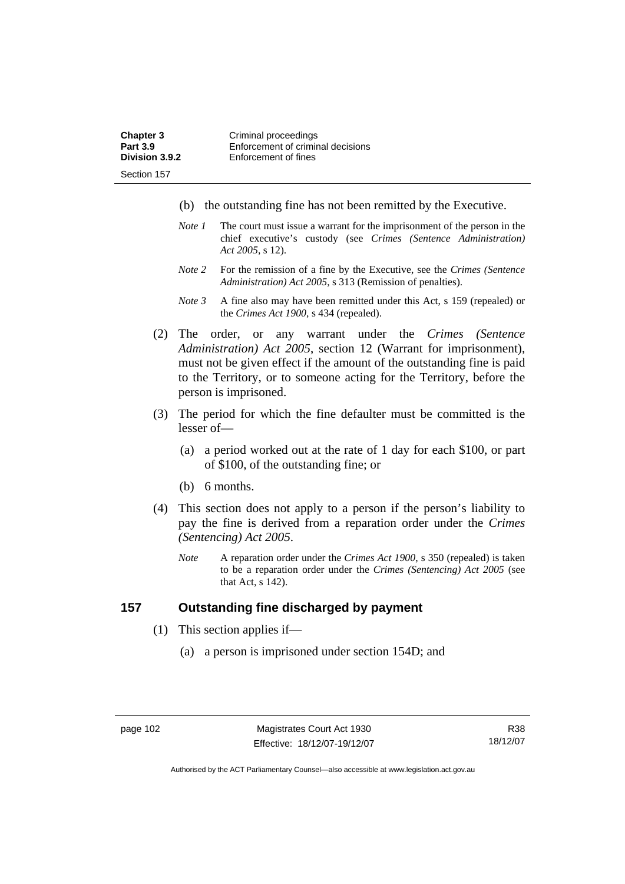(b) the outstanding fine has not been remitted by the Executive.

*Note 1* The court must issue a warrant for the imprisonment of the person in the chief executive's custody (see *Crimes (Sentence Administration) Act 2005*, s 12).

*Note 2* For the remission of a fine by the Executive, see the *Crimes (Sentence Administration) Act 2005*, s 313 (Remission of penalties).

*Note 3* A fine also may have been remitted under this Act, s 159 (repealed) or the *Crimes Act 1900*, s 434 (repealed).

(2) The order, or any warrant under the *Crimes (Sentence Administration) Act 2005*, section 12 (Warrant for imprisonment), must not be given effect if the amount of the outstanding fine is paid to the Territory, or to someone acting for the Territory, before the person is imprisoned.

(3) The period for which the fine defaulter must be committed is the lesser of—

(a) a period worked out at the rate of 1 day for each $100, or part of $100, of the outstanding fine; or

(b) 6 months.

(4) This section does not apply to a person if the person's liability to pay the fine is derived from a reparation order under the *Crimes (Sentencing) Act 2005*.

*Note* A reparation order under the *Crimes Act 1900*, s 350 (repealed) is taken to be a reparation order under the *Crimes (Sentencing) Act 2005* (see that Act, s 142).

## 157 Outstanding fine discharged by payment

(1) This section applies if—

(a) a person is imprisoned under section 154D; and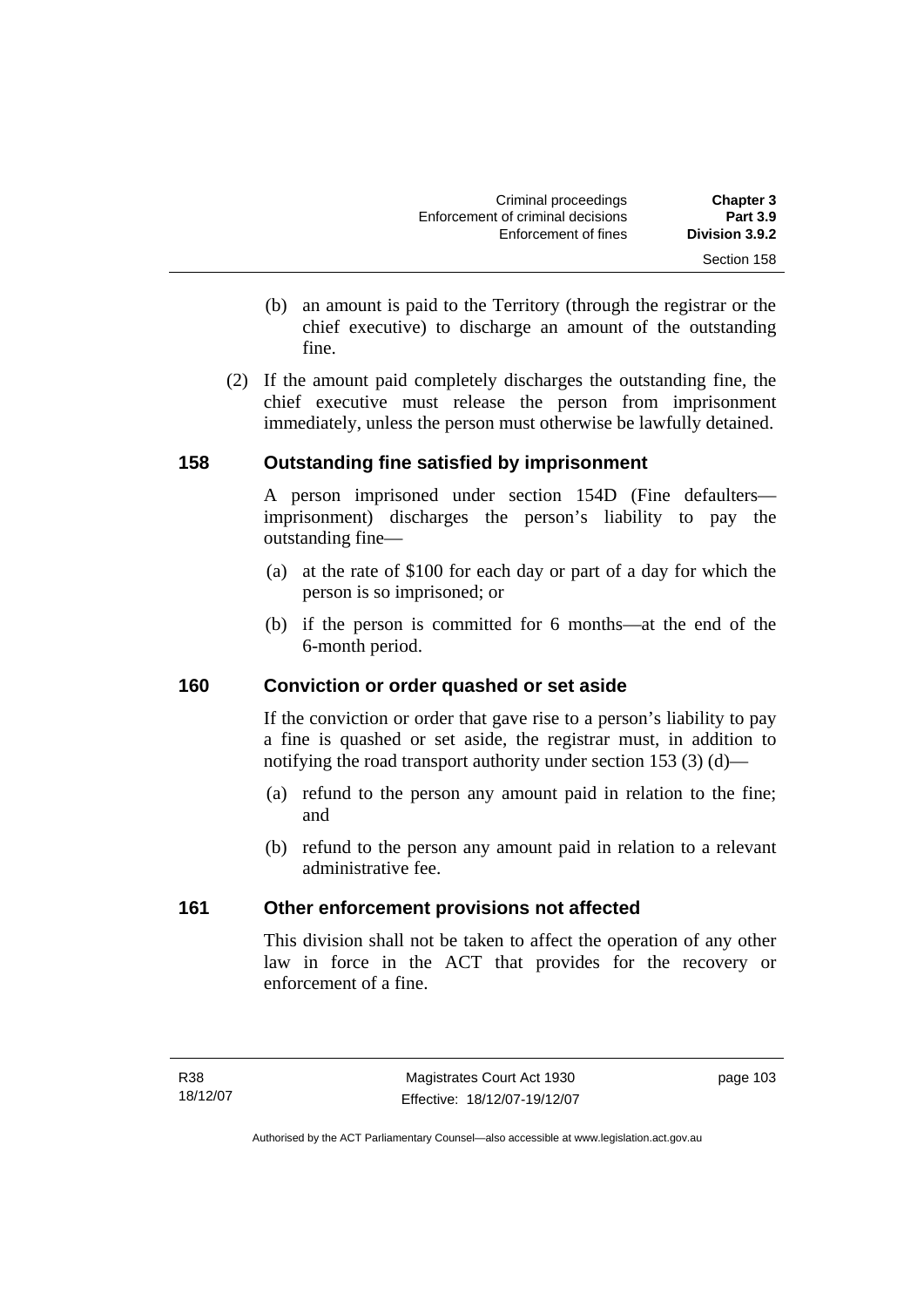(b) an amount is paid to the Territory (through the registrar or the chief executive) to discharge an amount of the outstanding fine.

(2) If the amount paid completely discharges the outstanding fine, the chief executive must release the person from imprisonment immediately, unless the person must otherwise be lawfully detained.

### 158 Outstanding fine satisfied by imprisonment

A person imprisoned under section 154D (Fine defaulters—imprisonment) discharges the person's liability to pay the outstanding fine—

(a) at the rate of $100 for each day or part of a day for which the person is so imprisoned; or

(b) if the person is committed for 6 months—at the end of the 6-month period.

### 160 Conviction or order quashed or set aside

If the conviction or order that gave rise to a person's liability to pay a fine is quashed or set aside, the registrar must, in addition to notifying the road transport authority under section 153 (3) (d)—

(a) refund to the person any amount paid in relation to the fine; and

(b) refund to the person any amount paid in relation to a relevant administrative fee.

### 161 Other enforcement provisions not affected

This division shall not be taken to affect the operation of any other law in force in the ACT that provides for the recovery or enforcement of a fine.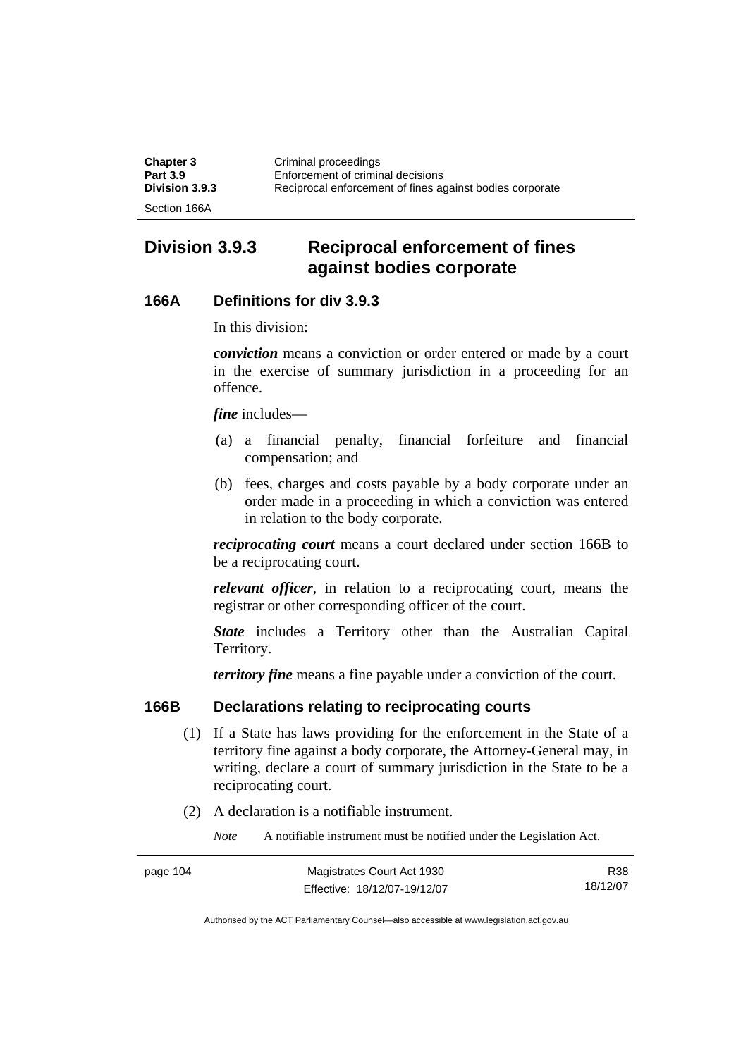## Division 3.9.3 Reciprocal enforcement of fines against bodies corporate

### 166A Definitions for div 3.9.3

In this division:

***conviction*** means a conviction or order entered or made by a court in the exercise of summary jurisdiction in a proceeding for an offence.

***fine*** includes—

(a) a financial penalty, financial forfeiture and financial compensation; and

(b) fees, charges and costs payable by a body corporate under an order made in a proceeding in which a conviction was entered in relation to the body corporate.

***reciprocating court*** means a court declared under section 166B to be a reciprocating court.

***relevant officer***, in relation to a reciprocating court, means the registrar or other corresponding officer of the court.

***State*** includes a Territory other than the Australian Capital Territory.

***territory fine*** means a fine payable under a conviction of the court.

### 166B Declarations relating to reciprocating courts

(1) If a State has laws providing for the enforcement in the State of a territory fine against a body corporate, the Attorney-General may, in writing, declare a court of summary jurisdiction in the State to be a reciprocating court.

(2) A declaration is a notifiable instrument.

*Note* A notifiable instrument must be notified under the Legislation Act.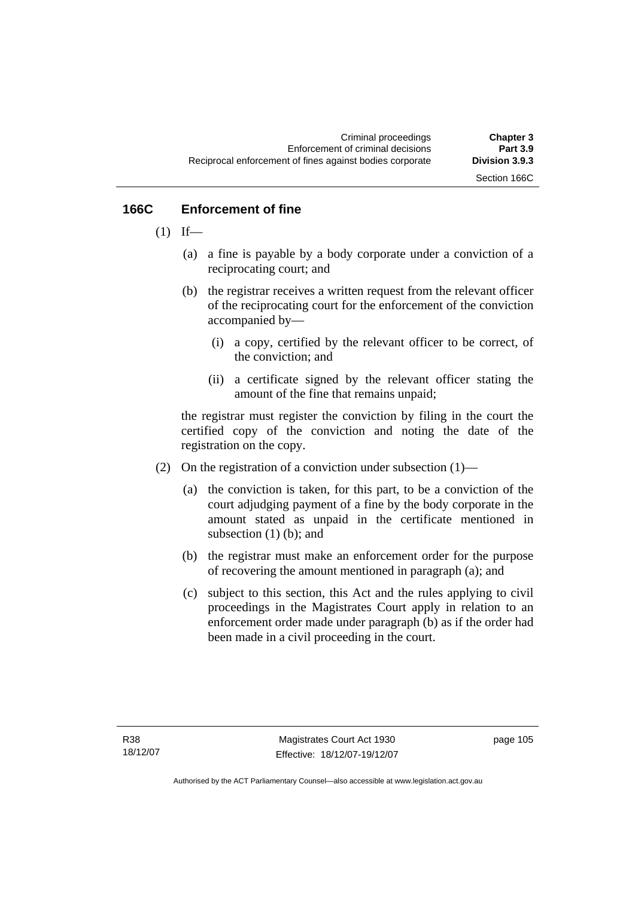## 166C Enforcement of fine

(1) If—

(a) a fine is payable by a body corporate under a conviction of a reciprocating court; and

(b) the registrar receives a written request from the relevant officer of the reciprocating court for the enforcement of the conviction accompanied by—

(i) a copy, certified by the relevant officer to be correct, of the conviction; and

(ii) a certificate signed by the relevant officer stating the amount of the fine that remains unpaid;

the registrar must register the conviction by filing in the court the certified copy of the conviction and noting the date of the registration on the copy.

(2) On the registration of a conviction under subsection (1)—

(a) the conviction is taken, for this part, to be a conviction of the court adjudging payment of a fine by the body corporate in the amount stated as unpaid in the certificate mentioned in subsection (1) (b); and

(b) the registrar must make an enforcement order for the purpose of recovering the amount mentioned in paragraph (a); and

(c) subject to this section, this Act and the rules applying to civil proceedings in the Magistrates Court apply in relation to an enforcement order made under paragraph (b) as if the order had been made in a civil proceeding in the court.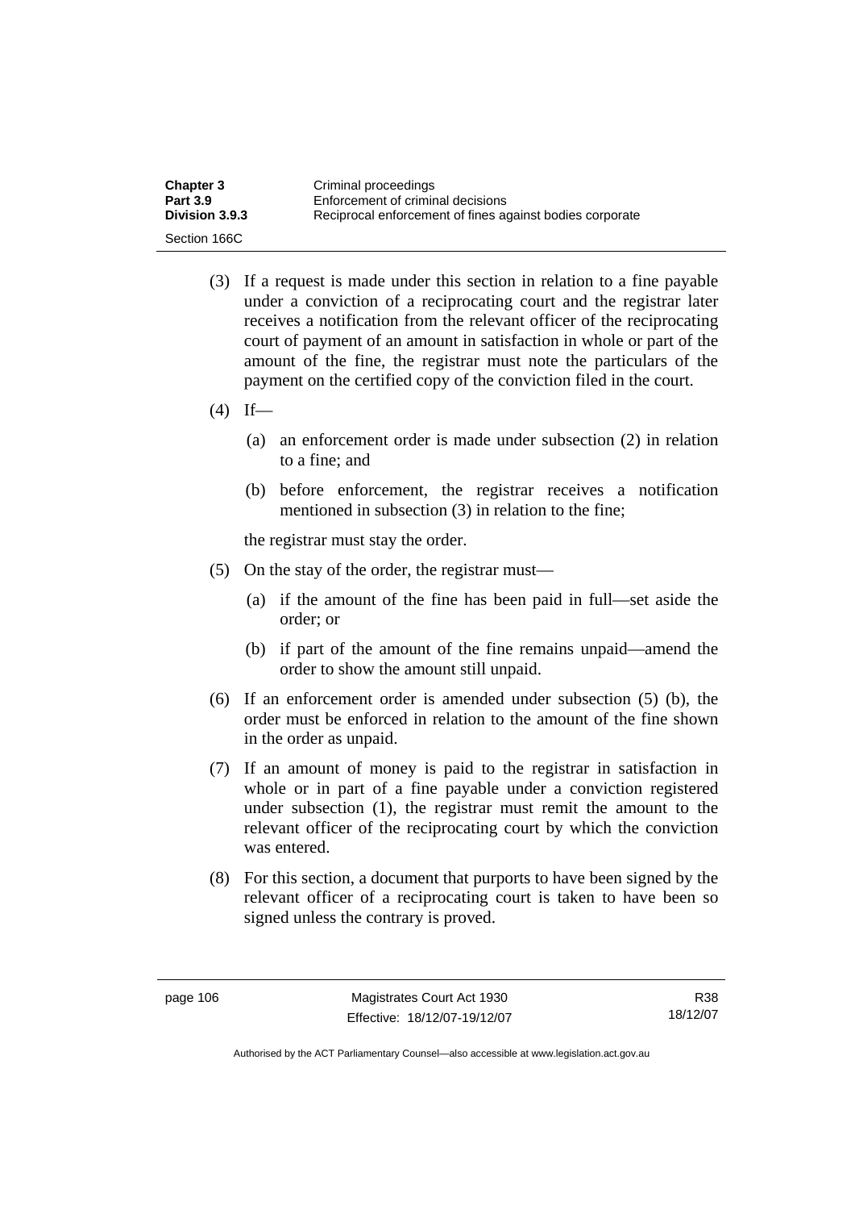(3) If a request is made under this section in relation to a fine payable under a conviction of a reciprocating court and the registrar later receives a notification from the relevant officer of the reciprocating court of payment of an amount in satisfaction in whole or part of the amount of the fine, the registrar must note the particulars of the payment on the certified copy of the conviction filed in the court.

(4) If—

(a) an enforcement order is made under subsection (2) in relation to a fine; and

(b) before enforcement, the registrar receives a notification mentioned in subsection (3) in relation to the fine;

the registrar must stay the order.

(5) On the stay of the order, the registrar must—

(a) if the amount of the fine has been paid in full—set aside the order; or

(b) if part of the amount of the fine remains unpaid—amend the order to show the amount still unpaid.

(6) If an enforcement order is amended under subsection (5) (b), the order must be enforced in relation to the amount of the fine shown in the order as unpaid.

(7) If an amount of money is paid to the registrar in satisfaction in whole or in part of a fine payable under a conviction registered under subsection (1), the registrar must remit the amount to the relevant officer of the reciprocating court by which the conviction was entered.

(8) For this section, a document that purports to have been signed by the relevant officer of a reciprocating court is taken to have been so signed unless the contrary is proved.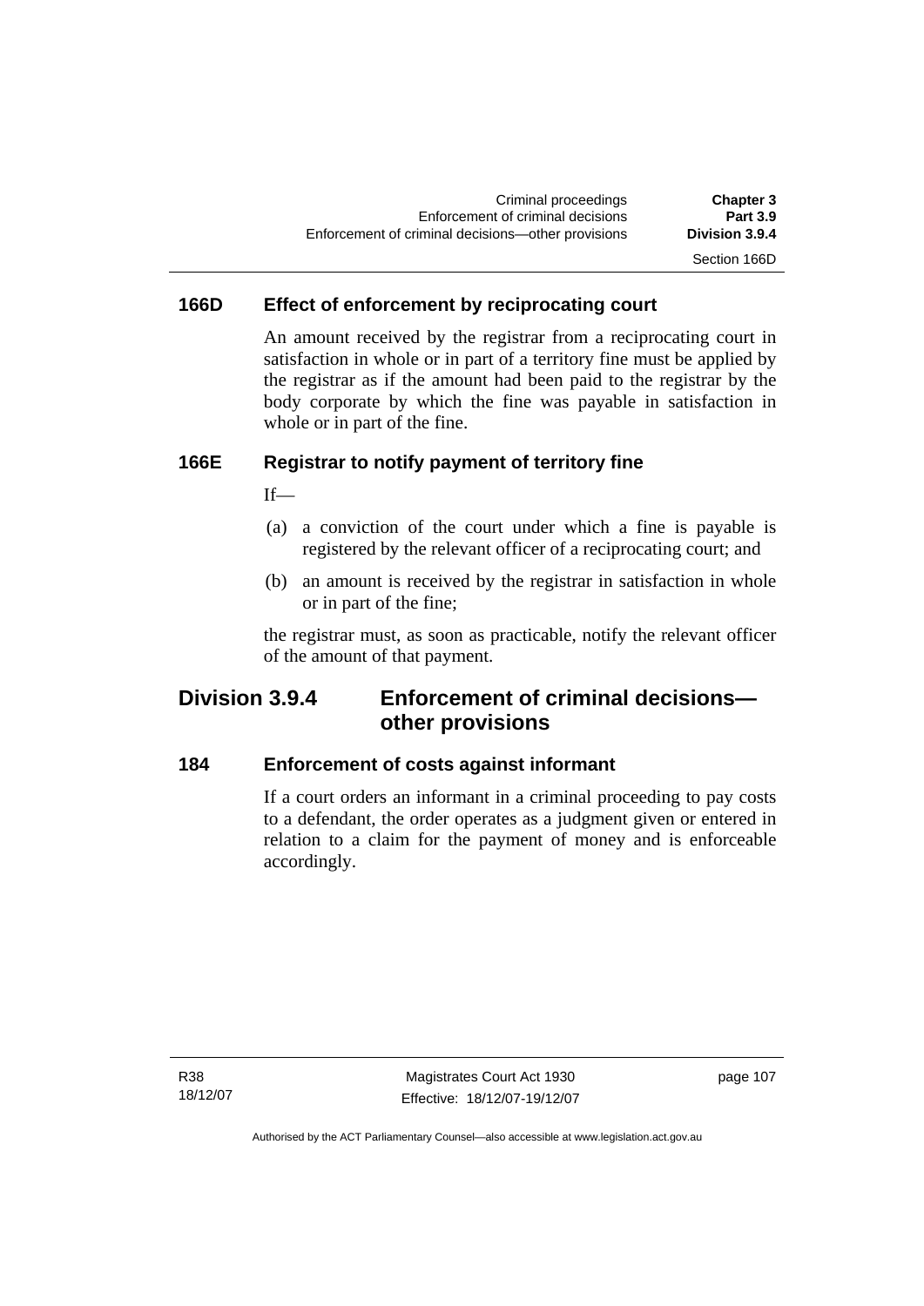### 166D Effect of enforcement by reciprocating court

An amount received by the registrar from a reciprocating court in satisfaction in whole or in part of a territory fine must be applied by the registrar as if the amount had been paid to the registrar by the body corporate by which the fine was payable in satisfaction in whole or in part of the fine.

### 166E Registrar to notify payment of territory fine

If—

(a) a conviction of the court under which a fine is payable is registered by the relevant officer of a reciprocating court; and

(b) an amount is received by the registrar in satisfaction in whole or in part of the fine;

the registrar must, as soon as practicable, notify the relevant officer of the amount of that payment.

## Division 3.9.4 Enforcement of criminal decisions—other provisions

### 184 Enforcement of costs against informant

If a court orders an informant in a criminal proceeding to pay costs to a defendant, the order operates as a judgment given or entered in relation to a claim for the payment of money and is enforceable accordingly.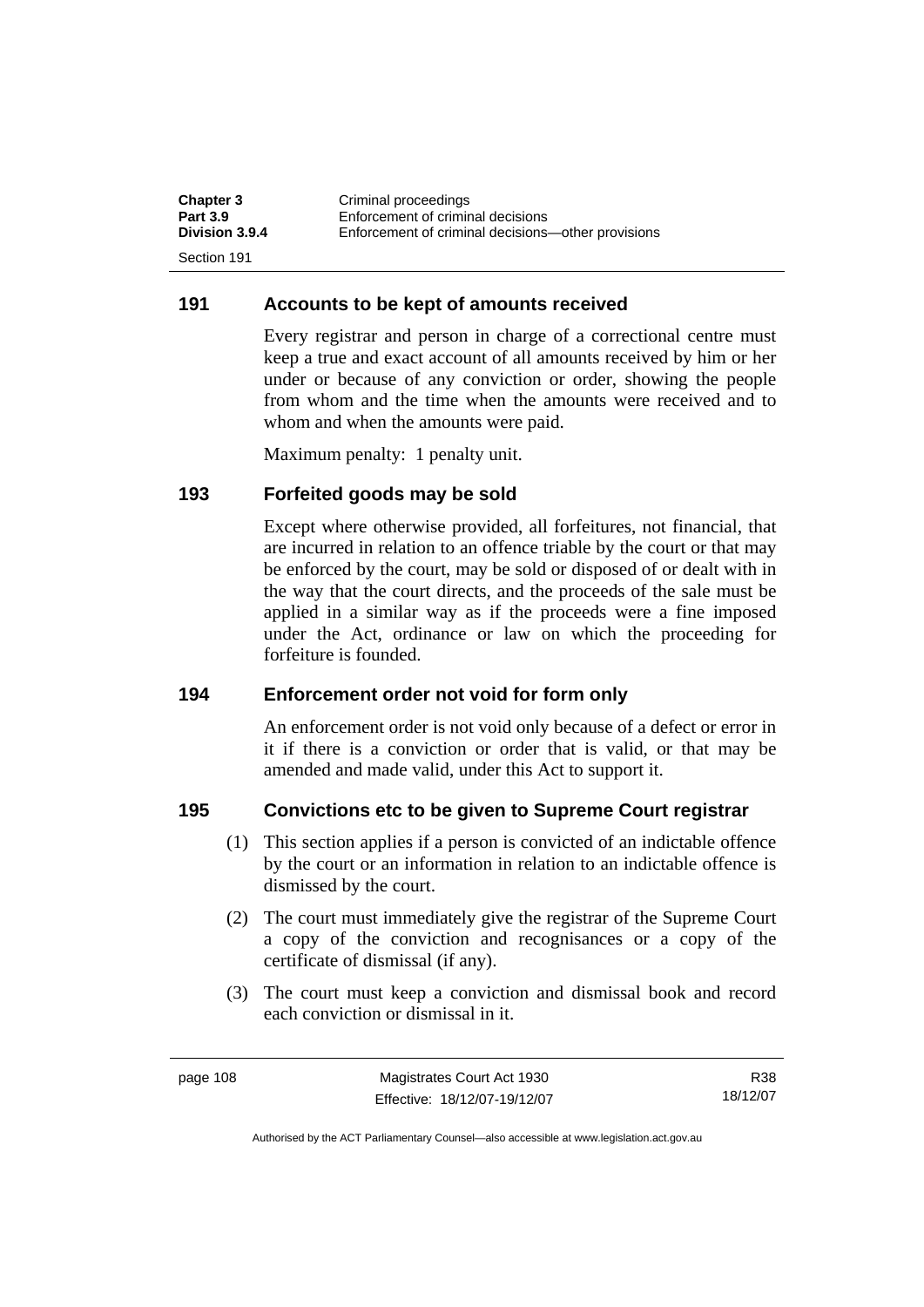## 191 Accounts to be kept of amounts received

Every registrar and person in charge of a correctional centre must keep a true and exact account of all amounts received by him or her under or because of any conviction or order, showing the people from whom and the time when the amounts were received and to whom and when the amounts were paid.

Maximum penalty: 1 penalty unit.

## 193 Forfeited goods may be sold

Except where otherwise provided, all forfeitures, not financial, that are incurred in relation to an offence triable by the court or that may be enforced by the court, may be sold or disposed of or dealt with in the way that the court directs, and the proceeds of the sale must be applied in a similar way as if the proceeds were a fine imposed under the Act, ordinance or law on which the proceeding for forfeiture is founded.

## 194 Enforcement order not void for form only

An enforcement order is not void only because of a defect or error in it if there is a conviction or order that is valid, or that may be amended and made valid, under this Act to support it.

## 195 Convictions etc to be given to Supreme Court registrar

(1) This section applies if a person is convicted of an indictable offence by the court or an information in relation to an indictable offence is dismissed by the court.

(2) The court must immediately give the registrar of the Supreme Court a copy of the conviction and recognisances or a copy of the certificate of dismissal (if any).

(3) The court must keep a conviction and dismissal book and record each conviction or dismissal in it.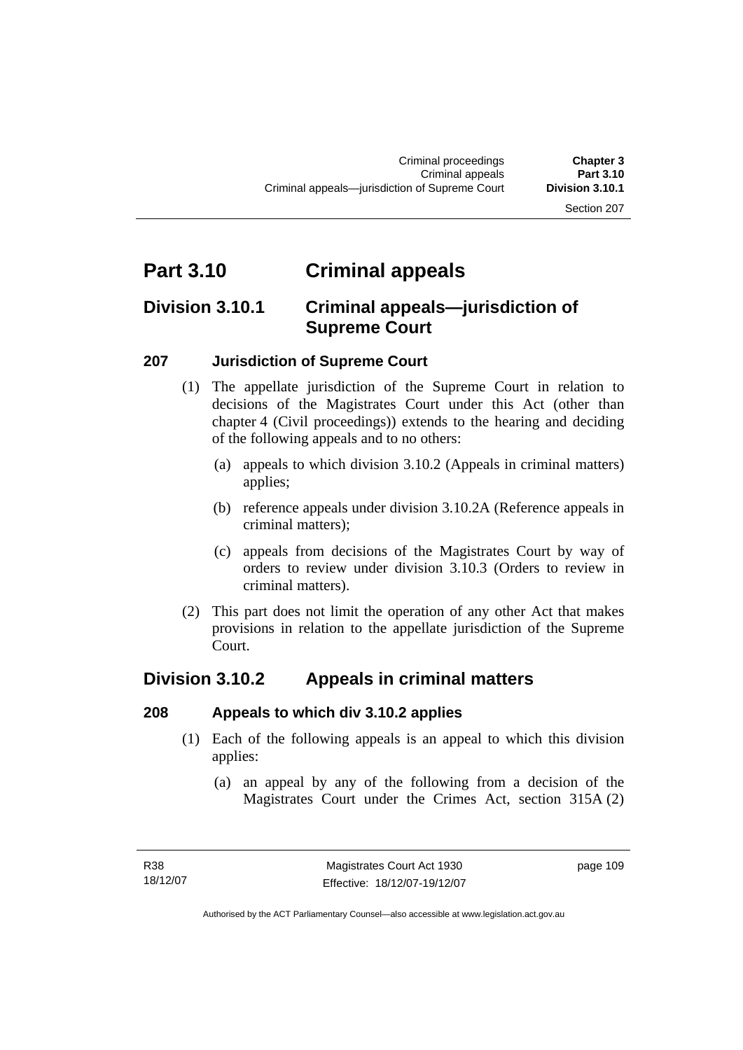# Part 3.10 Criminal appeals

## Division 3.10.1 Criminal appeals—jurisdiction of Supreme Court

### 207 Jurisdiction of Supreme Court

(1) The appellate jurisdiction of the Supreme Court in relation to decisions of the Magistrates Court under this Act (other than chapter 4 (Civil proceedings)) extends to the hearing and deciding of the following appeals and to no others:

(a) appeals to which division 3.10.2 (Appeals in criminal matters) applies;

(b) reference appeals under division 3.10.2A (Reference appeals in criminal matters);

(c) appeals from decisions of the Magistrates Court by way of orders to review under division 3.10.3 (Orders to review in criminal matters).

(2) This part does not limit the operation of any other Act that makes provisions in relation to the appellate jurisdiction of the Supreme Court.

## Division 3.10.2 Appeals in criminal matters

### 208 Appeals to which div 3.10.2 applies

(1) Each of the following appeals is an appeal to which this division applies:

(a) an appeal by any of the following from a decision of the Magistrates Court under the Crimes Act, section 315A (2)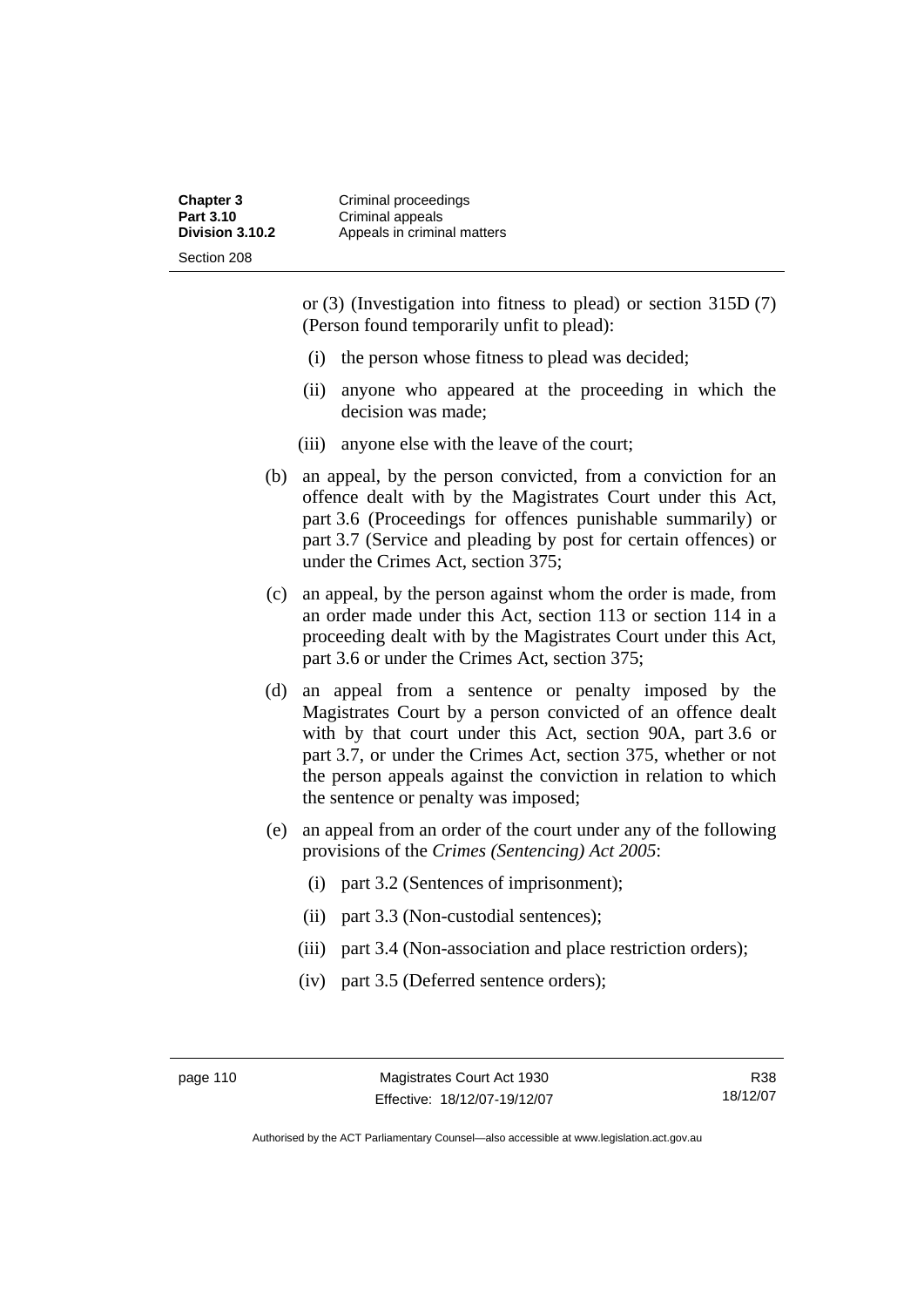or (3) (Investigation into fitness to plead) or section 315D (7) (Person found temporarily unfit to plead):

(i) the person whose fitness to plead was decided;

(ii) anyone who appeared at the proceeding in which the decision was made;

(iii) anyone else with the leave of the court;

(b) an appeal, by the person convicted, from a conviction for an offence dealt with by the Magistrates Court under this Act, part 3.6 (Proceedings for offences punishable summarily) or part 3.7 (Service and pleading by post for certain offences) or under the Crimes Act, section 375;

(c) an appeal, by the person against whom the order is made, from an order made under this Act, section 113 or section 114 in a proceeding dealt with by the Magistrates Court under this Act, part 3.6 or under the Crimes Act, section 375;

(d) an appeal from a sentence or penalty imposed by the Magistrates Court by a person convicted of an offence dealt with by that court under this Act, section 90A, part 3.6 or part 3.7, or under the Crimes Act, section 375, whether or not the person appeals against the conviction in relation to which the sentence or penalty was imposed;

(e) an appeal from an order of the court under any of the following provisions of the *Crimes (Sentencing) Act 2005*:

(i) part 3.2 (Sentences of imprisonment);

(ii) part 3.3 (Non-custodial sentences);

(iii) part 3.4 (Non-association and place restriction orders);

(iv) part 3.5 (Deferred sentence orders);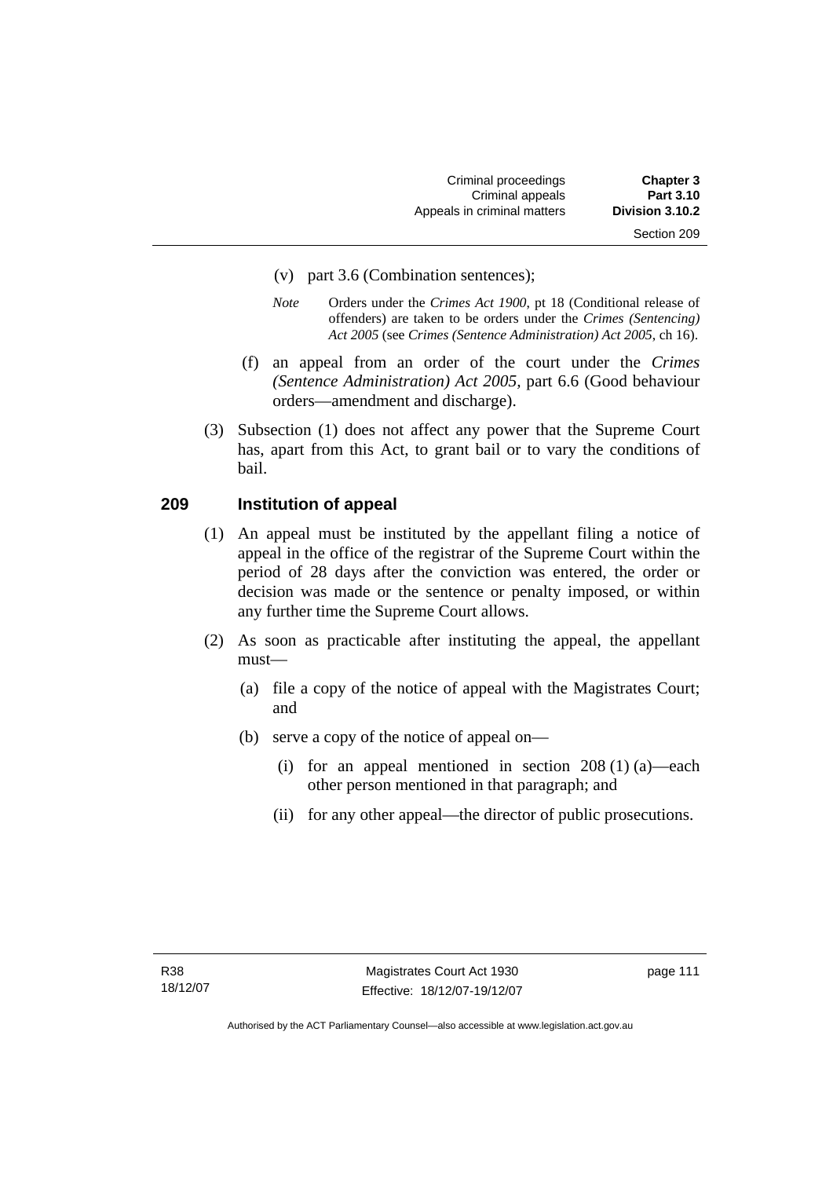(v) part 3.6 (Combination sentences);

*Note* Orders under the *Crimes Act 1900*, pt 18 (Conditional release of offenders) are taken to be orders under the *Crimes (Sentencing) Act 2005* (see *Crimes (Sentence Administration) Act 2005*, ch 16).

(f) an appeal from an order of the court under the *Crimes (Sentence Administration) Act 2005*, part 6.6 (Good behaviour orders—amendment and discharge).

(3) Subsection (1) does not affect any power that the Supreme Court has, apart from this Act, to grant bail or to vary the conditions of bail.

### 209 Institution of appeal

(1) An appeal must be instituted by the appellant filing a notice of appeal in the office of the registrar of the Supreme Court within the period of 28 days after the conviction was entered, the order or decision was made or the sentence or penalty imposed, or within any further time the Supreme Court allows.

(2) As soon as practicable after instituting the appeal, the appellant must—

(a) file a copy of the notice of appeal with the Magistrates Court; and

(b) serve a copy of the notice of appeal on—

(i) for an appeal mentioned in section 208 (1) (a)—each other person mentioned in that paragraph; and

(ii) for any other appeal—the director of public prosecutions.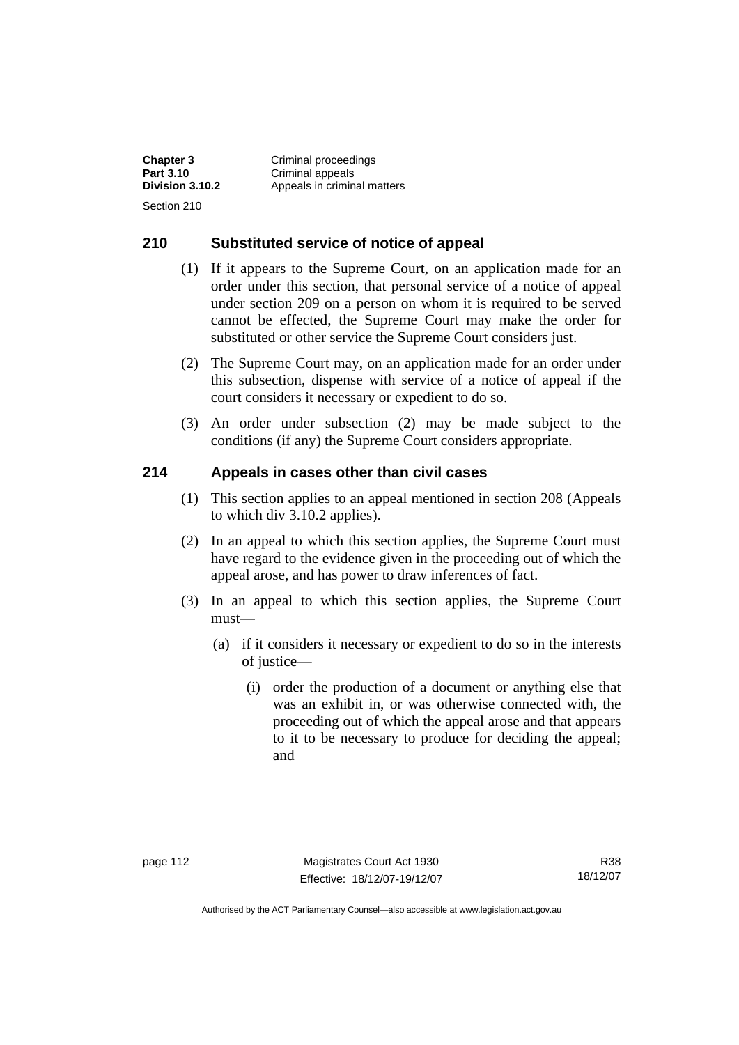## 210 Substituted service of notice of appeal

(1) If it appears to the Supreme Court, on an application made for an order under this section, that personal service of a notice of appeal under section 209 on a person on whom it is required to be served cannot be effected, the Supreme Court may make the order for substituted or other service the Supreme Court considers just.

(2) The Supreme Court may, on an application made for an order under this subsection, dispense with service of a notice of appeal if the court considers it necessary or expedient to do so.

(3) An order under subsection (2) may be made subject to the conditions (if any) the Supreme Court considers appropriate.

## 214 Appeals in cases other than civil cases

(1) This section applies to an appeal mentioned in section 208 (Appeals to which div 3.10.2 applies).

(2) In an appeal to which this section applies, the Supreme Court must have regard to the evidence given in the proceeding out of which the appeal arose, and has power to draw inferences of fact.

(3) In an appeal to which this section applies, the Supreme Court must—

(a) if it considers it necessary or expedient to do so in the interests of justice—

(i) order the production of a document or anything else that was an exhibit in, or was otherwise connected with, the proceeding out of which the appeal arose and that appears to it to be necessary to produce for deciding the appeal; and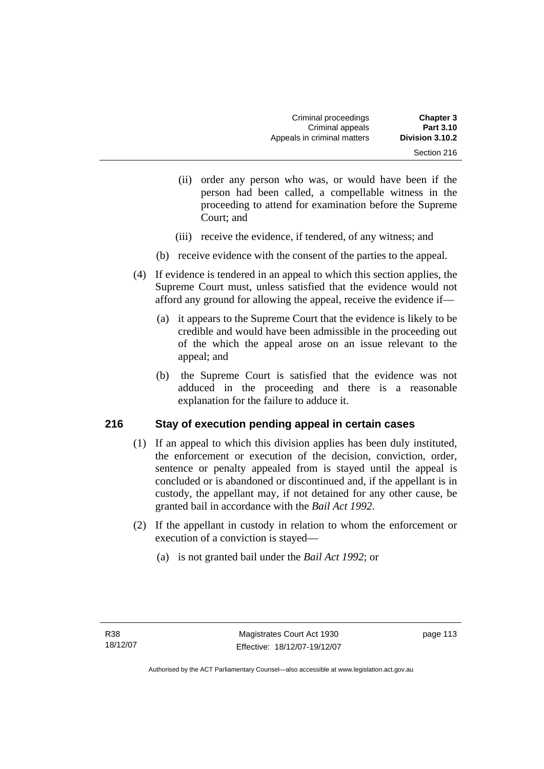(ii) order any person who was, or would have been if the person had been called, a compellable witness in the proceeding to attend for examination before the Supreme Court; and

(iii) receive the evidence, if tendered, of any witness; and

(b) receive evidence with the consent of the parties to the appeal.

(4) If evidence is tendered in an appeal to which this section applies, the Supreme Court must, unless satisfied that the evidence would not afford any ground for allowing the appeal, receive the evidence if—

(a) it appears to the Supreme Court that the evidence is likely to be credible and would have been admissible in the proceeding out of the which the appeal arose on an issue relevant to the appeal; and

(b) the Supreme Court is satisfied that the evidence was not adduced in the proceeding and there is a reasonable explanation for the failure to adduce it.

## 216 Stay of execution pending appeal in certain cases

(1) If an appeal to which this division applies has been duly instituted, the enforcement or execution of the decision, conviction, order, sentence or penalty appealed from is stayed until the appeal is concluded or is abandoned or discontinued and, if the appellant is in custody, the appellant may, if not detained for any other cause, be granted bail in accordance with the *Bail Act 1992*.

(2) If the appellant in custody in relation to whom the enforcement or execution of a conviction is stayed—

(a) is not granted bail under the *Bail Act 1992*; or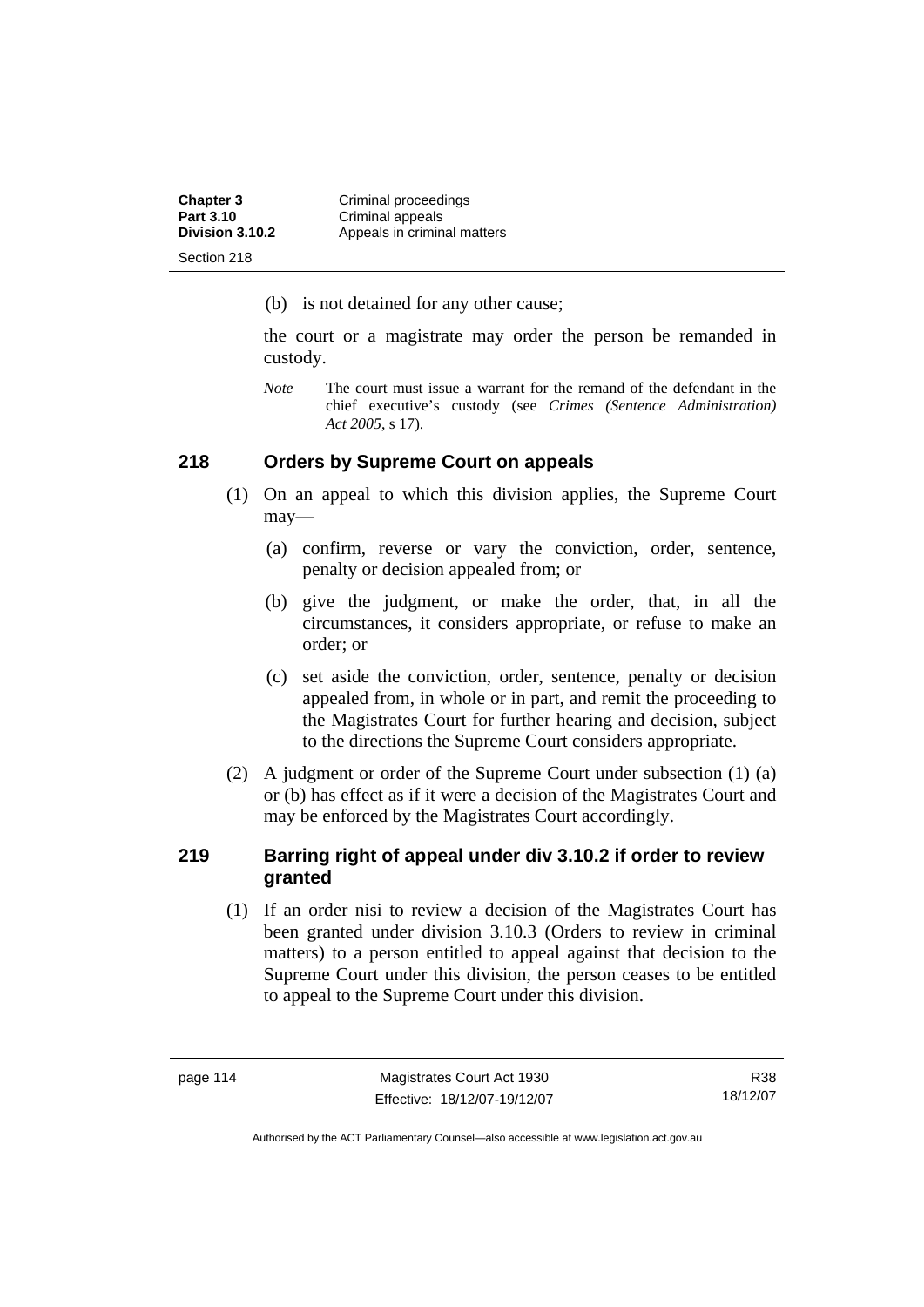(b) is not detained for any other cause;

the court or a magistrate may order the person be remanded in custody.

*Note* The court must issue a warrant for the remand of the defendant in the chief executive's custody (see *Crimes (Sentence Administration) Act 2005*, s 17).

## 218 Orders by Supreme Court on appeals

(1) On an appeal to which this division applies, the Supreme Court may—

(a) confirm, reverse or vary the conviction, order, sentence, penalty or decision appealed from; or

(b) give the judgment, or make the order, that, in all the circumstances, it considers appropriate, or refuse to make an order; or

(c) set aside the conviction, order, sentence, penalty or decision appealed from, in whole or in part, and remit the proceeding to the Magistrates Court for further hearing and decision, subject to the directions the Supreme Court considers appropriate.

(2) A judgment or order of the Supreme Court under subsection (1) (a) or (b) has effect as if it were a decision of the Magistrates Court and may be enforced by the Magistrates Court accordingly.

## 219 Barring right of appeal under div 3.10.2 if order to review granted

(1) If an order nisi to review a decision of the Magistrates Court has been granted under division 3.10.3 (Orders to review in criminal matters) to a person entitled to appeal against that decision to the Supreme Court under this division, the person ceases to be entitled to appeal to the Supreme Court under this division.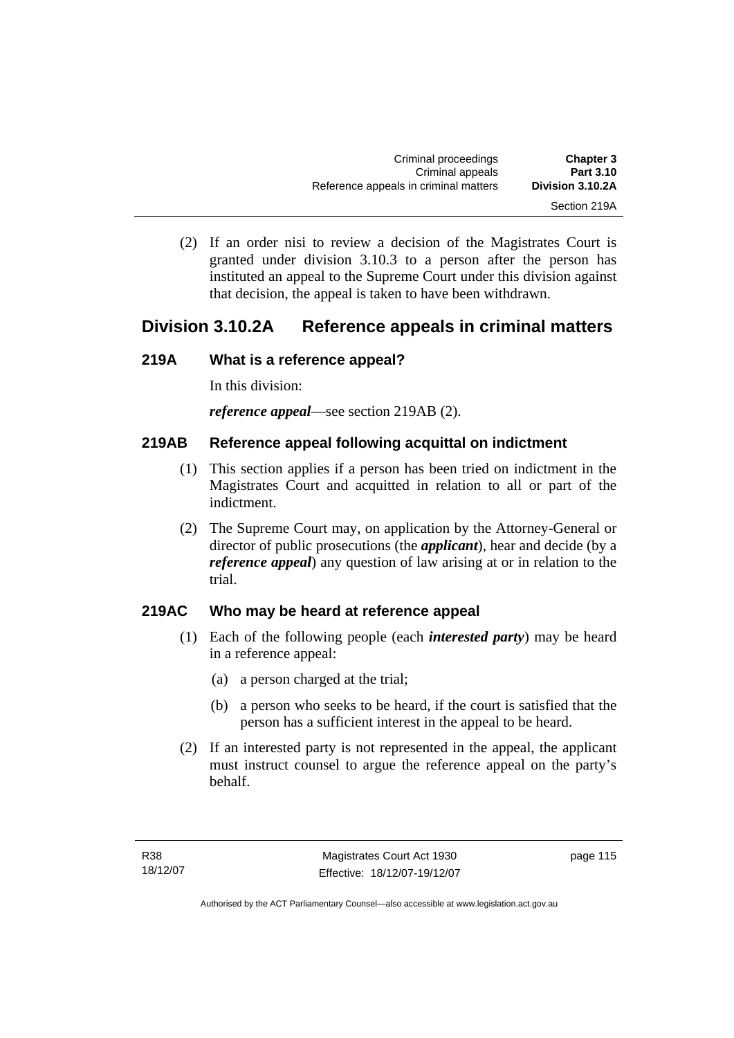(2) If an order nisi to review a decision of the Magistrates Court is granted under division 3.10.3 to a person after the person has instituted an appeal to the Supreme Court under this division against that decision, the appeal is taken to have been withdrawn.

## Division 3.10.2A Reference appeals in criminal matters

### 219A What is a reference appeal?

In this division:

***reference appeal***—see section 219AB (2).

### 219AB Reference appeal following acquittal on indictment

(1) This section applies if a person has been tried on indictment in the Magistrates Court and acquitted in relation to all or part of the indictment.

(2) The Supreme Court may, on application by the Attorney-General or director of public prosecutions (the ***applicant***), hear and decide (by a ***reference appeal***) any question of law arising at or in relation to the trial.

### 219AC Who may be heard at reference appeal

(1) Each of the following people (each ***interested party***) may be heard in a reference appeal:

(a) a person charged at the trial;

(b) a person who seeks to be heard, if the court is satisfied that the person has a sufficient interest in the appeal to be heard.

(2) If an interested party is not represented in the appeal, the applicant must instruct counsel to argue the reference appeal on the party's behalf.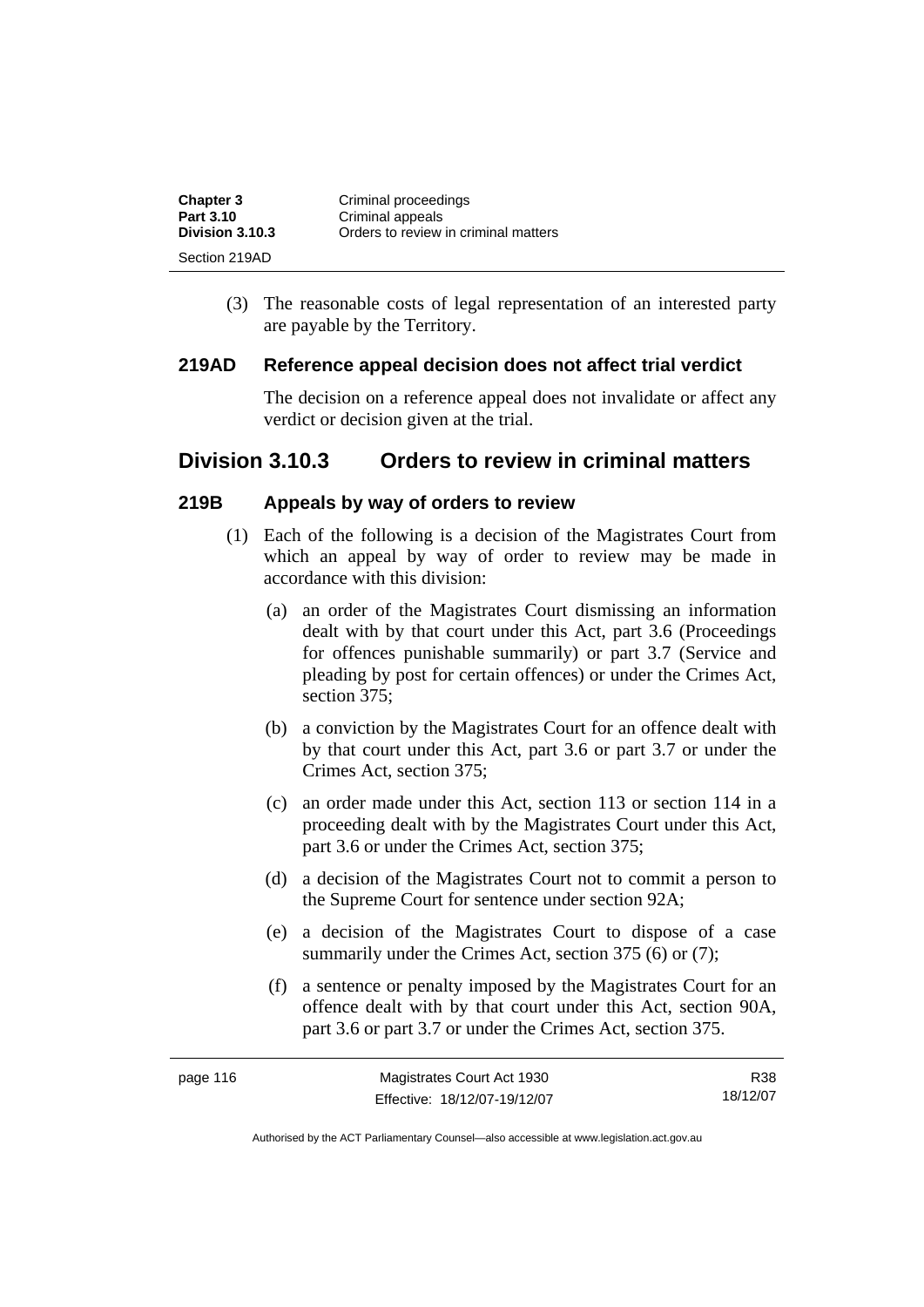(3) The reasonable costs of legal representation of an interested party are payable by the Territory.

### 219AD Reference appeal decision does not affect trial verdict

The decision on a reference appeal does not invalidate or affect any verdict or decision given at the trial.

## Division 3.10.3 Orders to review in criminal matters

### 219B Appeals by way of orders to review

(1) Each of the following is a decision of the Magistrates Court from which an appeal by way of order to review may be made in accordance with this division:

(a) an order of the Magistrates Court dismissing an information dealt with by that court under this Act, part 3.6 (Proceedings for offences punishable summarily) or part 3.7 (Service and pleading by post for certain offences) or under the Crimes Act, section 375;

(b) a conviction by the Magistrates Court for an offence dealt with by that court under this Act, part 3.6 or part 3.7 or under the Crimes Act, section 375;

(c) an order made under this Act, section 113 or section 114 in a proceeding dealt with by the Magistrates Court under this Act, part 3.6 or under the Crimes Act, section 375;

(d) a decision of the Magistrates Court not to commit a person to the Supreme Court for sentence under section 92A;

(e) a decision of the Magistrates Court to dispose of a case summarily under the Crimes Act, section 375 (6) or (7);

(f) a sentence or penalty imposed by the Magistrates Court for an offence dealt with by that court under this Act, section 90A, part 3.6 or part 3.7 or under the Crimes Act, section 375.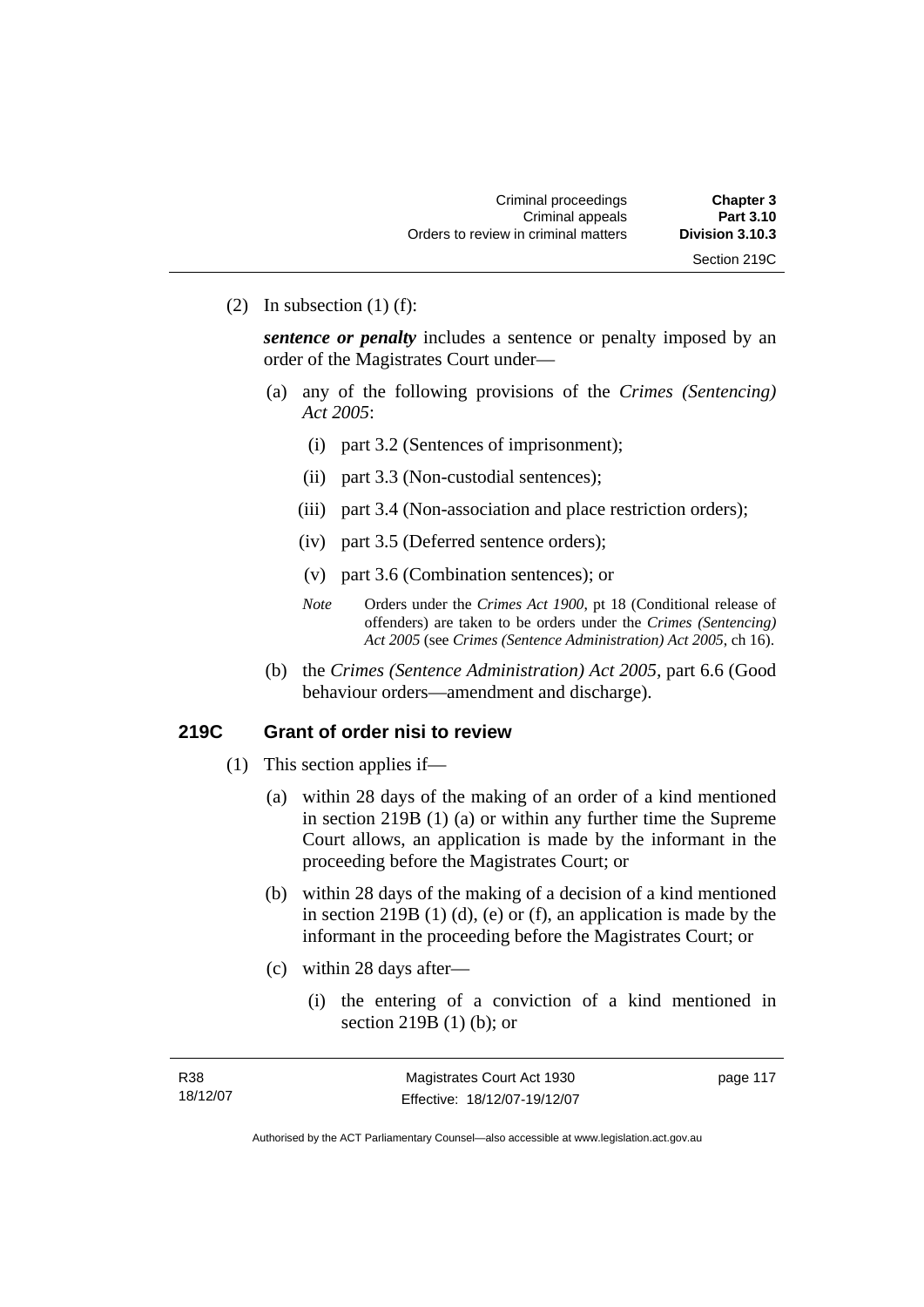(2) In subsection (1) (f):

***sentence or penalty*** includes a sentence or penalty imposed by an order of the Magistrates Court under—

(a) any of the following provisions of the *Crimes (Sentencing) Act 2005*:

(i) part 3.2 (Sentences of imprisonment);

(ii) part 3.3 (Non-custodial sentences);

(iii) part 3.4 (Non-association and place restriction orders);

(iv) part 3.5 (Deferred sentence orders);

(v) part 3.6 (Combination sentences); or

*Note* Orders under the *Crimes Act 1900*, pt 18 (Conditional release of offenders) are taken to be orders under the *Crimes (Sentencing) Act 2005* (see *Crimes (Sentence Administration) Act 2005*, ch 16).

(b) the *Crimes (Sentence Administration) Act 2005*, part 6.6 (Good behaviour orders—amendment and discharge).

### 219C Grant of order nisi to review

(1) This section applies if—

(a) within 28 days of the making of an order of a kind mentioned in section 219B (1) (a) or within any further time the Supreme Court allows, an application is made by the informant in the proceeding before the Magistrates Court; or

(b) within 28 days of the making of a decision of a kind mentioned in section 219B (1) (d), (e) or (f), an application is made by the informant in the proceeding before the Magistrates Court; or

(c) within 28 days after—

(i) the entering of a conviction of a kind mentioned in section 219B (1) (b); or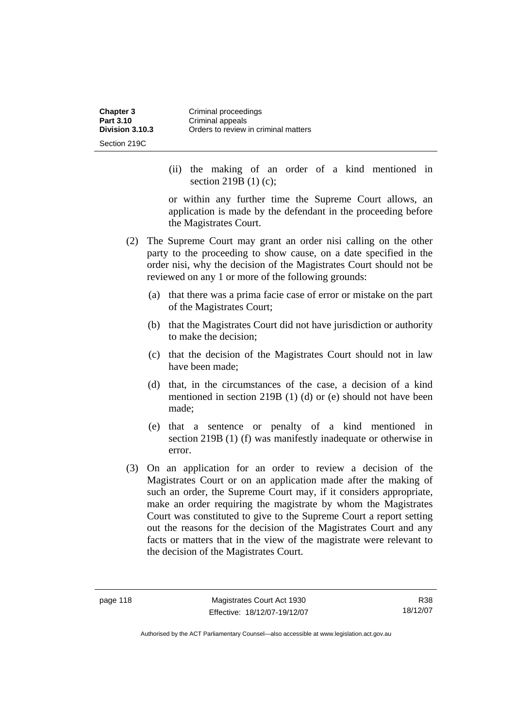(ii) the making of an order of a kind mentioned in section 219B (1) (c);

or within any further time the Supreme Court allows, an application is made by the defendant in the proceeding before the Magistrates Court.

(2) The Supreme Court may grant an order nisi calling on the other party to the proceeding to show cause, on a date specified in the order nisi, why the decision of the Magistrates Court should not be reviewed on any 1 or more of the following grounds:

(a) that there was a prima facie case of error or mistake on the part of the Magistrates Court;

(b) that the Magistrates Court did not have jurisdiction or authority to make the decision;

(c) that the decision of the Magistrates Court should not in law have been made;

(d) that, in the circumstances of the case, a decision of a kind mentioned in section 219B (1) (d) or (e) should not have been made;

(e) that a sentence or penalty of a kind mentioned in section 219B (1) (f) was manifestly inadequate or otherwise in error.

(3) On an application for an order to review a decision of the Magistrates Court or on an application made after the making of such an order, the Supreme Court may, if it considers appropriate, make an order requiring the magistrate by whom the Magistrates Court was constituted to give to the Supreme Court a report setting out the reasons for the decision of the Magistrates Court and any facts or matters that in the view of the magistrate were relevant to the decision of the Magistrates Court.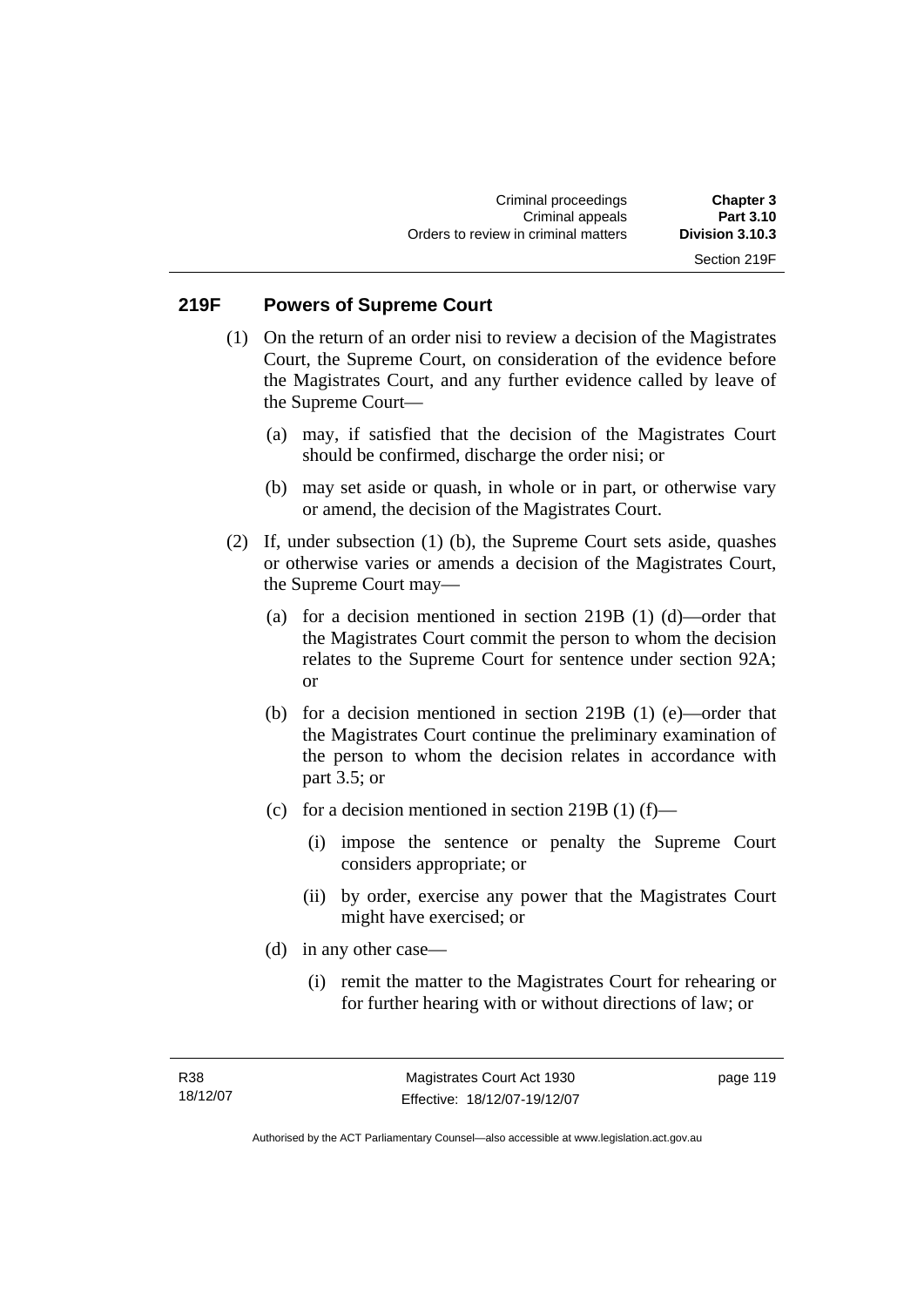## 219F Powers of Supreme Court

(1) On the return of an order nisi to review a decision of the Magistrates Court, the Supreme Court, on consideration of the evidence before the Magistrates Court, and any further evidence called by leave of the Supreme Court—

(a) may, if satisfied that the decision of the Magistrates Court should be confirmed, discharge the order nisi; or

(b) may set aside or quash, in whole or in part, or otherwise vary or amend, the decision of the Magistrates Court.

(2) If, under subsection (1) (b), the Supreme Court sets aside, quashes or otherwise varies or amends a decision of the Magistrates Court, the Supreme Court may—

(a) for a decision mentioned in section 219B (1) (d)—order that the Magistrates Court commit the person to whom the decision relates to the Supreme Court for sentence under section 92A; or

(b) for a decision mentioned in section 219B (1) (e)—order that the Magistrates Court continue the preliminary examination of the person to whom the decision relates in accordance with part 3.5; or

(c) for a decision mentioned in section 219B (1) (f)—

(i) impose the sentence or penalty the Supreme Court considers appropriate; or

(ii) by order, exercise any power that the Magistrates Court might have exercised; or

(d) in any other case—

(i) remit the matter to the Magistrates Court for rehearing or for further hearing with or without directions of law; or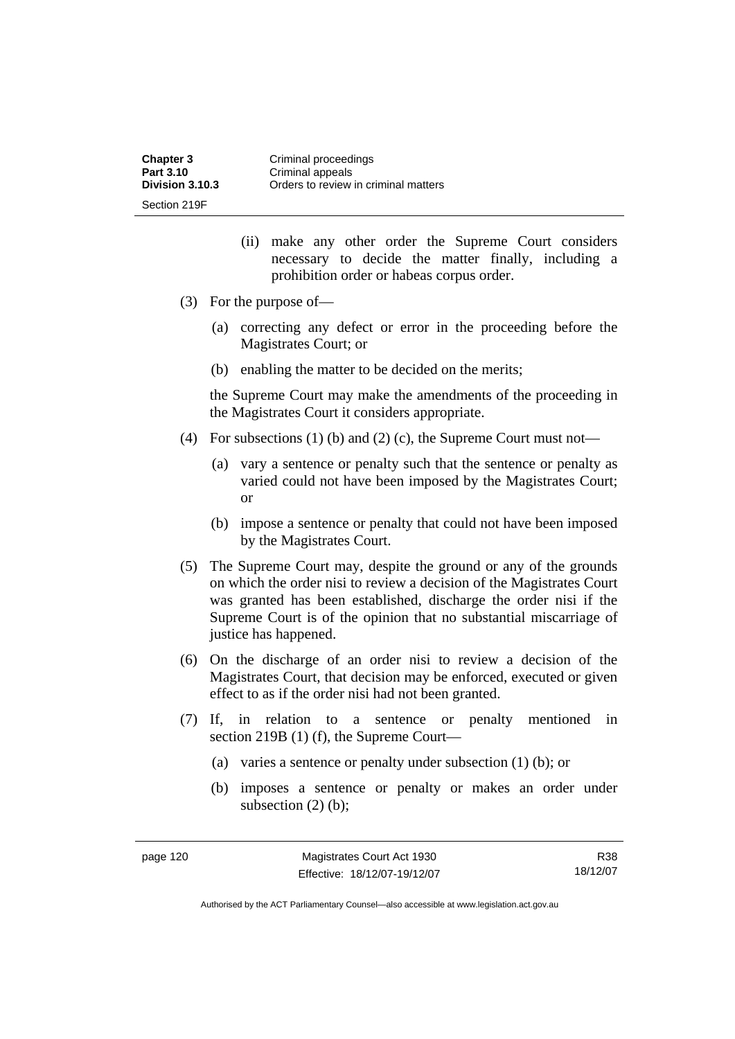(ii) make any other order the Supreme Court considers necessary to decide the matter finally, including a prohibition order or habeas corpus order.

(3) For the purpose of—

(a) correcting any defect or error in the proceeding before the Magistrates Court; or

(b) enabling the matter to be decided on the merits;

the Supreme Court may make the amendments of the proceeding in the Magistrates Court it considers appropriate.

(4) For subsections (1) (b) and (2) (c), the Supreme Court must not—

(a) vary a sentence or penalty such that the sentence or penalty as varied could not have been imposed by the Magistrates Court; or

(b) impose a sentence or penalty that could not have been imposed by the Magistrates Court.

(5) The Supreme Court may, despite the ground or any of the grounds on which the order nisi to review a decision of the Magistrates Court was granted has been established, discharge the order nisi if the Supreme Court is of the opinion that no substantial miscarriage of justice has happened.

(6) On the discharge of an order nisi to review a decision of the Magistrates Court, that decision may be enforced, executed or given effect to as if the order nisi had not been granted.

(7) If, in relation to a sentence or penalty mentioned in section 219B (1) (f), the Supreme Court—

(a) varies a sentence or penalty under subsection (1) (b); or

(b) imposes a sentence or penalty or makes an order under subsection (2) (b);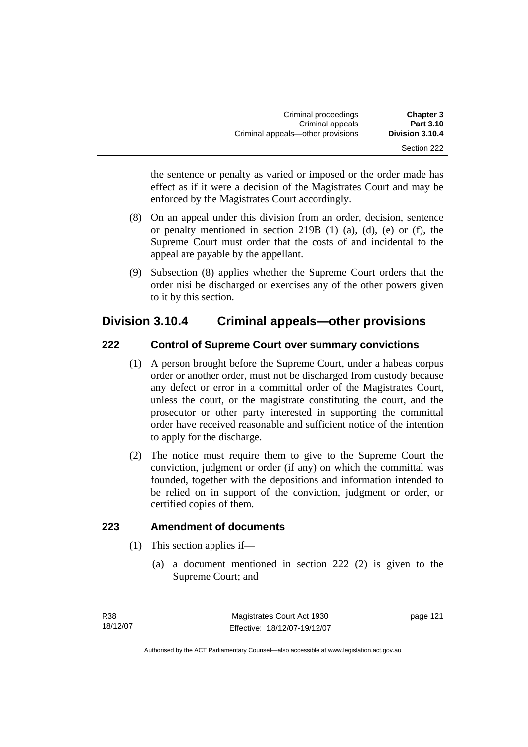the sentence or penalty as varied or imposed or the order made has effect as if it were a decision of the Magistrates Court and may be enforced by the Magistrates Court accordingly.

(8) On an appeal under this division from an order, decision, sentence or penalty mentioned in section 219B (1) (a), (d), (e) or (f), the Supreme Court must order that the costs of and incidental to the appeal are payable by the appellant.

(9) Subsection (8) applies whether the Supreme Court orders that the order nisi be discharged or exercises any of the other powers given to it by this section.

## Division 3.10.4 Criminal appeals—other provisions

### 222 Control of Supreme Court over summary convictions

(1) A person brought before the Supreme Court, under a habeas corpus order or another order, must not be discharged from custody because any defect or error in a committal order of the Magistrates Court, unless the court, or the magistrate constituting the court, and the prosecutor or other party interested in supporting the committal order have received reasonable and sufficient notice of the intention to apply for the discharge.

(2) The notice must require them to give to the Supreme Court the conviction, judgment or order (if any) on which the committal was founded, together with the depositions and information intended to be relied on in support of the conviction, judgment or order, or certified copies of them.

### 223 Amendment of documents

(1) This section applies if—

(a) a document mentioned in section 222 (2) is given to the Supreme Court; and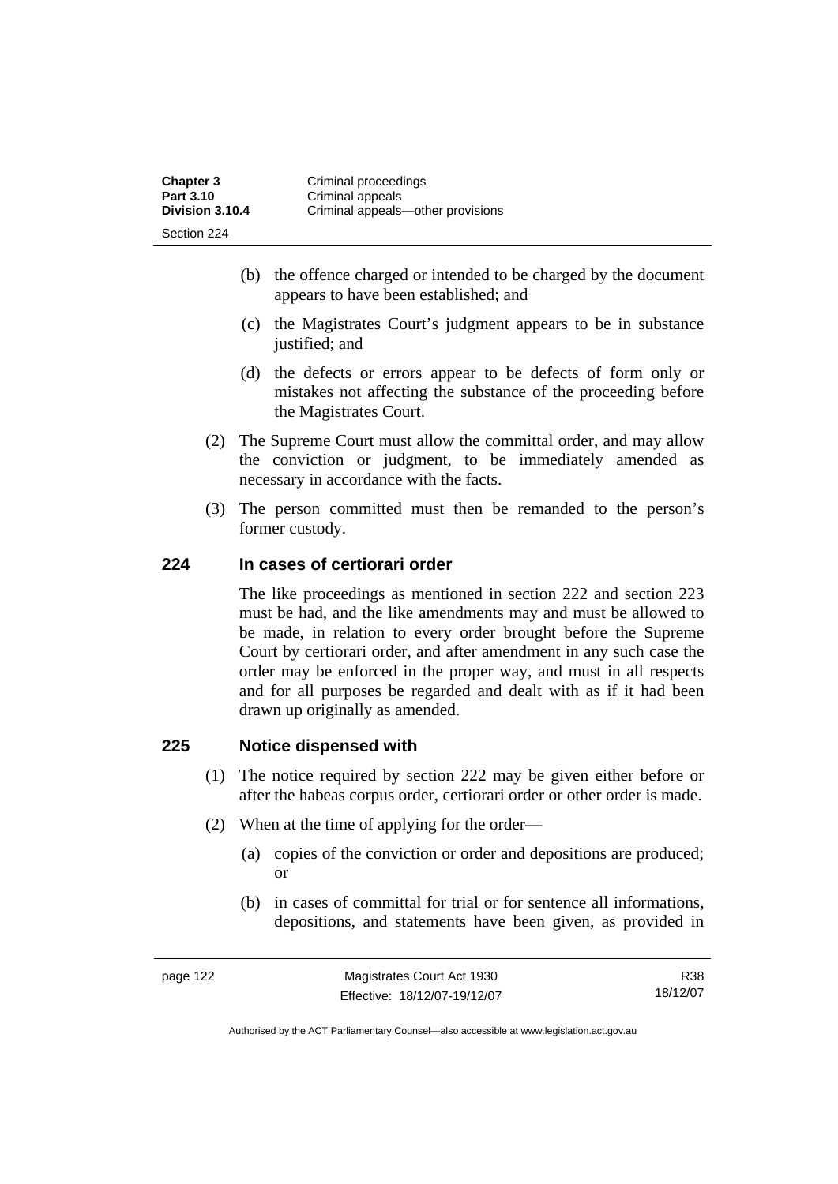- (b) the offence charged or intended to be charged by the document appears to have been established; and
- (c) the Magistrates Court's judgment appears to be in substance justified; and
- (d) the defects or errors appear to be defects of form only or mistakes not affecting the substance of the proceeding before the Magistrates Court.

(2) The Supreme Court must allow the committal order, and may allow the conviction or judgment, to be immediately amended as necessary in accordance with the facts.

(3) The person committed must then be remanded to the person's former custody.

## 224 In cases of certiorari order

The like proceedings as mentioned in section 222 and section 223 must be had, and the like amendments may and must be allowed to be made, in relation to every order brought before the Supreme Court by certiorari order, and after amendment in any such case the order may be enforced in the proper way, and must in all respects and for all purposes be regarded and dealt with as if it had been drawn up originally as amended.

## 225 Notice dispensed with

(1) The notice required by section 222 may be given either before or after the habeas corpus order, certiorari order or other order is made.

(2) When at the time of applying for the order—

- (a) copies of the conviction or order and depositions are produced; or
- (b) in cases of committal for trial or for sentence all informations, depositions, and statements have been given, as provided in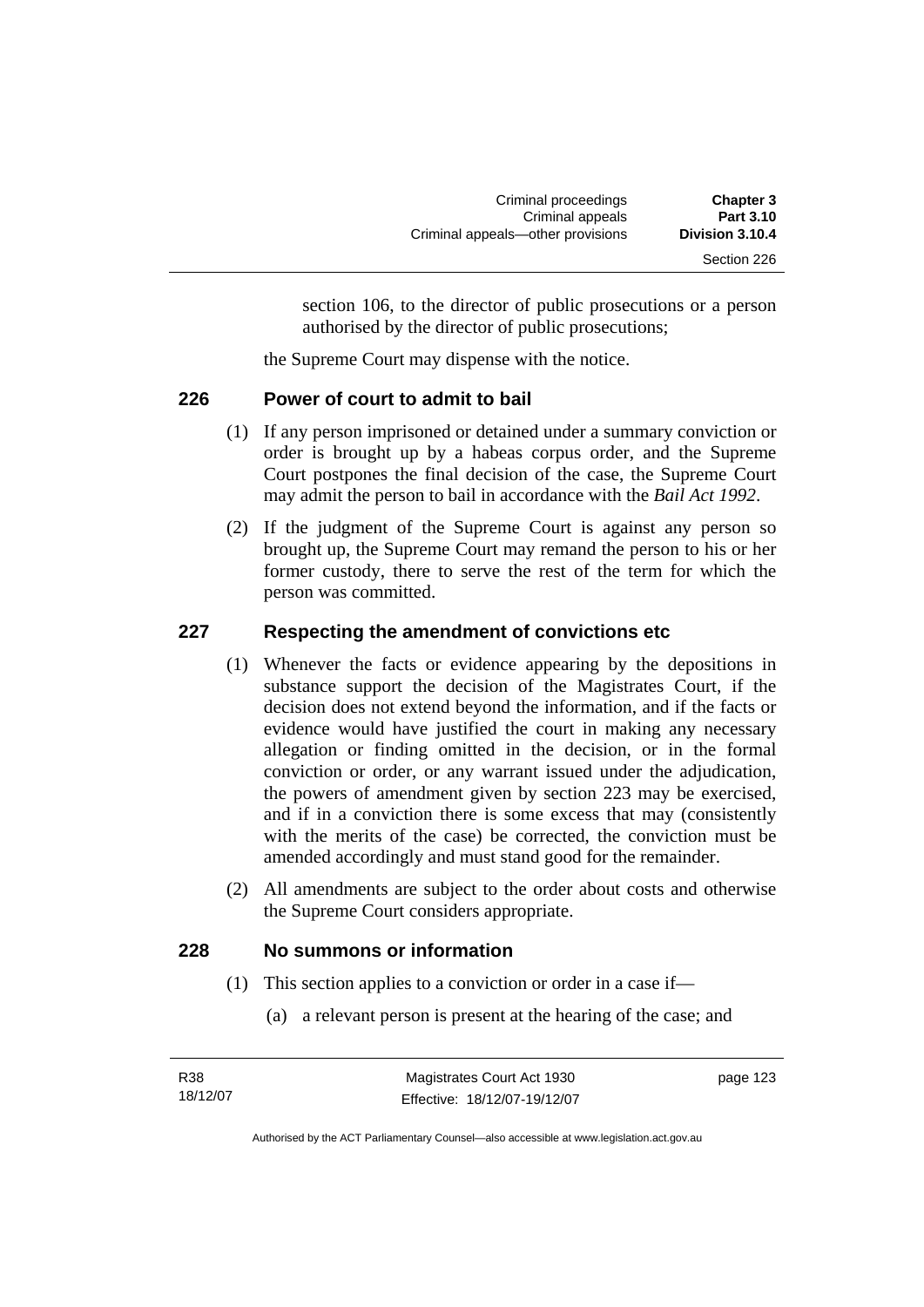section 106, to the director of public prosecutions or a person authorised by the director of public prosecutions;

the Supreme Court may dispense with the notice.

### 226 Power of court to admit to bail

(1) If any person imprisoned or detained under a summary conviction or order is brought up by a habeas corpus order, and the Supreme Court postpones the final decision of the case, the Supreme Court may admit the person to bail in accordance with the *Bail Act 1992*.

(2) If the judgment of the Supreme Court is against any person so brought up, the Supreme Court may remand the person to his or her former custody, there to serve the rest of the term for which the person was committed.

### 227 Respecting the amendment of convictions etc

(1) Whenever the facts or evidence appearing by the depositions in substance support the decision of the Magistrates Court, if the decision does not extend beyond the information, and if the facts or evidence would have justified the court in making any necessary allegation or finding omitted in the decision, or in the formal conviction or order, or any warrant issued under the adjudication, the powers of amendment given by section 223 may be exercised, and if in a conviction there is some excess that may (consistently with the merits of the case) be corrected, the conviction must be amended accordingly and must stand good for the remainder.

(2) All amendments are subject to the order about costs and otherwise the Supreme Court considers appropriate.

### 228 No summons or information

(1) This section applies to a conviction or order in a case if—

(a) a relevant person is present at the hearing of the case; and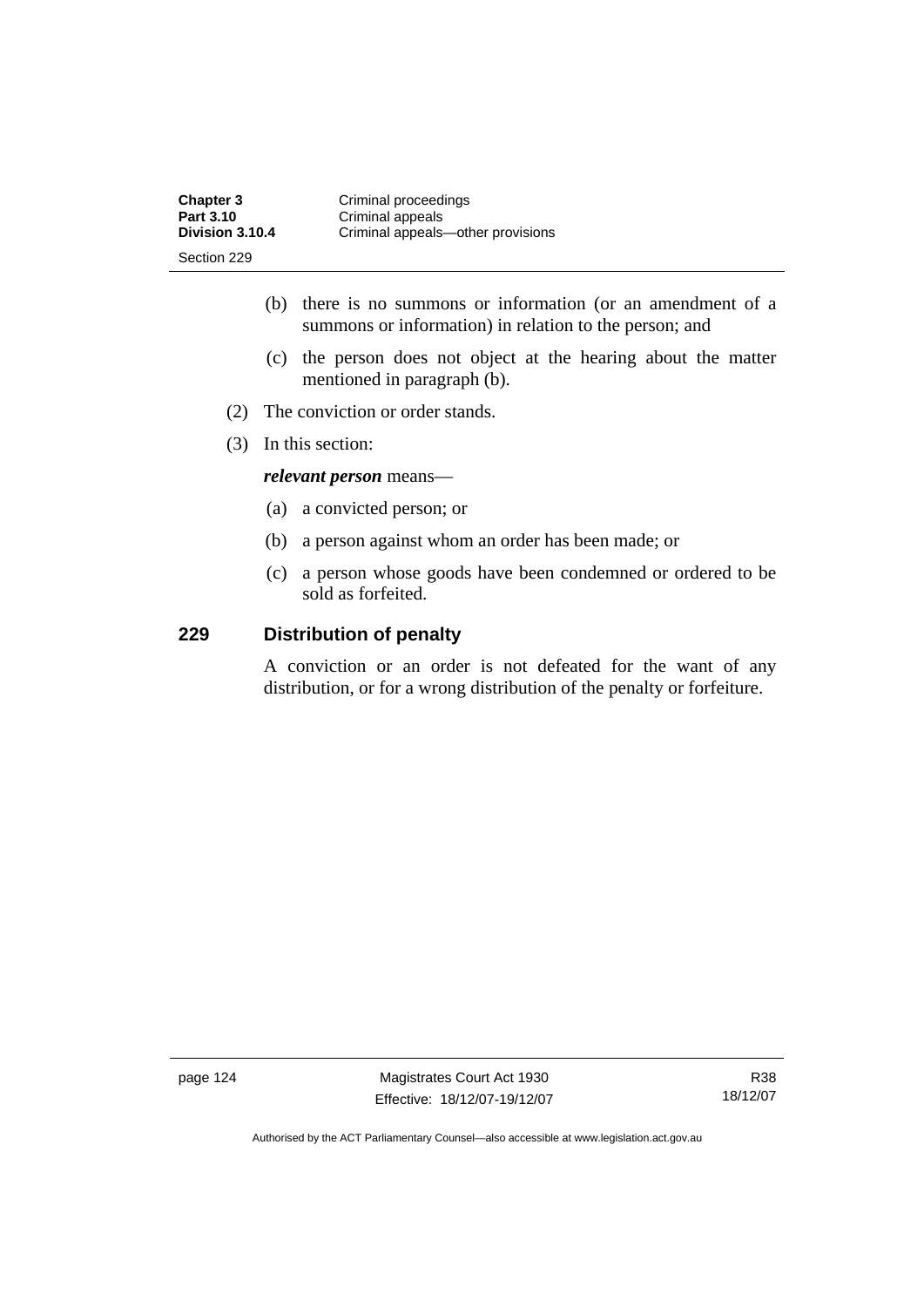(b) there is no summons or information (or an amendment of a summons or information) in relation to the person; and

(c) the person does not object at the hearing about the matter mentioned in paragraph (b).

(2) The conviction or order stands.

(3) In this section:

***relevant person*** means—

(a) a convicted person; or

(b) a person against whom an order has been made; or

(c) a person whose goods have been condemned or ordered to be sold as forfeited.

## 229 Distribution of penalty

A conviction or an order is not defeated for the want of any distribution, or for a wrong distribution of the penalty or forfeiture.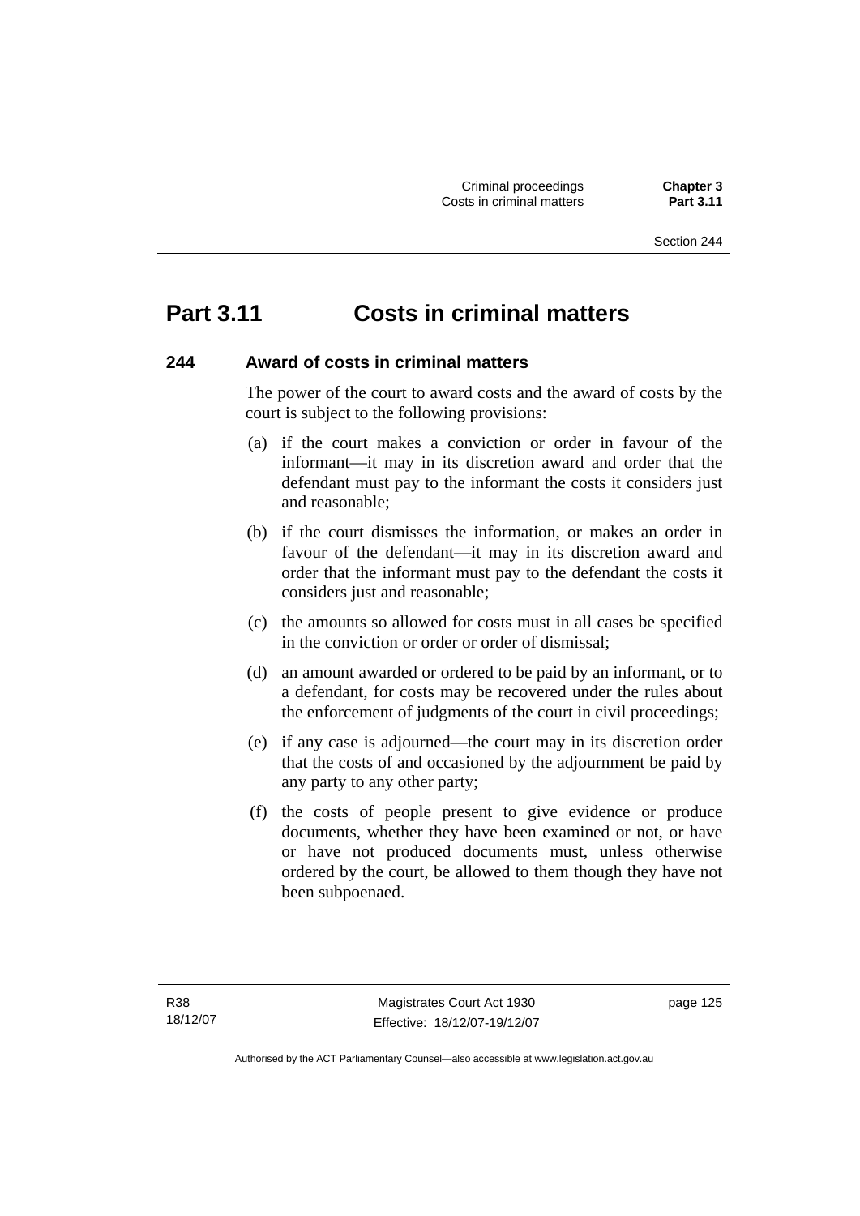# Part 3.11 Costs in criminal matters

## 244 Award of costs in criminal matters

The power of the court to award costs and the award of costs by the court is subject to the following provisions:

(a) if the court makes a conviction or order in favour of the informant—it may in its discretion award and order that the defendant must pay to the informant the costs it considers just and reasonable;

(b) if the court dismisses the information, or makes an order in favour of the defendant—it may in its discretion award and order that the informant must pay to the defendant the costs it considers just and reasonable;

(c) the amounts so allowed for costs must in all cases be specified in the conviction or order or order of dismissal;

(d) an amount awarded or ordered to be paid by an informant, or to a defendant, for costs may be recovered under the rules about the enforcement of judgments of the court in civil proceedings;

(e) if any case is adjourned—the court may in its discretion order that the costs of and occasioned by the adjournment be paid by any party to any other party;

(f) the costs of people present to give evidence or produce documents, whether they have been examined or not, or have or have not produced documents must, unless otherwise ordered by the court, be allowed to them though they have not been subpoenaed.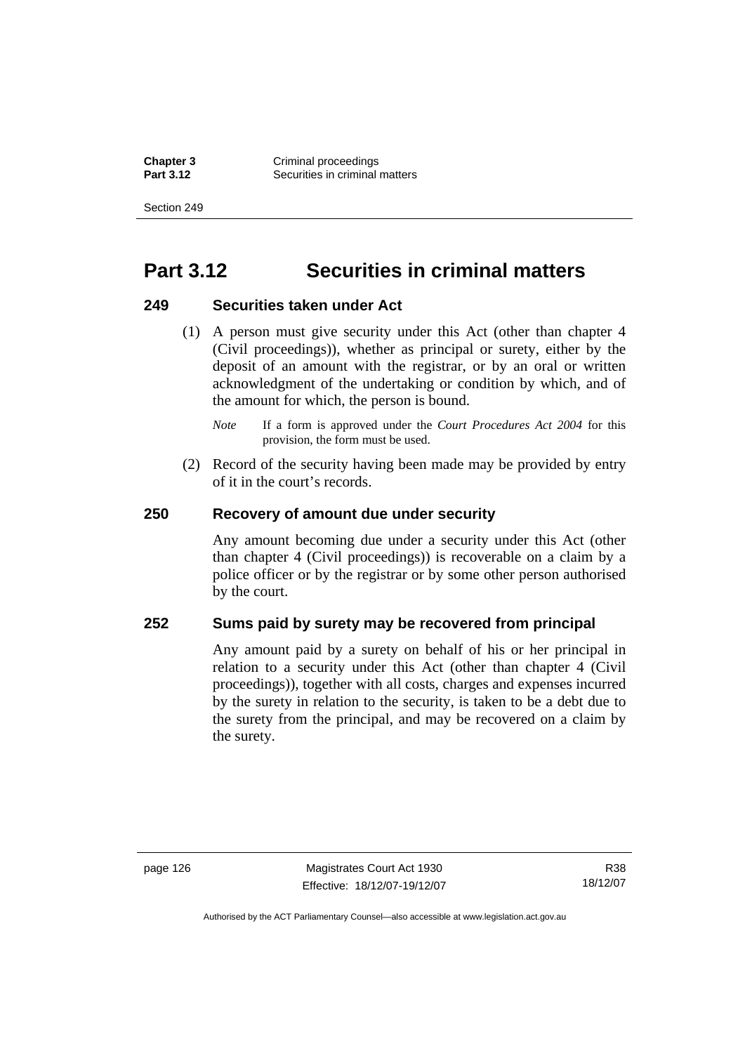# Part 3.12 Securities in criminal matters

### 249 Securities taken under Act

(1) A person must give security under this Act (other than chapter 4 (Civil proceedings)), whether as principal or surety, either by the deposit of an amount with the registrar, or by an oral or written acknowledgment of the undertaking or condition by which, and of the amount for which, the person is bound.

*Note* If a form is approved under the *Court Procedures Act 2004* for this provision, the form must be used.

(2) Record of the security having been made may be provided by entry of it in the court's records.

### 250 Recovery of amount due under security

Any amount becoming due under a security under this Act (other than chapter 4 (Civil proceedings)) is recoverable on a claim by a police officer or by the registrar or by some other person authorised by the court.

### 252 Sums paid by surety may be recovered from principal

Any amount paid by a surety on behalf of his or her principal in relation to a security under this Act (other than chapter 4 (Civil proceedings)), together with all costs, charges and expenses incurred by the surety in relation to the security, is taken to be a debt due to the surety from the principal, and may be recovered on a claim by the surety.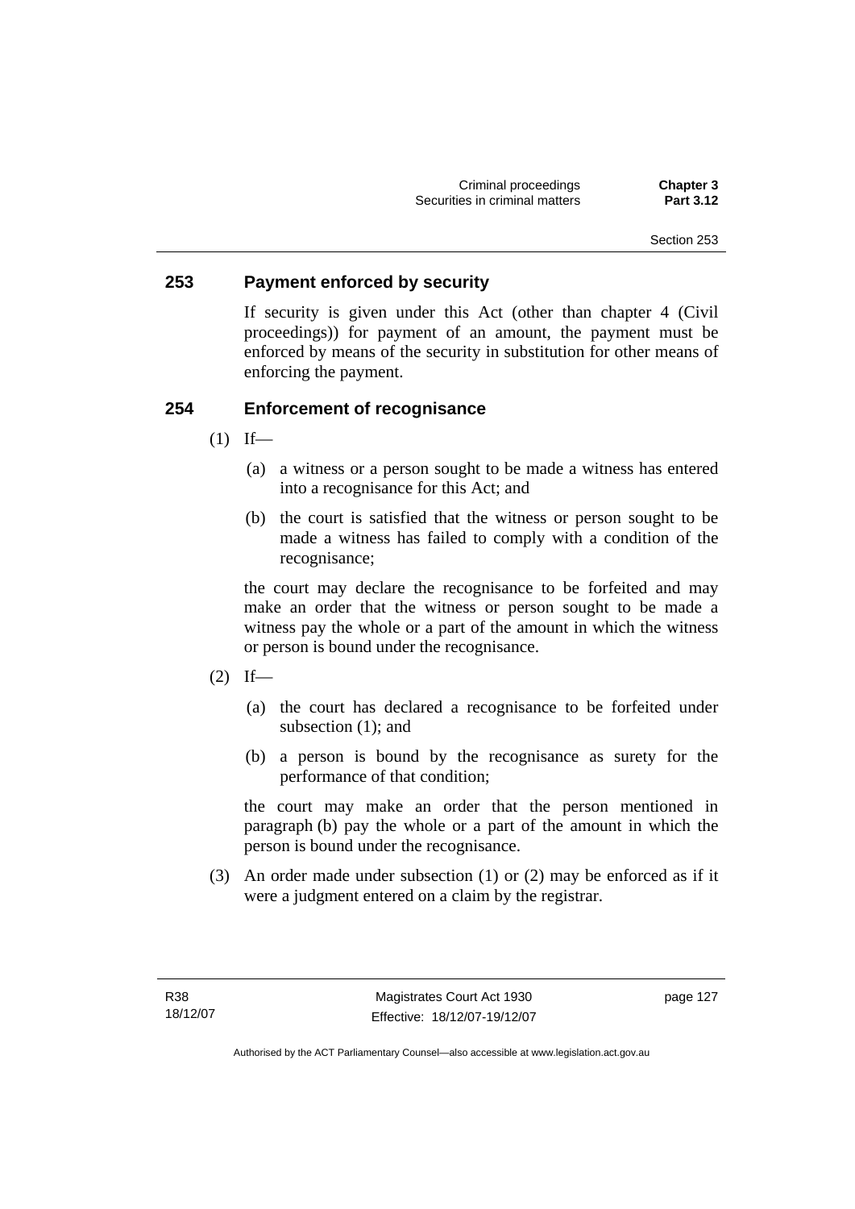## 253 Payment enforced by security

If security is given under this Act (other than chapter 4 (Civil proceedings)) for payment of an amount, the payment must be enforced by means of the security in substitution for other means of enforcing the payment.

## 254 Enforcement of recognisance

(1) If—

(a) a witness or a person sought to be made a witness has entered into a recognisance for this Act; and

(b) the court is satisfied that the witness or person sought to be made a witness has failed to comply with a condition of the recognisance;

the court may declare the recognisance to be forfeited and may make an order that the witness or person sought to be made a witness pay the whole or a part of the amount in which the witness or person is bound under the recognisance.

(2) If—

(a) the court has declared a recognisance to be forfeited under subsection (1); and

(b) a person is bound by the recognisance as surety for the performance of that condition;

the court may make an order that the person mentioned in paragraph (b) pay the whole or a part of the amount in which the person is bound under the recognisance.

(3) An order made under subsection (1) or (2) may be enforced as if it were a judgment entered on a claim by the registrar.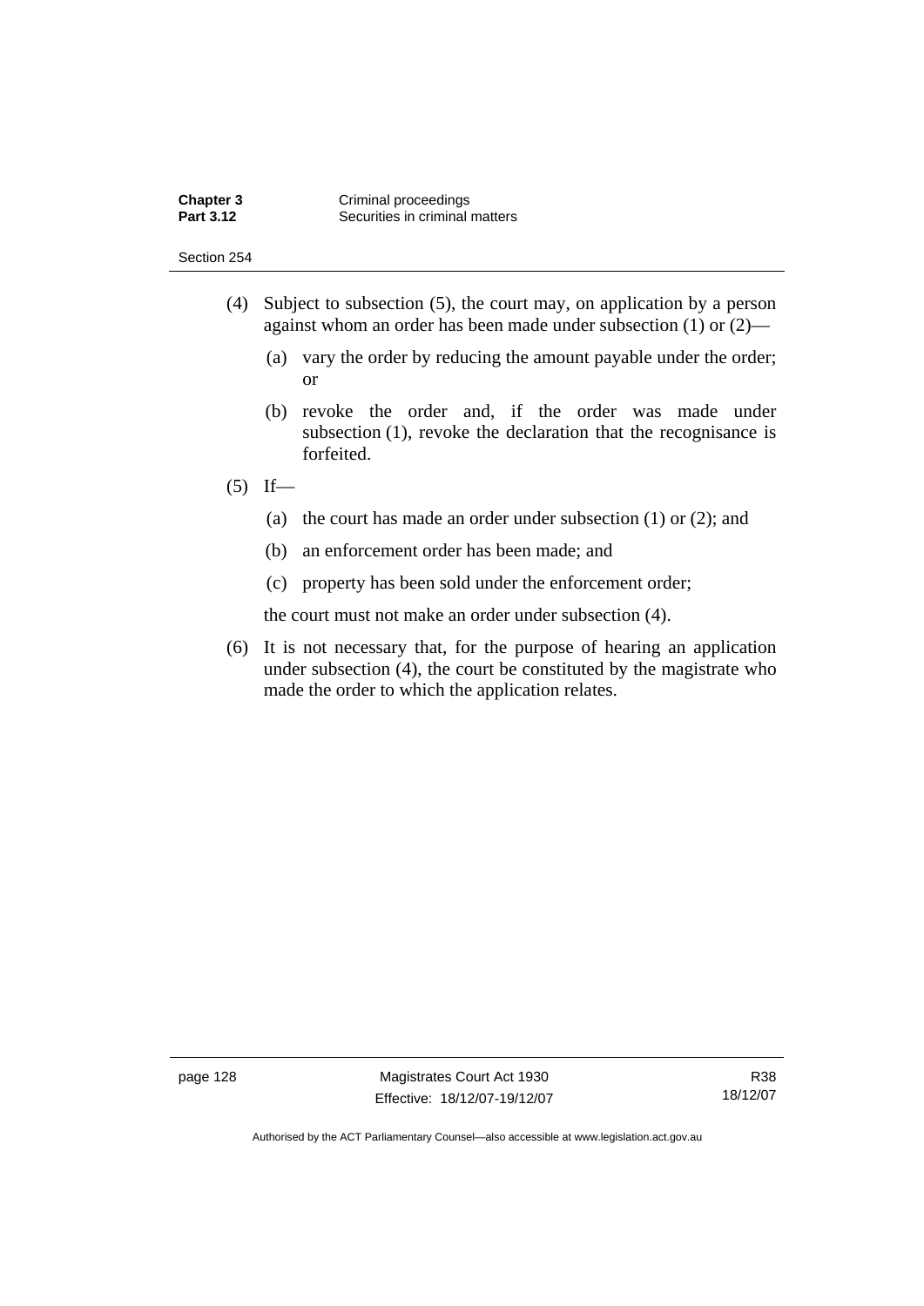(4) Subject to subsection (5), the court may, on application by a person against whom an order has been made under subsection (1) or (2)—

  (a) vary the order by reducing the amount payable under the order; or

  (b) revoke the order and, if the order was made under subsection (1), revoke the declaration that the recognisance is forfeited.

(5) If—

  (a) the court has made an order under subsection (1) or (2); and

  (b) an enforcement order has been made; and

  (c) property has been sold under the enforcement order;

  the court must not make an order under subsection (4).

(6) It is not necessary that, for the purpose of hearing an application under subsection (4), the court be constituted by the magistrate who made the order to which the application relates.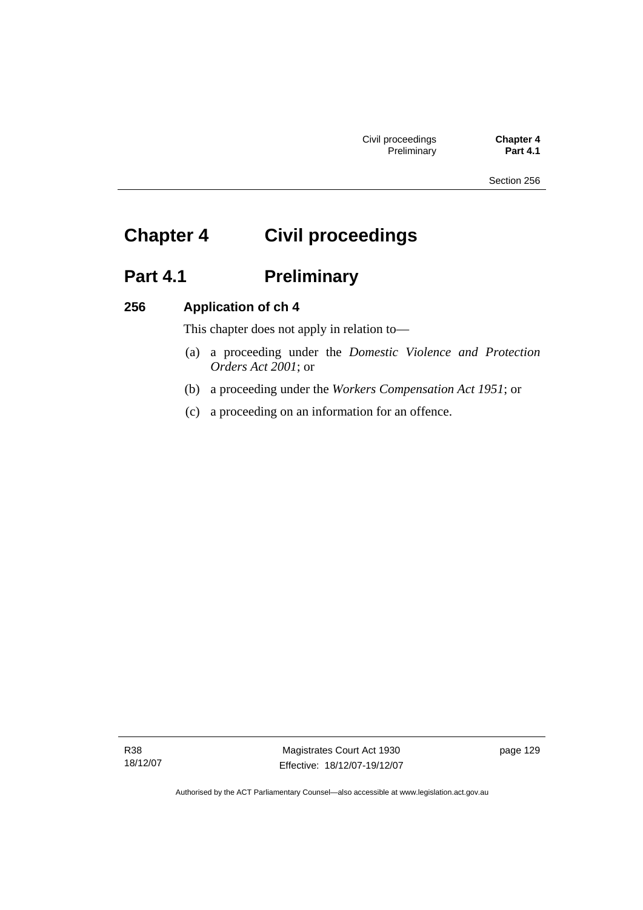# Chapter 4 Civil proceedings

## Part 4.1 Preliminary

### 256 Application of ch 4

This chapter does not apply in relation to—

(a) a proceeding under the *Domestic Violence and Protection Orders Act 2001*; or

(b) a proceeding under the *Workers Compensation Act 1951*; or

(c) a proceeding on an information for an offence.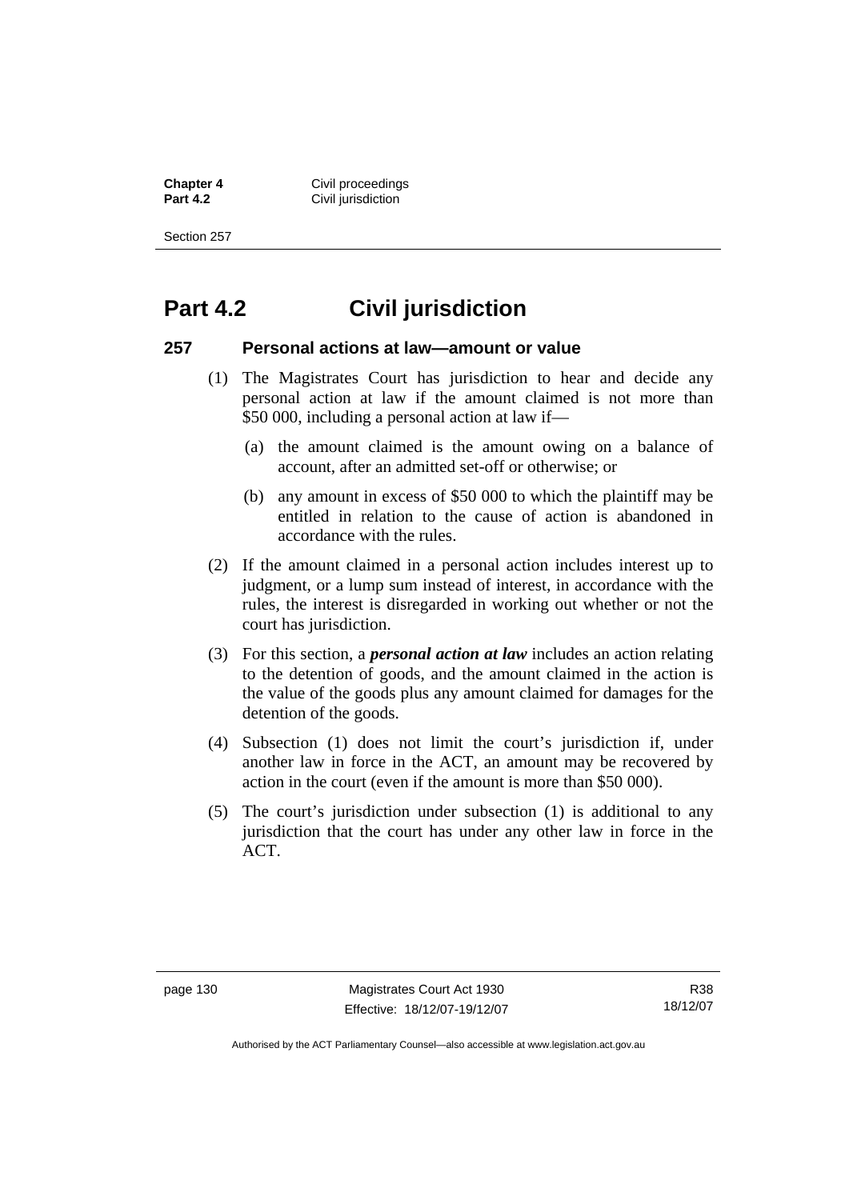# Part 4.2 Civil jurisdiction

## 257 Personal actions at law—amount or value

(1) The Magistrates Court has jurisdiction to hear and decide any personal action at law if the amount claimed is not more than \$50 000, including a personal action at law if—

(a) the amount claimed is the amount owing on a balance of account, after an admitted set-off or otherwise; or

(b) any amount in excess of \$50 000 to which the plaintiff may be entitled in relation to the cause of action is abandoned in accordance with the rules.

(2) If the amount claimed in a personal action includes interest up to judgment, or a lump sum instead of interest, in accordance with the rules, the interest is disregarded in working out whether or not the court has jurisdiction.

(3) For this section, a ***personal action at law*** includes an action relating to the detention of goods, and the amount claimed in the action is the value of the goods plus any amount claimed for damages for the detention of the goods.

(4) Subsection (1) does not limit the court's jurisdiction if, under another law in force in the ACT, an amount may be recovered by action in the court (even if the amount is more than \$50 000).

(5) The court's jurisdiction under subsection (1) is additional to any jurisdiction that the court has under any other law in force in the ACT.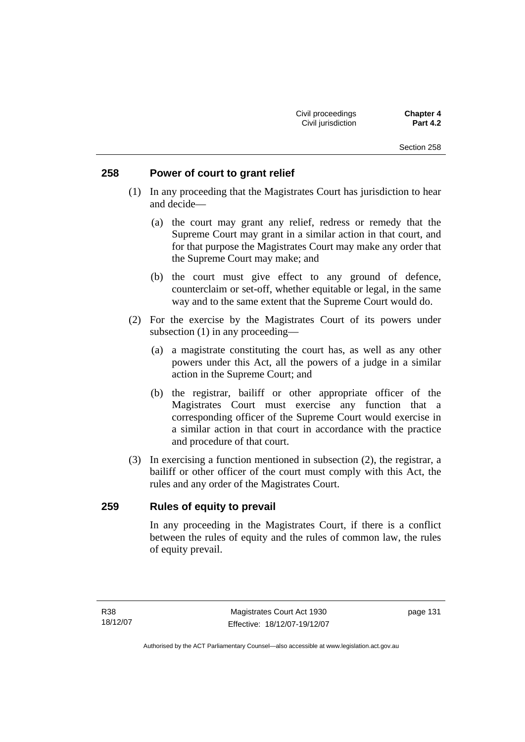## 258 Power of court to grant relief

(1) In any proceeding that the Magistrates Court has jurisdiction to hear and decide—

(a) the court may grant any relief, redress or remedy that the Supreme Court may grant in a similar action in that court, and for that purpose the Magistrates Court may make any order that the Supreme Court may make; and

(b) the court must give effect to any ground of defence, counterclaim or set-off, whether equitable or legal, in the same way and to the same extent that the Supreme Court would do.

(2) For the exercise by the Magistrates Court of its powers under subsection (1) in any proceeding—

(a) a magistrate constituting the court has, as well as any other powers under this Act, all the powers of a judge in a similar action in the Supreme Court; and

(b) the registrar, bailiff or other appropriate officer of the Magistrates Court must exercise any function that a corresponding officer of the Supreme Court would exercise in a similar action in that court in accordance with the practice and procedure of that court.

(3) In exercising a function mentioned in subsection (2), the registrar, a bailiff or other officer of the court must comply with this Act, the rules and any order of the Magistrates Court.

## 259 Rules of equity to prevail

In any proceeding in the Magistrates Court, if there is a conflict between the rules of equity and the rules of common law, the rules of equity prevail.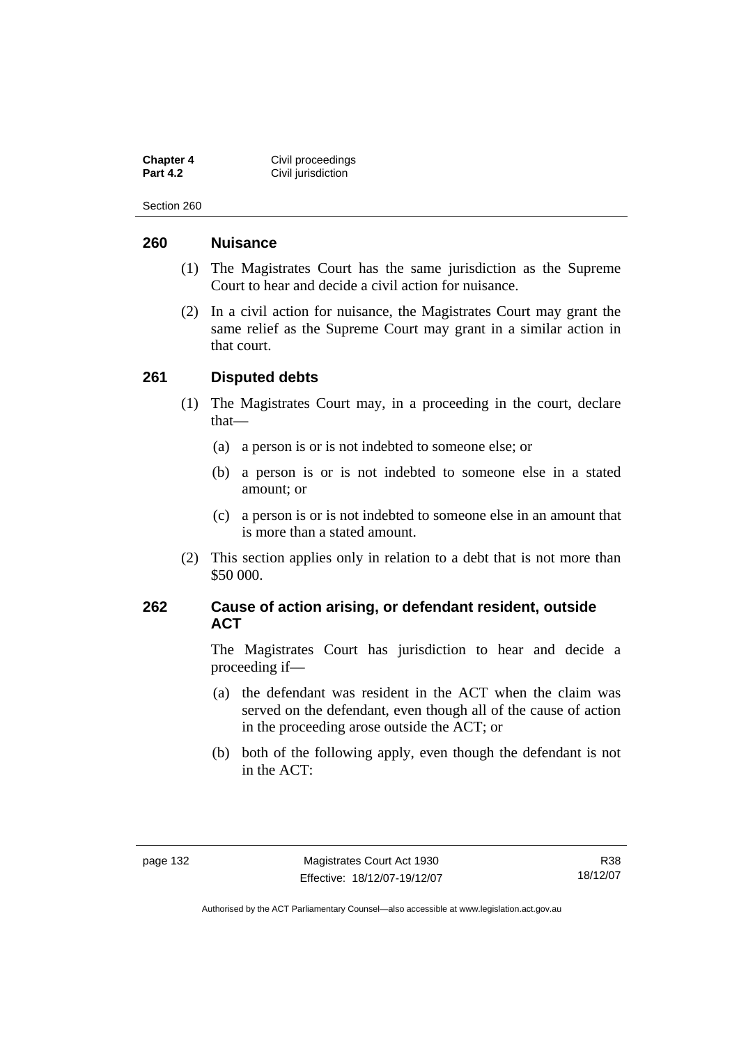## 260 Nuisance

(1) The Magistrates Court has the same jurisdiction as the Supreme Court to hear and decide a civil action for nuisance.

(2) In a civil action for nuisance, the Magistrates Court may grant the same relief as the Supreme Court may grant in a similar action in that court.

## 261 Disputed debts

(1) The Magistrates Court may, in a proceeding in the court, declare that—

- (a) a person is or is not indebted to someone else; or
- (b) a person is or is not indebted to someone else in a stated amount; or
- (c) a person is or is not indebted to someone else in an amount that is more than a stated amount.

(2) This section applies only in relation to a debt that is not more than $50 000.

## 262 Cause of action arising, or defendant resident, outside ACT

The Magistrates Court has jurisdiction to hear and decide a proceeding if—

- (a) the defendant was resident in the ACT when the claim was served on the defendant, even though all of the cause of action in the proceeding arose outside the ACT; or
- (b) both of the following apply, even though the defendant is not in the ACT: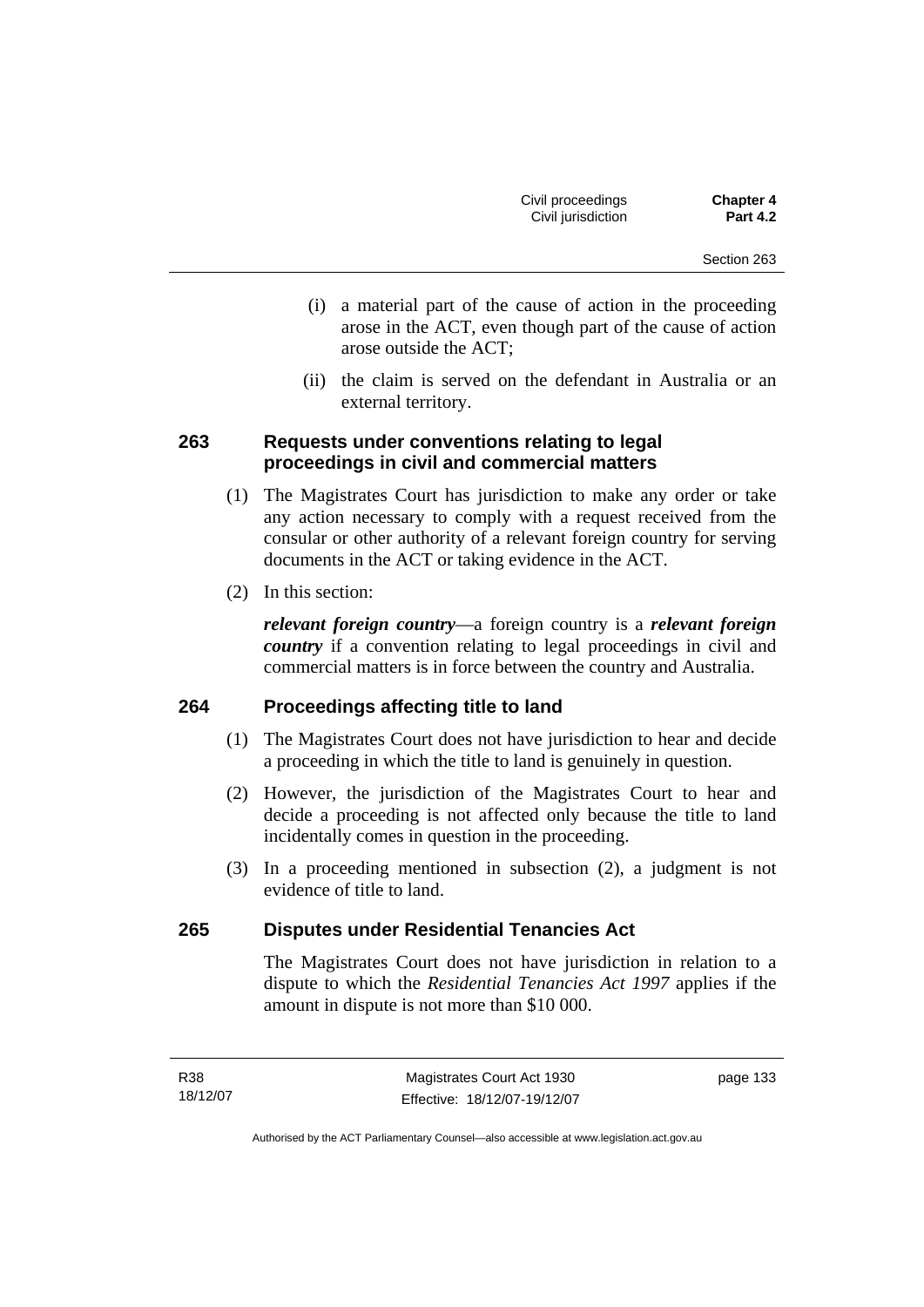(i) a material part of the cause of action in the proceeding arose in the ACT, even though part of the cause of action arose outside the ACT;

(ii) the claim is served on the defendant in Australia or an external territory.

## 263 Requests under conventions relating to legal proceedings in civil and commercial matters

(1) The Magistrates Court has jurisdiction to make any order or take any action necessary to comply with a request received from the consular or other authority of a relevant foreign country for serving documents in the ACT or taking evidence in the ACT.

(2) In this section:

***relevant foreign country***—a foreign country is a ***relevant foreign country*** if a convention relating to legal proceedings in civil and commercial matters is in force between the country and Australia.

## 264 Proceedings affecting title to land

(1) The Magistrates Court does not have jurisdiction to hear and decide a proceeding in which the title to land is genuinely in question.

(2) However, the jurisdiction of the Magistrates Court to hear and decide a proceeding is not affected only because the title to land incidentally comes in question in the proceeding.

(3) In a proceeding mentioned in subsection (2), a judgment is not evidence of title to land.

## 265 Disputes under Residential Tenancies Act

The Magistrates Court does not have jurisdiction in relation to a dispute to which the *Residential Tenancies Act 1997* applies if the amount in dispute is not more than $10 000.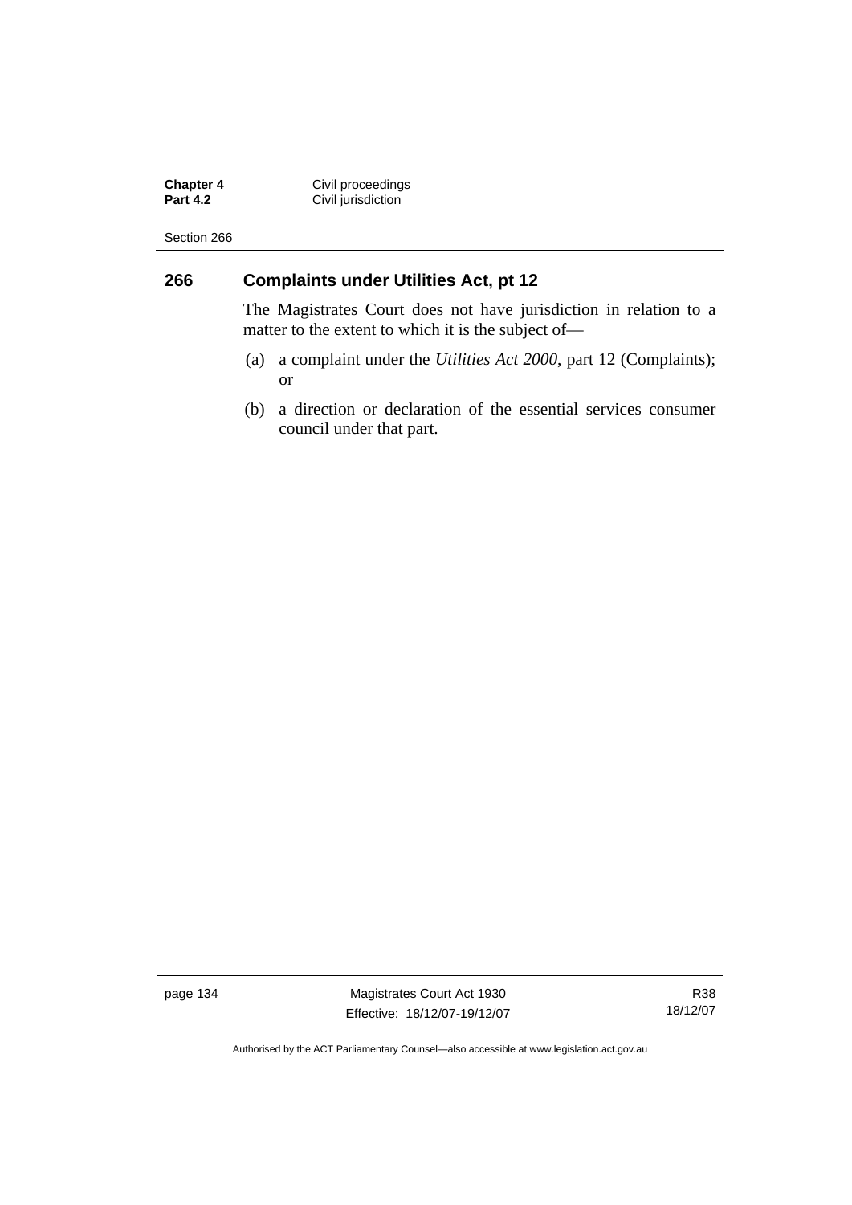## 266 Complaints under Utilities Act, pt 12

The Magistrates Court does not have jurisdiction in relation to a matter to the extent to which it is the subject of—

(a) a complaint under the *Utilities Act 2000*, part 12 (Complaints); or

(b) a direction or declaration of the essential services consumer council under that part.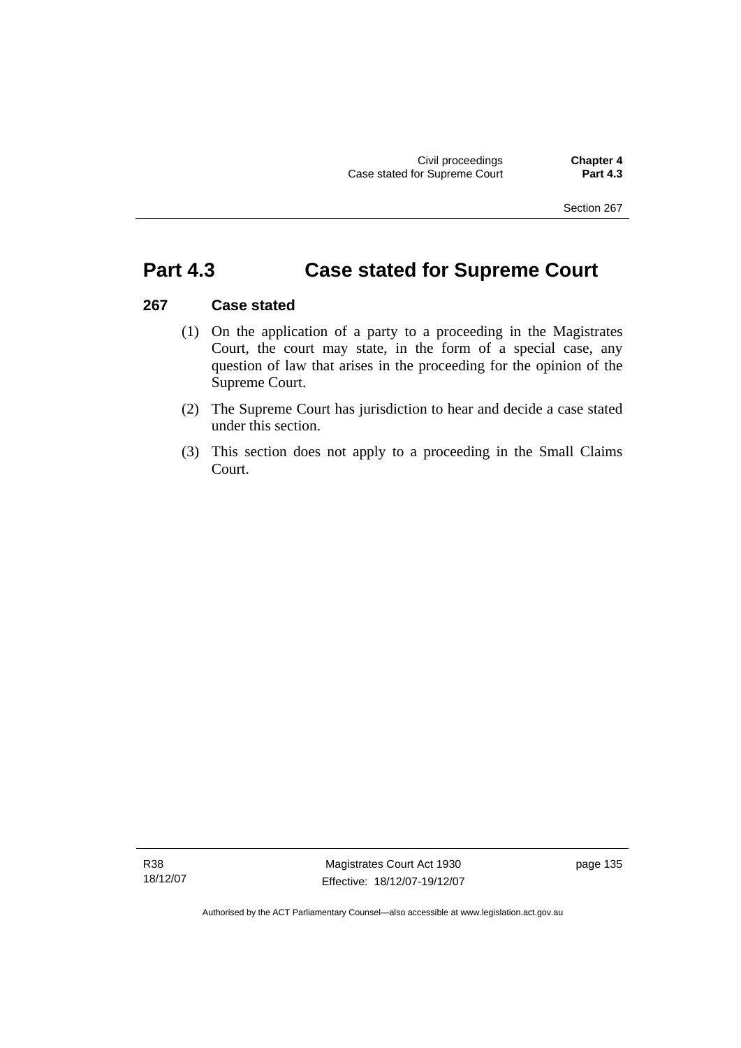# Part 4.3 Case stated for Supreme Court

## 267 Case stated

(1) On the application of a party to a proceeding in the Magistrates Court, the court may state, in the form of a special case, any question of law that arises in the proceeding for the opinion of the Supreme Court.

(2) The Supreme Court has jurisdiction to hear and decide a case stated under this section.

(3) This section does not apply to a proceeding in the Small Claims Court.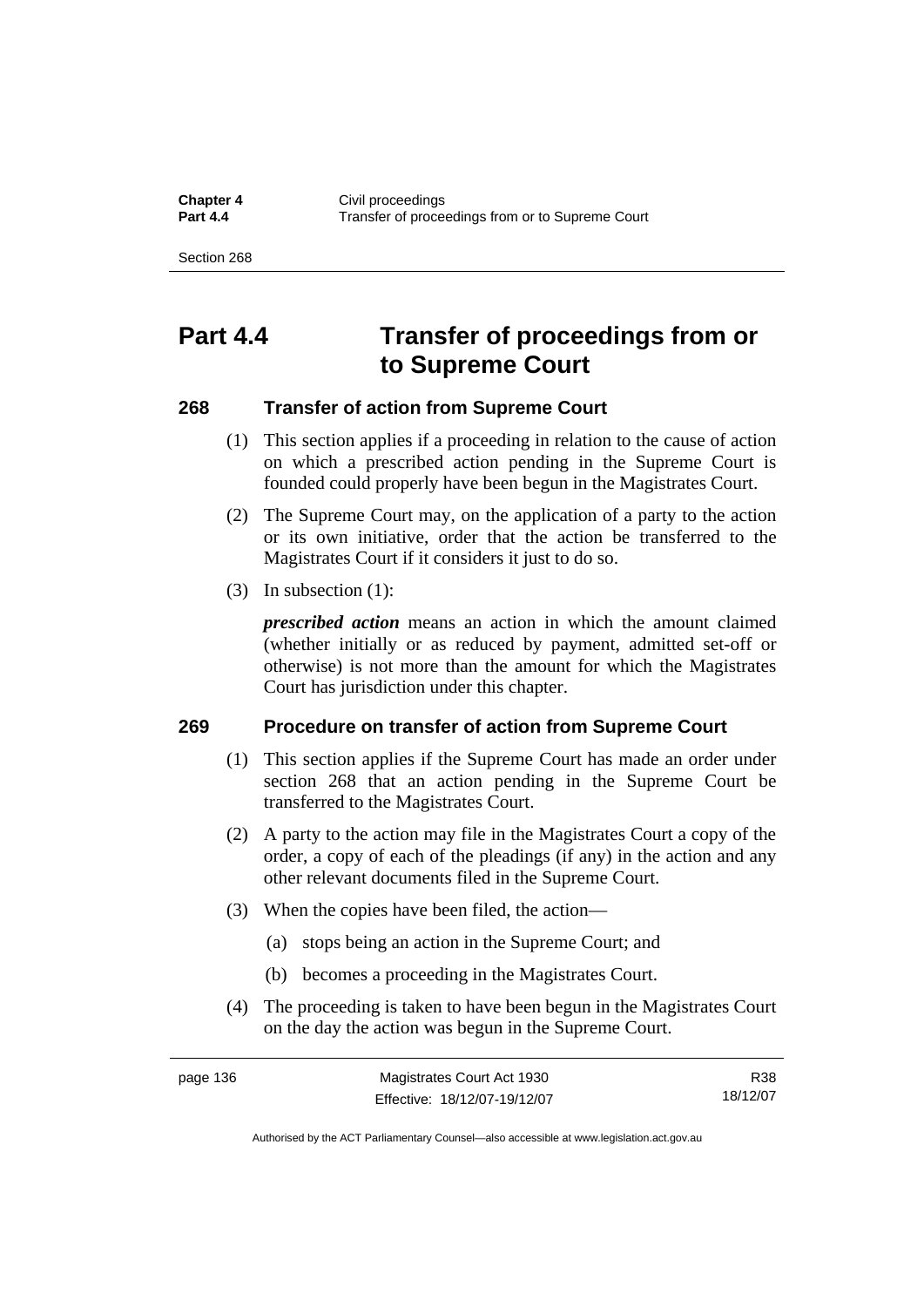# Part 4.4 Transfer of proceedings from or to Supreme Court

## 268 Transfer of action from Supreme Court

(1) This section applies if a proceeding in relation to the cause of action on which a prescribed action pending in the Supreme Court is founded could properly have been begun in the Magistrates Court.

(2) The Supreme Court may, on the application of a party to the action or its own initiative, order that the action be transferred to the Magistrates Court if it considers it just to do so.

(3) In subsection (1):

***prescribed action*** means an action in which the amount claimed (whether initially or as reduced by payment, admitted set-off or otherwise) is not more than the amount for which the Magistrates Court has jurisdiction under this chapter.

## 269 Procedure on transfer of action from Supreme Court

(1) This section applies if the Supreme Court has made an order under section 268 that an action pending in the Supreme Court be transferred to the Magistrates Court.

(2) A party to the action may file in the Magistrates Court a copy of the order, a copy of each of the pleadings (if any) in the action and any other relevant documents filed in the Supreme Court.

(3) When the copies have been filed, the action—

(a) stops being an action in the Supreme Court; and

(b) becomes a proceeding in the Magistrates Court.

(4) The proceeding is taken to have been begun in the Magistrates Court on the day the action was begun in the Supreme Court.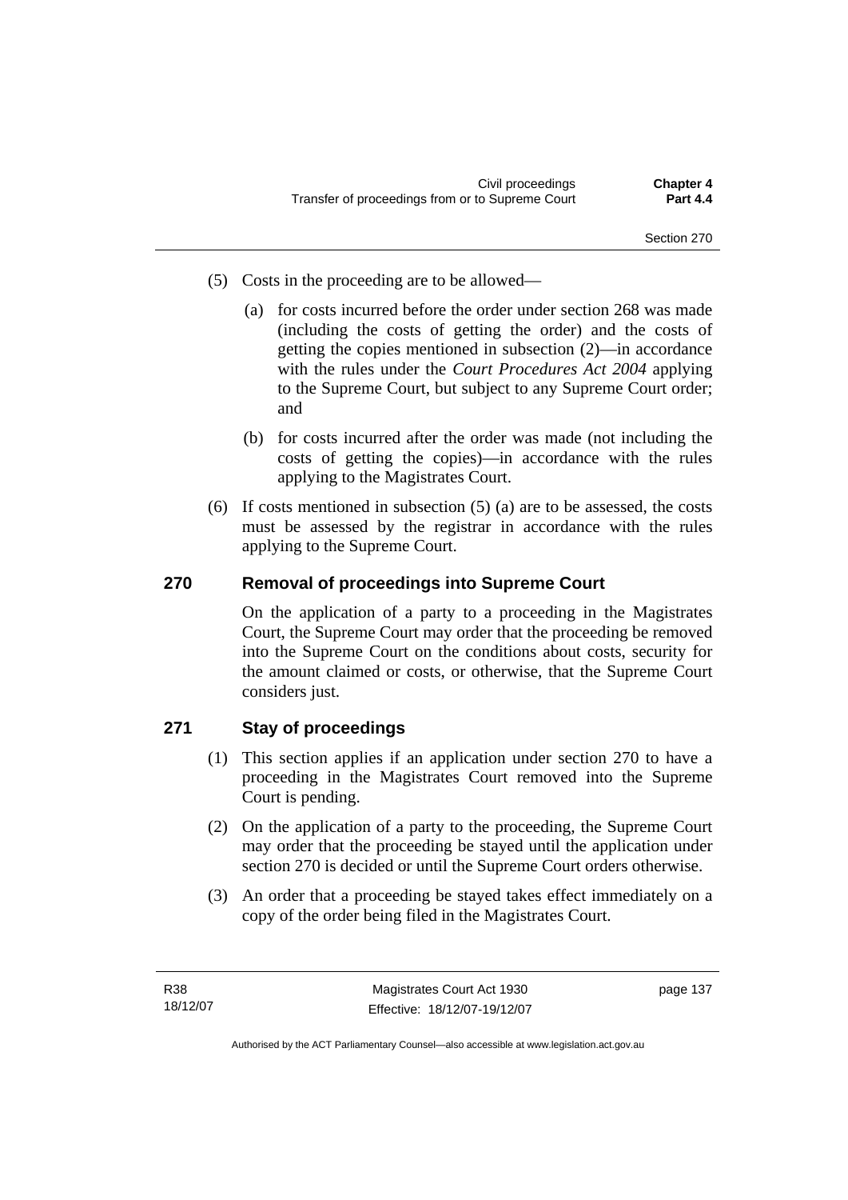(5) Costs in the proceeding are to be allowed—

(a) for costs incurred before the order under section 268 was made (including the costs of getting the order) and the costs of getting the copies mentioned in subsection (2)—in accordance with the rules under the *Court Procedures Act 2004* applying to the Supreme Court, but subject to any Supreme Court order; and

(b) for costs incurred after the order was made (not including the costs of getting the copies)—in accordance with the rules applying to the Magistrates Court.

(6) If costs mentioned in subsection (5) (a) are to be assessed, the costs must be assessed by the registrar in accordance with the rules applying to the Supreme Court.

## 270 Removal of proceedings into Supreme Court

On the application of a party to a proceeding in the Magistrates Court, the Supreme Court may order that the proceeding be removed into the Supreme Court on the conditions about costs, security for the amount claimed or costs, or otherwise, that the Supreme Court considers just.

## 271 Stay of proceedings

(1) This section applies if an application under section 270 to have a proceeding in the Magistrates Court removed into the Supreme Court is pending.

(2) On the application of a party to the proceeding, the Supreme Court may order that the proceeding be stayed until the application under section 270 is decided or until the Supreme Court orders otherwise.

(3) An order that a proceeding be stayed takes effect immediately on a copy of the order being filed in the Magistrates Court.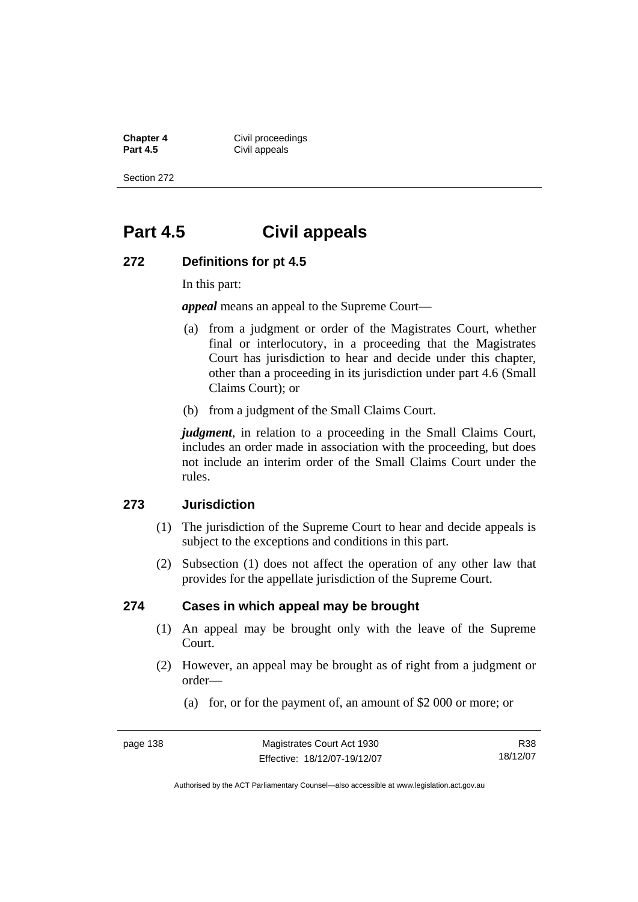# Part 4.5 Civil appeals

### 272 Definitions for pt 4.5

In this part:

***appeal*** means an appeal to the Supreme Court—

(a) from a judgment or order of the Magistrates Court, whether final or interlocutory, in a proceeding that the Magistrates Court has jurisdiction to hear and decide under this chapter, other than a proceeding in its jurisdiction under part 4.6 (Small Claims Court); or

(b) from a judgment of the Small Claims Court.

***judgment***, in relation to a proceeding in the Small Claims Court, includes an order made in association with the proceeding, but does not include an interim order of the Small Claims Court under the rules.

### 273 Jurisdiction

(1) The jurisdiction of the Supreme Court to hear and decide appeals is subject to the exceptions and conditions in this part.

(2) Subsection (1) does not affect the operation of any other law that provides for the appellate jurisdiction of the Supreme Court.

### 274 Cases in which appeal may be brought

(1) An appeal may be brought only with the leave of the Supreme Court.

(2) However, an appeal may be brought as of right from a judgment or order—

(a) for, or for the payment of, an amount of $2 000 or more; or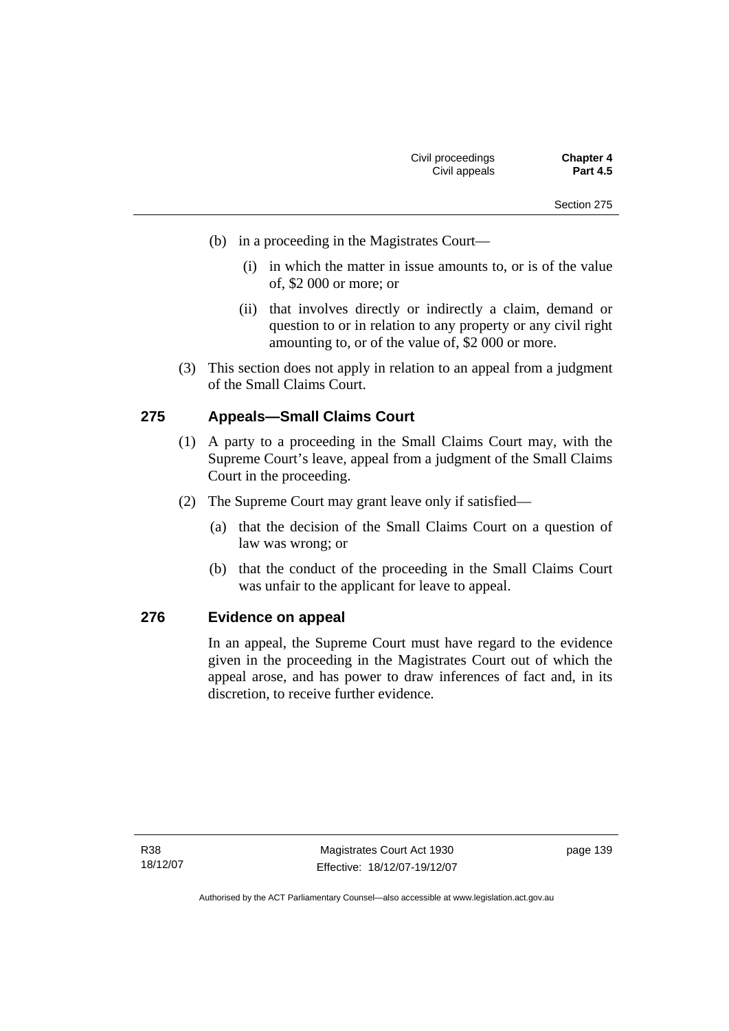(b) in a proceeding in the Magistrates Court—

(i) in which the matter in issue amounts to, or is of the value of, $2 000 or more; or

(ii) that involves directly or indirectly a claim, demand or question to or in relation to any property or any civil right amounting to, or of the value of, $2 000 or more.

(3) This section does not apply in relation to an appeal from a judgment of the Small Claims Court.

## 275 Appeals—Small Claims Court

(1) A party to a proceeding in the Small Claims Court may, with the Supreme Court's leave, appeal from a judgment of the Small Claims Court in the proceeding.

(2) The Supreme Court may grant leave only if satisfied—

(a) that the decision of the Small Claims Court on a question of law was wrong; or

(b) that the conduct of the proceeding in the Small Claims Court was unfair to the applicant for leave to appeal.

## 276 Evidence on appeal

In an appeal, the Supreme Court must have regard to the evidence given in the proceeding in the Magistrates Court out of which the appeal arose, and has power to draw inferences of fact and, in its discretion, to receive further evidence.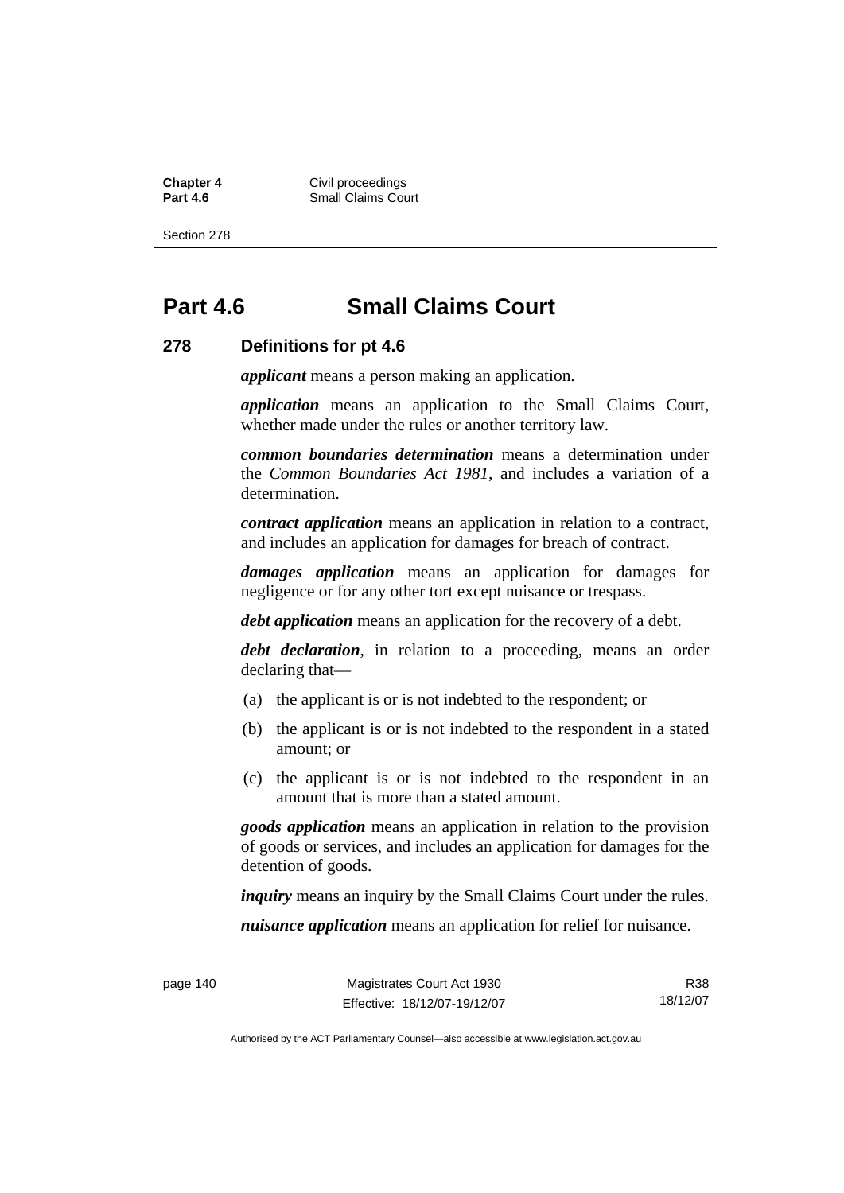# Part 4.6 Small Claims Court

## 278 Definitions for pt 4.6

***applicant*** means a person making an application.

***application*** means an application to the Small Claims Court, whether made under the rules or another territory law.

***common boundaries determination*** means a determination under the *Common Boundaries Act 1981*, and includes a variation of a determination.

***contract application*** means an application in relation to a contract, and includes an application for damages for breach of contract.

***damages application*** means an application for damages for negligence or for any other tort except nuisance or trespass.

***debt application*** means an application for the recovery of a debt.

***debt declaration***, in relation to a proceeding, means an order declaring that—

(a) the applicant is or is not indebted to the respondent; or

(b) the applicant is or is not indebted to the respondent in a stated amount; or

(c) the applicant is or is not indebted to the respondent in an amount that is more than a stated amount.

***goods application*** means an application in relation to the provision of goods or services, and includes an application for damages for the detention of goods.

***inquiry*** means an inquiry by the Small Claims Court under the rules.

***nuisance application*** means an application for relief for nuisance.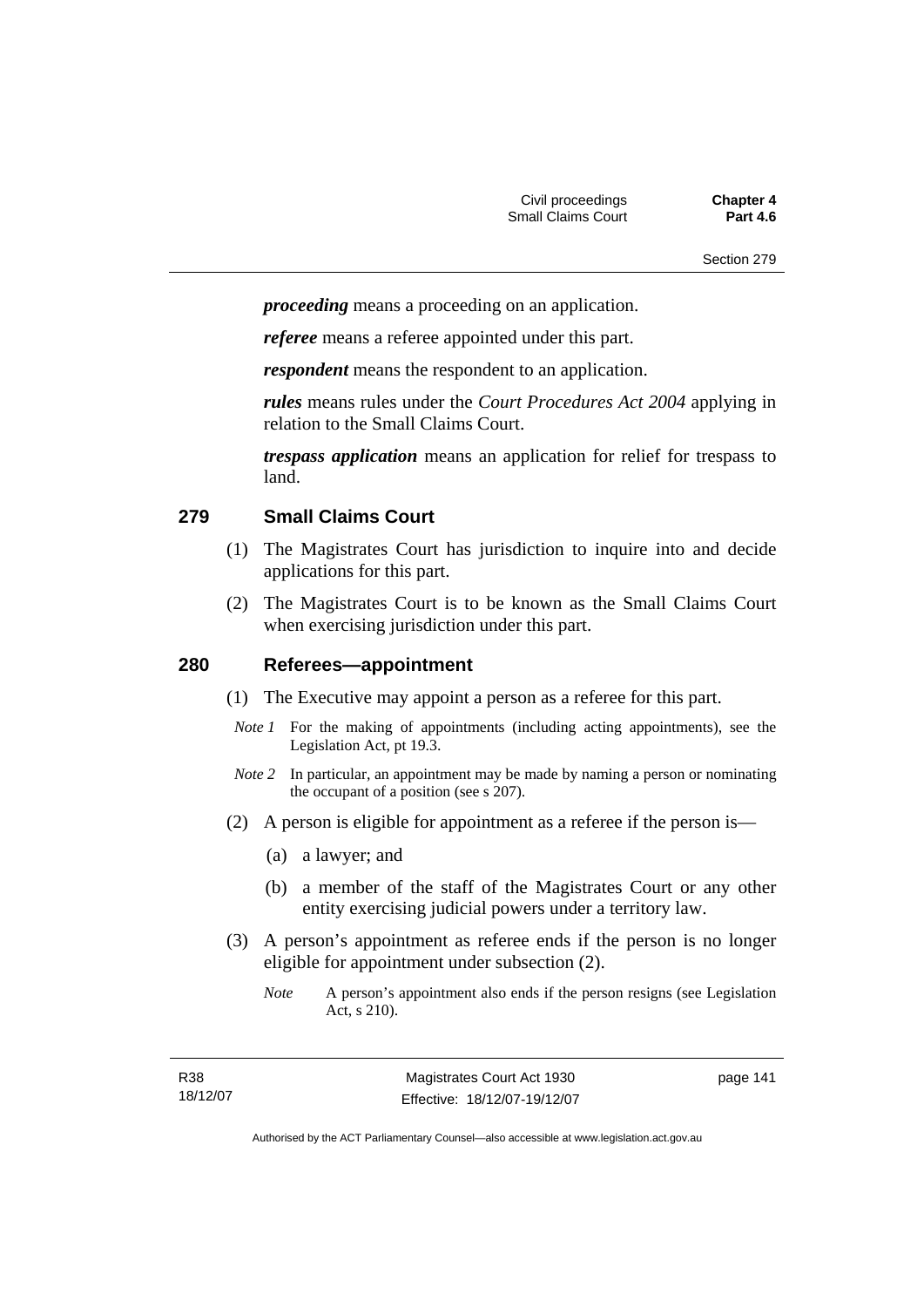***proceeding*** means a proceeding on an application.

***referee*** means a referee appointed under this part.

***respondent*** means the respondent to an application.

***rules*** means rules under the *Court Procedures Act 2004* applying in relation to the Small Claims Court.

***trespass application*** means an application for relief for trespass to land.

## 279 Small Claims Court

(1) The Magistrates Court has jurisdiction to inquire into and decide applications for this part.

(2) The Magistrates Court is to be known as the Small Claims Court when exercising jurisdiction under this part.

## 280 Referees—appointment

(1) The Executive may appoint a person as a referee for this part.

*Note 1* For the making of appointments (including acting appointments), see the Legislation Act, pt 19.3.

*Note 2* In particular, an appointment may be made by naming a person or nominating the occupant of a position (see s 207).

(2) A person is eligible for appointment as a referee if the person is—

(a) a lawyer; and

(b) a member of the staff of the Magistrates Court or any other entity exercising judicial powers under a territory law.

(3) A person's appointment as referee ends if the person is no longer eligible for appointment under subsection (2).

*Note* A person's appointment also ends if the person resigns (see Legislation Act, s 210).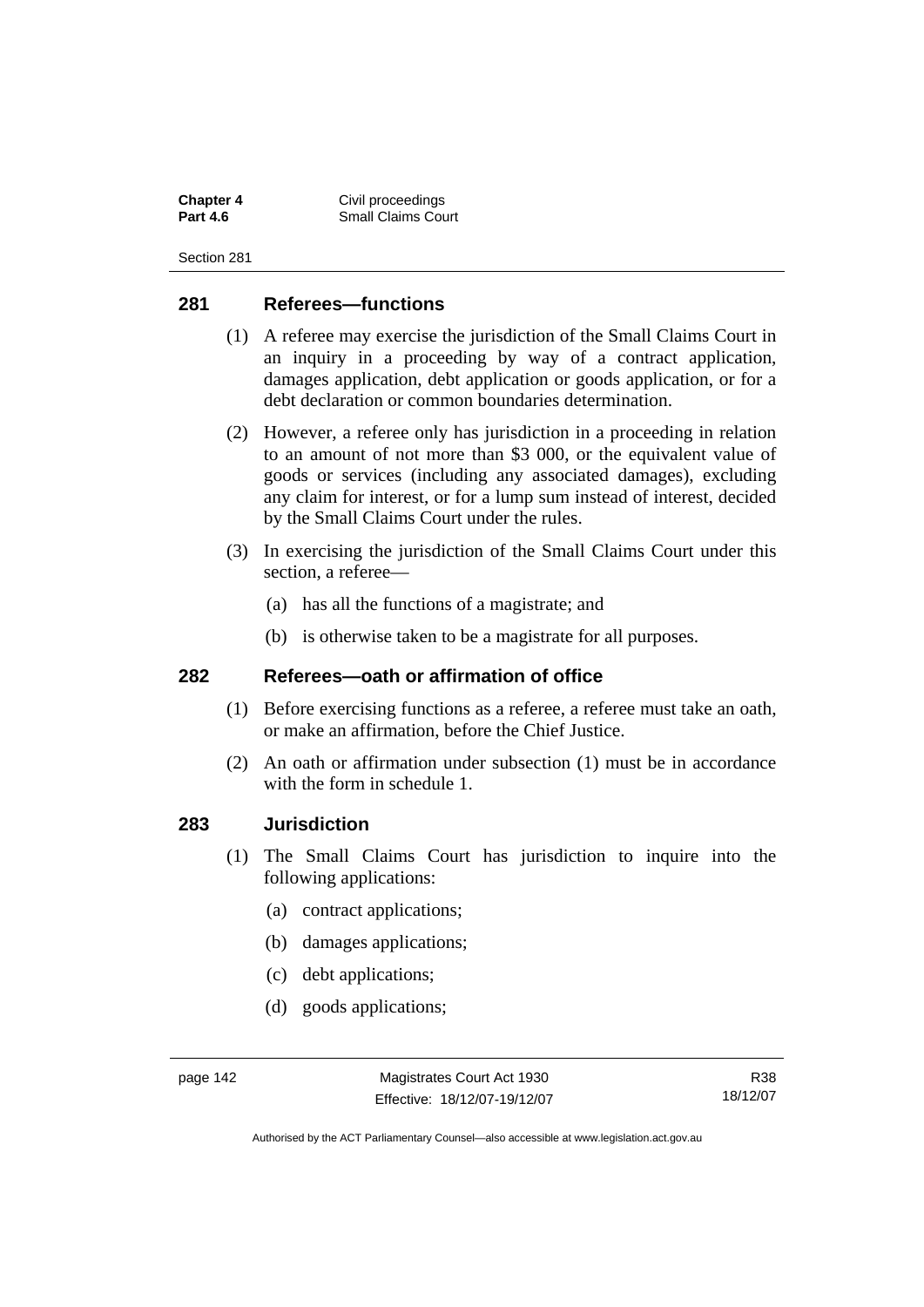## 281 Referees—functions

(1) A referee may exercise the jurisdiction of the Small Claims Court in an inquiry in a proceeding by way of a contract application, damages application, debt application or goods application, or for a debt declaration or common boundaries determination.

(2) However, a referee only has jurisdiction in a proceeding in relation to an amount of not more than $3 000, or the equivalent value of goods or services (including any associated damages), excluding any claim for interest, or for a lump sum instead of interest, decided by the Small Claims Court under the rules.

(3) In exercising the jurisdiction of the Small Claims Court under this section, a referee—

(a) has all the functions of a magistrate; and

(b) is otherwise taken to be a magistrate for all purposes.

## 282 Referees—oath or affirmation of office

(1) Before exercising functions as a referee, a referee must take an oath, or make an affirmation, before the Chief Justice.

(2) An oath or affirmation under subsection (1) must be in accordance with the form in schedule 1.

## 283 Jurisdiction

(1) The Small Claims Court has jurisdiction to inquire into the following applications:

(a) contract applications;

(b) damages applications;

(c) debt applications;

(d) goods applications;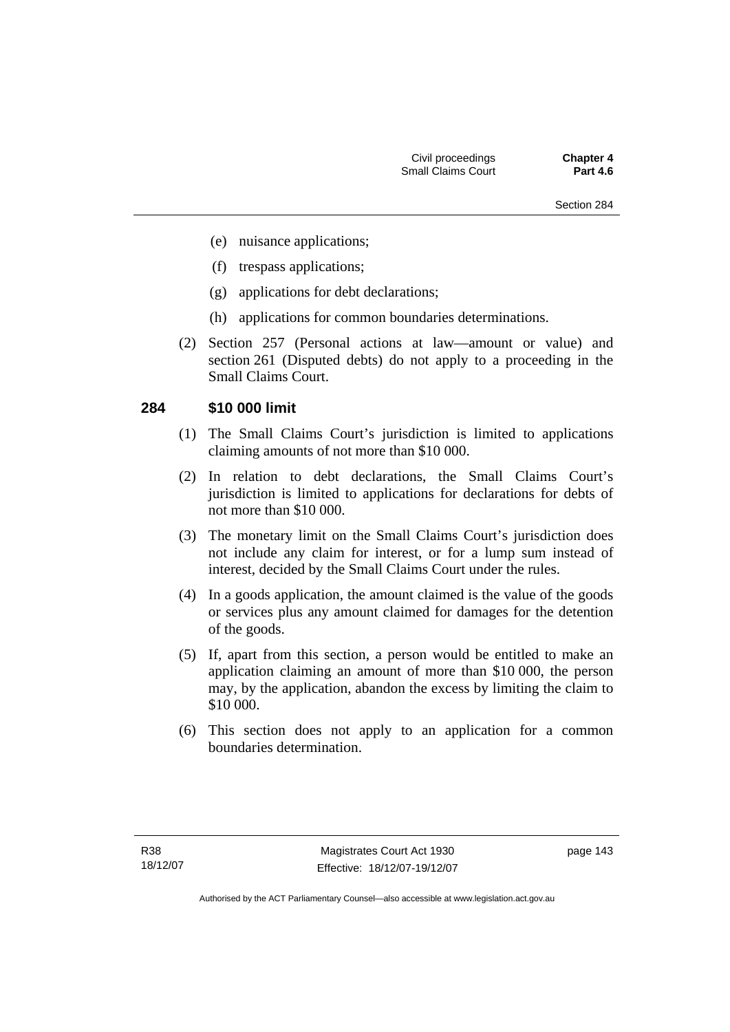(e) nuisance applications;

(f) trespass applications;

(g) applications for debt declarations;

(h) applications for common boundaries determinations.

(2) Section 257 (Personal actions at law—amount or value) and section 261 (Disputed debts) do not apply to a proceeding in the Small Claims Court.

### 284 $10 000 limit

(1) The Small Claims Court's jurisdiction is limited to applications claiming amounts of not more than $10 000.

(2) In relation to debt declarations, the Small Claims Court's jurisdiction is limited to applications for declarations for debts of not more than $10 000.

(3) The monetary limit on the Small Claims Court's jurisdiction does not include any claim for interest, or for a lump sum instead of interest, decided by the Small Claims Court under the rules.

(4) In a goods application, the amount claimed is the value of the goods or services plus any amount claimed for damages for the detention of the goods.

(5) If, apart from this section, a person would be entitled to make an application claiming an amount of more than $10 000, the person may, by the application, abandon the excess by limiting the claim to $10 000.

(6) This section does not apply to an application for a common boundaries determination.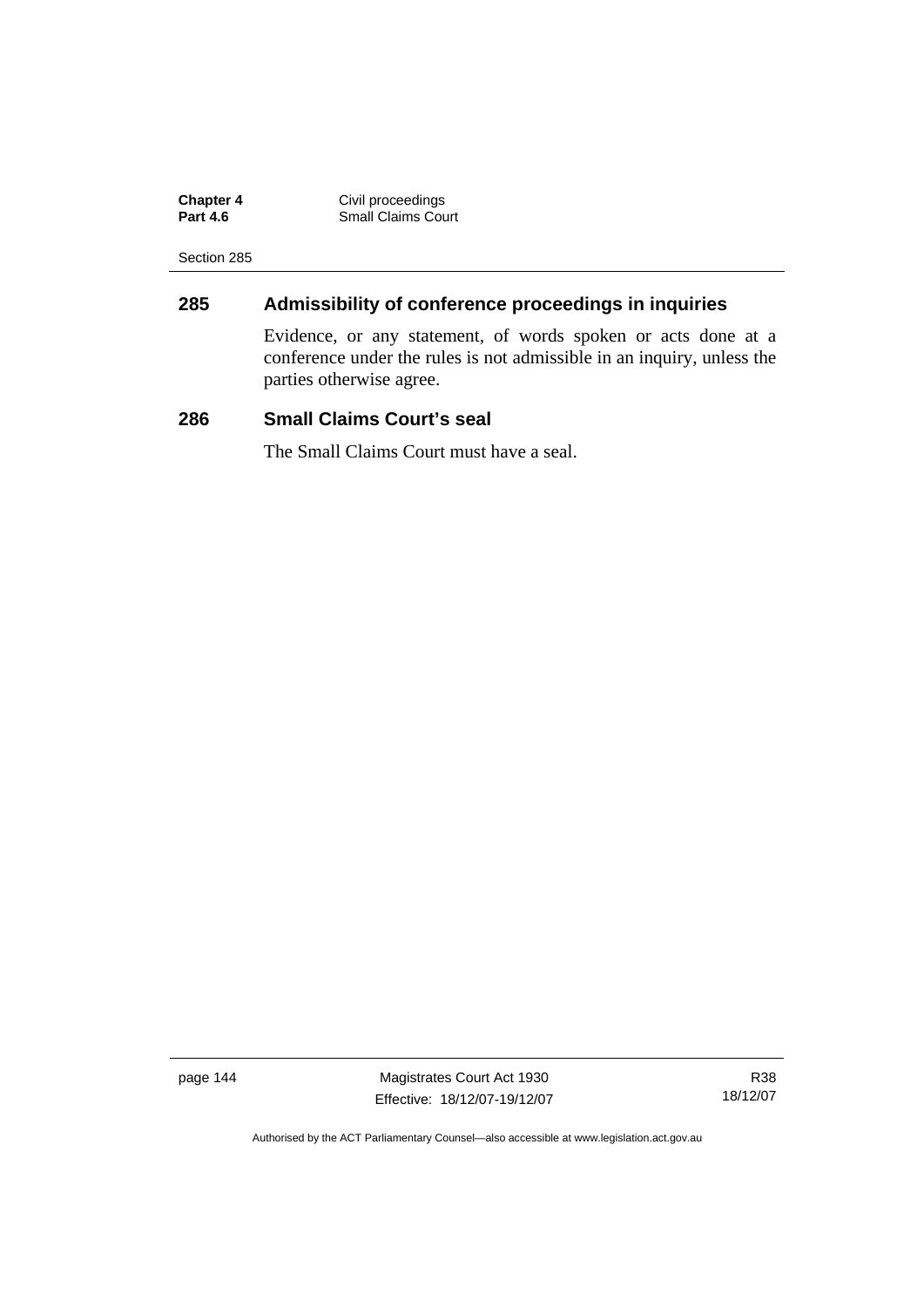## 285 Admissibility of conference proceedings in inquiries

Evidence, or any statement, of words spoken or acts done at a conference under the rules is not admissible in an inquiry, unless the parties otherwise agree.

## 286 Small Claims Court's seal

The Small Claims Court must have a seal.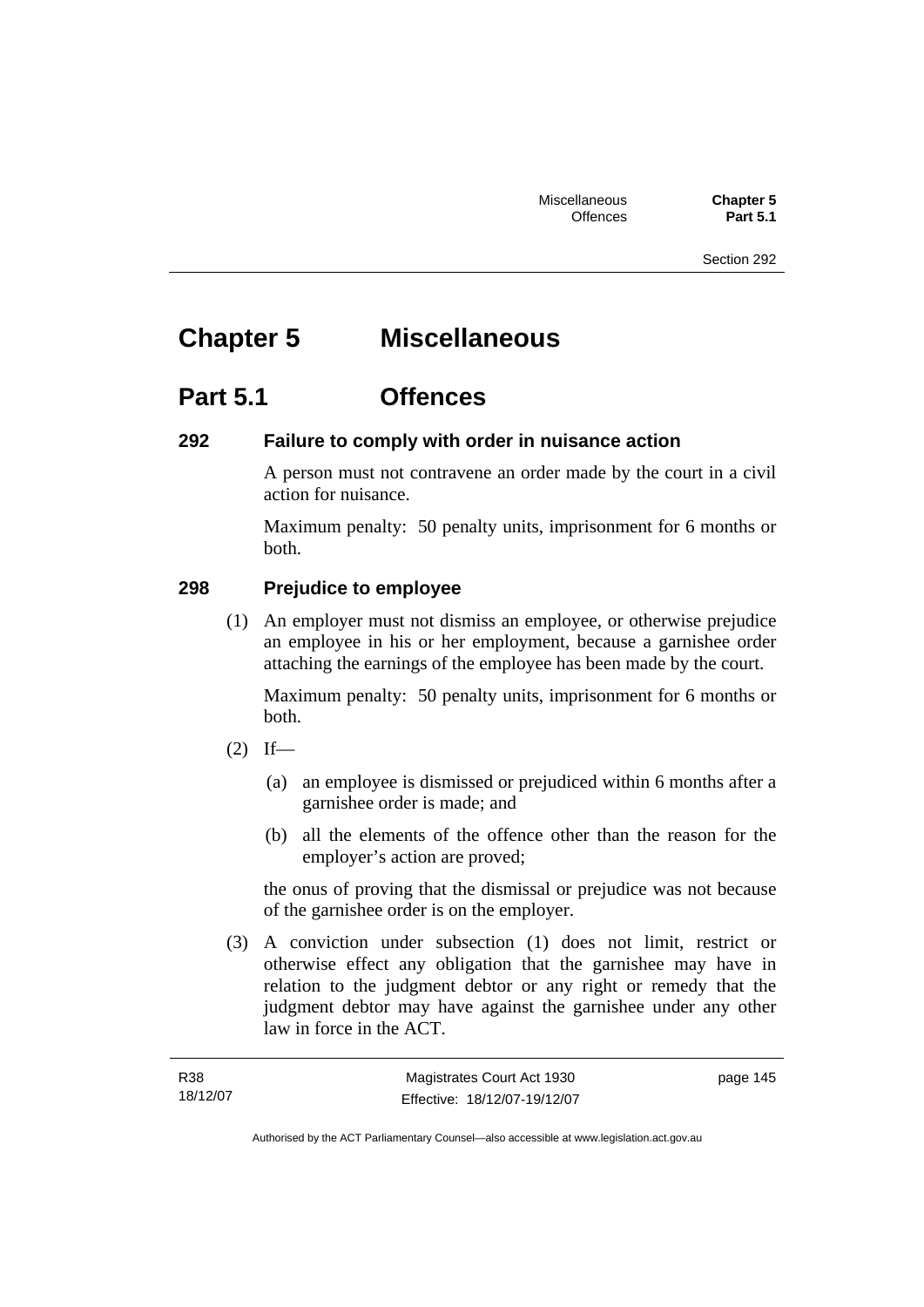# Chapter 5 Miscellaneous

## Part 5.1 Offences

### 292 Failure to comply with order in nuisance action

A person must not contravene an order made by the court in a civil action for nuisance.

Maximum penalty: 50 penalty units, imprisonment for 6 months or both.

### 298 Prejudice to employee

(1) An employer must not dismiss an employee, or otherwise prejudice an employee in his or her employment, because a garnishee order attaching the earnings of the employee has been made by the court.

Maximum penalty: 50 penalty units, imprisonment for 6 months or both.

(2) If—

(a) an employee is dismissed or prejudiced within 6 months after a garnishee order is made; and

(b) all the elements of the offence other than the reason for the employer's action are proved;

the onus of proving that the dismissal or prejudice was not because of the garnishee order is on the employer.

(3) A conviction under subsection (1) does not limit, restrict or otherwise effect any obligation that the garnishee may have in relation to the judgment debtor or any right or remedy that the judgment debtor may have against the garnishee under any other law in force in the ACT.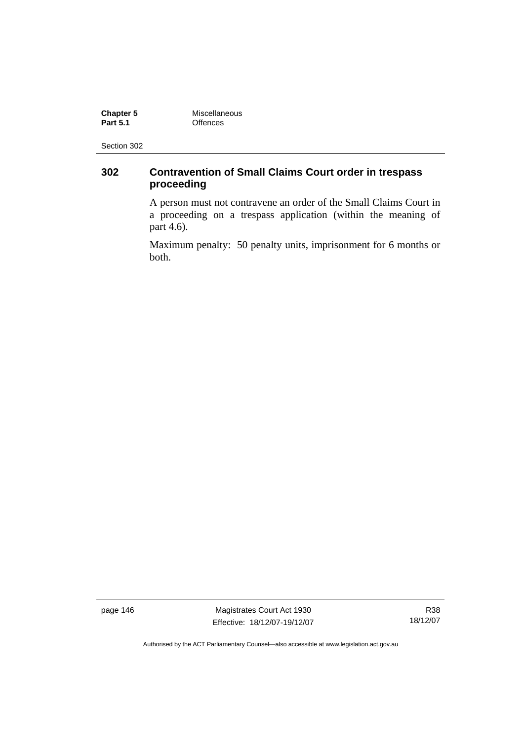## 302 Contravention of Small Claims Court order in trespass proceeding

A person must not contravene an order of the Small Claims Court in a proceeding on a trespass application (within the meaning of part 4.6).

Maximum penalty: 50 penalty units, imprisonment for 6 months or both.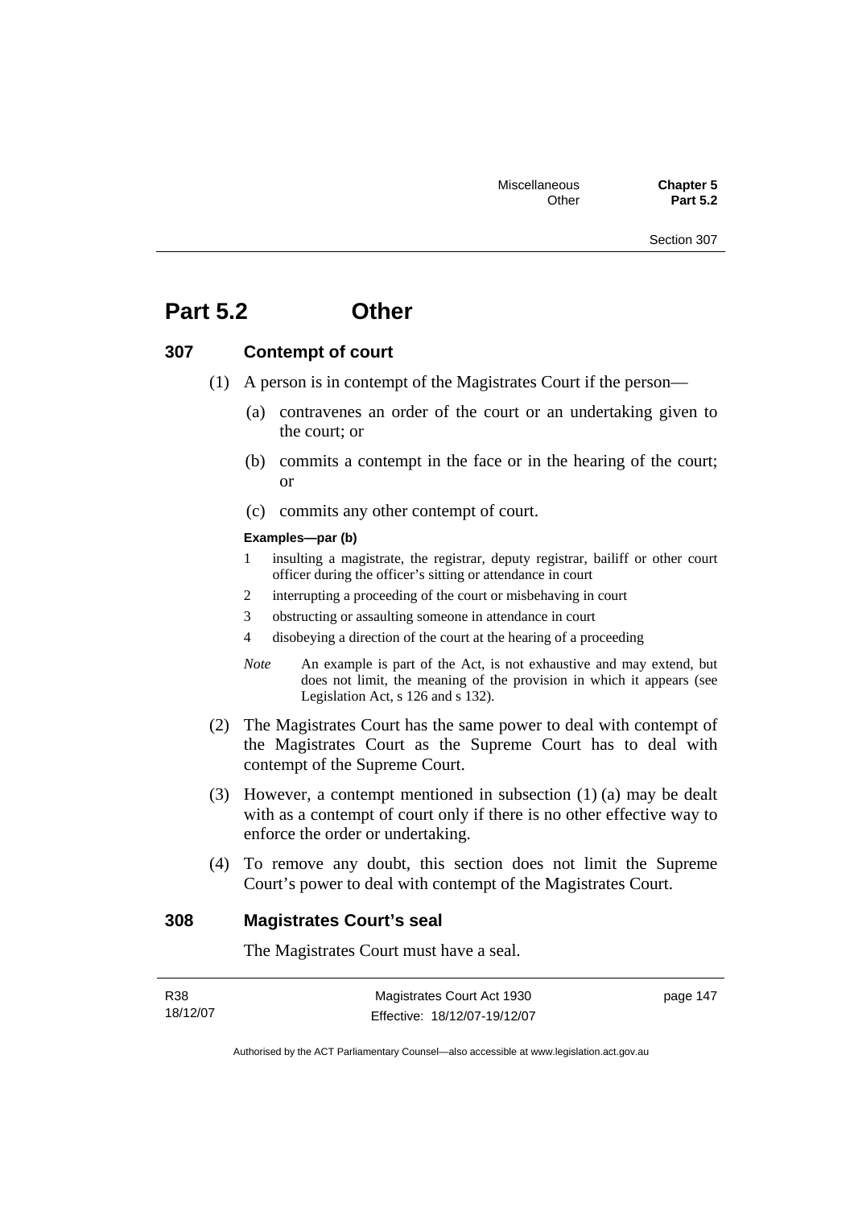# Part 5.2 Other

## 307 Contempt of court

(1) A person is in contempt of the Magistrates Court if the person—

(a) contravenes an order of the court or an undertaking given to the court; or

(b) commits a contempt in the face or in the hearing of the court; or

(c) commits any other contempt of court.

**Examples—par (b)**

1 insulting a magistrate, the registrar, deputy registrar, bailiff or other court officer during the officer's sitting or attendance in court

2 interrupting a proceeding of the court or misbehaving in court

3 obstructing or assaulting someone in attendance in court

4 disobeying a direction of the court at the hearing of a proceeding

*Note* An example is part of the Act, is not exhaustive and may extend, but does not limit, the meaning of the provision in which it appears (see Legislation Act, s 126 and s 132).

(2) The Magistrates Court has the same power to deal with contempt of the Magistrates Court as the Supreme Court has to deal with contempt of the Supreme Court.

(3) However, a contempt mentioned in subsection (1) (a) may be dealt with as a contempt of court only if there is no other effective way to enforce the order or undertaking.

(4) To remove any doubt, this section does not limit the Supreme Court's power to deal with contempt of the Magistrates Court.

## 308 Magistrates Court's seal

The Magistrates Court must have a seal.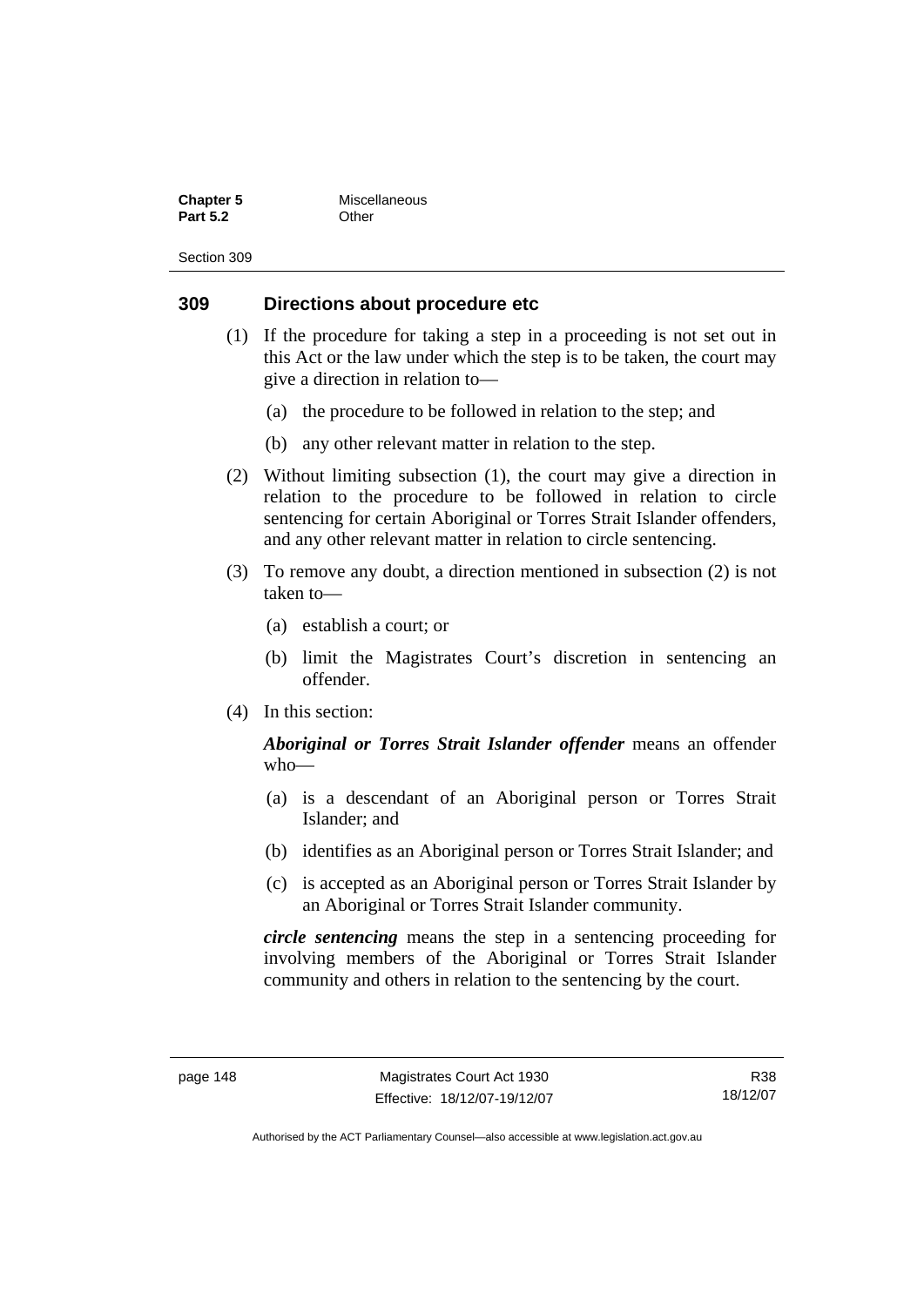## 309 Directions about procedure etc

(1) If the procedure for taking a step in a proceeding is not set out in this Act or the law under which the step is to be taken, the court may give a direction in relation to—

(a) the procedure to be followed in relation to the step; and

(b) any other relevant matter in relation to the step.

(2) Without limiting subsection (1), the court may give a direction in relation to the procedure to be followed in relation to circle sentencing for certain Aboriginal or Torres Strait Islander offenders, and any other relevant matter in relation to circle sentencing.

(3) To remove any doubt, a direction mentioned in subsection (2) is not taken to—

(a) establish a court; or

(b) limit the Magistrates Court's discretion in sentencing an offender.

(4) In this section:

***Aboriginal or Torres Strait Islander offender*** means an offender who—

(a) is a descendant of an Aboriginal person or Torres Strait Islander; and

(b) identifies as an Aboriginal person or Torres Strait Islander; and

(c) is accepted as an Aboriginal person or Torres Strait Islander by an Aboriginal or Torres Strait Islander community.

***circle sentencing*** means the step in a sentencing proceeding for involving members of the Aboriginal or Torres Strait Islander community and others in relation to the sentencing by the court.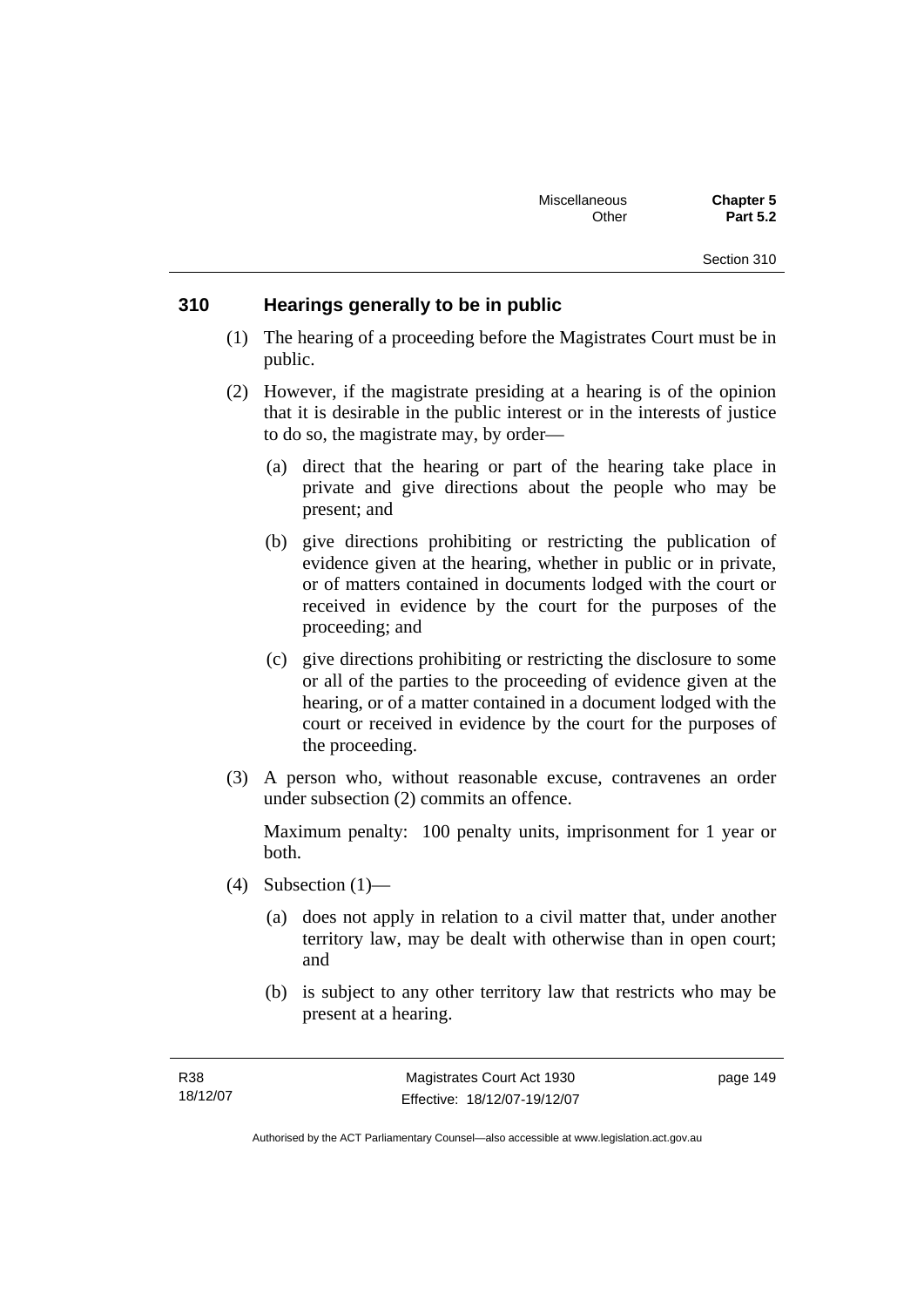### 310 Hearings generally to be in public

(1) The hearing of a proceeding before the Magistrates Court must be in public.

(2) However, if the magistrate presiding at a hearing is of the opinion that it is desirable in the public interest or in the interests of justice to do so, the magistrate may, by order—

(a) direct that the hearing or part of the hearing take place in private and give directions about the people who may be present; and

(b) give directions prohibiting or restricting the publication of evidence given at the hearing, whether in public or in private, or of matters contained in documents lodged with the court or received in evidence by the court for the purposes of the proceeding; and

(c) give directions prohibiting or restricting the disclosure to some or all of the parties to the proceeding of evidence given at the hearing, or of a matter contained in a document lodged with the court or received in evidence by the court for the purposes of the proceeding.

(3) A person who, without reasonable excuse, contravenes an order under subsection (2) commits an offence.

Maximum penalty: 100 penalty units, imprisonment for 1 year or both.

(4) Subsection (1)—

(a) does not apply in relation to a civil matter that, under another territory law, may be dealt with otherwise than in open court; and

(b) is subject to any other territory law that restricts who may be present at a hearing.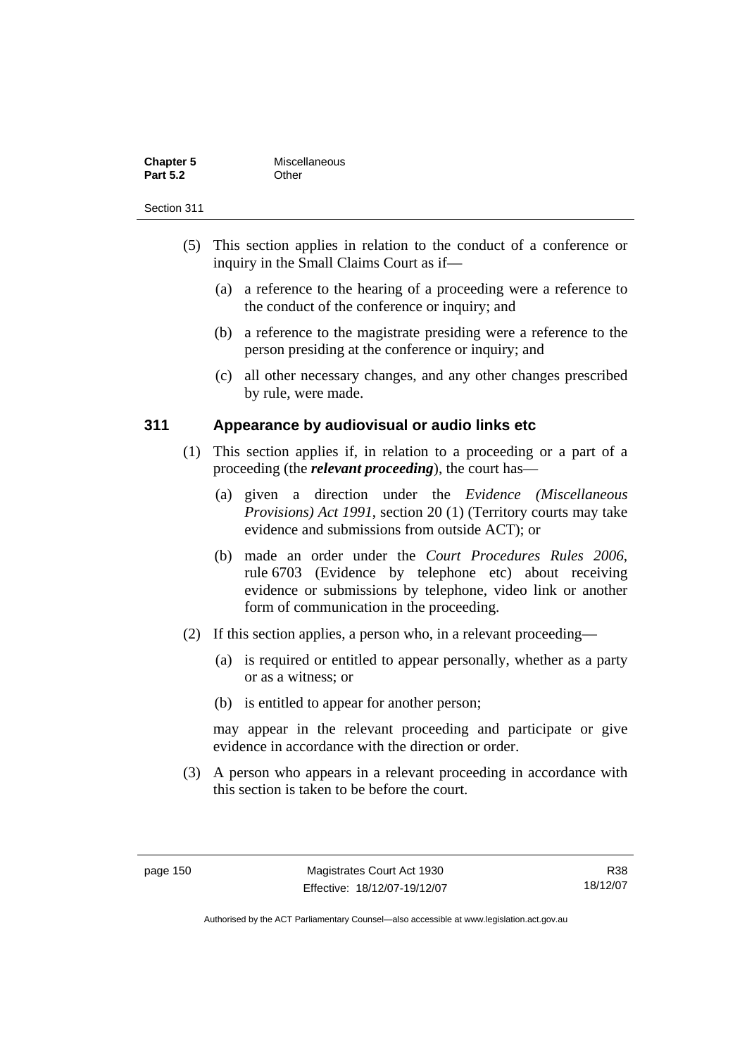(5) This section applies in relation to the conduct of a conference or inquiry in the Small Claims Court as if—

(a) a reference to the hearing of a proceeding were a reference to the conduct of the conference or inquiry; and

(b) a reference to the magistrate presiding were a reference to the person presiding at the conference or inquiry; and

(c) all other necessary changes, and any other changes prescribed by rule, were made.

### 311 Appearance by audiovisual or audio links etc

(1) This section applies if, in relation to a proceeding or a part of a proceeding (the ***relevant proceeding***), the court has—

(a) given a direction under the *Evidence (Miscellaneous Provisions) Act 1991*, section 20 (1) (Territory courts may take evidence and submissions from outside ACT); or

(b) made an order under the *Court Procedures Rules 2006*, rule 6703 (Evidence by telephone etc) about receiving evidence or submissions by telephone, video link or another form of communication in the proceeding.

(2) If this section applies, a person who, in a relevant proceeding—

(a) is required or entitled to appear personally, whether as a party or as a witness; or

(b) is entitled to appear for another person;

may appear in the relevant proceeding and participate or give evidence in accordance with the direction or order.

(3) A person who appears in a relevant proceeding in accordance with this section is taken to be before the court.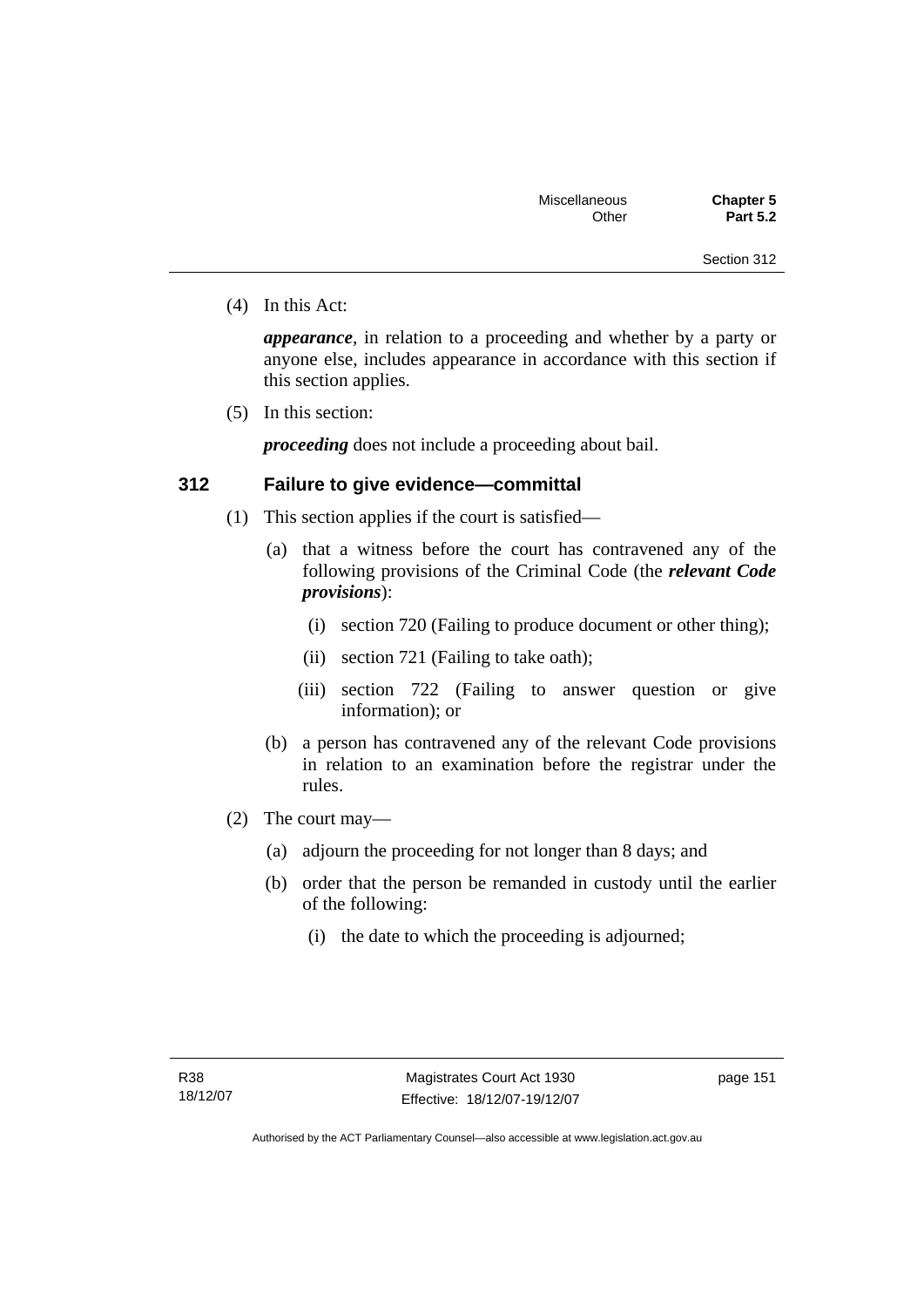(4) In this Act:

***appearance***, in relation to a proceeding and whether by a party or anyone else, includes appearance in accordance with this section if this section applies.

(5) In this section:

***proceeding*** does not include a proceeding about bail.

### 312 Failure to give evidence—committal

(1) This section applies if the court is satisfied—

(a) that a witness before the court has contravened any of the following provisions of the Criminal Code (the ***relevant Code provisions***):

(i) section 720 (Failing to produce document or other thing);

(ii) section 721 (Failing to take oath);

(iii) section 722 (Failing to answer question or give information); or

(b) a person has contravened any of the relevant Code provisions in relation to an examination before the registrar under the rules.

(2) The court may—

(a) adjourn the proceeding for not longer than 8 days; and

(b) order that the person be remanded in custody until the earlier of the following:

(i) the date to which the proceeding is adjourned;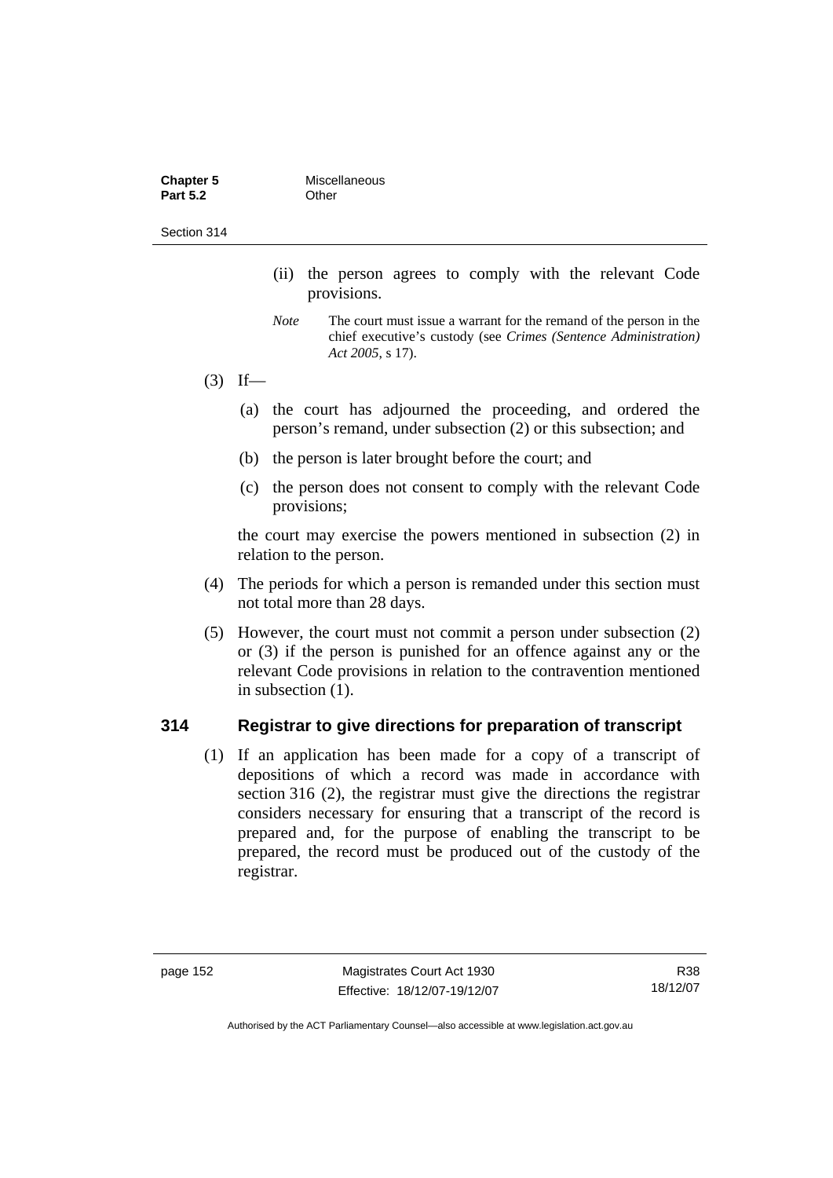(ii) the person agrees to comply with the relevant Code provisions.

*Note* The court must issue a warrant for the remand of the person in the chief executive's custody (see *Crimes (Sentence Administration) Act 2005*, s 17).

(3) If—

(a) the court has adjourned the proceeding, and ordered the person's remand, under subsection (2) or this subsection; and

(b) the person is later brought before the court; and

(c) the person does not consent to comply with the relevant Code provisions;

the court may exercise the powers mentioned in subsection (2) in relation to the person.

(4) The periods for which a person is remanded under this section must not total more than 28 days.

(5) However, the court must not commit a person under subsection (2) or (3) if the person is punished for an offence against any or the relevant Code provisions in relation to the contravention mentioned in subsection (1).

## 314 Registrar to give directions for preparation of transcript

(1) If an application has been made for a copy of a transcript of depositions of which a record was made in accordance with section 316 (2), the registrar must give the directions the registrar considers necessary for ensuring that a transcript of the record is prepared and, for the purpose of enabling the transcript to be prepared, the record must be produced out of the custody of the registrar.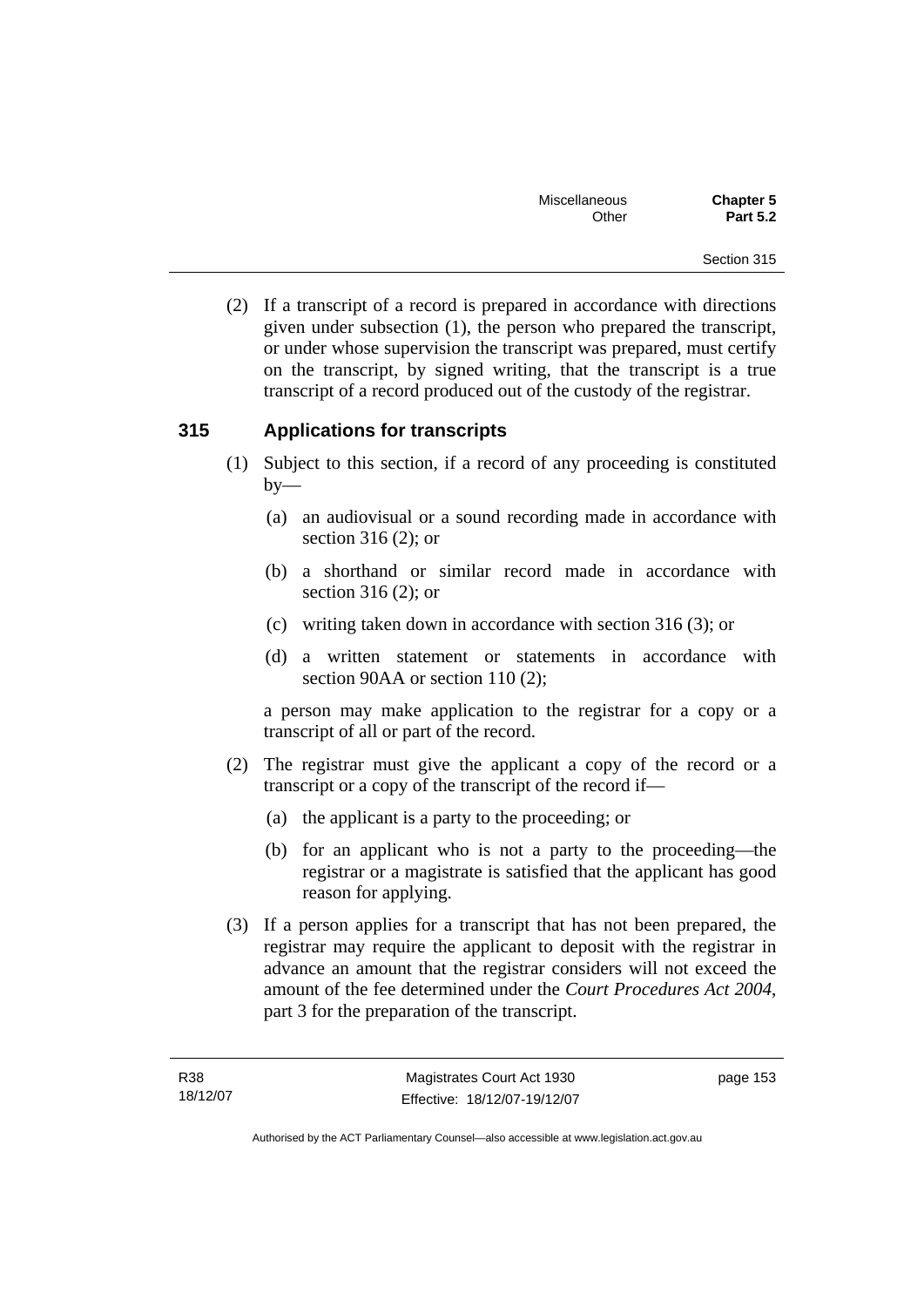(2) If a transcript of a record is prepared in accordance with directions given under subsection (1), the person who prepared the transcript, or under whose supervision the transcript was prepared, must certify on the transcript, by signed writing, that the transcript is a true transcript of a record produced out of the custody of the registrar.

## 315 Applications for transcripts

(1) Subject to this section, if a record of any proceeding is constituted by—

(a) an audiovisual or a sound recording made in accordance with section 316 (2); or

(b) a shorthand or similar record made in accordance with section 316 (2); or

(c) writing taken down in accordance with section 316 (3); or

(d) a written statement or statements in accordance with section 90AA or section 110 (2);

a person may make application to the registrar for a copy or a transcript of all or part of the record.

(2) The registrar must give the applicant a copy of the record or a transcript or a copy of the transcript of the record if—

(a) the applicant is a party to the proceeding; or

(b) for an applicant who is not a party to the proceeding—the registrar or a magistrate is satisfied that the applicant has good reason for applying.

(3) If a person applies for a transcript that has not been prepared, the registrar may require the applicant to deposit with the registrar in advance an amount that the registrar considers will not exceed the amount of the fee determined under the *Court Procedures Act 2004*, part 3 for the preparation of the transcript.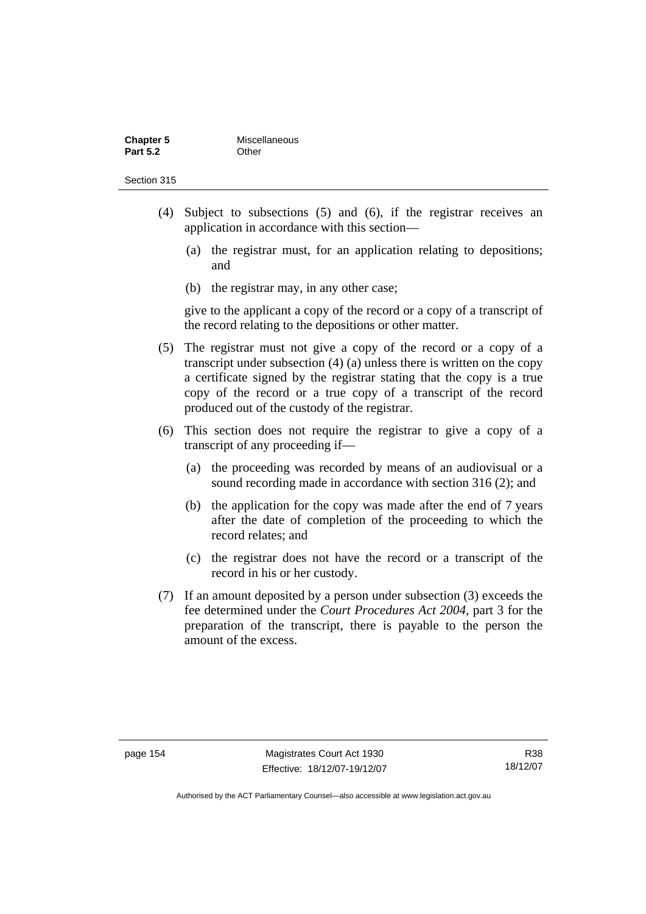(4) Subject to subsections (5) and (6), if the registrar receives an application in accordance with this section—

(a) the registrar must, for an application relating to depositions; and

(b) the registrar may, in any other case;

give to the applicant a copy of the record or a copy of a transcript of the record relating to the depositions or other matter.

(5) The registrar must not give a copy of the record or a copy of a transcript under subsection (4) (a) unless there is written on the copy a certificate signed by the registrar stating that the copy is a true copy of the record or a true copy of a transcript of the record produced out of the custody of the registrar.

(6) This section does not require the registrar to give a copy of a transcript of any proceeding if—

(a) the proceeding was recorded by means of an audiovisual or a sound recording made in accordance with section 316 (2); and

(b) the application for the copy was made after the end of 7 years after the date of completion of the proceeding to which the record relates; and

(c) the registrar does not have the record or a transcript of the record in his or her custody.

(7) If an amount deposited by a person under subsection (3) exceeds the fee determined under the *Court Procedures Act 2004*, part 3 for the preparation of the transcript, there is payable to the person the amount of the excess.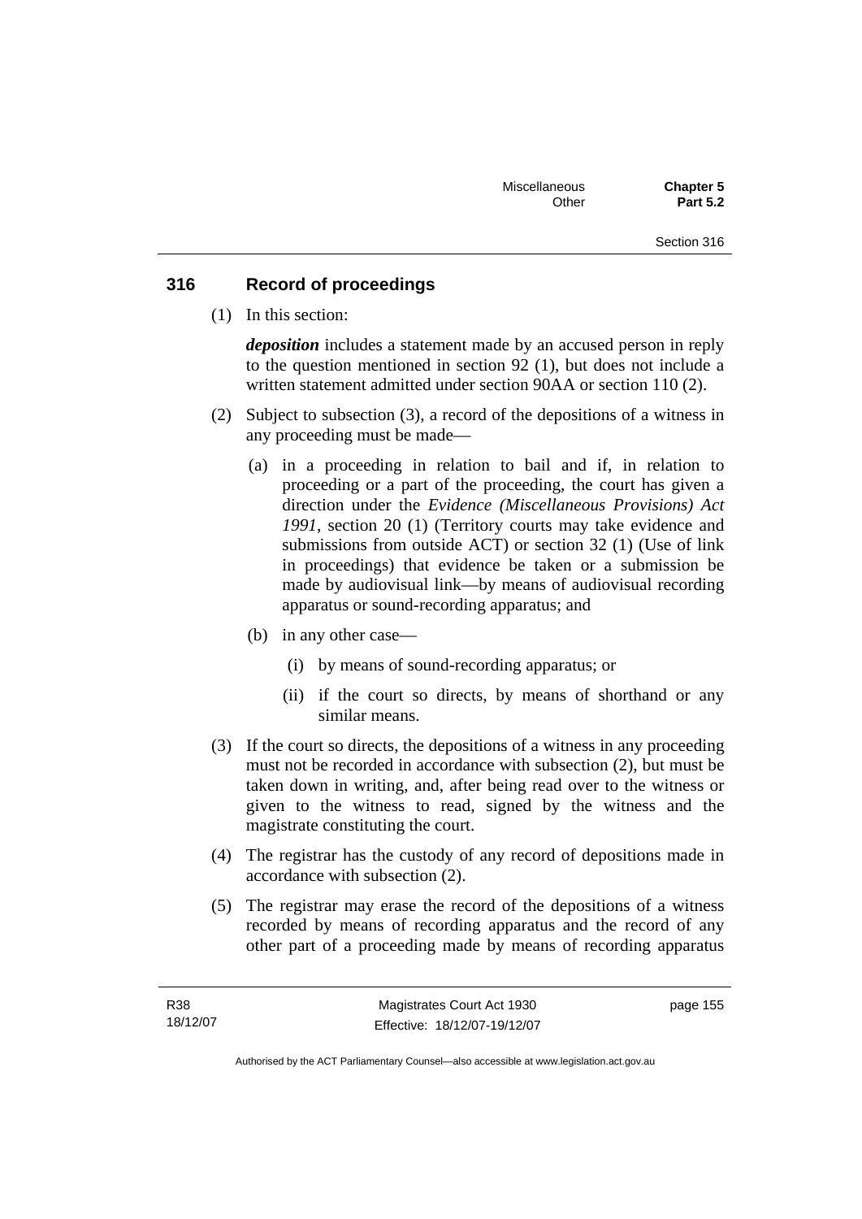## 316 Record of proceedings

(1) In this section:

***deposition*** includes a statement made by an accused person in reply to the question mentioned in section 92 (1), but does not include a written statement admitted under section 90AA or section 110 (2).

(2) Subject to subsection (3), a record of the depositions of a witness in any proceeding must be made—

(a) in a proceeding in relation to bail and if, in relation to proceeding or a part of the proceeding, the court has given a direction under the *Evidence (Miscellaneous Provisions) Act 1991*, section 20 (1) (Territory courts may take evidence and submissions from outside ACT) or section 32 (1) (Use of link in proceedings) that evidence be taken or a submission be made by audiovisual link—by means of audiovisual recording apparatus or sound-recording apparatus; and

(b) in any other case—

(i) by means of sound-recording apparatus; or

(ii) if the court so directs, by means of shorthand or any similar means.

(3) If the court so directs, the depositions of a witness in any proceeding must not be recorded in accordance with subsection (2), but must be taken down in writing, and, after being read over to the witness or given to the witness to read, signed by the witness and the magistrate constituting the court.

(4) The registrar has the custody of any record of depositions made in accordance with subsection (2).

(5) The registrar may erase the record of the depositions of a witness recorded by means of recording apparatus and the record of any other part of a proceeding made by means of recording apparatus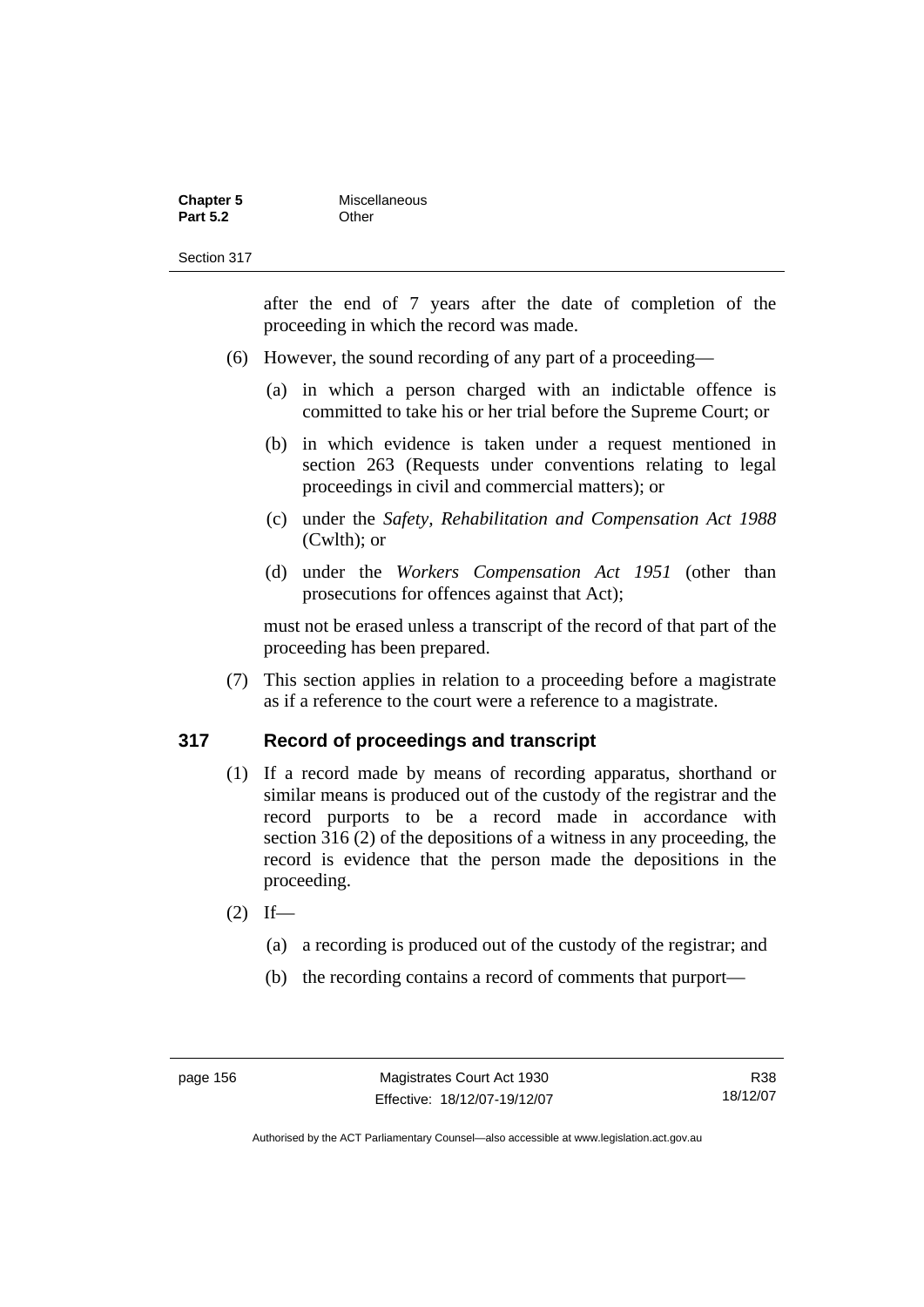after the end of 7 years after the date of completion of the proceeding in which the record was made.

(6) However, the sound recording of any part of a proceeding—

(a) in which a person charged with an indictable offence is committed to take his or her trial before the Supreme Court; or

(b) in which evidence is taken under a request mentioned in section 263 (Requests under conventions relating to legal proceedings in civil and commercial matters); or

(c) under the *Safety, Rehabilitation and Compensation Act 1988* (Cwlth); or

(d) under the *Workers Compensation Act 1951* (other than prosecutions for offences against that Act);

must not be erased unless a transcript of the record of that part of the proceeding has been prepared.

(7) This section applies in relation to a proceeding before a magistrate as if a reference to the court were a reference to a magistrate.

## 317 Record of proceedings and transcript

(1) If a record made by means of recording apparatus, shorthand or similar means is produced out of the custody of the registrar and the record purports to be a record made in accordance with section 316 (2) of the depositions of a witness in any proceeding, the record is evidence that the person made the depositions in the proceeding.

(2) If—

(a) a recording is produced out of the custody of the registrar; and

(b) the recording contains a record of comments that purport—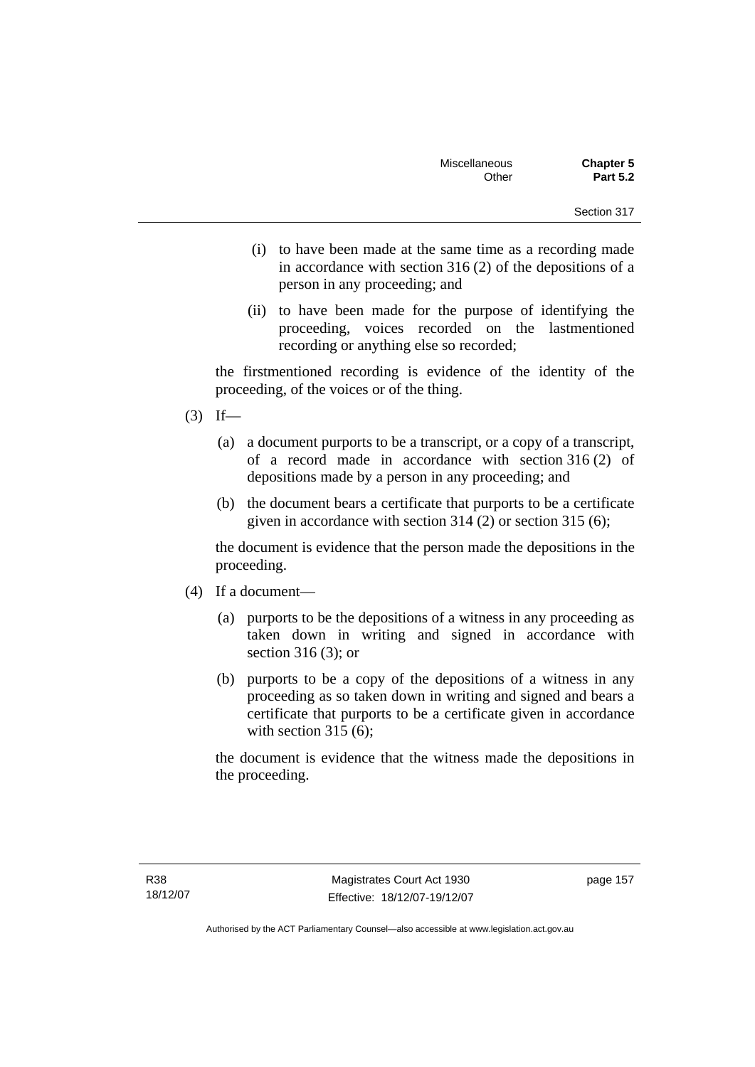(i) to have been made at the same time as a recording made in accordance with section 316 (2) of the depositions of a person in any proceeding; and

(ii) to have been made for the purpose of identifying the proceeding, voices recorded on the lastmentioned recording or anything else so recorded;

the firstmentioned recording is evidence of the identity of the proceeding, of the voices or of the thing.

(3) If—

(a) a document purports to be a transcript, or a copy of a transcript, of a record made in accordance with section 316 (2) of depositions made by a person in any proceeding; and

(b) the document bears a certificate that purports to be a certificate given in accordance with section 314 (2) or section 315 (6);

the document is evidence that the person made the depositions in the proceeding.

(4) If a document—

(a) purports to be the depositions of a witness in any proceeding as taken down in writing and signed in accordance with section 316 (3); or

(b) purports to be a copy of the depositions of a witness in any proceeding as so taken down in writing and signed and bears a certificate that purports to be a certificate given in accordance with section 315 (6);

the document is evidence that the witness made the depositions in the proceeding.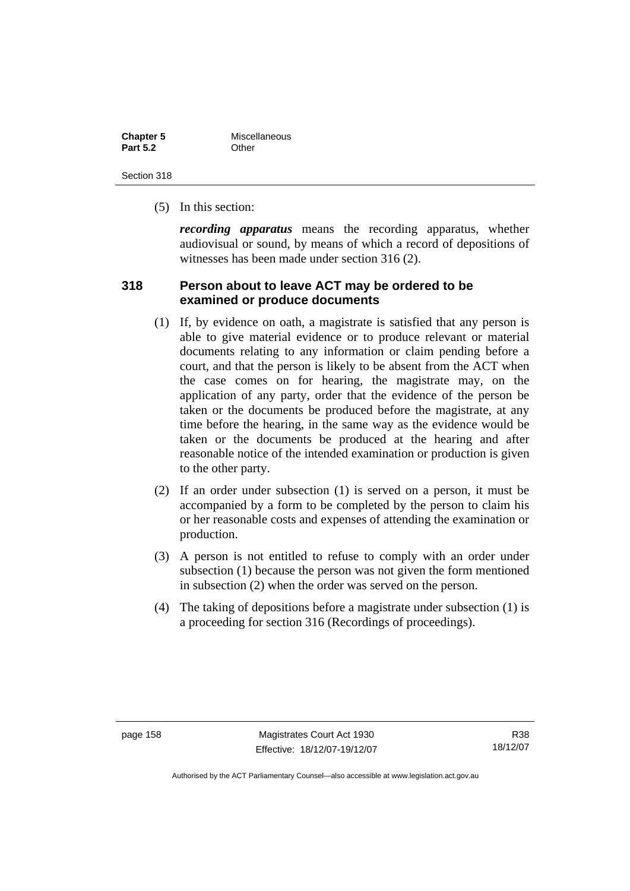(5) In this section:

***recording apparatus*** means the recording apparatus, whether audiovisual or sound, by means of which a record of depositions of witnesses has been made under section 316 (2).

## 318 Person about to leave ACT may be ordered to be examined or produce documents

(1) If, by evidence on oath, a magistrate is satisfied that any person is able to give material evidence or to produce relevant or material documents relating to any information or claim pending before a court, and that the person is likely to be absent from the ACT when the case comes on for hearing, the magistrate may, on the application of any party, order that the evidence of the person be taken or the documents be produced before the magistrate, at any time before the hearing, in the same way as the evidence would be taken or the documents be produced at the hearing and after reasonable notice of the intended examination or production is given to the other party.

(2) If an order under subsection (1) is served on a person, it must be accompanied by a form to be completed by the person to claim his or her reasonable costs and expenses of attending the examination or production.

(3) A person is not entitled to refuse to comply with an order under subsection (1) because the person was not given the form mentioned in subsection (2) when the order was served on the person.

(4) The taking of depositions before a magistrate under subsection (1) is a proceeding for section 316 (Recordings of proceedings).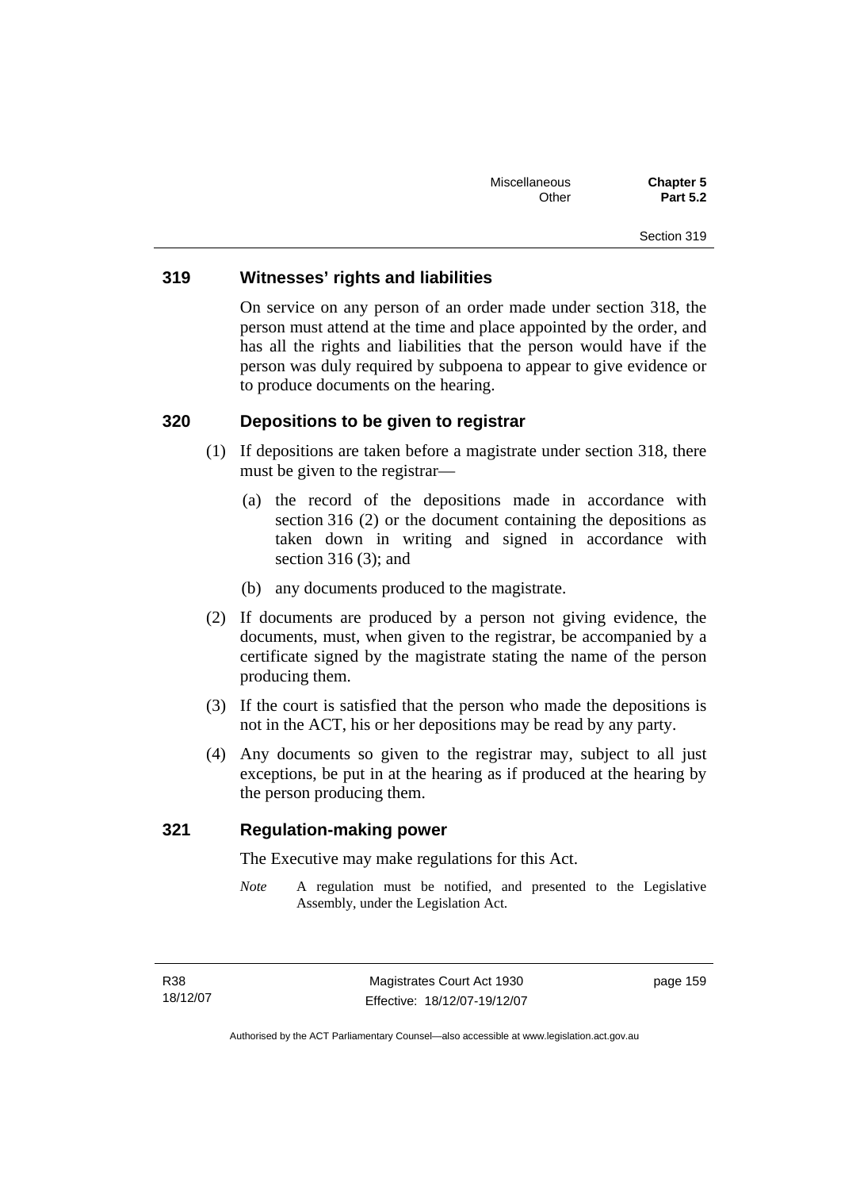## 319 Witnesses' rights and liabilities

On service on any person of an order made under section 318, the person must attend at the time and place appointed by the order, and has all the rights and liabilities that the person would have if the person was duly required by subpoena to appear to give evidence or to produce documents on the hearing.

## 320 Depositions to be given to registrar

(1) If depositions are taken before a magistrate under section 318, there must be given to the registrar—

(a) the record of the depositions made in accordance with section 316 (2) or the document containing the depositions as taken down in writing and signed in accordance with section 316 (3); and

(b) any documents produced to the magistrate.

(2) If documents are produced by a person not giving evidence, the documents, must, when given to the registrar, be accompanied by a certificate signed by the magistrate stating the name of the person producing them.

(3) If the court is satisfied that the person who made the depositions is not in the ACT, his or her depositions may be read by any party.

(4) Any documents so given to the registrar may, subject to all just exceptions, be put in at the hearing as if produced at the hearing by the person producing them.

## 321 Regulation-making power

The Executive may make regulations for this Act.

*Note* A regulation must be notified, and presented to the Legislative Assembly, under the Legislation Act.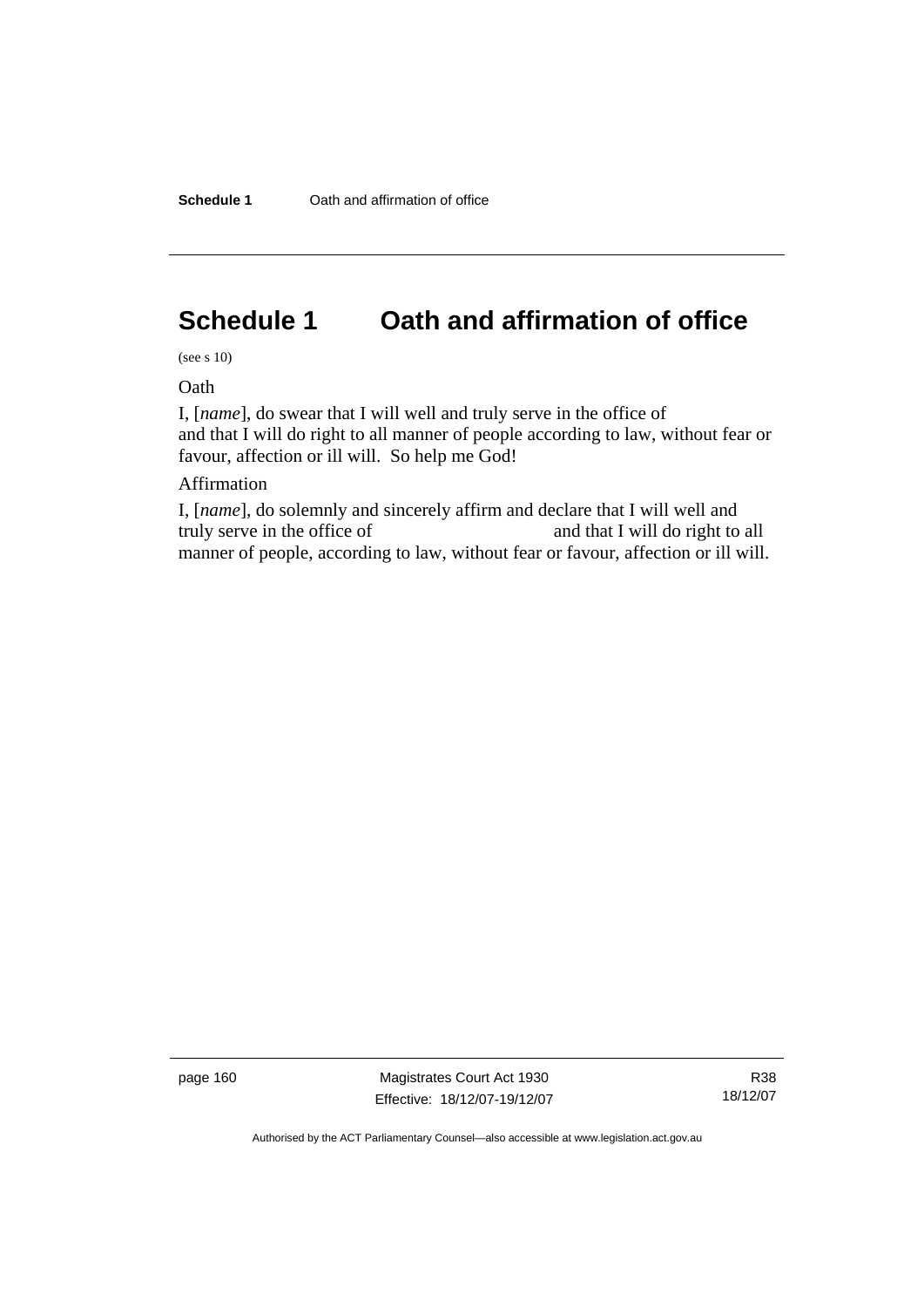# Schedule 1 Oath and affirmation of office

(see s 10)

Oath

I, [*name*], do swear that I will well and truly serve in the office of
and that I will do right to all manner of people according to law, without fear or favour, affection or ill will. So help me God!

Affirmation

I, [*name*], do solemnly and sincerely affirm and declare that I will well and truly serve in the office of and that I will do right to all manner of people, according to law, without fear or favour, affection or ill will.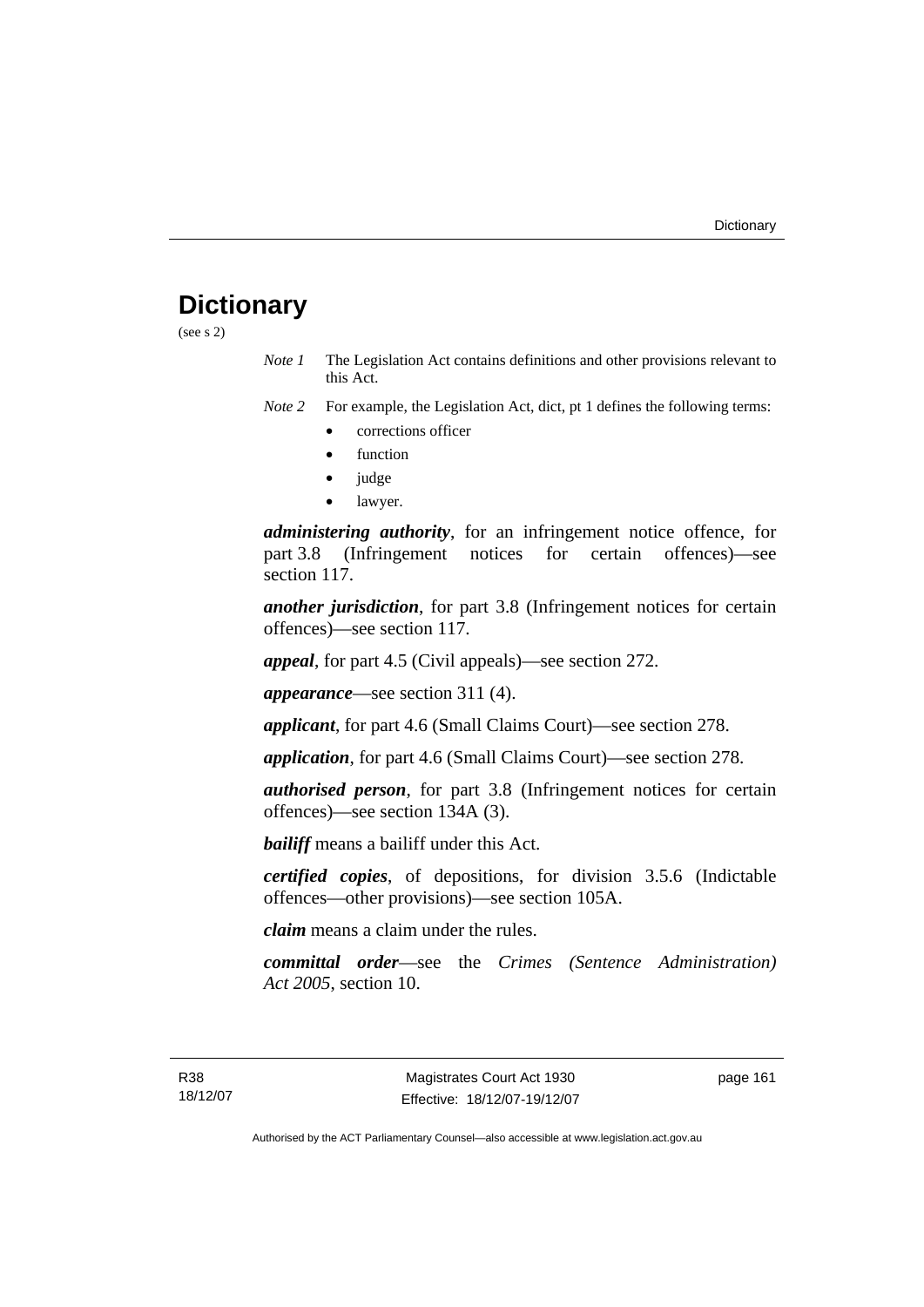# Dictionary

(see s 2)

*Note 1* The Legislation Act contains definitions and other provisions relevant to this Act.

*Note 2* For example, the Legislation Act, dict, pt 1 defines the following terms:

- corrections officer
- function
- judge
- lawyer.

***administering authority***, for an infringement notice offence, for part 3.8 (Infringement notices for certain offences)—see section 117.

***another jurisdiction***, for part 3.8 (Infringement notices for certain offences)—see section 117.

***appeal***, for part 4.5 (Civil appeals)—see section 272.

***appearance***—see section 311 (4).

***applicant***, for part 4.6 (Small Claims Court)—see section 278.

***application***, for part 4.6 (Small Claims Court)—see section 278.

***authorised person***, for part 3.8 (Infringement notices for certain offences)—see section 134A (3).

***bailiff*** means a bailiff under this Act.

***certified copies***, of depositions, for division 3.5.6 (Indictable offences—other provisions)—see section 105A.

***claim*** means a claim under the rules.

***committal order***—see the *Crimes (Sentence Administration) Act 2005*, section 10.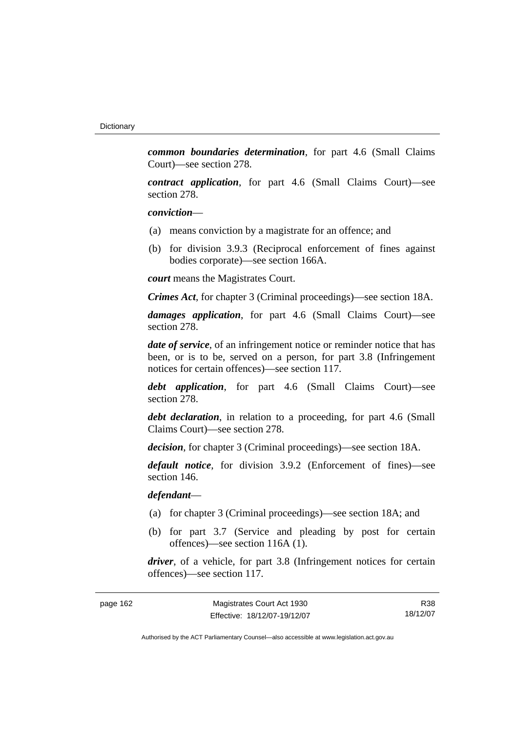***common boundaries determination***, for part 4.6 (Small Claims Court)—see section 278.

***contract application***, for part 4.6 (Small Claims Court)—see section 278.

***conviction***—

(a) means conviction by a magistrate for an offence; and

(b) for division 3.9.3 (Reciprocal enforcement of fines against bodies corporate)—see section 166A.

***court*** means the Magistrates Court.

***Crimes Act***, for chapter 3 (Criminal proceedings)—see section 18A.

***damages application***, for part 4.6 (Small Claims Court)—see section 278.

***date of service***, of an infringement notice or reminder notice that has been, or is to be, served on a person, for part 3.8 (Infringement notices for certain offences)—see section 117.

***debt application***, for part 4.6 (Small Claims Court)—see section 278.

***debt declaration***, in relation to a proceeding, for part 4.6 (Small Claims Court)—see section 278.

***decision***, for chapter 3 (Criminal proceedings)—see section 18A.

***default notice***, for division 3.9.2 (Enforcement of fines)—see section 146.

***defendant***—

(a) for chapter 3 (Criminal proceedings)—see section 18A; and

(b) for part 3.7 (Service and pleading by post for certain offences)—see section 116A (1).

***driver***, of a vehicle, for part 3.8 (Infringement notices for certain offences)—see section 117.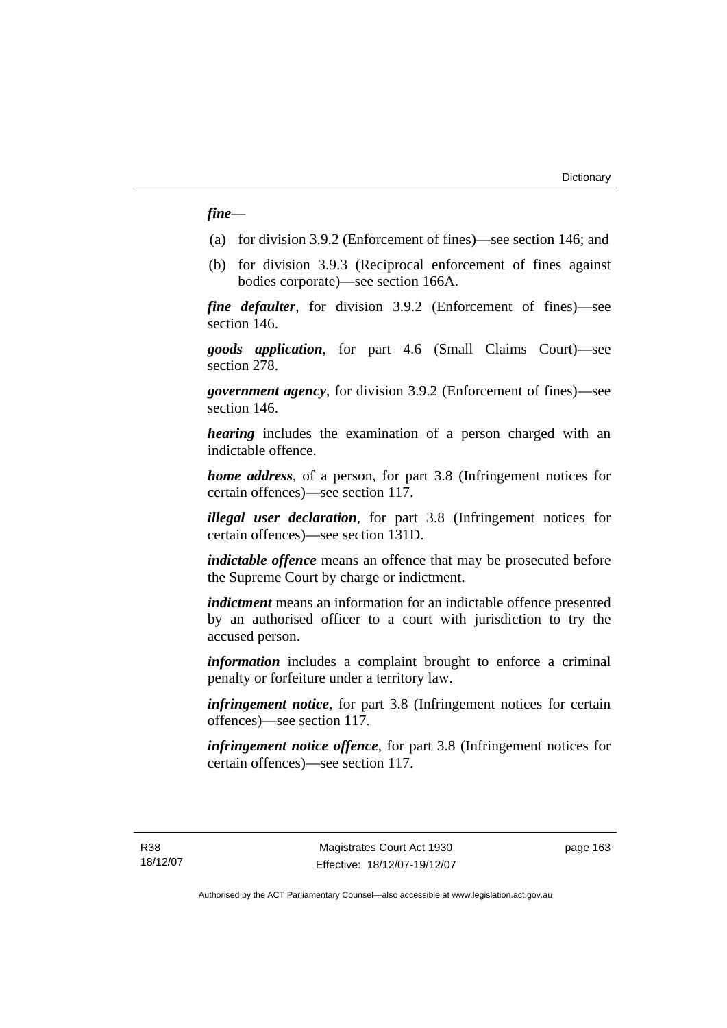***fine***—

(a) for division 3.9.2 (Enforcement of fines)—see section 146; and

(b) for division 3.9.3 (Reciprocal enforcement of fines against bodies corporate)—see section 166A.

***fine defaulter***, for division 3.9.2 (Enforcement of fines)—see section 146.

***goods application***, for part 4.6 (Small Claims Court)—see section 278.

***government agency***, for division 3.9.2 (Enforcement of fines)—see section 146.

***hearing*** includes the examination of a person charged with an indictable offence.

***home address***, of a person, for part 3.8 (Infringement notices for certain offences)—see section 117.

***illegal user declaration***, for part 3.8 (Infringement notices for certain offences)—see section 131D.

***indictable offence*** means an offence that may be prosecuted before the Supreme Court by charge or indictment.

***indictment*** means an information for an indictable offence presented by an authorised officer to a court with jurisdiction to try the accused person.

***information*** includes a complaint brought to enforce a criminal penalty or forfeiture under a territory law.

***infringement notice***, for part 3.8 (Infringement notices for certain offences)—see section 117.

***infringement notice offence***, for part 3.8 (Infringement notices for certain offences)—see section 117.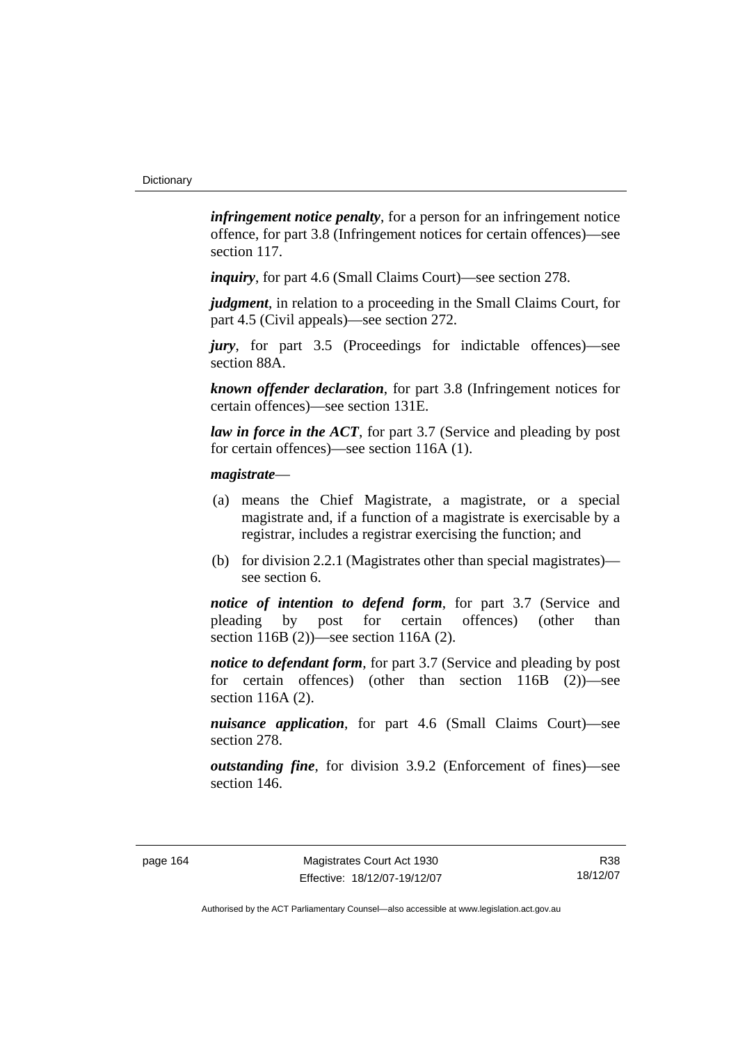***infringement notice penalty***, for a person for an infringement notice offence, for part 3.8 (Infringement notices for certain offences)—see section 117.

***inquiry***, for part 4.6 (Small Claims Court)—see section 278.

***judgment***, in relation to a proceeding in the Small Claims Court, for part 4.5 (Civil appeals)—see section 272.

***jury***, for part 3.5 (Proceedings for indictable offences)—see section 88A.

***known offender declaration***, for part 3.8 (Infringement notices for certain offences)—see section 131E.

***law in force in the ACT***, for part 3.7 (Service and pleading by post for certain offences)—see section 116A (1).

***magistrate***—

(a) means the Chief Magistrate, a magistrate, or a special magistrate and, if a function of a magistrate is exercisable by a registrar, includes a registrar exercising the function; and

(b) for division 2.2.1 (Magistrates other than special magistrates)—see section 6.

***notice of intention to defend form***, for part 3.7 (Service and pleading by post for certain offences) (other than section 116B (2))—see section 116A (2).

***notice to defendant form***, for part 3.7 (Service and pleading by post for certain offences) (other than section 116B (2))—see section 116A (2).

***nuisance application***, for part 4.6 (Small Claims Court)—see section 278.

***outstanding fine***, for division 3.9.2 (Enforcement of fines)—see section 146.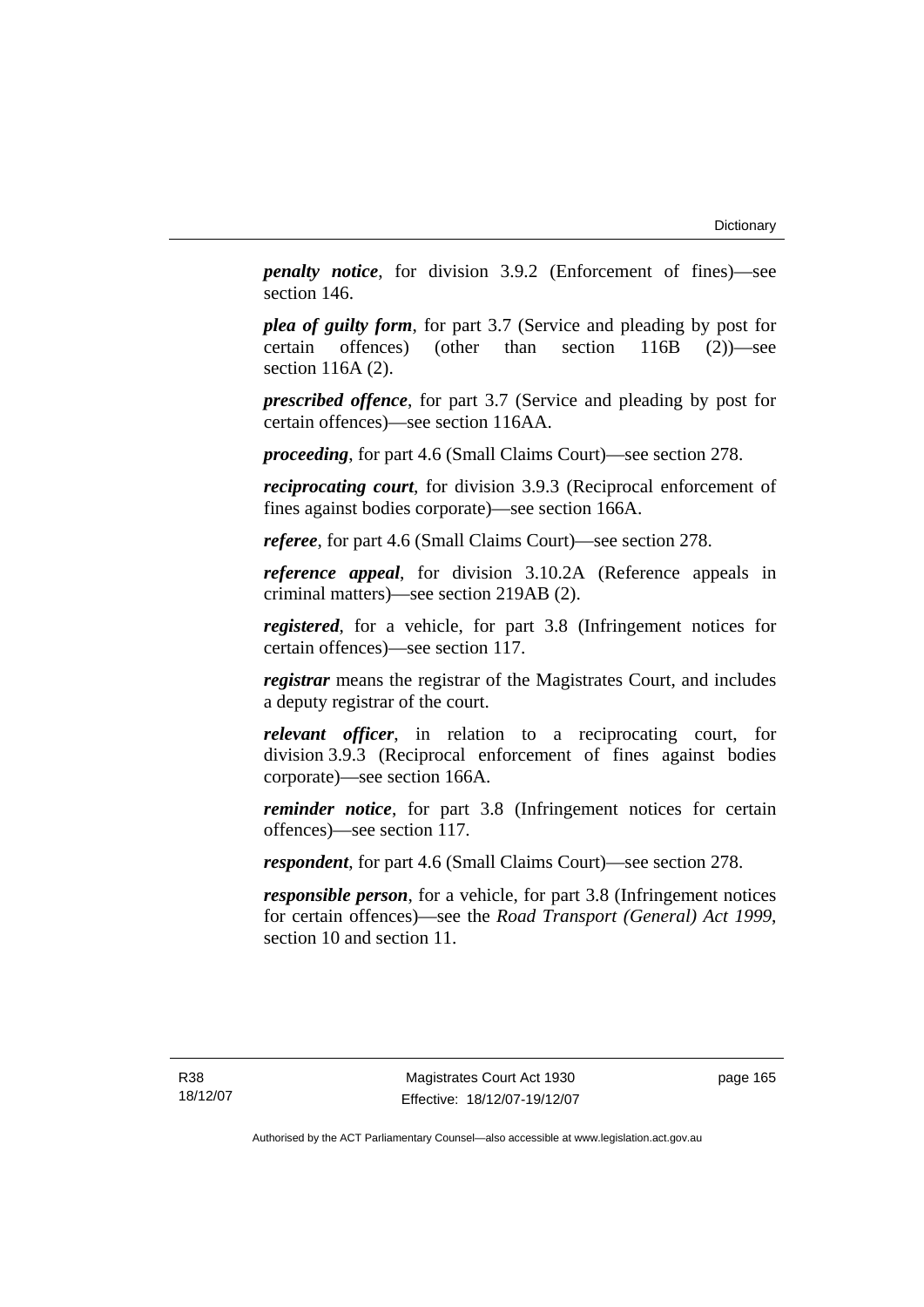***penalty notice***, for division 3.9.2 (Enforcement of fines)—see section 146.

***plea of guilty form***, for part 3.7 (Service and pleading by post for certain offences) (other than section 116B (2))—see section 116A (2).

***prescribed offence***, for part 3.7 (Service and pleading by post for certain offences)—see section 116AA.

***proceeding***, for part 4.6 (Small Claims Court)—see section 278.

***reciprocating court***, for division 3.9.3 (Reciprocal enforcement of fines against bodies corporate)—see section 166A.

***referee***, for part 4.6 (Small Claims Court)—see section 278.

***reference appeal***, for division 3.10.2A (Reference appeals in criminal matters)—see section 219AB (2).

***registered***, for a vehicle, for part 3.8 (Infringement notices for certain offences)—see section 117.

***registrar*** means the registrar of the Magistrates Court, and includes a deputy registrar of the court.

***relevant officer***, in relation to a reciprocating court, for division 3.9.3 (Reciprocal enforcement of fines against bodies corporate)—see section 166A.

***reminder notice***, for part 3.8 (Infringement notices for certain offences)—see section 117.

***respondent***, for part 4.6 (Small Claims Court)—see section 278.

***responsible person***, for a vehicle, for part 3.8 (Infringement notices for certain offences)—see the *Road Transport (General) Act 1999*, section 10 and section 11.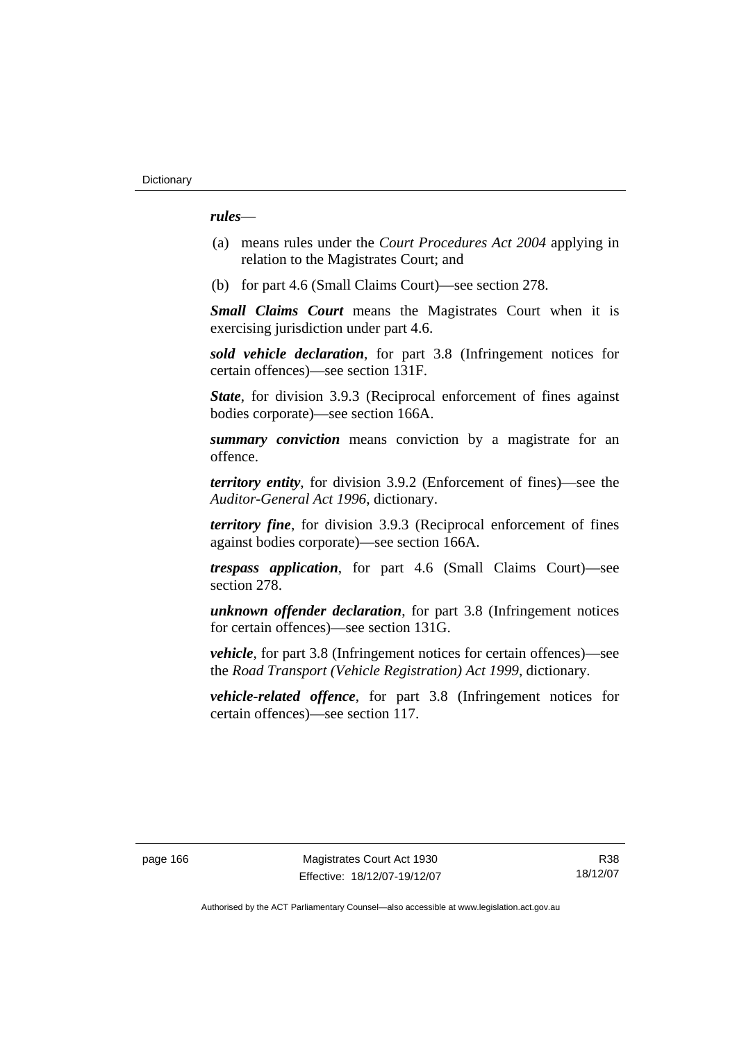***rules***—

(a) means rules under the *Court Procedures Act 2004* applying in relation to the Magistrates Court; and

(b) for part 4.6 (Small Claims Court)—see section 278.

***Small Claims Court*** means the Magistrates Court when it is exercising jurisdiction under part 4.6.

***sold vehicle declaration***, for part 3.8 (Infringement notices for certain offences)—see section 131F.

***State***, for division 3.9.3 (Reciprocal enforcement of fines against bodies corporate)—see section 166A.

***summary conviction*** means conviction by a magistrate for an offence.

***territory entity***, for division 3.9.2 (Enforcement of fines)—see the *Auditor-General Act 1996*, dictionary.

***territory fine***, for division 3.9.3 (Reciprocal enforcement of fines against bodies corporate)—see section 166A.

***trespass application***, for part 4.6 (Small Claims Court)—see section 278.

***unknown offender declaration***, for part 3.8 (Infringement notices for certain offences)—see section 131G.

***vehicle***, for part 3.8 (Infringement notices for certain offences)—see the *Road Transport (Vehicle Registration) Act 1999*, dictionary.

***vehicle-related offence***, for part 3.8 (Infringement notices for certain offences)—see section 117.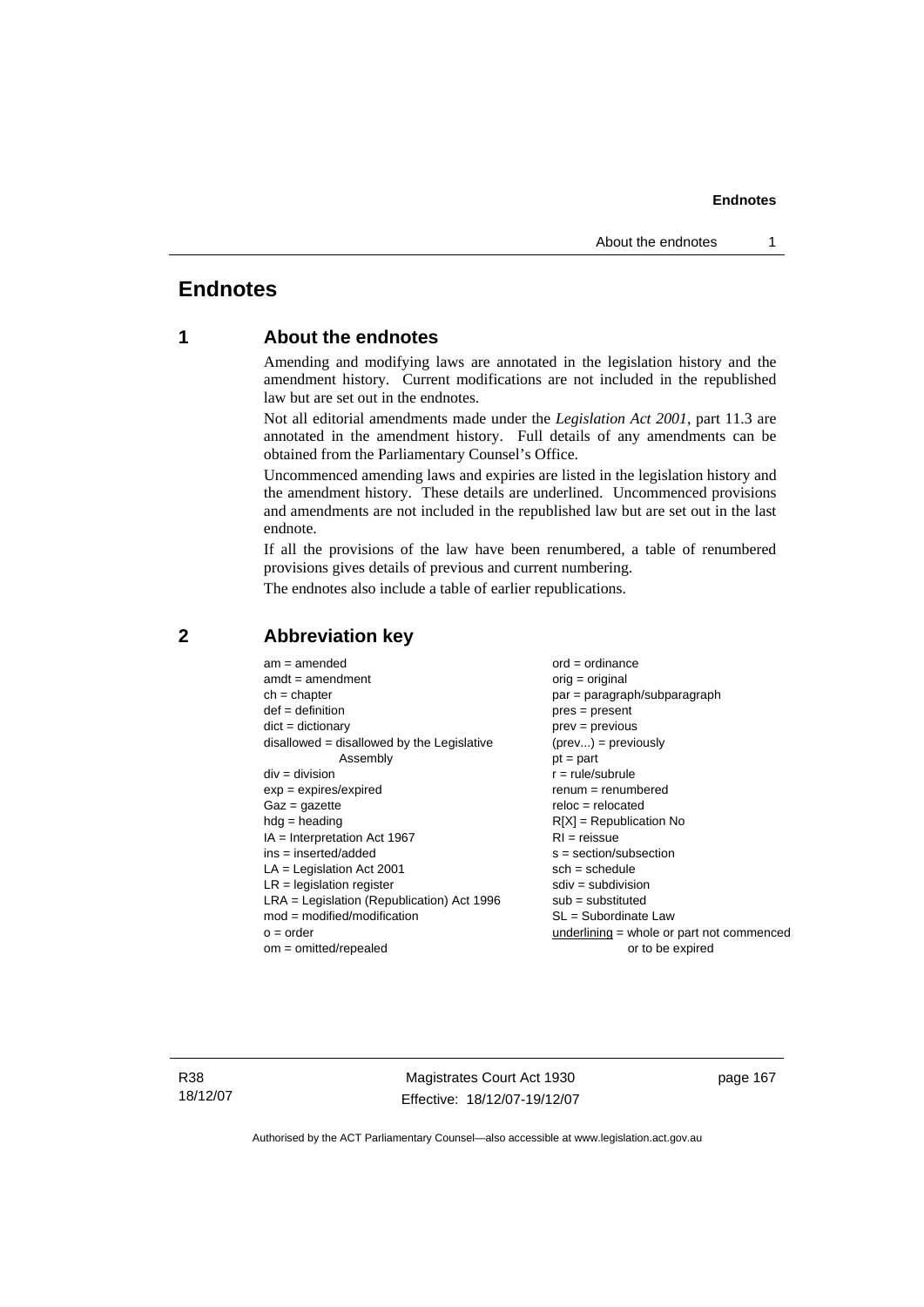# Endnotes

## 1 About the endnotes

Amending and modifying laws are annotated in the legislation history and the amendment history. Current modifications are not included in the republished law but are set out in the endnotes.

Not all editorial amendments made under the *Legislation Act 2001*, part 11.3 are annotated in the amendment history. Full details of any amendments can be obtained from the Parliamentary Counsel's Office.

Uncommenced amending laws and expiries are listed in the legislation history and the amendment history. These details are underlined. Uncommenced provisions and amendments are not included in the republished law but are set out in the last endnote.

If all the provisions of the law have been renumbered, a table of renumbered provisions gives details of previous and current numbering.

The endnotes also include a table of earlier republications.

## 2 Abbreviation key

am = amended
amdt = amendment
ch = chapter
def = definition
dict = dictionary
disallowed = disallowed by the Legislative Assembly
div = division
exp = expires/expired
Gaz = gazette
hdg = heading
IA = Interpretation Act 1967
ins = inserted/added
LA = Legislation Act 2001
LR = legislation register
LRA = Legislation (Republication) Act 1996
mod = modified/modification
o = order
om = omitted/repealed
ord = ordinance
orig = original
par = paragraph/subparagraph
pres = present
prev = previous
(prev...) = previously
pt = part
r = rule/subrule
renum = renumbered
reloc = relocated
R[X] = Republication No
RI = reissue
s = section/subsection
sch = schedule
sdiv = subdivision
sub = substituted
SL = Subordinate Law
underlining = whole or part not commenced or to be expired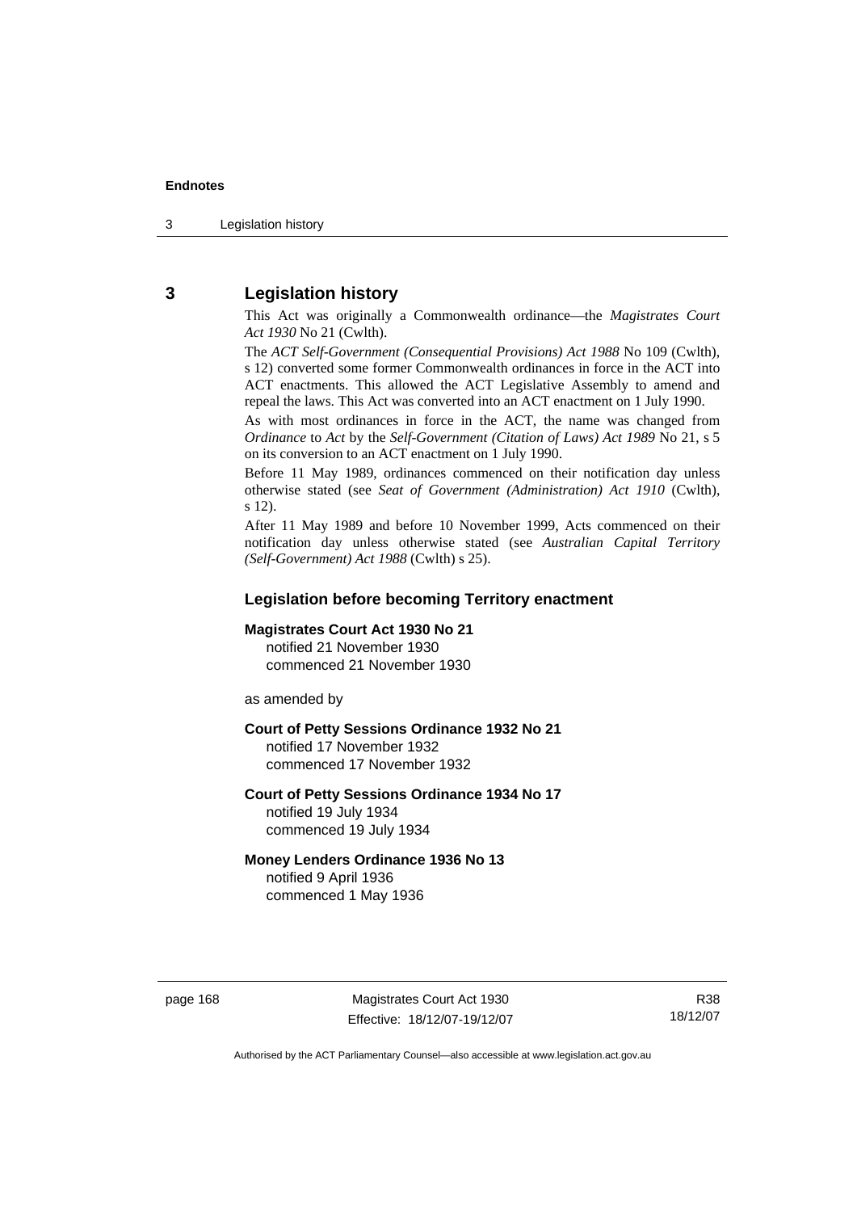## 3 Legislation history

This Act was originally a Commonwealth ordinance—the *Magistrates Court Act 1930* No 21 (Cwlth).

The *ACT Self-Government (Consequential Provisions) Act 1988* No 109 (Cwlth), s 12) converted some former Commonwealth ordinances in force in the ACT into ACT enactments. This allowed the ACT Legislative Assembly to amend and repeal the laws. This Act was converted into an ACT enactment on 1 July 1990.

As with most ordinances in force in the ACT, the name was changed from *Ordinance* to *Act* by the *Self-Government (Citation of Laws) Act 1989* No 21, s 5 on its conversion to an ACT enactment on 1 July 1990.

Before 11 May 1989, ordinances commenced on their notification day unless otherwise stated (see *Seat of Government (Administration) Act 1910* (Cwlth), s 12).

After 11 May 1989 and before 10 November 1999, Acts commenced on their notification day unless otherwise stated (see *Australian Capital Territory (Self-Government) Act 1988* (Cwlth) s 25).

### Legislation before becoming Territory enactment

**Magistrates Court Act 1930 No 21**
notified 21 November 1930
commenced 21 November 1930

as amended by

**Court of Petty Sessions Ordinance 1932 No 21**
notified 17 November 1932
commenced 17 November 1932

**Court of Petty Sessions Ordinance 1934 No 17**
notified 19 July 1934
commenced 19 July 1934

**Money Lenders Ordinance 1936 No 13**
notified 9 April 1936
commenced 1 May 1936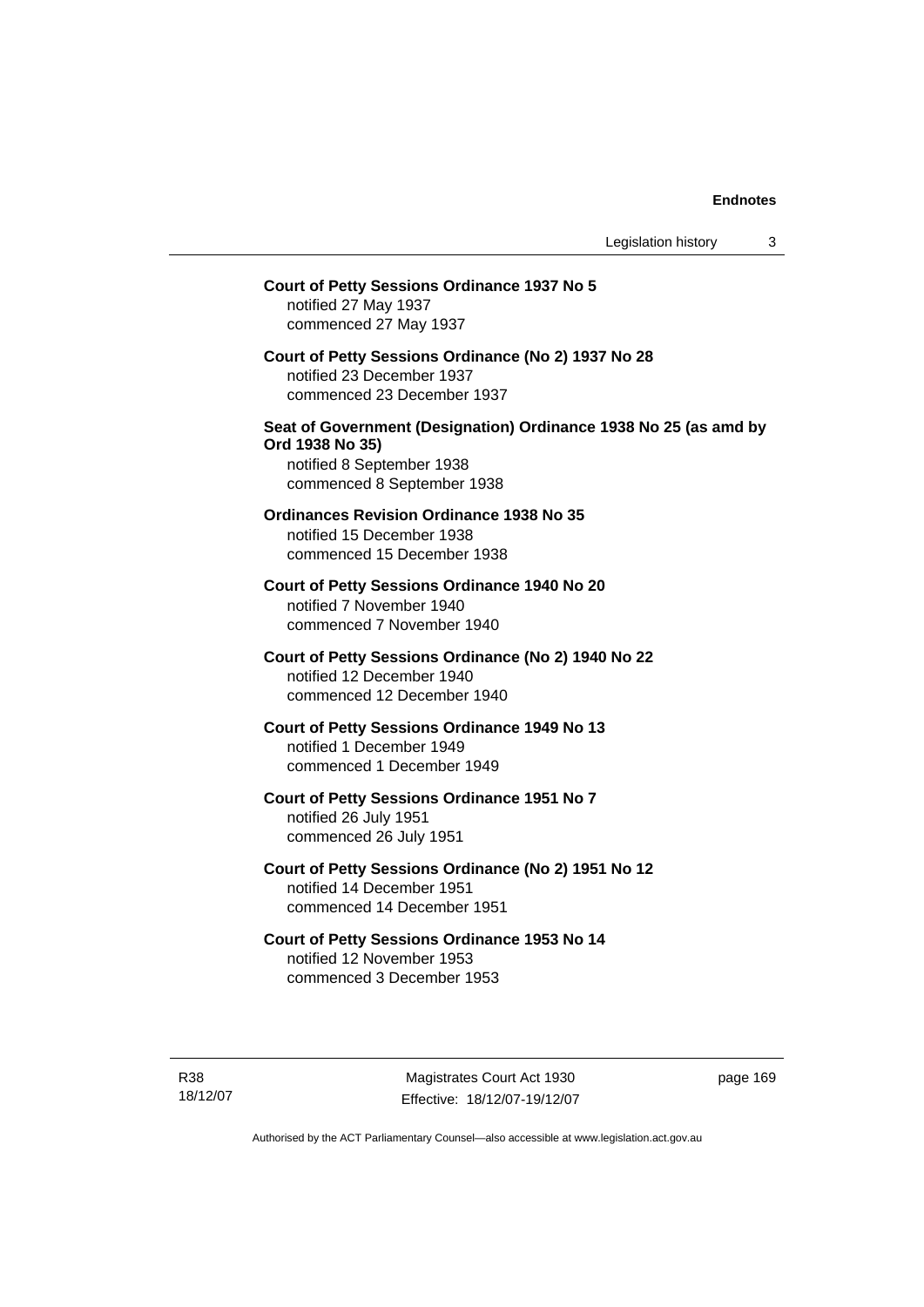**Court of Petty Sessions Ordinance 1937 No 5**
notified 27 May 1937
commenced 27 May 1937

**Court of Petty Sessions Ordinance (No 2) 1937 No 28**
notified 23 December 1937
commenced 23 December 1937

**Seat of Government (Designation) Ordinance 1938 No 25 (as amd by Ord 1938 No 35)**
notified 8 September 1938
commenced 8 September 1938

**Ordinances Revision Ordinance 1938 No 35**
notified 15 December 1938
commenced 15 December 1938

**Court of Petty Sessions Ordinance 1940 No 20**
notified 7 November 1940
commenced 7 November 1940

**Court of Petty Sessions Ordinance (No 2) 1940 No 22**
notified 12 December 1940
commenced 12 December 1940

**Court of Petty Sessions Ordinance 1949 No 13**
notified 1 December 1949
commenced 1 December 1949

**Court of Petty Sessions Ordinance 1951 No 7**
notified 26 July 1951
commenced 26 July 1951

**Court of Petty Sessions Ordinance (No 2) 1951 No 12**
notified 14 December 1951
commenced 14 December 1951

**Court of Petty Sessions Ordinance 1953 No 14**
notified 12 November 1953
commenced 3 December 1953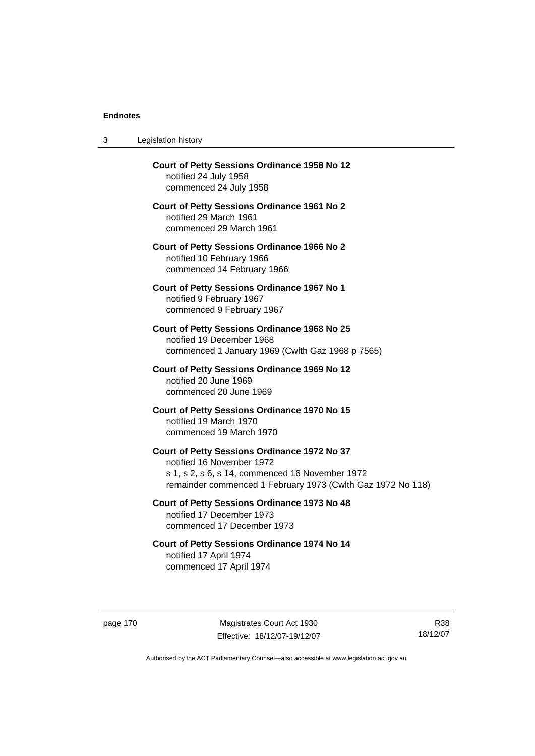**Court of Petty Sessions Ordinance 1958 No 12**
notified 24 July 1958
commenced 24 July 1958

**Court of Petty Sessions Ordinance 1961 No 2**
notified 29 March 1961
commenced 29 March 1961

**Court of Petty Sessions Ordinance 1966 No 2**
notified 10 February 1966
commenced 14 February 1966

**Court of Petty Sessions Ordinance 1967 No 1**
notified 9 February 1967
commenced 9 February 1967

**Court of Petty Sessions Ordinance 1968 No 25**
notified 19 December 1968
commenced 1 January 1969 (Cwlth Gaz 1968 p 7565)

**Court of Petty Sessions Ordinance 1969 No 12**
notified 20 June 1969
commenced 20 June 1969

**Court of Petty Sessions Ordinance 1970 No 15**
notified 19 March 1970
commenced 19 March 1970

**Court of Petty Sessions Ordinance 1972 No 37**
notified 16 November 1972
s 1, s 2, s 6, s 14, commenced 16 November 1972
remainder commenced 1 February 1973 (Cwlth Gaz 1972 No 118)

**Court of Petty Sessions Ordinance 1973 No 48**
notified 17 December 1973
commenced 17 December 1973

**Court of Petty Sessions Ordinance 1974 No 14**
notified 17 April 1974
commenced 17 April 1974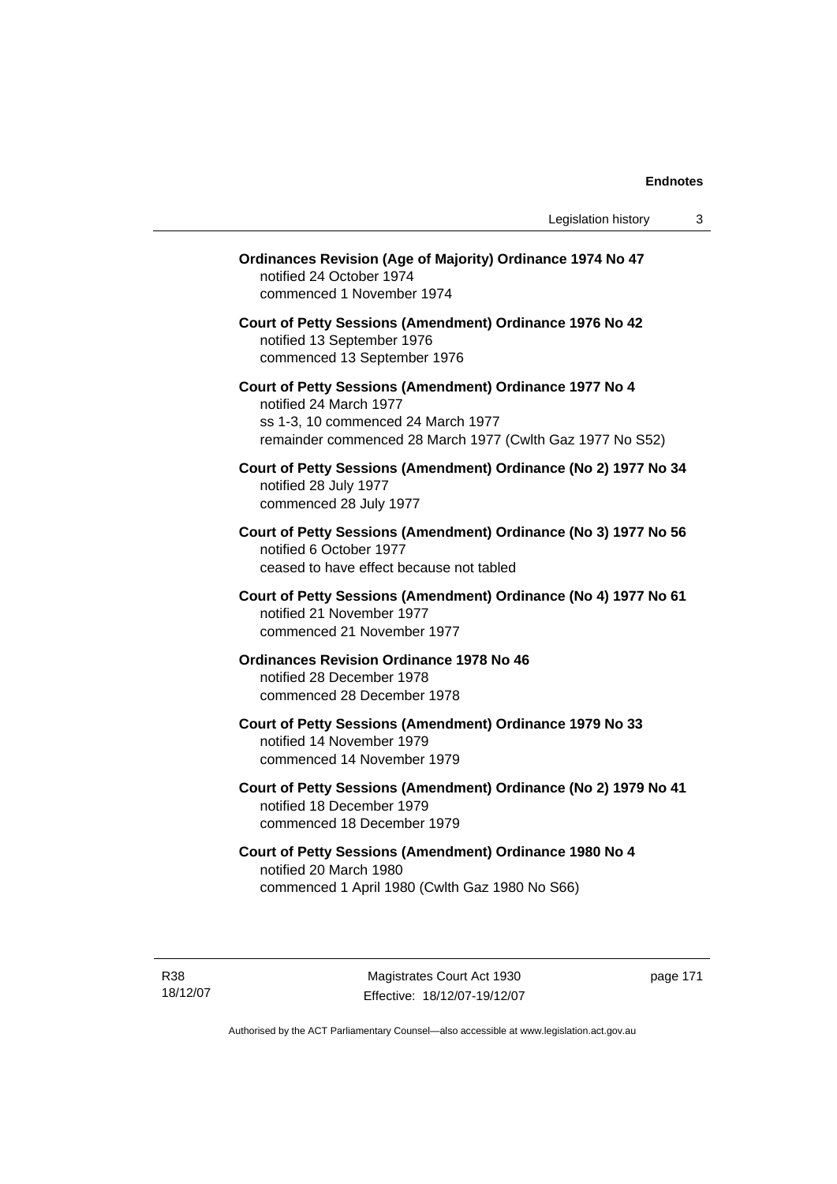**Ordinances Revision (Age of Majority) Ordinance 1974 No 47**
notified 24 October 1974
commenced 1 November 1974

**Court of Petty Sessions (Amendment) Ordinance 1976 No 42**
notified 13 September 1976
commenced 13 September 1976

**Court of Petty Sessions (Amendment) Ordinance 1977 No 4**
notified 24 March 1977
ss 1-3, 10 commenced 24 March 1977
remainder commenced 28 March 1977 (Cwlth Gaz 1977 No S52)

**Court of Petty Sessions (Amendment) Ordinance (No 2) 1977 No 34**
notified 28 July 1977
commenced 28 July 1977

**Court of Petty Sessions (Amendment) Ordinance (No 3) 1977 No 56**
notified 6 October 1977
ceased to have effect because not tabled

**Court of Petty Sessions (Amendment) Ordinance (No 4) 1977 No 61**
notified 21 November 1977
commenced 21 November 1977

**Ordinances Revision Ordinance 1978 No 46**
notified 28 December 1978
commenced 28 December 1978

**Court of Petty Sessions (Amendment) Ordinance 1979 No 33**
notified 14 November 1979
commenced 14 November 1979

**Court of Petty Sessions (Amendment) Ordinance (No 2) 1979 No 41**
notified 18 December 1979
commenced 18 December 1979

**Court of Petty Sessions (Amendment) Ordinance 1980 No 4**
notified 20 March 1980
commenced 1 April 1980 (Cwlth Gaz 1980 No S66)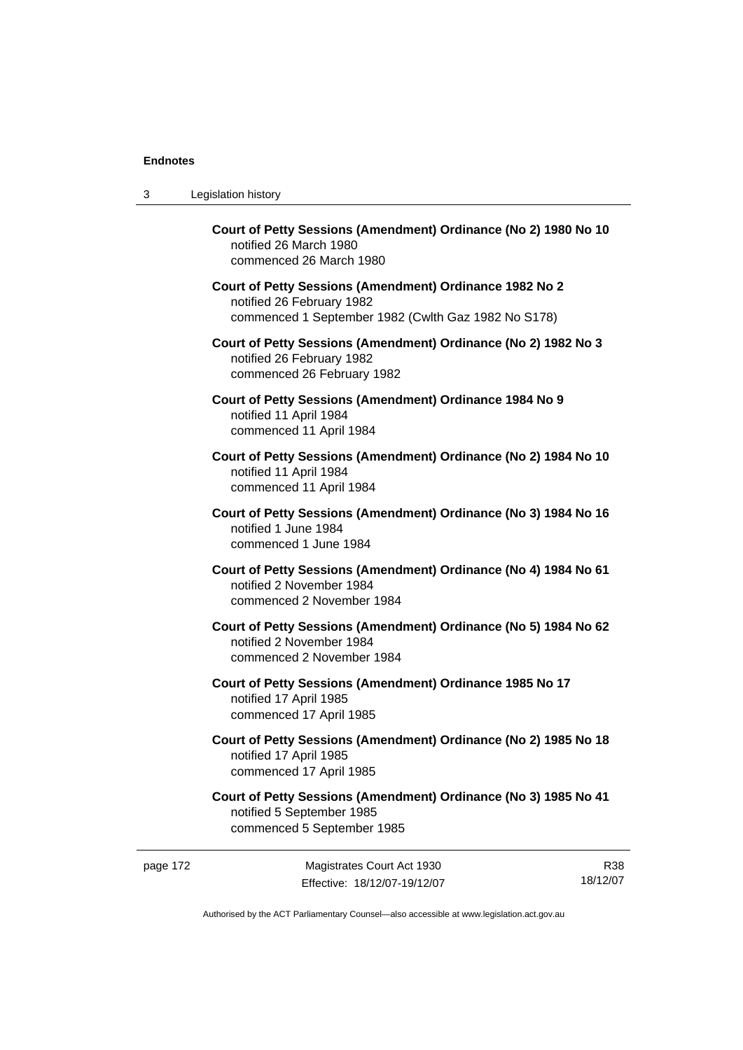**Court of Petty Sessions (Amendment) Ordinance (No 2) 1980 No 10**
notified 26 March 1980
commenced 26 March 1980

**Court of Petty Sessions (Amendment) Ordinance 1982 No 2**
notified 26 February 1982
commenced 1 September 1982 (Cwlth Gaz 1982 No S178)

**Court of Petty Sessions (Amendment) Ordinance (No 2) 1982 No 3**
notified 26 February 1982
commenced 26 February 1982

**Court of Petty Sessions (Amendment) Ordinance 1984 No 9**
notified 11 April 1984
commenced 11 April 1984

**Court of Petty Sessions (Amendment) Ordinance (No 2) 1984 No 10**
notified 11 April 1984
commenced 11 April 1984

**Court of Petty Sessions (Amendment) Ordinance (No 3) 1984 No 16**
notified 1 June 1984
commenced 1 June 1984

**Court of Petty Sessions (Amendment) Ordinance (No 4) 1984 No 61**
notified 2 November 1984
commenced 2 November 1984

**Court of Petty Sessions (Amendment) Ordinance (No 5) 1984 No 62**
notified 2 November 1984
commenced 2 November 1984

**Court of Petty Sessions (Amendment) Ordinance 1985 No 17**
notified 17 April 1985
commenced 17 April 1985

**Court of Petty Sessions (Amendment) Ordinance (No 2) 1985 No 18**
notified 17 April 1985
commenced 17 April 1985

**Court of Petty Sessions (Amendment) Ordinance (No 3) 1985 No 41**
notified 5 September 1985
commenced 5 September 1985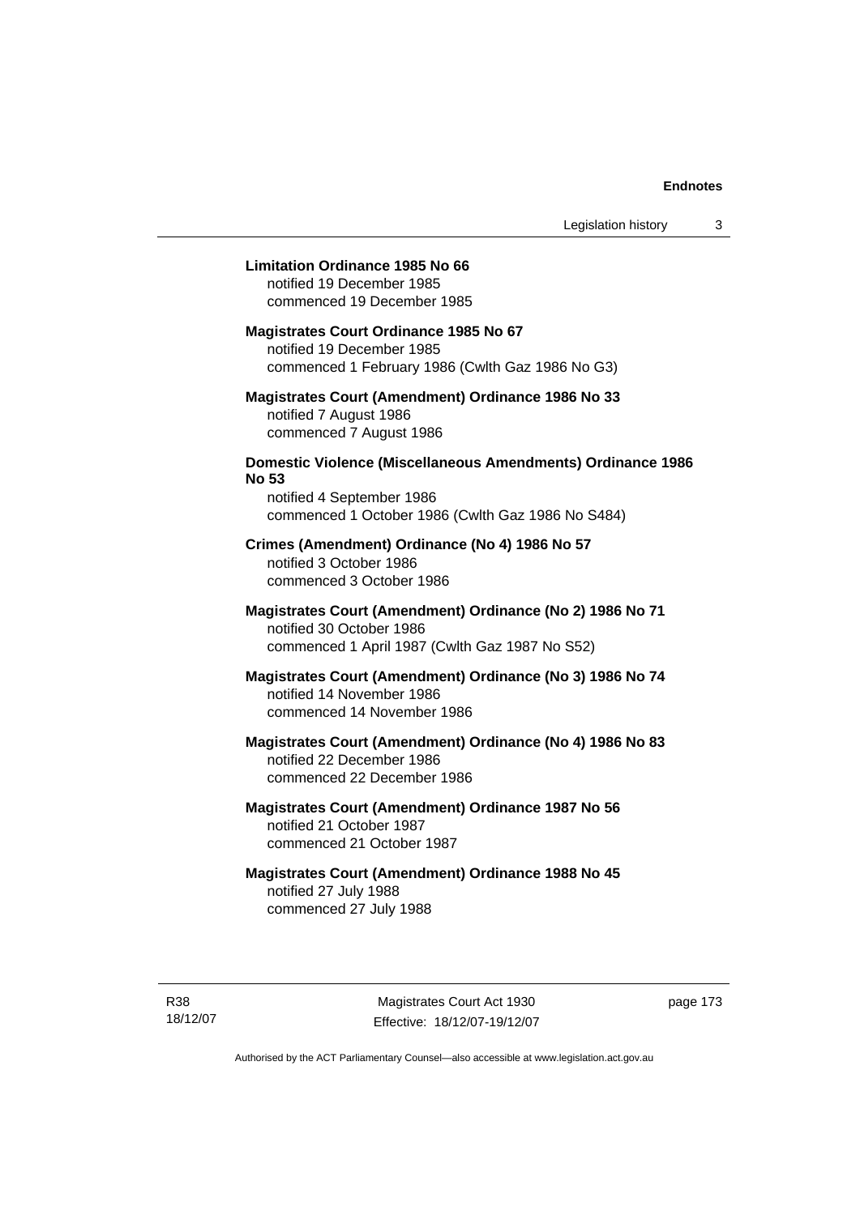**Limitation Ordinance 1985 No 66**
notified 19 December 1985
commenced 19 December 1985

**Magistrates Court Ordinance 1985 No 67**
notified 19 December 1985
commenced 1 February 1986 (Cwlth Gaz 1986 No G3)

**Magistrates Court (Amendment) Ordinance 1986 No 33**
notified 7 August 1986
commenced 7 August 1986

**Domestic Violence (Miscellaneous Amendments) Ordinance 1986 No 53**
notified 4 September 1986
commenced 1 October 1986 (Cwlth Gaz 1986 No S484)

**Crimes (Amendment) Ordinance (No 4) 1986 No 57**
notified 3 October 1986
commenced 3 October 1986

**Magistrates Court (Amendment) Ordinance (No 2) 1986 No 71**
notified 30 October 1986
commenced 1 April 1987 (Cwlth Gaz 1987 No S52)

**Magistrates Court (Amendment) Ordinance (No 3) 1986 No 74**
notified 14 November 1986
commenced 14 November 1986

**Magistrates Court (Amendment) Ordinance (No 4) 1986 No 83**
notified 22 December 1986
commenced 22 December 1986

**Magistrates Court (Amendment) Ordinance 1987 No 56**
notified 21 October 1987
commenced 21 October 1987

**Magistrates Court (Amendment) Ordinance 1988 No 45**
notified 27 July 1988
commenced 27 July 1988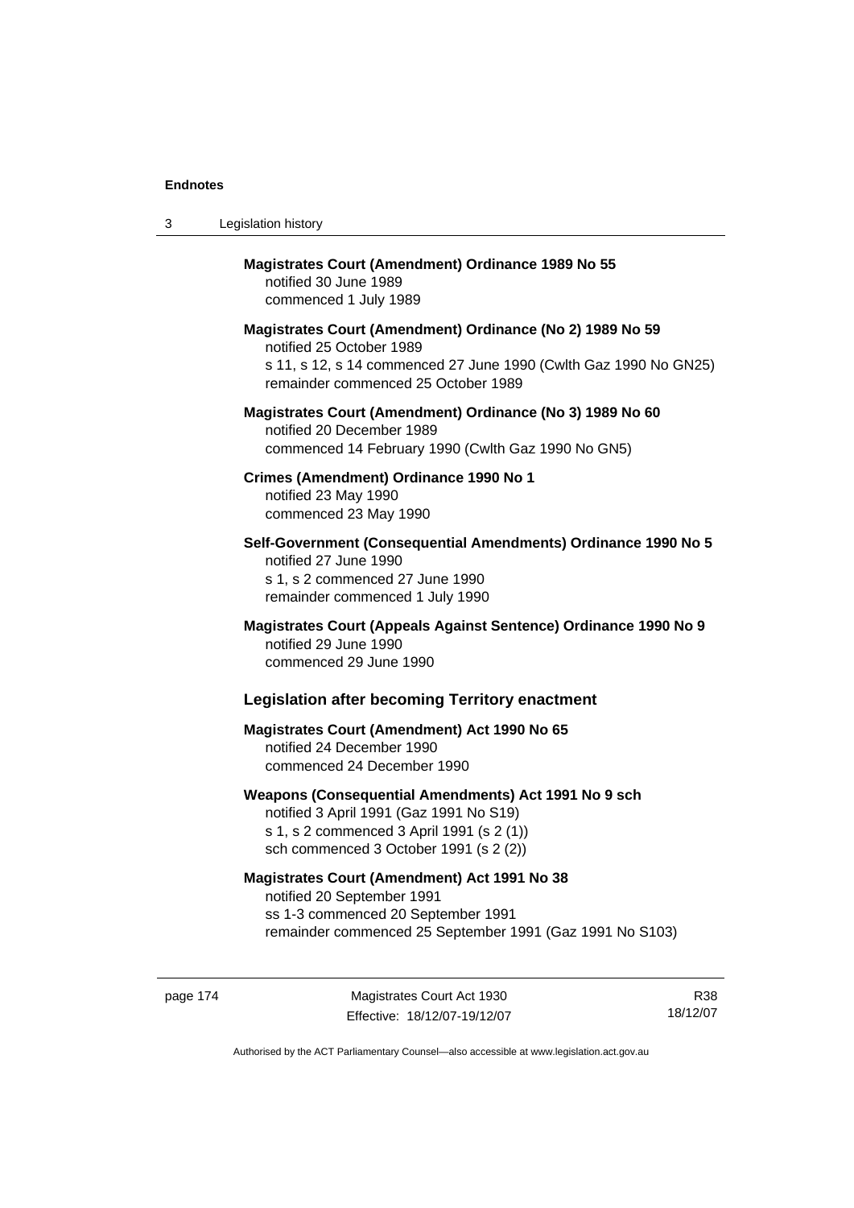**Magistrates Court (Amendment) Ordinance 1989 No 55**
notified 30 June 1989
commenced 1 July 1989

**Magistrates Court (Amendment) Ordinance (No 2) 1989 No 59**
notified 25 October 1989
s 11, s 12, s 14 commenced 27 June 1990 (Cwlth Gaz 1990 No GN25)
remainder commenced 25 October 1989

**Magistrates Court (Amendment) Ordinance (No 3) 1989 No 60**
notified 20 December 1989
commenced 14 February 1990 (Cwlth Gaz 1990 No GN5)

**Crimes (Amendment) Ordinance 1990 No 1**
notified 23 May 1990
commenced 23 May 1990

**Self-Government (Consequential Amendments) Ordinance 1990 No 5**
notified 27 June 1990
s 1, s 2 commenced 27 June 1990
remainder commenced 1 July 1990

**Magistrates Court (Appeals Against Sentence) Ordinance 1990 No 9**
notified 29 June 1990
commenced 29 June 1990

### Legislation after becoming Territory enactment

**Magistrates Court (Amendment) Act 1990 No 65**
notified 24 December 1990
commenced 24 December 1990

**Weapons (Consequential Amendments) Act 1991 No 9 sch**
notified 3 April 1991 (Gaz 1991 No S19)
s 1, s 2 commenced 3 April 1991 (s 2 (1))
sch commenced 3 October 1991 (s 2 (2))

**Magistrates Court (Amendment) Act 1991 No 38**
notified 20 September 1991
ss 1-3 commenced 20 September 1991
remainder commenced 25 September 1991 (Gaz 1991 No S103)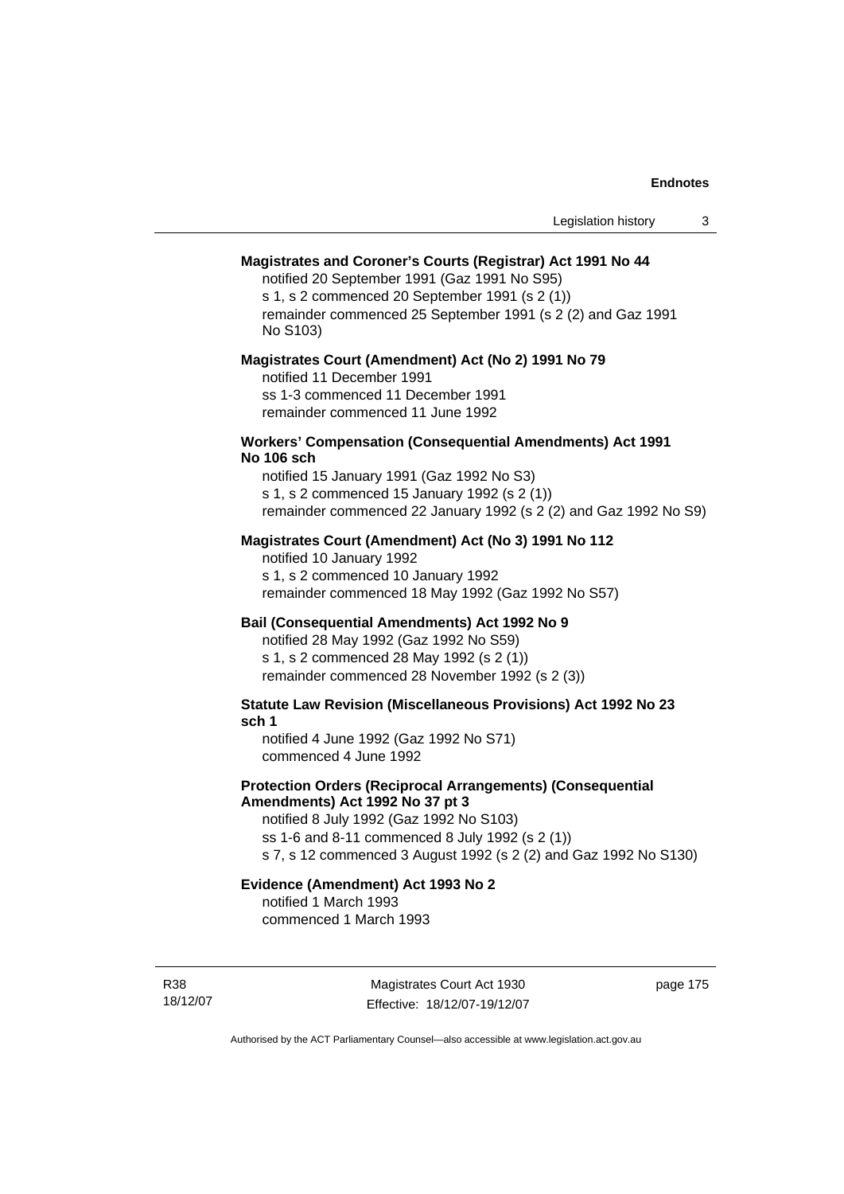**Magistrates and Coroner's Courts (Registrar) Act 1991 No 44**

notified 20 September 1991 (Gaz 1991 No S95)
s 1, s 2 commenced 20 September 1991 (s 2 (1))
remainder commenced 25 September 1991 (s 2 (2) and Gaz 1991 No S103)

**Magistrates Court (Amendment) Act (No 2) 1991 No 79**

notified 11 December 1991
ss 1-3 commenced 11 December 1991
remainder commenced 11 June 1992

**Workers' Compensation (Consequential Amendments) Act 1991 No 106 sch**

notified 15 January 1991 (Gaz 1992 No S3)
s 1, s 2 commenced 15 January 1992 (s 2 (1))
remainder commenced 22 January 1992 (s 2 (2) and Gaz 1992 No S9)

**Magistrates Court (Amendment) Act (No 3) 1991 No 112**

notified 10 January 1992
s 1, s 2 commenced 10 January 1992
remainder commenced 18 May 1992 (Gaz 1992 No S57)

**Bail (Consequential Amendments) Act 1992 No 9**

notified 28 May 1992 (Gaz 1992 No S59)
s 1, s 2 commenced 28 May 1992 (s 2 (1))
remainder commenced 28 November 1992 (s 2 (3))

**Statute Law Revision (Miscellaneous Provisions) Act 1992 No 23 sch 1**

notified 4 June 1992 (Gaz 1992 No S71)
commenced 4 June 1992

**Protection Orders (Reciprocal Arrangements) (Consequential Amendments) Act 1992 No 37 pt 3**

notified 8 July 1992 (Gaz 1992 No S103)
ss 1-6 and 8-11 commenced 8 July 1992 (s 2 (1))
s 7, s 12 commenced 3 August 1992 (s 2 (2) and Gaz 1992 No S130)

**Evidence (Amendment) Act 1993 No 2**

notified 1 March 1993
commenced 1 March 1993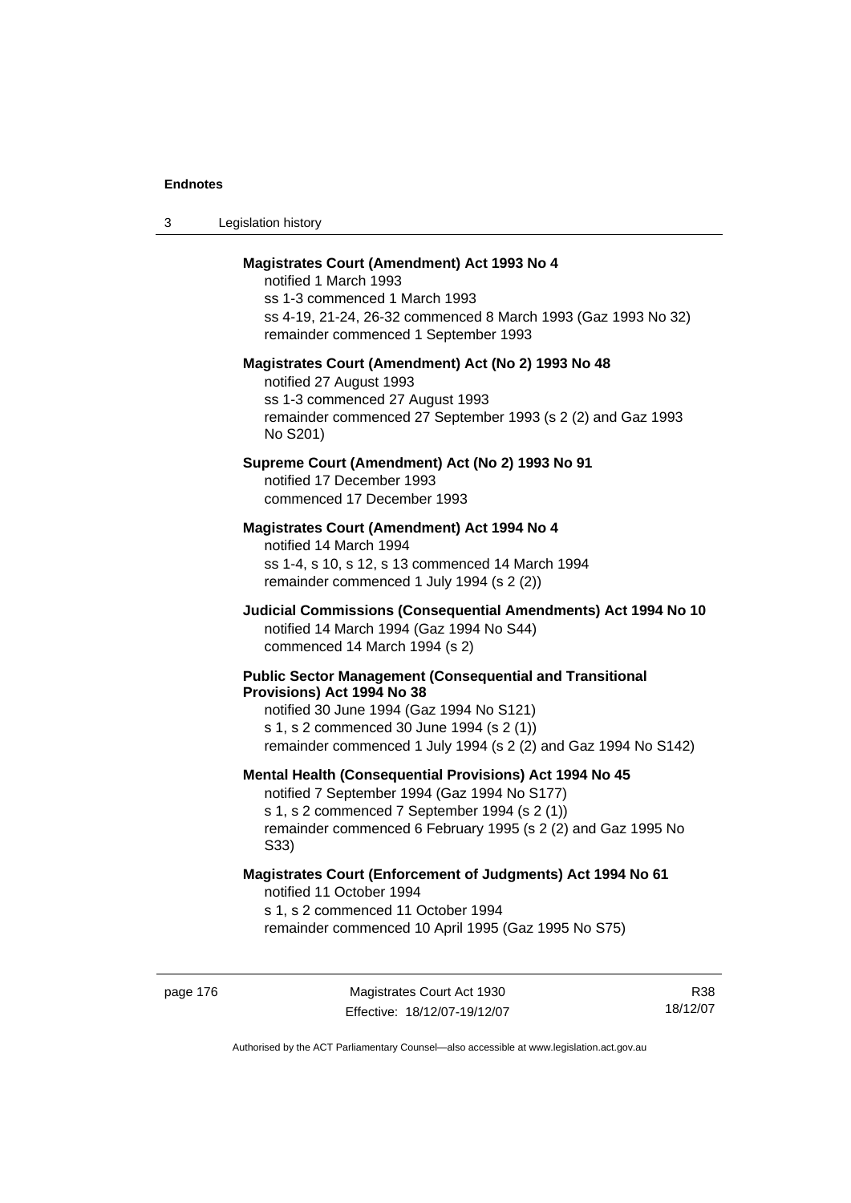**Magistrates Court (Amendment) Act 1993 No 4**

notified 1 March 1993
ss 1-3 commenced 1 March 1993
ss 4-19, 21-24, 26-32 commenced 8 March 1993 (Gaz 1993 No 32)
remainder commenced 1 September 1993

**Magistrates Court (Amendment) Act (No 2) 1993 No 48**

notified 27 August 1993
ss 1-3 commenced 27 August 1993
remainder commenced 27 September 1993 (s 2 (2) and Gaz 1993 No S201)

**Supreme Court (Amendment) Act (No 2) 1993 No 91**

notified 17 December 1993
commenced 17 December 1993

**Magistrates Court (Amendment) Act 1994 No 4**

notified 14 March 1994
ss 1-4, s 10, s 12, s 13 commenced 14 March 1994
remainder commenced 1 July 1994 (s 2 (2))

**Judicial Commissions (Consequential Amendments) Act 1994 No 10**

notified 14 March 1994 (Gaz 1994 No S44)
commenced 14 March 1994 (s 2)

**Public Sector Management (Consequential and Transitional Provisions) Act 1994 No 38**

notified 30 June 1994 (Gaz 1994 No S121)
s 1, s 2 commenced 30 June 1994 (s 2 (1))
remainder commenced 1 July 1994 (s 2 (2) and Gaz 1994 No S142)

**Mental Health (Consequential Provisions) Act 1994 No 45**

notified 7 September 1994 (Gaz 1994 No S177)
s 1, s 2 commenced 7 September 1994 (s 2 (1))
remainder commenced 6 February 1995 (s 2 (2) and Gaz 1995 No S33)

**Magistrates Court (Enforcement of Judgments) Act 1994 No 61**

notified 11 October 1994
s 1, s 2 commenced 11 October 1994
remainder commenced 10 April 1995 (Gaz 1995 No S75)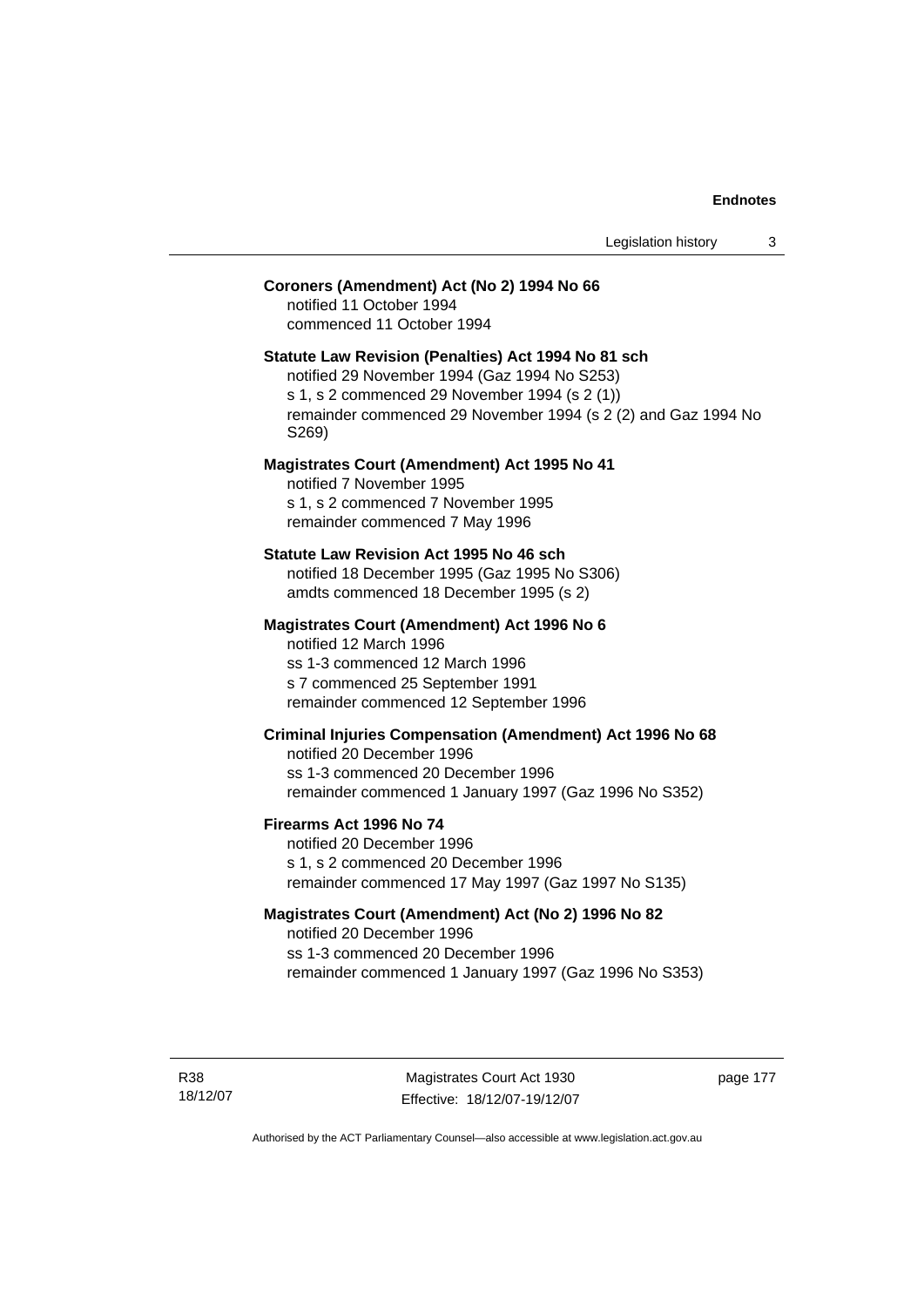**Coroners (Amendment) Act (No 2) 1994 No 66**
notified 11 October 1994
commenced 11 October 1994

**Statute Law Revision (Penalties) Act 1994 No 81 sch**
notified 29 November 1994 (Gaz 1994 No S253)
s 1, s 2 commenced 29 November 1994 (s 2 (1))
remainder commenced 29 November 1994 (s 2 (2) and Gaz 1994 No S269)

**Magistrates Court (Amendment) Act 1995 No 41**
notified 7 November 1995
s 1, s 2 commenced 7 November 1995
remainder commenced 7 May 1996

**Statute Law Revision Act 1995 No 46 sch**
notified 18 December 1995 (Gaz 1995 No S306)
amdts commenced 18 December 1995 (s 2)

**Magistrates Court (Amendment) Act 1996 No 6**
notified 12 March 1996
ss 1-3 commenced 12 March 1996
s 7 commenced 25 September 1991
remainder commenced 12 September 1996

**Criminal Injuries Compensation (Amendment) Act 1996 No 68**
notified 20 December 1996
ss 1-3 commenced 20 December 1996
remainder commenced 1 January 1997 (Gaz 1996 No S352)

**Firearms Act 1996 No 74**
notified 20 December 1996
s 1, s 2 commenced 20 December 1996
remainder commenced 17 May 1997 (Gaz 1997 No S135)

**Magistrates Court (Amendment) Act (No 2) 1996 No 82**
notified 20 December 1996
ss 1-3 commenced 20 December 1996
remainder commenced 1 January 1997 (Gaz 1996 No S353)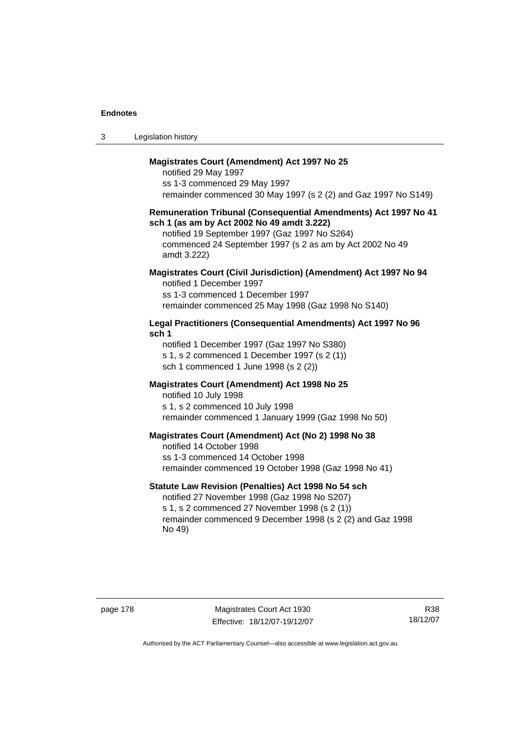**Magistrates Court (Amendment) Act 1997 No 25**

notified 29 May 1997
ss 1-3 commenced 29 May 1997
remainder commenced 30 May 1997 (s 2 (2) and Gaz 1997 No S149)

**Remuneration Tribunal (Consequential Amendments) Act 1997 No 41 sch 1 (as am by Act 2002 No 49 amdt 3.222)**

notified 19 September 1997 (Gaz 1997 No S264)
commenced 24 September 1997 (s 2 as am by Act 2002 No 49 amdt 3.222)

**Magistrates Court (Civil Jurisdiction) (Amendment) Act 1997 No 94**

notified 1 December 1997
ss 1-3 commenced 1 December 1997
remainder commenced 25 May 1998 (Gaz 1998 No S140)

**Legal Practitioners (Consequential Amendments) Act 1997 No 96 sch 1**

notified 1 December 1997 (Gaz 1997 No S380)
s 1, s 2 commenced 1 December 1997 (s 2 (1))
sch 1 commenced 1 June 1998 (s 2 (2))

**Magistrates Court (Amendment) Act 1998 No 25**

notified 10 July 1998
s 1, s 2 commenced 10 July 1998
remainder commenced 1 January 1999 (Gaz 1998 No 50)

**Magistrates Court (Amendment) Act (No 2) 1998 No 38**

notified 14 October 1998
ss 1-3 commenced 14 October 1998
remainder commenced 19 October 1998 (Gaz 1998 No 41)

**Statute Law Revision (Penalties) Act 1998 No 54 sch**

notified 27 November 1998 (Gaz 1998 No S207)
s 1, s 2 commenced 27 November 1998 (s 2 (1))
remainder commenced 9 December 1998 (s 2 (2) and Gaz 1998 No 49)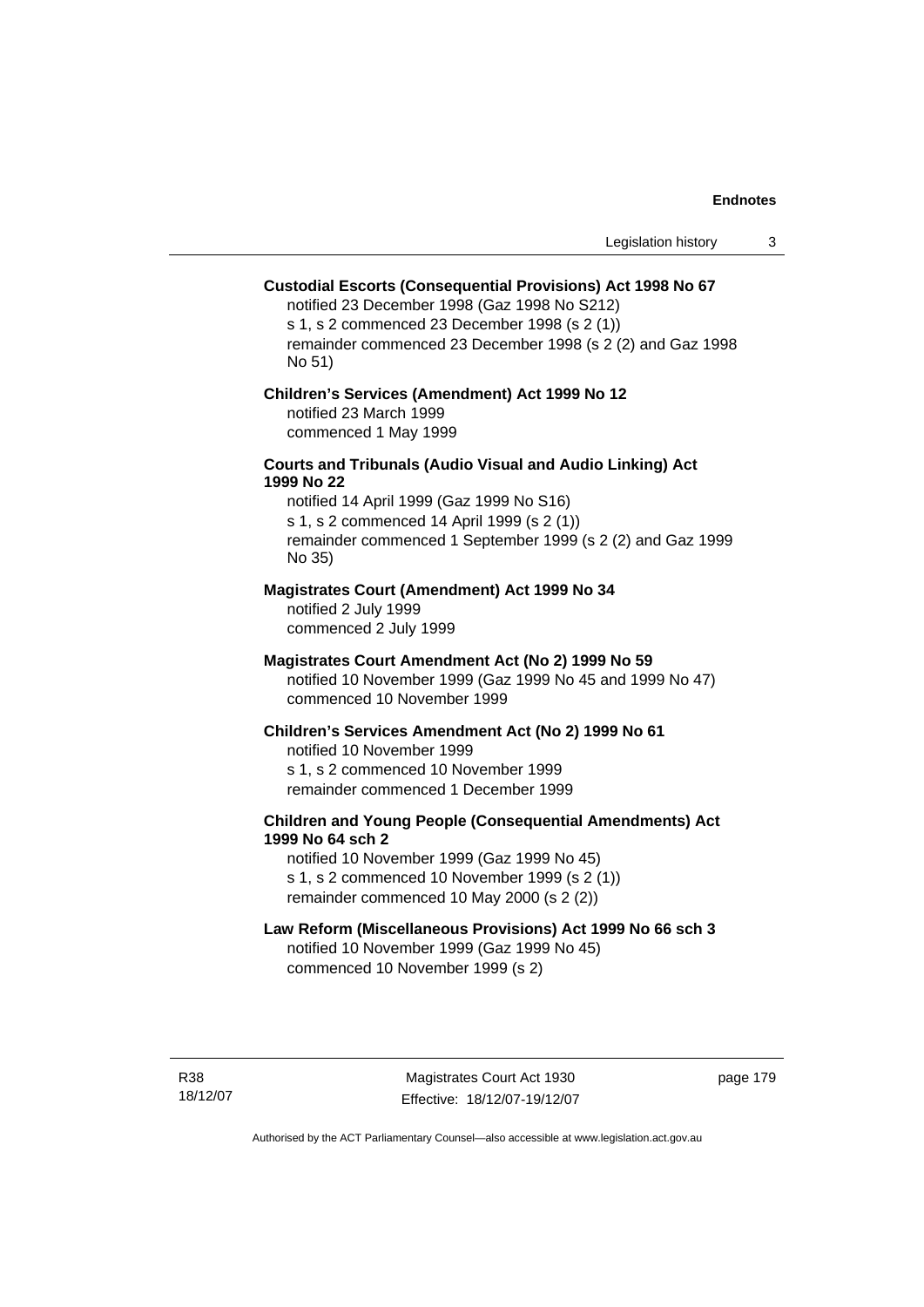**Custodial Escorts (Consequential Provisions) Act 1998 No 67**

notified 23 December 1998 (Gaz 1998 No S212)
s 1, s 2 commenced 23 December 1998 (s 2 (1))
remainder commenced 23 December 1998 (s 2 (2) and Gaz 1998 No 51)

**Children's Services (Amendment) Act 1999 No 12**

notified 23 March 1999
commenced 1 May 1999

**Courts and Tribunals (Audio Visual and Audio Linking) Act 1999 No 22**

notified 14 April 1999 (Gaz 1999 No S16)
s 1, s 2 commenced 14 April 1999 (s 2 (1))
remainder commenced 1 September 1999 (s 2 (2) and Gaz 1999 No 35)

**Magistrates Court (Amendment) Act 1999 No 34**

notified 2 July 1999
commenced 2 July 1999

**Magistrates Court Amendment Act (No 2) 1999 No 59**

notified 10 November 1999 (Gaz 1999 No 45 and 1999 No 47)
commenced 10 November 1999

**Children's Services Amendment Act (No 2) 1999 No 61**

notified 10 November 1999
s 1, s 2 commenced 10 November 1999
remainder commenced 1 December 1999

**Children and Young People (Consequential Amendments) Act 1999 No 64 sch 2**

notified 10 November 1999 (Gaz 1999 No 45)
s 1, s 2 commenced 10 November 1999 (s 2 (1))
remainder commenced 10 May 2000 (s 2 (2))

**Law Reform (Miscellaneous Provisions) Act 1999 No 66 sch 3**

notified 10 November 1999 (Gaz 1999 No 45)
commenced 10 November 1999 (s 2)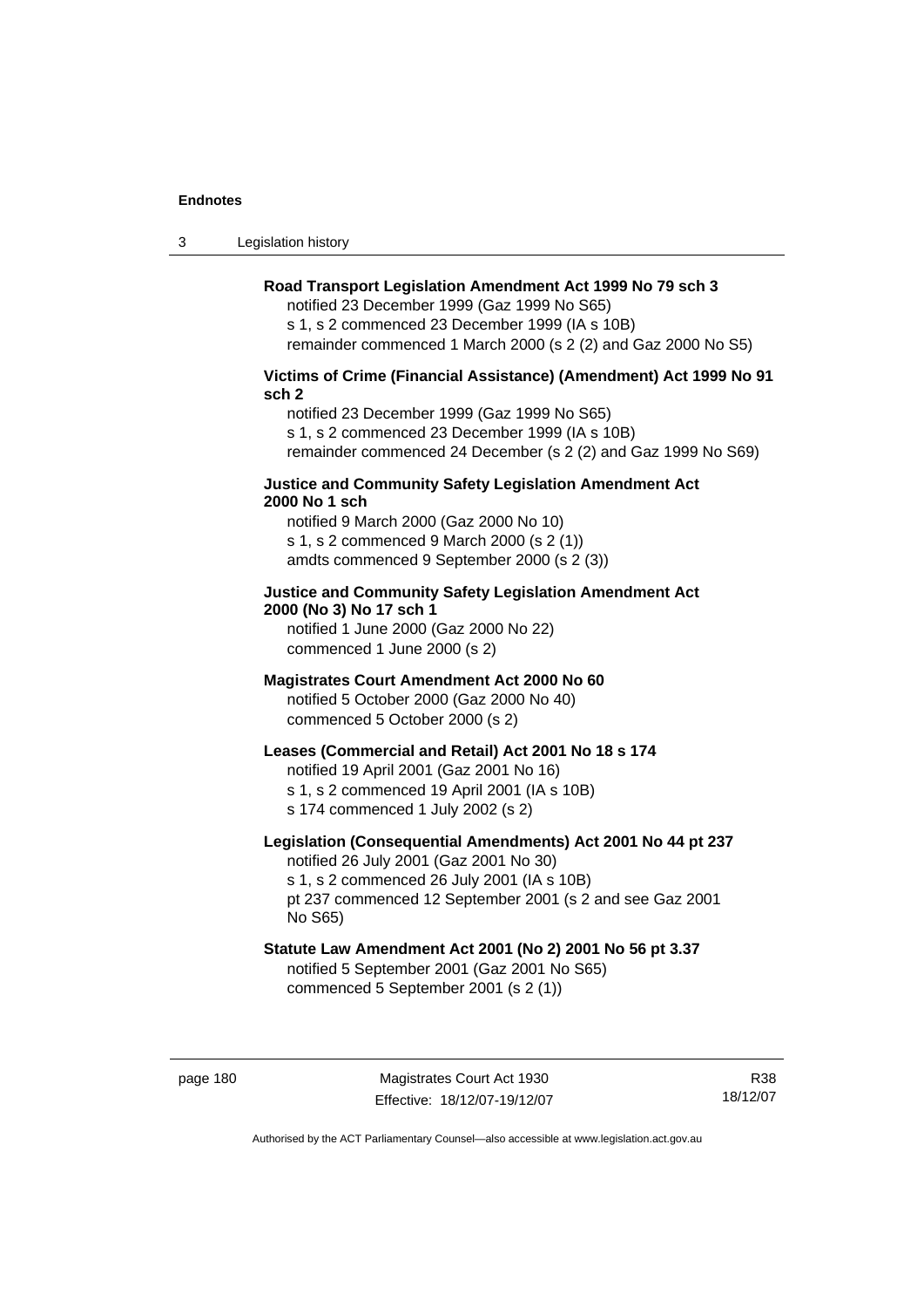**Road Transport Legislation Amendment Act 1999 No 79 sch 3**
notified 23 December 1999 (Gaz 1999 No S65)
s 1, s 2 commenced 23 December 1999 (IA s 10B)
remainder commenced 1 March 2000 (s 2 (2) and Gaz 2000 No S5)

**Victims of Crime (Financial Assistance) (Amendment) Act 1999 No 91 sch 2**
notified 23 December 1999 (Gaz 1999 No S65)
s 1, s 2 commenced 23 December 1999 (IA s 10B)
remainder commenced 24 December (s 2 (2) and Gaz 1999 No S69)

**Justice and Community Safety Legislation Amendment Act 2000 No 1 sch**
notified 9 March 2000 (Gaz 2000 No 10)
s 1, s 2 commenced 9 March 2000 (s 2 (1))
amdts commenced 9 September 2000 (s 2 (3))

**Justice and Community Safety Legislation Amendment Act 2000 (No 3) No 17 sch 1**
notified 1 June 2000 (Gaz 2000 No 22)
commenced 1 June 2000 (s 2)

**Magistrates Court Amendment Act 2000 No 60**
notified 5 October 2000 (Gaz 2000 No 40)
commenced 5 October 2000 (s 2)

**Leases (Commercial and Retail) Act 2001 No 18 s 174**
notified 19 April 2001 (Gaz 2001 No 16)
s 1, s 2 commenced 19 April 2001 (IA s 10B)
s 174 commenced 1 July 2002 (s 2)

**Legislation (Consequential Amendments) Act 2001 No 44 pt 237**
notified 26 July 2001 (Gaz 2001 No 30)
s 1, s 2 commenced 26 July 2001 (IA s 10B)
pt 237 commenced 12 September 2001 (s 2 and see Gaz 2001 No S65)

**Statute Law Amendment Act 2001 (No 2) 2001 No 56 pt 3.37**
notified 5 September 2001 (Gaz 2001 No S65)
commenced 5 September 2001 (s 2 (1))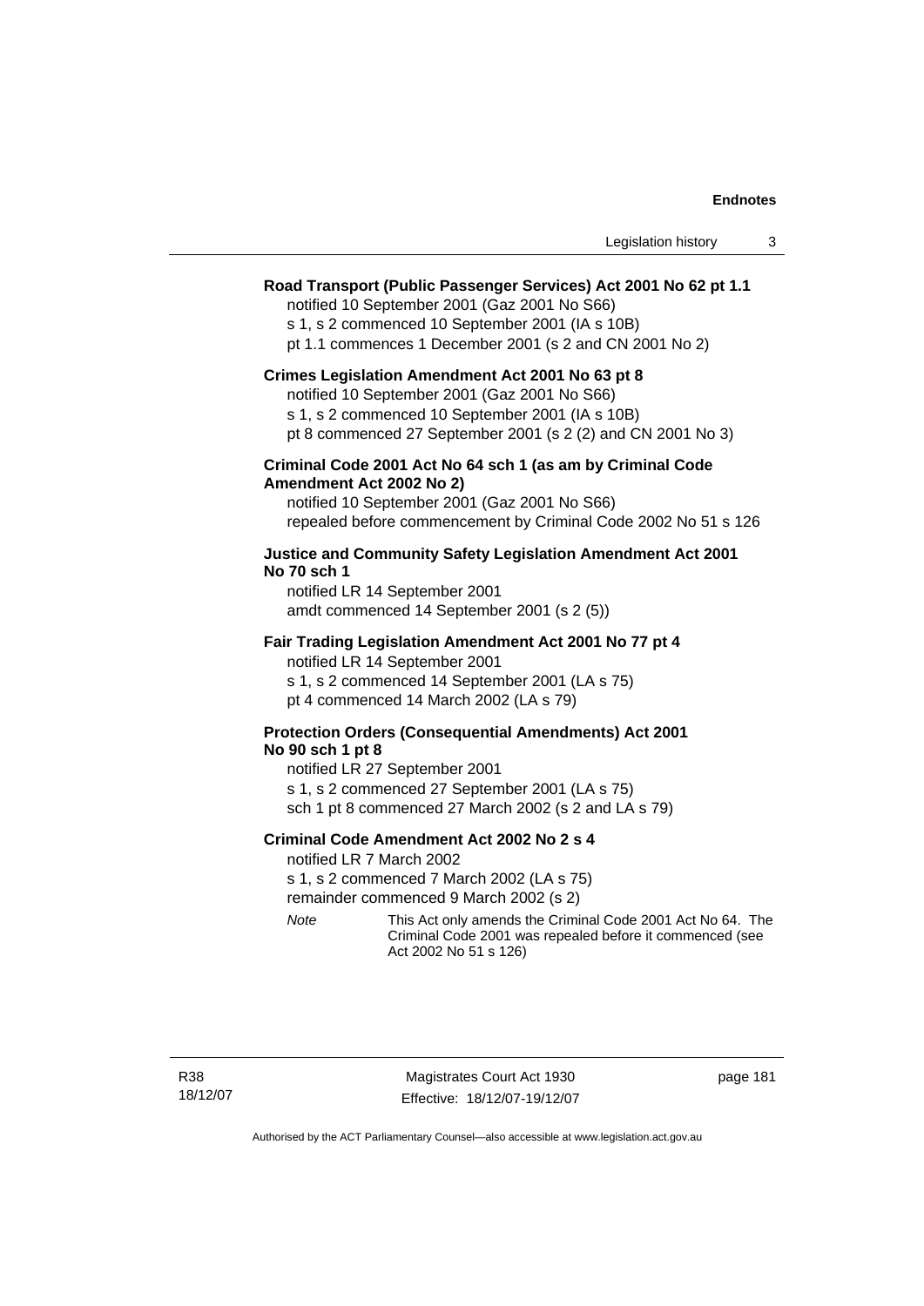**Road Transport (Public Passenger Services) Act 2001 No 62 pt 1.1**

notified 10 September 2001 (Gaz 2001 No S66)
s 1, s 2 commenced 10 September 2001 (IA s 10B)
pt 1.1 commences 1 December 2001 (s 2 and CN 2001 No 2)

**Crimes Legislation Amendment Act 2001 No 63 pt 8**

notified 10 September 2001 (Gaz 2001 No S66)
s 1, s 2 commenced 10 September 2001 (IA s 10B)
pt 8 commenced 27 September 2001 (s 2 (2) and CN 2001 No 3)

**Criminal Code 2001 Act No 64 sch 1 (as am by Criminal Code Amendment Act 2002 No 2)**

notified 10 September 2001 (Gaz 2001 No S66)
repealed before commencement by Criminal Code 2002 No 51 s 126

**Justice and Community Safety Legislation Amendment Act 2001 No 70 sch 1**

notified LR 14 September 2001
amdt commenced 14 September 2001 (s 2 (5))

**Fair Trading Legislation Amendment Act 2001 No 77 pt 4**

notified LR 14 September 2001
s 1, s 2 commenced 14 September 2001 (LA s 75)
pt 4 commenced 14 March 2002 (LA s 79)

**Protection Orders (Consequential Amendments) Act 2001 No 90 sch 1 pt 8**

notified LR 27 September 2001
s 1, s 2 commenced 27 September 2001 (LA s 75)
sch 1 pt 8 commenced 27 March 2002 (s 2 and LA s 79)

**Criminal Code Amendment Act 2002 No 2 s 4**

notified LR 7 March 2002
s 1, s 2 commenced 7 March 2002 (LA s 75)
remainder commenced 9 March 2002 (s 2)

*Note* This Act only amends the Criminal Code 2001 Act No 64. The Criminal Code 2001 was repealed before it commenced (see Act 2002 No 51 s 126)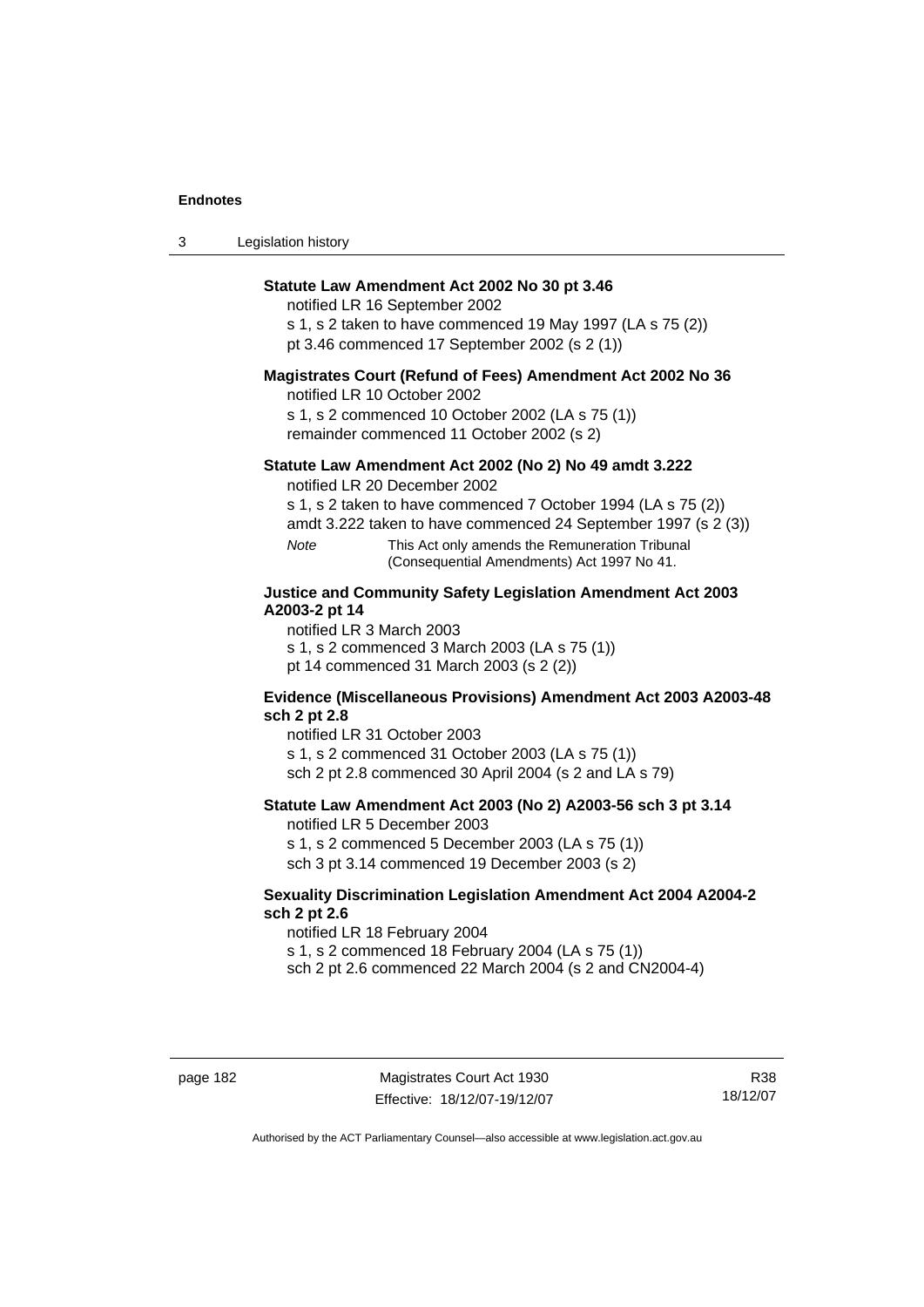**Statute Law Amendment Act 2002 No 30 pt 3.46**

notified LR 16 September 2002

s 1, s 2 taken to have commenced 19 May 1997 (LA s 75 (2))

pt 3.46 commenced 17 September 2002 (s 2 (1))

**Magistrates Court (Refund of Fees) Amendment Act 2002 No 36**

notified LR 10 October 2002

s 1, s 2 commenced 10 October 2002 (LA s 75 (1))

remainder commenced 11 October 2002 (s 2)

**Statute Law Amendment Act 2002 (No 2) No 49 amdt 3.222**

notified LR 20 December 2002

s 1, s 2 taken to have commenced 7 October 1994 (LA s 75 (2))

amdt 3.222 taken to have commenced 24 September 1997 (s 2 (3))

*Note* This Act only amends the Remuneration Tribunal (Consequential Amendments) Act 1997 No 41.

**Justice and Community Safety Legislation Amendment Act 2003 A2003-2 pt 14**

notified LR 3 March 2003

s 1, s 2 commenced 3 March 2003 (LA s 75 (1))

pt 14 commenced 31 March 2003 (s 2 (2))

**Evidence (Miscellaneous Provisions) Amendment Act 2003 A2003-48 sch 2 pt 2.8**

notified LR 31 October 2003

s 1, s 2 commenced 31 October 2003 (LA s 75 (1))

sch 2 pt 2.8 commenced 30 April 2004 (s 2 and LA s 79)

**Statute Law Amendment Act 2003 (No 2) A2003-56 sch 3 pt 3.14**

notified LR 5 December 2003

s 1, s 2 commenced 5 December 2003 (LA s 75 (1))

sch 3 pt 3.14 commenced 19 December 2003 (s 2)

**Sexuality Discrimination Legislation Amendment Act 2004 A2004-2 sch 2 pt 2.6**

notified LR 18 February 2004

s 1, s 2 commenced 18 February 2004 (LA s 75 (1))

sch 2 pt 2.6 commenced 22 March 2004 (s 2 and CN2004-4)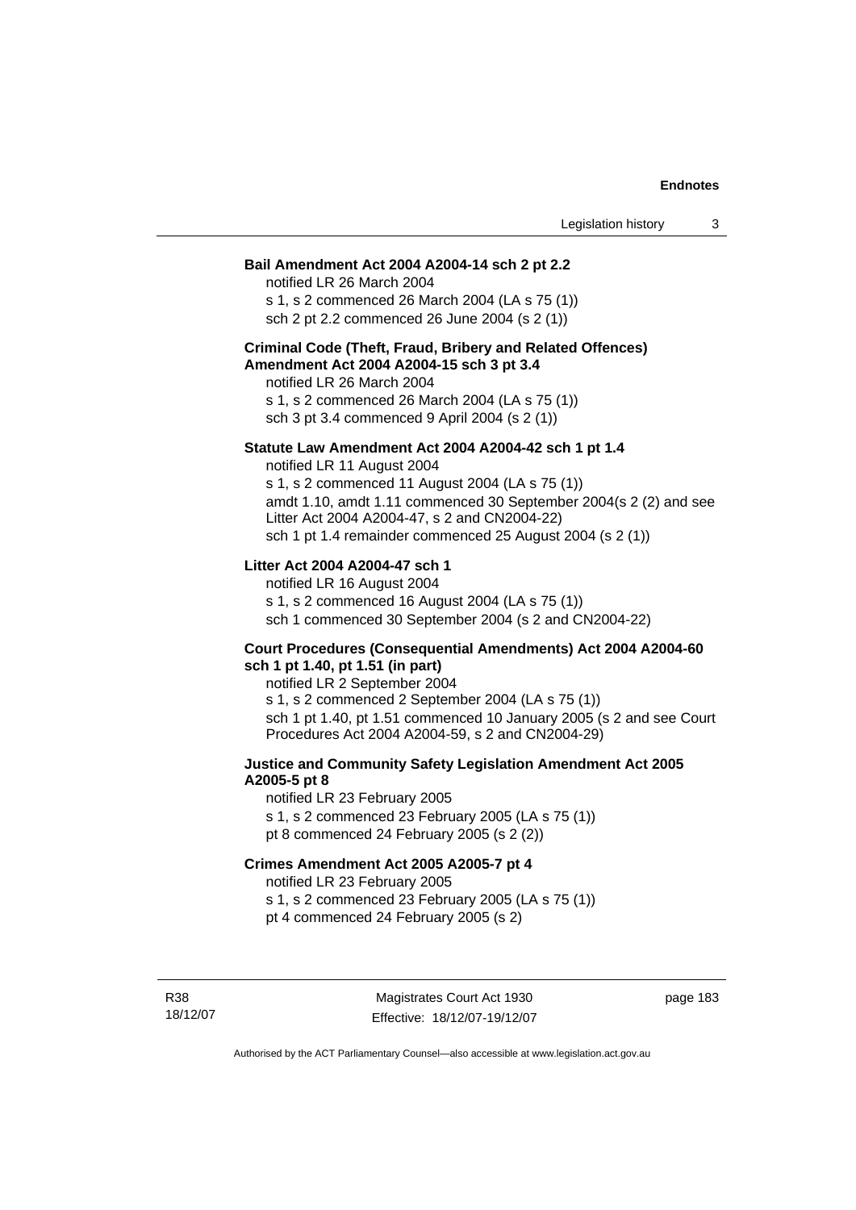**Bail Amendment Act 2004 A2004-14 sch 2 pt 2.2**

notified LR 26 March 2004

s 1, s 2 commenced 26 March 2004 (LA s 75 (1))

sch 2 pt 2.2 commenced 26 June 2004 (s 2 (1))

**Criminal Code (Theft, Fraud, Bribery and Related Offences) Amendment Act 2004 A2004-15 sch 3 pt 3.4**

notified LR 26 March 2004

s 1, s 2 commenced 26 March 2004 (LA s 75 (1))

sch 3 pt 3.4 commenced 9 April 2004 (s 2 (1))

**Statute Law Amendment Act 2004 A2004-42 sch 1 pt 1.4**

notified LR 11 August 2004

s 1, s 2 commenced 11 August 2004 (LA s 75 (1))

amdt 1.10, amdt 1.11 commenced 30 September 2004(s 2 (2) and see Litter Act 2004 A2004-47, s 2 and CN2004-22)

sch 1 pt 1.4 remainder commenced 25 August 2004 (s 2 (1))

**Litter Act 2004 A2004-47 sch 1**

notified LR 16 August 2004

s 1, s 2 commenced 16 August 2004 (LA s 75 (1))

sch 1 commenced 30 September 2004 (s 2 and CN2004-22)

**Court Procedures (Consequential Amendments) Act 2004 A2004-60 sch 1 pt 1.40, pt 1.51 (in part)**

notified LR 2 September 2004

s 1, s 2 commenced 2 September 2004 (LA s 75 (1))

sch 1 pt 1.40, pt 1.51 commenced 10 January 2005 (s 2 and see Court Procedures Act 2004 A2004-59, s 2 and CN2004-29)

**Justice and Community Safety Legislation Amendment Act 2005 A2005-5 pt 8**

notified LR 23 February 2005

s 1, s 2 commenced 23 February 2005 (LA s 75 (1))

pt 8 commenced 24 February 2005 (s 2 (2))

**Crimes Amendment Act 2005 A2005-7 pt 4**

notified LR 23 February 2005

s 1, s 2 commenced 23 February 2005 (LA s 75 (1))

pt 4 commenced 24 February 2005 (s 2)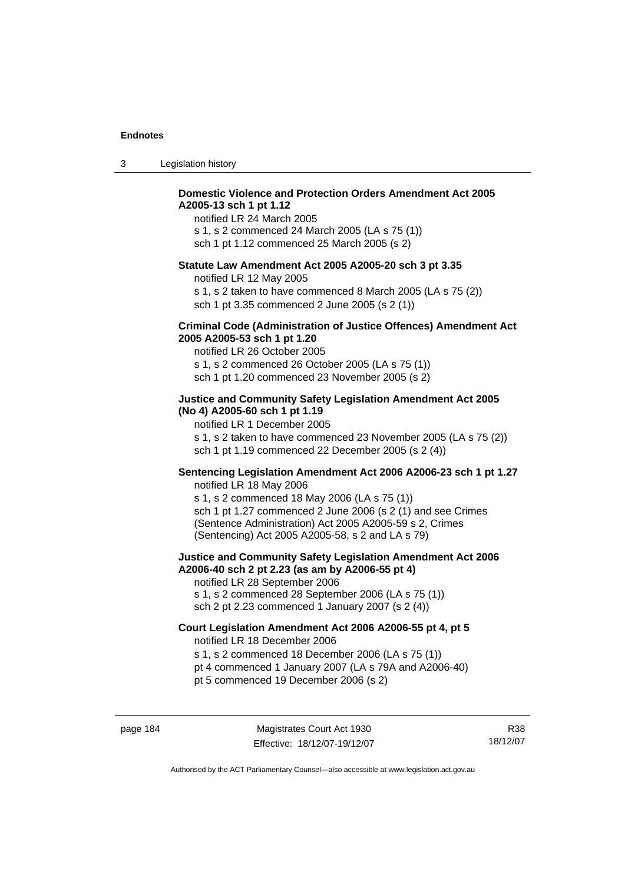**Domestic Violence and Protection Orders Amendment Act 2005 A2005-13 sch 1 pt 1.12**

notified LR 24 March 2005
s 1, s 2 commenced 24 March 2005 (LA s 75 (1))
sch 1 pt 1.12 commenced 25 March 2005 (s 2)

**Statute Law Amendment Act 2005 A2005-20 sch 3 pt 3.35**

notified LR 12 May 2005
s 1, s 2 taken to have commenced 8 March 2005 (LA s 75 (2))
sch 1 pt 3.35 commenced 2 June 2005 (s 2 (1))

**Criminal Code (Administration of Justice Offences) Amendment Act 2005 A2005-53 sch 1 pt 1.20**

notified LR 26 October 2005
s 1, s 2 commenced 26 October 2005 (LA s 75 (1))
sch 1 pt 1.20 commenced 23 November 2005 (s 2)

**Justice and Community Safety Legislation Amendment Act 2005 (No 4) A2005-60 sch 1 pt 1.19**

notified LR 1 December 2005
s 1, s 2 taken to have commenced 23 November 2005 (LA s 75 (2))
sch 1 pt 1.19 commenced 22 December 2005 (s 2 (4))

**Sentencing Legislation Amendment Act 2006 A2006-23 sch 1 pt 1.27**

notified LR 18 May 2006
s 1, s 2 commenced 18 May 2006 (LA s 75 (1))
sch 1 pt 1.27 commenced 2 June 2006 (s 2 (1) and see Crimes (Sentence Administration) Act 2005 A2005-59 s 2, Crimes (Sentencing) Act 2005 A2005-58, s 2 and LA s 79)

**Justice and Community Safety Legislation Amendment Act 2006 A2006-40 sch 2 pt 2.23 (as am by A2006-55 pt 4)**

notified LR 28 September 2006
s 1, s 2 commenced 28 September 2006 (LA s 75 (1))
sch 2 pt 2.23 commenced 1 January 2007 (s 2 (4))

**Court Legislation Amendment Act 2006 A2006-55 pt 4, pt 5**

notified LR 18 December 2006
s 1, s 2 commenced 18 December 2006 (LA s 75 (1))
pt 4 commenced 1 January 2007 (LA s 79A and A2006-40)
pt 5 commenced 19 December 2006 (s 2)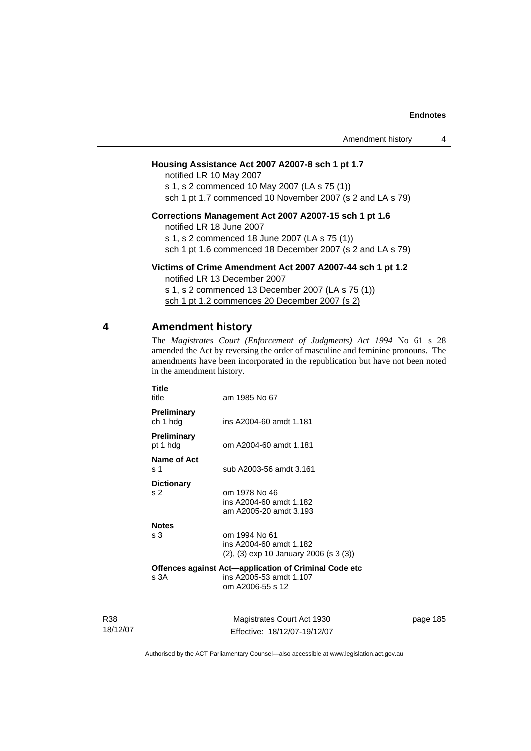**Housing Assistance Act 2007 A2007-8 sch 1 pt 1.7**

notified LR 10 May 2007
s 1, s 2 commenced 10 May 2007 (LA s 75 (1))
sch 1 pt 1.7 commenced 10 November 2007 (s 2 and LA s 79)

**Corrections Management Act 2007 A2007-15 sch 1 pt 1.6**

notified LR 18 June 2007
s 1, s 2 commenced 18 June 2007 (LA s 75 (1))
sch 1 pt 1.6 commenced 18 December 2007 (s 2 and LA s 79)

**Victims of Crime Amendment Act 2007 A2007-44 sch 1 pt 1.2**

notified LR 13 December 2007
s 1, s 2 commenced 13 December 2007 (LA s 75 (1))
sch 1 pt 1.2 commences 20 December 2007 (s 2)

## 4 Amendment history

The *Magistrates Court (Enforcement of Judgments) Act 1994* No 61 s 28 amended the Act by reversing the order of masculine and feminine pronouns. The amendments have been incorporated in the republication but have not been noted in the amendment history.

**Title**
title — am 1985 No 67

**Preliminary**
ch 1 hdg — ins A2004-60 amdt 1.181

**Preliminary**
pt 1 hdg — om A2004-60 amdt 1.181

**Name of Act**
s 1 — sub A2003-56 amdt 3.161

**Dictionary**
s 2 — om 1978 No 46
ins A2004-60 amdt 1.182
am A2005-20 amdt 3.193

**Notes**
s 3 — om 1994 No 61
ins A2004-60 amdt 1.182
(2), (3) exp 10 January 2006 (s 3 (3))

**Offences against Act—application of Criminal Code etc**
s 3A — ins A2005-53 amdt 1.107
om A2006-55 s 12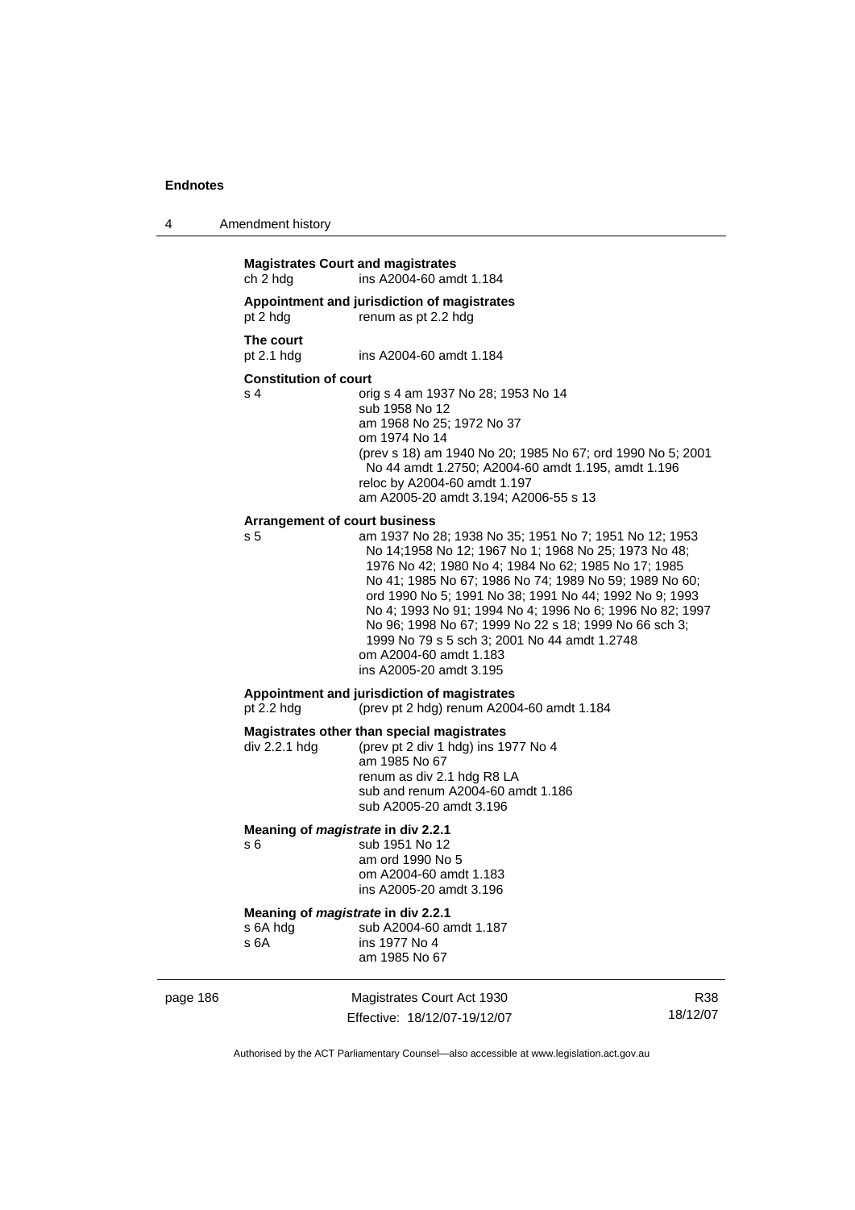**Magistrates Court and magistrates**
ch 2 hdg ins A2004-60 amdt 1.184

**Appointment and jurisdiction of magistrates**
pt 2 hdg renum as pt 2.2 hdg

**The court**
pt 2.1 hdg ins A2004-60 amdt 1.184

**Constitution of court**
s 4 orig s 4 am 1937 No 28; 1953 No 14
sub 1958 No 12
am 1968 No 25; 1972 No 37
om 1974 No 14
(prev s 18) am 1940 No 20; 1985 No 67; ord 1990 No 5; 2001 No 44 amdt 1.2750; A2004-60 amdt 1.195, amdt 1.196
reloc by A2004-60 amdt 1.197
am A2005-20 amdt 3.194; A2006-55 s 13

**Arrangement of court business**
s 5 am 1937 No 28; 1938 No 35; 1951 No 7; 1951 No 12; 1953 No 14;1958 No 12; 1967 No 1; 1968 No 25; 1973 No 48; 1976 No 42; 1980 No 4; 1984 No 62; 1985 No 17; 1985 No 41; 1985 No 67; 1986 No 74; 1989 No 59; 1989 No 60; ord 1990 No 5; 1991 No 38; 1991 No 44; 1992 No 9; 1993 No 4; 1993 No 91; 1994 No 4; 1996 No 6; 1996 No 82; 1997 No 96; 1998 No 67; 1999 No 22 s 18; 1999 No 66 sch 3; 1999 No 79 s 5 sch 3; 2001 No 44 amdt 1.2748
om A2004-60 amdt 1.183
ins A2005-20 amdt 3.195

**Appointment and jurisdiction of magistrates**
pt 2.2 hdg (prev pt 2 hdg) renum A2004-60 amdt 1.184

**Magistrates other than special magistrates**
div 2.2.1 hdg (prev pt 2 div 1 hdg) ins 1977 No 4
am 1985 No 67
renum as div 2.1 hdg R8 LA
sub and renum A2004-60 amdt 1.186
sub A2005-20 amdt 3.196

**Meaning of *magistrate* in div 2.2.1**
s 6 sub 1951 No 12
am ord 1990 No 5
om A2004-60 amdt 1.183
ins A2005-20 amdt 3.196

**Meaning of *magistrate* in div 2.2.1**
s 6A hdg sub A2004-60 amdt 1.187
s 6A ins 1977 No 4
am 1985 No 67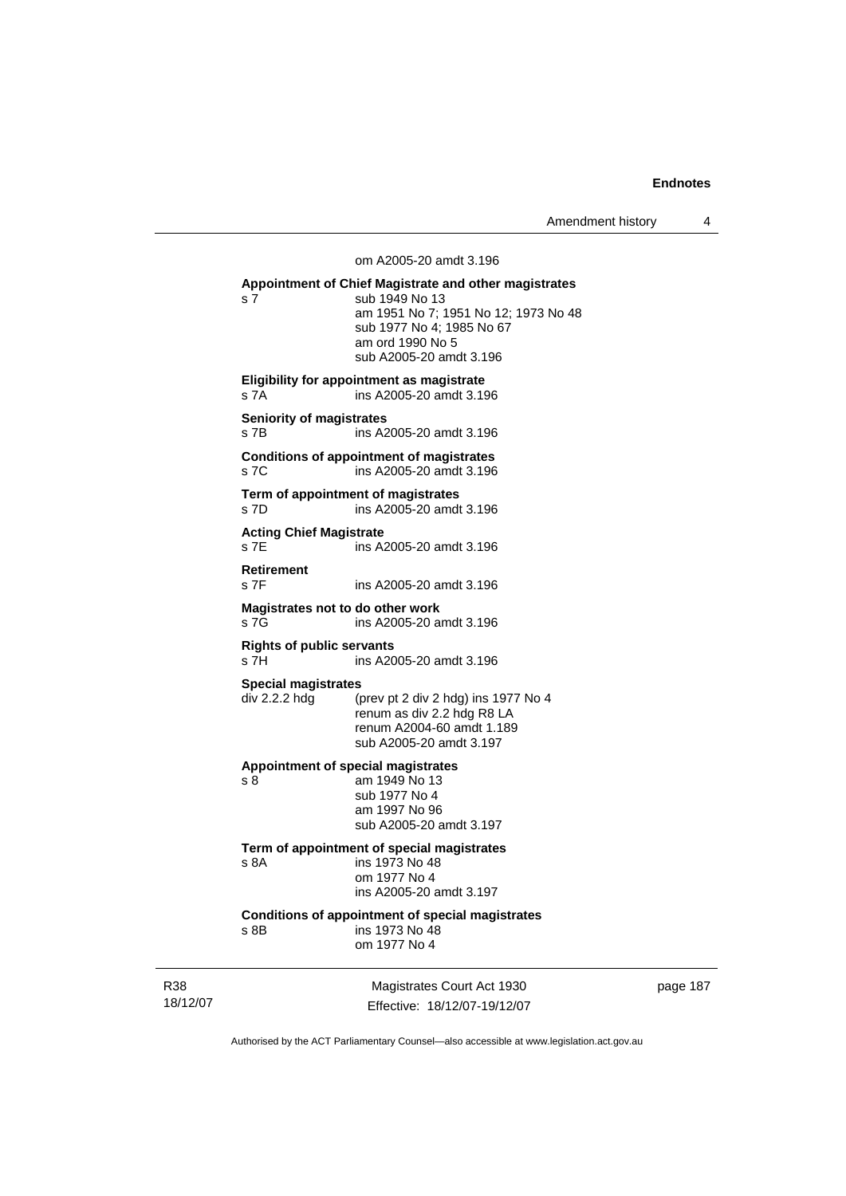om A2005-20 amdt 3.196

**Appointment of Chief Magistrate and other magistrates**

s 7 sub 1949 No 13
am 1951 No 7; 1951 No 12; 1973 No 48
sub 1977 No 4; 1985 No 67
am ord 1990 No 5
sub A2005-20 amdt 3.196

**Eligibility for appointment as magistrate**

s 7A ins A2005-20 amdt 3.196

**Seniority of magistrates**

s 7B ins A2005-20 amdt 3.196

**Conditions of appointment of magistrates**

s 7C ins A2005-20 amdt 3.196

**Term of appointment of magistrates**

s 7D ins A2005-20 amdt 3.196

**Acting Chief Magistrate**

s 7E ins A2005-20 amdt 3.196

**Retirement**

s 7F ins A2005-20 amdt 3.196

**Magistrates not to do other work**

s 7G ins A2005-20 amdt 3.196

**Rights of public servants**

s 7H ins A2005-20 amdt 3.196

**Special magistrates**

div 2.2.2 hdg (prev pt 2 div 2 hdg) ins 1977 No 4
renum as div 2.2 hdg R8 LA
renum A2004-60 amdt 1.189
sub A2005-20 amdt 3.197

**Appointment of special magistrates**

s 8 am 1949 No 13
sub 1977 No 4
am 1997 No 96
sub A2005-20 amdt 3.197

**Term of appointment of special magistrates**

s 8A ins 1973 No 48
om 1977 No 4
ins A2005-20 amdt 3.197

**Conditions of appointment of special magistrates**

s 8B ins 1973 No 48
om 1977 No 4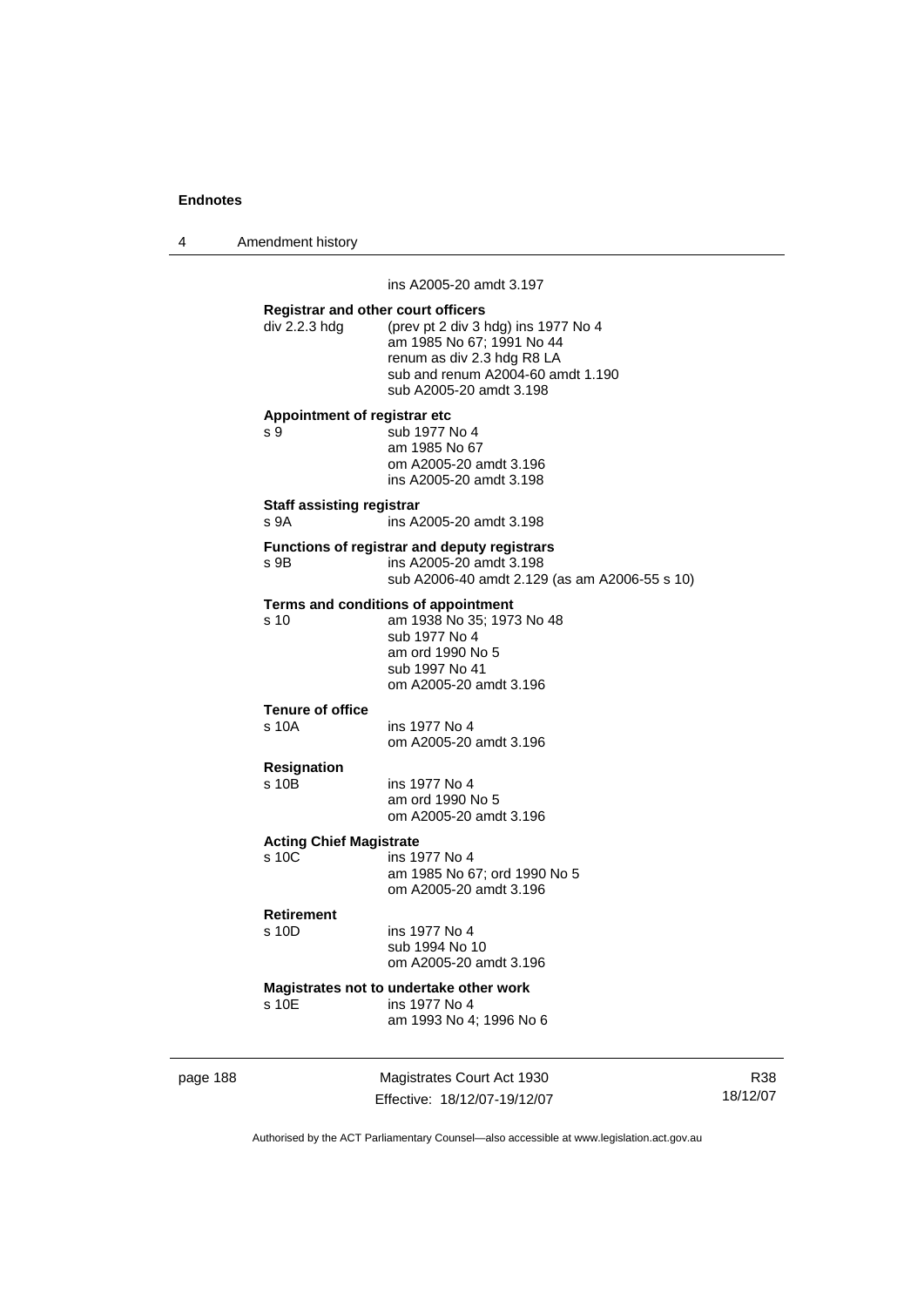ins A2005-20 amdt 3.197

**Registrar and other court officers**

div 2.2.3 hdg (prev pt 2 div 3 hdg) ins 1977 No 4
am 1985 No 67; 1991 No 44
renum as div 2.3 hdg R8 LA
sub and renum A2004-60 amdt 1.190
sub A2005-20 amdt 3.198

**Appointment of registrar etc**

s 9 sub 1977 No 4
am 1985 No 67
om A2005-20 amdt 3.196
ins A2005-20 amdt 3.198

**Staff assisting registrar**

s 9A ins A2005-20 amdt 3.198

**Functions of registrar and deputy registrars**

s 9B ins A2005-20 amdt 3.198
sub A2006-40 amdt 2.129 (as am A2006-55 s 10)

**Terms and conditions of appointment**

s 10 am 1938 No 35; 1973 No 48
sub 1977 No 4
am ord 1990 No 5
sub 1997 No 41
om A2005-20 amdt 3.196

**Tenure of office**

s 10A ins 1977 No 4
om A2005-20 amdt 3.196

**Resignation**

s 10B ins 1977 No 4
am ord 1990 No 5
om A2005-20 amdt 3.196

**Acting Chief Magistrate**

s 10C ins 1977 No 4
am 1985 No 67; ord 1990 No 5
om A2005-20 amdt 3.196

**Retirement**

s 10D ins 1977 No 4
sub 1994 No 10
om A2005-20 amdt 3.196

**Magistrates not to undertake other work**

s 10E ins 1977 No 4
am 1993 No 4; 1996 No 6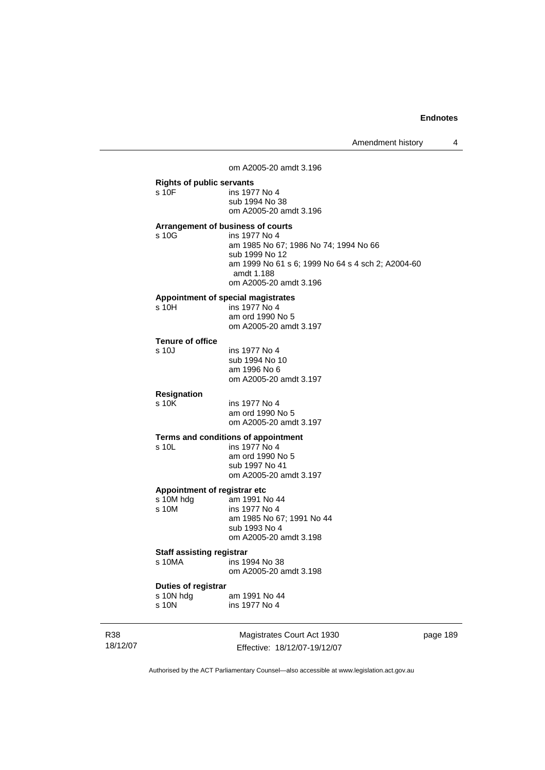om A2005-20 amdt 3.196

**Rights of public servants**
s 10F ins 1977 No 4
sub 1994 No 38
om A2005-20 amdt 3.196

**Arrangement of business of courts**
s 10G ins 1977 No 4
am 1985 No 67; 1986 No 74; 1994 No 66
sub 1999 No 12
am 1999 No 61 s 6; 1999 No 64 s 4 sch 2; A2004-60 amdt 1.188
om A2005-20 amdt 3.196

**Appointment of special magistrates**
s 10H ins 1977 No 4
am ord 1990 No 5
om A2005-20 amdt 3.197

**Tenure of office**
s 10J ins 1977 No 4
sub 1994 No 10
am 1996 No 6
om A2005-20 amdt 3.197

**Resignation**
s 10K ins 1977 No 4
am ord 1990 No 5
om A2005-20 amdt 3.197

**Terms and conditions of appointment**
s 10L ins 1977 No 4
am ord 1990 No 5
sub 1997 No 41
om A2005-20 amdt 3.197

**Appointment of registrar etc**
s 10M hdg am 1991 No 44
s 10M ins 1977 No 4
am 1985 No 67; 1991 No 44
sub 1993 No 4
om A2005-20 amdt 3.198

**Staff assisting registrar**
s 10MA ins 1994 No 38
om A2005-20 amdt 3.198

**Duties of registrar**
s 10N hdg am 1991 No 44
s 10N ins 1977 No 4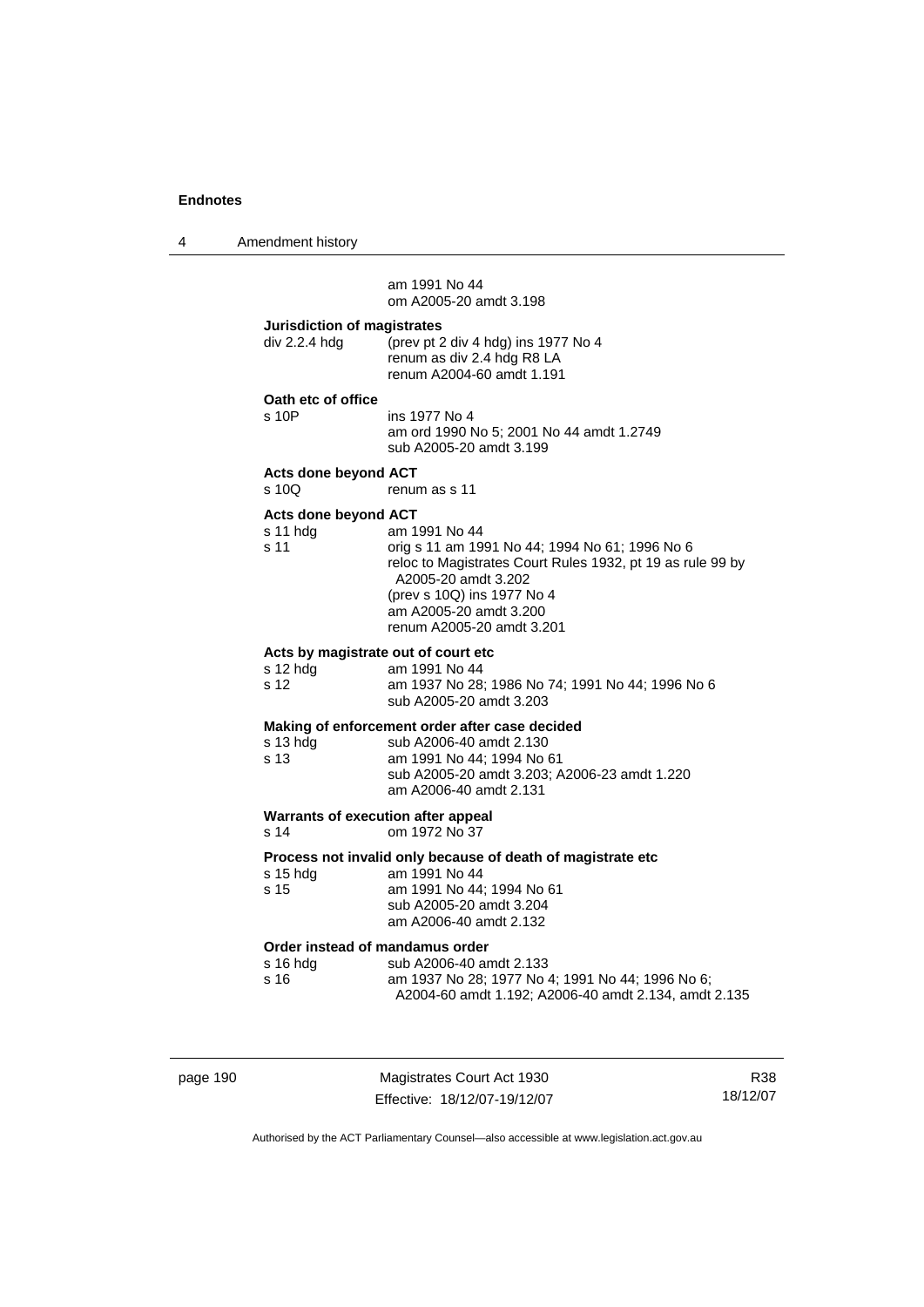am 1991 No 44
om A2005-20 amdt 3.198

**Jurisdiction of magistrates**

| | |
|---|---|
| div 2.2.4 hdg | (prev pt 2 div 4 hdg) ins 1977 No 4<br>renum as div 2.4 hdg R8 LA<br>renum A2004-60 amdt 1.191 |

**Oath etc of office**

| | |
|---|---|
| s 10P | ins 1977 No 4<br>am ord 1990 No 5; 2001 No 44 amdt 1.2749<br>sub A2005-20 amdt 3.199 |

**Acts done beyond ACT**

| | |
|---|---|
| s 10Q | renum as s 11 |

**Acts done beyond ACT**

| | |
|---|---|
| s 11 hdg | am 1991 No 44 |
| s 11 | orig s 11 am 1991 No 44; 1994 No 61; 1996 No 6<br>reloc to Magistrates Court Rules 1932, pt 19 as rule 99 by A2005-20 amdt 3.202<br>(prev s 10Q) ins 1977 No 4<br>am A2005-20 amdt 3.200<br>renum A2005-20 amdt 3.201 |

**Acts by magistrate out of court etc**

| | |
|---|---|
| s 12 hdg | am 1991 No 44 |
| s 12 | am 1937 No 28; 1986 No 74; 1991 No 44; 1996 No 6<br>sub A2005-20 amdt 3.203 |

**Making of enforcement order after case decided**

| | |
|---|---|
| s 13 hdg | sub A2006-40 amdt 2.130 |
| s 13 | am 1991 No 44; 1994 No 61<br>sub A2005-20 amdt 3.203; A2006-23 amdt 1.220<br>am A2006-40 amdt 2.131 |

**Warrants of execution after appeal**

| | |
|---|---|
| s 14 | om 1972 No 37 |

**Process not invalid only because of death of magistrate etc**

| | |
|---|---|
| s 15 hdg | am 1991 No 44 |
| s 15 | am 1991 No 44; 1994 No 61<br>sub A2005-20 amdt 3.204<br>am A2006-40 amdt 2.132 |

**Order instead of mandamus order**

| | |
|---|---|
| s 16 hdg | sub A2006-40 amdt 2.133 |
| s 16 | am 1937 No 28; 1977 No 4; 1991 No 44; 1996 No 6; A2004-60 amdt 1.192; A2006-40 amdt 2.134, amdt 2.135 |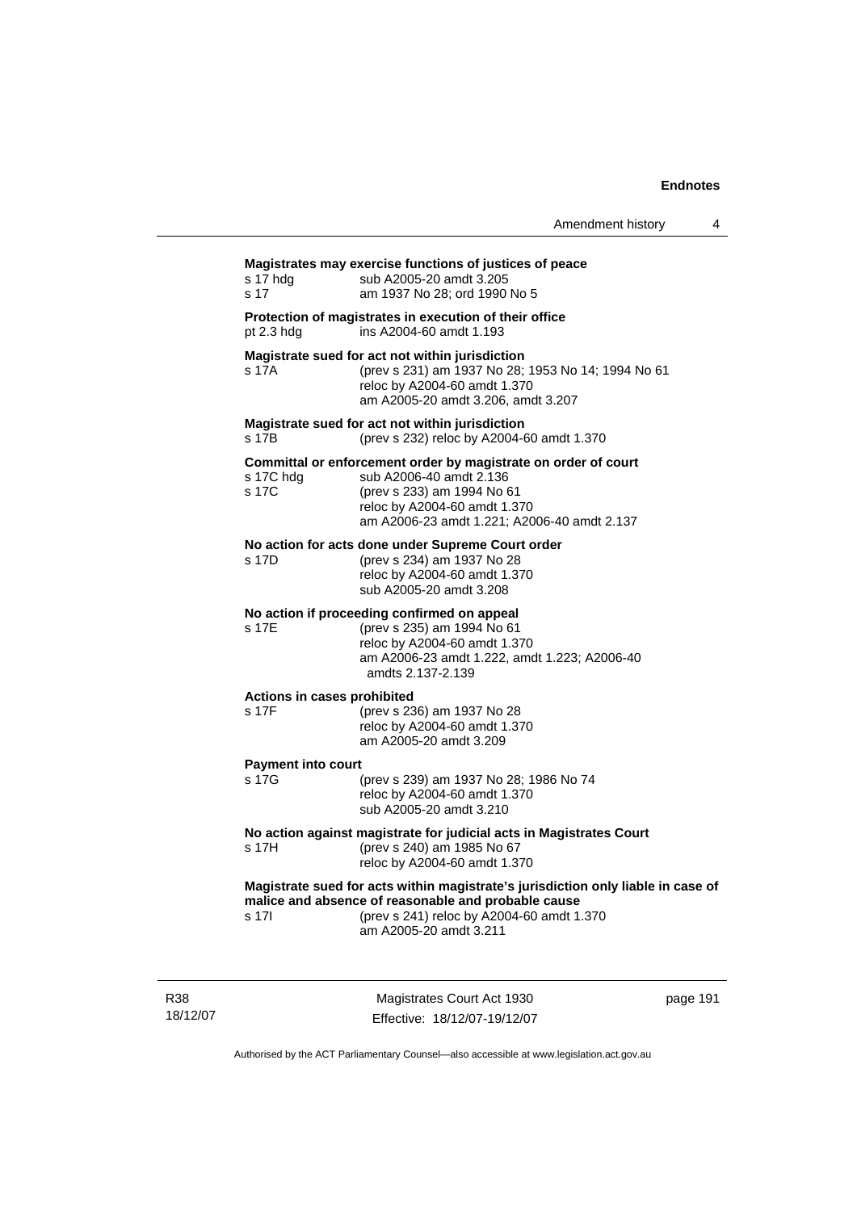**Magistrates may exercise functions of justices of peace**

s 17 hdg sub A2005-20 amdt 3.205
s 17 am 1937 No 28; ord 1990 No 5

**Protection of magistrates in execution of their office**

pt 2.3 hdg ins A2004-60 amdt 1.193

**Magistrate sued for act not within jurisdiction**

s 17A (prev s 231) am 1937 No 28; 1953 No 14; 1994 No 61
reloc by A2004-60 amdt 1.370
am A2005-20 amdt 3.206, amdt 3.207

**Magistrate sued for act not within jurisdiction**

s 17B (prev s 232) reloc by A2004-60 amdt 1.370

**Committal or enforcement order by magistrate on order of court**

s 17C hdg sub A2006-40 amdt 2.136
s 17C (prev s 233) am 1994 No 61
reloc by A2004-60 amdt 1.370
am A2006-23 amdt 1.221; A2006-40 amdt 2.137

**No action for acts done under Supreme Court order**

s 17D (prev s 234) am 1937 No 28
reloc by A2004-60 amdt 1.370
sub A2005-20 amdt 3.208

**No action if proceeding confirmed on appeal**

s 17E (prev s 235) am 1994 No 61
reloc by A2004-60 amdt 1.370
am A2006-23 amdt 1.222, amdt 1.223; A2006-40 amdts 2.137-2.139

**Actions in cases prohibited**

s 17F (prev s 236) am 1937 No 28
reloc by A2004-60 amdt 1.370
am A2005-20 amdt 3.209

**Payment into court**

s 17G (prev s 239) am 1937 No 28; 1986 No 74
reloc by A2004-60 amdt 1.370
sub A2005-20 amdt 3.210

**No action against magistrate for judicial acts in Magistrates Court**

s 17H (prev s 240) am 1985 No 67
reloc by A2004-60 amdt 1.370

**Magistrate sued for acts within magistrate's jurisdiction only liable in case of malice and absence of reasonable and probable cause**

s 17I (prev s 241) reloc by A2004-60 amdt 1.370
am A2005-20 amdt 3.211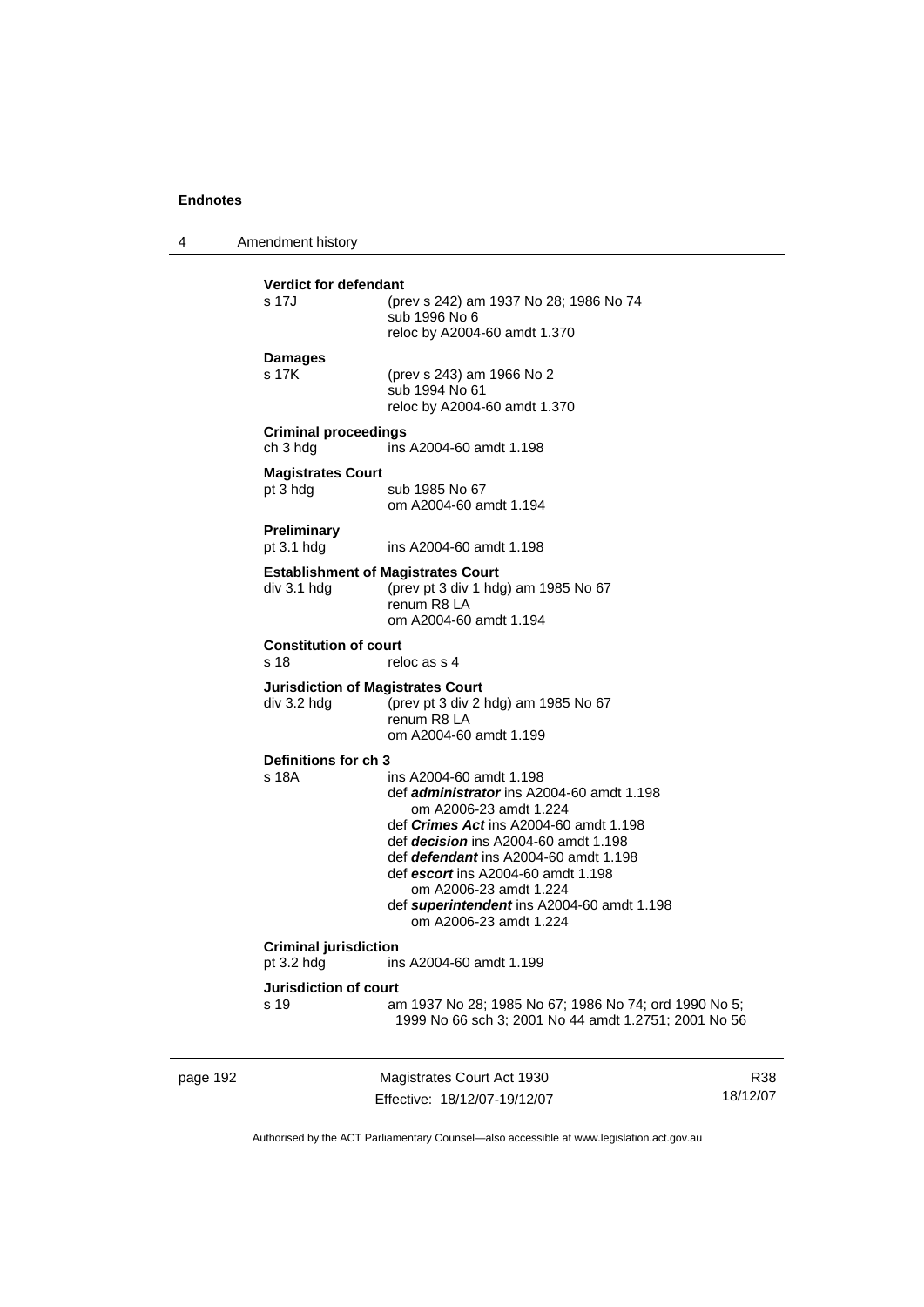**Verdict for defendant**

s 17J (prev s 242) am 1937 No 28; 1986 No 74
sub 1996 No 6
reloc by A2004-60 amdt 1.370

**Damages**

s 17K (prev s 243) am 1966 No 2
sub 1994 No 61
reloc by A2004-60 amdt 1.370

**Criminal proceedings**

ch 3 hdg ins A2004-60 amdt 1.198

**Magistrates Court**

pt 3 hdg sub 1985 No 67
om A2004-60 amdt 1.194

**Preliminary**

pt 3.1 hdg ins A2004-60 amdt 1.198

**Establishment of Magistrates Court**

div 3.1 hdg (prev pt 3 div 1 hdg) am 1985 No 67
renum R8 LA
om A2004-60 amdt 1.194

**Constitution of court**

s 18 reloc as s 4

**Jurisdiction of Magistrates Court**

div 3.2 hdg (prev pt 3 div 2 hdg) am 1985 No 67
renum R8 LA
om A2004-60 amdt 1.199

**Definitions for ch 3**

s 18A ins A2004-60 amdt 1.198
def ***administrator*** ins A2004-60 amdt 1.198
om A2006-23 amdt 1.224
def ***Crimes Act*** ins A2004-60 amdt 1.198
def ***decision*** ins A2004-60 amdt 1.198
def ***defendant*** ins A2004-60 amdt 1.198
def ***escort*** ins A2004-60 amdt 1.198
om A2006-23 amdt 1.224
def ***superintendent*** ins A2004-60 amdt 1.198
om A2006-23 amdt 1.224

**Criminal jurisdiction**

pt 3.2 hdg ins A2004-60 amdt 1.199

**Jurisdiction of court**

s 19 am 1937 No 28; 1985 No 67; 1986 No 74; ord 1990 No 5; 1999 No 66 sch 3; 2001 No 44 amdt 1.2751; 2001 No 56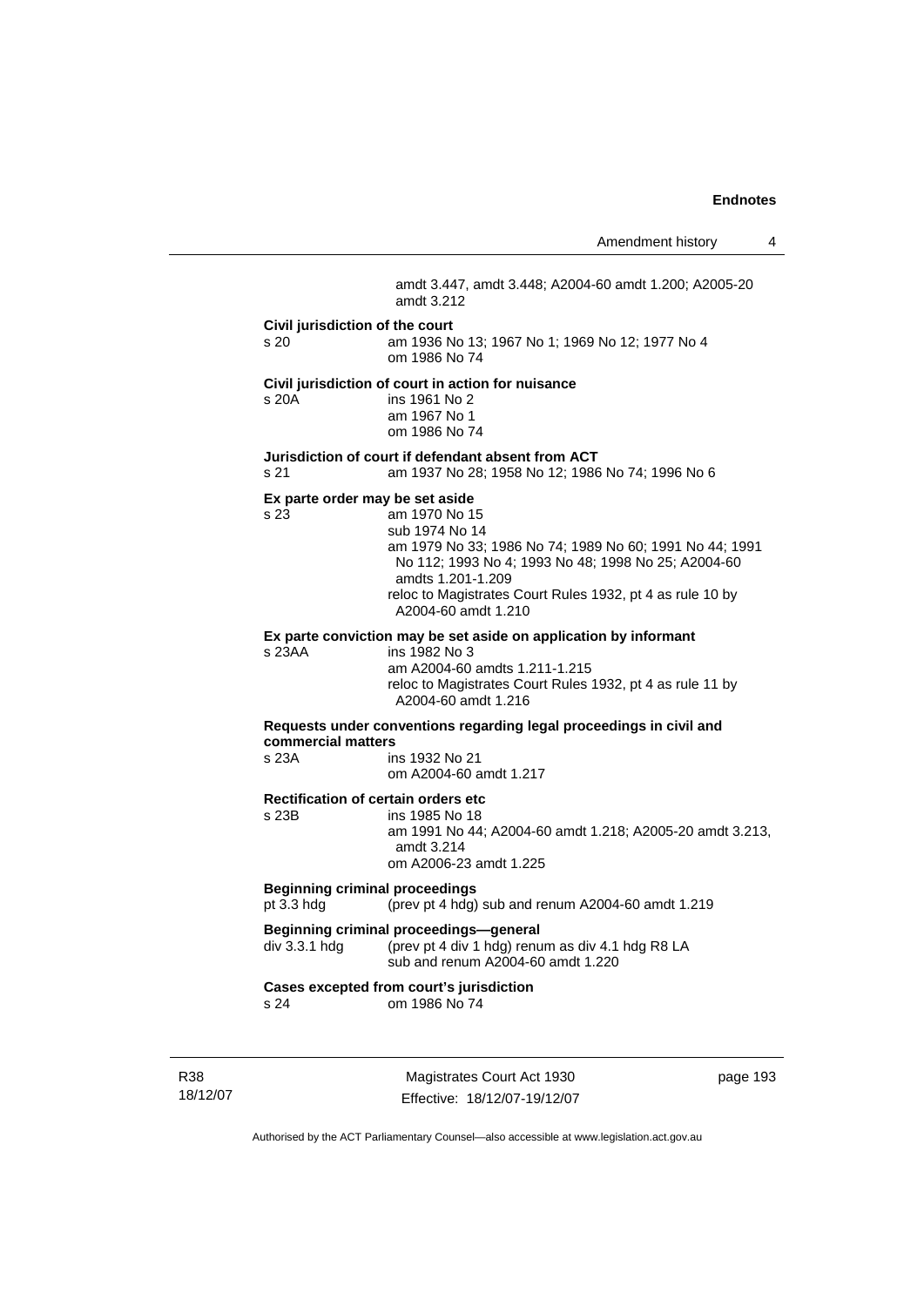amdt 3.447, amdt 3.448; A2004-60 amdt 1.200; A2005-20 amdt 3.212

**Civil jurisdiction of the court**

s 20 am 1936 No 13; 1967 No 1; 1969 No 12; 1977 No 4
om 1986 No 74

**Civil jurisdiction of court in action for nuisance**

s 20A ins 1961 No 2
am 1967 No 1
om 1986 No 74

**Jurisdiction of court if defendant absent from ACT**

s 21 am 1937 No 28; 1958 No 12; 1986 No 74; 1996 No 6

**Ex parte order may be set aside**

s 23 am 1970 No 15
sub 1974 No 14
am 1979 No 33; 1986 No 74; 1989 No 60; 1991 No 44; 1991 No 112; 1993 No 4; 1993 No 48; 1998 No 25; A2004-60 amdts 1.201-1.209
reloc to Magistrates Court Rules 1932, pt 4 as rule 10 by A2004-60 amdt 1.210

**Ex parte conviction may be set aside on application by informant**

s 23AA ins 1982 No 3
am A2004-60 amdts 1.211-1.215
reloc to Magistrates Court Rules 1932, pt 4 as rule 11 by A2004-60 amdt 1.216

**Requests under conventions regarding legal proceedings in civil and commercial matters**

s 23A ins 1932 No 21
om A2004-60 amdt 1.217

**Rectification of certain orders etc**

s 23B ins 1985 No 18
am 1991 No 44; A2004-60 amdt 1.218; A2005-20 amdt 3.213, amdt 3.214
om A2006-23 amdt 1.225

**Beginning criminal proceedings**

pt 3.3 hdg (prev pt 4 hdg) sub and renum A2004-60 amdt 1.219

**Beginning criminal proceedings—general**

div 3.3.1 hdg (prev pt 4 div 1 hdg) renum as div 4.1 hdg R8 LA
sub and renum A2004-60 amdt 1.220

**Cases excepted from court's jurisdiction**

s 24 om 1986 No 74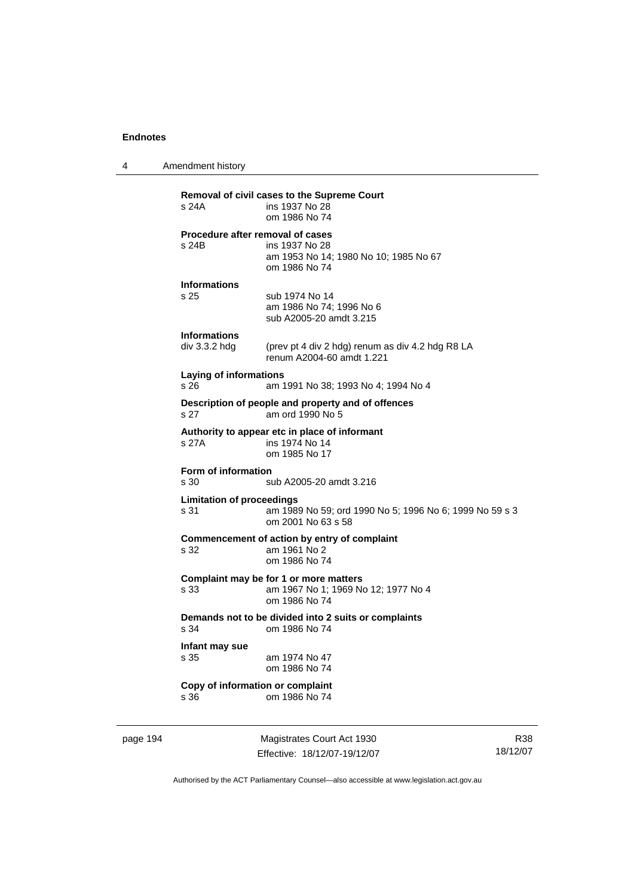**Removal of civil cases to the Supreme Court**
s 24A ins 1937 No 28
om 1986 No 74

**Procedure after removal of cases**
s 24B ins 1937 No 28
am 1953 No 14; 1980 No 10; 1985 No 67
om 1986 No 74

**Informations**
s 25 sub 1974 No 14
am 1986 No 74; 1996 No 6
sub A2005-20 amdt 3.215

**Informations**
div 3.3.2 hdg (prev pt 4 div 2 hdg) renum as div 4.2 hdg R8 LA
renum A2004-60 amdt 1.221

**Laying of informations**
s 26 am 1991 No 38; 1993 No 4; 1994 No 4

**Description of people and property and of offences**
s 27 am ord 1990 No 5

**Authority to appear etc in place of informant**
s 27A ins 1974 No 14
om 1985 No 17

**Form of information**
s 30 sub A2005-20 amdt 3.216

**Limitation of proceedings**
s 31 am 1989 No 59; ord 1990 No 5; 1996 No 6; 1999 No 59 s 3
om 2001 No 63 s 58

**Commencement of action by entry of complaint**
s 32 am 1961 No 2
om 1986 No 74

**Complaint may be for 1 or more matters**
s 33 am 1967 No 1; 1969 No 12; 1977 No 4
om 1986 No 74

**Demands not to be divided into 2 suits or complaints**
s 34 om 1986 No 74

**Infant may sue**
s 35 am 1974 No 47
om 1986 No 74

**Copy of information or complaint**
s 36 om 1986 No 74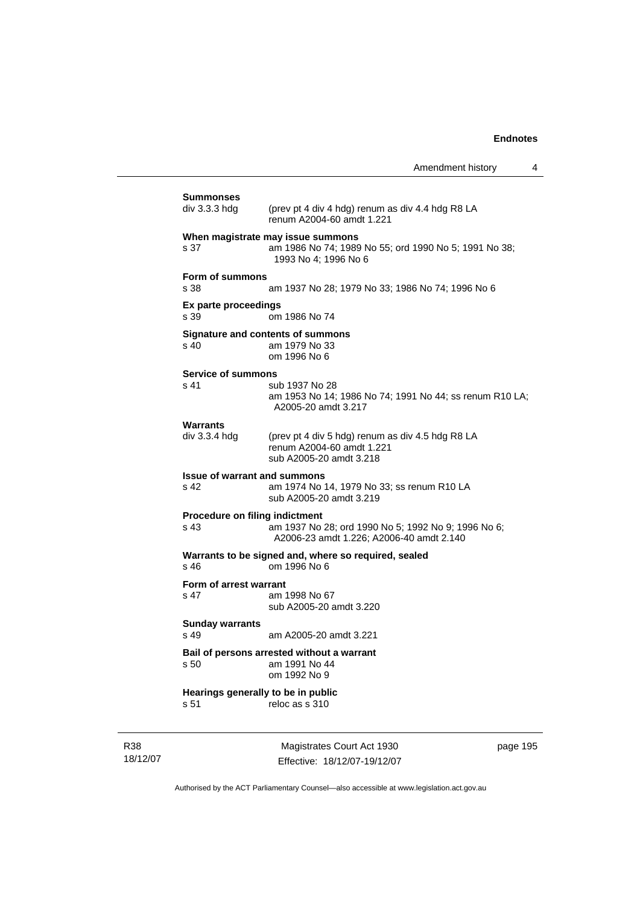**Summonses**

div 3.3.3 hdg — (prev pt 4 div 4 hdg) renum as div 4.4 hdg R8 LA
renum A2004-60 amdt 1.221

**When magistrate may issue summons**

s 37 — am 1986 No 74; 1989 No 55; ord 1990 No 5; 1991 No 38; 1993 No 4; 1996 No 6

**Form of summons**

s 38 — am 1937 No 28; 1979 No 33; 1986 No 74; 1996 No 6

**Ex parte proceedings**

s 39 — om 1986 No 74

**Signature and contents of summons**

s 40 — am 1979 No 33
om 1996 No 6

**Service of summons**

s 41 — sub 1937 No 28
am 1953 No 14; 1986 No 74; 1991 No 44; ss renum R10 LA; A2005-20 amdt 3.217

**Warrants**

div 3.3.4 hdg — (prev pt 4 div 5 hdg) renum as div 4.5 hdg R8 LA
renum A2004-60 amdt 1.221
sub A2005-20 amdt 3.218

**Issue of warrant and summons**

s 42 — am 1974 No 14, 1979 No 33; ss renum R10 LA
sub A2005-20 amdt 3.219

**Procedure on filing indictment**

s 43 — am 1937 No 28; ord 1990 No 5; 1992 No 9; 1996 No 6; A2006-23 amdt 1.226; A2006-40 amdt 2.140

**Warrants to be signed and, where so required, sealed**

s 46 — om 1996 No 6

**Form of arrest warrant**

s 47 — am 1998 No 67
sub A2005-20 amdt 3.220

**Sunday warrants**

s 49 — am A2005-20 amdt 3.221

**Bail of persons arrested without a warrant**

s 50 — am 1991 No 44
om 1992 No 9

**Hearings generally to be in public**

s 51 — reloc as s 310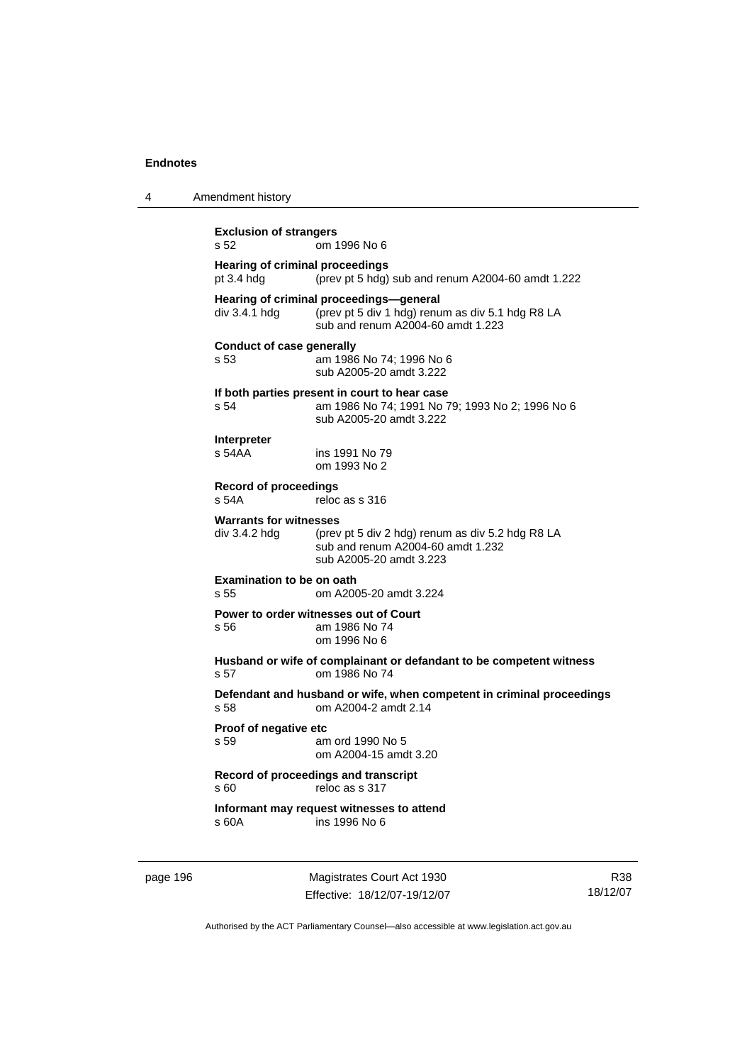**Exclusion of strangers**
s 52 om 1996 No 6

**Hearing of criminal proceedings**
pt 3.4 hdg (prev pt 5 hdg) sub and renum A2004-60 amdt 1.222

**Hearing of criminal proceedings—general**
div 3.4.1 hdg (prev pt 5 div 1 hdg) renum as div 5.1 hdg R8 LA
sub and renum A2004-60 amdt 1.223

**Conduct of case generally**
s 53 am 1986 No 74; 1996 No 6
sub A2005-20 amdt 3.222

**If both parties present in court to hear case**
s 54 am 1986 No 74; 1991 No 79; 1993 No 2; 1996 No 6
sub A2005-20 amdt 3.222

**Interpreter**
s 54AA ins 1991 No 79
om 1993 No 2

**Record of proceedings**
s 54A reloc as s 316

**Warrants for witnesses**
div 3.4.2 hdg (prev pt 5 div 2 hdg) renum as div 5.2 hdg R8 LA
sub and renum A2004-60 amdt 1.232
sub A2005-20 amdt 3.223

**Examination to be on oath**
s 55 om A2005-20 amdt 3.224

**Power to order witnesses out of Court**
s 56 am 1986 No 74
om 1996 No 6

**Husband or wife of complainant or defandant to be competent witness**
s 57 om 1986 No 74

**Defendant and husband or wife, when competent in criminal proceedings**
s 58 om A2004-2 amdt 2.14

**Proof of negative etc**
s 59 am ord 1990 No 5
om A2004-15 amdt 3.20

**Record of proceedings and transcript**
s 60 reloc as s 317

**Informant may request witnesses to attend**
s 60A ins 1996 No 6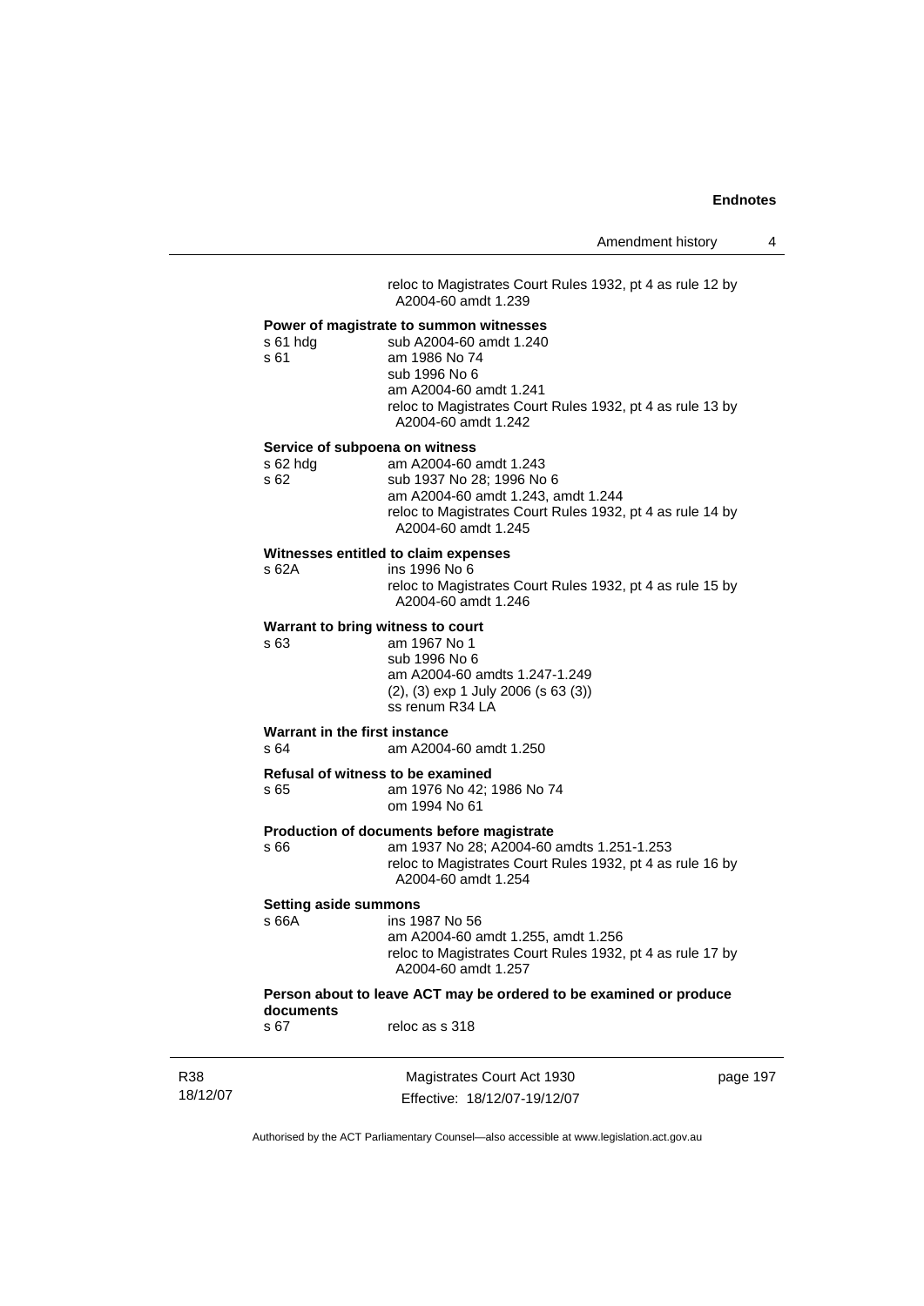reloc to Magistrates Court Rules 1932, pt 4 as rule 12 by A2004-60 amdt 1.239

**Power of magistrate to summon witnesses**

s 61 hdg — sub A2004-60 amdt 1.240

s 61 — am 1986 No 74
sub 1996 No 6
am A2004-60 amdt 1.241
reloc to Magistrates Court Rules 1932, pt 4 as rule 13 by A2004-60 amdt 1.242

**Service of subpoena on witness**

s 62 hdg — am A2004-60 amdt 1.243

s 62 — sub 1937 No 28; 1996 No 6
am A2004-60 amdt 1.243, amdt 1.244
reloc to Magistrates Court Rules 1932, pt 4 as rule 14 by A2004-60 amdt 1.245

**Witnesses entitled to claim expenses**

s 62A — ins 1996 No 6
reloc to Magistrates Court Rules 1932, pt 4 as rule 15 by A2004-60 amdt 1.246

**Warrant to bring witness to court**

s 63 — am 1967 No 1
sub 1996 No 6
am A2004-60 amdts 1.247-1.249
(2), (3) exp 1 July 2006 (s 63 (3))
ss renum R34 LA

**Warrant in the first instance**

s 64 — am A2004-60 amdt 1.250

**Refusal of witness to be examined**

s 65 — am 1976 No 42; 1986 No 74
om 1994 No 61

**Production of documents before magistrate**

s 66 — am 1937 No 28; A2004-60 amdts 1.251-1.253
reloc to Magistrates Court Rules 1932, pt 4 as rule 16 by A2004-60 amdt 1.254

**Setting aside summons**

s 66A — ins 1987 No 56
am A2004-60 amdt 1.255, amdt 1.256
reloc to Magistrates Court Rules 1932, pt 4 as rule 17 by A2004-60 amdt 1.257

**Person about to leave ACT may be ordered to be examined or produce documents**

s 67 — reloc as s 318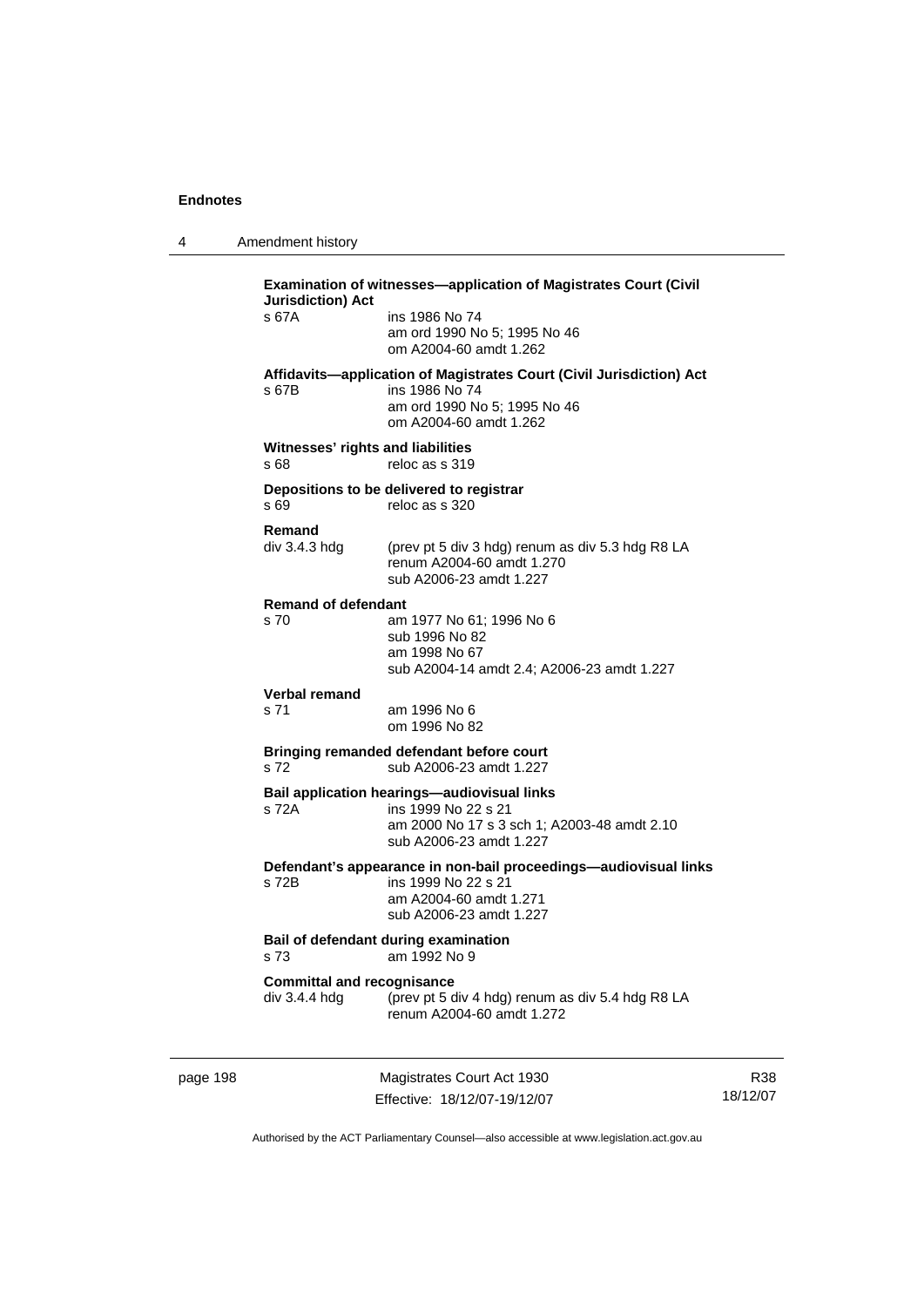**Examination of witnesses—application of Magistrates Court (Civil Jurisdiction) Act**

s 67A ins 1986 No 74
am ord 1990 No 5; 1995 No 46
om A2004-60 amdt 1.262

**Affidavits—application of Magistrates Court (Civil Jurisdiction) Act**

s 67B ins 1986 No 74
am ord 1990 No 5; 1995 No 46
om A2004-60 amdt 1.262

**Witnesses' rights and liabilities**

s 68 reloc as s 319

**Depositions to be delivered to registrar**

s 69 reloc as s 320

**Remand**

div 3.4.3 hdg (prev pt 5 div 3 hdg) renum as div 5.3 hdg R8 LA
renum A2004-60 amdt 1.270
sub A2006-23 amdt 1.227

**Remand of defendant**

s 70 am 1977 No 61; 1996 No 6
sub 1996 No 82
am 1998 No 67
sub A2004-14 amdt 2.4; A2006-23 amdt 1.227

**Verbal remand**

s 71 am 1996 No 6
om 1996 No 82

**Bringing remanded defendant before court**

s 72 sub A2006-23 amdt 1.227

**Bail application hearings—audiovisual links**

s 72A ins 1999 No 22 s 21
am 2000 No 17 s 3 sch 1; A2003-48 amdt 2.10
sub A2006-23 amdt 1.227

**Defendant's appearance in non-bail proceedings—audiovisual links**

s 72B ins 1999 No 22 s 21
am A2004-60 amdt 1.271
sub A2006-23 amdt 1.227

**Bail of defendant during examination**

s 73 am 1992 No 9

**Committal and recognisance**

div 3.4.4 hdg (prev pt 5 div 4 hdg) renum as div 5.4 hdg R8 LA
renum A2004-60 amdt 1.272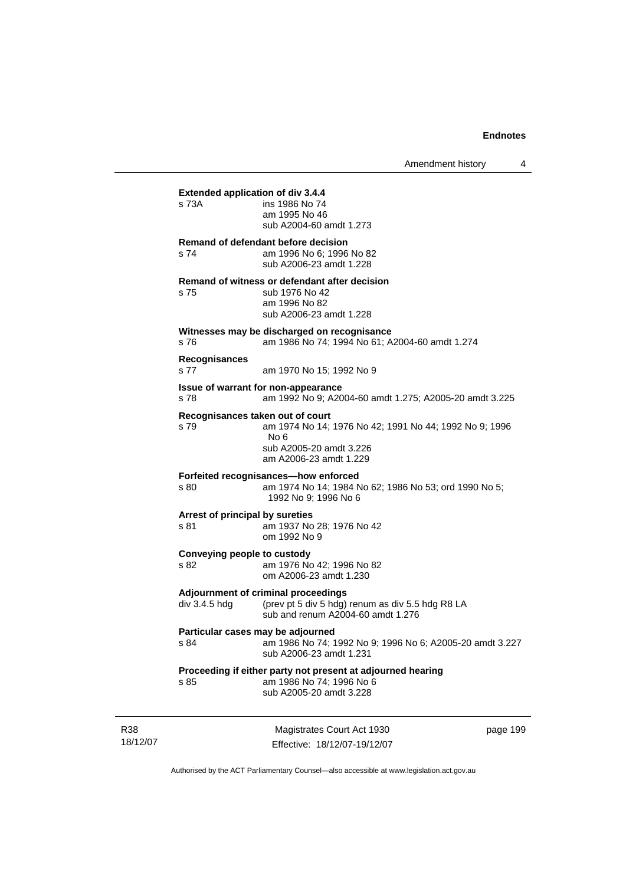**Extended application of div 3.4.4**

s 73A ins 1986 No 74
am 1995 No 46
sub A2004-60 amdt 1.273

**Remand of defendant before decision**

s 74 am 1996 No 6; 1996 No 82
sub A2006-23 amdt 1.228

**Remand of witness or defendant after decision**

s 75 sub 1976 No 42
am 1996 No 82
sub A2006-23 amdt 1.228

**Witnesses may be discharged on recognisance**

s 76 am 1986 No 74; 1994 No 61; A2004-60 amdt 1.274

**Recognisances**

s 77 am 1970 No 15; 1992 No 9

**Issue of warrant for non-appearance**

s 78 am 1992 No 9; A2004-60 amdt 1.275; A2005-20 amdt 3.225

**Recognisances taken out of court**

s 79 am 1974 No 14; 1976 No 42; 1991 No 44; 1992 No 9; 1996 No 6
sub A2005-20 amdt 3.226
am A2006-23 amdt 1.229

**Forfeited recognisances—how enforced**

s 80 am 1974 No 14; 1984 No 62; 1986 No 53; ord 1990 No 5; 1992 No 9; 1996 No 6

**Arrest of principal by sureties**

s 81 am 1937 No 28; 1976 No 42
om 1992 No 9

**Conveying people to custody**

s 82 am 1976 No 42; 1996 No 82
om A2006-23 amdt 1.230

**Adjournment of criminal proceedings**

div 3.4.5 hdg (prev pt 5 div 5 hdg) renum as div 5.5 hdg R8 LA
sub and renum A2004-60 amdt 1.276

**Particular cases may be adjourned**

s 84 am 1986 No 74; 1992 No 9; 1996 No 6; A2005-20 amdt 3.227
sub A2006-23 amdt 1.231

**Proceeding if either party not present at adjourned hearing**

s 85 am 1986 No 74; 1996 No 6
sub A2005-20 amdt 3.228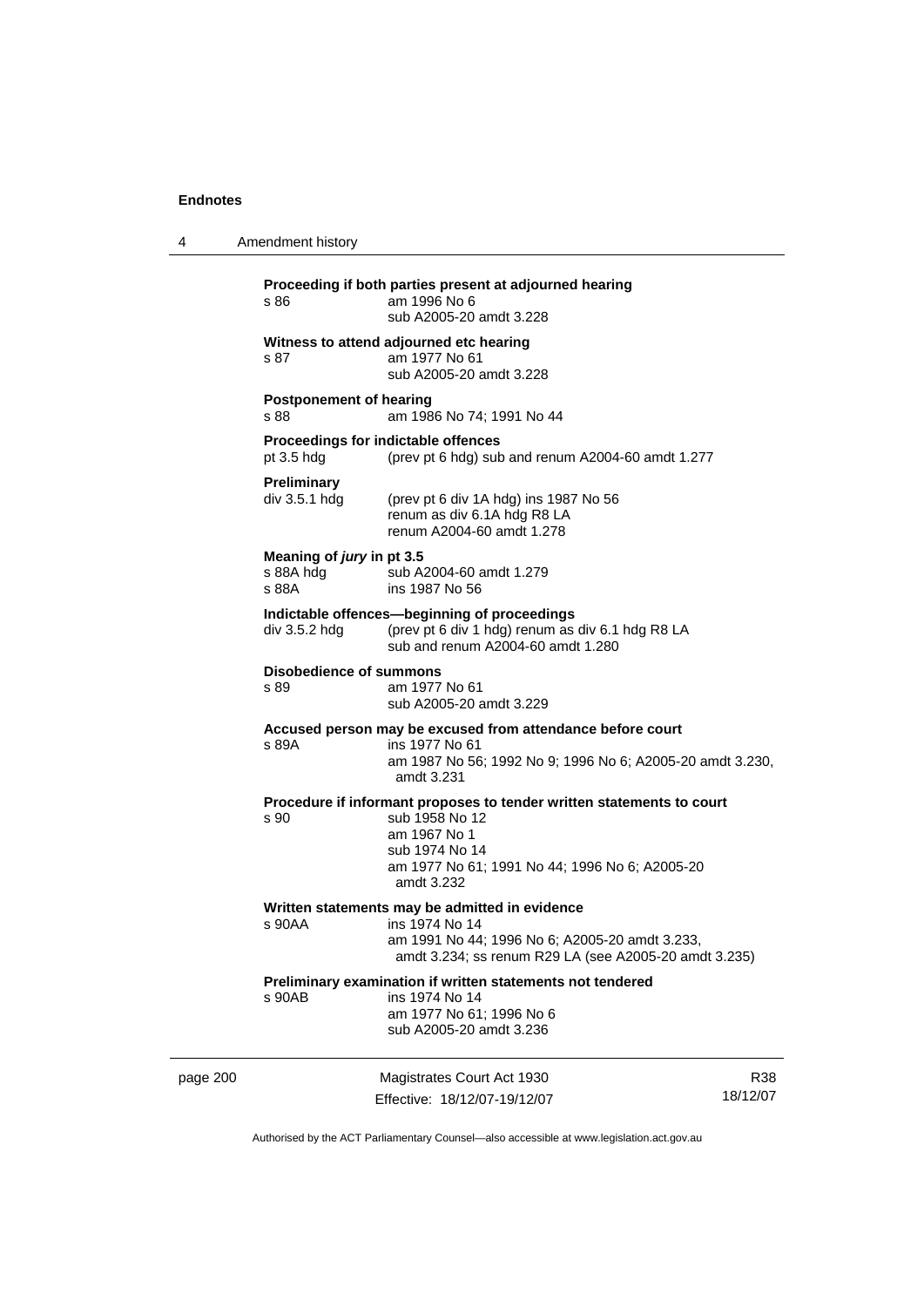**Proceeding if both parties present at adjourned hearing**

s 86 am 1996 No 6
sub A2005-20 amdt 3.228

**Witness to attend adjourned etc hearing**

s 87 am 1977 No 61
sub A2005-20 amdt 3.228

**Postponement of hearing**

s 88 am 1986 No 74; 1991 No 44

**Proceedings for indictable offences**

pt 3.5 hdg (prev pt 6 hdg) sub and renum A2004-60 amdt 1.277

**Preliminary**

div 3.5.1 hdg (prev pt 6 div 1A hdg) ins 1987 No 56
renum as div 6.1A hdg R8 LA
renum A2004-60 amdt 1.278

**Meaning of *jury* in pt 3.5**

s 88A hdg sub A2004-60 amdt 1.279
s 88A ins 1987 No 56

**Indictable offences—beginning of proceedings**

div 3.5.2 hdg (prev pt 6 div 1 hdg) renum as div 6.1 hdg R8 LA
sub and renum A2004-60 amdt 1.280

**Disobedience of summons**

s 89 am 1977 No 61
sub A2005-20 amdt 3.229

**Accused person may be excused from attendance before court**

s 89A ins 1977 No 61
am 1987 No 56; 1992 No 9; 1996 No 6; A2005-20 amdt 3.230, amdt 3.231

**Procedure if informant proposes to tender written statements to court**

s 90 sub 1958 No 12
am 1967 No 1
sub 1974 No 14
am 1977 No 61; 1991 No 44; 1996 No 6; A2005-20 amdt 3.232

**Written statements may be admitted in evidence**

s 90AA ins 1974 No 14
am 1991 No 44; 1996 No 6; A2005-20 amdt 3.233, amdt 3.234; ss renum R29 LA (see A2005-20 amdt 3.235)

**Preliminary examination if written statements not tendered**

s 90AB ins 1974 No 14
am 1977 No 61; 1996 No 6
sub A2005-20 amdt 3.236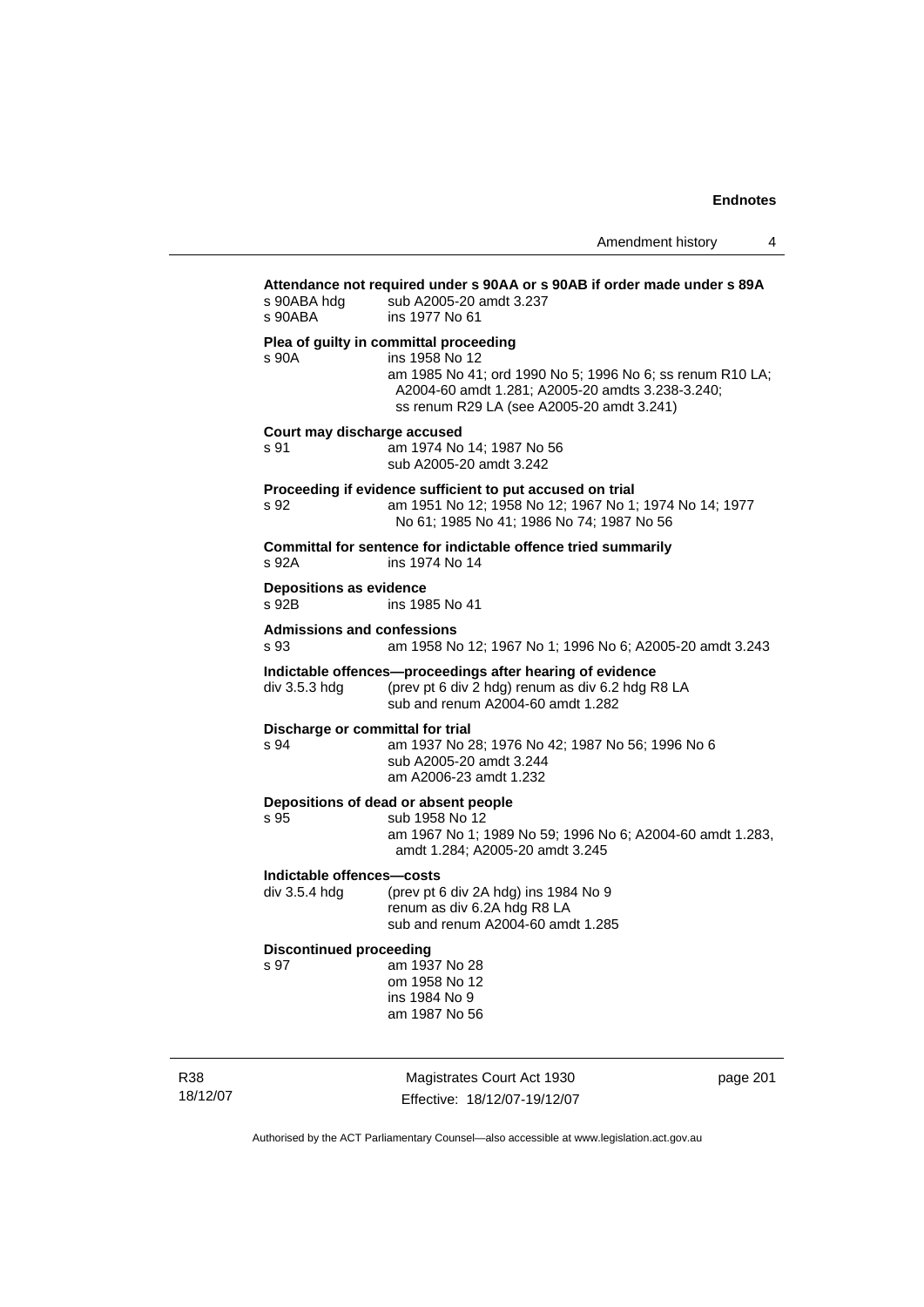**Attendance not required under s 90AA or s 90AB if order made under s 89A**

s 90ABA hdg sub A2005-20 amdt 3.237
s 90ABA ins 1977 No 61

**Plea of guilty in committal proceeding**

s 90A ins 1958 No 12
am 1985 No 41; ord 1990 No 5; 1996 No 6; ss renum R10 LA; A2004-60 amdt 1.281; A2005-20 amdts 3.238-3.240; ss renum R29 LA (see A2005-20 amdt 3.241)

**Court may discharge accused**

s 91 am 1974 No 14; 1987 No 56
sub A2005-20 amdt 3.242

**Proceeding if evidence sufficient to put accused on trial**

s 92 am 1951 No 12; 1958 No 12; 1967 No 1; 1974 No 14; 1977 No 61; 1985 No 41; 1986 No 74; 1987 No 56

**Committal for sentence for indictable offence tried summarily**

s 92A ins 1974 No 14

**Depositions as evidence**

s 92B ins 1985 No 41

**Admissions and confessions**

s 93 am 1958 No 12; 1967 No 1; 1996 No 6; A2005-20 amdt 3.243

**Indictable offences—proceedings after hearing of evidence**

div 3.5.3 hdg (prev pt 6 div 2 hdg) renum as div 6.2 hdg R8 LA
sub and renum A2004-60 amdt 1.282

**Discharge or committal for trial**

s 94 am 1937 No 28; 1976 No 42; 1987 No 56; 1996 No 6
sub A2005-20 amdt 3.244
am A2006-23 amdt 1.232

**Depositions of dead or absent people**

s 95 sub 1958 No 12
am 1967 No 1; 1989 No 59; 1996 No 6; A2004-60 amdt 1.283, amdt 1.284; A2005-20 amdt 3.245

**Indictable offences—costs**

div 3.5.4 hdg (prev pt 6 div 2A hdg) ins 1984 No 9
renum as div 6.2A hdg R8 LA
sub and renum A2004-60 amdt 1.285

**Discontinued proceeding**

s 97 am 1937 No 28
om 1958 No 12
ins 1984 No 9
am 1987 No 56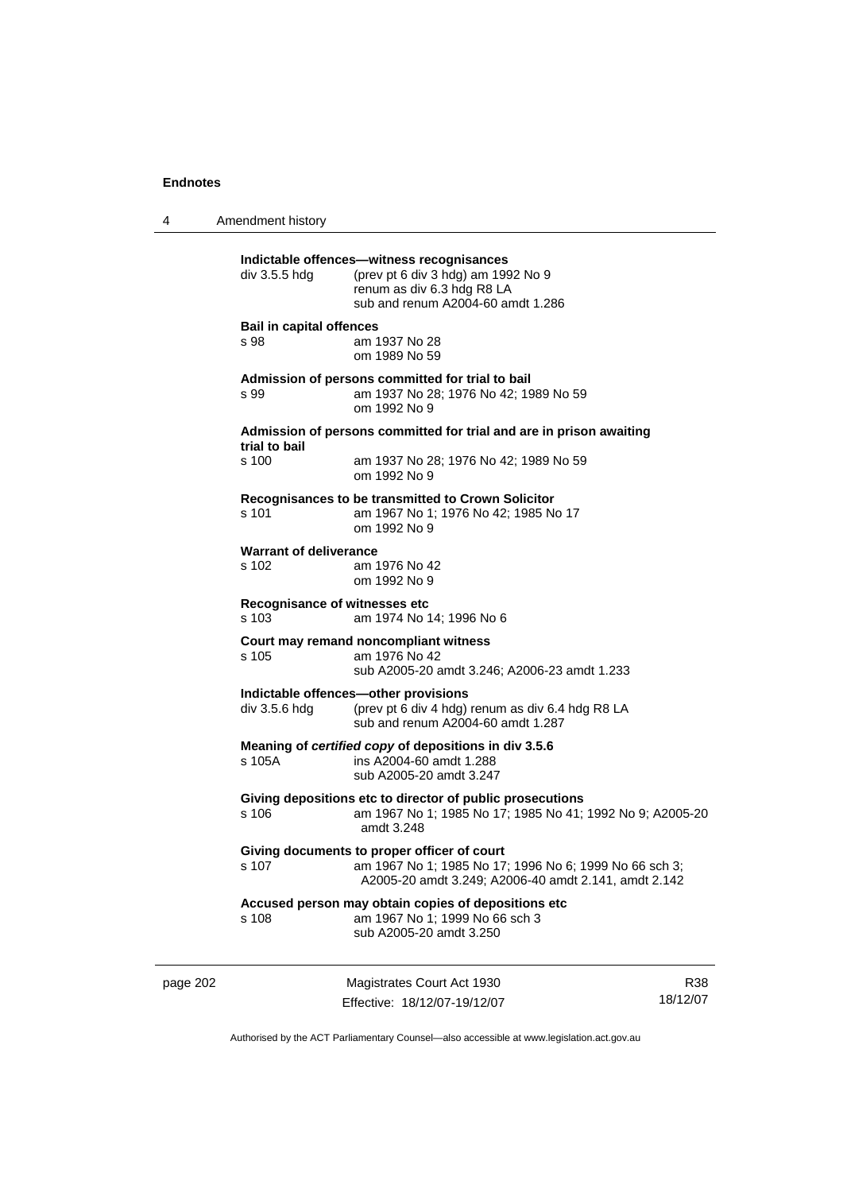**Indictable offences—witness recognisances**

div 3.5.5 hdg (prev pt 6 div 3 hdg) am 1992 No 9
renum as div 6.3 hdg R8 LA
sub and renum A2004-60 amdt 1.286

**Bail in capital offences**

s 98 am 1937 No 28
om 1989 No 59

**Admission of persons committed for trial to bail**

s 99 am 1937 No 28; 1976 No 42; 1989 No 59
om 1992 No 9

**Admission of persons committed for trial and are in prison awaiting trial to bail**

s 100 am 1937 No 28; 1976 No 42; 1989 No 59
om 1992 No 9

**Recognisances to be transmitted to Crown Solicitor**

s 101 am 1967 No 1; 1976 No 42; 1985 No 17
om 1992 No 9

**Warrant of deliverance**

s 102 am 1976 No 42
om 1992 No 9

**Recognisance of witnesses etc**

s 103 am 1974 No 14; 1996 No 6

**Court may remand noncompliant witness**

s 105 am 1976 No 42
sub A2005-20 amdt 3.246; A2006-23 amdt 1.233

**Indictable offences—other provisions**

div 3.5.6 hdg (prev pt 6 div 4 hdg) renum as div 6.4 hdg R8 LA
sub and renum A2004-60 amdt 1.287

**Meaning of *certified copy* of depositions in div 3.5.6**

s 105A ins A2004-60 amdt 1.288
sub A2005-20 amdt 3.247

**Giving depositions etc to director of public prosecutions**

s 106 am 1967 No 1; 1985 No 17; 1985 No 41; 1992 No 9; A2005-20 amdt 3.248

**Giving documents to proper officer of court**

s 107 am 1967 No 1; 1985 No 17; 1996 No 6; 1999 No 66 sch 3; A2005-20 amdt 3.249; A2006-40 amdt 2.141, amdt 2.142

**Accused person may obtain copies of depositions etc**

s 108 am 1967 No 1; 1999 No 66 sch 3
sub A2005-20 amdt 3.250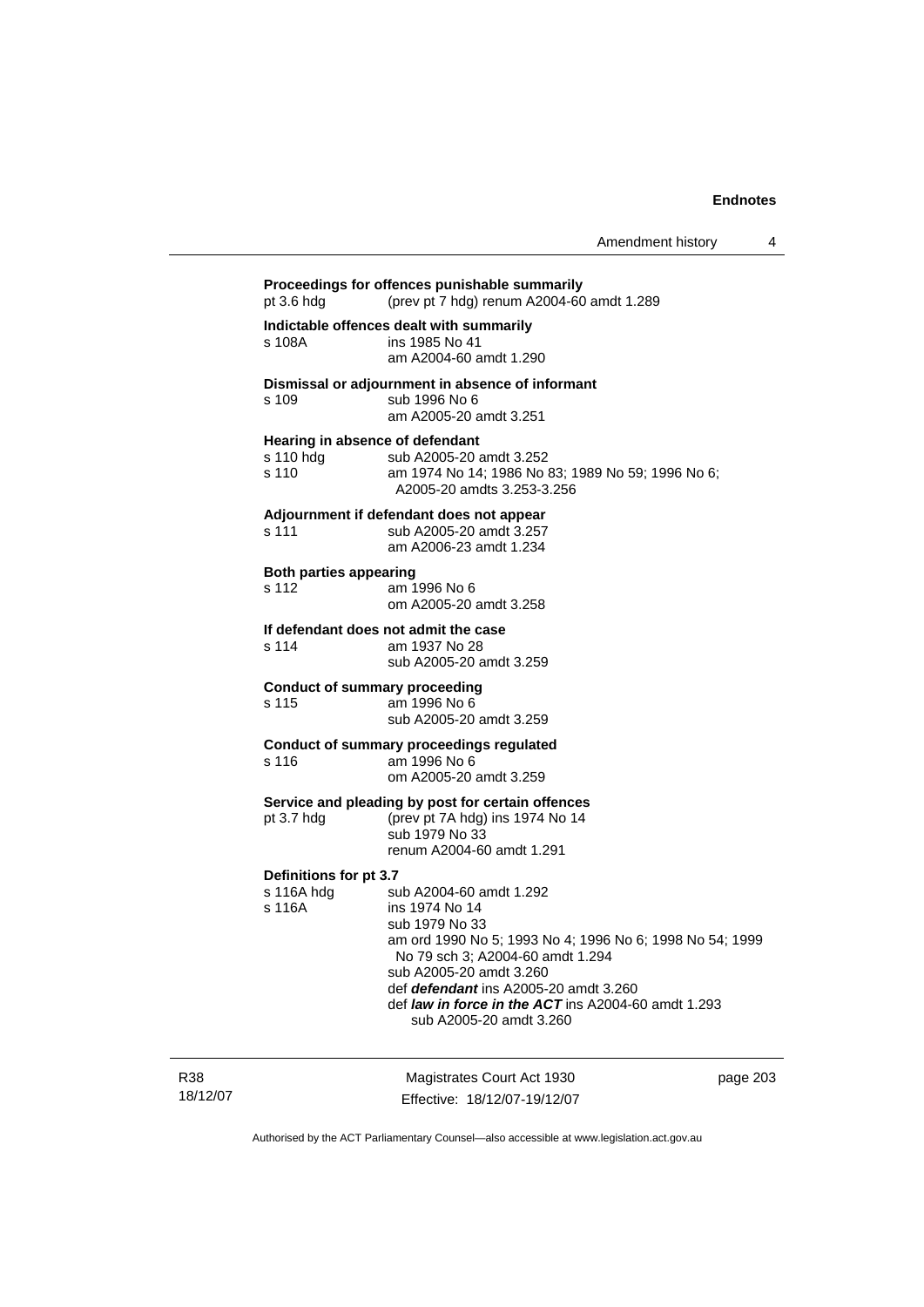**Proceedings for offences punishable summarily**
pt 3.6 hdg (prev pt 7 hdg) renum A2004-60 amdt 1.289

**Indictable offences dealt with summarily**
s 108A ins 1985 No 41
am A2004-60 amdt 1.290

**Dismissal or adjournment in absence of informant**
s 109 sub 1996 No 6
am A2005-20 amdt 3.251

**Hearing in absence of defendant**
s 110 hdg sub A2005-20 amdt 3.252
s 110 am 1974 No 14; 1986 No 83; 1989 No 59; 1996 No 6; A2005-20 amdts 3.253-3.256

**Adjournment if defendant does not appear**
s 111 sub A2005-20 amdt 3.257
am A2006-23 amdt 1.234

**Both parties appearing**
s 112 am 1996 No 6
om A2005-20 amdt 3.258

**If defendant does not admit the case**
s 114 am 1937 No 28
sub A2005-20 amdt 3.259

**Conduct of summary proceeding**
s 115 am 1996 No 6
sub A2005-20 amdt 3.259

**Conduct of summary proceedings regulated**
s 116 am 1996 No 6
om A2005-20 amdt 3.259

**Service and pleading by post for certain offences**
pt 3.7 hdg (prev pt 7A hdg) ins 1974 No 14
sub 1979 No 33
renum A2004-60 amdt 1.291

**Definitions for pt 3.7**
s 116A hdg sub A2004-60 amdt 1.292
s 116A ins 1974 No 14
sub 1979 No 33
am ord 1990 No 5; 1993 No 4; 1996 No 6; 1998 No 54; 1999 No 79 sch 3; A2004-60 amdt 1.294
sub A2005-20 amdt 3.260
def ***defendant*** ins A2005-20 amdt 3.260
def ***law in force in the ACT*** ins A2004-60 amdt 1.293
sub A2005-20 amdt 3.260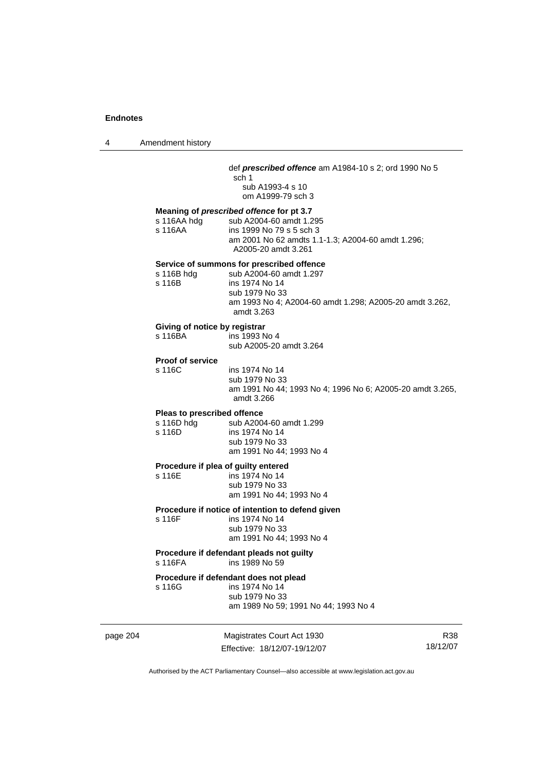def ***prescribed offence*** am A1984-10 s 2; ord 1990 No 5 sch 1
sub A1993-4 s 10
om A1999-79 sch 3

**Meaning of *prescribed offence* for pt 3.7**

s 116AA hdg sub A2004-60 amdt 1.295
s 116AA ins 1999 No 79 s 5 sch 3
am 2001 No 62 amdts 1.1-1.3; A2004-60 amdt 1.296; A2005-20 amdt 3.261

**Service of summons for prescribed offence**

s 116B hdg sub A2004-60 amdt 1.297
s 116B ins 1974 No 14
sub 1979 No 33
am 1993 No 4; A2004-60 amdt 1.298; A2005-20 amdt 3.262, amdt 3.263

**Giving of notice by registrar**

s 116BA ins 1993 No 4
sub A2005-20 amdt 3.264

**Proof of service**

s 116C ins 1974 No 14
sub 1979 No 33
am 1991 No 44; 1993 No 4; 1996 No 6; A2005-20 amdt 3.265, amdt 3.266

**Pleas to prescribed offence**

s 116D hdg sub A2004-60 amdt 1.299
s 116D ins 1974 No 14
sub 1979 No 33
am 1991 No 44; 1993 No 4

**Procedure if plea of guilty entered**

s 116E ins 1974 No 14
sub 1979 No 33
am 1991 No 44; 1993 No 4

**Procedure if notice of intention to defend given**

s 116F ins 1974 No 14
sub 1979 No 33
am 1991 No 44; 1993 No 4

**Procedure if defendant pleads not guilty**

s 116FA ins 1989 No 59

**Procedure if defendant does not plead**

s 116G ins 1974 No 14
sub 1979 No 33
am 1989 No 59; 1991 No 44; 1993 No 4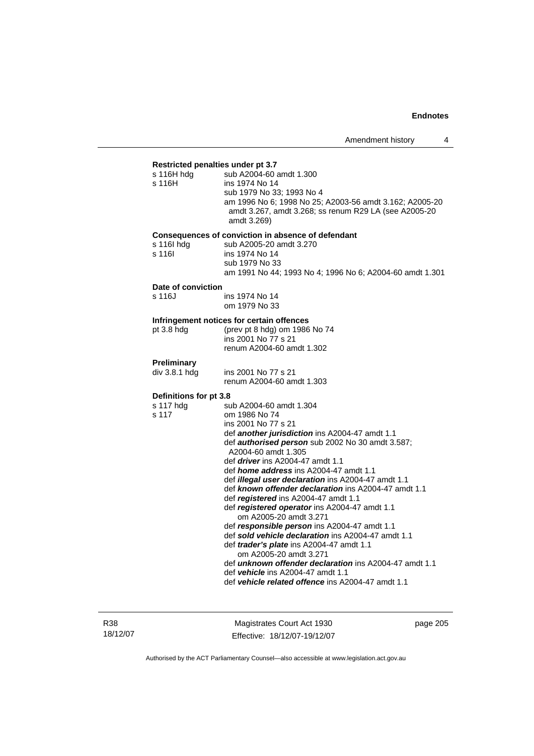**Restricted penalties under pt 3.7**

s 116H hdg sub A2004-60 amdt 1.300
s 116H ins 1974 No 14
sub 1979 No 33; 1993 No 4
am 1996 No 6; 1998 No 25; A2003-56 amdt 3.162; A2005-20 amdt 3.267, amdt 3.268; ss renum R29 LA (see A2005-20 amdt 3.269)

**Consequences of conviction in absence of defendant**

s 116I hdg sub A2005-20 amdt 3.270
s 116I ins 1974 No 14
sub 1979 No 33
am 1991 No 44; 1993 No 4; 1996 No 6; A2004-60 amdt 1.301

**Date of conviction**

s 116J ins 1974 No 14
om 1979 No 33

**Infringement notices for certain offences**

pt 3.8 hdg (prev pt 8 hdg) om 1986 No 74
ins 2001 No 77 s 21
renum A2004-60 amdt 1.302

**Preliminary**

div 3.8.1 hdg ins 2001 No 77 s 21
renum A2004-60 amdt 1.303

**Definitions for pt 3.8**

s 117 hdg sub A2004-60 amdt 1.304
s 117 om 1986 No 74
ins 2001 No 77 s 21
def ***another jurisdiction*** ins A2004-47 amdt 1.1
def ***authorised person*** sub 2002 No 30 amdt 3.587; A2004-60 amdt 1.305
def ***driver*** ins A2004-47 amdt 1.1
def ***home address*** ins A2004-47 amdt 1.1
def ***illegal user declaration*** ins A2004-47 amdt 1.1
def ***known offender declaration*** ins A2004-47 amdt 1.1
def ***registered*** ins A2004-47 amdt 1.1
def ***registered operator*** ins A2004-47 amdt 1.1
om A2005-20 amdt 3.271
def ***responsible person*** ins A2004-47 amdt 1.1
def ***sold vehicle declaration*** ins A2004-47 amdt 1.1
def ***trader's plate*** ins A2004-47 amdt 1.1
om A2005-20 amdt 3.271
def ***unknown offender declaration*** ins A2004-47 amdt 1.1
def ***vehicle*** ins A2004-47 amdt 1.1
def ***vehicle related offence*** ins A2004-47 amdt 1.1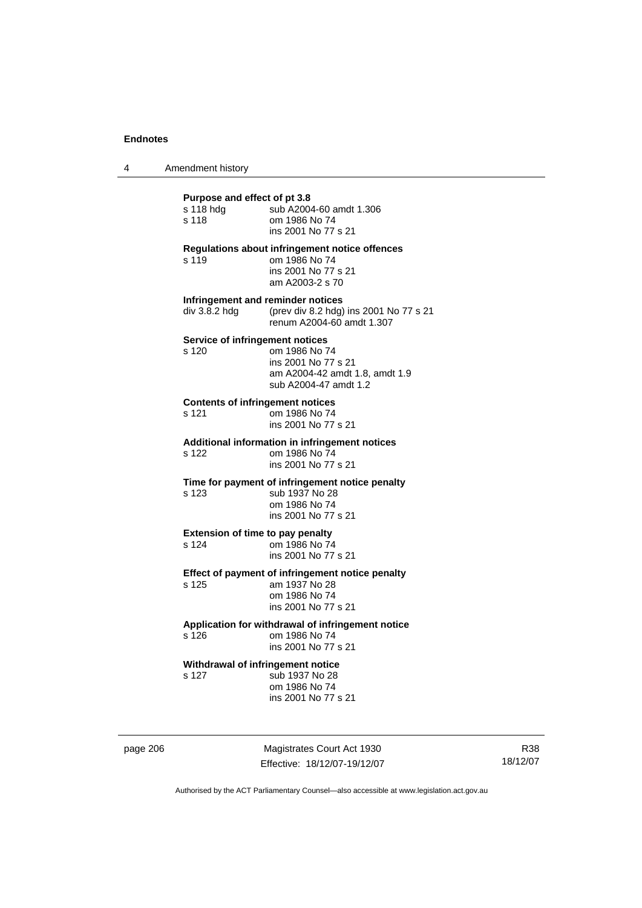**Purpose and effect of pt 3.8**

| | |
|---|---|
| s 118 hdg | sub A2004-60 amdt 1.306 |
| s 118 | om 1986 No 74<br>ins 2001 No 77 s 21 |

**Regulations about infringement notice offences**

| | |
|---|---|
| s 119 | om 1986 No 74<br>ins 2001 No 77 s 21<br>am A2003-2 s 70 |

**Infringement and reminder notices**

| | |
|---|---|
| div 3.8.2 hdg | (prev div 8.2 hdg) ins 2001 No 77 s 21<br>renum A2004-60 amdt 1.307 |

**Service of infringement notices**

| | |
|---|---|
| s 120 | om 1986 No 74<br>ins 2001 No 77 s 21<br>am A2004-42 amdt 1.8, amdt 1.9<br>sub A2004-47 amdt 1.2 |

**Contents of infringement notices**

| | |
|---|---|
| s 121 | om 1986 No 74<br>ins 2001 No 77 s 21 |

**Additional information in infringement notices**

| | |
|---|---|
| s 122 | om 1986 No 74<br>ins 2001 No 77 s 21 |

**Time for payment of infringement notice penalty**

| | |
|---|---|
| s 123 | sub 1937 No 28<br>om 1986 No 74<br>ins 2001 No 77 s 21 |

**Extension of time to pay penalty**

| | |
|---|---|
| s 124 | om 1986 No 74<br>ins 2001 No 77 s 21 |

**Effect of payment of infringement notice penalty**

| | |
|---|---|
| s 125 | am 1937 No 28<br>om 1986 No 74<br>ins 2001 No 77 s 21 |

**Application for withdrawal of infringement notice**

| | |
|---|---|
| s 126 | om 1986 No 74<br>ins 2001 No 77 s 21 |

**Withdrawal of infringement notice**

| | |
|---|---|
| s 127 | sub 1937 No 28<br>om 1986 No 74<br>ins 2001 No 77 s 21 |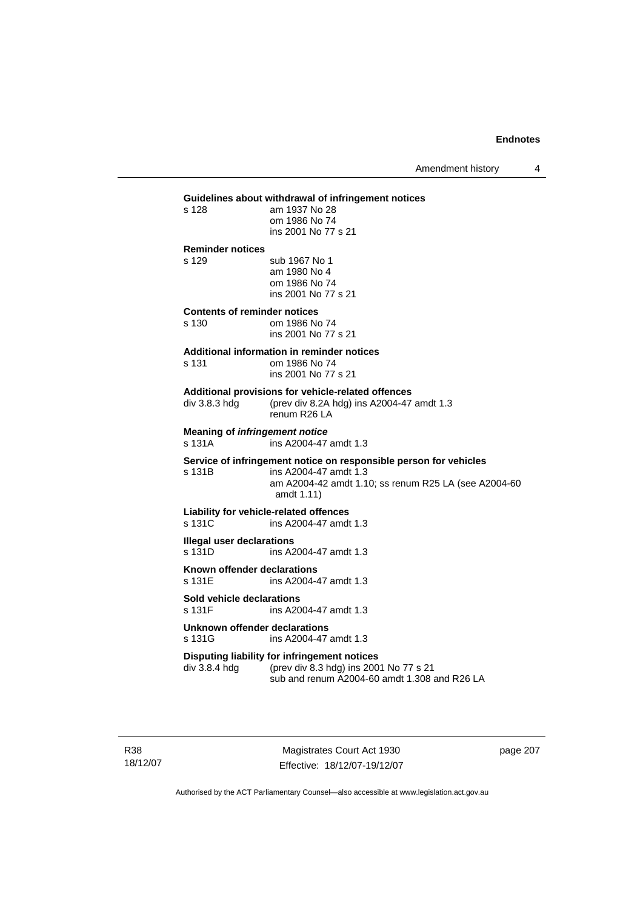**Guidelines about withdrawal of infringement notices**

s 128 am 1937 No 28
om 1986 No 74
ins 2001 No 77 s 21

**Reminder notices**

s 129 sub 1967 No 1
am 1980 No 4
om 1986 No 74
ins 2001 No 77 s 21

**Contents of reminder notices**

s 130 om 1986 No 74
ins 2001 No 77 s 21

**Additional information in reminder notices**

s 131 om 1986 No 74
ins 2001 No 77 s 21

**Additional provisions for vehicle-related offences**

div 3.8.3 hdg (prev div 8.2A hdg) ins A2004-47 amdt 1.3
renum R26 LA

**Meaning of *infringement notice***

s 131A ins A2004-47 amdt 1.3

**Service of infringement notice on responsible person for vehicles**

s 131B ins A2004-47 amdt 1.3
am A2004-42 amdt 1.10; ss renum R25 LA (see A2004-60 amdt 1.11)

**Liability for vehicle-related offences**

s 131C ins A2004-47 amdt 1.3

**Illegal user declarations**

s 131D ins A2004-47 amdt 1.3

**Known offender declarations**

s 131E ins A2004-47 amdt 1.3

**Sold vehicle declarations**

s 131F ins A2004-47 amdt 1.3

**Unknown offender declarations**

s 131G ins A2004-47 amdt 1.3

**Disputing liability for infringement notices**

div 3.8.4 hdg (prev div 8.3 hdg) ins 2001 No 77 s 21
sub and renum A2004-60 amdt 1.308 and R26 LA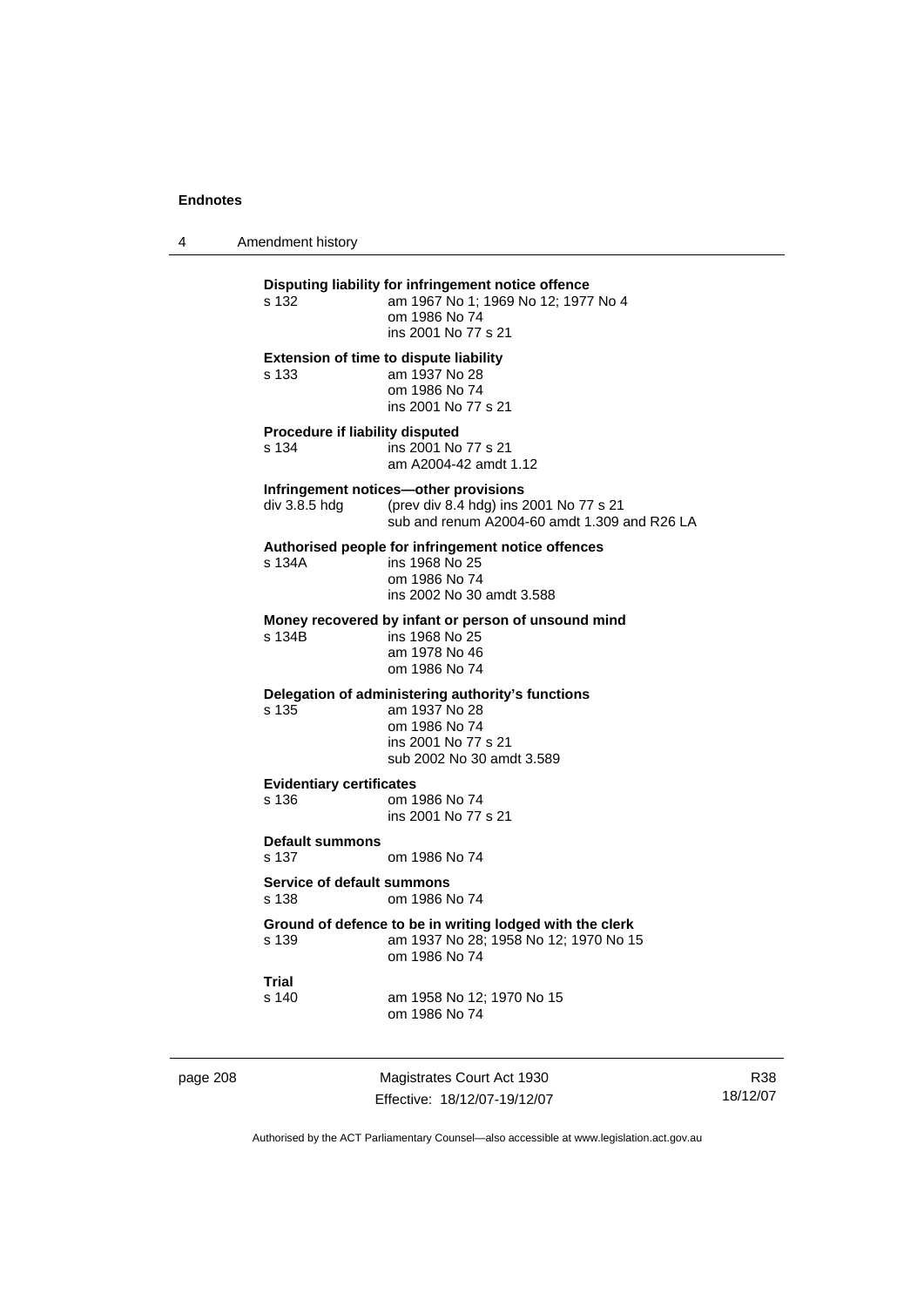**Disputing liability for infringement notice offence**
s 132 am 1967 No 1; 1969 No 12; 1977 No 4
om 1986 No 74
ins 2001 No 77 s 21

**Extension of time to dispute liability**
s 133 am 1937 No 28
om 1986 No 74
ins 2001 No 77 s 21

**Procedure if liability disputed**
s 134 ins 2001 No 77 s 21
am A2004-42 amdt 1.12

**Infringement notices—other provisions**
div 3.8.5 hdg (prev div 8.4 hdg) ins 2001 No 77 s 21
sub and renum A2004-60 amdt 1.309 and R26 LA

**Authorised people for infringement notice offences**
s 134A ins 1968 No 25
om 1986 No 74
ins 2002 No 30 amdt 3.588

**Money recovered by infant or person of unsound mind**
s 134B ins 1968 No 25
am 1978 No 46
om 1986 No 74

**Delegation of administering authority's functions**
s 135 am 1937 No 28
om 1986 No 74
ins 2001 No 77 s 21
sub 2002 No 30 amdt 3.589

**Evidentiary certificates**
s 136 om 1986 No 74
ins 2001 No 77 s 21

**Default summons**
s 137 om 1986 No 74

**Service of default summons**
s 138 om 1986 No 74

**Ground of defence to be in writing lodged with the clerk**
s 139 am 1937 No 28; 1958 No 12; 1970 No 15
om 1986 No 74

**Trial**
s 140 am 1958 No 12; 1970 No 15
om 1986 No 74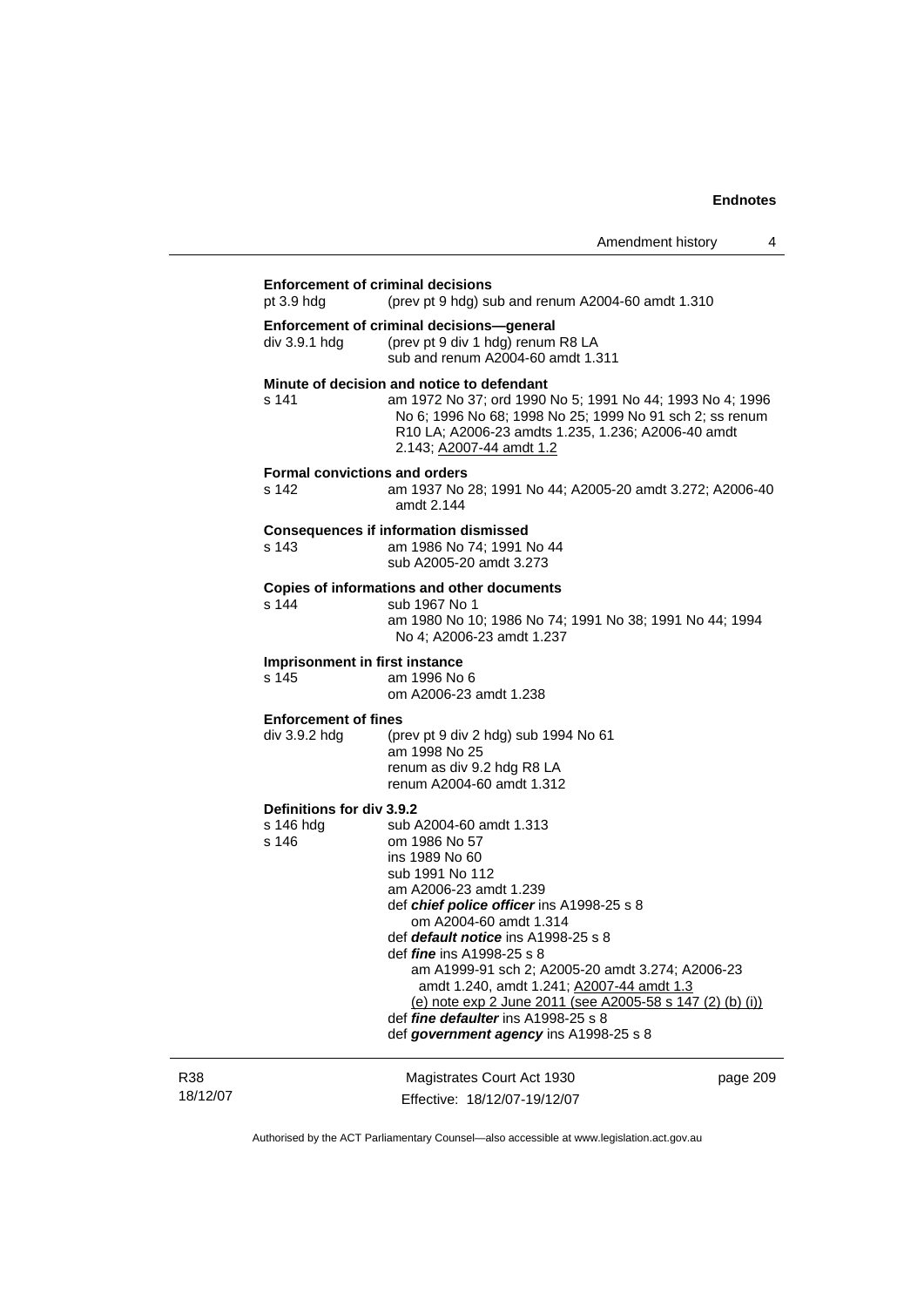**Enforcement of criminal decisions**

pt 3.9 hdg (prev pt 9 hdg) sub and renum A2004-60 amdt 1.310

**Enforcement of criminal decisions—general**

div 3.9.1 hdg (prev pt 9 div 1 hdg) renum R8 LA
sub and renum A2004-60 amdt 1.311

**Minute of decision and notice to defendant**

s 141 am 1972 No 37; ord 1990 No 5; 1991 No 44; 1993 No 4; 1996 No 6; 1996 No 68; 1998 No 25; 1999 No 91 sch 2; ss renum R10 LA; A2006-23 amdts 1.235, 1.236; A2006-40 amdt 2.143; A2007-44 amdt 1.2

**Formal convictions and orders**

s 142 am 1937 No 28; 1991 No 44; A2005-20 amdt 3.272; A2006-40 amdt 2.144

**Consequences if information dismissed**

s 143 am 1986 No 74; 1991 No 44
sub A2005-20 amdt 3.273

**Copies of informations and other documents**

s 144 sub 1967 No 1
am 1980 No 10; 1986 No 74; 1991 No 38; 1991 No 44; 1994 No 4; A2006-23 amdt 1.237

**Imprisonment in first instance**

s 145 am 1996 No 6
om A2006-23 amdt 1.238

**Enforcement of fines**

div 3.9.2 hdg (prev pt 9 div 2 hdg) sub 1994 No 61
am 1998 No 25
renum as div 9.2 hdg R8 LA
renum A2004-60 amdt 1.312

**Definitions for div 3.9.2**

s 146 hdg sub A2004-60 amdt 1.313

s 146 om 1986 No 57
ins 1989 No 60
sub 1991 No 112
am A2006-23 amdt 1.239
def ***chief police officer*** ins A1998-25 s 8
om A2004-60 amdt 1.314
def ***default notice*** ins A1998-25 s 8
def ***fine*** ins A1998-25 s 8
am A1999-91 sch 2; A2005-20 amdt 3.274; A2006-23 amdt 1.240, amdt 1.241; A2007-44 amdt 1.3
(e) note exp 2 June 2011 (see A2005-58 s 147 (2) (b) (i))
def ***fine defaulter*** ins A1998-25 s 8
def ***government agency*** ins A1998-25 s 8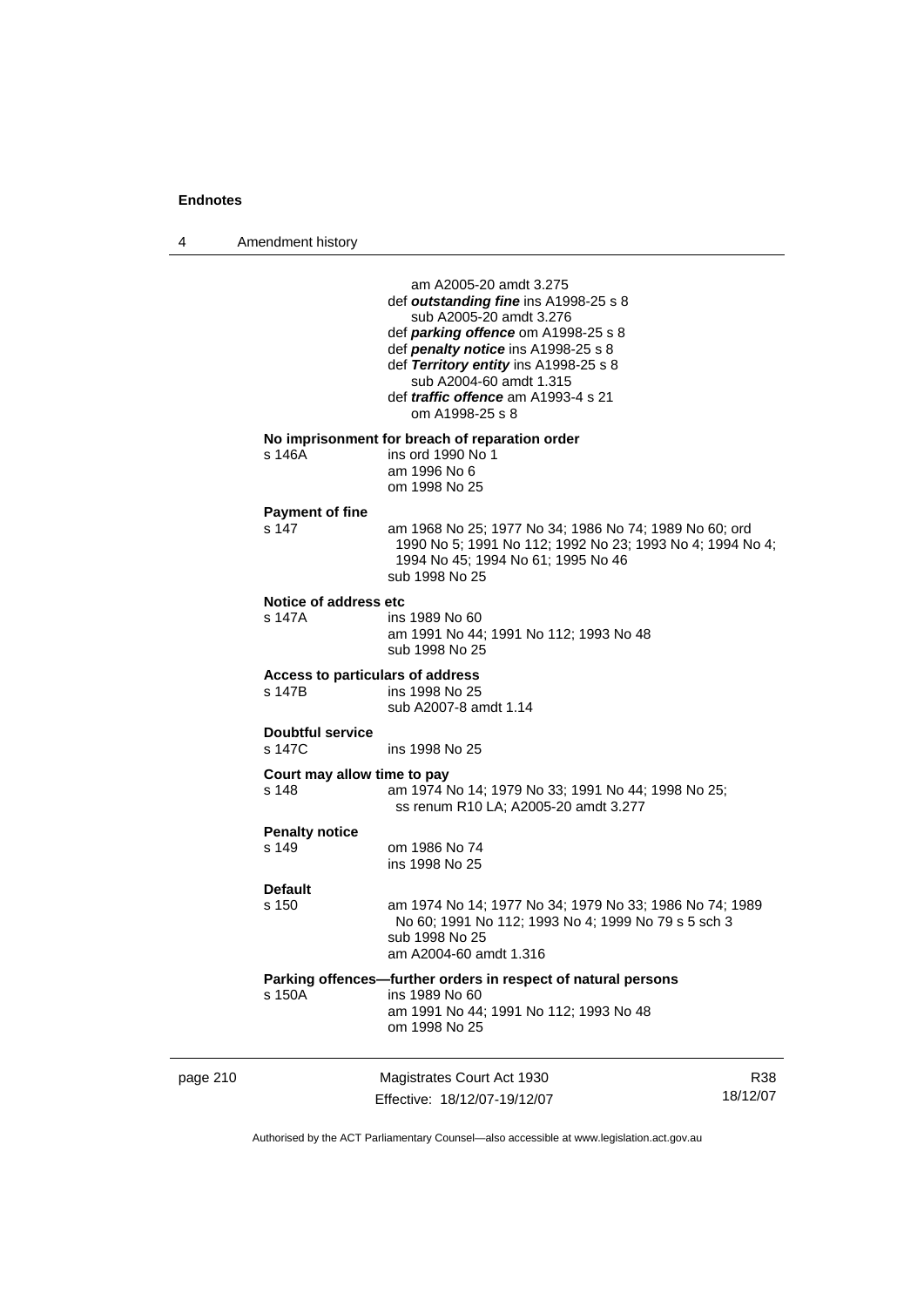am A2005-20 amdt 3.275
def ***outstanding fine*** ins A1998-25 s 8
sub A2005-20 amdt 3.276
def ***parking offence*** om A1998-25 s 8
def ***penalty notice*** ins A1998-25 s 8
def ***Territory entity*** ins A1998-25 s 8
sub A2004-60 amdt 1.315
def ***traffic offence*** am A1993-4 s 21
om A1998-25 s 8

**No imprisonment for breach of reparation order**

s 146A ins ord 1990 No 1
am 1996 No 6
om 1998 No 25

**Payment of fine**

s 147 am 1968 No 25; 1977 No 34; 1986 No 74; 1989 No 60; ord 1990 No 5; 1991 No 112; 1992 No 23; 1993 No 4; 1994 No 4; 1994 No 45; 1994 No 61; 1995 No 46
sub 1998 No 25

**Notice of address etc**

s 147A ins 1989 No 60
am 1991 No 44; 1991 No 112; 1993 No 48
sub 1998 No 25

**Access to particulars of address**

s 147B ins 1998 No 25
sub A2007-8 amdt 1.14

**Doubtful service**

s 147C ins 1998 No 25

**Court may allow time to pay**

s 148 am 1974 No 14; 1979 No 33; 1991 No 44; 1998 No 25; ss renum R10 LA; A2005-20 amdt 3.277

**Penalty notice**

s 149 om 1986 No 74
ins 1998 No 25

**Default**

s 150 am 1974 No 14; 1977 No 34; 1979 No 33; 1986 No 74; 1989 No 60; 1991 No 112; 1993 No 4; 1999 No 79 s 5 sch 3
sub 1998 No 25
am A2004-60 amdt 1.316

**Parking offences—further orders in respect of natural persons**

s 150A ins 1989 No 60
am 1991 No 44; 1991 No 112; 1993 No 48
om 1998 No 25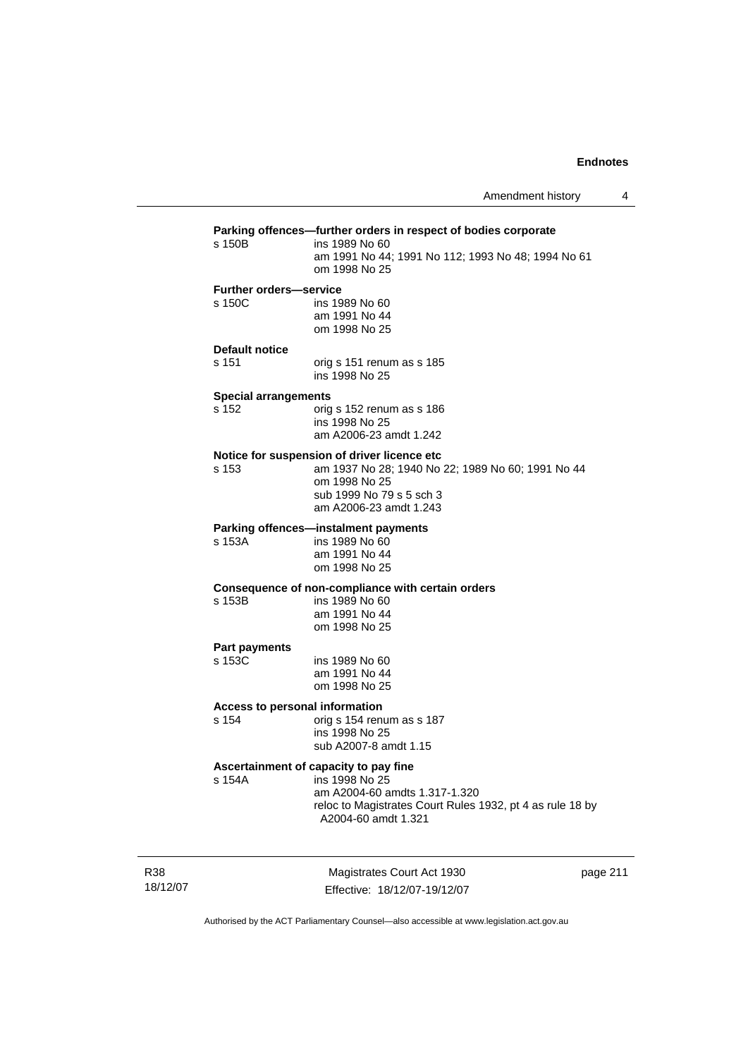**Parking offences—further orders in respect of bodies corporate**

s 150B ins 1989 No 60
am 1991 No 44; 1991 No 112; 1993 No 48; 1994 No 61
om 1998 No 25

**Further orders—service**

s 150C ins 1989 No 60
am 1991 No 44
om 1998 No 25

**Default notice**

s 151 orig s 151 renum as s 185
ins 1998 No 25

**Special arrangements**

s 152 orig s 152 renum as s 186
ins 1998 No 25
am A2006-23 amdt 1.242

**Notice for suspension of driver licence etc**

s 153 am 1937 No 28; 1940 No 22; 1989 No 60; 1991 No 44
om 1998 No 25
sub 1999 No 79 s 5 sch 3
am A2006-23 amdt 1.243

**Parking offences—instalment payments**

s 153A ins 1989 No 60
am 1991 No 44
om 1998 No 25

**Consequence of non-compliance with certain orders**

s 153B ins 1989 No 60
am 1991 No 44
om 1998 No 25

**Part payments**

s 153C ins 1989 No 60
am 1991 No 44
om 1998 No 25

**Access to personal information**

s 154 orig s 154 renum as s 187
ins 1998 No 25
sub A2007-8 amdt 1.15

**Ascertainment of capacity to pay fine**

s 154A ins 1998 No 25
am A2004-60 amdts 1.317-1.320
reloc to Magistrates Court Rules 1932, pt 4 as rule 18 by A2004-60 amdt 1.321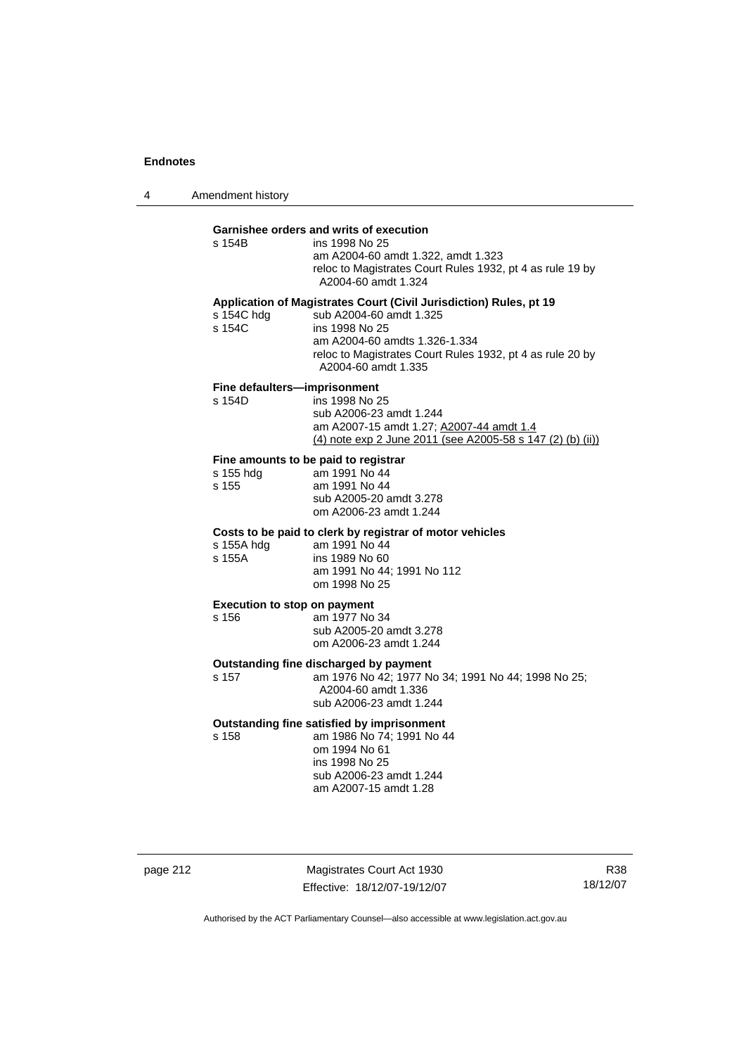**Garnishee orders and writs of execution**

s 154B ins 1998 No 25
am A2004-60 amdt 1.322, amdt 1.323
reloc to Magistrates Court Rules 1932, pt 4 as rule 19 by A2004-60 amdt 1.324

**Application of Magistrates Court (Civil Jurisdiction) Rules, pt 19**

s 154C hdg sub A2004-60 amdt 1.325
s 154C ins 1998 No 25
am A2004-60 amdts 1.326-1.334
reloc to Magistrates Court Rules 1932, pt 4 as rule 20 by A2004-60 amdt 1.335

**Fine defaulters—imprisonment**

s 154D ins 1998 No 25
sub A2006-23 amdt 1.244
am A2007-15 amdt 1.27; A2007-44 amdt 1.4
(4) note exp 2 June 2011 (see A2005-58 s 147 (2) (b) (ii))

**Fine amounts to be paid to registrar**

s 155 hdg am 1991 No 44
s 155 am 1991 No 44
sub A2005-20 amdt 3.278
om A2006-23 amdt 1.244

**Costs to be paid to clerk by registrar of motor vehicles**

s 155A hdg am 1991 No 44
s 155A ins 1989 No 60
am 1991 No 44; 1991 No 112
om 1998 No 25

**Execution to stop on payment**

s 156 am 1977 No 34
sub A2005-20 amdt 3.278
om A2006-23 amdt 1.244

**Outstanding fine discharged by payment**

s 157 am 1976 No 42; 1977 No 34; 1991 No 44; 1998 No 25; A2004-60 amdt 1.336
sub A2006-23 amdt 1.244

**Outstanding fine satisfied by imprisonment**

s 158 am 1986 No 74; 1991 No 44
om 1994 No 61
ins 1998 No 25
sub A2006-23 amdt 1.244
am A2007-15 amdt 1.28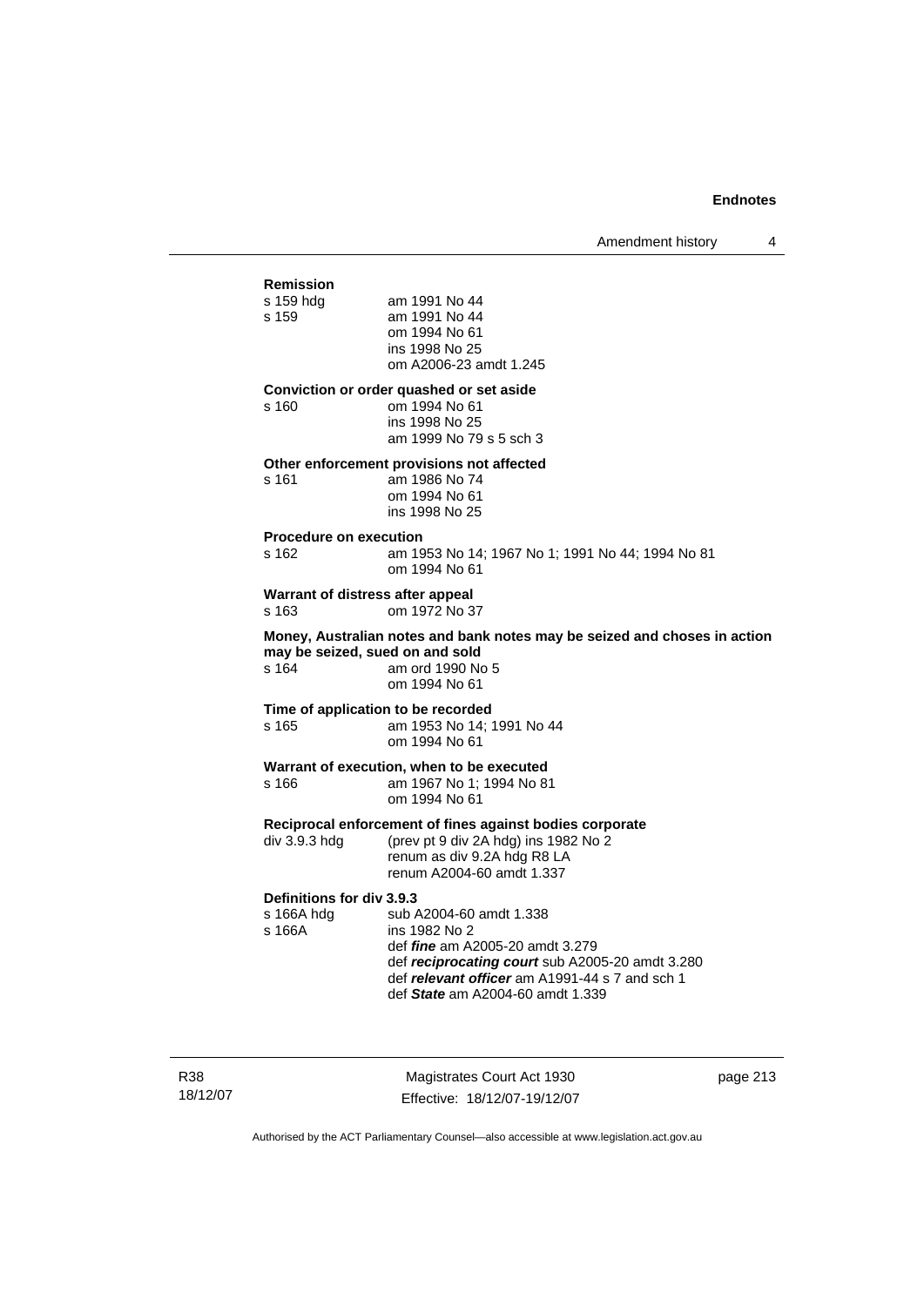**Remission**

s 159 hdg am 1991 No 44
s 159 am 1991 No 44
om 1994 No 61
ins 1998 No 25
om A2006-23 amdt 1.245

**Conviction or order quashed or set aside**

s 160 om 1994 No 61
ins 1998 No 25
am 1999 No 79 s 5 sch 3

**Other enforcement provisions not affected**

s 161 am 1986 No 74
om 1994 No 61
ins 1998 No 25

**Procedure on execution**

s 162 am 1953 No 14; 1967 No 1; 1991 No 44; 1994 No 81
om 1994 No 61

**Warrant of distress after appeal**

s 163 om 1972 No 37

**Money, Australian notes and bank notes may be seized and choses in action may be seized, sued on and sold**

s 164 am ord 1990 No 5
om 1994 No 61

**Time of application to be recorded**

s 165 am 1953 No 14; 1991 No 44
om 1994 No 61

**Warrant of execution, when to be executed**

s 166 am 1967 No 1; 1994 No 81
om 1994 No 61

**Reciprocal enforcement of fines against bodies corporate**

div 3.9.3 hdg (prev pt 9 div 2A hdg) ins 1982 No 2
renum as div 9.2A hdg R8 LA
renum A2004-60 amdt 1.337

**Definitions for div 3.9.3**

s 166A hdg sub A2004-60 amdt 1.338
s 166A ins 1982 No 2
def ***fine*** am A2005-20 amdt 3.279
def ***reciprocating court*** sub A2005-20 amdt 3.280
def ***relevant officer*** am A1991-44 s 7 and sch 1
def ***State*** am A2004-60 amdt 1.339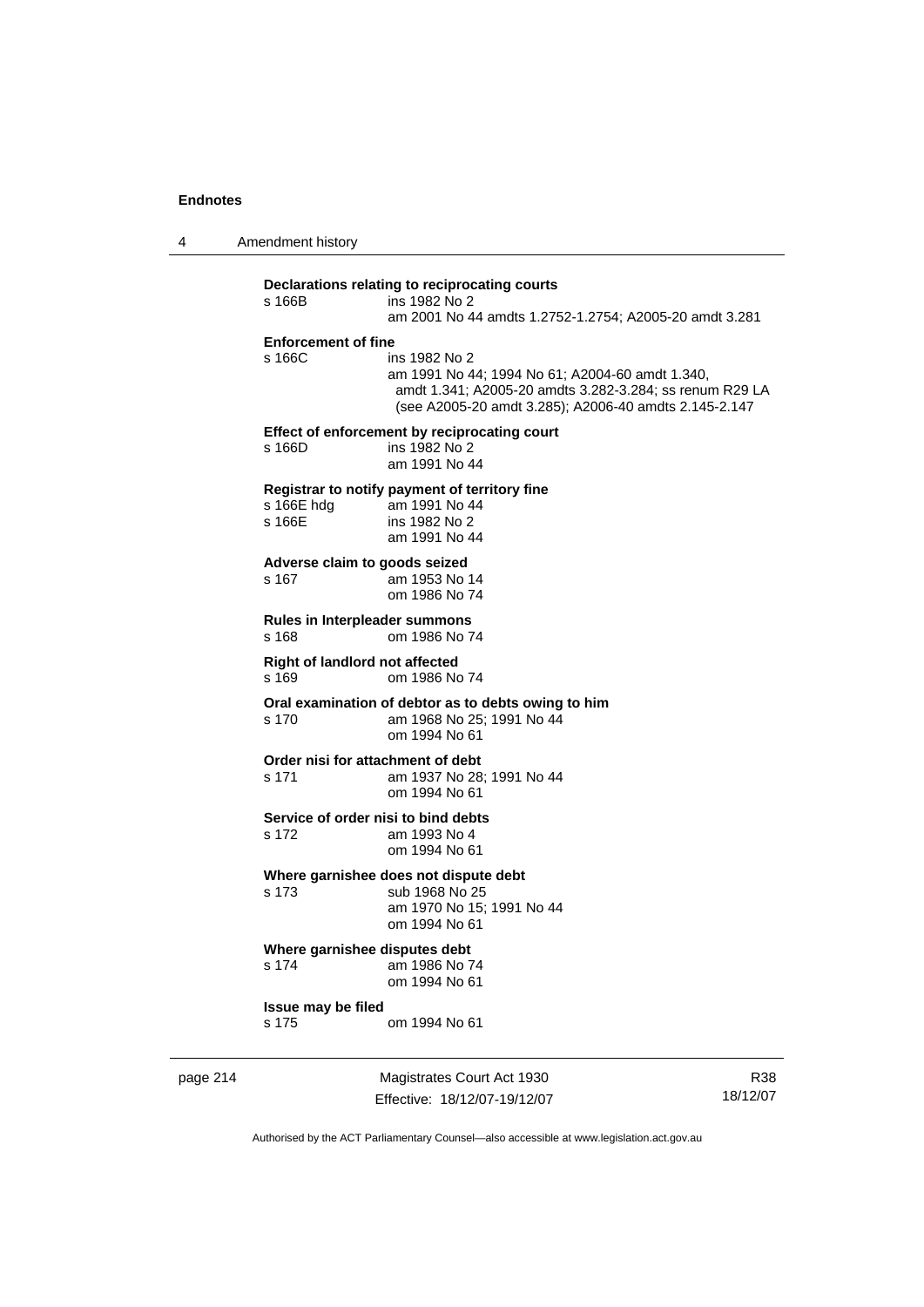**Declarations relating to reciprocating courts**
s 166B ins 1982 No 2
am 2001 No 44 amdts 1.2752-1.2754; A2005-20 amdt 3.281

**Enforcement of fine**
s 166C ins 1982 No 2
am 1991 No 44; 1994 No 61; A2004-60 amdt 1.340, amdt 1.341; A2005-20 amdts 3.282-3.284; ss renum R29 LA (see A2005-20 amdt 3.285); A2006-40 amdts 2.145-2.147

**Effect of enforcement by reciprocating court**
s 166D ins 1982 No 2
am 1991 No 44

**Registrar to notify payment of territory fine**
s 166E hdg am 1991 No 44
s 166E ins 1982 No 2
am 1991 No 44

**Adverse claim to goods seized**
s 167 am 1953 No 14
om 1986 No 74

**Rules in Interpleader summons**
s 168 om 1986 No 74

**Right of landlord not affected**
s 169 om 1986 No 74

**Oral examination of debtor as to debts owing to him**
s 170 am 1968 No 25; 1991 No 44
om 1994 No 61

**Order nisi for attachment of debt**
s 171 am 1937 No 28; 1991 No 44
om 1994 No 61

**Service of order nisi to bind debts**
s 172 am 1993 No 4
om 1994 No 61

**Where garnishee does not dispute debt**
s 173 sub 1968 No 25
am 1970 No 15; 1991 No 44
om 1994 No 61

**Where garnishee disputes debt**
s 174 am 1986 No 74
om 1994 No 61

**Issue may be filed**
s 175 om 1994 No 61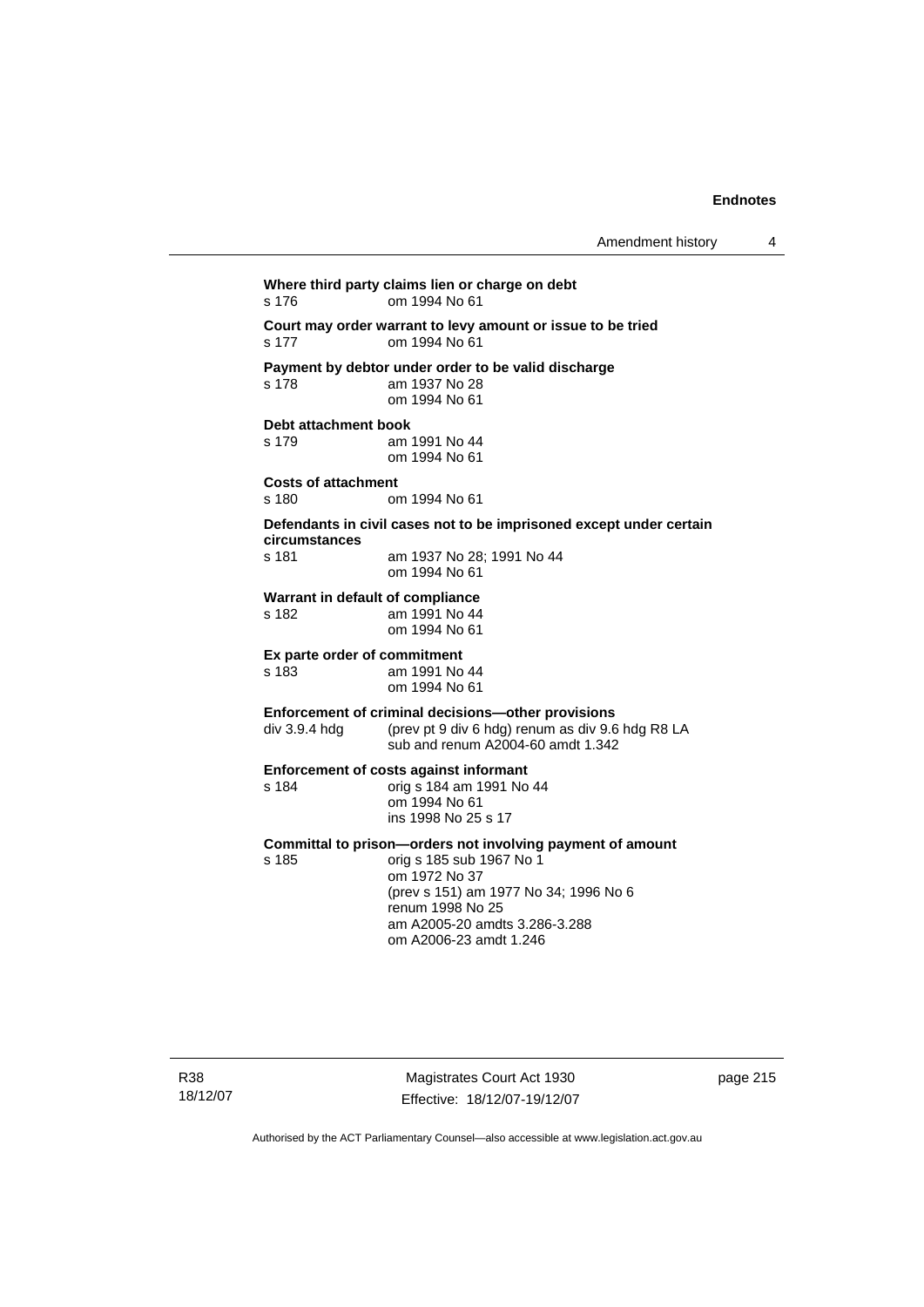**Where third party claims lien or charge on debt**

s 176 om 1994 No 61

**Court may order warrant to levy amount or issue to be tried**

s 177 om 1994 No 61

**Payment by debtor under order to be valid discharge**

s 178 am 1937 No 28
om 1994 No 61

**Debt attachment book**

s 179 am 1991 No 44
om 1994 No 61

**Costs of attachment**

s 180 om 1994 No 61

**Defendants in civil cases not to be imprisoned except under certain circumstances**

s 181 am 1937 No 28; 1991 No 44
om 1994 No 61

**Warrant in default of compliance**

s 182 am 1991 No 44
om 1994 No 61

**Ex parte order of commitment**

s 183 am 1991 No 44
om 1994 No 61

**Enforcement of criminal decisions—other provisions**

div 3.9.4 hdg (prev pt 9 div 6 hdg) renum as div 9.6 hdg R8 LA
sub and renum A2004-60 amdt 1.342

**Enforcement of costs against informant**

s 184 orig s 184 am 1991 No 44
om 1994 No 61
ins 1998 No 25 s 17

**Committal to prison—orders not involving payment of amount**

s 185 orig s 185 sub 1967 No 1
om 1972 No 37
(prev s 151) am 1977 No 34; 1996 No 6
renum 1998 No 25
am A2005-20 amdts 3.286-3.288
om A2006-23 amdt 1.246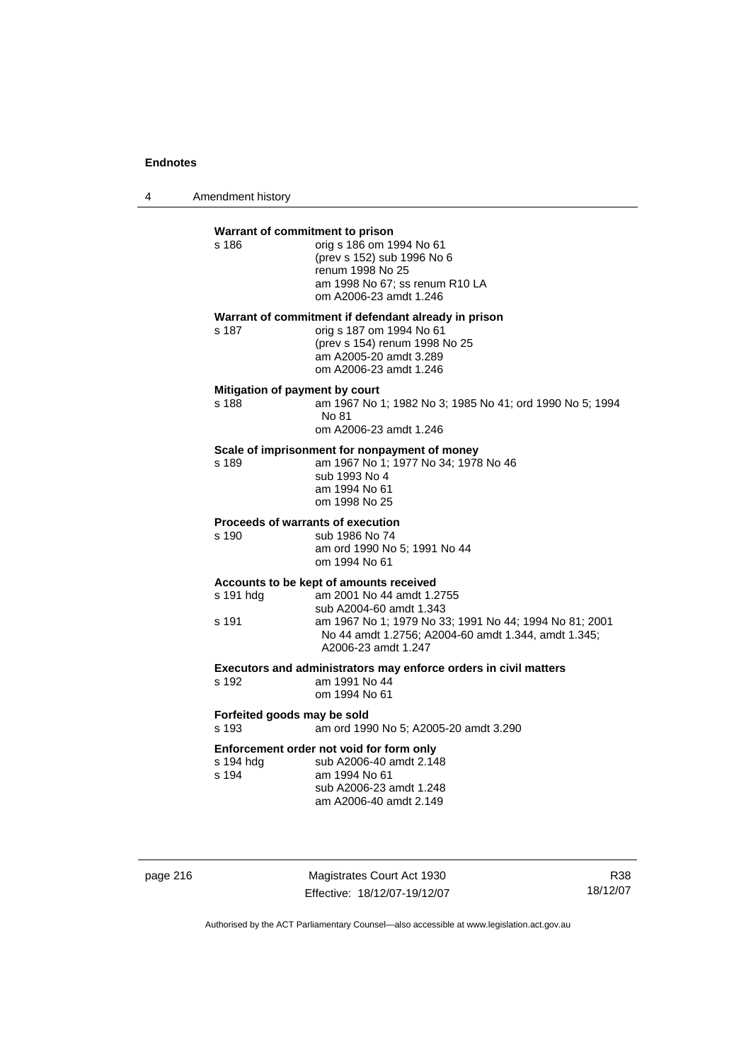**Warrant of commitment to prison**

s 186 orig s 186 om 1994 No 61
(prev s 152) sub 1996 No 6
renum 1998 No 25
am 1998 No 67; ss renum R10 LA
om A2006-23 amdt 1.246

**Warrant of commitment if defendant already in prison**

s 187 orig s 187 om 1994 No 61
(prev s 154) renum 1998 No 25
am A2005-20 amdt 3.289
om A2006-23 amdt 1.246

**Mitigation of payment by court**

s 188 am 1967 No 1; 1982 No 3; 1985 No 41; ord 1990 No 5; 1994 No 81
om A2006-23 amdt 1.246

**Scale of imprisonment for nonpayment of money**

s 189 am 1967 No 1; 1977 No 34; 1978 No 46
sub 1993 No 4
am 1994 No 61
om 1998 No 25

**Proceeds of warrants of execution**

s 190 sub 1986 No 74
am ord 1990 No 5; 1991 No 44
om 1994 No 61

**Accounts to be kept of amounts received**

s 191 hdg am 2001 No 44 amdt 1.2755
sub A2004-60 amdt 1.343

s 191 am 1967 No 1; 1979 No 33; 1991 No 44; 1994 No 81; 2001 No 44 amdt 1.2756; A2004-60 amdt 1.344, amdt 1.345; A2006-23 amdt 1.247

**Executors and administrators may enforce orders in civil matters**

s 192 am 1991 No 44
om 1994 No 61

**Forfeited goods may be sold**

s 193 am ord 1990 No 5; A2005-20 amdt 3.290

**Enforcement order not void for form only**

s 194 hdg sub A2006-40 amdt 2.148

s 194 am 1994 No 61
sub A2006-23 amdt 1.248
am A2006-40 amdt 2.149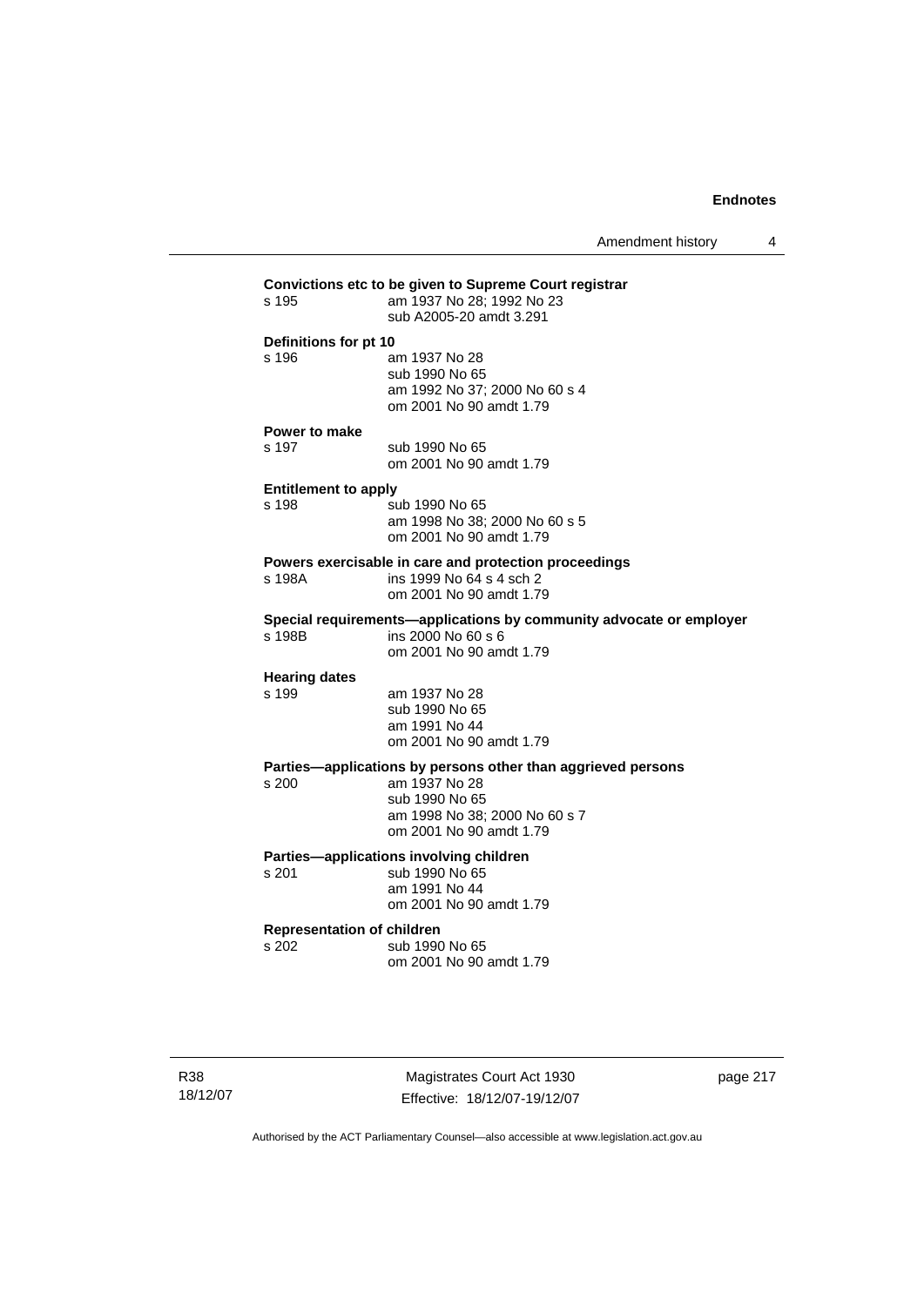**Convictions etc to be given to Supreme Court registrar**

s 195 am 1937 No 28; 1992 No 23
sub A2005-20 amdt 3.291

**Definitions for pt 10**

s 196 am 1937 No 28
sub 1990 No 65
am 1992 No 37; 2000 No 60 s 4
om 2001 No 90 amdt 1.79

**Power to make**

s 197 sub 1990 No 65
om 2001 No 90 amdt 1.79

**Entitlement to apply**

s 198 sub 1990 No 65
am 1998 No 38; 2000 No 60 s 5
om 2001 No 90 amdt 1.79

**Powers exercisable in care and protection proceedings**

s 198A ins 1999 No 64 s 4 sch 2
om 2001 No 90 amdt 1.79

**Special requirements—applications by community advocate or employer**

s 198B ins 2000 No 60 s 6
om 2001 No 90 amdt 1.79

**Hearing dates**

s 199 am 1937 No 28
sub 1990 No 65
am 1991 No 44
om 2001 No 90 amdt 1.79

**Parties—applications by persons other than aggrieved persons**

s 200 am 1937 No 28
sub 1990 No 65
am 1998 No 38; 2000 No 60 s 7
om 2001 No 90 amdt 1.79

**Parties—applications involving children**

s 201 sub 1990 No 65
am 1991 No 44
om 2001 No 90 amdt 1.79

**Representation of children**

s 202 sub 1990 No 65
om 2001 No 90 amdt 1.79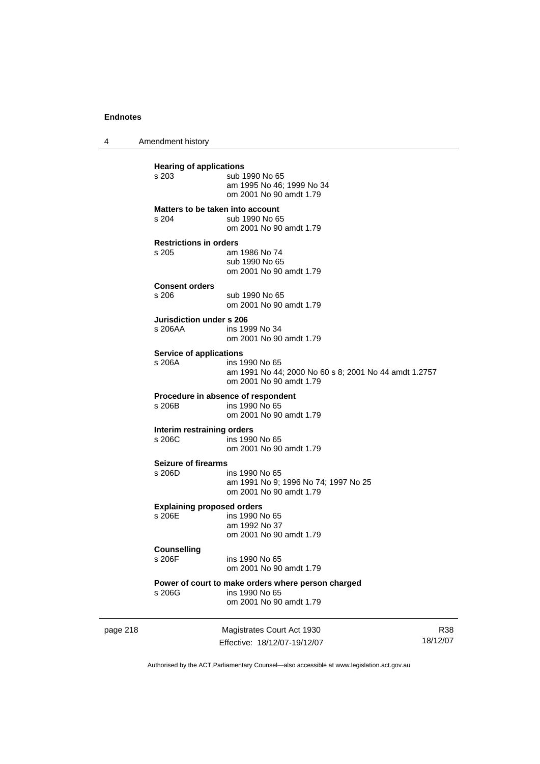**Hearing of applications**

s 203 sub 1990 No 65
am 1995 No 46; 1999 No 34
om 2001 No 90 amdt 1.79

**Matters to be taken into account**

s 204 sub 1990 No 65
om 2001 No 90 amdt 1.79

**Restrictions in orders**

s 205 am 1986 No 74
sub 1990 No 65
om 2001 No 90 amdt 1.79

**Consent orders**

s 206 sub 1990 No 65
om 2001 No 90 amdt 1.79

**Jurisdiction under s 206**

s 206AA ins 1999 No 34
om 2001 No 90 amdt 1.79

**Service of applications**

s 206A ins 1990 No 65
am 1991 No 44; 2000 No 60 s 8; 2001 No 44 amdt 1.2757
om 2001 No 90 amdt 1.79

**Procedure in absence of respondent**

s 206B ins 1990 No 65
om 2001 No 90 amdt 1.79

**Interim restraining orders**

s 206C ins 1990 No 65
om 2001 No 90 amdt 1.79

**Seizure of firearms**

s 206D ins 1990 No 65
am 1991 No 9; 1996 No 74; 1997 No 25
om 2001 No 90 amdt 1.79

**Explaining proposed orders**

s 206E ins 1990 No 65
am 1992 No 37
om 2001 No 90 amdt 1.79

**Counselling**

s 206F ins 1990 No 65
om 2001 No 90 amdt 1.79

**Power of court to make orders where person charged**

s 206G ins 1990 No 65
om 2001 No 90 amdt 1.79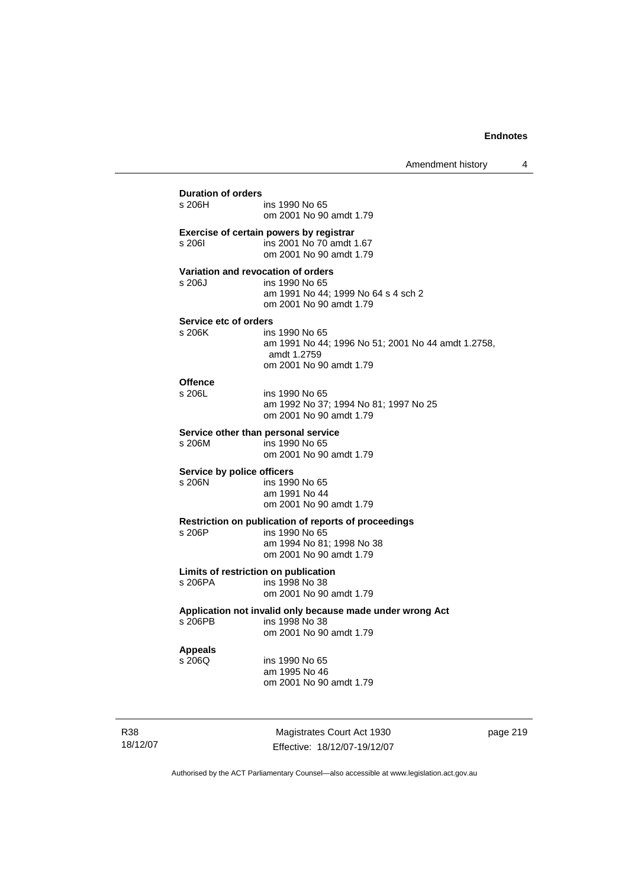**Duration of orders**

s 206H ins 1990 No 65
om 2001 No 90 amdt 1.79

**Exercise of certain powers by registrar**

s 206I ins 2001 No 70 amdt 1.67
om 2001 No 90 amdt 1.79

**Variation and revocation of orders**

s 206J ins 1990 No 65
am 1991 No 44; 1999 No 64 s 4 sch 2
om 2001 No 90 amdt 1.79

**Service etc of orders**

s 206K ins 1990 No 65
am 1991 No 44; 1996 No 51; 2001 No 44 amdt 1.2758, amdt 1.2759
om 2001 No 90 amdt 1.79

**Offence**

s 206L ins 1990 No 65
am 1992 No 37; 1994 No 81; 1997 No 25
om 2001 No 90 amdt 1.79

**Service other than personal service**

s 206M ins 1990 No 65
om 2001 No 90 amdt 1.79

**Service by police officers**

s 206N ins 1990 No 65
am 1991 No 44
om 2001 No 90 amdt 1.79

**Restriction on publication of reports of proceedings**

s 206P ins 1990 No 65
am 1994 No 81; 1998 No 38
om 2001 No 90 amdt 1.79

**Limits of restriction on publication**

s 206PA ins 1998 No 38
om 2001 No 90 amdt 1.79

**Application not invalid only because made under wrong Act**

s 206PB ins 1998 No 38
om 2001 No 90 amdt 1.79

**Appeals**

s 206Q ins 1990 No 65
am 1995 No 46
om 2001 No 90 amdt 1.79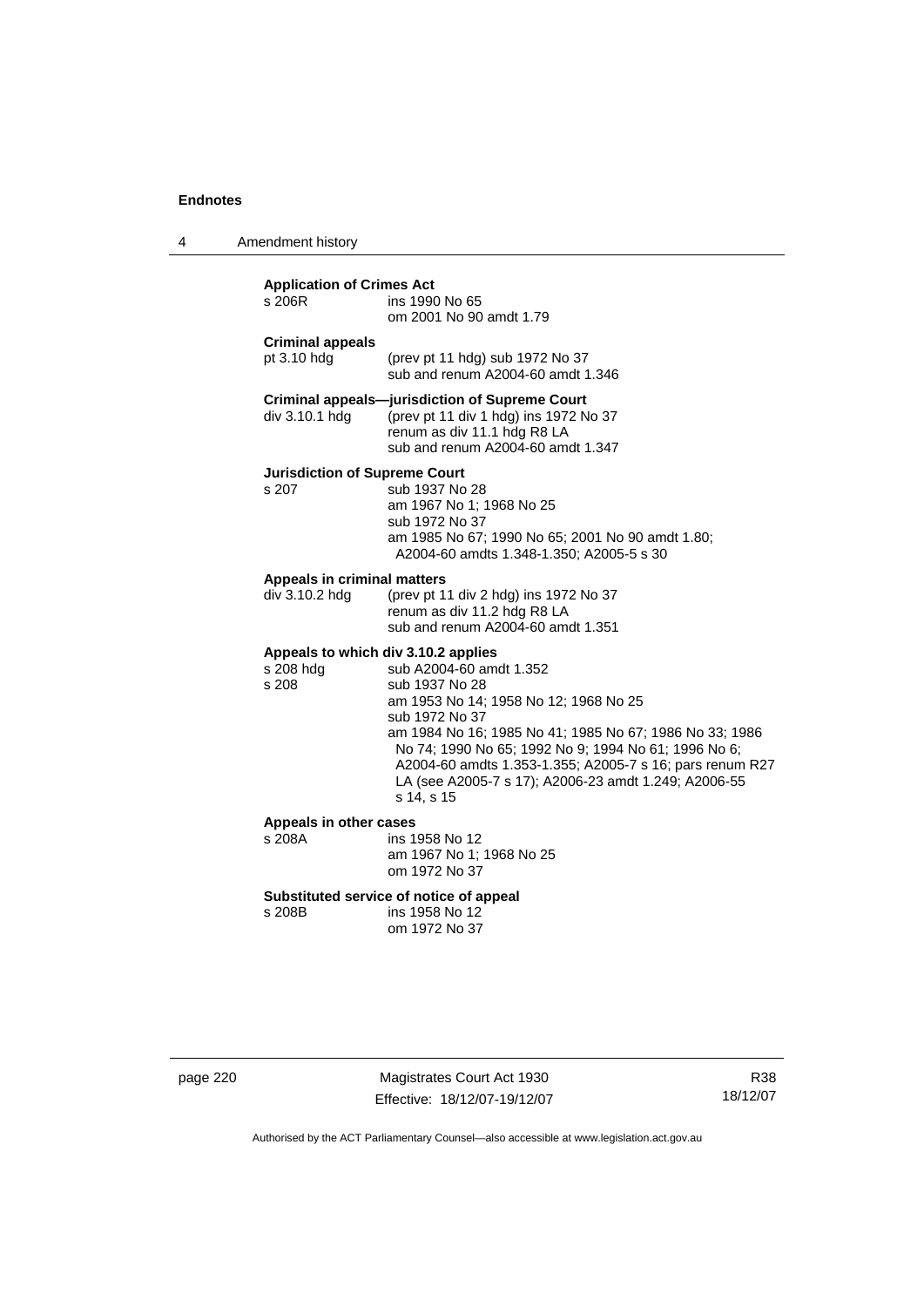**Application of Crimes Act**

s 206R ins 1990 No 65
om 2001 No 90 amdt 1.79

**Criminal appeals**

pt 3.10 hdg (prev pt 11 hdg) sub 1972 No 37
sub and renum A2004-60 amdt 1.346

**Criminal appeals—jurisdiction of Supreme Court**

div 3.10.1 hdg (prev pt 11 div 1 hdg) ins 1972 No 37
renum as div 11.1 hdg R8 LA
sub and renum A2004-60 amdt 1.347

**Jurisdiction of Supreme Court**

s 207 sub 1937 No 28
am 1967 No 1; 1968 No 25
sub 1972 No 37
am 1985 No 67; 1990 No 65; 2001 No 90 amdt 1.80; A2004-60 amdts 1.348-1.350; A2005-5 s 30

**Appeals in criminal matters**

div 3.10.2 hdg (prev pt 11 div 2 hdg) ins 1972 No 37
renum as div 11.2 hdg R8 LA
sub and renum A2004-60 amdt 1.351

**Appeals to which div 3.10.2 applies**

s 208 hdg sub A2004-60 amdt 1.352

s 208 sub 1937 No 28
am 1953 No 14; 1958 No 12; 1968 No 25
sub 1972 No 37
am 1984 No 16; 1985 No 41; 1985 No 67; 1986 No 33; 1986 No 74; 1990 No 65; 1992 No 9; 1994 No 61; 1996 No 6; A2004-60 amdts 1.353-1.355; A2005-7 s 16; pars renum R27 LA (see A2005-7 s 17); A2006-23 amdt 1.249; A2006-55 s 14, s 15

**Appeals in other cases**

s 208A ins 1958 No 12
am 1967 No 1; 1968 No 25
om 1972 No 37

**Substituted service of notice of appeal**

s 208B ins 1958 No 12
om 1972 No 37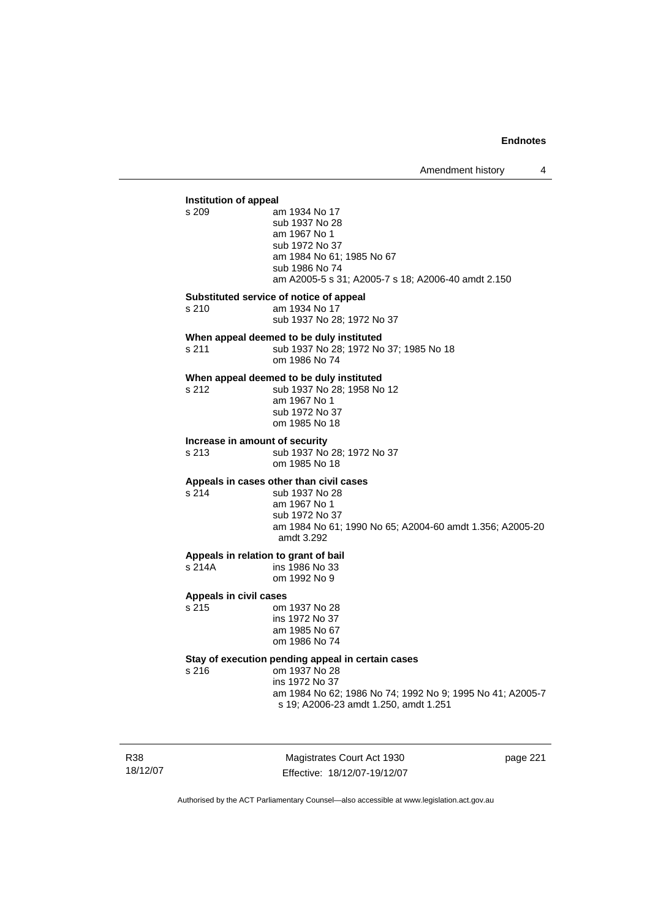**Institution of appeal**

s 209 am 1934 No 17
sub 1937 No 28
am 1967 No 1
sub 1972 No 37
am 1984 No 61; 1985 No 67
sub 1986 No 74
am A2005-5 s 31; A2005-7 s 18; A2006-40 amdt 2.150

**Substituted service of notice of appeal**

s 210 am 1934 No 17
sub 1937 No 28; 1972 No 37

**When appeal deemed to be duly instituted**

s 211 sub 1937 No 28; 1972 No 37; 1985 No 18
om 1986 No 74

**When appeal deemed to be duly instituted**

s 212 sub 1937 No 28; 1958 No 12
am 1967 No 1
sub 1972 No 37
om 1985 No 18

**Increase in amount of security**

s 213 sub 1937 No 28; 1972 No 37
om 1985 No 18

**Appeals in cases other than civil cases**

s 214 sub 1937 No 28
am 1967 No 1
sub 1972 No 37
am 1984 No 61; 1990 No 65; A2004-60 amdt 1.356; A2005-20 amdt 3.292

**Appeals in relation to grant of bail**

s 214A ins 1986 No 33
om 1992 No 9

**Appeals in civil cases**

s 215 om 1937 No 28
ins 1972 No 37
am 1985 No 67
om 1986 No 74

**Stay of execution pending appeal in certain cases**

s 216 om 1937 No 28
ins 1972 No 37
am 1984 No 62; 1986 No 74; 1992 No 9; 1995 No 41; A2005-7 s 19; A2006-23 amdt 1.250, amdt 1.251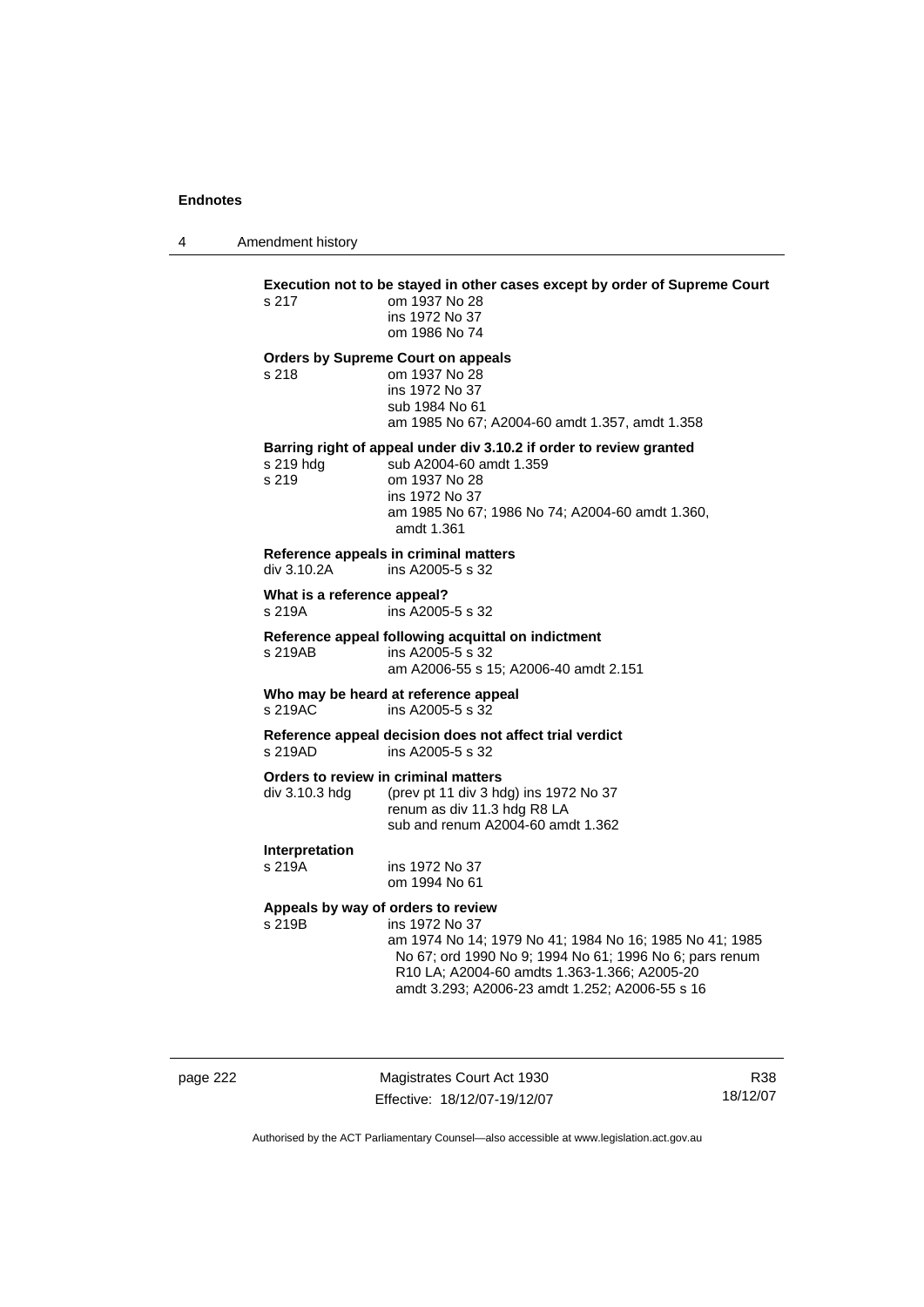**Execution not to be stayed in other cases except by order of Supreme Court**

s 217 om 1937 No 28
ins 1972 No 37
om 1986 No 74

**Orders by Supreme Court on appeals**

s 218 om 1937 No 28
ins 1972 No 37
sub 1984 No 61
am 1985 No 67; A2004-60 amdt 1.357, amdt 1.358

**Barring right of appeal under div 3.10.2 if order to review granted**

s 219 hdg sub A2004-60 amdt 1.359
s 219 om 1937 No 28
ins 1972 No 37
am 1985 No 67; 1986 No 74; A2004-60 amdt 1.360, amdt 1.361

**Reference appeals in criminal matters**

div 3.10.2A ins A2005-5 s 32

**What is a reference appeal?**

s 219A ins A2005-5 s 32

**Reference appeal following acquittal on indictment**

s 219AB ins A2005-5 s 32
am A2006-55 s 15; A2006-40 amdt 2.151

**Who may be heard at reference appeal**

s 219AC ins A2005-5 s 32

**Reference appeal decision does not affect trial verdict**

s 219AD ins A2005-5 s 32

**Orders to review in criminal matters**

div 3.10.3 hdg (prev pt 11 div 3 hdg) ins 1972 No 37
renum as div 11.3 hdg R8 LA
sub and renum A2004-60 amdt 1.362

**Interpretation**

s 219A ins 1972 No 37
om 1994 No 61

**Appeals by way of orders to review**

s 219B ins 1972 No 37
am 1974 No 14; 1979 No 41; 1984 No 16; 1985 No 41; 1985 No 67; ord 1990 No 9; 1994 No 61; 1996 No 6; pars renum R10 LA; A2004-60 amdts 1.363-1.366; A2005-20 amdt 3.293; A2006-23 amdt 1.252; A2006-55 s 16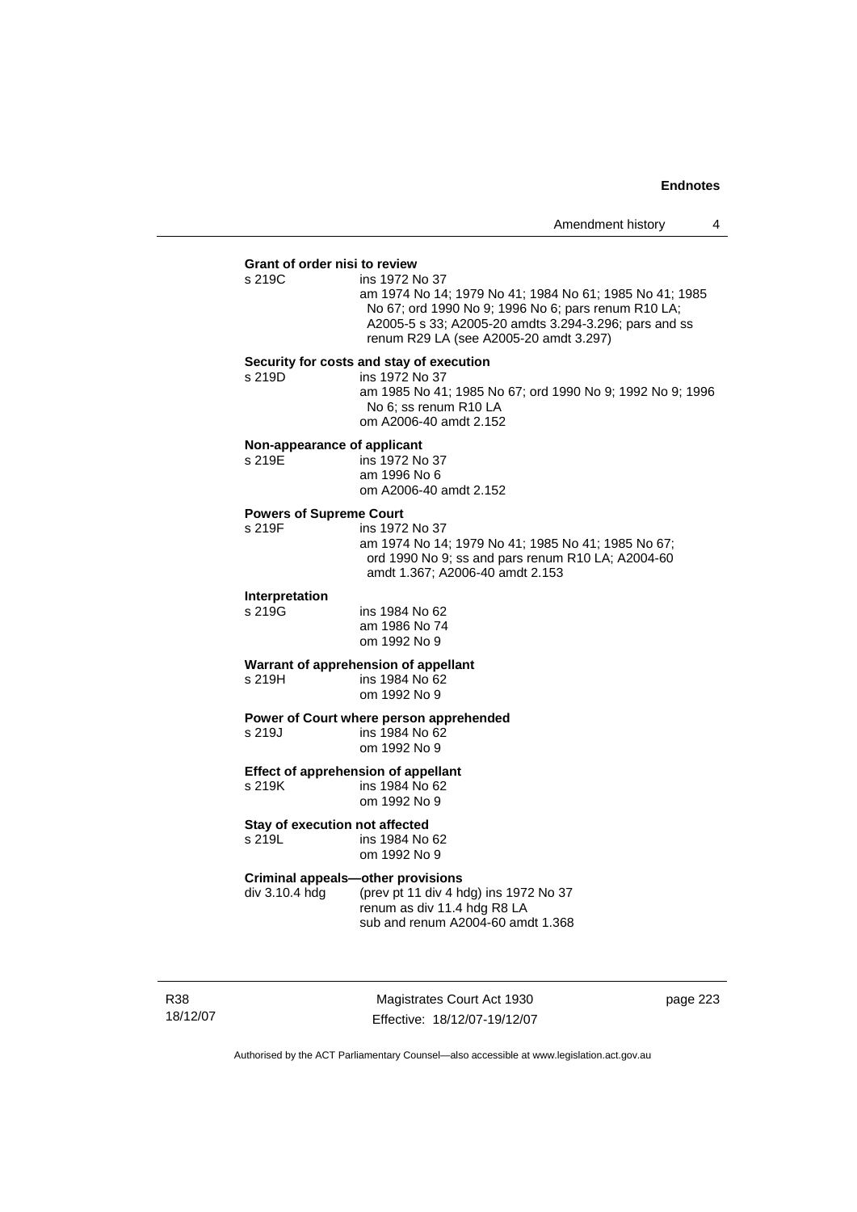**Grant of order nisi to review**

s 219C ins 1972 No 37
am 1974 No 14; 1979 No 41; 1984 No 61; 1985 No 41; 1985 No 67; ord 1990 No 9; 1996 No 6; pars renum R10 LA; A2005-5 s 33; A2005-20 amdts 3.294-3.296; pars and ss renum R29 LA (see A2005-20 amdt 3.297)

**Security for costs and stay of execution**

s 219D ins 1972 No 37
am 1985 No 41; 1985 No 67; ord 1990 No 9; 1992 No 9; 1996 No 6; ss renum R10 LA
om A2006-40 amdt 2.152

**Non-appearance of applicant**

s 219E ins 1972 No 37
am 1996 No 6
om A2006-40 amdt 2.152

**Powers of Supreme Court**

s 219F ins 1972 No 37
am 1974 No 14; 1979 No 41; 1985 No 41; 1985 No 67; ord 1990 No 9; ss and pars renum R10 LA; A2004-60 amdt 1.367; A2006-40 amdt 2.153

**Interpretation**

s 219G ins 1984 No 62
am 1986 No 74
om 1992 No 9

**Warrant of apprehension of appellant**

s 219H ins 1984 No 62
om 1992 No 9

**Power of Court where person apprehended**

s 219J ins 1984 No 62
om 1992 No 9

**Effect of apprehension of appellant**

s 219K ins 1984 No 62
om 1992 No 9

**Stay of execution not affected**

s 219L ins 1984 No 62
om 1992 No 9

**Criminal appeals—other provisions**

div 3.10.4 hdg (prev pt 11 div 4 hdg) ins 1972 No 37
renum as div 11.4 hdg R8 LA
sub and renum A2004-60 amdt 1.368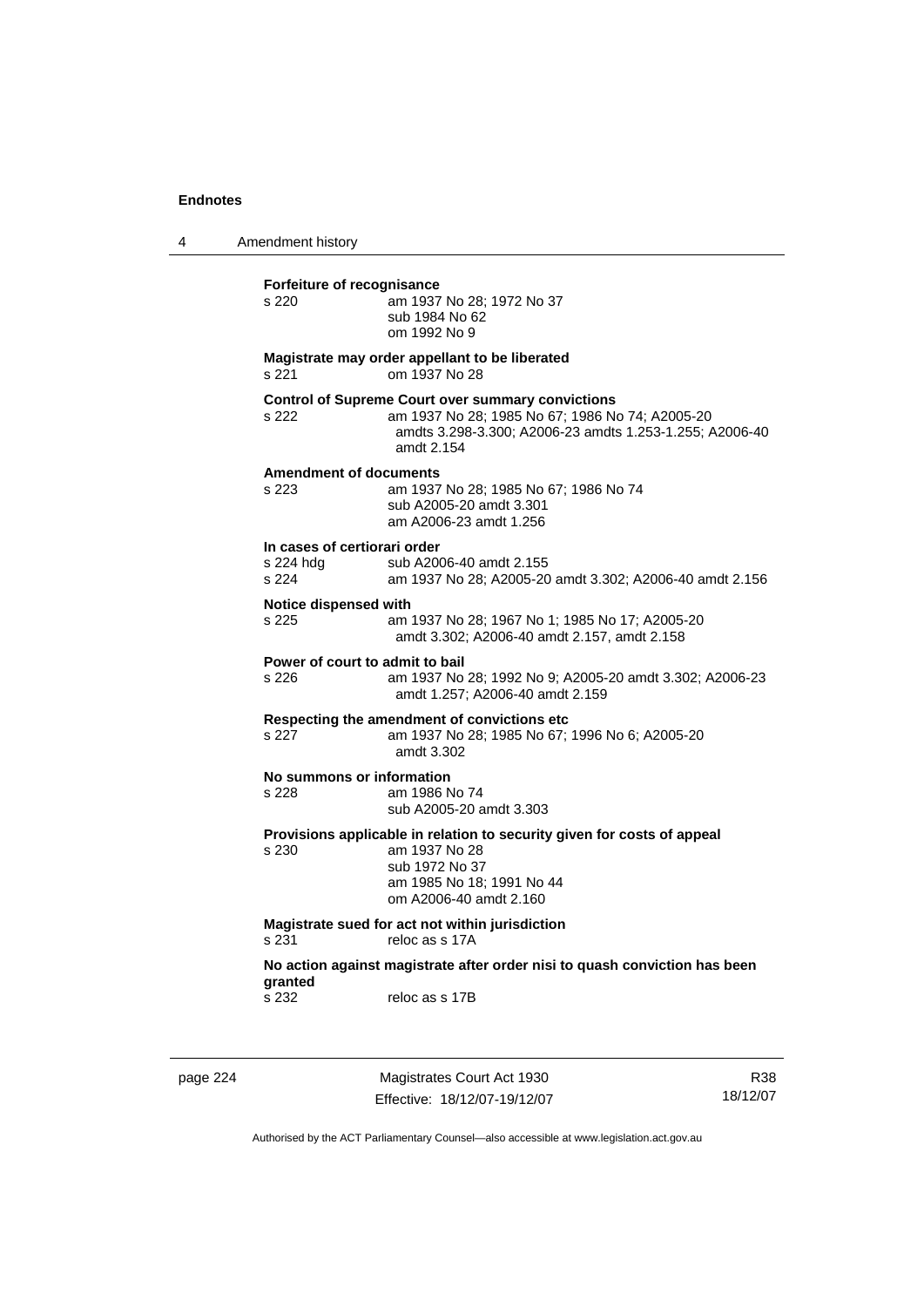**Forfeiture of recognisance**

s 220 am 1937 No 28; 1972 No 37
sub 1984 No 62
om 1992 No 9

**Magistrate may order appellant to be liberated**

s 221 om 1937 No 28

**Control of Supreme Court over summary convictions**

s 222 am 1937 No 28; 1985 No 67; 1986 No 74; A2005-20 amdts 3.298-3.300; A2006-23 amdts 1.253-1.255; A2006-40 amdt 2.154

**Amendment of documents**

s 223 am 1937 No 28; 1985 No 67; 1986 No 74
sub A2005-20 amdt 3.301
am A2006-23 amdt 1.256

**In cases of certiorari order**

s 224 hdg sub A2006-40 amdt 2.155
s 224 am 1937 No 28; A2005-20 amdt 3.302; A2006-40 amdt 2.156

**Notice dispensed with**

s 225 am 1937 No 28; 1967 No 1; 1985 No 17; A2005-20 amdt 3.302; A2006-40 amdt 2.157, amdt 2.158

**Power of court to admit to bail**

s 226 am 1937 No 28; 1992 No 9; A2005-20 amdt 3.302; A2006-23 amdt 1.257; A2006-40 amdt 2.159

**Respecting the amendment of convictions etc**

s 227 am 1937 No 28; 1985 No 67; 1996 No 6; A2005-20 amdt 3.302

**No summons or information**

s 228 am 1986 No 74
sub A2005-20 amdt 3.303

**Provisions applicable in relation to security given for costs of appeal**

s 230 am 1937 No 28
sub 1972 No 37
am 1985 No 18; 1991 No 44
om A2006-40 amdt 2.160

**Magistrate sued for act not within jurisdiction**

s 231 reloc as s 17A

**No action against magistrate after order nisi to quash conviction has been granted**

s 232 reloc as s 17B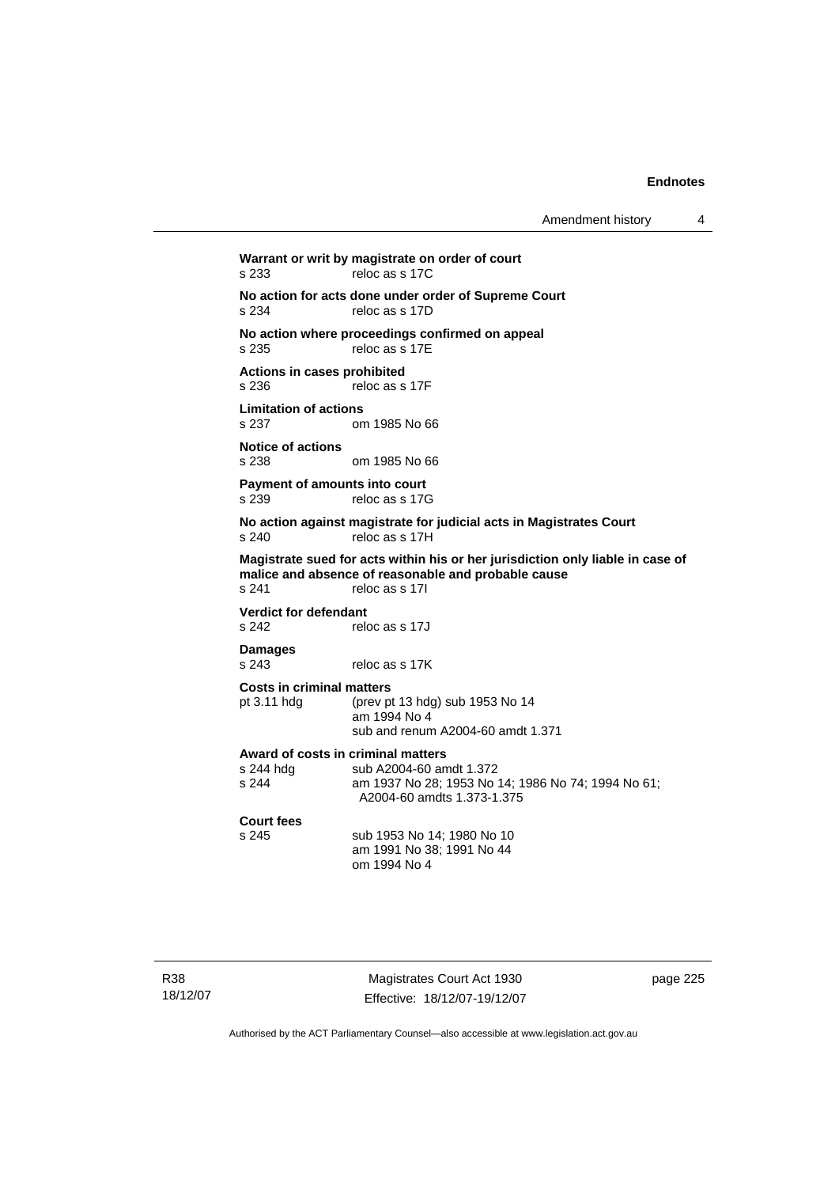**Warrant or writ by magistrate on order of court**
s 233 reloc as s 17C

**No action for acts done under order of Supreme Court**
s 234 reloc as s 17D

**No action where proceedings confirmed on appeal**
s 235 reloc as s 17E

**Actions in cases prohibited**
s 236 reloc as s 17F

**Limitation of actions**
s 237 om 1985 No 66

**Notice of actions**
s 238 om 1985 No 66

**Payment of amounts into court**
s 239 reloc as s 17G

**No action against magistrate for judicial acts in Magistrates Court**
s 240 reloc as s 17H

**Magistrate sued for acts within his or her jurisdiction only liable in case of malice and absence of reasonable and probable cause**
s 241 reloc as s 17I

**Verdict for defendant**
s 242 reloc as s 17J

**Damages**
s 243 reloc as s 17K

**Costs in criminal matters**
pt 3.11 hdg (prev pt 13 hdg) sub 1953 No 14
am 1994 No 4
sub and renum A2004-60 amdt 1.371

**Award of costs in criminal matters**
s 244 hdg sub A2004-60 amdt 1.372
s 244 am 1937 No 28; 1953 No 14; 1986 No 74; 1994 No 61; A2004-60 amdts 1.373-1.375

**Court fees**
s 245 sub 1953 No 14; 1980 No 10
am 1991 No 38; 1991 No 44
om 1994 No 4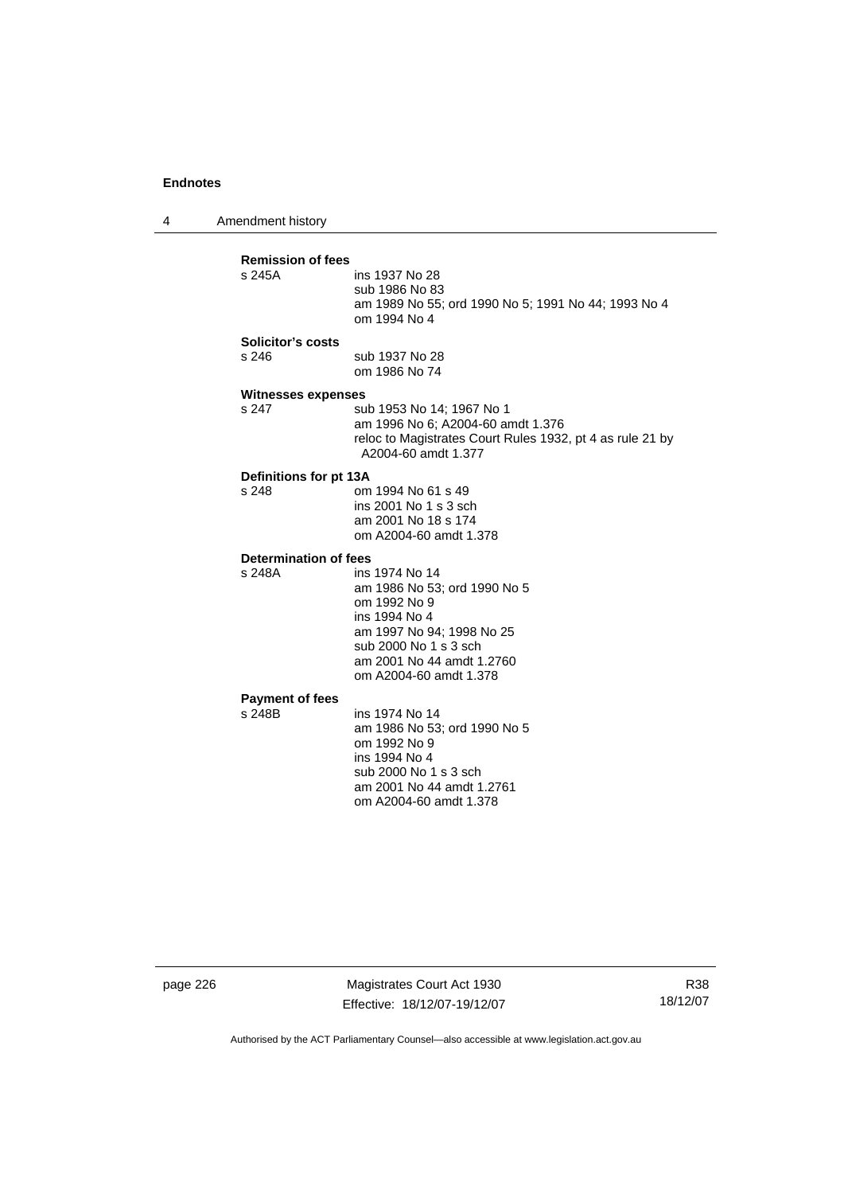**Remission of fees**

s 245A ins 1937 No 28
sub 1986 No 83
am 1989 No 55; ord 1990 No 5; 1991 No 44; 1993 No 4
om 1994 No 4

**Solicitor's costs**

s 246 sub 1937 No 28
om 1986 No 74

**Witnesses expenses**

s 247 sub 1953 No 14; 1967 No 1
am 1996 No 6; A2004-60 amdt 1.376
reloc to Magistrates Court Rules 1932, pt 4 as rule 21 by A2004-60 amdt 1.377

**Definitions for pt 13A**

s 248 om 1994 No 61 s 49
ins 2001 No 1 s 3 sch
am 2001 No 18 s 174
om A2004-60 amdt 1.378

**Determination of fees**

s 248A ins 1974 No 14
am 1986 No 53; ord 1990 No 5
om 1992 No 9
ins 1994 No 4
am 1997 No 94; 1998 No 25
sub 2000 No 1 s 3 sch
am 2001 No 44 amdt 1.2760
om A2004-60 amdt 1.378

**Payment of fees**

s 248B ins 1974 No 14
am 1986 No 53; ord 1990 No 5
om 1992 No 9
ins 1994 No 4
sub 2000 No 1 s 3 sch
am 2001 No 44 amdt 1.2761
om A2004-60 amdt 1.378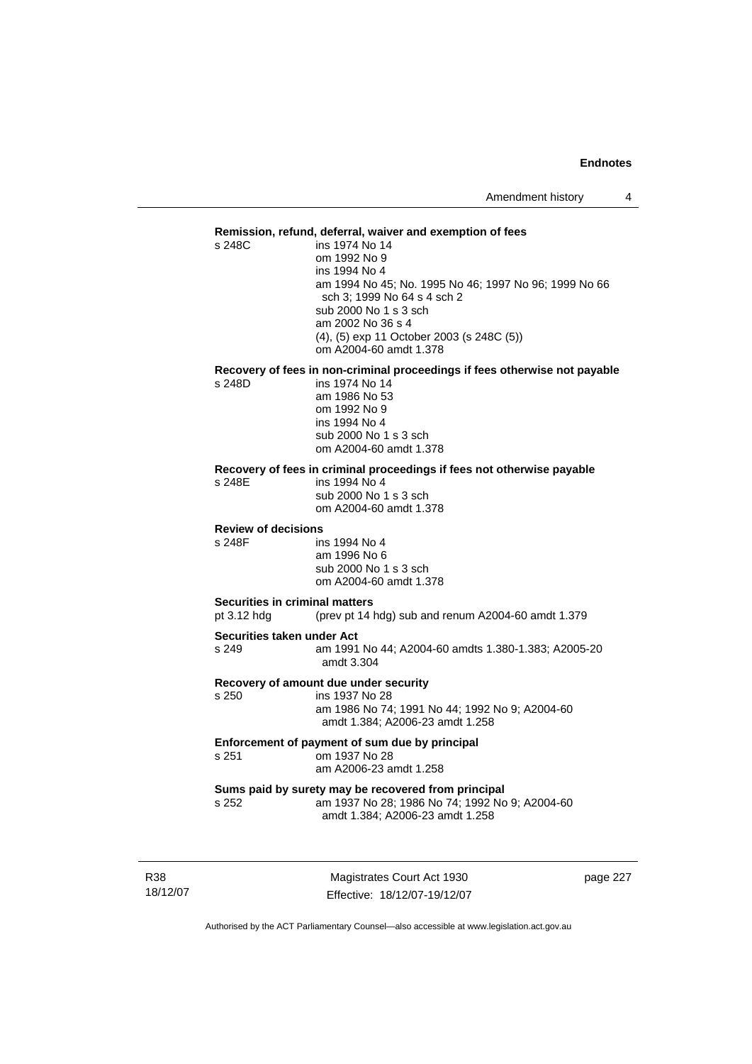**Remission, refund, deferral, waiver and exemption of fees**

s 248C
ins 1974 No 14
om 1992 No 9
ins 1994 No 4
am 1994 No 45; No. 1995 No 46; 1997 No 96; 1999 No 66 sch 3; 1999 No 64 s 4 sch 2
sub 2000 No 1 s 3 sch
am 2002 No 36 s 4
(4), (5) exp 11 October 2003 (s 248C (5))
om A2004-60 amdt 1.378

**Recovery of fees in non-criminal proceedings if fees otherwise not payable**

s 248D
ins 1974 No 14
am 1986 No 53
om 1992 No 9
ins 1994 No 4
sub 2000 No 1 s 3 sch
om A2004-60 amdt 1.378

**Recovery of fees in criminal proceedings if fees not otherwise payable**

s 248E
ins 1994 No 4
sub 2000 No 1 s 3 sch
om A2004-60 amdt 1.378

**Review of decisions**

s 248F
ins 1994 No 4
am 1996 No 6
sub 2000 No 1 s 3 sch
om A2004-60 amdt 1.378

**Securities in criminal matters**

pt 3.12 hdg
(prev pt 14 hdg) sub and renum A2004-60 amdt 1.379

**Securities taken under Act**

s 249
am 1991 No 44; A2004-60 amdts 1.380-1.383; A2005-20 amdt 3.304

**Recovery of amount due under security**

s 250
ins 1937 No 28
am 1986 No 74; 1991 No 44; 1992 No 9; A2004-60 amdt 1.384; A2006-23 amdt 1.258

**Enforcement of payment of sum due by principal**

s 251
om 1937 No 28
am A2006-23 amdt 1.258

**Sums paid by surety may be recovered from principal**

s 252
am 1937 No 28; 1986 No 74; 1992 No 9; A2004-60 amdt 1.384; A2006-23 amdt 1.258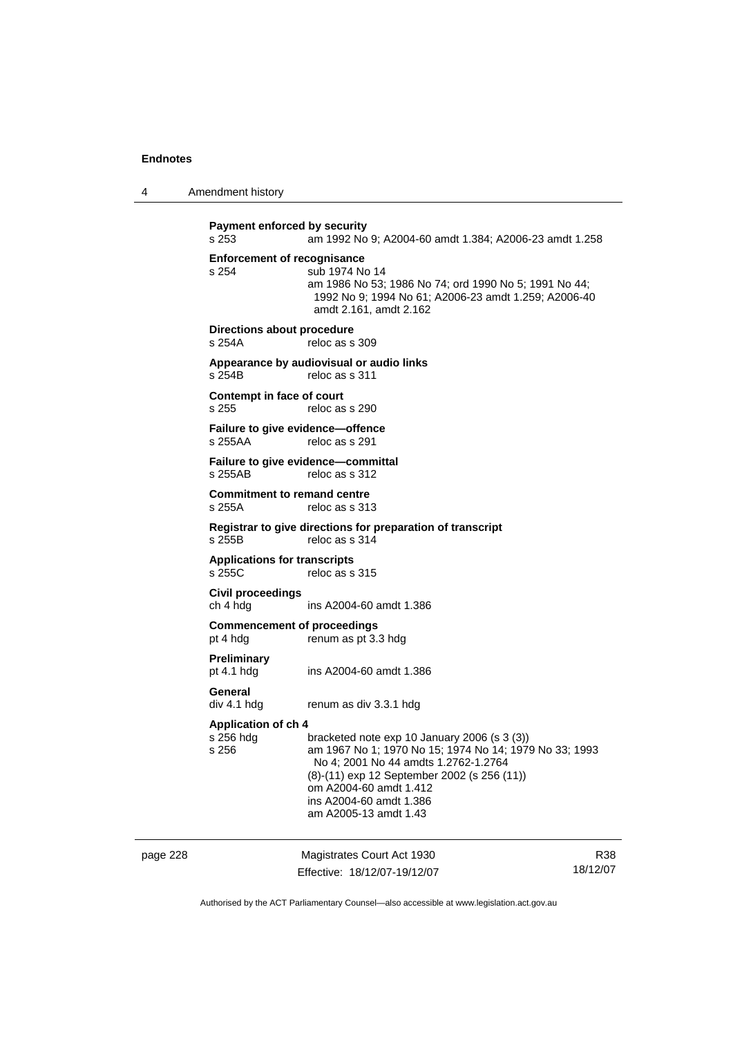**Payment enforced by security**
s 253 am 1992 No 9; A2004-60 amdt 1.384; A2006-23 amdt 1.258

**Enforcement of recognisance**
s 254 sub 1974 No 14
am 1986 No 53; 1986 No 74; ord 1990 No 5; 1991 No 44; 1992 No 9; 1994 No 61; A2006-23 amdt 1.259; A2006-40 amdt 2.161, amdt 2.162

**Directions about procedure**
s 254A reloc as s 309

**Appearance by audiovisual or audio links**
s 254B reloc as s 311

**Contempt in face of court**
s 255 reloc as s 290

**Failure to give evidence—offence**
s 255AA reloc as s 291

**Failure to give evidence—committal**
s 255AB reloc as s 312

**Commitment to remand centre**
s 255A reloc as s 313

**Registrar to give directions for preparation of transcript**
s 255B reloc as s 314

**Applications for transcripts**
s 255C reloc as s 315

**Civil proceedings**
ch 4 hdg ins A2004-60 amdt 1.386

**Commencement of proceedings**
pt 4 hdg renum as pt 3.3 hdg

**Preliminary**
pt 4.1 hdg ins A2004-60 amdt 1.386

**General**
div 4.1 hdg renum as div 3.3.1 hdg

**Application of ch 4**
s 256 hdg bracketed note exp 10 January 2006 (s 3 (3))
s 256 am 1967 No 1; 1970 No 15; 1974 No 14; 1979 No 33; 1993 No 4; 2001 No 44 amdts 1.2762-1.2764
(8)-(11) exp 12 September 2002 (s 256 (11))
om A2004-60 amdt 1.412
ins A2004-60 amdt 1.386
am A2005-13 amdt 1.43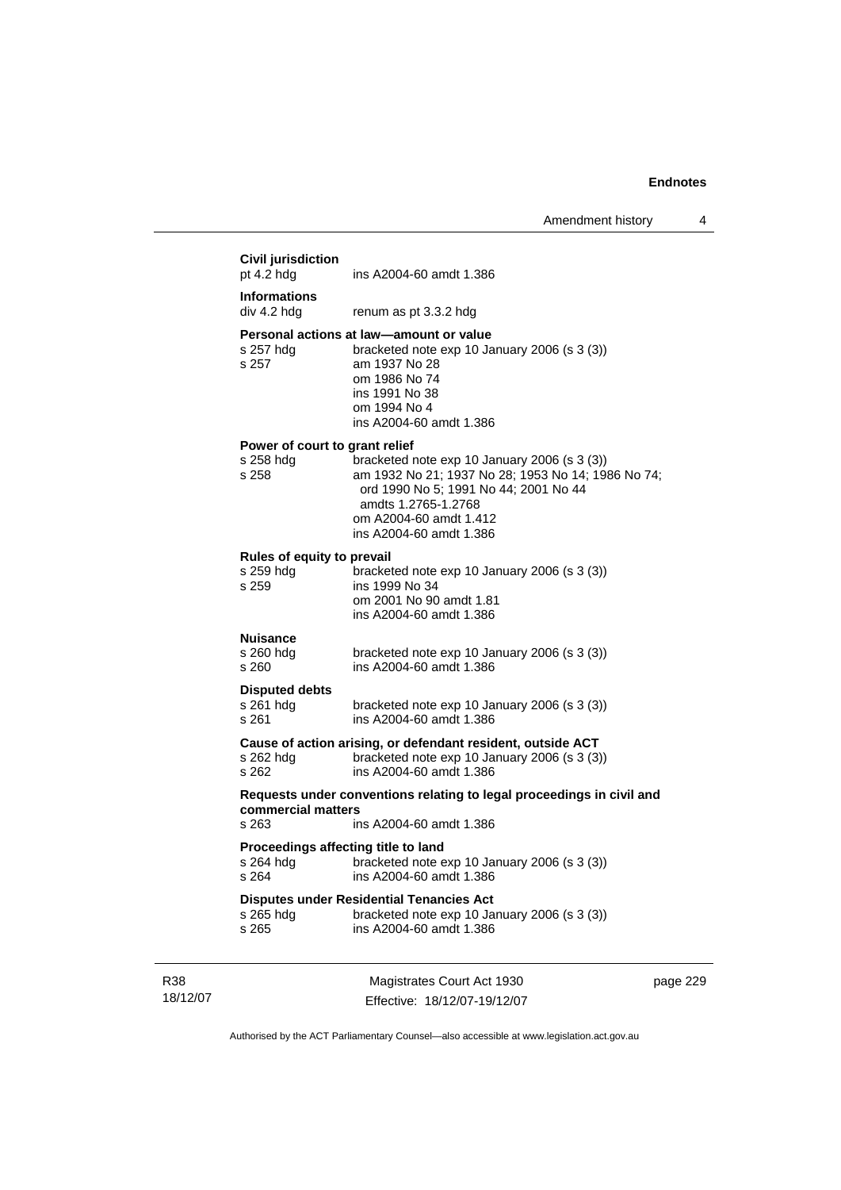**Civil jurisdiction**
pt 4.2 hdg ins A2004-60 amdt 1.386

**Informations**
div 4.2 hdg renum as pt 3.3.2 hdg

**Personal actions at law—amount or value**
s 257 hdg bracketed note exp 10 January 2006 (s 3 (3))
s 257 am 1937 No 28
om 1986 No 74
ins 1991 No 38
om 1994 No 4
ins A2004-60 amdt 1.386

**Power of court to grant relief**
s 258 hdg bracketed note exp 10 January 2006 (s 3 (3))
s 258 am 1932 No 21; 1937 No 28; 1953 No 14; 1986 No 74; ord 1990 No 5; 1991 No 44; 2001 No 44 amdts 1.2765-1.2768
om A2004-60 amdt 1.412
ins A2004-60 amdt 1.386

**Rules of equity to prevail**
s 259 hdg bracketed note exp 10 January 2006 (s 3 (3))
s 259 ins 1999 No 34
om 2001 No 90 amdt 1.81
ins A2004-60 amdt 1.386

**Nuisance**
s 260 hdg bracketed note exp 10 January 2006 (s 3 (3))
s 260 ins A2004-60 amdt 1.386

**Disputed debts**
s 261 hdg bracketed note exp 10 January 2006 (s 3 (3))
s 261 ins A2004-60 amdt 1.386

**Cause of action arising, or defendant resident, outside ACT**
s 262 hdg bracketed note exp 10 January 2006 (s 3 (3))
s 262 ins A2004-60 amdt 1.386

**Requests under conventions relating to legal proceedings in civil and commercial matters**
s 263 ins A2004-60 amdt 1.386

**Proceedings affecting title to land**
s 264 hdg bracketed note exp 10 January 2006 (s 3 (3))
s 264 ins A2004-60 amdt 1.386

**Disputes under Residential Tenancies Act**
s 265 hdg bracketed note exp 10 January 2006 (s 3 (3))
s 265 ins A2004-60 amdt 1.386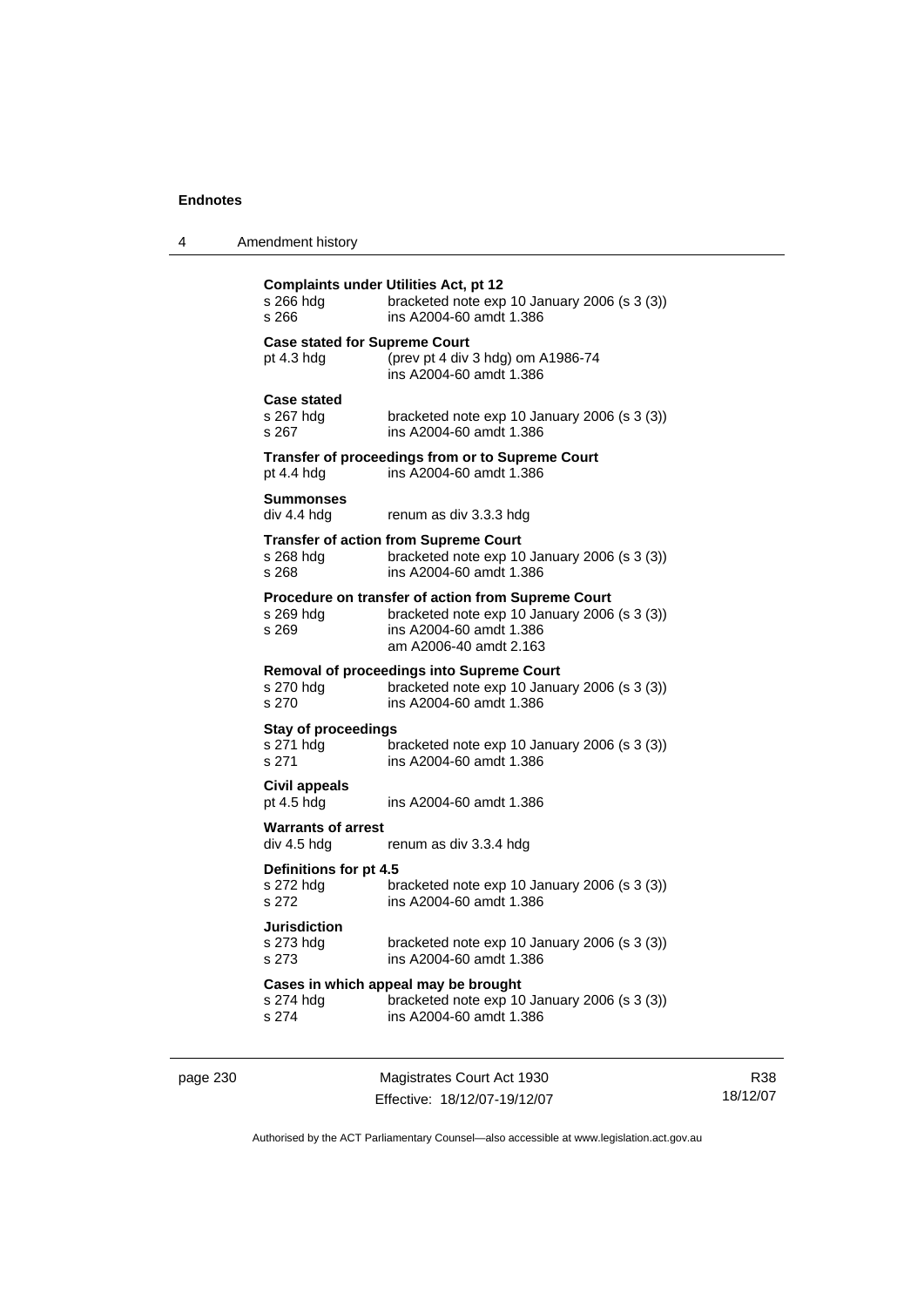**Complaints under Utilities Act, pt 12**

s 266 hdg bracketed note exp 10 January 2006 (s 3 (3))
s 266 ins A2004-60 amdt 1.386

**Case stated for Supreme Court**

pt 4.3 hdg (prev pt 4 div 3 hdg) om A1986-74
ins A2004-60 amdt 1.386

**Case stated**

s 267 hdg bracketed note exp 10 January 2006 (s 3 (3))
s 267 ins A2004-60 amdt 1.386

**Transfer of proceedings from or to Supreme Court**

pt 4.4 hdg ins A2004-60 amdt 1.386

**Summonses**

div 4.4 hdg renum as div 3.3.3 hdg

**Transfer of action from Supreme Court**

s 268 hdg bracketed note exp 10 January 2006 (s 3 (3))
s 268 ins A2004-60 amdt 1.386

**Procedure on transfer of action from Supreme Court**

s 269 hdg bracketed note exp 10 January 2006 (s 3 (3))
s 269 ins A2004-60 amdt 1.386
am A2006-40 amdt 2.163

**Removal of proceedings into Supreme Court**

s 270 hdg bracketed note exp 10 January 2006 (s 3 (3))
s 270 ins A2004-60 amdt 1.386

**Stay of proceedings**

s 271 hdg bracketed note exp 10 January 2006 (s 3 (3))
s 271 ins A2004-60 amdt 1.386

**Civil appeals**

pt 4.5 hdg ins A2004-60 amdt 1.386

**Warrants of arrest**

div 4.5 hdg renum as div 3.3.4 hdg

**Definitions for pt 4.5**

s 272 hdg bracketed note exp 10 January 2006 (s 3 (3))
s 272 ins A2004-60 amdt 1.386

**Jurisdiction**

s 273 hdg bracketed note exp 10 January 2006 (s 3 (3))
s 273 ins A2004-60 amdt 1.386

**Cases in which appeal may be brought**

s 274 hdg bracketed note exp 10 January 2006 (s 3 (3))
s 274 ins A2004-60 amdt 1.386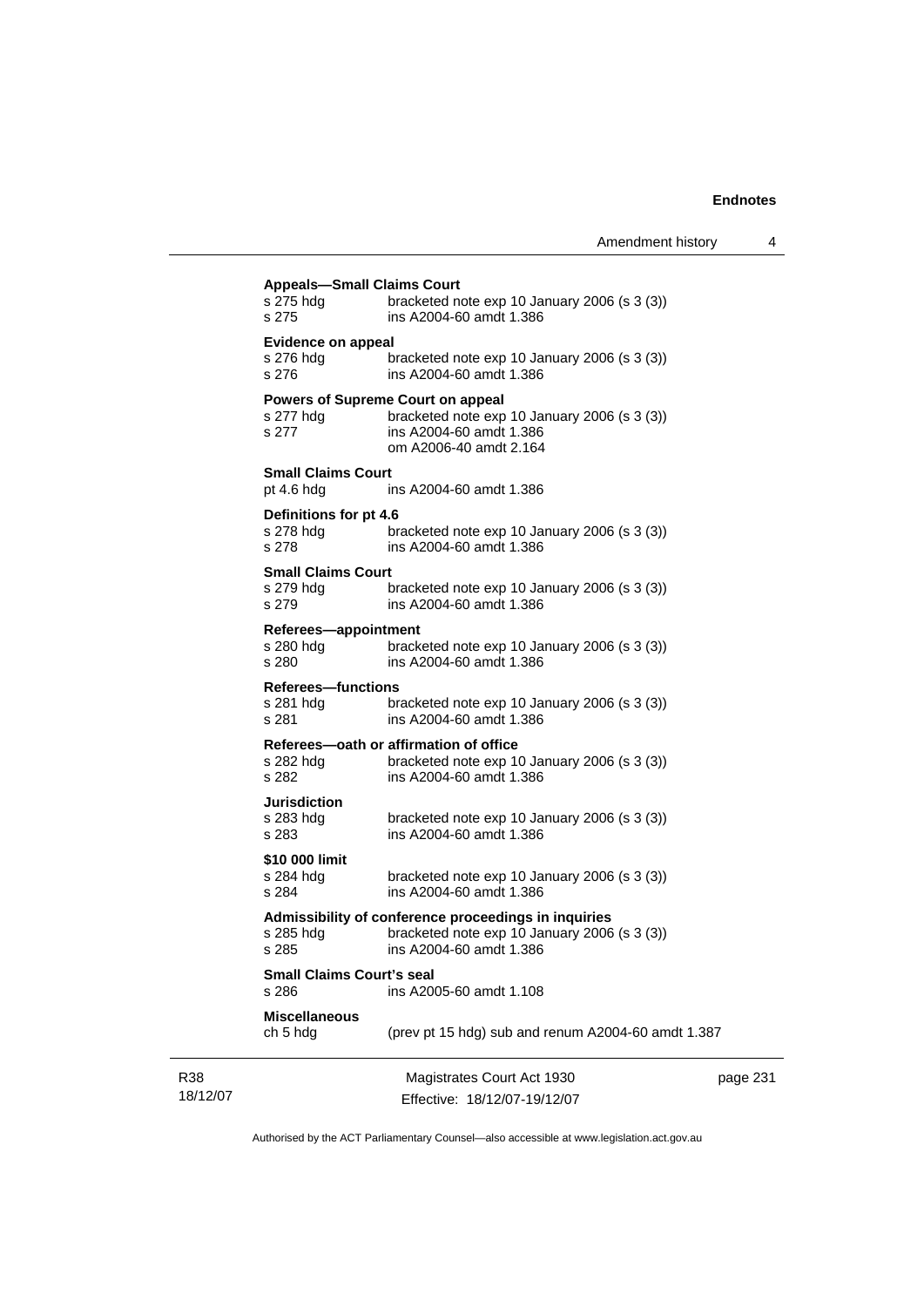**Appeals—Small Claims Court**
s 275 hdg bracketed note exp 10 January 2006 (s 3 (3))
s 275 ins A2004-60 amdt 1.386

**Evidence on appeal**
s 276 hdg bracketed note exp 10 January 2006 (s 3 (3))
s 276 ins A2004-60 amdt 1.386

**Powers of Supreme Court on appeal**
s 277 hdg bracketed note exp 10 January 2006 (s 3 (3))
s 277 ins A2004-60 amdt 1.386
om A2006-40 amdt 2.164

**Small Claims Court**
pt 4.6 hdg ins A2004-60 amdt 1.386

**Definitions for pt 4.6**
s 278 hdg bracketed note exp 10 January 2006 (s 3 (3))
s 278 ins A2004-60 amdt 1.386

**Small Claims Court**
s 279 hdg bracketed note exp 10 January 2006 (s 3 (3))
s 279 ins A2004-60 amdt 1.386

**Referees—appointment**
s 280 hdg bracketed note exp 10 January 2006 (s 3 (3))
s 280 ins A2004-60 amdt 1.386

**Referees—functions**
s 281 hdg bracketed note exp 10 January 2006 (s 3 (3))
s 281 ins A2004-60 amdt 1.386

**Referees—oath or affirmation of office**
s 282 hdg bracketed note exp 10 January 2006 (s 3 (3))
s 282 ins A2004-60 amdt 1.386

**Jurisdiction**
s 283 hdg bracketed note exp 10 January 2006 (s 3 (3))
s 283 ins A2004-60 amdt 1.386

**$10 000 limit**
s 284 hdg bracketed note exp 10 January 2006 (s 3 (3))
s 284 ins A2004-60 amdt 1.386

**Admissibility of conference proceedings in inquiries**
s 285 hdg bracketed note exp 10 January 2006 (s 3 (3))
s 285 ins A2004-60 amdt 1.386

**Small Claims Court's seal**
s 286 ins A2005-60 amdt 1.108

**Miscellaneous**
ch 5 hdg (prev pt 15 hdg) sub and renum A2004-60 amdt 1.387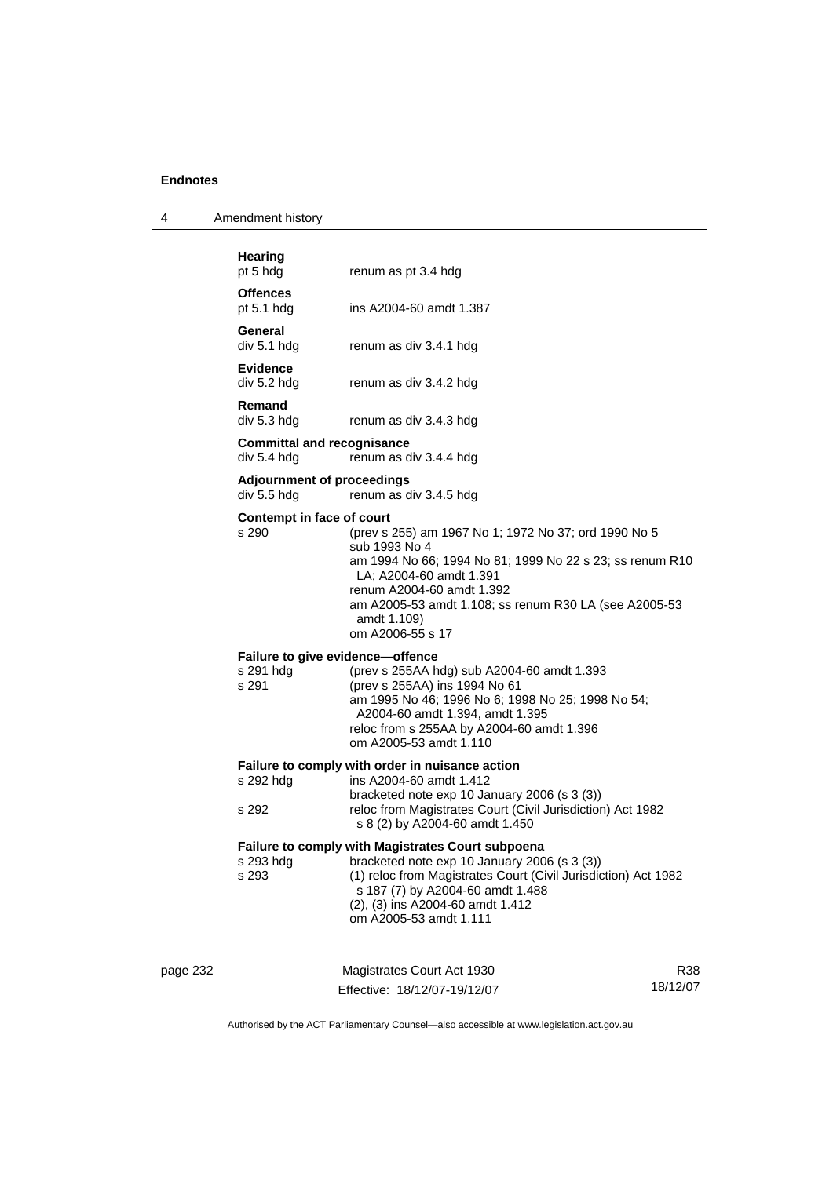**Hearing**
pt 5 hdg renum as pt 3.4 hdg

**Offences**
pt 5.1 hdg ins A2004-60 amdt 1.387

**General**
div 5.1 hdg renum as div 3.4.1 hdg

**Evidence**
div 5.2 hdg renum as div 3.4.2 hdg

**Remand**
div 5.3 hdg renum as div 3.4.3 hdg

**Committal and recognisance**
div 5.4 hdg renum as div 3.4.4 hdg

**Adjournment of proceedings**
div 5.5 hdg renum as div 3.4.5 hdg

**Contempt in face of court**
s 290 (prev s 255) am 1967 No 1; 1972 No 37; ord 1990 No 5
sub 1993 No 4
am 1994 No 66; 1994 No 81; 1999 No 22 s 23; ss renum R10 LA; A2004-60 amdt 1.391
renum A2004-60 amdt 1.392
am A2005-53 amdt 1.108; ss renum R30 LA (see A2005-53 amdt 1.109)
om A2006-55 s 17

**Failure to give evidence—offence**
s 291 hdg (prev s 255AA hdg) sub A2004-60 amdt 1.393
s 291 (prev s 255AA) ins 1994 No 61
am 1995 No 46; 1996 No 6; 1998 No 25; 1998 No 54; A2004-60 amdt 1.394, amdt 1.395
reloc from s 255AA by A2004-60 amdt 1.396
om A2005-53 amdt 1.110

**Failure to comply with order in nuisance action**
s 292 hdg ins A2004-60 amdt 1.412
bracketed note exp 10 January 2006 (s 3 (3))
s 292 reloc from Magistrates Court (Civil Jurisdiction) Act 1982 s 8 (2) by A2004-60 amdt 1.450

**Failure to comply with Magistrates Court subpoena**
s 293 hdg bracketed note exp 10 January 2006 (s 3 (3))
s 293 (1) reloc from Magistrates Court (Civil Jurisdiction) Act 1982 s 187 (7) by A2004-60 amdt 1.488
(2), (3) ins A2004-60 amdt 1.412
om A2005-53 amdt 1.111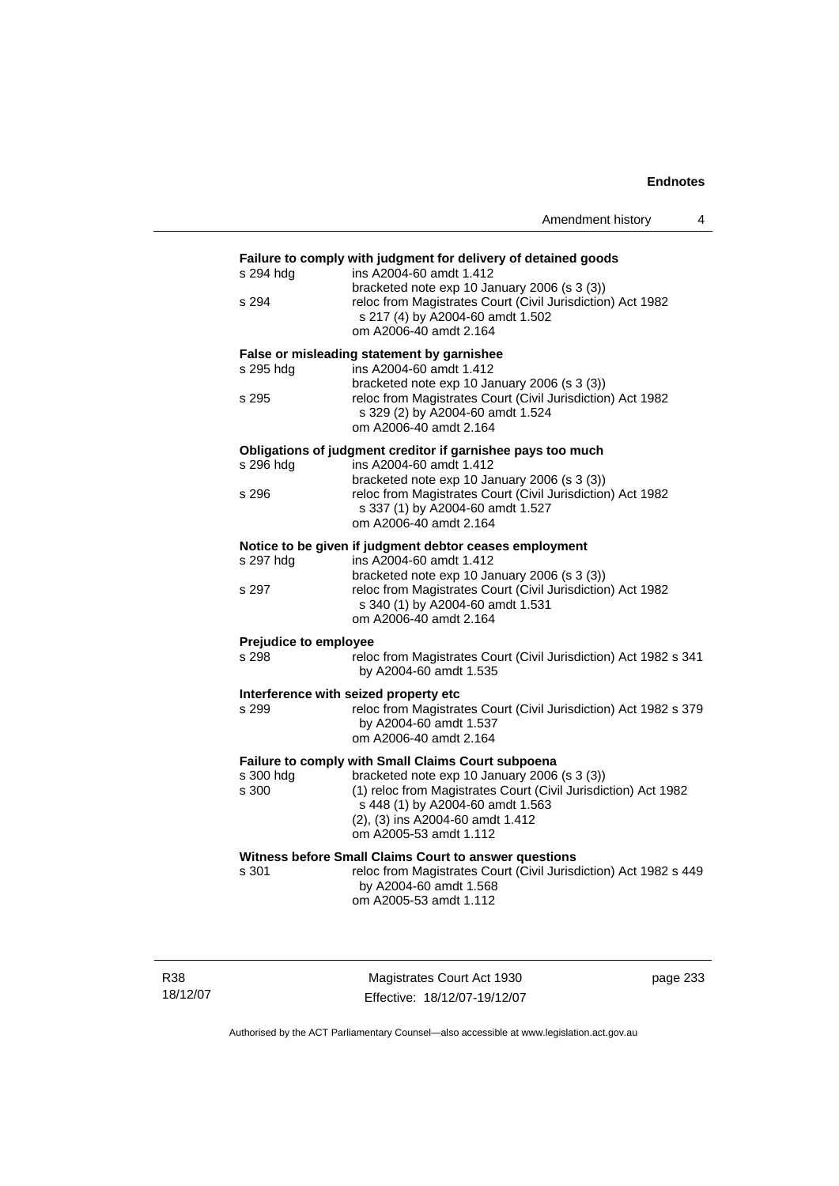**Failure to comply with judgment for delivery of detained goods**

| | |
|---|---|
| s 294 hdg | ins A2004-60 amdt 1.412 |
| | bracketed note exp 10 January 2006 (s 3 (3)) |
| s 294 | reloc from Magistrates Court (Civil Jurisdiction) Act 1982 s 217 (4) by A2004-60 amdt 1.502 |
| | om A2006-40 amdt 2.164 |

**False or misleading statement by garnishee**

| | |
|---|---|
| s 295 hdg | ins A2004-60 amdt 1.412 |
| | bracketed note exp 10 January 2006 (s 3 (3)) |
| s 295 | reloc from Magistrates Court (Civil Jurisdiction) Act 1982 s 329 (2) by A2004-60 amdt 1.524 |
| | om A2006-40 amdt 2.164 |

**Obligations of judgment creditor if garnishee pays too much**

| | |
|---|---|
| s 296 hdg | ins A2004-60 amdt 1.412 |
| | bracketed note exp 10 January 2006 (s 3 (3)) |
| s 296 | reloc from Magistrates Court (Civil Jurisdiction) Act 1982 s 337 (1) by A2004-60 amdt 1.527 |
| | om A2006-40 amdt 2.164 |

**Notice to be given if judgment debtor ceases employment**

| | |
|---|---|
| s 297 hdg | ins A2004-60 amdt 1.412 |
| | bracketed note exp 10 January 2006 (s 3 (3)) |
| s 297 | reloc from Magistrates Court (Civil Jurisdiction) Act 1982 s 340 (1) by A2004-60 amdt 1.531 |
| | om A2006-40 amdt 2.164 |

**Prejudice to employee**

| | |
|---|---|
| s 298 | reloc from Magistrates Court (Civil Jurisdiction) Act 1982 s 341 by A2004-60 amdt 1.535 |

**Interference with seized property etc**

| | |
|---|---|
| s 299 | reloc from Magistrates Court (Civil Jurisdiction) Act 1982 s 379 by A2004-60 amdt 1.537 |
| | om A2006-40 amdt 2.164 |

**Failure to comply with Small Claims Court subpoena**

| | |
|---|---|
| s 300 hdg | bracketed note exp 10 January 2006 (s 3 (3)) |
| s 300 | (1) reloc from Magistrates Court (Civil Jurisdiction) Act 1982 s 448 (1) by A2004-60 amdt 1.563 |
| | (2), (3) ins A2004-60 amdt 1.412 |
| | om A2005-53 amdt 1.112 |

**Witness before Small Claims Court to answer questions**

| | |
|---|---|
| s 301 | reloc from Magistrates Court (Civil Jurisdiction) Act 1982 s 449 by A2004-60 amdt 1.568 |
| | om A2005-53 amdt 1.112 |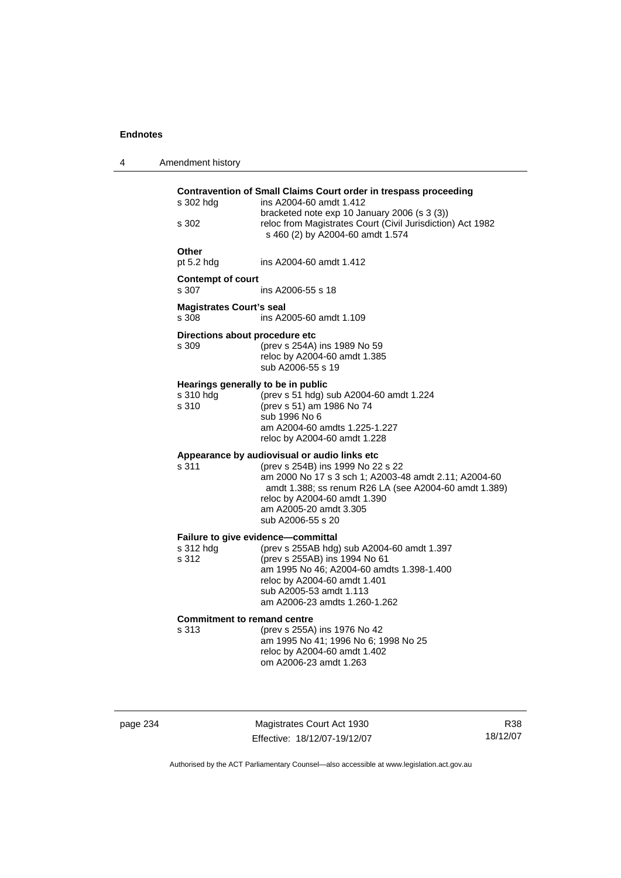**Contravention of Small Claims Court order in trespass proceeding**

s 302 hdg — ins A2004-60 amdt 1.412
bracketed note exp 10 January 2006 (s 3 (3))

s 302 — reloc from Magistrates Court (Civil Jurisdiction) Act 1982 s 460 (2) by A2004-60 amdt 1.574

**Other**

pt 5.2 hdg — ins A2004-60 amdt 1.412

**Contempt of court**

s 307 — ins A2006-55 s 18

**Magistrates Court's seal**

s 308 — ins A2005-60 amdt 1.109

**Directions about procedure etc**

s 309 — (prev s 254A) ins 1989 No 59
reloc by A2004-60 amdt 1.385
sub A2006-55 s 19

**Hearings generally to be in public**

s 310 hdg — (prev s 51 hdg) sub A2004-60 amdt 1.224

s 310 — (prev s 51) am 1986 No 74
sub 1996 No 6
am A2004-60 amdts 1.225-1.227
reloc by A2004-60 amdt 1.228

**Appearance by audiovisual or audio links etc**

s 311 — (prev s 254B) ins 1999 No 22 s 22
am 2000 No 17 s 3 sch 1; A2003-48 amdt 2.11; A2004-60 amdt 1.388; ss renum R26 LA (see A2004-60 amdt 1.389)
reloc by A2004-60 amdt 1.390
am A2005-20 amdt 3.305
sub A2006-55 s 20

**Failure to give evidence—committal**

s 312 hdg — (prev s 255AB hdg) sub A2004-60 amdt 1.397

s 312 — (prev s 255AB) ins 1994 No 61
am 1995 No 46; A2004-60 amdts 1.398-1.400
reloc by A2004-60 amdt 1.401
sub A2005-53 amdt 1.113
am A2006-23 amdts 1.260-1.262

**Commitment to remand centre**

s 313 — (prev s 255A) ins 1976 No 42
am 1995 No 41; 1996 No 6; 1998 No 25
reloc by A2004-60 amdt 1.402
om A2006-23 amdt 1.263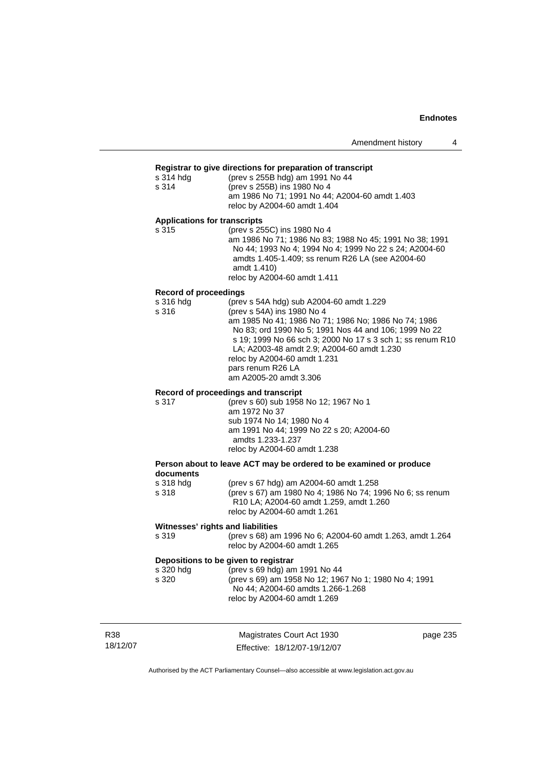**Registrar to give directions for preparation of transcript**

| | |
|---|---|
| s 314 hdg | (prev s 255B hdg) am 1991 No 44 |
| s 314 | (prev s 255B) ins 1980 No 4<br>am 1986 No 71; 1991 No 44; A2004-60 amdt 1.403<br>reloc by A2004-60 amdt 1.404 |

**Applications for transcripts**

| | |
|---|---|
| s 315 | (prev s 255C) ins 1980 No 4<br>am 1986 No 71; 1986 No 83; 1988 No 45; 1991 No 38; 1991 No 44; 1993 No 4; 1994 No 4; 1999 No 22 s 24; A2004-60 amdts 1.405-1.409; ss renum R26 LA (see A2004-60 amdt 1.410)<br>reloc by A2004-60 amdt 1.411 |

**Record of proceedings**

| | |
|---|---|
| s 316 hdg | (prev s 54A hdg) sub A2004-60 amdt 1.229 |
| s 316 | (prev s 54A) ins 1980 No 4<br>am 1985 No 41; 1986 No 71; 1986 No; 1986 No 74; 1986 No 83; ord 1990 No 5; 1991 Nos 44 and 106; 1999 No 22 s 19; 1999 No 66 sch 3; 2000 No 17 s 3 sch 1; ss renum R10 LA; A2003-48 amdt 2.9; A2004-60 amdt 1.230<br>reloc by A2004-60 amdt 1.231<br>pars renum R26 LA<br>am A2005-20 amdt 3.306 |

**Record of proceedings and transcript**

| | |
|---|---|
| s 317 | (prev s 60) sub 1958 No 12; 1967 No 1<br>am 1972 No 37<br>sub 1974 No 14; 1980 No 4<br>am 1991 No 44; 1999 No 22 s 20; A2004-60 amdts 1.233-1.237<br>reloc by A2004-60 amdt 1.238 |

**Person about to leave ACT may be ordered to be examined or produce documents**

| | |
|---|---|
| s 318 hdg | (prev s 67 hdg) am A2004-60 amdt 1.258 |
| s 318 | (prev s 67) am 1980 No 4; 1986 No 74; 1996 No 6; ss renum R10 LA; A2004-60 amdt 1.259, amdt 1.260<br>reloc by A2004-60 amdt 1.261 |

**Witnesses' rights and liabilities**

| | |
|---|---|
| s 319 | (prev s 68) am 1996 No 6; A2004-60 amdt 1.263, amdt 1.264<br>reloc by A2004-60 amdt 1.265 |

**Depositions to be given to registrar**

| | |
|---|---|
| s 320 hdg | (prev s 69 hdg) am 1991 No 44 |
| s 320 | (prev s 69) am 1958 No 12; 1967 No 1; 1980 No 4; 1991 No 44; A2004-60 amdts 1.266-1.268<br>reloc by A2004-60 amdt 1.269 |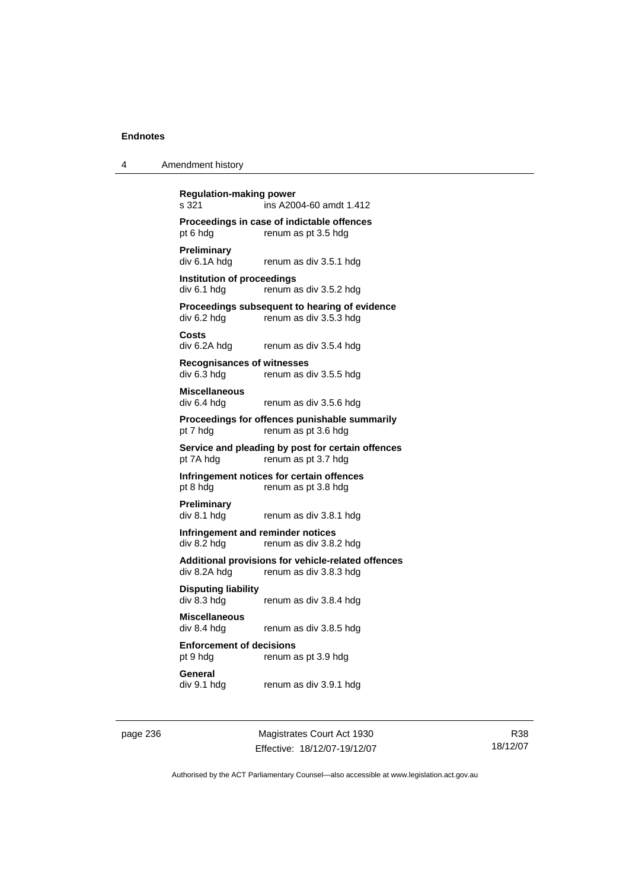**Regulation-making power**
s 321 ins A2004-60 amdt 1.412

**Proceedings in case of indictable offences**
pt 6 hdg renum as pt 3.5 hdg

**Preliminary**
div 6.1A hdg renum as div 3.5.1 hdg

**Institution of proceedings**
div 6.1 hdg renum as div 3.5.2 hdg

**Proceedings subsequent to hearing of evidence**
div 6.2 hdg renum as div 3.5.3 hdg

**Costs**
div 6.2A hdg renum as div 3.5.4 hdg

**Recognisances of witnesses**
div 6.3 hdg renum as div 3.5.5 hdg

**Miscellaneous**
div 6.4 hdg renum as div 3.5.6 hdg

**Proceedings for offences punishable summarily**
pt 7 hdg renum as pt 3.6 hdg

**Service and pleading by post for certain offences**
pt 7A hdg renum as pt 3.7 hdg

**Infringement notices for certain offences**
pt 8 hdg renum as pt 3.8 hdg

**Preliminary**
div 8.1 hdg renum as div 3.8.1 hdg

**Infringement and reminder notices**
div 8.2 hdg renum as div 3.8.2 hdg

**Additional provisions for vehicle-related offences**
div 8.2A hdg renum as div 3.8.3 hdg

**Disputing liability**
div 8.3 hdg renum as div 3.8.4 hdg

**Miscellaneous**
div 8.4 hdg renum as div 3.8.5 hdg

**Enforcement of decisions**
pt 9 hdg renum as pt 3.9 hdg

**General**
div 9.1 hdg renum as div 3.9.1 hdg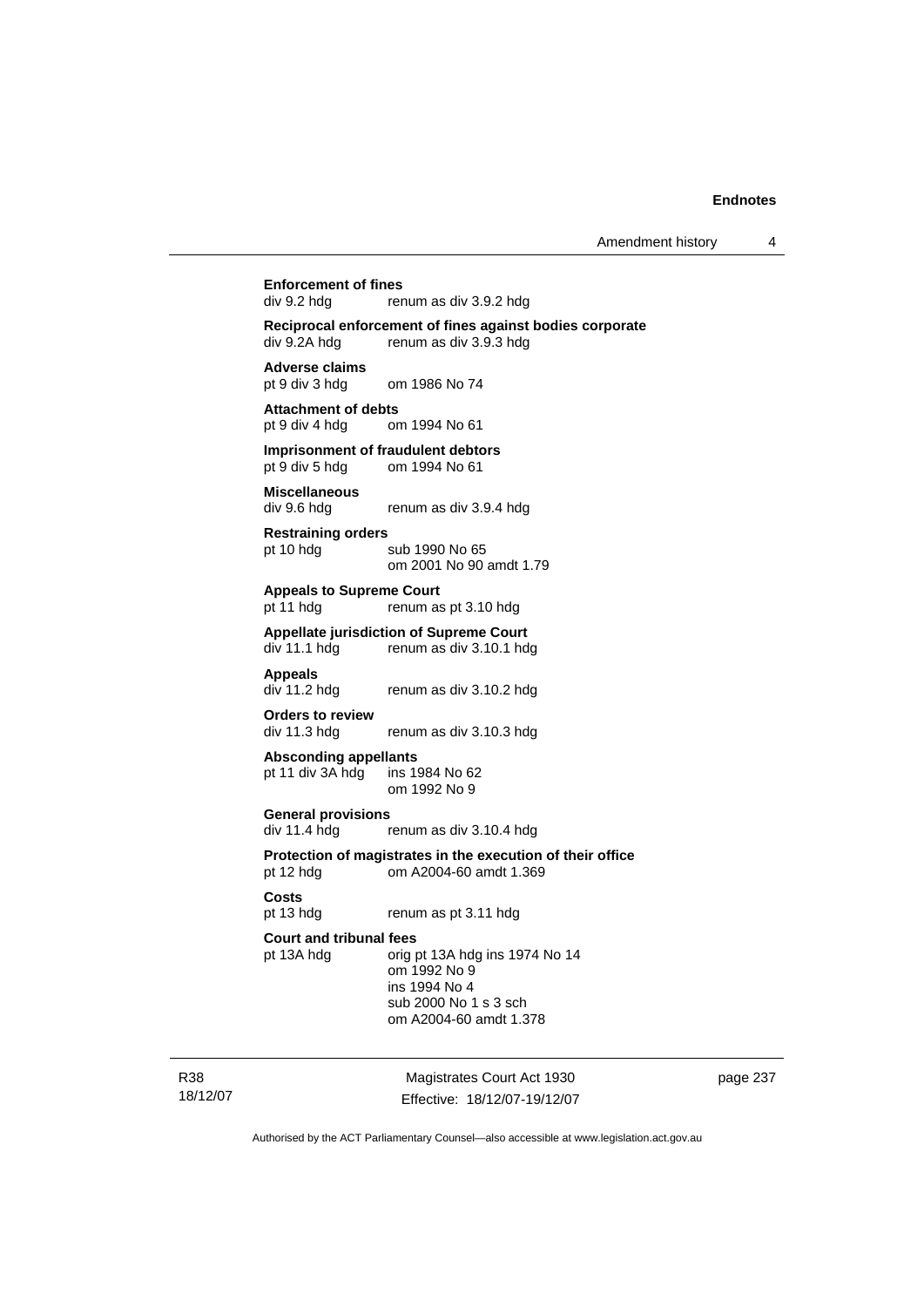**Enforcement of fines**
div 9.2 hdg renum as div 3.9.2 hdg

**Reciprocal enforcement of fines against bodies corporate**
div 9.2A hdg renum as div 3.9.3 hdg

**Adverse claims**
pt 9 div 3 hdg om 1986 No 74

**Attachment of debts**
pt 9 div 4 hdg om 1994 No 61

**Imprisonment of fraudulent debtors**
pt 9 div 5 hdg om 1994 No 61

**Miscellaneous**
div 9.6 hdg renum as div 3.9.4 hdg

**Restraining orders**
pt 10 hdg sub 1990 No 65
om 2001 No 90 amdt 1.79

**Appeals to Supreme Court**
pt 11 hdg renum as pt 3.10 hdg

**Appellate jurisdiction of Supreme Court**
div 11.1 hdg renum as div 3.10.1 hdg

**Appeals**
div 11.2 hdg renum as div 3.10.2 hdg

**Orders to review**
div 11.3 hdg renum as div 3.10.3 hdg

**Absconding appellants**
pt 11 div 3A hdg ins 1984 No 62
om 1992 No 9

**General provisions**
div 11.4 hdg renum as div 3.10.4 hdg

**Protection of magistrates in the execution of their office**
pt 12 hdg om A2004-60 amdt 1.369

**Costs**
pt 13 hdg renum as pt 3.11 hdg

**Court and tribunal fees**
pt 13A hdg orig pt 13A hdg ins 1974 No 14
om 1992 No 9
ins 1994 No 4
sub 2000 No 1 s 3 sch
om A2004-60 amdt 1.378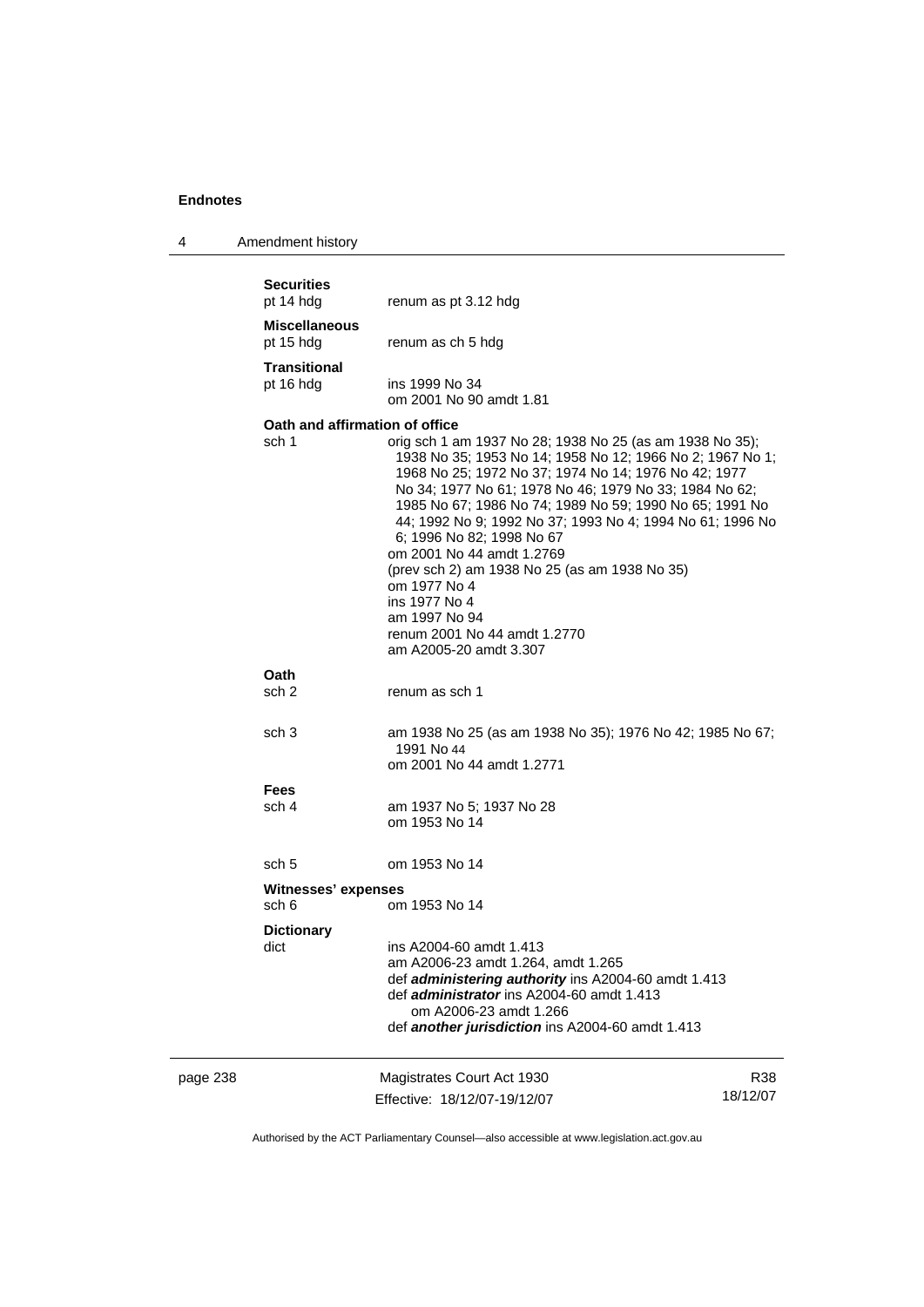**Securities**
pt 14 hdg renum as pt 3.12 hdg

**Miscellaneous**
pt 15 hdg renum as ch 5 hdg

**Transitional**
pt 16 hdg ins 1999 No 34
om 2001 No 90 amdt 1.81

**Oath and affirmation of office**
sch 1 orig sch 1 am 1937 No 28; 1938 No 25 (as am 1938 No 35); 1938 No 35; 1953 No 14; 1958 No 12; 1966 No 2; 1967 No 1; 1968 No 25; 1972 No 37; 1974 No 14; 1976 No 42; 1977 No 34; 1977 No 61; 1978 No 46; 1979 No 33; 1984 No 62; 1985 No 67; 1986 No 74; 1989 No 59; 1990 No 65; 1991 No 44; 1992 No 9; 1992 No 37; 1993 No 4; 1994 No 61; 1996 No 6; 1996 No 82; 1998 No 67
om 2001 No 44 amdt 1.2769
(prev sch 2) am 1938 No 25 (as am 1938 No 35)
om 1977 No 4
ins 1977 No 4
am 1997 No 94
renum 2001 No 44 amdt 1.2770
am A2005-20 amdt 3.307

**Oath**
sch 2 renum as sch 1

sch 3 am 1938 No 25 (as am 1938 No 35); 1976 No 42; 1985 No 67; 1991 No 44
om 2001 No 44 amdt 1.2771

**Fees**
sch 4 am 1937 No 5; 1937 No 28
om 1953 No 14

sch 5 om 1953 No 14

**Witnesses' expenses**
sch 6 om 1953 No 14

**Dictionary**
dict ins A2004-60 amdt 1.413
am A2006-23 amdt 1.264, amdt 1.265
def ***administering authority*** ins A2004-60 amdt 1.413
def ***administrator*** ins A2004-60 amdt 1.413
om A2006-23 amdt 1.266
def ***another jurisdiction*** ins A2004-60 amdt 1.413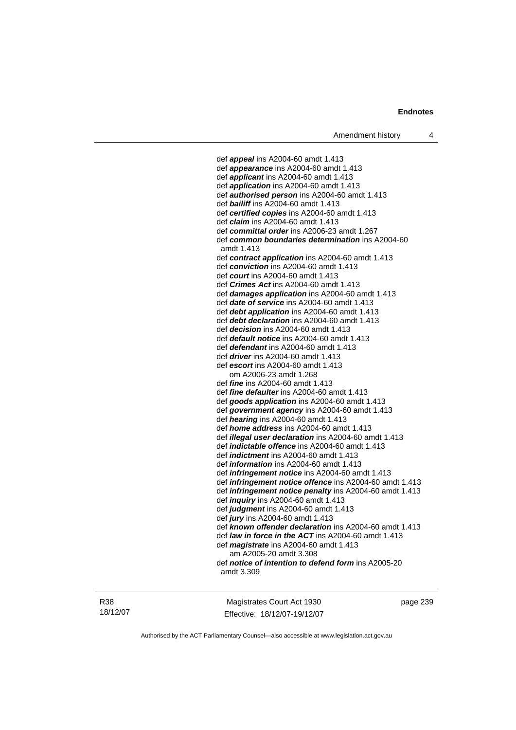def ***appeal*** ins A2004-60 amdt 1.413
def ***appearance*** ins A2004-60 amdt 1.413
def ***applicant*** ins A2004-60 amdt 1.413
def ***application*** ins A2004-60 amdt 1.413
def ***authorised person*** ins A2004-60 amdt 1.413
def ***bailiff*** ins A2004-60 amdt 1.413
def ***certified copies*** ins A2004-60 amdt 1.413
def ***claim*** ins A2004-60 amdt 1.413
def ***committal order*** ins A2006-23 amdt 1.267
def ***common boundaries determination*** ins A2004-60 amdt 1.413
def ***contract application*** ins A2004-60 amdt 1.413
def ***conviction*** ins A2004-60 amdt 1.413
def ***court*** ins A2004-60 amdt 1.413
def ***Crimes Act*** ins A2004-60 amdt 1.413
def ***damages application*** ins A2004-60 amdt 1.413
def ***date of service*** ins A2004-60 amdt 1.413
def ***debt application*** ins A2004-60 amdt 1.413
def ***debt declaration*** ins A2004-60 amdt 1.413
def ***decision*** ins A2004-60 amdt 1.413
def ***default notice*** ins A2004-60 amdt 1.413
def ***defendant*** ins A2004-60 amdt 1.413
def ***driver*** ins A2004-60 amdt 1.413
def ***escort*** ins A2004-60 amdt 1.413
om A2006-23 amdt 1.268
def ***fine*** ins A2004-60 amdt 1.413
def ***fine defaulter*** ins A2004-60 amdt 1.413
def ***goods application*** ins A2004-60 amdt 1.413
def ***government agency*** ins A2004-60 amdt 1.413
def ***hearing*** ins A2004-60 amdt 1.413
def ***home address*** ins A2004-60 amdt 1.413
def ***illegal user declaration*** ins A2004-60 amdt 1.413
def ***indictable offence*** ins A2004-60 amdt 1.413
def ***indictment*** ins A2004-60 amdt 1.413
def ***information*** ins A2004-60 amdt 1.413
def ***infringement notice*** ins A2004-60 amdt 1.413
def ***infringement notice offence*** ins A2004-60 amdt 1.413
def ***infringement notice penalty*** ins A2004-60 amdt 1.413
def ***inquiry*** ins A2004-60 amdt 1.413
def ***judgment*** ins A2004-60 amdt 1.413
def ***jury*** ins A2004-60 amdt 1.413
def ***known offender declaration*** ins A2004-60 amdt 1.413
def ***law in force in the ACT*** ins A2004-60 amdt 1.413
def ***magistrate*** ins A2004-60 amdt 1.413
am A2005-20 amdt 3.308
def ***notice of intention to defend form*** ins A2005-20 amdt 3.309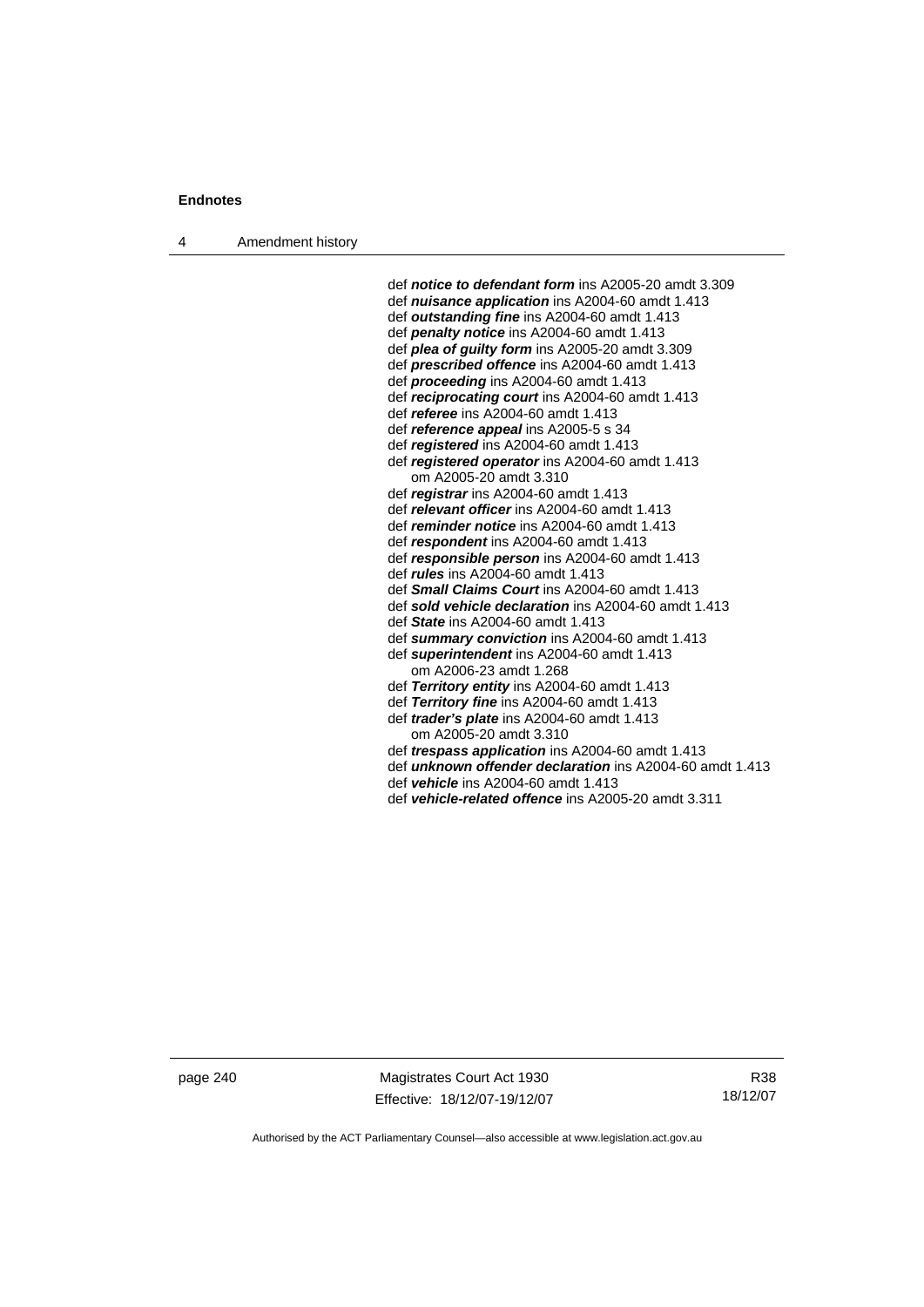def ***notice to defendant form*** ins A2005-20 amdt 3.309
def ***nuisance application*** ins A2004-60 amdt 1.413
def ***outstanding fine*** ins A2004-60 amdt 1.413
def ***penalty notice*** ins A2004-60 amdt 1.413
def ***plea of guilty form*** ins A2005-20 amdt 3.309
def ***prescribed offence*** ins A2004-60 amdt 1.413
def ***proceeding*** ins A2004-60 amdt 1.413
def ***reciprocating court*** ins A2004-60 amdt 1.413
def ***referee*** ins A2004-60 amdt 1.413
def ***reference appeal*** ins A2005-5 s 34
def ***registered*** ins A2004-60 amdt 1.413
def ***registered operator*** ins A2004-60 amdt 1.413
om A2005-20 amdt 3.310
def ***registrar*** ins A2004-60 amdt 1.413
def ***relevant officer*** ins A2004-60 amdt 1.413
def ***reminder notice*** ins A2004-60 amdt 1.413
def ***respondent*** ins A2004-60 amdt 1.413
def ***responsible person*** ins A2004-60 amdt 1.413
def ***rules*** ins A2004-60 amdt 1.413
def ***Small Claims Court*** ins A2004-60 amdt 1.413
def ***sold vehicle declaration*** ins A2004-60 amdt 1.413
def ***State*** ins A2004-60 amdt 1.413
def ***summary conviction*** ins A2004-60 amdt 1.413
def ***superintendent*** ins A2004-60 amdt 1.413
om A2006-23 amdt 1.268
def ***Territory entity*** ins A2004-60 amdt 1.413
def ***Territory fine*** ins A2004-60 amdt 1.413
def ***trader's plate*** ins A2004-60 amdt 1.413
om A2005-20 amdt 3.310
def ***trespass application*** ins A2004-60 amdt 1.413
def ***unknown offender declaration*** ins A2004-60 amdt 1.413
def ***vehicle*** ins A2004-60 amdt 1.413
def ***vehicle-related offence*** ins A2005-20 amdt 3.311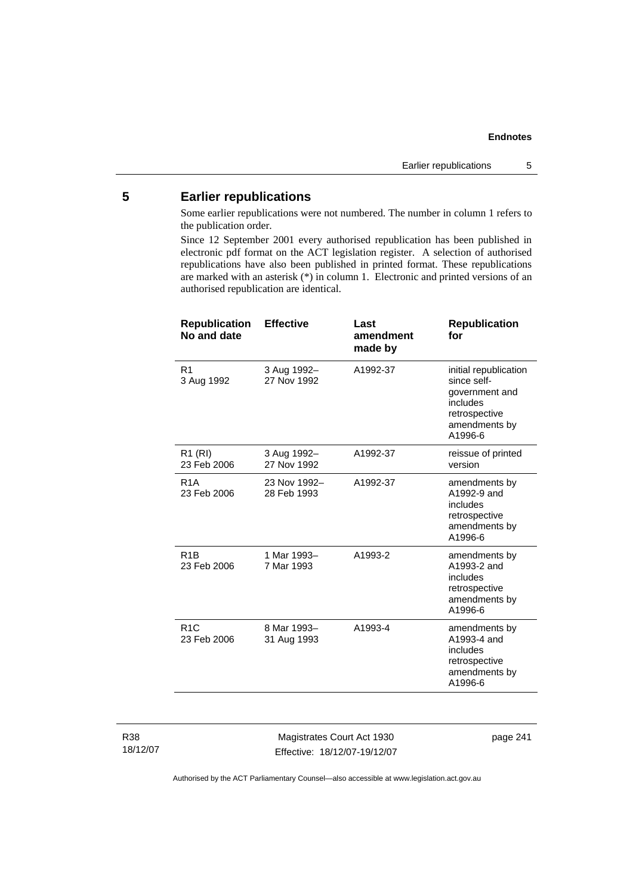## 5 Earlier republications

Some earlier republications were not numbered. The number in column 1 refers to the publication order.

Since 12 September 2001 every authorised republication has been published in electronic pdf format on the ACT legislation register. A selection of authorised republications have also been published in printed format. These republications are marked with an asterisk (*) in column 1. Electronic and printed versions of an authorised republication are identical.

| Republication No and date | Effective | Last amendment made by | Republication for |
|---|---|---|---|
| R1<br>3 Aug 1992 | 3 Aug 1992–<br>27 Nov 1992 | A1992-37 | initial republication since self-government and includes retrospective amendments by A1996-6 |
| R1 (RI)<br>23 Feb 2006 | 3 Aug 1992–<br>27 Nov 1992 | A1992-37 | reissue of printed version |
| R1A<br>23 Feb 2006 | 23 Nov 1992–<br>28 Feb 1993 | A1992-37 | amendments by A1992-9 and includes retrospective amendments by A1996-6 |
| R1B<br>23 Feb 2006 | 1 Mar 1993–<br>7 Mar 1993 | A1993-2 | amendments by A1993-2 and includes retrospective amendments by A1996-6 |
| R1C<br>23 Feb 2006 | 8 Mar 1993–<br>31 Aug 1993 | A1993-4 | amendments by A1993-4 and includes retrospective amendments by A1996-6 |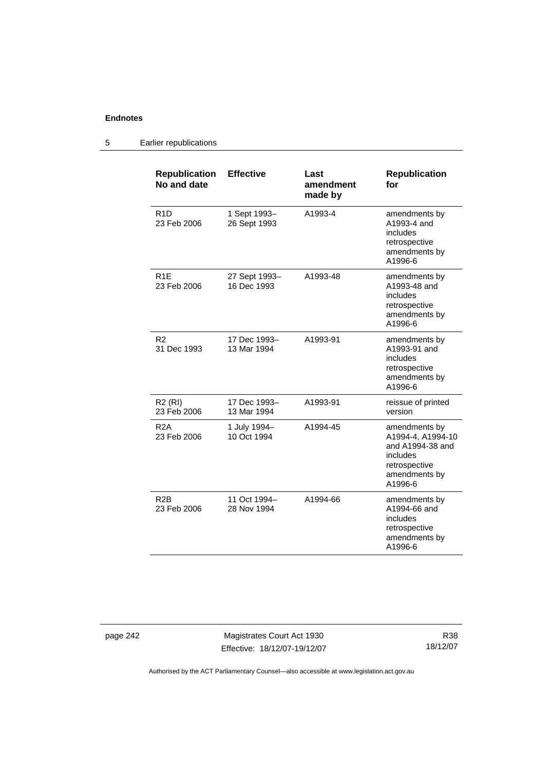| Republication No and date | Effective | Last amendment made by | Republication for |
|---|---|---|---|
| R1D 23 Feb 2006 | 1 Sept 1993– 26 Sept 1993 | A1993-4 | amendments by A1993-4 and includes retrospective amendments by A1996-6 |
| R1E 23 Feb 2006 | 27 Sept 1993– 16 Dec 1993 | A1993-48 | amendments by A1993-48 and includes retrospective amendments by A1996-6 |
| R2 31 Dec 1993 | 17 Dec 1993– 13 Mar 1994 | A1993-91 | amendments by A1993-91 and includes retrospective amendments by A1996-6 |
| R2 (RI) 23 Feb 2006 | 17 Dec 1993– 13 Mar 1994 | A1993-91 | reissue of printed version |
| R2A 23 Feb 2006 | 1 July 1994– 10 Oct 1994 | A1994-45 | amendments by A1994-4, A1994-10 and A1994-38 and includes retrospective amendments by A1996-6 |
| R2B 23 Feb 2006 | 11 Oct 1994– 28 Nov 1994 | A1994-66 | amendments by A1994-66 and includes retrospective amendments by A1996-6 |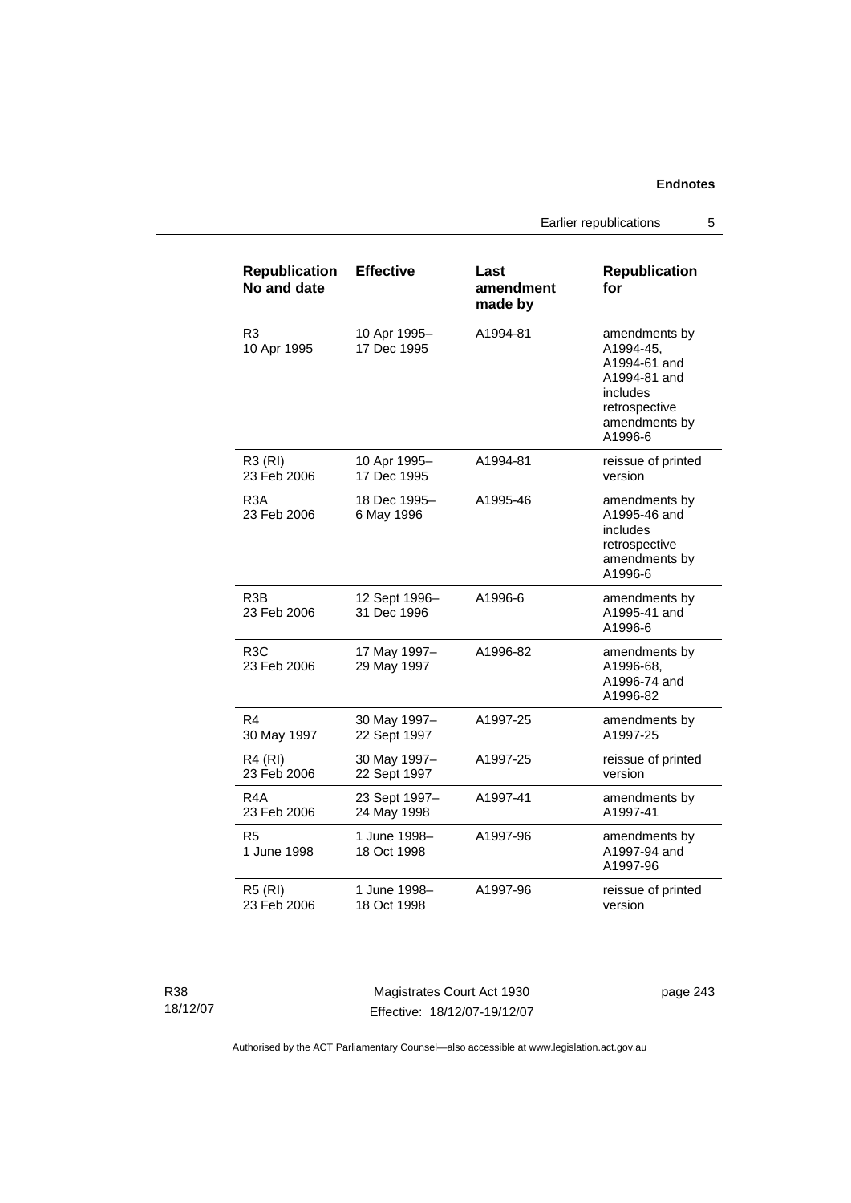| Republication No and date | Effective | Last amendment made by | Republication for |
|---|---|---|---|
| R3 10 Apr 1995 | 10 Apr 1995– 17 Dec 1995 | A1994-81 | amendments by A1994-45, A1994-61 and A1994-81 and includes retrospective amendments by A1996-6 |
| R3 (RI) 23 Feb 2006 | 10 Apr 1995– 17 Dec 1995 | A1994-81 | reissue of printed version |
| R3A 23 Feb 2006 | 18 Dec 1995– 6 May 1996 | A1995-46 | amendments by A1995-46 and includes retrospective amendments by A1996-6 |
| R3B 23 Feb 2006 | 12 Sept 1996– 31 Dec 1996 | A1996-6 | amendments by A1995-41 and A1996-6 |
| R3C 23 Feb 2006 | 17 May 1997– 29 May 1997 | A1996-82 | amendments by A1996-68, A1996-74 and A1996-82 |
| R4 30 May 1997 | 30 May 1997– 22 Sept 1997 | A1997-25 | amendments by A1997-25 |
| R4 (RI) 23 Feb 2006 | 30 May 1997– 22 Sept 1997 | A1997-25 | reissue of printed version |
| R4A 23 Feb 2006 | 23 Sept 1997– 24 May 1998 | A1997-41 | amendments by A1997-41 |
| R5 1 June 1998 | 1 June 1998– 18 Oct 1998 | A1997-96 | amendments by A1997-94 and A1997-96 |
| R5 (RI) 23 Feb 2006 | 1 June 1998– 18 Oct 1998 | A1997-96 | reissue of printed version |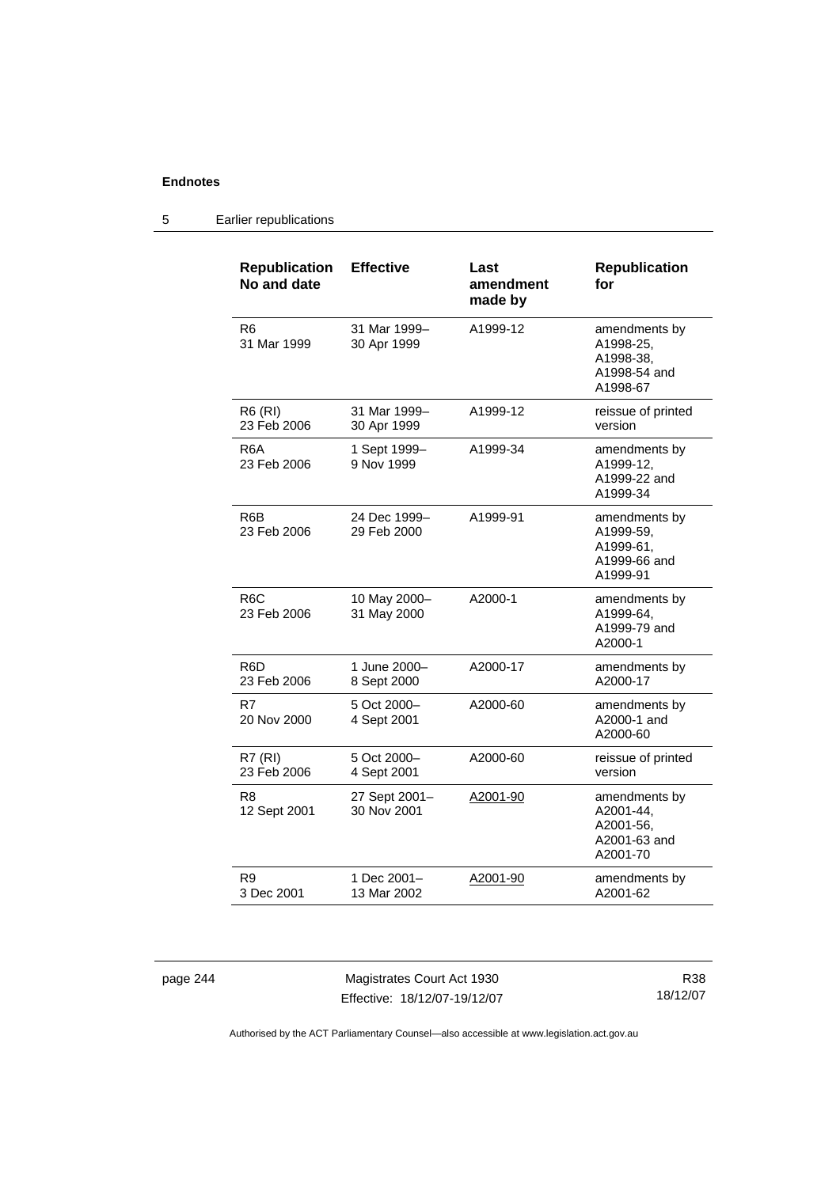**Endnotes**

5 Earlier republications

| Republication No and date | Effective | Last amendment made by | Republication for |
|---|---|---|---|
| R6<br>31 Mar 1999 | 31 Mar 1999–<br>30 Apr 1999 | A1999-12 | amendments by A1998-25, A1998-38, A1998-54 and A1998-67 |
| R6 (RI)<br>23 Feb 2006 | 31 Mar 1999–<br>30 Apr 1999 | A1999-12 | reissue of printed version |
| R6A<br>23 Feb 2006 | 1 Sept 1999–<br>9 Nov 1999 | A1999-34 | amendments by A1999-12, A1999-22 and A1999-34 |
| R6B<br>23 Feb 2006 | 24 Dec 1999–<br>29 Feb 2000 | A1999-91 | amendments by A1999-59, A1999-61, A1999-66 and A1999-91 |
| R6C<br>23 Feb 2006 | 10 May 2000–<br>31 May 2000 | A2000-1 | amendments by A1999-64, A1999-79 and A2000-1 |
| R6D<br>23 Feb 2006 | 1 June 2000–<br>8 Sept 2000 | A2000-17 | amendments by A2000-17 |
| R7<br>20 Nov 2000 | 5 Oct 2000–<br>4 Sept 2001 | A2000-60 | amendments by A2000-1 and A2000-60 |
| R7 (RI)<br>23 Feb 2006 | 5 Oct 2000–<br>4 Sept 2001 | A2000-60 | reissue of printed version |
| R8<br>12 Sept 2001 | 27 Sept 2001–<br>30 Nov 2001 | A2001-90 | amendments by A2001-44, A2001-56, A2001-63 and A2001-70 |
| R9<br>3 Dec 2001 | 1 Dec 2001–<br>13 Mar 2002 | A2001-90 | amendments by A2001-62 |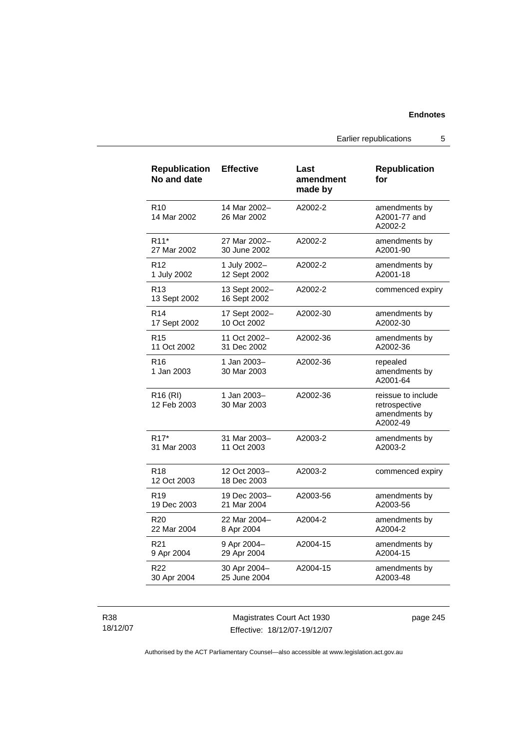| Republication No and date | Effective | Last amendment made by | Republication for |
|---|---|---|---|
| R10 14 Mar 2002 | 14 Mar 2002– 26 Mar 2002 | A2002-2 | amendments by A2001-77 and A2002-2 |
| R11* 27 Mar 2002 | 27 Mar 2002– 30 June 2002 | A2002-2 | amendments by A2001-90 |
| R12 1 July 2002 | 1 July 2002– 12 Sept 2002 | A2002-2 | amendments by A2001-18 |
| R13 13 Sept 2002 | 13 Sept 2002– 16 Sept 2002 | A2002-2 | commenced expiry |
| R14 17 Sept 2002 | 17 Sept 2002– 10 Oct 2002 | A2002-30 | amendments by A2002-30 |
| R15 11 Oct 2002 | 11 Oct 2002– 31 Dec 2002 | A2002-36 | amendments by A2002-36 |
| R16 1 Jan 2003 | 1 Jan 2003– 30 Mar 2003 | A2002-36 | repealed amendments by A2001-64 |
| R16 (RI) 12 Feb 2003 | 1 Jan 2003– 30 Mar 2003 | A2002-36 | reissue to include retrospective amendments by A2002-49 |
| R17* 31 Mar 2003 | 31 Mar 2003– 11 Oct 2003 | A2003-2 | amendments by A2003-2 |
| R18 12 Oct 2003 | 12 Oct 2003– 18 Dec 2003 | A2003-2 | commenced expiry |
| R19 19 Dec 2003 | 19 Dec 2003– 21 Mar 2004 | A2003-56 | amendments by A2003-56 |
| R20 22 Mar 2004 | 22 Mar 2004– 8 Apr 2004 | A2004-2 | amendments by A2004-2 |
| R21 9 Apr 2004 | 9 Apr 2004– 29 Apr 2004 | A2004-15 | amendments by A2004-15 |
| R22 30 Apr 2004 | 30 Apr 2004– 25 June 2004 | A2004-15 | amendments by A2003-48 |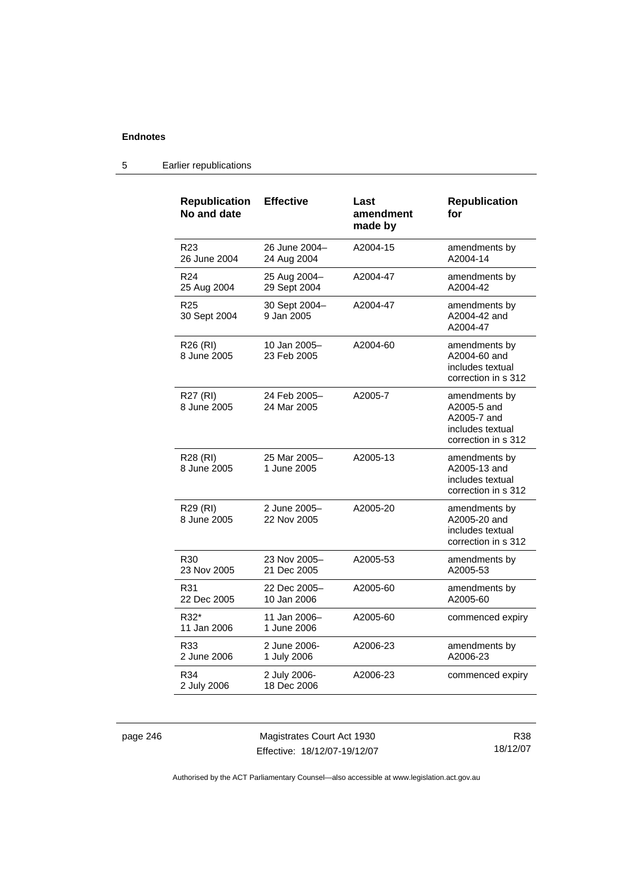| Republication No and date | Effective | Last amendment made by | Republication for |
| --- | --- | --- | --- |
| R23<br>26 June 2004 | 26 June 2004–<br>24 Aug 2004 | A2004-15 | amendments by A2004-14 |
| R24<br>25 Aug 2004 | 25 Aug 2004–<br>29 Sept 2004 | A2004-47 | amendments by A2004-42 |
| R25<br>30 Sept 2004 | 30 Sept 2004–<br>9 Jan 2005 | A2004-47 | amendments by A2004-42 and A2004-47 |
| R26 (RI)<br>8 June 2005 | 10 Jan 2005–<br>23 Feb 2005 | A2004-60 | amendments by A2004-60 and includes textual correction in s 312 |
| R27 (RI)<br>8 June 2005 | 24 Feb 2005–<br>24 Mar 2005 | A2005-7 | amendments by A2005-5 and A2005-7 and includes textual correction in s 312 |
| R28 (RI)<br>8 June 2005 | 25 Mar 2005–<br>1 June 2005 | A2005-13 | amendments by A2005-13 and includes textual correction in s 312 |
| R29 (RI)<br>8 June 2005 | 2 June 2005–<br>22 Nov 2005 | A2005-20 | amendments by A2005-20 and includes textual correction in s 312 |
| R30<br>23 Nov 2005 | 23 Nov 2005–<br>21 Dec 2005 | A2005-53 | amendments by A2005-53 |
| R31<br>22 Dec 2005 | 22 Dec 2005–<br>10 Jan 2006 | A2005-60 | amendments by A2005-60 |
| R32*<br>11 Jan 2006 | 11 Jan 2006–<br>1 June 2006 | A2005-60 | commenced expiry |
| R33<br>2 June 2006 | 2 June 2006-<br>1 July 2006 | A2006-23 | amendments by A2006-23 |
| R34<br>2 July 2006 | 2 July 2006-<br>18 Dec 2006 | A2006-23 | commenced expiry |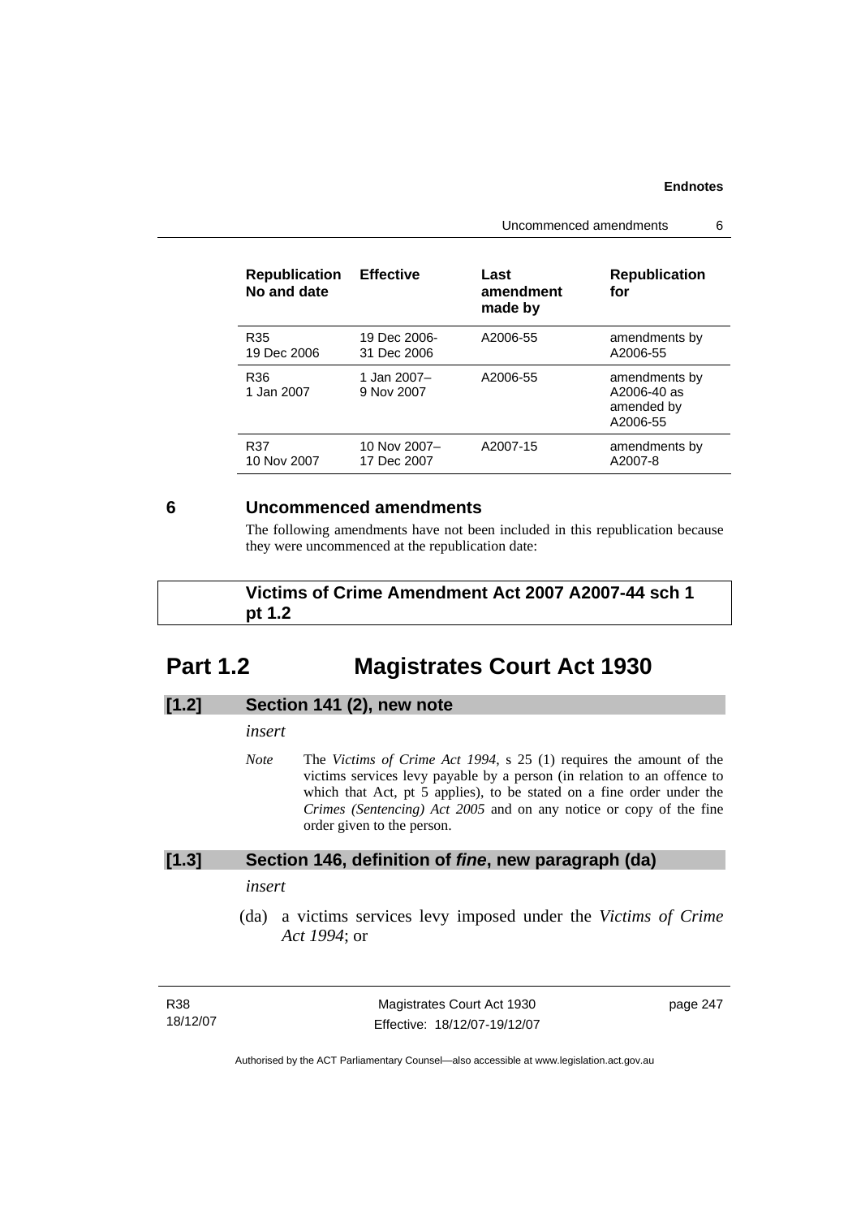| Republication No and date | Effective | Last amendment made by | Republication for |
|---|---|---|---|
| R35 19 Dec 2006 | 19 Dec 2006- 31 Dec 2006 | A2006-55 | amendments by A2006-55 |
| R36 1 Jan 2007 | 1 Jan 2007– 9 Nov 2007 | A2006-55 | amendments by A2006-40 as amended by A2006-55 |
| R37 10 Nov 2007 | 10 Nov 2007– 17 Dec 2007 | A2007-15 | amendments by A2007-8 |

## 6 Uncommenced amendments

The following amendments have not been included in this republication because they were uncommenced at the republication date:

**Victims of Crime Amendment Act 2007 A2007-44 sch 1 pt 1.2**

# Part 1.2 Magistrates Court Act 1930

### [1.2] Section 141 (2), new note

*insert*

*Note* The *Victims of Crime Act 1994*, s 25 (1) requires the amount of the victims services levy payable by a person (in relation to an offence to which that Act, pt 5 applies), to be stated on a fine order under the *Crimes (Sentencing) Act 2005* and on any notice or copy of the fine order given to the person.

### [1.3] Section 146, definition of *fine*, new paragraph (da)

*insert*

(da) a victims services levy imposed under the *Victims of Crime Act 1994*; or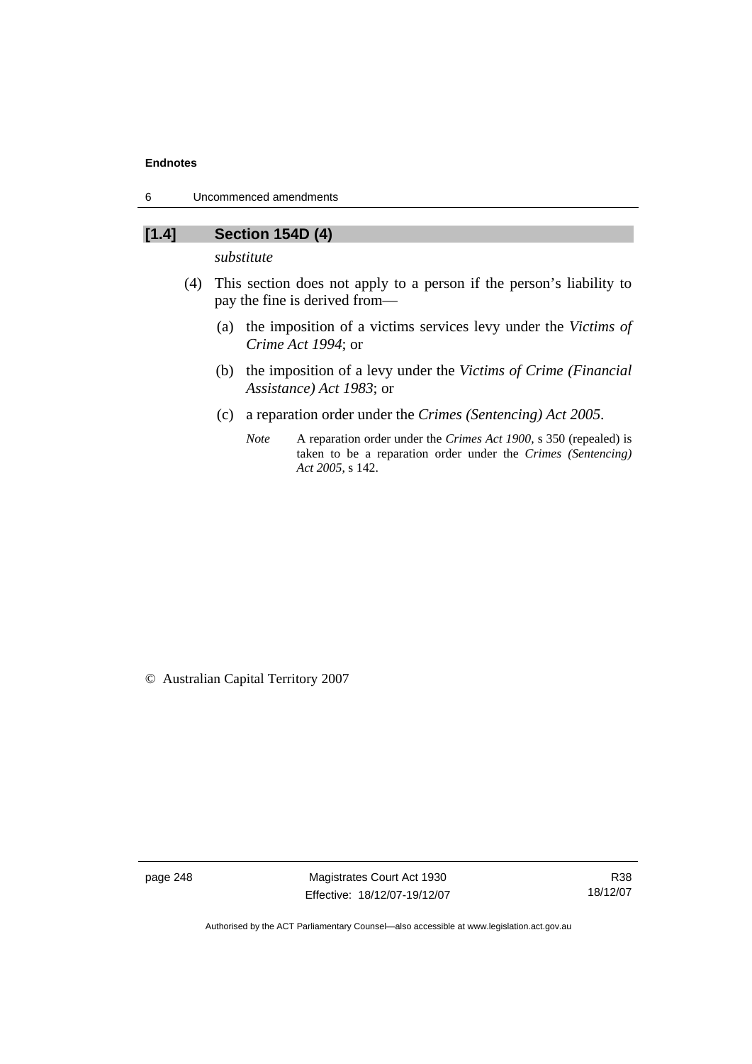### [1.4] Section 154D (4)

*substitute*

(4) This section does not apply to a person if the person's liability to pay the fine is derived from—

(a) the imposition of a victims services levy under the *Victims of Crime Act 1994*; or

(b) the imposition of a levy under the *Victims of Crime (Financial Assistance) Act 1983*; or

(c) a reparation order under the *Crimes (Sentencing) Act 2005*.

*Note* A reparation order under the *Crimes Act 1900*, s 350 (repealed) is taken to be a reparation order under the *Crimes (Sentencing) Act 2005*, s 142.

© Australian Capital Territory 2007